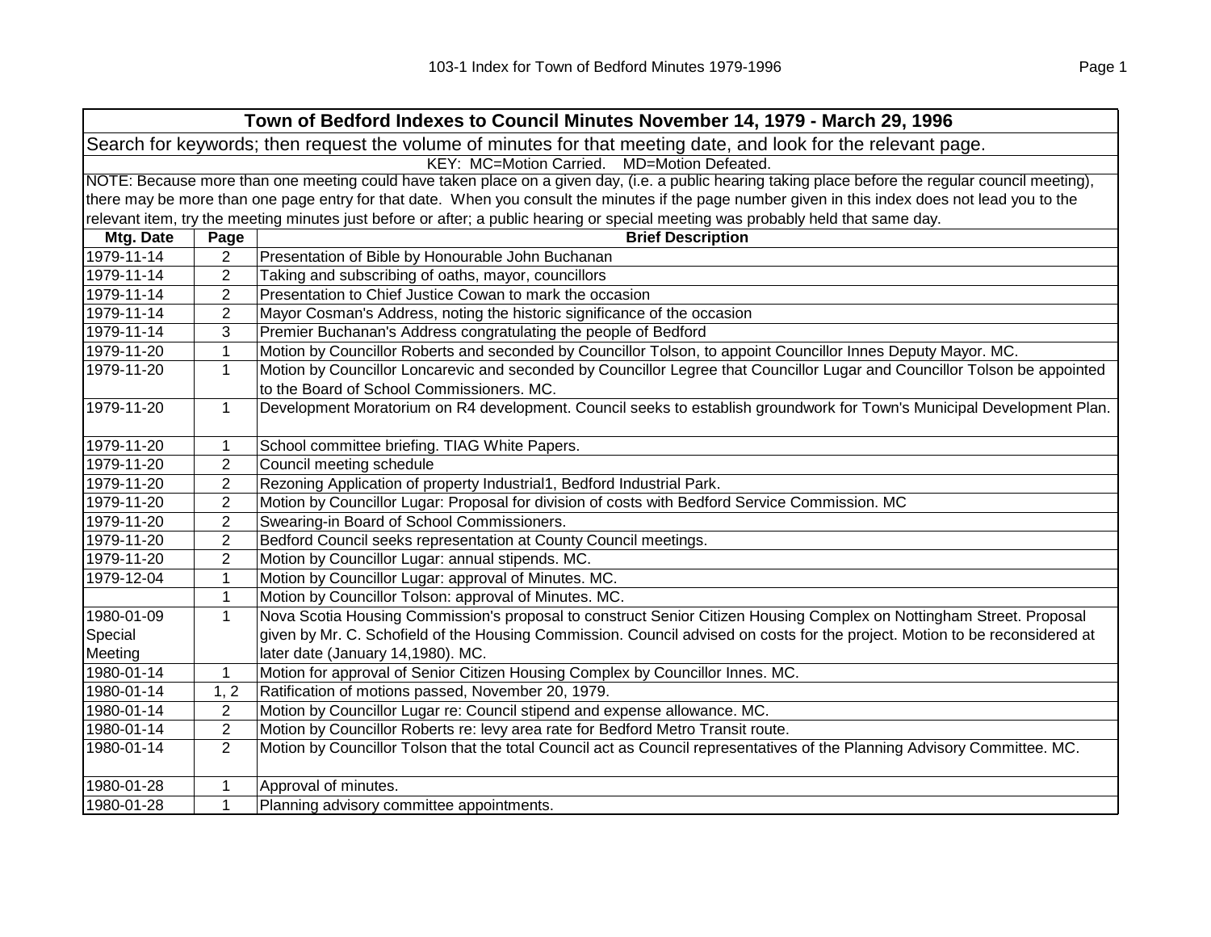# Town of Bedford Indexes to Council Minutes November 14, 1979 - March 29, 1996

Search for keywords; then request the volume of minutes for that meeting date, and look for the relevant page.

KEY: MC=Motion Carried. MD=Motion Defeated.

NOTE: Because more than one meeting could have taken place on a given day, (i.e. a public hearing taking place before the regular council meeting), there may be more than one page entry for that date. When you consult the minutes if the page number given in this index does not lead you to the relevant item, try the meeting minutes just before or after; a public hearing or special meeting was probably held that same day.

| Mtg. Date | Page | Brief Description |
|---|---|---|
| 1979-11-14 | 2 | Presentation of Bible by Honourable John Buchanan |
| 1979-11-14 | 2 | Taking and subscribing of oaths, mayor, councillors |
| 1979-11-14 | 2 | Presentation to Chief Justice Cowan to mark the occasion |
| 1979-11-14 | 2 | Mayor Cosman's Address, noting the historic significance of the occasion |
| 1979-11-14 | 3 | Premier Buchanan's Address congratulating the people of Bedford |
| 1979-11-20 | 1 | Motion by Councillor Roberts and seconded by Councillor Tolson, to appoint Councillor Innes Deputy Mayor. MC. |
| 1979-11-20 | 1 | Motion by Councillor Loncarevic and seconded by Councillor Legree that Councillor Lugar and Councillor Tolson be appointed to the Board of School Commissioners. MC. |
| 1979-11-20 | 1 | Development Moratorium on R4 development. Council seeks to establish groundwork for Town's Municipal Development Plan. |
| 1979-11-20 | 1 | School committee briefing. TIAG White Papers. |
| 1979-11-20 | 2 | Council meeting schedule |
| 1979-11-20 | 2 | Rezoning Application of property Industrial1, Bedford Industrial Park. |
| 1979-11-20 | 2 | Motion by Councillor Lugar: Proposal for division of costs with Bedford Service Commission. MC |
| 1979-11-20 | 2 | Swearing-in Board of School Commissioners. |
| 1979-11-20 | 2 | Bedford Council seeks representation at County Council meetings. |
| 1979-11-20 | 2 | Motion by Councillor Lugar: annual stipends. MC. |
| 1979-12-04 | 1 | Motion by Councillor Lugar: approval of Minutes. MC. |
| | 1 | Motion by Councillor Tolson: approval of Minutes. MC. |
| 1980-01-09 Special Meeting | 1 | Nova Scotia Housing Commission's proposal to construct Senior Citizen Housing Complex on Nottingham Street. Proposal given by Mr. C. Schofield of the Housing Commission. Council advised on costs for the project. Motion to be reconsidered at later date (January 14,1980). MC. |
| 1980-01-14 | 1 | Motion for approval of Senior Citizen Housing Complex by Councillor Innes. MC. |
| 1980-01-14 | 1, 2 | Ratification of motions passed, November 20, 1979. |
| 1980-01-14 | 2 | Motion by Councillor Lugar re: Council stipend and expense allowance. MC. |
| 1980-01-14 | 2 | Motion by Councillor Roberts re: levy area rate for Bedford Metro Transit route. |
| 1980-01-14 | 2 | Motion by Councillor Tolson that the total Council act as Council representatives of the Planning Advisory Committee. MC. |
| 1980-01-28 | 1 | Approval of minutes. |
| 1980-01-28 | 1 | Planning advisory committee appointments. |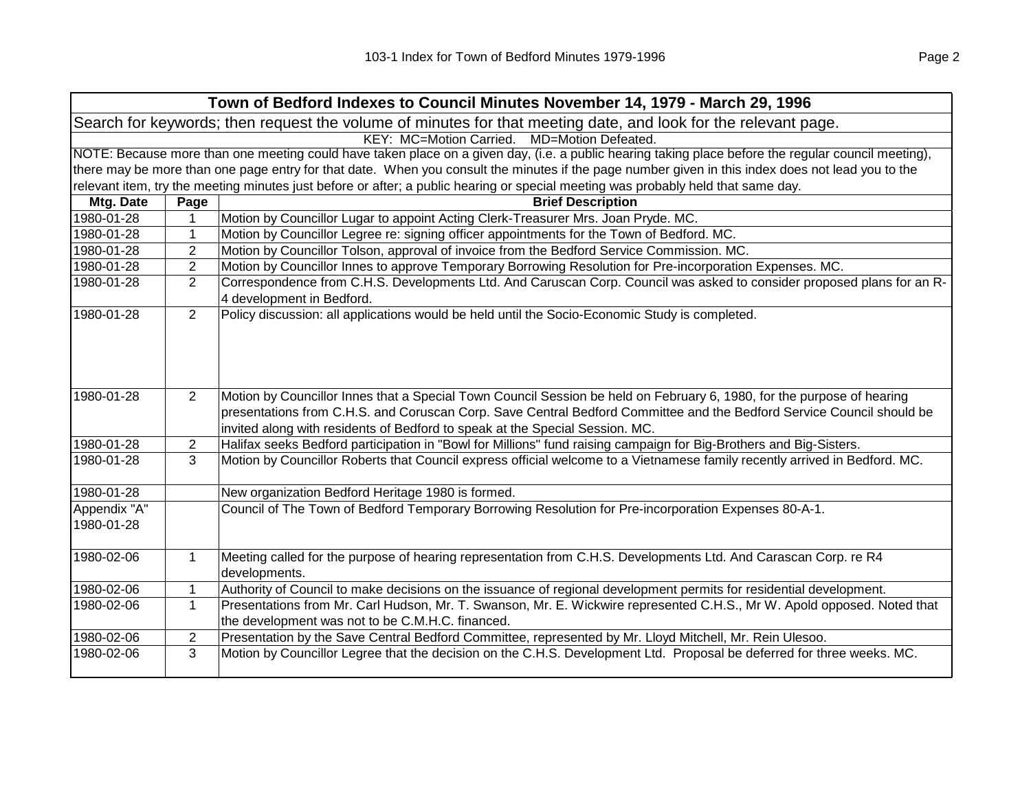| Town of Bedford Indexes to Council Minutes November 14, 1979 - March 29, 1996 | | |
|---|---|---|
| Search for keywords; then request the volume of minutes for that meeting date, and look for the relevant page. | | |
| KEY: MC=Motion Carried. MD=Motion Defeated. | | |
| NOTE: Because more than one meeting could have taken place on a given day, (i.e. a public hearing taking place before the regular council meeting), there may be more than one page entry for that date. When you consult the minutes if the page number given in this index does not lead you to the relevant item, try the meeting minutes just before or after; a public hearing or special meeting was probably held that same day. | | |
| **Mtg. Date** | **Page** | **Brief Description** |
| 1980-01-28 | 1 | Motion by Councillor Lugar to appoint Acting Clerk-Treasurer Mrs. Joan Pryde. MC. |
| 1980-01-28 | 1 | Motion by Councillor Legree re: signing officer appointments for the Town of Bedford. MC. |
| 1980-01-28 | 2 | Motion by Councillor Tolson, approval of invoice from the Bedford Service Commission. MC. |
| 1980-01-28 | 2 | Motion by Councillor Innes to approve Temporary Borrowing Resolution for Pre-incorporation Expenses. MC. |
| 1980-01-28 | 2 | Correspondence from C.H.S. Developments Ltd. And Caruscan Corp. Council was asked to consider proposed plans for an R-4 development in Bedford. |
| 1980-01-28 | 2 | Policy discussion: all applications would be held until the Socio-Economic Study is completed. |
| 1980-01-28 | 2 | Motion by Councillor Innes that a Special Town Council Session be held on February 6, 1980, for the purpose of hearing presentations from C.H.S. and Coruscan Corp. Save Central Bedford Committee and the Bedford Service Council should be invited along with residents of Bedford to speak at the Special Session. MC. |
| 1980-01-28 | 2 | Halifax seeks Bedford participation in "Bowl for Millions" fund raising campaign for Big-Brothers and Big-Sisters. |
| 1980-01-28 | 3 | Motion by Councillor Roberts that Council express official welcome to a Vietnamese family recently arrived in Bedford. MC. |
| 1980-01-28 | | New organization Bedford Heritage 1980 is formed. |
| Appendix "A" 1980-01-28 | | Council of The Town of Bedford Temporary Borrowing Resolution for Pre-incorporation Expenses 80-A-1. |
| 1980-02-06 | 1 | Meeting called for the purpose of hearing representation from C.H.S. Developments Ltd. And Carascan Corp. re R4 developments. |
| 1980-02-06 | 1 | Authority of Council to make decisions on the issuance of regional development permits for residential development. |
| 1980-02-06 | 1 | Presentations from Mr. Carl Hudson, Mr. T. Swanson, Mr. E. Wickwire represented C.H.S., Mr W. Apold opposed. Noted that the development was not to be C.M.H.C. financed. |
| 1980-02-06 | 2 | Presentation by the Save Central Bedford Committee, represented by Mr. Lloyd Mitchell, Mr. Rein Ulesoo. |
| 1980-02-06 | 3 | Motion by Councillor Legree that the decision on the C.H.S. Development Ltd. Proposal be deferred for three weeks. MC. |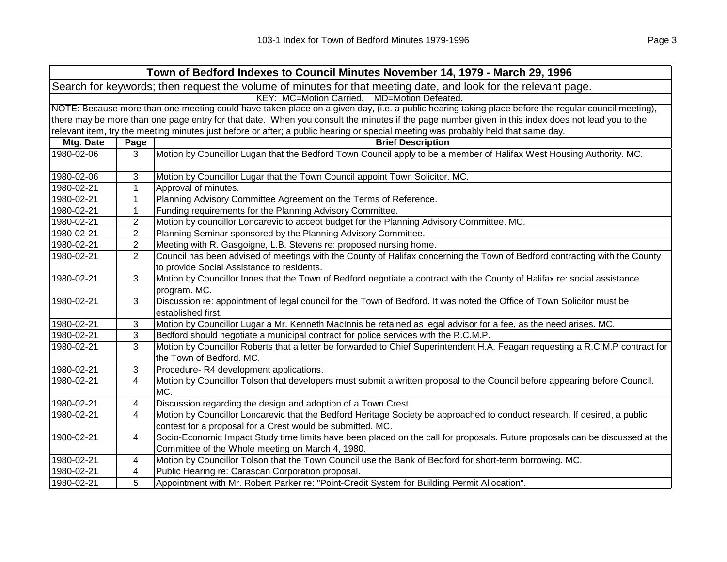# Town of Bedford Indexes to Council Minutes November 14, 1979 - March 29, 1996

Search for keywords; then request the volume of minutes for that meeting date, and look for the relevant page.

KEY: MC=Motion Carried. MD=Motion Defeated.

NOTE: Because more than one meeting could have taken place on a given day, (i.e. a public hearing taking place before the regular council meeting), there may be more than one page entry for that date. When you consult the minutes if the page number given in this index does not lead you to the relevant item, try the meeting minutes just before or after; a public hearing or special meeting was probably held that same day.

| Mtg. Date | Page | Brief Description |
|---|---|---|
| 1980-02-06 | 3 | Motion by Councillor Lugan that the Bedford Town Council apply to be a member of Halifax West Housing Authority. MC. |
| 1980-02-06 | 3 | Motion by Councillor Lugar that the Town Council appoint Town Solicitor. MC. |
| 1980-02-21 | 1 | Approval of minutes. |
| 1980-02-21 | 1 | Planning Advisory Committee Agreement on the Terms of Reference. |
| 1980-02-21 | 1 | Funding requirements for the Planning Advisory Committee. |
| 1980-02-21 | 2 | Motion by councillor Loncarevic to accept budget for the Planning Advisory Committee. MC. |
| 1980-02-21 | 2 | Planning Seminar sponsored by the Planning Advisory Committee. |
| 1980-02-21 | 2 | Meeting with R. Gasgoigne, L.B. Stevens re: proposed nursing home. |
| 1980-02-21 | 2 | Council has been advised of meetings with the County of Halifax concerning the Town of Bedford contracting with the County to provide Social Assistance to residents. |
| 1980-02-21 | 3 | Motion by Councillor Innes that the Town of Bedford negotiate a contract with the County of Halifax re: social assistance program. MC. |
| 1980-02-21 | 3 | Discussion re: appointment of legal council for the Town of Bedford. It was noted the Office of Town Solicitor must be established first. |
| 1980-02-21 | 3 | Motion by Councillor Lugar a Mr. Kenneth MacInnis be retained as legal advisor for a fee, as the need arises. MC. |
| 1980-02-21 | 3 | Bedford should negotiate a municipal contract for police services with the R.C.M.P. |
| 1980-02-21 | 3 | Motion by Councillor Roberts that a letter be forwarded to Chief Superintendent H.A. Feagan requesting a R.C.M.P contract for the Town of Bedford. MC. |
| 1980-02-21 | 3 | Procedure- R4 development applications. |
| 1980-02-21 | 4 | Motion by Councillor Tolson that developers must submit a written proposal to the Council before appearing before Council. MC. |
| 1980-02-21 | 4 | Discussion regarding the design and adoption of a Town Crest. |
| 1980-02-21 | 4 | Motion by Councillor Loncarevic that the Bedford Heritage Society be approached to conduct research. If desired, a public contest for a proposal for a Crest would be submitted. MC. |
| 1980-02-21 | 4 | Socio-Economic Impact Study time limits have been placed on the call for proposals. Future proposals can be discussed at the Committee of the Whole meeting on March 4, 1980. |
| 1980-02-21 | 4 | Motion by Councillor Tolson that the Town Council use the Bank of Bedford for short-term borrowing. MC. |
| 1980-02-21 | 4 | Public Hearing re: Carascan Corporation proposal. |
| 1980-02-21 | 5 | Appointment with Mr. Robert Parker re: "Point-Credit System for Building Permit Allocation". |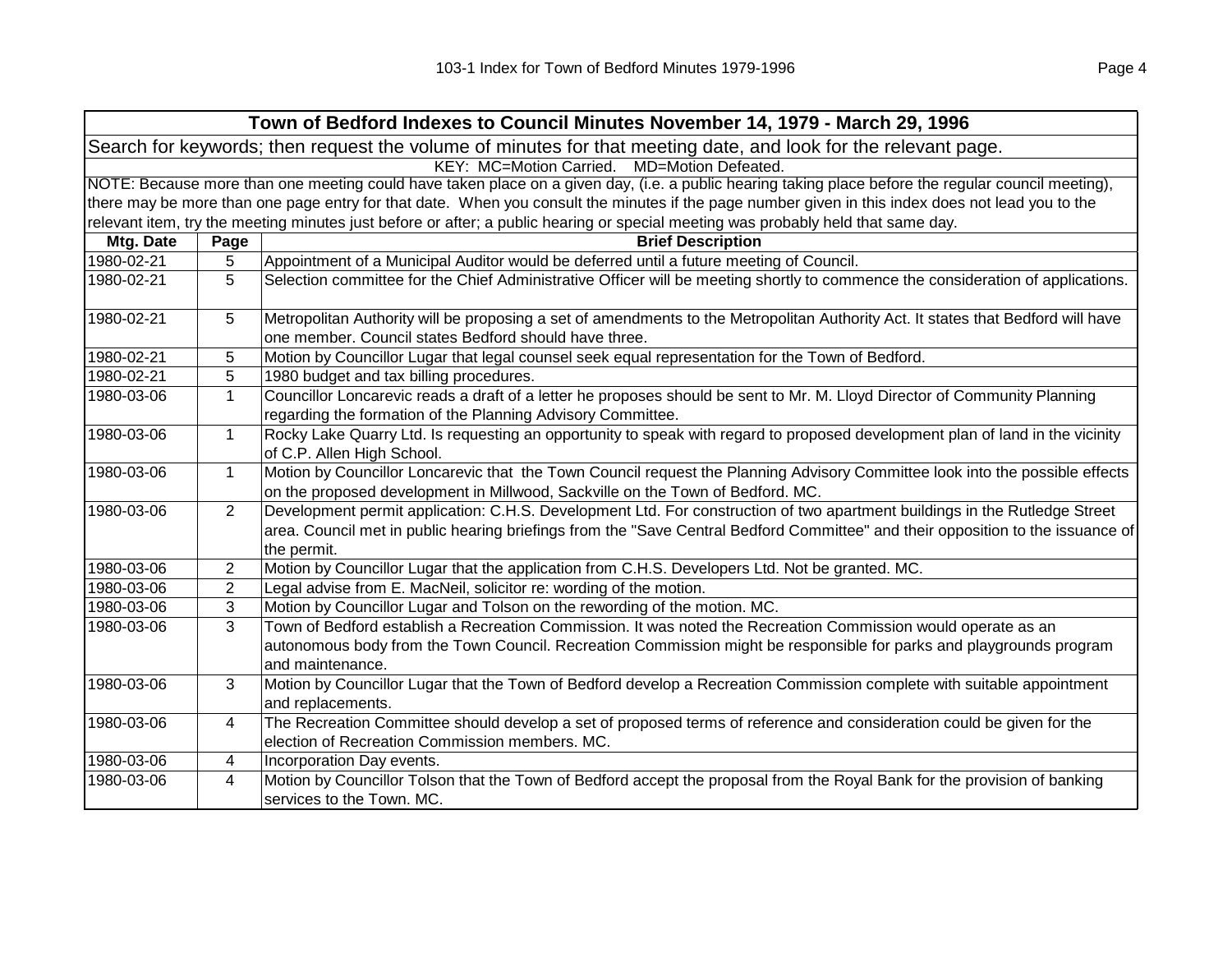| Town of Bedford Indexes to Council Minutes November 14, 1979 - March 29, 1996 | | |
|---|---|---|
| Search for keywords; then request the volume of minutes for that meeting date, and look for the relevant page. | | |
| KEY: MC=Motion Carried. MD=Motion Defeated. | | |
| NOTE: Because more than one meeting could have taken place on a given day, (i.e. a public hearing taking place before the regular council meeting), there may be more than one page entry for that date. When you consult the minutes if the page number given in this index does not lead you to the relevant item, try the meeting minutes just before or after; a public hearing or special meeting was probably held that same day. | | |
| **Mtg. Date** | **Page** | **Brief Description** |
| 1980-02-21 | 5 | Appointment of a Municipal Auditor would be deferred until a future meeting of Council. |
| 1980-02-21 | 5 | Selection committee for the Chief Administrative Officer will be meeting shortly to commence the consideration of applications. |
| 1980-02-21 | 5 | Metropolitan Authority will be proposing a set of amendments to the Metropolitan Authority Act. It states that Bedford will have one member. Council states Bedford should have three. |
| 1980-02-21 | 5 | Motion by Councillor Lugar that legal counsel seek equal representation for the Town of Bedford. |
| 1980-02-21 | 5 | 1980 budget and tax billing procedures. |
| 1980-03-06 | 1 | Councillor Loncarevic reads a draft of a letter he proposes should be sent to Mr. M. Lloyd Director of Community Planning regarding the formation of the Planning Advisory Committee. |
| 1980-03-06 | 1 | Rocky Lake Quarry Ltd. Is requesting an opportunity to speak with regard to proposed development plan of land in the vicinity of C.P. Allen High School. |
| 1980-03-06 | 1 | Motion by Councillor Loncarevic that the Town Council request the Planning Advisory Committee look into the possible effects on the proposed development in Millwood, Sackville on the Town of Bedford. MC. |
| 1980-03-06 | 2 | Development permit application: C.H.S. Development Ltd. For construction of two apartment buildings in the Rutledge Street area. Council met in public hearing briefings from the "Save Central Bedford Committee" and their opposition to the issuance of the permit. |
| 1980-03-06 | 2 | Motion by Councillor Lugar that the application from C.H.S. Developers Ltd. Not be granted. MC. |
| 1980-03-06 | 2 | Legal advise from E. MacNeil, solicitor re: wording of the motion. |
| 1980-03-06 | 3 | Motion by Councillor Lugar and Tolson on the rewording of the motion. MC. |
| 1980-03-06 | 3 | Town of Bedford establish a Recreation Commission. It was noted the Recreation Commission would operate as an autonomous body from the Town Council. Recreation Commission might be responsible for parks and playgrounds program and maintenance. |
| 1980-03-06 | 3 | Motion by Councillor Lugar that the Town of Bedford develop a Recreation Commission complete with suitable appointment and replacements. |
| 1980-03-06 | 4 | The Recreation Committee should develop a set of proposed terms of reference and consideration could be given for the election of Recreation Commission members. MC. |
| 1980-03-06 | 4 | Incorporation Day events. |
| 1980-03-06 | 4 | Motion by Councillor Tolson that the Town of Bedford accept the proposal from the Royal Bank for the provision of banking services to the Town. MC. |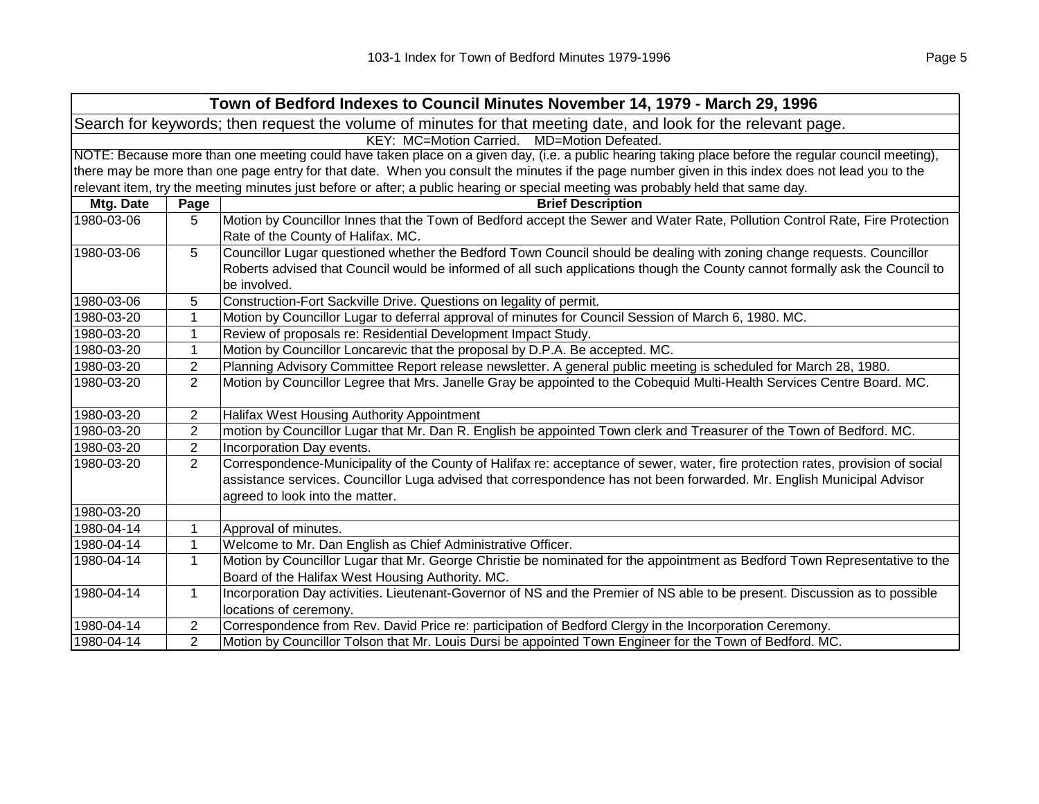## Town of Bedford Indexes to Council Minutes November 14, 1979 - March 29, 1996

Search for keywords; then request the volume of minutes for that meeting date, and look for the relevant page.

KEY: MC=Motion Carried. MD=Motion Defeated.

NOTE: Because more than one meeting could have taken place on a given day, (i.e. a public hearing taking place before the regular council meeting), there may be more than one page entry for that date. When you consult the minutes if the page number given in this index does not lead you to the relevant item, try the meeting minutes just before or after; a public hearing or special meeting was probably held that same day.

| Mtg. Date | Page | Brief Description |
|---|---|---|
| 1980-03-06 | 5 | Motion by Councillor Innes that the Town of Bedford accept the Sewer and Water Rate, Pollution Control Rate, Fire Protection Rate of the County of Halifax. MC. |
| 1980-03-06 | 5 | Councillor Lugar questioned whether the Bedford Town Council should be dealing with zoning change requests. Councillor Roberts advised that Council would be informed of all such applications though the County cannot formally ask the Council to be involved. |
| 1980-03-06 | 5 | Construction-Fort Sackville Drive. Questions on legality of permit. |
| 1980-03-20 | 1 | Motion by Councillor Lugar to deferral approval of minutes for Council Session of March 6, 1980. MC. |
| 1980-03-20 | 1 | Review of proposals re: Residential Development Impact Study. |
| 1980-03-20 | 1 | Motion by Councillor Loncarevic that the proposal by D.P.A. Be accepted. MC. |
| 1980-03-20 | 2 | Planning Advisory Committee Report release newsletter. A general public meeting is scheduled for March 28, 1980. |
| 1980-03-20 | 2 | Motion by Councillor Legree that Mrs. Janelle Gray be appointed to the Cobequid Multi-Health Services Centre Board. MC. |
| 1980-03-20 | 2 | Halifax West Housing Authority Appointment |
| 1980-03-20 | 2 | motion by Councillor Lugar that Mr. Dan R. English be appointed Town clerk and Treasurer of the Town of Bedford. MC. |
| 1980-03-20 | 2 | Incorporation Day events. |
| 1980-03-20 | 2 | Correspondence-Municipality of the County of Halifax re: acceptance of sewer, water, fire protection rates, provision of social assistance services. Councillor Luga advised that correspondence has not been forwarded. Mr. English Municipal Advisor agreed to look into the matter. |
| 1980-03-20 | | |
| 1980-04-14 | 1 | Approval of minutes. |
| 1980-04-14 | 1 | Welcome to Mr. Dan English as Chief Administrative Officer. |
| 1980-04-14 | 1 | Motion by Councillor Lugar that Mr. George Christie be nominated for the appointment as Bedford Town Representative to the Board of the Halifax West Housing Authority. MC. |
| 1980-04-14 | 1 | Incorporation Day activities. Lieutenant-Governor of NS and the Premier of NS able to be present. Discussion as to possible locations of ceremony. |
| 1980-04-14 | 2 | Correspondence from Rev. David Price re: participation of Bedford Clergy in the Incorporation Ceremony. |
| 1980-04-14 | 2 | Motion by Councillor Tolson that Mr. Louis Dursi be appointed Town Engineer for the Town of Bedford. MC. |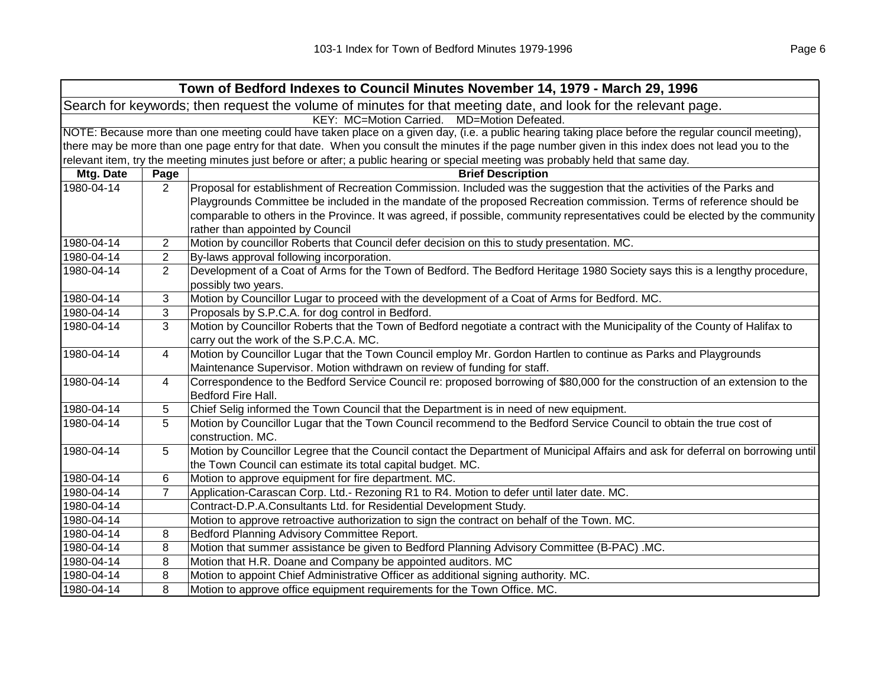| Town of Bedford Indexes to Council Minutes November 14, 1979 - March 29, 1996 | | |
|---|---|---|
| Search for keywords; then request the volume of minutes for that meeting date, and look for the relevant page. | | |
| KEY: MC=Motion Carried. MD=Motion Defeated. | | |
| NOTE: Because more than one meeting could have taken place on a given day, (i.e. a public hearing taking place before the regular council meeting), there may be more than one page entry for that date. When you consult the minutes if the page number given in this index does not lead you to the relevant item, try the meeting minutes just before or after; a public hearing or special meeting was probably held that same day. | | |
| **Mtg. Date** | **Page** | **Brief Description** |
| 1980-04-14 | 2 | Proposal for establishment of Recreation Commission. Included was the suggestion that the activities of the Parks and Playgrounds Committee be included in the mandate of the proposed Recreation commission. Terms of reference should be comparable to others in the Province. It was agreed, if possible, community representatives could be elected by the community rather than appointed by Council |
| 1980-04-14 | 2 | Motion by councillor Roberts that Council defer decision on this to study presentation. MC. |
| 1980-04-14 | 2 | By-laws approval following incorporation. |
| 1980-04-14 | 2 | Development of a Coat of Arms for the Town of Bedford. The Bedford Heritage 1980 Society says this is a lengthy procedure, possibly two years. |
| 1980-04-14 | 3 | Motion by Councillor Lugar to proceed with the development of a Coat of Arms for Bedford. MC. |
| 1980-04-14 | 3 | Proposals by S.P.C.A. for dog control in Bedford. |
| 1980-04-14 | 3 | Motion by Councillor Roberts that the Town of Bedford negotiate a contract with the Municipality of the County of Halifax to carry out the work of the S.P.C.A. MC. |
| 1980-04-14 | 4 | Motion by Councillor Lugar that the Town Council employ Mr. Gordon Hartlen to continue as Parks and Playgrounds Maintenance Supervisor. Motion withdrawn on review of funding for staff. |
| 1980-04-14 | 4 | Correspondence to the Bedford Service Council re: proposed borrowing of $80,000 for the construction of an extension to the Bedford Fire Hall. |
| 1980-04-14 | 5 | Chief Selig informed the Town Council that the Department is in need of new equipment. |
| 1980-04-14 | 5 | Motion by Councillor Lugar that the Town Council recommend to the Bedford Service Council to obtain the true cost of construction. MC. |
| 1980-04-14 | 5 | Motion by Councillor Legree that the Council contact the Department of Municipal Affairs and ask for deferral on borrowing until the Town Council can estimate its total capital budget. MC. |
| 1980-04-14 | 6 | Motion to approve equipment for fire department. MC. |
| 1980-04-14 | 7 | Application-Carascan Corp. Ltd.- Rezoning R1 to R4. Motion to defer until later date. MC. |
| 1980-04-14 | | Contract-D.P.A.Consultants Ltd. for Residential Development Study. |
| 1980-04-14 | | Motion to approve retroactive authorization to sign the contract on behalf of the Town. MC. |
| 1980-04-14 | 8 | Bedford Planning Advisory Committee Report. |
| 1980-04-14 | 8 | Motion that summer assistance be given to Bedford Planning Advisory Committee (B-PAC) .MC. |
| 1980-04-14 | 8 | Motion that H.R. Doane and Company be appointed auditors. MC |
| 1980-04-14 | 8 | Motion to appoint Chief Administrative Officer as additional signing authority. MC. |
| 1980-04-14 | 8 | Motion to approve office equipment requirements for the Town Office. MC. |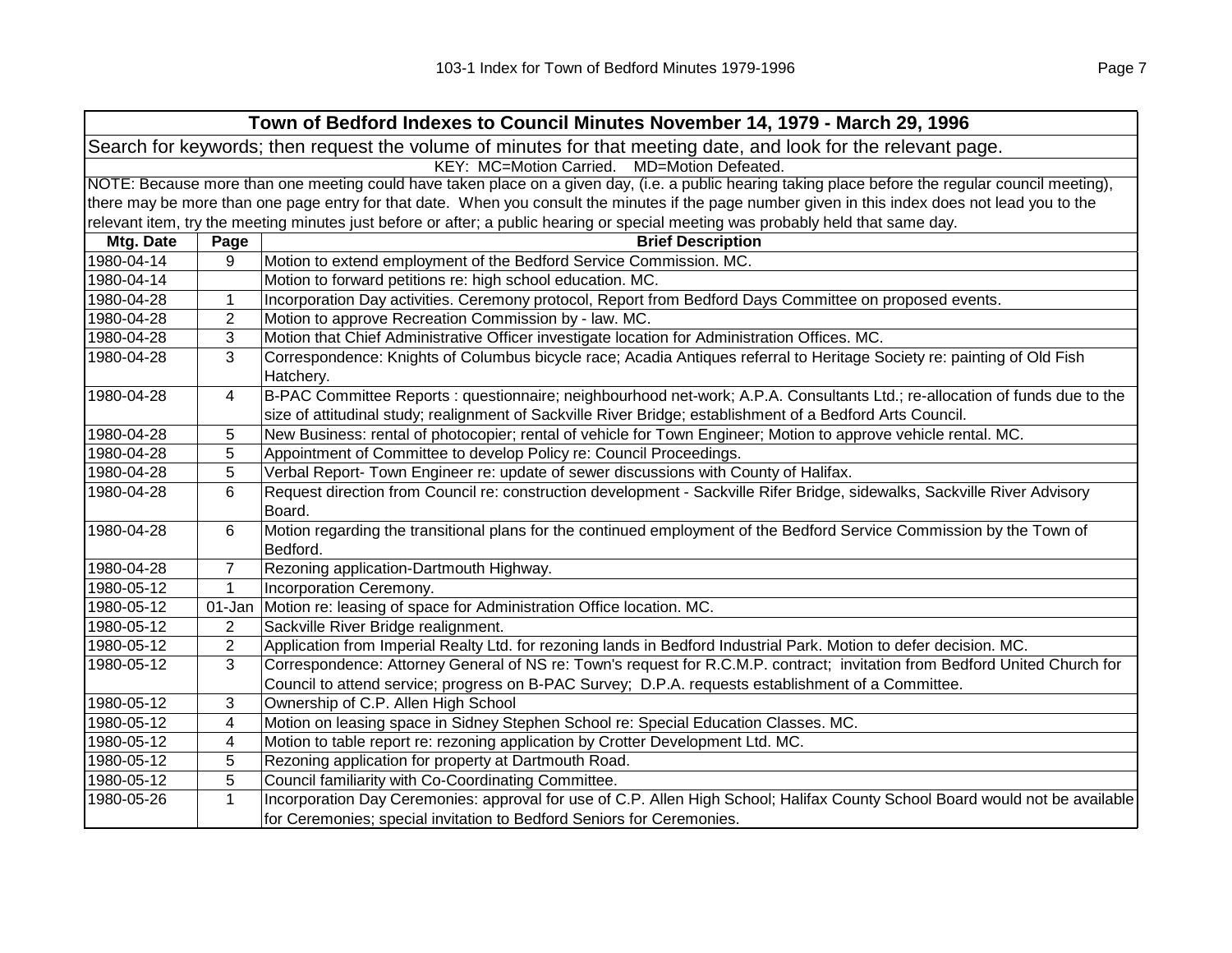| Town of Bedford Indexes to Council Minutes November 14, 1979 - March 29, 1996 | | |
|---|---|---|
| Search for keywords; then request the volume of minutes for that meeting date, and look for the relevant page. | | |
| KEY: MC=Motion Carried. MD=Motion Defeated. | | |
| NOTE: Because more than one meeting could have taken place on a given day, (i.e. a public hearing taking place before the regular council meeting), there may be more than one page entry for that date. When you consult the minutes if the page number given in this index does not lead you to the relevant item, try the meeting minutes just before or after; a public hearing or special meeting was probably held that same day. | | |
| **Mtg. Date** | **Page** | **Brief Description** |
| 1980-04-14 | 9 | Motion to extend employment of the Bedford Service Commission. MC. |
| 1980-04-14 | | Motion to forward petitions re: high school education. MC. |
| 1980-04-28 | 1 | Incorporation Day activities. Ceremony protocol, Report from Bedford Days Committee on proposed events. |
| 1980-04-28 | 2 | Motion to approve Recreation Commission by - law. MC. |
| 1980-04-28 | 3 | Motion that Chief Administrative Officer investigate location for Administration Offices. MC. |
| 1980-04-28 | 3 | Correspondence: Knights of Columbus bicycle race; Acadia Antiques referral to Heritage Society re: painting of Old Fish Hatchery. |
| 1980-04-28 | 4 | B-PAC Committee Reports : questionnaire; neighbourhood net-work; A.P.A. Consultants Ltd.; re-allocation of funds due to the size of attitudinal study; realignment of Sackville River Bridge; establishment of a Bedford Arts Council. |
| 1980-04-28 | 5 | New Business: rental of photocopier; rental of vehicle for Town Engineer; Motion to approve vehicle rental. MC. |
| 1980-04-28 | 5 | Appointment of Committee to develop Policy re: Council Proceedings. |
| 1980-04-28 | 5 | Verbal Report- Town Engineer re: update of sewer discussions with County of Halifax. |
| 1980-04-28 | 6 | Request direction from Council re: construction development - Sackville Rifer Bridge, sidewalks, Sackville River Advisory Board. |
| 1980-04-28 | 6 | Motion regarding the transitional plans for the continued employment of the Bedford Service Commission by the Town of Bedford. |
| 1980-04-28 | 7 | Rezoning application-Dartmouth Highway. |
| 1980-05-12 | 1 | Incorporation Ceremony. |
| 1980-05-12 | 01-Jan | Motion re: leasing of space for Administration Office location. MC. |
| 1980-05-12 | 2 | Sackville River Bridge realignment. |
| 1980-05-12 | 2 | Application from Imperial Realty Ltd. for rezoning lands in Bedford Industrial Park. Motion to defer decision. MC. |
| 1980-05-12 | 3 | Correspondence: Attorney General of NS re: Town's request for R.C.M.P. contract; invitation from Bedford United Church for Council to attend service; progress on B-PAC Survey; D.P.A. requests establishment of a Committee. |
| 1980-05-12 | 3 | Ownership of C.P. Allen High School |
| 1980-05-12 | 4 | Motion on leasing space in Sidney Stephen School re: Special Education Classes. MC. |
| 1980-05-12 | 4 | Motion to table report re: rezoning application by Crotter Development Ltd. MC. |
| 1980-05-12 | 5 | Rezoning application for property at Dartmouth Road. |
| 1980-05-12 | 5 | Council familiarity with Co-Coordinating Committee. |
| 1980-05-26 | 1 | Incorporation Day Ceremonies: approval for use of C.P. Allen High School; Halifax County School Board would not be available for Ceremonies; special invitation to Bedford Seniors for Ceremonies. |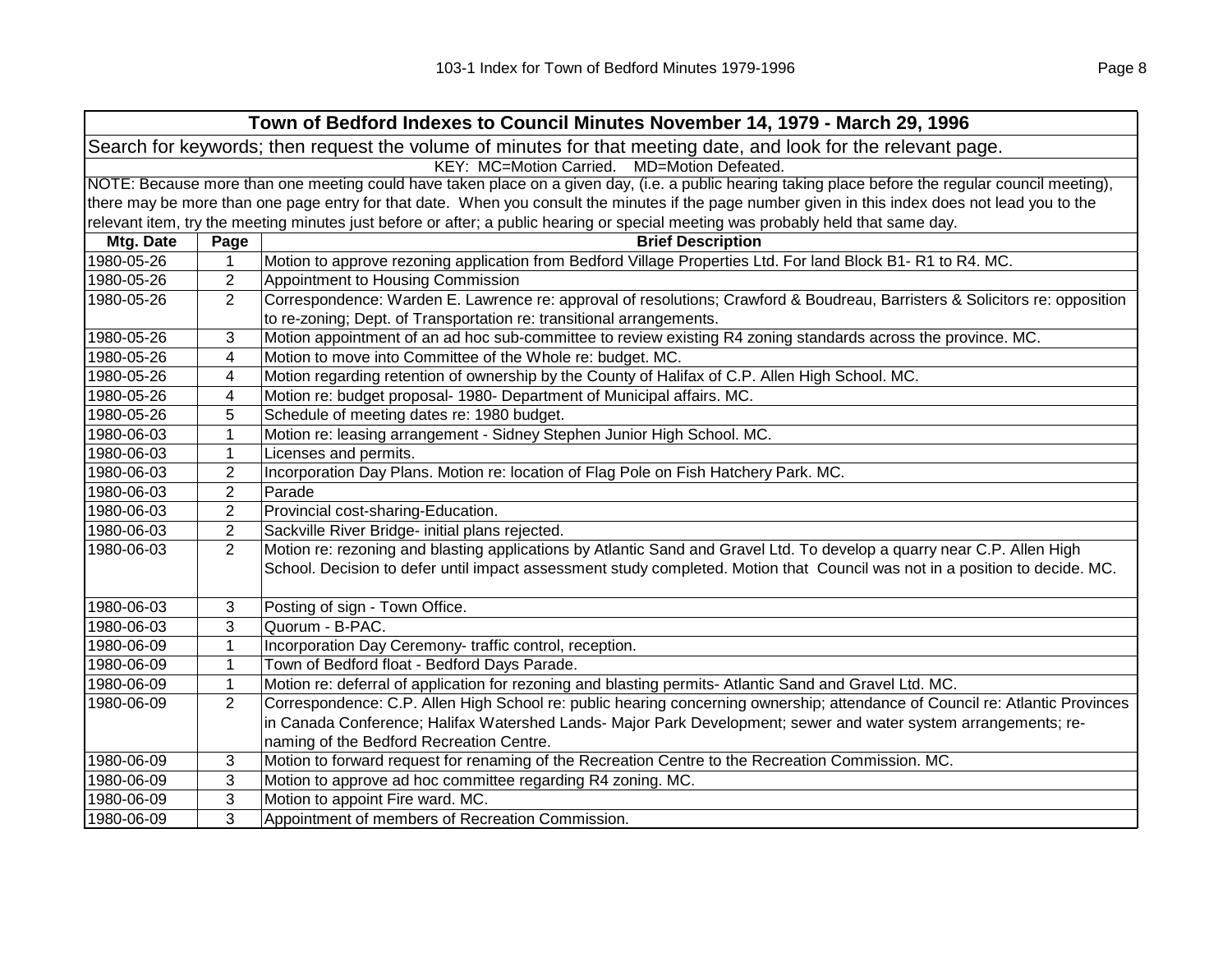| Town of Bedford Indexes to Council Minutes November 14, 1979 - March 29, 1996 | | |
|---|---|---|
| Search for keywords; then request the volume of minutes for that meeting date, and look for the relevant page. | | |
| KEY: MC=Motion Carried. MD=Motion Defeated. | | |
| NOTE: Because more than one meeting could have taken place on a given day, (i.e. a public hearing taking place before the regular council meeting), there may be more than one page entry for that date. When you consult the minutes if the page number given in this index does not lead you to the relevant item, try the meeting minutes just before or after; a public hearing or special meeting was probably held that same day. | | |
| **Mtg. Date** | **Page** | **Brief Description** |
| 1980-05-26 | 1 | Motion to approve rezoning application from Bedford Village Properties Ltd. For land Block B1- R1 to R4. MC. |
| 1980-05-26 | 2 | Appointment to Housing Commission |
| 1980-05-26 | 2 | Correspondence: Warden E. Lawrence re: approval of resolutions; Crawford & Boudreau, Barristers & Solicitors re: opposition to re-zoning; Dept. of Transportation re: transitional arrangements. |
| 1980-05-26 | 3 | Motion appointment of an ad hoc sub-committee to review existing R4 zoning standards across the province. MC. |
| 1980-05-26 | 4 | Motion to move into Committee of the Whole re: budget. MC. |
| 1980-05-26 | 4 | Motion regarding retention of ownership by the County of Halifax of C.P. Allen High School. MC. |
| 1980-05-26 | 4 | Motion re: budget proposal- 1980- Department of Municipal affairs. MC. |
| 1980-05-26 | 5 | Schedule of meeting dates re: 1980 budget. |
| 1980-06-03 | 1 | Motion re: leasing arrangement - Sidney Stephen Junior High School. MC. |
| 1980-06-03 | 1 | Licenses and permits. |
| 1980-06-03 | 2 | Incorporation Day Plans. Motion re: location of Flag Pole on Fish Hatchery Park. MC. |
| 1980-06-03 | 2 | Parade |
| 1980-06-03 | 2 | Provincial cost-sharing-Education. |
| 1980-06-03 | 2 | Sackville River Bridge- initial plans rejected. |
| 1980-06-03 | 2 | Motion re: rezoning and blasting applications by Atlantic Sand and Gravel Ltd. To develop a quarry near C.P. Allen High School. Decision to defer until impact assessment study completed. Motion that Council was not in a position to decide. MC. |
| 1980-06-03 | 3 | Posting of sign - Town Office. |
| 1980-06-03 | 3 | Quorum - B-PAC. |
| 1980-06-09 | 1 | Incorporation Day Ceremony- traffic control, reception. |
| 1980-06-09 | 1 | Town of Bedford float - Bedford Days Parade. |
| 1980-06-09 | 1 | Motion re: deferral of application for rezoning and blasting permits- Atlantic Sand and Gravel Ltd. MC. |
| 1980-06-09 | 2 | Correspondence: C.P. Allen High School re: public hearing concerning ownership; attendance of Council re: Atlantic Provinces in Canada Conference; Halifax Watershed Lands- Major Park Development; sewer and water system arrangements; re-naming of the Bedford Recreation Centre. |
| 1980-06-09 | 3 | Motion to forward request for renaming of the Recreation Centre to the Recreation Commission. MC. |
| 1980-06-09 | 3 | Motion to approve ad hoc committee regarding R4 zoning. MC. |
| 1980-06-09 | 3 | Motion to appoint Fire ward. MC. |
| 1980-06-09 | 3 | Appointment of members of Recreation Commission. |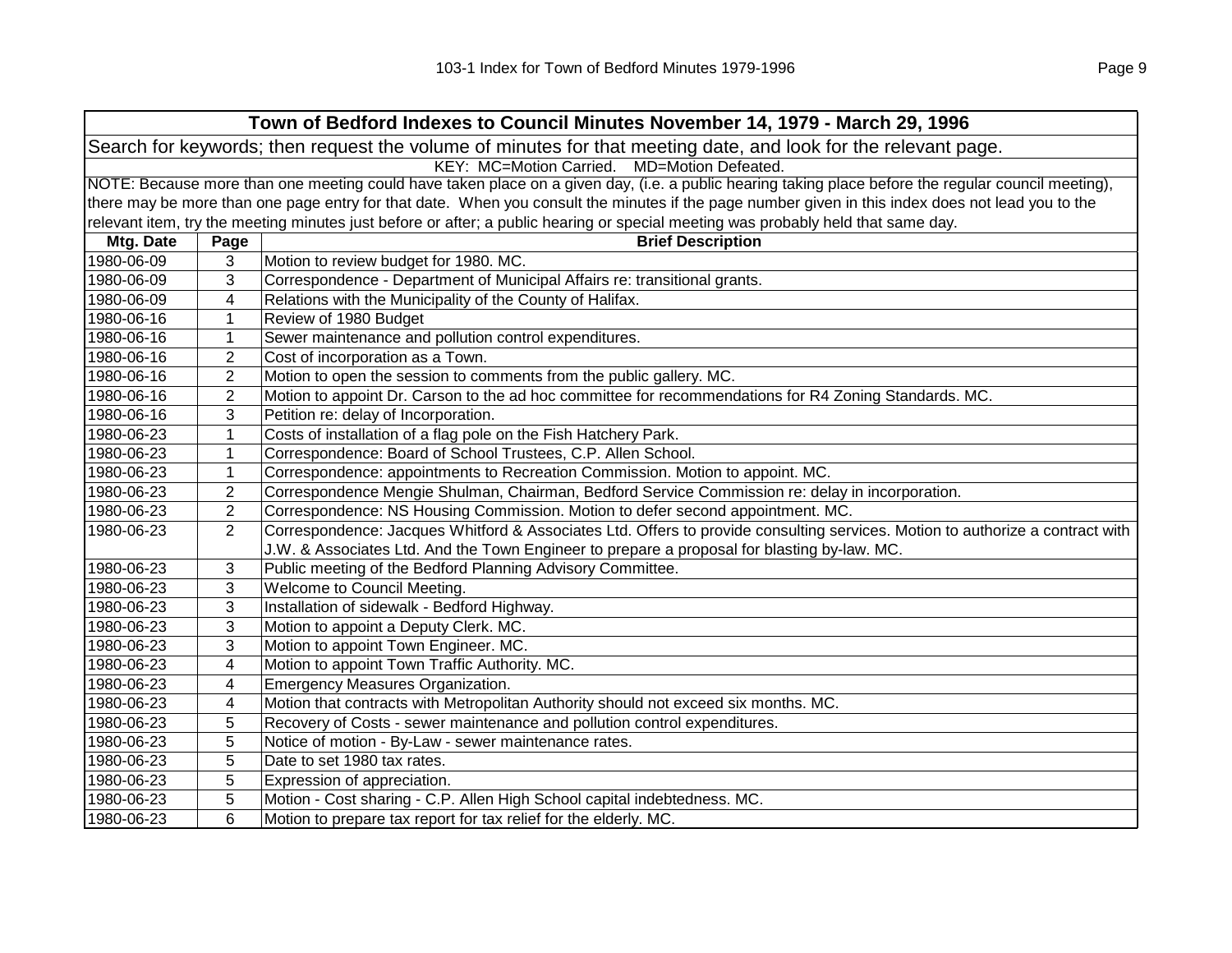## Town of Bedford Indexes to Council Minutes November 14, 1979 - March 29, 1996

Search for keywords; then request the volume of minutes for that meeting date, and look for the relevant page.

KEY: MC=Motion Carried. MD=Motion Defeated.

NOTE: Because more than one meeting could have taken place on a given day, (i.e. a public hearing taking place before the regular council meeting), there may be more than one page entry for that date. When you consult the minutes if the page number given in this index does not lead you to the relevant item, try the meeting minutes just before or after; a public hearing or special meeting was probably held that same day.

| Mtg. Date | Page | Brief Description |
|---|---|---|
| 1980-06-09 | 3 | Motion to review budget for 1980. MC. |
| 1980-06-09 | 3 | Correspondence - Department of Municipal Affairs re: transitional grants. |
| 1980-06-09 | 4 | Relations with the Municipality of the County of Halifax. |
| 1980-06-16 | 1 | Review of 1980 Budget |
| 1980-06-16 | 1 | Sewer maintenance and pollution control expenditures. |
| 1980-06-16 | 2 | Cost of incorporation as a Town. |
| 1980-06-16 | 2 | Motion to open the session to comments from the public gallery. MC. |
| 1980-06-16 | 2 | Motion to appoint Dr. Carson to the ad hoc committee for recommendations for R4 Zoning Standards. MC. |
| 1980-06-16 | 3 | Petition re: delay of Incorporation. |
| 1980-06-23 | 1 | Costs of installation of a flag pole on the Fish Hatchery Park. |
| 1980-06-23 | 1 | Correspondence: Board of School Trustees, C.P. Allen School. |
| 1980-06-23 | 1 | Correspondence: appointments to Recreation Commission. Motion to appoint. MC. |
| 1980-06-23 | 2 | Correspondence Mengie Shulman, Chairman, Bedford Service Commission re: delay in incorporation. |
| 1980-06-23 | 2 | Correspondence: NS Housing Commission. Motion to defer second appointment. MC. |
| 1980-06-23 | 2 | Correspondence: Jacques Whitford & Associates Ltd. Offers to provide consulting services. Motion to authorize a contract with J.W. & Associates Ltd. And the Town Engineer to prepare a proposal for blasting by-law. MC. |
| 1980-06-23 | 3 | Public meeting of the Bedford Planning Advisory Committee. |
| 1980-06-23 | 3 | Welcome to Council Meeting. |
| 1980-06-23 | 3 | Installation of sidewalk - Bedford Highway. |
| 1980-06-23 | 3 | Motion to appoint a Deputy Clerk. MC. |
| 1980-06-23 | 3 | Motion to appoint Town Engineer. MC. |
| 1980-06-23 | 4 | Motion to appoint Town Traffic Authority. MC. |
| 1980-06-23 | 4 | Emergency Measures Organization. |
| 1980-06-23 | 4 | Motion that contracts with Metropolitan Authority should not exceed six months. MC. |
| 1980-06-23 | 5 | Recovery of Costs - sewer maintenance and pollution control expenditures. |
| 1980-06-23 | 5 | Notice of motion - By-Law - sewer maintenance rates. |
| 1980-06-23 | 5 | Date to set 1980 tax rates. |
| 1980-06-23 | 5 | Expression of appreciation. |
| 1980-06-23 | 5 | Motion - Cost sharing - C.P. Allen High School capital indebtedness. MC. |
| 1980-06-23 | 6 | Motion to prepare tax report for tax relief for the elderly. MC. |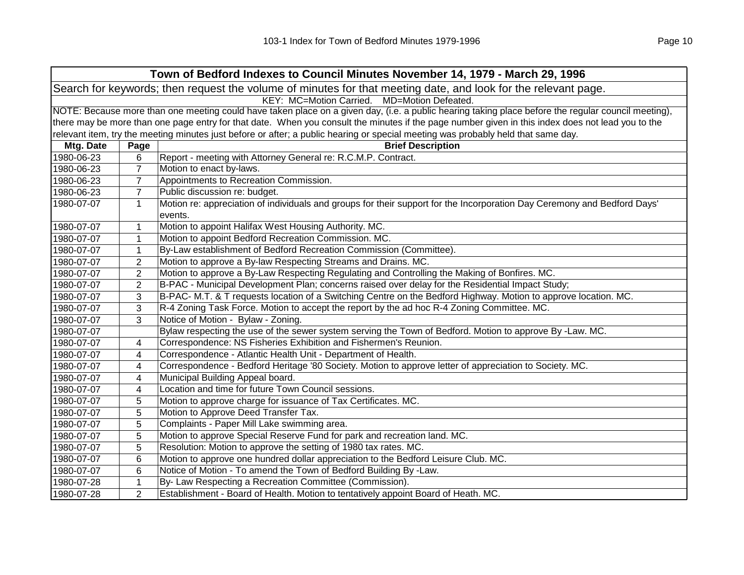| **Town of Bedford Indexes to Council Minutes November 14, 1979 - March 29, 1996** | | |
|---|---|---|
| Search for keywords; then request the volume of minutes for that meeting date, and look for the relevant page. | | |
| KEY: MC=Motion Carried. MD=Motion Defeated. | | |
| NOTE: Because more than one meeting could have taken place on a given day, (i.e. a public hearing taking place before the regular council meeting), there may be more than one page entry for that date. When you consult the minutes if the page number given in this index does not lead you to the relevant item, try the meeting minutes just before or after; a public hearing or special meeting was probably held that same day. | | |
| **Mtg. Date** | **Page** | **Brief Description** |
| 1980-06-23 | 6 | Report - meeting with Attorney General re: R.C.M.P. Contract. |
| 1980-06-23 | 7 | Motion to enact by-laws. |
| 1980-06-23 | 7 | Appointments to Recreation Commission. |
| 1980-06-23 | 7 | Public discussion re: budget. |
| 1980-07-07 | 1 | Motion re: appreciation of individuals and groups for their support for the Incorporation Day Ceremony and Bedford Days' events. |
| 1980-07-07 | 1 | Motion to appoint Halifax West Housing Authority. MC. |
| 1980-07-07 | 1 | Motion to appoint Bedford Recreation Commission. MC. |
| 1980-07-07 | 1 | By-Law establishment of Bedford Recreation Commission (Committee). |
| 1980-07-07 | 2 | Motion to approve a By-law Respecting Streams and Drains. MC. |
| 1980-07-07 | 2 | Motion to approve a By-Law Respecting Regulating and Controlling the Making of Bonfires. MC. |
| 1980-07-07 | 2 | B-PAC - Municipal Development Plan; concerns raised over delay for the Residential Impact Study; |
| 1980-07-07 | 3 | B-PAC- M.T. & T requests location of a Switching Centre on the Bedford Highway. Motion to approve location. MC. |
| 1980-07-07 | 3 | R-4 Zoning Task Force. Motion to accept the report by the ad hoc R-4 Zoning Committee. MC. |
| 1980-07-07 | 3 | Notice of Motion - Bylaw - Zoning. |
| 1980-07-07 | | Bylaw respecting the use of the sewer system serving the Town of Bedford. Motion to approve By -Law. MC. |
| 1980-07-07 | 4 | Correspondence: NS Fisheries Exhibition and Fishermen's Reunion. |
| 1980-07-07 | 4 | Correspondence - Atlantic Health Unit - Department of Health. |
| 1980-07-07 | 4 | Correspondence - Bedford Heritage '80 Society. Motion to approve letter of appreciation to Society. MC. |
| 1980-07-07 | 4 | Municipal Building Appeal board. |
| 1980-07-07 | 4 | Location and time for future Town Council sessions. |
| 1980-07-07 | 5 | Motion to approve charge for issuance of Tax Certificates. MC. |
| 1980-07-07 | 5 | Motion to Approve Deed Transfer Tax. |
| 1980-07-07 | 5 | Complaints - Paper Mill Lake swimming area. |
| 1980-07-07 | 5 | Motion to approve Special Reserve Fund for park and recreation land. MC. |
| 1980-07-07 | 5 | Resolution: Motion to approve the setting of 1980 tax rates. MC. |
| 1980-07-07 | 6 | Motion to approve one hundred dollar appreciation to the Bedford Leisure Club. MC. |
| 1980-07-07 | 6 | Notice of Motion - To amend the Town of Bedford Building By -Law. |
| 1980-07-28 | 1 | By- Law Respecting a Recreation Committee (Commission). |
| 1980-07-28 | 2 | Establishment - Board of Health. Motion to tentatively appoint Board of Heath. MC. |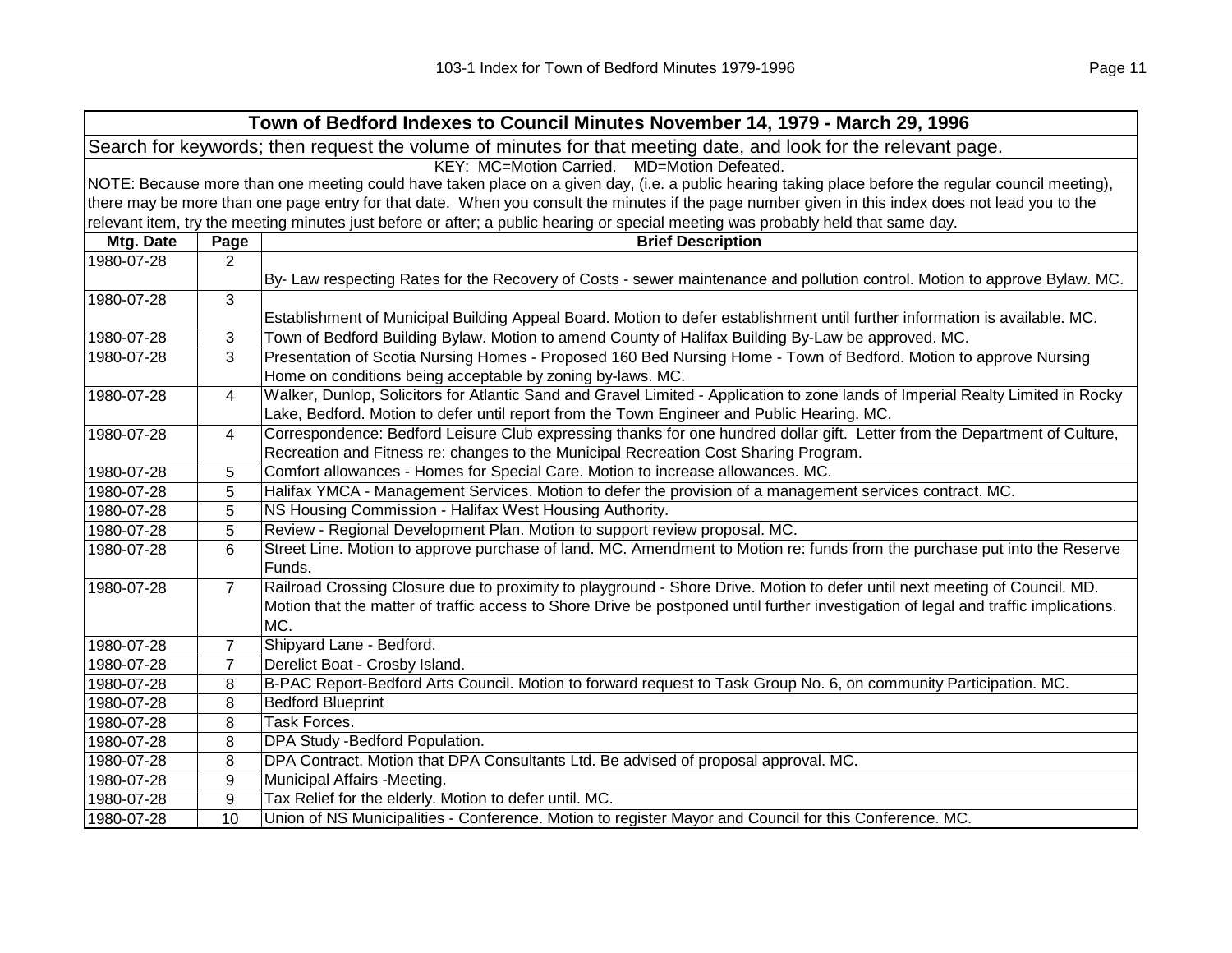| Town of Bedford Indexes to Council Minutes November 14, 1979 - March 29, 1996 | | |
|---|---|---|
| Search for keywords; then request the volume of minutes for that meeting date, and look for the relevant page. | | |
| KEY: MC=Motion Carried. MD=Motion Defeated. | | |
| NOTE: Because more than one meeting could have taken place on a given day, (i.e. a public hearing taking place before the regular council meeting), there may be more than one page entry for that date. When you consult the minutes if the page number given in this index does not lead you to the relevant item, try the meeting minutes just before or after; a public hearing or special meeting was probably held that same day. | | |
| **Mtg. Date** | **Page** | **Brief Description** |
| 1980-07-28 | 2 | By- Law respecting Rates for the Recovery of Costs - sewer maintenance and pollution control. Motion to approve Bylaw. MC. |
| 1980-07-28 | 3 | Establishment of Municipal Building Appeal Board. Motion to defer establishment until further information is available. MC. |
| 1980-07-28 | 3 | Town of Bedford Building Bylaw. Motion to amend County of Halifax Building By-Law be approved. MC. |
| 1980-07-28 | 3 | Presentation of Scotia Nursing Homes - Proposed 160 Bed Nursing Home - Town of Bedford. Motion to approve Nursing Home on conditions being acceptable by zoning by-laws. MC. |
| 1980-07-28 | 4 | Walker, Dunlop, Solicitors for Atlantic Sand and Gravel Limited - Application to zone lands of Imperial Realty Limited in Rocky Lake, Bedford. Motion to defer until report from the Town Engineer and Public Hearing. MC. |
| 1980-07-28 | 4 | Correspondence: Bedford Leisure Club expressing thanks for one hundred dollar gift. Letter from the Department of Culture, Recreation and Fitness re: changes to the Municipal Recreation Cost Sharing Program. |
| 1980-07-28 | 5 | Comfort allowances - Homes for Special Care. Motion to increase allowances. MC. |
| 1980-07-28 | 5 | Halifax YMCA - Management Services. Motion to defer the provision of a management services contract. MC. |
| 1980-07-28 | 5 | NS Housing Commission - Halifax West Housing Authority. |
| 1980-07-28 | 5 | Review - Regional Development Plan. Motion to support review proposal. MC. |
| 1980-07-28 | 6 | Street Line. Motion to approve purchase of land. MC. Amendment to Motion re: funds from the purchase put into the Reserve Funds. |
| 1980-07-28 | 7 | Railroad Crossing Closure due to proximity to playground - Shore Drive. Motion to defer until next meeting of Council. MD. Motion that the matter of traffic access to Shore Drive be postponed until further investigation of legal and traffic implications. MC. |
| 1980-07-28 | 7 | Shipyard Lane - Bedford. |
| 1980-07-28 | 7 | Derelict Boat - Crosby Island. |
| 1980-07-28 | 8 | B-PAC Report-Bedford Arts Council. Motion to forward request to Task Group No. 6, on community Participation. MC. |
| 1980-07-28 | 8 | Bedford Blueprint |
| 1980-07-28 | 8 | Task Forces. |
| 1980-07-28 | 8 | DPA Study -Bedford Population. |
| 1980-07-28 | 8 | DPA Contract. Motion that DPA Consultants Ltd. Be advised of proposal approval. MC. |
| 1980-07-28 | 9 | Municipal Affairs -Meeting. |
| 1980-07-28 | 9 | Tax Relief for the elderly. Motion to defer until. MC. |
| 1980-07-28 | 10 | Union of NS Municipalities - Conference. Motion to register Mayor and Council for this Conference. MC. |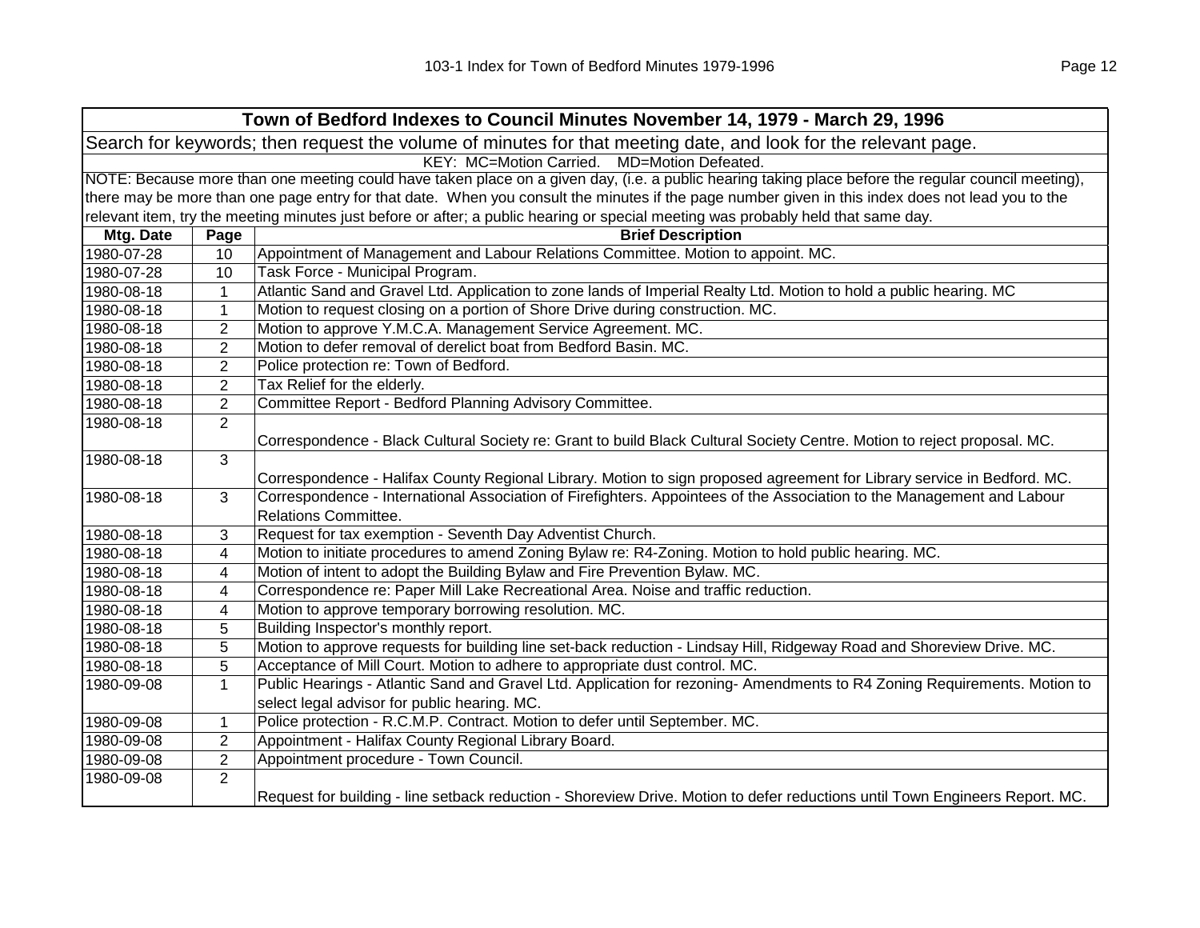| Town of Bedford Indexes to Council Minutes November 14, 1979 - March 29, 1996 | | |
|---|---|---|
| Search for keywords; then request the volume of minutes for that meeting date, and look for the relevant page. | | |
| KEY: MC=Motion Carried. MD=Motion Defeated. | | |
| NOTE: Because more than one meeting could have taken place on a given day, (i.e. a public hearing taking place before the regular council meeting), there may be more than one page entry for that date. When you consult the minutes if the page number given in this index does not lead you to the relevant item, try the meeting minutes just before or after; a public hearing or special meeting was probably held that same day. | | |
| **Mtg. Date** | **Page** | **Brief Description** |
| 1980-07-28 | 10 | Appointment of Management and Labour Relations Committee. Motion to appoint. MC. |
| 1980-07-28 | 10 | Task Force - Municipal Program. |
| 1980-08-18 | 1 | Atlantic Sand and Gravel Ltd. Application to zone lands of Imperial Realty Ltd. Motion to hold a public hearing. MC |
| 1980-08-18 | 1 | Motion to request closing on a portion of Shore Drive during construction. MC. |
| 1980-08-18 | 2 | Motion to approve Y.M.C.A. Management Service Agreement. MC. |
| 1980-08-18 | 2 | Motion to defer removal of derelict boat from Bedford Basin. MC. |
| 1980-08-18 | 2 | Police protection re: Town of Bedford. |
| 1980-08-18 | 2 | Tax Relief for the elderly. |
| 1980-08-18 | 2 | Committee Report - Bedford Planning Advisory Committee. |
| 1980-08-18 | 2 | Correspondence - Black Cultural Society re: Grant to build Black Cultural Society Centre. Motion to reject proposal. MC. |
| 1980-08-18 | 3 | Correspondence - Halifax County Regional Library. Motion to sign proposed agreement for Library service in Bedford. MC. |
| 1980-08-18 | 3 | Correspondence - International Association of Firefighters. Appointees of the Association to the Management and Labour Relations Committee. |
| 1980-08-18 | 3 | Request for tax exemption - Seventh Day Adventist Church. |
| 1980-08-18 | 4 | Motion to initiate procedures to amend Zoning Bylaw re: R4-Zoning. Motion to hold public hearing. MC. |
| 1980-08-18 | 4 | Motion of intent to adopt the Building Bylaw and Fire Prevention Bylaw. MC. |
| 1980-08-18 | 4 | Correspondence re: Paper Mill Lake Recreational Area. Noise and traffic reduction. |
| 1980-08-18 | 4 | Motion to approve temporary borrowing resolution. MC. |
| 1980-08-18 | 5 | Building Inspector's monthly report. |
| 1980-08-18 | 5 | Motion to approve requests for building line set-back reduction - Lindsay Hill, Ridgeway Road and Shoreview Drive. MC. |
| 1980-08-18 | 5 | Acceptance of Mill Court. Motion to adhere to appropriate dust control. MC. |
| 1980-09-08 | 1 | Public Hearings - Atlantic Sand and Gravel Ltd. Application for rezoning- Amendments to R4 Zoning Requirements. Motion to select legal advisor for public hearing. MC. |
| 1980-09-08 | 1 | Police protection - R.C.M.P. Contract. Motion to defer until September. MC. |
| 1980-09-08 | 2 | Appointment - Halifax County Regional Library Board. |
| 1980-09-08 | 2 | Appointment procedure - Town Council. |
| 1980-09-08 | 2 | Request for building - line setback reduction - Shoreview Drive. Motion to defer reductions until Town Engineers Report. MC. |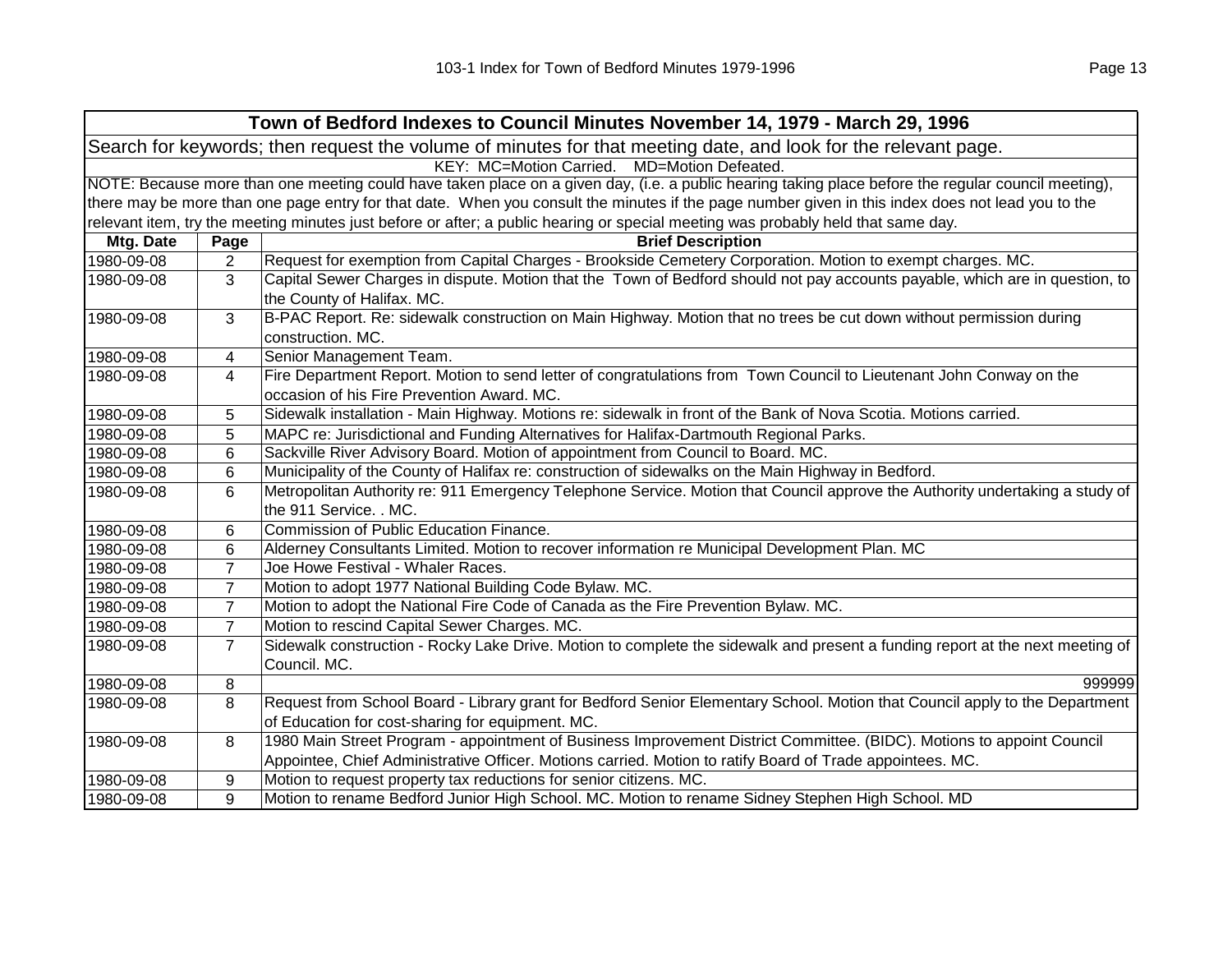## Town of Bedford Indexes to Council Minutes November 14, 1979 - March 29, 1996

Search for keywords; then request the volume of minutes for that meeting date, and look for the relevant page.

KEY: MC=Motion Carried. MD=Motion Defeated.

NOTE: Because more than one meeting could have taken place on a given day, (i.e. a public hearing taking place before the regular council meeting), there may be more than one page entry for that date. When you consult the minutes if the page number given in this index does not lead you to the relevant item, try the meeting minutes just before or after; a public hearing or special meeting was probably held that same day.

| Mtg. Date | Page | Brief Description |
|---|---|---|
| 1980-09-08 | 2 | Request for exemption from Capital Charges - Brookside Cemetery Corporation. Motion to exempt charges. MC. |
| 1980-09-08 | 3 | Capital Sewer Charges in dispute. Motion that the Town of Bedford should not pay accounts payable, which are in question, to the County of Halifax. MC. |
| 1980-09-08 | 3 | B-PAC Report. Re: sidewalk construction on Main Highway. Motion that no trees be cut down without permission during construction. MC. |
| 1980-09-08 | 4 | Senior Management Team. |
| 1980-09-08 | 4 | Fire Department Report. Motion to send letter of congratulations from Town Council to Lieutenant John Conway on the occasion of his Fire Prevention Award. MC. |
| 1980-09-08 | 5 | Sidewalk installation - Main Highway. Motions re: sidewalk in front of the Bank of Nova Scotia. Motions carried. |
| 1980-09-08 | 5 | MAPC re: Jurisdictional and Funding Alternatives for Halifax-Dartmouth Regional Parks. |
| 1980-09-08 | 6 | Sackville River Advisory Board. Motion of appointment from Council to Board. MC. |
| 1980-09-08 | 6 | Municipality of the County of Halifax re: construction of sidewalks on the Main Highway in Bedford. |
| 1980-09-08 | 6 | Metropolitan Authority re: 911 Emergency Telephone Service. Motion that Council approve the Authority undertaking a study of the 911 Service. . MC. |
| 1980-09-08 | 6 | Commission of Public Education Finance. |
| 1980-09-08 | 6 | Alderney Consultants Limited. Motion to recover information re Municipal Development Plan. MC |
| 1980-09-08 | 7 | Joe Howe Festival - Whaler Races. |
| 1980-09-08 | 7 | Motion to adopt 1977 National Building Code Bylaw. MC. |
| 1980-09-08 | 7 | Motion to adopt the National Fire Code of Canada as the Fire Prevention Bylaw. MC. |
| 1980-09-08 | 7 | Motion to rescind Capital Sewer Charges. MC. |
| 1980-09-08 | 7 | Sidewalk construction - Rocky Lake Drive. Motion to complete the sidewalk and present a funding report at the next meeting of Council. MC. |
| 1980-09-08 | 8 | 999999 |
| 1980-09-08 | 8 | Request from School Board - Library grant for Bedford Senior Elementary School. Motion that Council apply to the Department of Education for cost-sharing for equipment. MC. |
| 1980-09-08 | 8 | 1980 Main Street Program - appointment of Business Improvement District Committee. (BIDC). Motions to appoint Council Appointee, Chief Administrative Officer. Motions carried. Motion to ratify Board of Trade appointees. MC. |
| 1980-09-08 | 9 | Motion to request property tax reductions for senior citizens. MC. |
| 1980-09-08 | 9 | Motion to rename Bedford Junior High School. MC. Motion to rename Sidney Stephen High School. MD |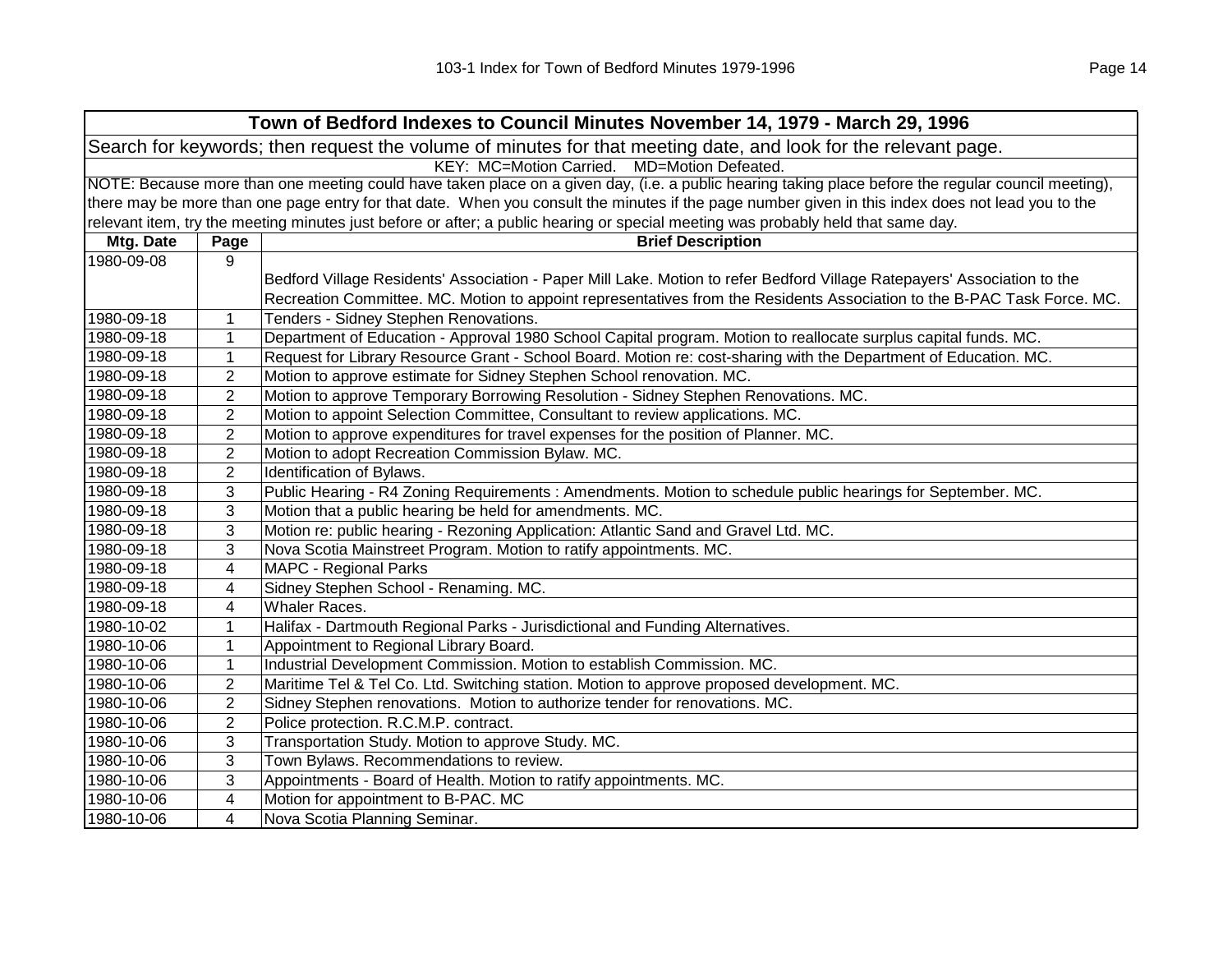| Town of Bedford Indexes to Council Minutes November 14, 1979 - March 29, 1996 | | |
|---|---|---|
| Search for keywords; then request the volume of minutes for that meeting date, and look for the relevant page. | | |
| KEY: MC=Motion Carried. MD=Motion Defeated. | | |
| NOTE: Because more than one meeting could have taken place on a given day, (i.e. a public hearing taking place before the regular council meeting), there may be more than one page entry for that date. When you consult the minutes if the page number given in this index does not lead you to the relevant item, try the meeting minutes just before or after; a public hearing or special meeting was probably held that same day. | | |
| **Mtg. Date** | **Page** | **Brief Description** |
| 1980-09-08 | 9 | Bedford Village Residents' Association - Paper Mill Lake. Motion to refer Bedford Village Ratepayers' Association to the Recreation Committee. MC. Motion to appoint representatives from the Residents Association to the B-PAC Task Force. MC. |
| 1980-09-18 | 1 | Tenders - Sidney Stephen Renovations. |
| 1980-09-18 | 1 | Department of Education - Approval 1980 School Capital program. Motion to reallocate surplus capital funds. MC. |
| 1980-09-18 | 1 | Request for Library Resource Grant - School Board. Motion re: cost-sharing with the Department of Education. MC. |
| 1980-09-18 | 2 | Motion to approve estimate for Sidney Stephen School renovation. MC. |
| 1980-09-18 | 2 | Motion to approve Temporary Borrowing Resolution - Sidney Stephen Renovations. MC. |
| 1980-09-18 | 2 | Motion to appoint Selection Committee, Consultant to review applications. MC. |
| 1980-09-18 | 2 | Motion to approve expenditures for travel expenses for the position of Planner. MC. |
| 1980-09-18 | 2 | Motion to adopt Recreation Commission Bylaw. MC. |
| 1980-09-18 | 2 | Identification of Bylaws. |
| 1980-09-18 | 3 | Public Hearing - R4 Zoning Requirements : Amendments. Motion to schedule public hearings for September. MC. |
| 1980-09-18 | 3 | Motion that a public hearing be held for amendments. MC. |
| 1980-09-18 | 3 | Motion re: public hearing - Rezoning Application: Atlantic Sand and Gravel Ltd. MC. |
| 1980-09-18 | 3 | Nova Scotia Mainstreet Program. Motion to ratify appointments. MC. |
| 1980-09-18 | 4 | MAPC - Regional Parks |
| 1980-09-18 | 4 | Sidney Stephen School - Renaming. MC. |
| 1980-09-18 | 4 | Whaler Races. |
| 1980-10-02 | 1 | Halifax - Dartmouth Regional Parks - Jurisdictional and Funding Alternatives. |
| 1980-10-06 | 1 | Appointment to Regional Library Board. |
| 1980-10-06 | 1 | Industrial Development Commission. Motion to establish Commission. MC. |
| 1980-10-06 | 2 | Maritime Tel & Tel Co. Ltd. Switching station. Motion to approve proposed development. MC. |
| 1980-10-06 | 2 | Sidney Stephen renovations. Motion to authorize tender for renovations. MC. |
| 1980-10-06 | 2 | Police protection. R.C.M.P. contract. |
| 1980-10-06 | 3 | Transportation Study. Motion to approve Study. MC. |
| 1980-10-06 | 3 | Town Bylaws. Recommendations to review. |
| 1980-10-06 | 3 | Appointments - Board of Health. Motion to ratify appointments. MC. |
| 1980-10-06 | 4 | Motion for appointment to B-PAC. MC |
| 1980-10-06 | 4 | Nova Scotia Planning Seminar. |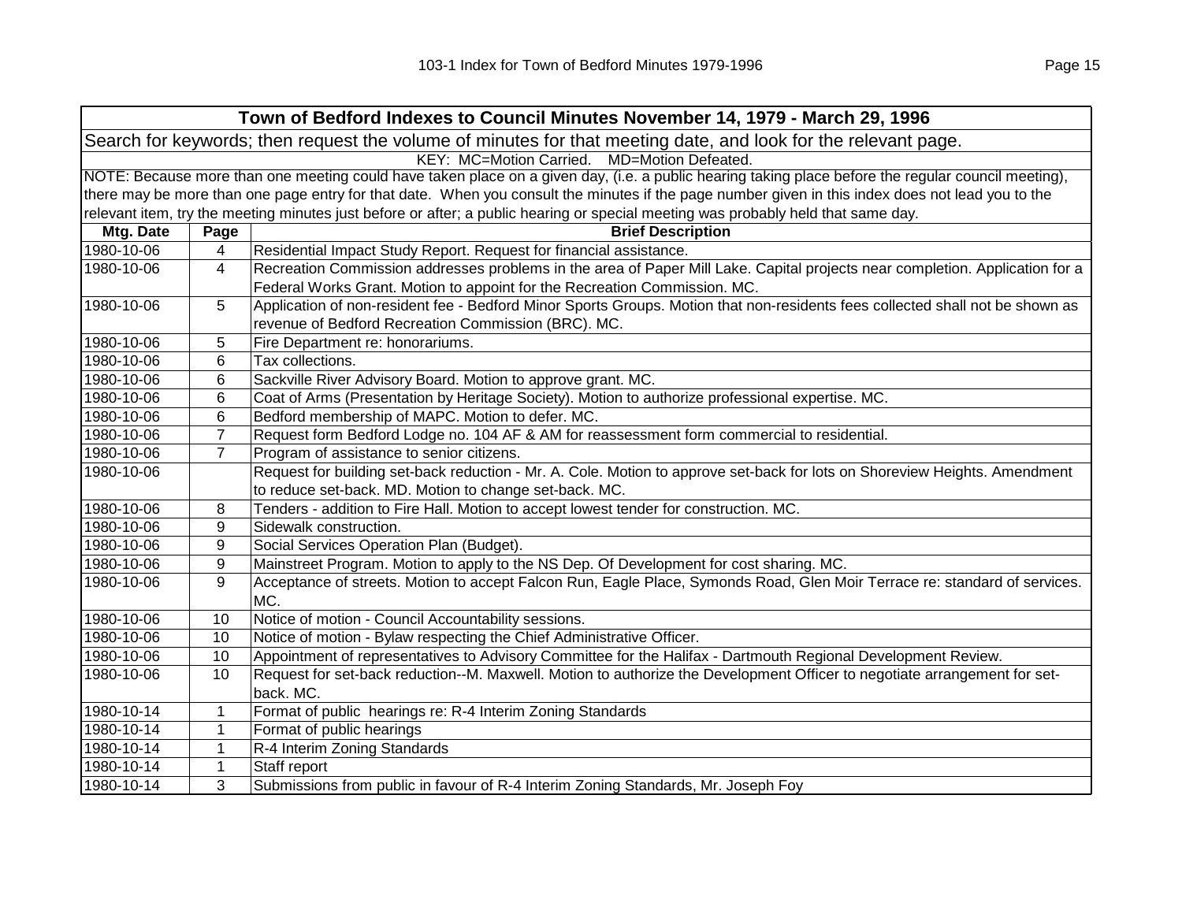| Town of Bedford Indexes to Council Minutes November 14, 1979 - March 29, 1996 | | |
|---|---|---|
| Search for keywords; then request the volume of minutes for that meeting date, and look for the relevant page. | | |
| KEY: MC=Motion Carried. MD=Motion Defeated. | | |
| NOTE: Because more than one meeting could have taken place on a given day, (i.e. a public hearing taking place before the regular council meeting), there may be more than one page entry for that date. When you consult the minutes if the page number given in this index does not lead you to the relevant item, try the meeting minutes just before or after; a public hearing or special meeting was probably held that same day. | | |
| **Mtg. Date** | **Page** | **Brief Description** |
| 1980-10-06 | 4 | Residential Impact Study Report. Request for financial assistance. |
| 1980-10-06 | 4 | Recreation Commission addresses problems in the area of Paper Mill Lake. Capital projects near completion. Application for a Federal Works Grant. Motion to appoint for the Recreation Commission. MC. |
| 1980-10-06 | 5 | Application of non-resident fee - Bedford Minor Sports Groups. Motion that non-residents fees collected shall not be shown as revenue of Bedford Recreation Commission (BRC). MC. |
| 1980-10-06 | 5 | Fire Department re: honorariums. |
| 1980-10-06 | 6 | Tax collections. |
| 1980-10-06 | 6 | Sackville River Advisory Board. Motion to approve grant. MC. |
| 1980-10-06 | 6 | Coat of Arms (Presentation by Heritage Society). Motion to authorize professional expertise. MC. |
| 1980-10-06 | 6 | Bedford membership of MAPC. Motion to defer. MC. |
| 1980-10-06 | 7 | Request form Bedford Lodge no. 104 AF & AM for reassessment form commercial to residential. |
| 1980-10-06 | 7 | Program of assistance to senior citizens. |
| 1980-10-06 | | Request for building set-back reduction - Mr. A. Cole. Motion to approve set-back for lots on Shoreview Heights. Amendment to reduce set-back. MD. Motion to change set-back. MC. |
| 1980-10-06 | 8 | Tenders - addition to Fire Hall. Motion to accept lowest tender for construction. MC. |
| 1980-10-06 | 9 | Sidewalk construction. |
| 1980-10-06 | 9 | Social Services Operation Plan (Budget). |
| 1980-10-06 | 9 | Mainstreet Program. Motion to apply to the NS Dep. Of Development for cost sharing. MC. |
| 1980-10-06 | 9 | Acceptance of streets. Motion to accept Falcon Run, Eagle Place, Symonds Road, Glen Moir Terrace re: standard of services. MC. |
| 1980-10-06 | 10 | Notice of motion - Council Accountability sessions. |
| 1980-10-06 | 10 | Notice of motion - Bylaw respecting the Chief Administrative Officer. |
| 1980-10-06 | 10 | Appointment of representatives to Advisory Committee for the Halifax - Dartmouth Regional Development Review. |
| 1980-10-06 | 10 | Request for set-back reduction--M. Maxwell. Motion to authorize the Development Officer to negotiate arrangement for set-back. MC. |
| 1980-10-14 | 1 | Format of public hearings re: R-4 Interim Zoning Standards |
| 1980-10-14 | 1 | Format of public hearings |
| 1980-10-14 | 1 | R-4 Interim Zoning Standards |
| 1980-10-14 | 1 | Staff report |
| 1980-10-14 | 3 | Submissions from public in favour of R-4 Interim Zoning Standards, Mr. Joseph Foy |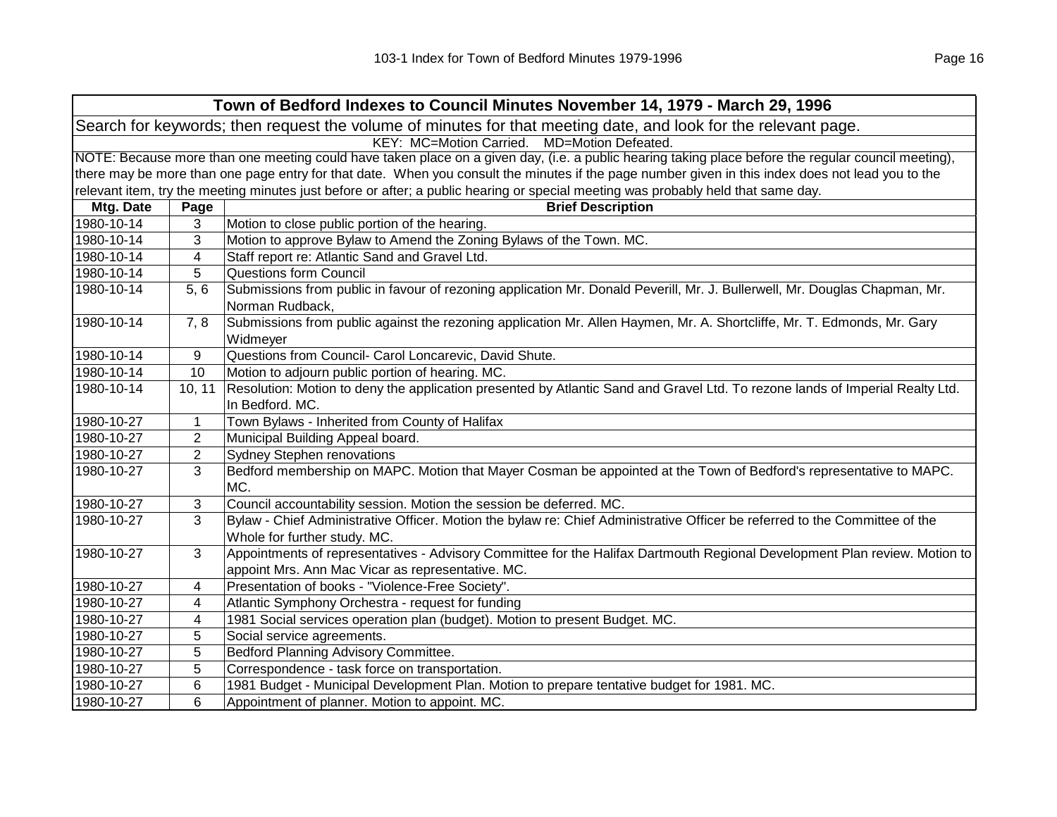| Town of Bedford Indexes to Council Minutes November 14, 1979 - March 29, 1996 | | |
|---|---|---|
| Search for keywords; then request the volume of minutes for that meeting date, and look for the relevant page. | | |
| KEY: MC=Motion Carried. MD=Motion Defeated. | | |
| NOTE: Because more than one meeting could have taken place on a given day, (i.e. a public hearing taking place before the regular council meeting), there may be more than one page entry for that date. When you consult the minutes if the page number given in this index does not lead you to the relevant item, try the meeting minutes just before or after; a public hearing or special meeting was probably held that same day. | | |
| **Mtg. Date** | **Page** | **Brief Description** |
| 1980-10-14 | 3 | Motion to close public portion of the hearing. |
| 1980-10-14 | 3 | Motion to approve Bylaw to Amend the Zoning Bylaws of the Town. MC. |
| 1980-10-14 | 4 | Staff report re: Atlantic Sand and Gravel Ltd. |
| 1980-10-14 | 5 | Questions form Council |
| 1980-10-14 | 5, 6 | Submissions from public in favour of rezoning application Mr. Donald Peverill, Mr. J. Bullerwell, Mr. Douglas Chapman, Mr. Norman Rudback, |
| 1980-10-14 | 7, 8 | Submissions from public against the rezoning application Mr. Allen Haymen, Mr. A. Shortcliffe, Mr. T. Edmonds, Mr. Gary Widmeyer |
| 1980-10-14 | 9 | Questions from Council- Carol Loncarevic, David Shute. |
| 1980-10-14 | 10 | Motion to adjourn public portion of hearing. MC. |
| 1980-10-14 | 10, 11 | Resolution: Motion to deny the application presented by Atlantic Sand and Gravel Ltd. To rezone lands of Imperial Realty Ltd. In Bedford. MC. |
| 1980-10-27 | 1 | Town Bylaws - Inherited from County of Halifax |
| 1980-10-27 | 2 | Municipal Building Appeal board. |
| 1980-10-27 | 2 | Sydney Stephen renovations |
| 1980-10-27 | 3 | Bedford membership on MAPC. Motion that Mayer Cosman be appointed at the Town of Bedford's representative to MAPC. MC. |
| 1980-10-27 | 3 | Council accountability session. Motion the session be deferred. MC. |
| 1980-10-27 | 3 | Bylaw - Chief Administrative Officer. Motion the bylaw re: Chief Administrative Officer be referred to the Committee of the Whole for further study. MC. |
| 1980-10-27 | 3 | Appointments of representatives - Advisory Committee for the Halifax Dartmouth Regional Development Plan review. Motion to appoint Mrs. Ann Mac Vicar as representative. MC. |
| 1980-10-27 | 4 | Presentation of books - "Violence-Free Society". |
| 1980-10-27 | 4 | Atlantic Symphony Orchestra - request for funding |
| 1980-10-27 | 4 | 1981 Social services operation plan (budget). Motion to present Budget. MC. |
| 1980-10-27 | 5 | Social service agreements. |
| 1980-10-27 | 5 | Bedford Planning Advisory Committee. |
| 1980-10-27 | 5 | Correspondence - task force on transportation. |
| 1980-10-27 | 6 | 1981 Budget - Municipal Development Plan. Motion to prepare tentative budget for 1981. MC. |
| 1980-10-27 | 6 | Appointment of planner. Motion to appoint. MC. |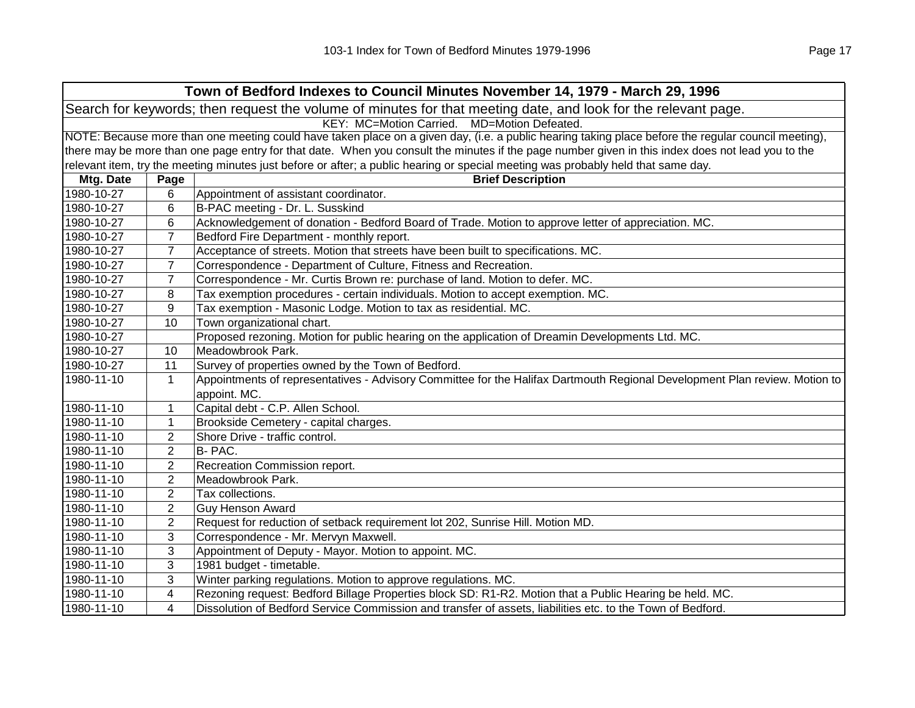## Town of Bedford Indexes to Council Minutes November 14, 1979 - March 29, 1996

Search for keywords; then request the volume of minutes for that meeting date, and look for the relevant page.

KEY: MC=Motion Carried. MD=Motion Defeated.

NOTE: Because more than one meeting could have taken place on a given day, (i.e. a public hearing taking place before the regular council meeting), there may be more than one page entry for that date. When you consult the minutes if the page number given in this index does not lead you to the relevant item, try the meeting minutes just before or after; a public hearing or special meeting was probably held that same day.

| Mtg. Date | Page | Brief Description |
|---|---|---|
| 1980-10-27 | 6 | Appointment of assistant coordinator. |
| 1980-10-27 | 6 | B-PAC meeting - Dr. L. Susskind |
| 1980-10-27 | 6 | Acknowledgement of donation - Bedford Board of Trade. Motion to approve letter of appreciation. MC. |
| 1980-10-27 | 7 | Bedford Fire Department - monthly report. |
| 1980-10-27 | 7 | Acceptance of streets. Motion that streets have been built to specifications. MC. |
| 1980-10-27 | 7 | Correspondence - Department of Culture, Fitness and Recreation. |
| 1980-10-27 | 7 | Correspondence - Mr. Curtis Brown re: purchase of land. Motion to defer. MC. |
| 1980-10-27 | 8 | Tax exemption procedures - certain individuals. Motion to accept exemption. MC. |
| 1980-10-27 | 9 | Tax exemption - Masonic Lodge. Motion to tax as residential. MC. |
| 1980-10-27 | 10 | Town organizational chart. |
| 1980-10-27 | | Proposed rezoning. Motion for public hearing on the application of Dreamin Developments Ltd. MC. |
| 1980-10-27 | 10 | Meadowbrook Park. |
| 1980-10-27 | 11 | Survey of properties owned by the Town of Bedford. |
| 1980-11-10 | 1 | Appointments of representatives - Advisory Committee for the Halifax Dartmouth Regional Development Plan review. Motion to appoint. MC. |
| 1980-11-10 | 1 | Capital debt - C.P. Allen School. |
| 1980-11-10 | 1 | Brookside Cemetery - capital charges. |
| 1980-11-10 | 2 | Shore Drive - traffic control. |
| 1980-11-10 | 2 | B- PAC. |
| 1980-11-10 | 2 | Recreation Commission report. |
| 1980-11-10 | 2 | Meadowbrook Park. |
| 1980-11-10 | 2 | Tax collections. |
| 1980-11-10 | 2 | Guy Henson Award |
| 1980-11-10 | 2 | Request for reduction of setback requirement lot 202, Sunrise Hill. Motion MD. |
| 1980-11-10 | 3 | Correspondence - Mr. Mervyn Maxwell. |
| 1980-11-10 | 3 | Appointment of Deputy - Mayor. Motion to appoint. MC. |
| 1980-11-10 | 3 | 1981 budget - timetable. |
| 1980-11-10 | 3 | Winter parking regulations. Motion to approve regulations. MC. |
| 1980-11-10 | 4 | Rezoning request: Bedford Billage Properties block SD: R1-R2. Motion that a Public Hearing be held. MC. |
| 1980-11-10 | 4 | Dissolution of Bedford Service Commission and transfer of assets, liabilities etc. to the Town of Bedford. |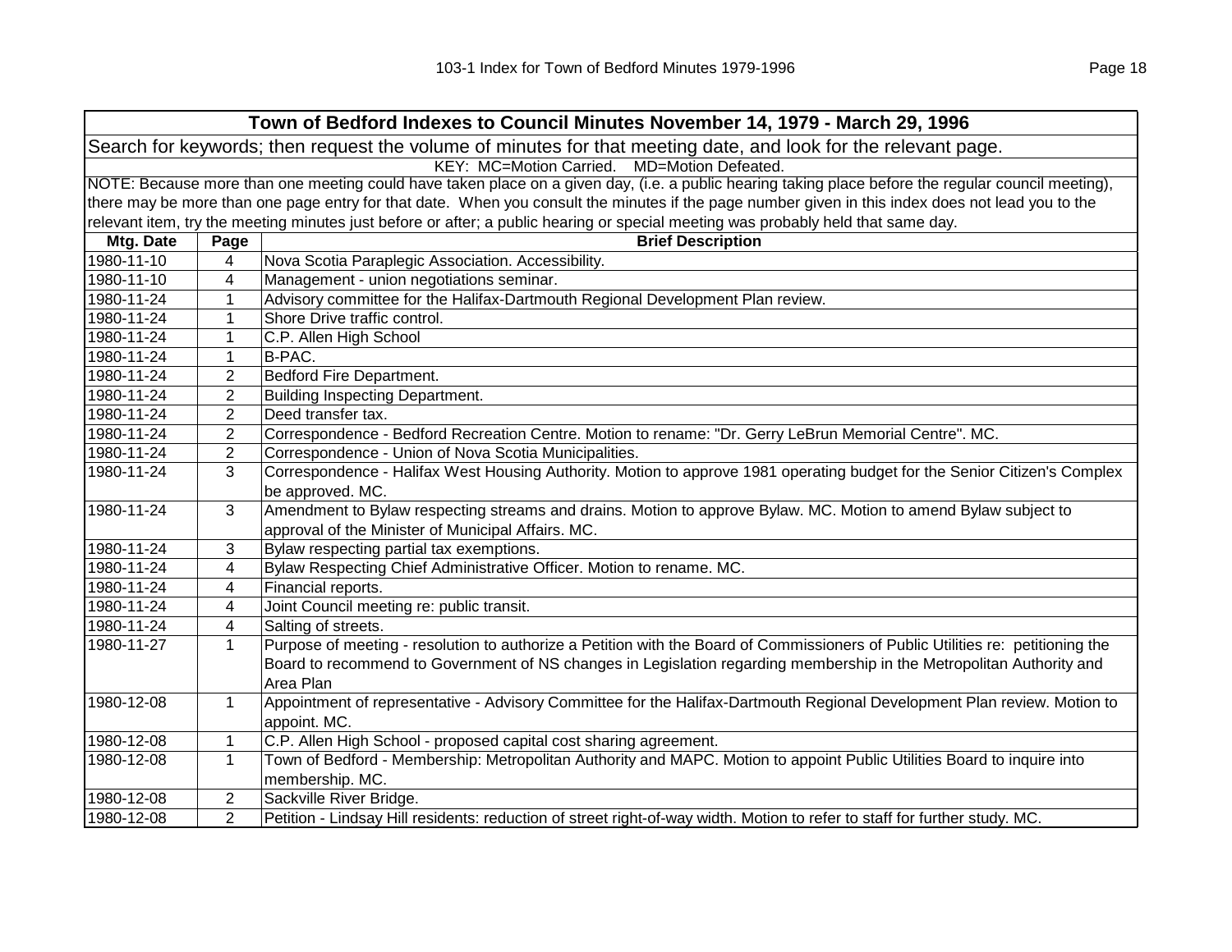| Town of Bedford Indexes to Council Minutes November 14, 1979 - March 29, 1996 | | |
|---|---|---|
| Search for keywords; then request the volume of minutes for that meeting date, and look for the relevant page. | | |
| KEY: MC=Motion Carried. MD=Motion Defeated. | | |
| NOTE: Because more than one meeting could have taken place on a given day, (i.e. a public hearing taking place before the regular council meeting), there may be more than one page entry for that date. When you consult the minutes if the page number given in this index does not lead you to the relevant item, try the meeting minutes just before or after; a public hearing or special meeting was probably held that same day. | | |
| **Mtg. Date** | **Page** | **Brief Description** |
| 1980-11-10 | 4 | Nova Scotia Paraplegic Association. Accessibility. |
| 1980-11-10 | 4 | Management - union negotiations seminar. |
| 1980-11-24 | 1 | Advisory committee for the Halifax-Dartmouth Regional Development Plan review. |
| 1980-11-24 | 1 | Shore Drive traffic control. |
| 1980-11-24 | 1 | C.P. Allen High School |
| 1980-11-24 | 1 | B-PAC. |
| 1980-11-24 | 2 | Bedford Fire Department. |
| 1980-11-24 | 2 | Building Inspecting Department. |
| 1980-11-24 | 2 | Deed transfer tax. |
| 1980-11-24 | 2 | Correspondence - Bedford Recreation Centre. Motion to rename: "Dr. Gerry LeBrun Memorial Centre". MC. |
| 1980-11-24 | 2 | Correspondence - Union of Nova Scotia Municipalities. |
| 1980-11-24 | 3 | Correspondence - Halifax West Housing Authority. Motion to approve 1981 operating budget for the Senior Citizen's Complex be approved. MC. |
| 1980-11-24 | 3 | Amendment to Bylaw respecting streams and drains. Motion to approve Bylaw. MC. Motion to amend Bylaw subject to approval of the Minister of Municipal Affairs. MC. |
| 1980-11-24 | 3 | Bylaw respecting partial tax exemptions. |
| 1980-11-24 | 4 | Bylaw Respecting Chief Administrative Officer. Motion to rename. MC. |
| 1980-11-24 | 4 | Financial reports. |
| 1980-11-24 | 4 | Joint Council meeting re: public transit. |
| 1980-11-24 | 4 | Salting of streets. |
| 1980-11-27 | 1 | Purpose of meeting - resolution to authorize a Petition with the Board of Commissioners of Public Utilities re: petitioning the Board to recommend to Government of NS changes in Legislation regarding membership in the Metropolitan Authority and Area Plan |
| 1980-12-08 | 1 | Appointment of representative - Advisory Committee for the Halifax-Dartmouth Regional Development Plan review. Motion to appoint. MC. |
| 1980-12-08 | 1 | C.P. Allen High School - proposed capital cost sharing agreement. |
| 1980-12-08 | 1 | Town of Bedford - Membership: Metropolitan Authority and MAPC. Motion to appoint Public Utilities Board to inquire into membership. MC. |
| 1980-12-08 | 2 | Sackville River Bridge. |
| 1980-12-08 | 2 | Petition - Lindsay Hill residents: reduction of street right-of-way width. Motion to refer to staff for further study. MC. |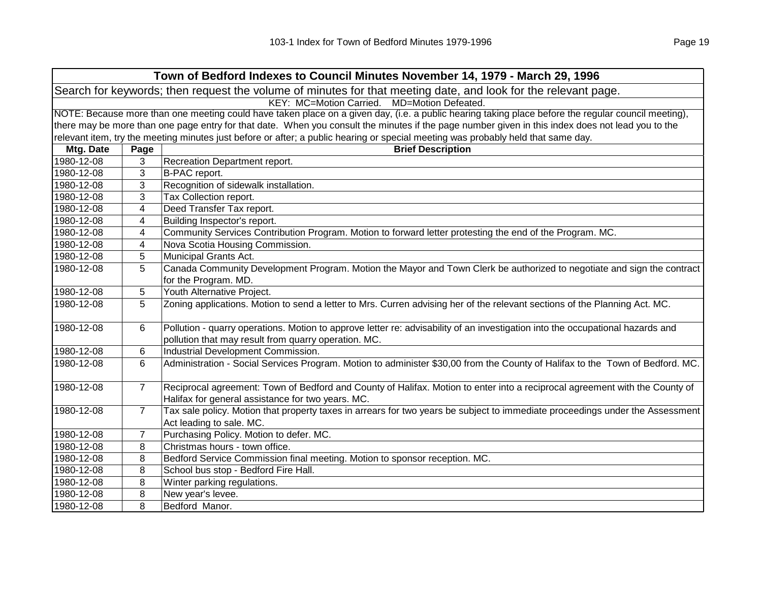| Town of Bedford Indexes to Council Minutes November 14, 1979 - March 29, 1996 | | |
|---|---|---|
| Search for keywords; then request the volume of minutes for that meeting date, and look for the relevant page. | | |
| KEY: MC=Motion Carried. MD=Motion Defeated. | | |
| NOTE: Because more than one meeting could have taken place on a given day, (i.e. a public hearing taking place before the regular council meeting), there may be more than one page entry for that date. When you consult the minutes if the page number given in this index does not lead you to the relevant item, try the meeting minutes just before or after; a public hearing or special meeting was probably held that same day. | | |
| **Mtg. Date** | **Page** | **Brief Description** |
| 1980-12-08 | 3 | Recreation Department report. |
| 1980-12-08 | 3 | B-PAC report. |
| 1980-12-08 | 3 | Recognition of sidewalk installation. |
| 1980-12-08 | 3 | Tax Collection report. |
| 1980-12-08 | 4 | Deed Transfer Tax report. |
| 1980-12-08 | 4 | Building Inspector's report. |
| 1980-12-08 | 4 | Community Services Contribution Program. Motion to forward letter protesting the end of the Program. MC. |
| 1980-12-08 | 4 | Nova Scotia Housing Commission. |
| 1980-12-08 | 5 | Municipal Grants Act. |
| 1980-12-08 | 5 | Canada Community Development Program. Motion the Mayor and Town Clerk be authorized to negotiate and sign the contract for the Program. MD. |
| 1980-12-08 | 5 | Youth Alternative Project. |
| 1980-12-08 | 5 | Zoning applications. Motion to send a letter to Mrs. Curren advising her of the relevant sections of the Planning Act. MC. |
| 1980-12-08 | 6 | Pollution - quarry operations. Motion to approve letter re: advisability of an investigation into the occupational hazards and pollution that may result from quarry operation. MC. |
| 1980-12-08 | 6 | Industrial Development Commission. |
| 1980-12-08 | 6 | Administration - Social Services Program. Motion to administer $30,00 from the County of Halifax to the Town of Bedford. MC. |
| 1980-12-08 | 7 | Reciprocal agreement: Town of Bedford and County of Halifax. Motion to enter into a reciprocal agreement with the County of Halifax for general assistance for two years. MC. |
| 1980-12-08 | 7 | Tax sale policy. Motion that property taxes in arrears for two years be subject to immediate proceedings under the Assessment Act leading to sale. MC. |
| 1980-12-08 | 7 | Purchasing Policy. Motion to defer. MC. |
| 1980-12-08 | 8 | Christmas hours - town office. |
| 1980-12-08 | 8 | Bedford Service Commission final meeting. Motion to sponsor reception. MC. |
| 1980-12-08 | 8 | School bus stop - Bedford Fire Hall. |
| 1980-12-08 | 8 | Winter parking regulations. |
| 1980-12-08 | 8 | New year's levee. |
| 1980-12-08 | 8 | Bedford Manor. |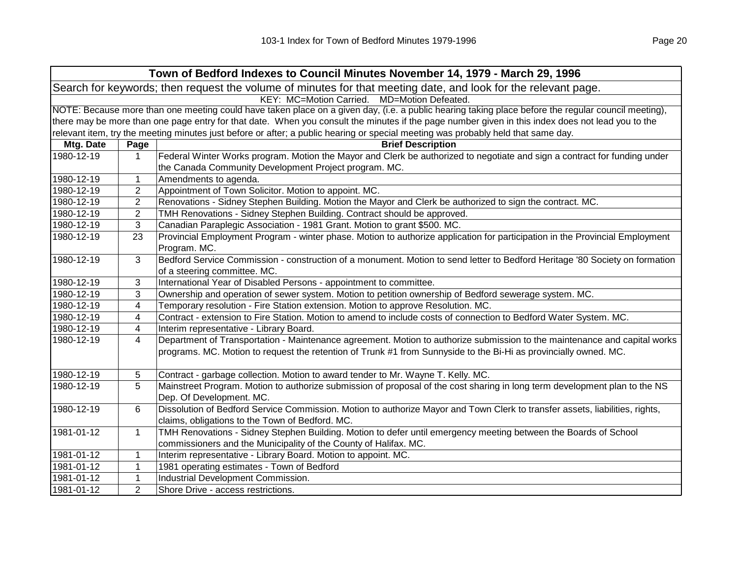| Town of Bedford Indexes to Council Minutes November 14, 1979 - March 29, 1996 | | |
|---|---|---|
| Search for keywords; then request the volume of minutes for that meeting date, and look for the relevant page. | | |
| KEY: MC=Motion Carried. MD=Motion Defeated. | | |
| NOTE: Because more than one meeting could have taken place on a given day, (i.e. a public hearing taking place before the regular council meeting), there may be more than one page entry for that date. When you consult the minutes if the page number given in this index does not lead you to the relevant item, try the meeting minutes just before or after; a public hearing or special meeting was probably held that same day. | | |
| **Mtg. Date** | **Page** | **Brief Description** |
| 1980-12-19 | 1 | Federal Winter Works program. Motion the Mayor and Clerk be authorized to negotiate and sign a contract for funding under the Canada Community Development Project program. MC. |
| 1980-12-19 | 1 | Amendments to agenda. |
| 1980-12-19 | 2 | Appointment of Town Solicitor. Motion to appoint. MC. |
| 1980-12-19 | 2 | Renovations - Sidney Stephen Building. Motion the Mayor and Clerk be authorized to sign the contract. MC. |
| 1980-12-19 | 2 | TMH Renovations - Sidney Stephen Building. Contract should be approved. |
| 1980-12-19 | 3 | Canadian Paraplegic Association - 1981 Grant. Motion to grant $500. MC. |
| 1980-12-19 | 23 | Provincial Employment Program - winter phase. Motion to authorize application for participation in the Provincial Employment Program. MC. |
| 1980-12-19 | 3 | Bedford Service Commission - construction of a monument. Motion to send letter to Bedford Heritage '80 Society on formation of a steering committee. MC. |
| 1980-12-19 | 3 | International Year of Disabled Persons - appointment to committee. |
| 1980-12-19 | 3 | Ownership and operation of sewer system. Motion to petition ownership of Bedford sewerage system. MC. |
| 1980-12-19 | 4 | Temporary resolution - Fire Station extension. Motion to approve Resolution. MC. |
| 1980-12-19 | 4 | Contract - extension to Fire Station. Motion to amend to include costs of connection to Bedford Water System. MC. |
| 1980-12-19 | 4 | Interim representative - Library Board. |
| 1980-12-19 | 4 | Department of Transportation - Maintenance agreement. Motion to authorize submission to the maintenance and capital works programs. MC. Motion to request the retention of Trunk #1 from Sunnyside to the Bi-Hi as provincially owned. MC. |
| 1980-12-19 | 5 | Contract - garbage collection. Motion to award tender to Mr. Wayne T. Kelly. MC. |
| 1980-12-19 | 5 | Mainstreet Program. Motion to authorize submission of proposal of the cost sharing in long term development plan to the NS Dep. Of Development. MC. |
| 1980-12-19 | 6 | Dissolution of Bedford Service Commission. Motion to authorize Mayor and Town Clerk to transfer assets, liabilities, rights, claims, obligations to the Town of Bedford. MC. |
| 1981-01-12 | 1 | TMH Renovations - Sidney Stephen Building. Motion to defer until emergency meeting between the Boards of School commissioners and the Municipality of the County of Halifax. MC. |
| 1981-01-12 | 1 | Interim representative - Library Board. Motion to appoint. MC. |
| 1981-01-12 | 1 | 1981 operating estimates - Town of Bedford |
| 1981-01-12 | 1 | Industrial Development Commission. |
| 1981-01-12 | 2 | Shore Drive - access restrictions. |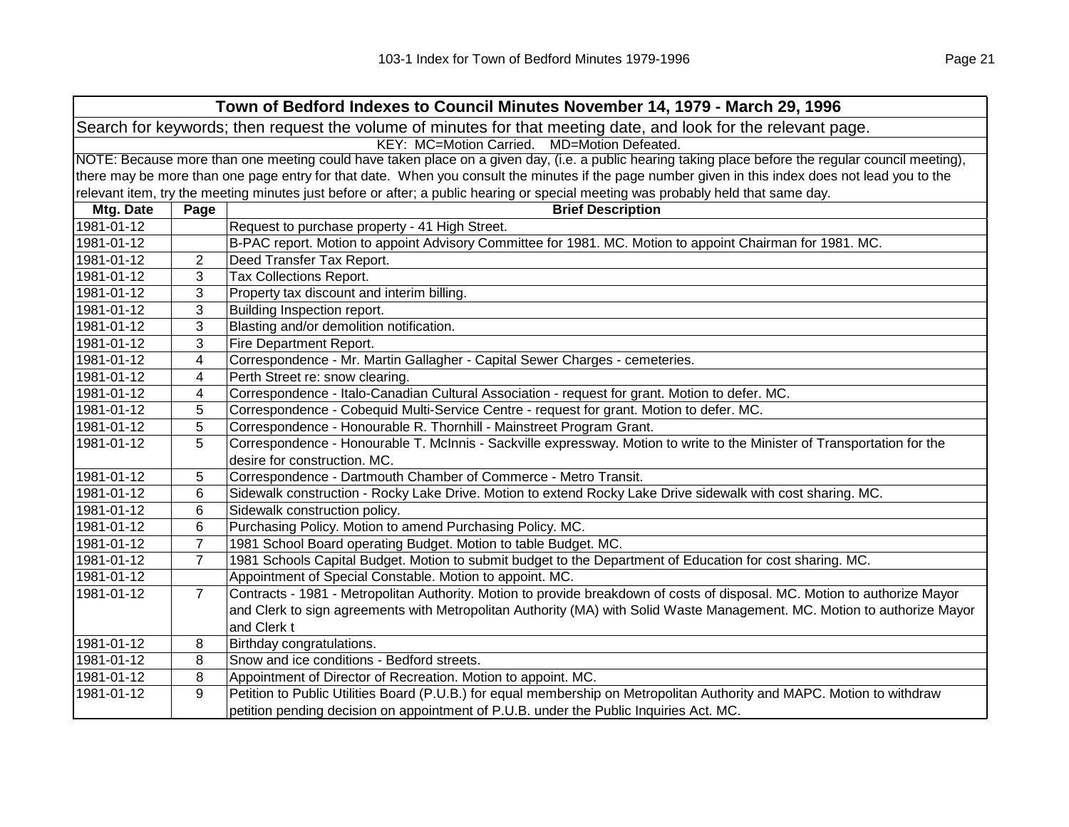| Town of Bedford Indexes to Council Minutes November 14, 1979 - March 29, 1996 | | |
|---|---|---|
| Search for keywords; then request the volume of minutes for that meeting date, and look for the relevant page. | | |
| KEY: MC=Motion Carried. MD=Motion Defeated. | | |
| NOTE: Because more than one meeting could have taken place on a given day, (i.e. a public hearing taking place before the regular council meeting), there may be more than one page entry for that date. When you consult the minutes if the page number given in this index does not lead you to the relevant item, try the meeting minutes just before or after; a public hearing or special meeting was probably held that same day. | | |
| **Mtg. Date** | **Page** | **Brief Description** |
| 1981-01-12 | | Request to purchase property - 41 High Street. |
| 1981-01-12 | | B-PAC report. Motion to appoint Advisory Committee for 1981. MC. Motion to appoint Chairman for 1981. MC. |
| 1981-01-12 | 2 | Deed Transfer Tax Report. |
| 1981-01-12 | 3 | Tax Collections Report. |
| 1981-01-12 | 3 | Property tax discount and interim billing. |
| 1981-01-12 | 3 | Building Inspection report. |
| 1981-01-12 | 3 | Blasting and/or demolition notification. |
| 1981-01-12 | 3 | Fire Department Report. |
| 1981-01-12 | 4 | Correspondence - Mr. Martin Gallagher - Capital Sewer Charges - cemeteries. |
| 1981-01-12 | 4 | Perth Street re: snow clearing. |
| 1981-01-12 | 4 | Correspondence - Italo-Canadian Cultural Association - request for grant. Motion to defer. MC. |
| 1981-01-12 | 5 | Correspondence - Cobequid Multi-Service Centre - request for grant. Motion to defer. MC. |
| 1981-01-12 | 5 | Correspondence - Honourable R. Thornhill - Mainstreet Program Grant. |
| 1981-01-12 | 5 | Correspondence - Honourable T. McInnis - Sackville expressway. Motion to write to the Minister of Transportation for the desire for construction. MC. |
| 1981-01-12 | 5 | Correspondence - Dartmouth Chamber of Commerce - Metro Transit. |
| 1981-01-12 | 6 | Sidewalk construction - Rocky Lake Drive. Motion to extend Rocky Lake Drive sidewalk with cost sharing. MC. |
| 1981-01-12 | 6 | Sidewalk construction policy. |
| 1981-01-12 | 6 | Purchasing Policy. Motion to amend Purchasing Policy. MC. |
| 1981-01-12 | 7 | 1981 School Board operating Budget. Motion to table Budget. MC. |
| 1981-01-12 | 7 | 1981 Schools Capital Budget. Motion to submit budget to the Department of Education for cost sharing. MC. |
| 1981-01-12 | | Appointment of Special Constable. Motion to appoint. MC. |
| 1981-01-12 | 7 | Contracts - 1981 - Metropolitan Authority. Motion to provide breakdown of costs of disposal. MC. Motion to authorize Mayor and Clerk to sign agreements with Metropolitan Authority (MA) with Solid Waste Management. MC. Motion to authorize Mayor and Clerk t |
| 1981-01-12 | 8 | Birthday congratulations. |
| 1981-01-12 | 8 | Snow and ice conditions - Bedford streets. |
| 1981-01-12 | 8 | Appointment of Director of Recreation. Motion to appoint. MC. |
| 1981-01-12 | 9 | Petition to Public Utilities Board (P.U.B.) for equal membership on Metropolitan Authority and MAPC. Motion to withdraw petition pending decision on appointment of P.U.B. under the Public Inquiries Act. MC. |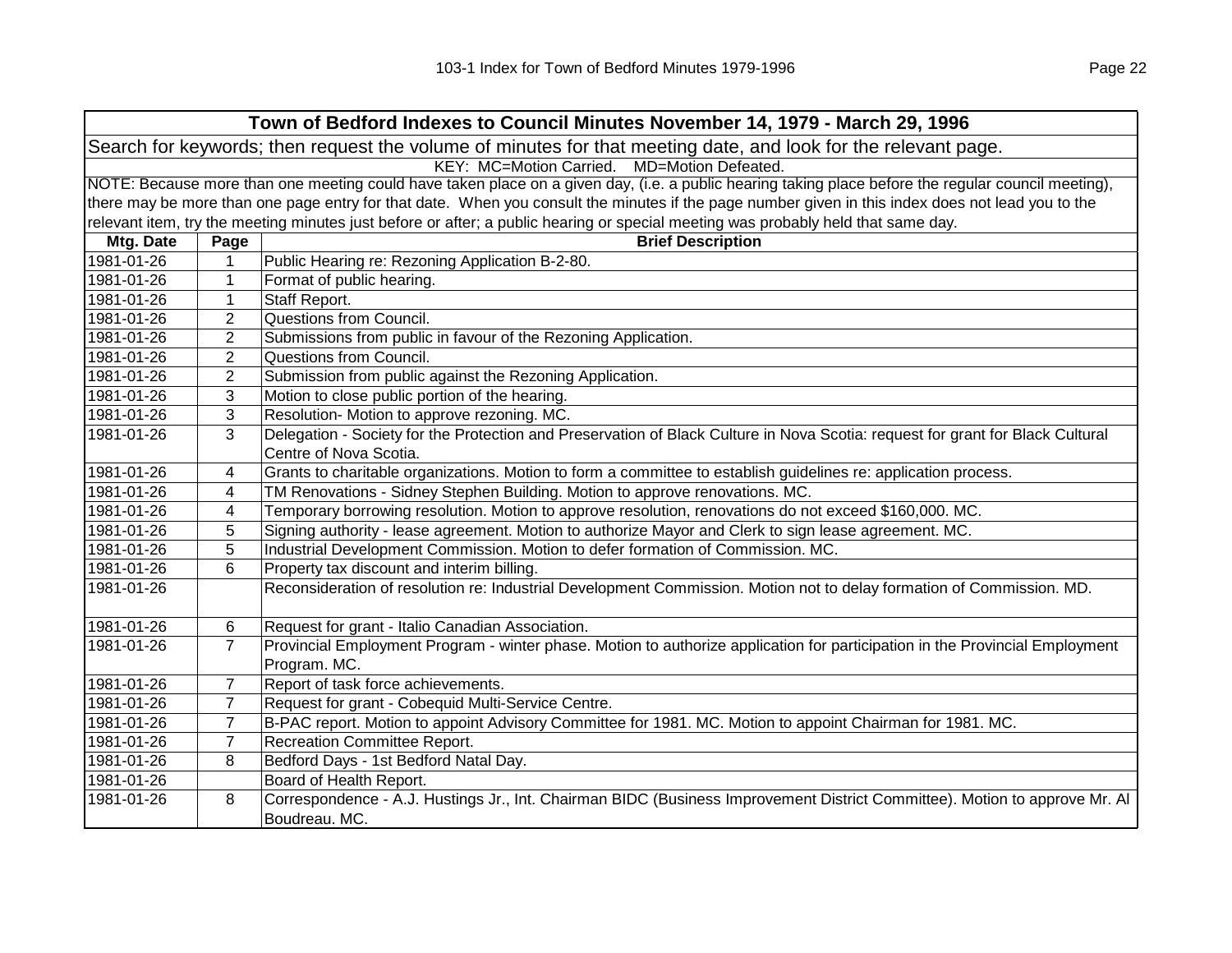| Town of Bedford Indexes to Council Minutes November 14, 1979 - March 29, 1996 | | |
|---|---|---|
| Search for keywords; then request the volume of minutes for that meeting date, and look for the relevant page. | | |
| KEY: MC=Motion Carried. MD=Motion Defeated. | | |
| NOTE: Because more than one meeting could have taken place on a given day, (i.e. a public hearing taking place before the regular council meeting), there may be more than one page entry for that date. When you consult the minutes if the page number given in this index does not lead you to the relevant item, try the meeting minutes just before or after; a public hearing or special meeting was probably held that same day. | | |
| **Mtg. Date** | **Page** | **Brief Description** |
| 1981-01-26 | 1 | Public Hearing re: Rezoning Application B-2-80. |
| 1981-01-26 | 1 | Format of public hearing. |
| 1981-01-26 | 1 | Staff Report. |
| 1981-01-26 | 2 | Questions from Council. |
| 1981-01-26 | 2 | Submissions from public in favour of the Rezoning Application. |
| 1981-01-26 | 2 | Questions from Council. |
| 1981-01-26 | 2 | Submission from public against the Rezoning Application. |
| 1981-01-26 | 3 | Motion to close public portion of the hearing. |
| 1981-01-26 | 3 | Resolution- Motion to approve rezoning. MC. |
| 1981-01-26 | 3 | Delegation - Society for the Protection and Preservation of Black Culture in Nova Scotia: request for grant for Black Cultural Centre of Nova Scotia. |
| 1981-01-26 | 4 | Grants to charitable organizations. Motion to form a committee to establish guidelines re: application process. |
| 1981-01-26 | 4 | TM Renovations - Sidney Stephen Building. Motion to approve renovations. MC. |
| 1981-01-26 | 4 | Temporary borrowing resolution. Motion to approve resolution, renovations do not exceed $160,000. MC. |
| 1981-01-26 | 5 | Signing authority - lease agreement. Motion to authorize Mayor and Clerk to sign lease agreement. MC. |
| 1981-01-26 | 5 | Industrial Development Commission. Motion to defer formation of Commission. MC. |
| 1981-01-26 | 6 | Property tax discount and interim billing. |
| 1981-01-26 | | Reconsideration of resolution re: Industrial Development Commission. Motion not to delay formation of Commission. MD. |
| 1981-01-26 | 6 | Request for grant - Italio Canadian Association. |
| 1981-01-26 | 7 | Provincial Employment Program - winter phase. Motion to authorize application for participation in the Provincial Employment Program. MC. |
| 1981-01-26 | 7 | Report of task force achievements. |
| 1981-01-26 | 7 | Request for grant - Cobequid Multi-Service Centre. |
| 1981-01-26 | 7 | B-PAC report. Motion to appoint Advisory Committee for 1981. MC. Motion to appoint Chairman for 1981. MC. |
| 1981-01-26 | 7 | Recreation Committee Report. |
| 1981-01-26 | 8 | Bedford Days - 1st Bedford Natal Day. |
| 1981-01-26 | | Board of Health Report. |
| 1981-01-26 | 8 | Correspondence - A.J. Hustings Jr., Int. Chairman BIDC (Business Improvement District Committee). Motion to approve Mr. Al Boudreau. MC. |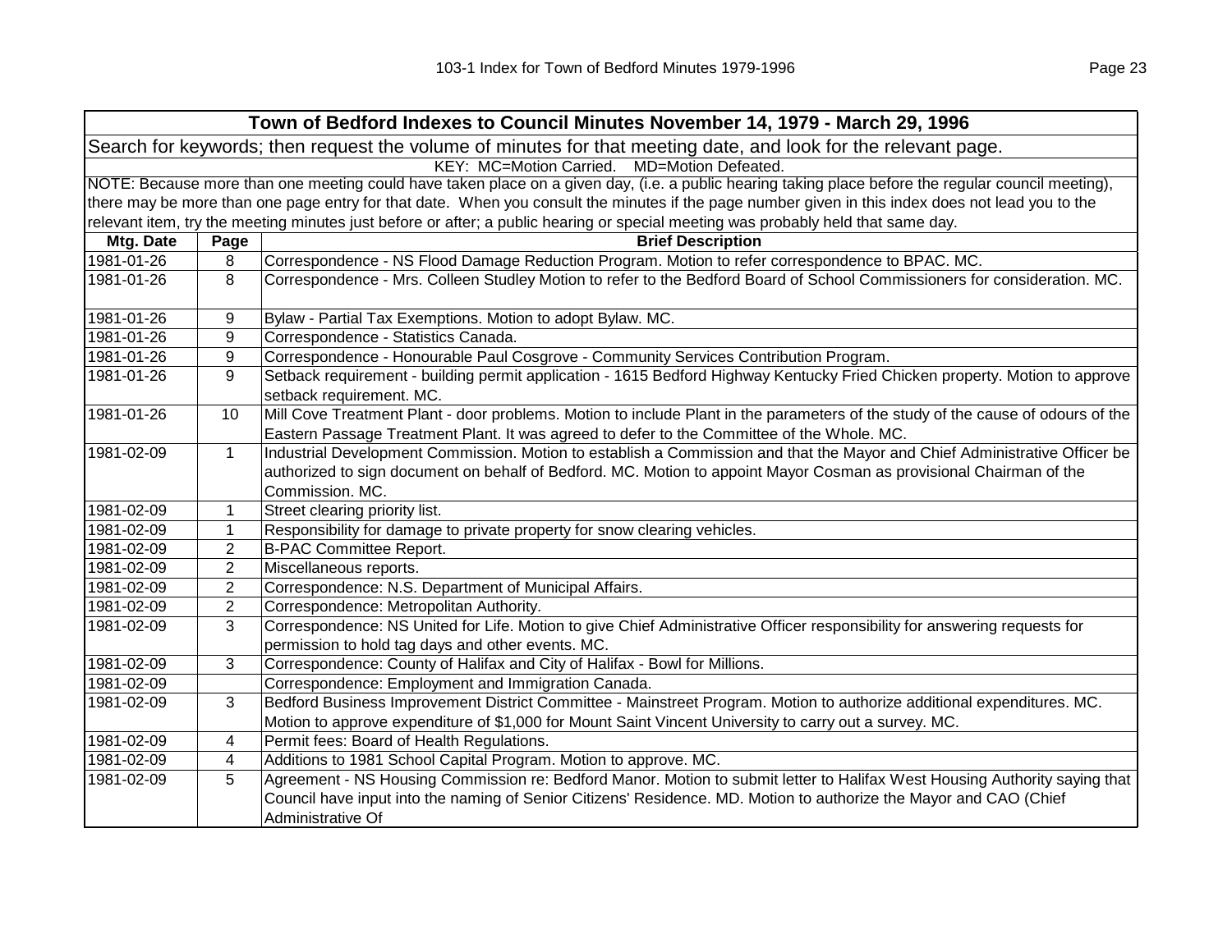| Town of Bedford Indexes to Council Minutes November 14, 1979 - March 29, 1996 | | |
|---|---|---|
| Search for keywords; then request the volume of minutes for that meeting date, and look for the relevant page. | | |
| KEY: MC=Motion Carried. MD=Motion Defeated. | | |
| NOTE: Because more than one meeting could have taken place on a given day, (i.e. a public hearing taking place before the regular council meeting), there may be more than one page entry for that date. When you consult the minutes if the page number given in this index does not lead you to the relevant item, try the meeting minutes just before or after; a public hearing or special meeting was probably held that same day. | | |
| **Mtg. Date** | **Page** | **Brief Description** |
| 1981-01-26 | 8 | Correspondence - NS Flood Damage Reduction Program. Motion to refer correspondence to BPAC. MC. |
| 1981-01-26 | 8 | Correspondence - Mrs. Colleen Studley Motion to refer to the Bedford Board of School Commissioners for consideration. MC. |
| 1981-01-26 | 9 | Bylaw - Partial Tax Exemptions. Motion to adopt Bylaw. MC. |
| 1981-01-26 | 9 | Correspondence - Statistics Canada. |
| 1981-01-26 | 9 | Correspondence - Honourable Paul Cosgrove - Community Services Contribution Program. |
| 1981-01-26 | 9 | Setback requirement - building permit application - 1615 Bedford Highway Kentucky Fried Chicken property. Motion to approve setback requirement. MC. |
| 1981-01-26 | 10 | Mill Cove Treatment Plant - door problems. Motion to include Plant in the parameters of the study of the cause of odours of the Eastern Passage Treatment Plant. It was agreed to defer to the Committee of the Whole. MC. |
| 1981-02-09 | 1 | Industrial Development Commission. Motion to establish a Commission and that the Mayor and Chief Administrative Officer be authorized to sign document on behalf of Bedford. MC. Motion to appoint Mayor Cosman as provisional Chairman of the Commission. MC. |
| 1981-02-09 | 1 | Street clearing priority list. |
| 1981-02-09 | 1 | Responsibility for damage to private property for snow clearing vehicles. |
| 1981-02-09 | 2 | B-PAC Committee Report. |
| 1981-02-09 | 2 | Miscellaneous reports. |
| 1981-02-09 | 2 | Correspondence: N.S. Department of Municipal Affairs. |
| 1981-02-09 | 2 | Correspondence: Metropolitan Authority. |
| 1981-02-09 | 3 | Correspondence: NS United for Life. Motion to give Chief Administrative Officer responsibility for answering requests for permission to hold tag days and other events. MC. |
| 1981-02-09 | 3 | Correspondence: County of Halifax and City of Halifax - Bowl for Millions. |
| 1981-02-09 | | Correspondence: Employment and Immigration Canada. |
| 1981-02-09 | 3 | Bedford Business Improvement District Committee - Mainstreet Program. Motion to authorize additional expenditures. MC. Motion to approve expenditure of $1,000 for Mount Saint Vincent University to carry out a survey. MC. |
| 1981-02-09 | 4 | Permit fees: Board of Health Regulations. |
| 1981-02-09 | 4 | Additions to 1981 School Capital Program. Motion to approve. MC. |
| 1981-02-09 | 5 | Agreement - NS Housing Commission re: Bedford Manor. Motion to submit letter to Halifax West Housing Authority saying that Council have input into the naming of Senior Citizens' Residence. MD. Motion to authorize the Mayor and CAO (Chief Administrative Of |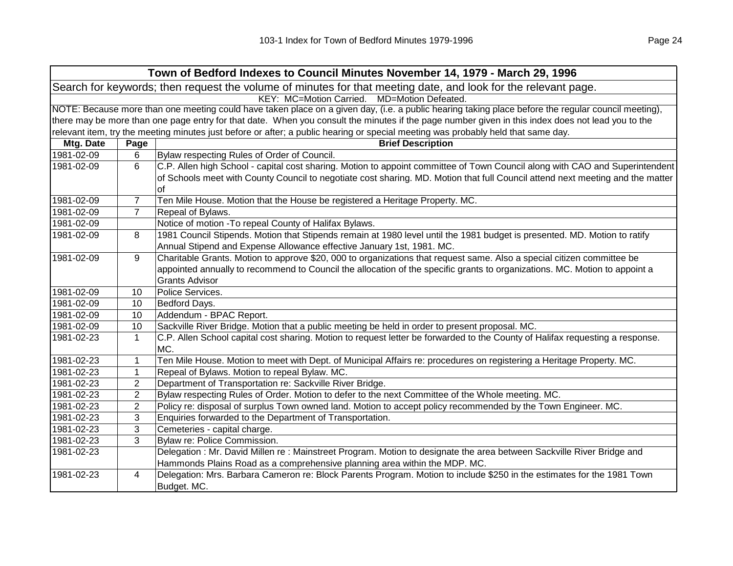## Town of Bedford Indexes to Council Minutes November 14, 1979 - March 29, 1996

Search for keywords; then request the volume of minutes for that meeting date, and look for the relevant page.

KEY: MC=Motion Carried. MD=Motion Defeated.

NOTE: Because more than one meeting could have taken place on a given day, (i.e. a public hearing taking place before the regular council meeting), there may be more than one page entry for that date. When you consult the minutes if the page number given in this index does not lead you to the relevant item, try the meeting minutes just before or after; a public hearing or special meeting was probably held that same day.

| Mtg. Date | Page | Brief Description |
|---|---|---|
| 1981-02-09 | 6 | Bylaw respecting Rules of Order of Council. |
| 1981-02-09 | 6 | C.P. Allen high School - capital cost sharing. Motion to appoint committee of Town Council along with CAO and Superintendent of Schools meet with County Council to negotiate cost sharing. MD. Motion that full Council attend next meeting and the matter of |
| 1981-02-09 | 7 | Ten Mile House. Motion that the House be registered a Heritage Property. MC. |
| 1981-02-09 | 7 | Repeal of Bylaws. |
| 1981-02-09 | | Notice of motion -To repeal County of Halifax Bylaws. |
| 1981-02-09 | 8 | 1981 Council Stipends. Motion that Stipends remain at 1980 level until the 1981 budget is presented. MD. Motion to ratify Annual Stipend and Expense Allowance effective January 1st, 1981. MC. |
| 1981-02-09 | 9 | Charitable Grants. Motion to approve $20, 000 to organizations that request same. Also a special citizen committee be appointed annually to recommend to Council the allocation of the specific grants to organizations. MC. Motion to appoint a Grants Advisor |
| 1981-02-09 | 10 | Police Services. |
| 1981-02-09 | 10 | Bedford Days. |
| 1981-02-09 | 10 | Addendum - BPAC Report. |
| 1981-02-09 | 10 | Sackville River Bridge. Motion that a public meeting be held in order to present proposal. MC. |
| 1981-02-23 | 1 | C.P. Allen School capital cost sharing. Motion to request letter be forwarded to the County of Halifax requesting a response. MC. |
| 1981-02-23 | 1 | Ten Mile House. Motion to meet with Dept. of Municipal Affairs re: procedures on registering a Heritage Property. MC. |
| 1981-02-23 | 1 | Repeal of Bylaws. Motion to repeal Bylaw. MC. |
| 1981-02-23 | 2 | Department of Transportation re: Sackville River Bridge. |
| 1981-02-23 | 2 | Bylaw respecting Rules of Order. Motion to defer to the next Committee of the Whole meeting. MC. |
| 1981-02-23 | 2 | Policy re: disposal of surplus Town owned land. Motion to accept policy recommended by the Town Engineer. MC. |
| 1981-02-23 | 3 | Enquiries forwarded to the Department of Transportation. |
| 1981-02-23 | 3 | Cemeteries - capital charge. |
| 1981-02-23 | 3 | Bylaw re: Police Commission. |
| 1981-02-23 | | Delegation : Mr. David Millen re : Mainstreet Program. Motion to designate the area between Sackville River Bridge and Hammonds Plains Road as a comprehensive planning area within the MDP. MC. |
| 1981-02-23 | 4 | Delegation: Mrs. Barbara Cameron re: Block Parents Program. Motion to include $250 in the estimates for the 1981 Town Budget. MC. |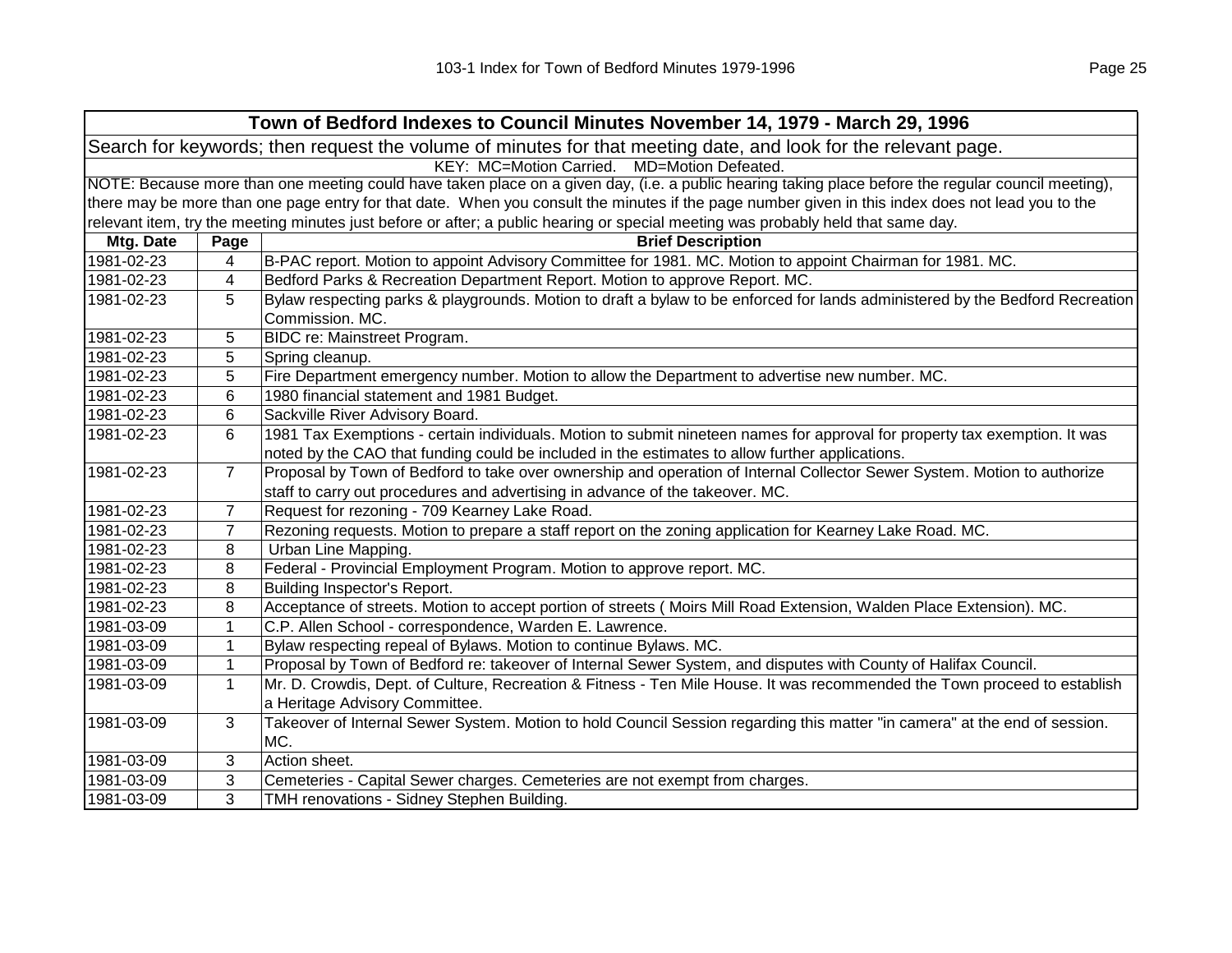| Town of Bedford Indexes to Council Minutes November 14, 1979 - March 29, 1996 | | |
|---|---|---|
| Search for keywords; then request the volume of minutes for that meeting date, and look for the relevant page. | | |
| KEY: MC=Motion Carried. MD=Motion Defeated. | | |
| NOTE: Because more than one meeting could have taken place on a given day, (i.e. a public hearing taking place before the regular council meeting), there may be more than one page entry for that date. When you consult the minutes if the page number given in this index does not lead you to the relevant item, try the meeting minutes just before or after; a public hearing or special meeting was probably held that same day. | | |
| **Mtg. Date** | **Page** | **Brief Description** |
| 1981-02-23 | 4 | B-PAC report. Motion to appoint Advisory Committee for 1981. MC. Motion to appoint Chairman for 1981. MC. |
| 1981-02-23 | 4 | Bedford Parks & Recreation Department Report. Motion to approve Report. MC. |
| 1981-02-23 | 5 | Bylaw respecting parks & playgrounds. Motion to draft a bylaw to be enforced for lands administered by the Bedford Recreation Commission. MC. |
| 1981-02-23 | 5 | BIDC re: Mainstreet Program. |
| 1981-02-23 | 5 | Spring cleanup. |
| 1981-02-23 | 5 | Fire Department emergency number. Motion to allow the Department to advertise new number. MC. |
| 1981-02-23 | 6 | 1980 financial statement and 1981 Budget. |
| 1981-02-23 | 6 | Sackville River Advisory Board. |
| 1981-02-23 | 6 | 1981 Tax Exemptions - certain individuals. Motion to submit nineteen names for approval for property tax exemption. It was noted by the CAO that funding could be included in the estimates to allow further applications. |
| 1981-02-23 | 7 | Proposal by Town of Bedford to take over ownership and operation of Internal Collector Sewer System. Motion to authorize staff to carry out procedures and advertising in advance of the takeover. MC. |
| 1981-02-23 | 7 | Request for rezoning - 709 Kearney Lake Road. |
| 1981-02-23 | 7 | Rezoning requests. Motion to prepare a staff report on the zoning application for Kearney Lake Road. MC. |
| 1981-02-23 | 8 | Urban Line Mapping. |
| 1981-02-23 | 8 | Federal - Provincial Employment Program. Motion to approve report. MC. |
| 1981-02-23 | 8 | Building Inspector's Report. |
| 1981-02-23 | 8 | Acceptance of streets. Motion to accept portion of streets ( Moirs Mill Road Extension, Walden Place Extension). MC. |
| 1981-03-09 | 1 | C.P. Allen School - correspondence, Warden E. Lawrence. |
| 1981-03-09 | 1 | Bylaw respecting repeal of Bylaws. Motion to continue Bylaws. MC. |
| 1981-03-09 | 1 | Proposal by Town of Bedford re: takeover of Internal Sewer System, and disputes with County of Halifax Council. |
| 1981-03-09 | 1 | Mr. D. Crowdis, Dept. of Culture, Recreation & Fitness - Ten Mile House. It was recommended the Town proceed to establish a Heritage Advisory Committee. |
| 1981-03-09 | 3 | Takeover of Internal Sewer System. Motion to hold Council Session regarding this matter "in camera" at the end of session. MC. |
| 1981-03-09 | 3 | Action sheet. |
| 1981-03-09 | 3 | Cemeteries - Capital Sewer charges. Cemeteries are not exempt from charges. |
| 1981-03-09 | 3 | TMH renovations - Sidney Stephen Building. |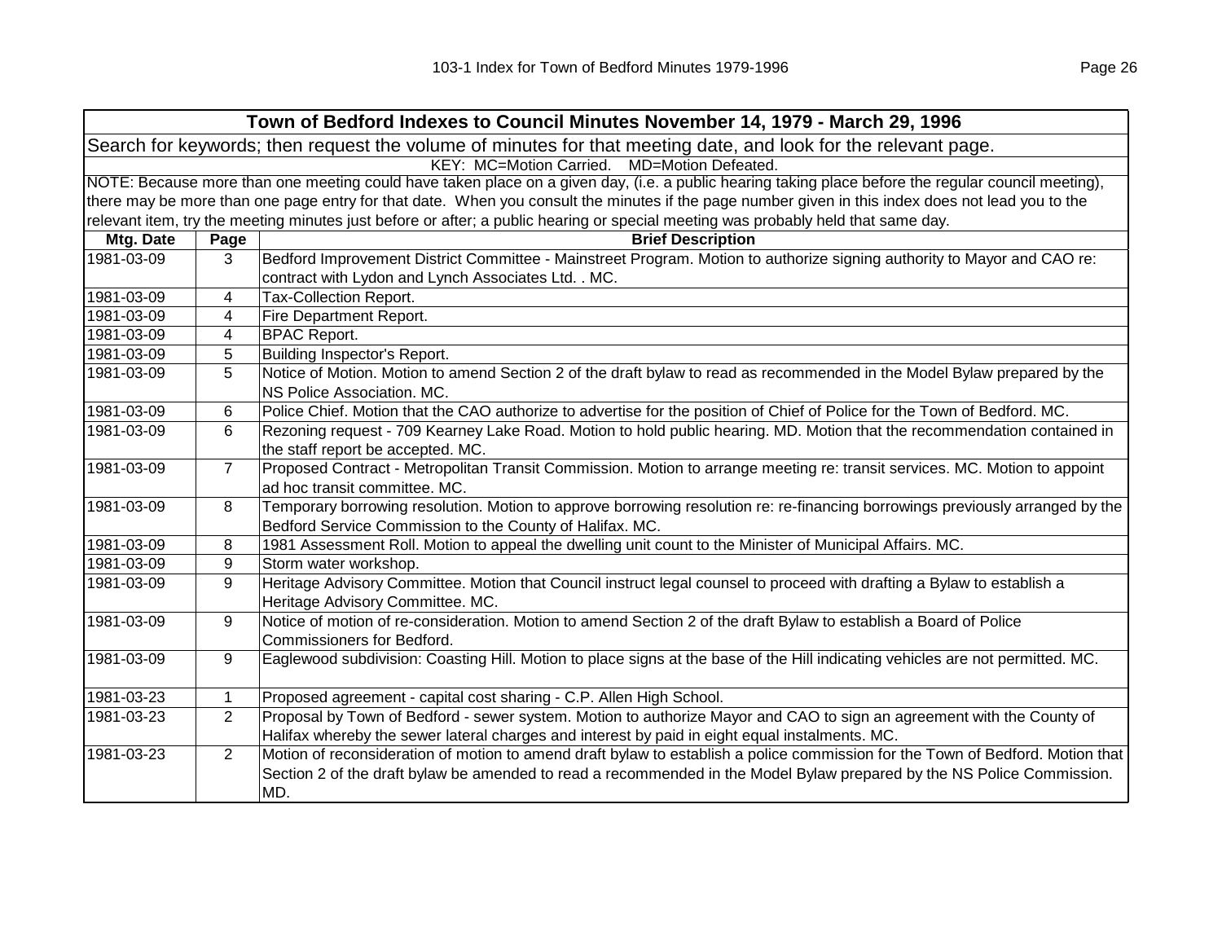| Town of Bedford Indexes to Council Minutes November 14, 1979 - March 29, 1996 | | |
|---|---|---|
| Search for keywords; then request the volume of minutes for that meeting date, and look for the relevant page. | | |
| KEY: MC=Motion Carried. MD=Motion Defeated. | | |
| NOTE: Because more than one meeting could have taken place on a given day, (i.e. a public hearing taking place before the regular council meeting), there may be more than one page entry for that date. When you consult the minutes if the page number given in this index does not lead you to the relevant item, try the meeting minutes just before or after; a public hearing or special meeting was probably held that same day. | | |
| **Mtg. Date** | **Page** | **Brief Description** |
| 1981-03-09 | 3 | Bedford Improvement District Committee - Mainstreet Program. Motion to authorize signing authority to Mayor and CAO re: contract with Lydon and Lynch Associates Ltd. . MC. |
| 1981-03-09 | 4 | Tax-Collection Report. |
| 1981-03-09 | 4 | Fire Department Report. |
| 1981-03-09 | 4 | BPAC Report. |
| 1981-03-09 | 5 | Building Inspector's Report. |
| 1981-03-09 | 5 | Notice of Motion. Motion to amend Section 2 of the draft bylaw to read as recommended in the Model Bylaw prepared by the NS Police Association. MC. |
| 1981-03-09 | 6 | Police Chief. Motion that the CAO authorize to advertise for the position of Chief of Police for the Town of Bedford. MC. |
| 1981-03-09 | 6 | Rezoning request - 709 Kearney Lake Road. Motion to hold public hearing. MD. Motion that the recommendation contained in the staff report be accepted. MC. |
| 1981-03-09 | 7 | Proposed Contract - Metropolitan Transit Commission. Motion to arrange meeting re: transit services. MC. Motion to appoint ad hoc transit committee. MC. |
| 1981-03-09 | 8 | Temporary borrowing resolution. Motion to approve borrowing resolution re: re-financing borrowings previously arranged by the Bedford Service Commission to the County of Halifax. MC. |
| 1981-03-09 | 8 | 1981 Assessment Roll. Motion to appeal the dwelling unit count to the Minister of Municipal Affairs. MC. |
| 1981-03-09 | 9 | Storm water workshop. |
| 1981-03-09 | 9 | Heritage Advisory Committee. Motion that Council instruct legal counsel to proceed with drafting a Bylaw to establish a Heritage Advisory Committee. MC. |
| 1981-03-09 | 9 | Notice of motion of re-consideration. Motion to amend Section 2 of the draft Bylaw to establish a Board of Police Commissioners for Bedford. |
| 1981-03-09 | 9 | Eaglewood subdivision: Coasting Hill. Motion to place signs at the base of the Hill indicating vehicles are not permitted. MC. |
| 1981-03-23 | 1 | Proposed agreement - capital cost sharing - C.P. Allen High School. |
| 1981-03-23 | 2 | Proposal by Town of Bedford - sewer system. Motion to authorize Mayor and CAO to sign an agreement with the County of Halifax whereby the sewer lateral charges and interest by paid in eight equal instalments. MC. |
| 1981-03-23 | 2 | Motion of reconsideration of motion to amend draft bylaw to establish a police commission for the Town of Bedford. Motion that Section 2 of the draft bylaw be amended to read a recommended in the Model Bylaw prepared by the NS Police Commission. MD. |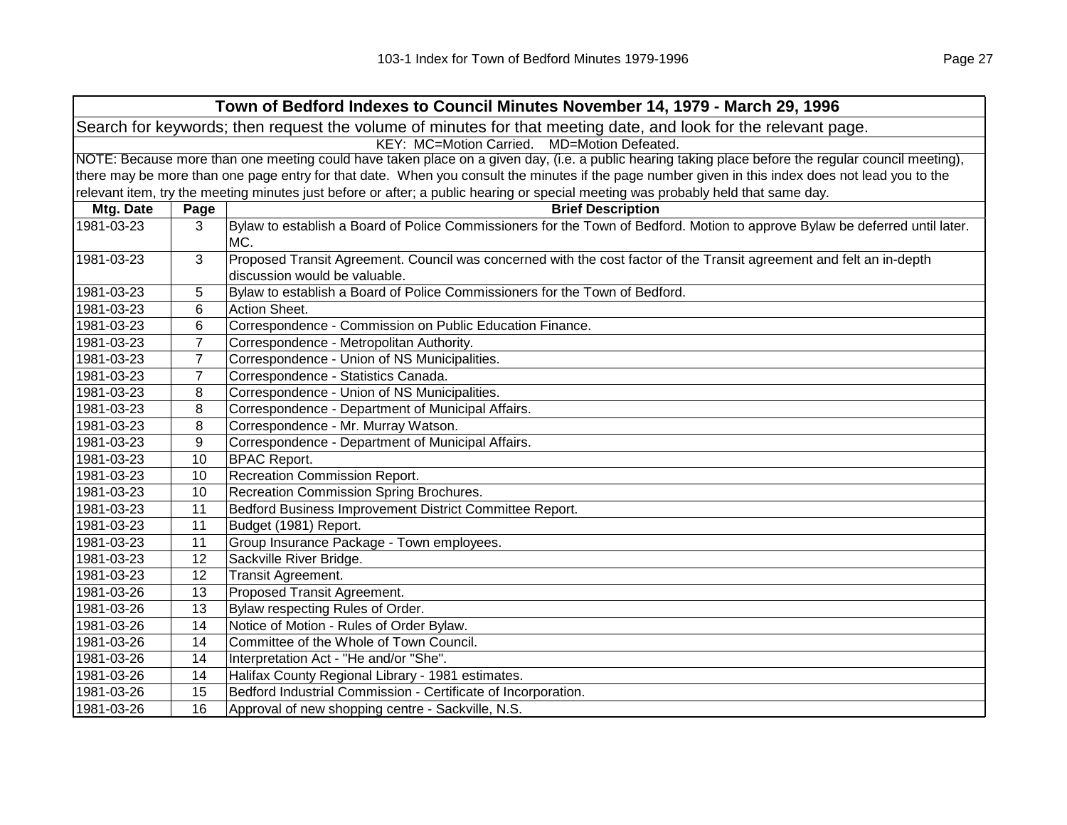| Town of Bedford Indexes to Council Minutes November 14, 1979 - March 29, 1996 | | |
|---|---|---|
| Search for keywords; then request the volume of minutes for that meeting date, and look for the relevant page. | | |
| KEY: MC=Motion Carried. MD=Motion Defeated. | | |
| NOTE: Because more than one meeting could have taken place on a given day, (i.e. a public hearing taking place before the regular council meeting), there may be more than one page entry for that date. When you consult the minutes if the page number given in this index does not lead you to the relevant item, try the meeting minutes just before or after; a public hearing or special meeting was probably held that same day. | | |
| **Mtg. Date** | **Page** | **Brief Description** |
| 1981-03-23 | 3 | Bylaw to establish a Board of Police Commissioners for the Town of Bedford. Motion to approve Bylaw be deferred until later. MC. |
| 1981-03-23 | 3 | Proposed Transit Agreement. Council was concerned with the cost factor of the Transit agreement and felt an in-depth discussion would be valuable. |
| 1981-03-23 | 5 | Bylaw to establish a Board of Police Commissioners for the Town of Bedford. |
| 1981-03-23 | 6 | Action Sheet. |
| 1981-03-23 | 6 | Correspondence - Commission on Public Education Finance. |
| 1981-03-23 | 7 | Correspondence - Metropolitan Authority. |
| 1981-03-23 | 7 | Correspondence - Union of NS Municipalities. |
| 1981-03-23 | 7 | Correspondence - Statistics Canada. |
| 1981-03-23 | 8 | Correspondence - Union of NS Municipalities. |
| 1981-03-23 | 8 | Correspondence - Department of Municipal Affairs. |
| 1981-03-23 | 8 | Correspondence - Mr. Murray Watson. |
| 1981-03-23 | 9 | Correspondence - Department of Municipal Affairs. |
| 1981-03-23 | 10 | BPAC Report. |
| 1981-03-23 | 10 | Recreation Commission Report. |
| 1981-03-23 | 10 | Recreation Commission Spring Brochures. |
| 1981-03-23 | 11 | Bedford Business Improvement District Committee Report. |
| 1981-03-23 | 11 | Budget (1981) Report. |
| 1981-03-23 | 11 | Group Insurance Package - Town employees. |
| 1981-03-23 | 12 | Sackville River Bridge. |
| 1981-03-23 | 12 | Transit Agreement. |
| 1981-03-26 | 13 | Proposed Transit Agreement. |
| 1981-03-26 | 13 | Bylaw respecting Rules of Order. |
| 1981-03-26 | 14 | Notice of Motion - Rules of Order Bylaw. |
| 1981-03-26 | 14 | Committee of the Whole of Town Council. |
| 1981-03-26 | 14 | Interpretation Act - "He and/or "She". |
| 1981-03-26 | 14 | Halifax County Regional Library - 1981 estimates. |
| 1981-03-26 | 15 | Bedford Industrial Commission - Certificate of Incorporation. |
| 1981-03-26 | 16 | Approval of new shopping centre - Sackville, N.S. |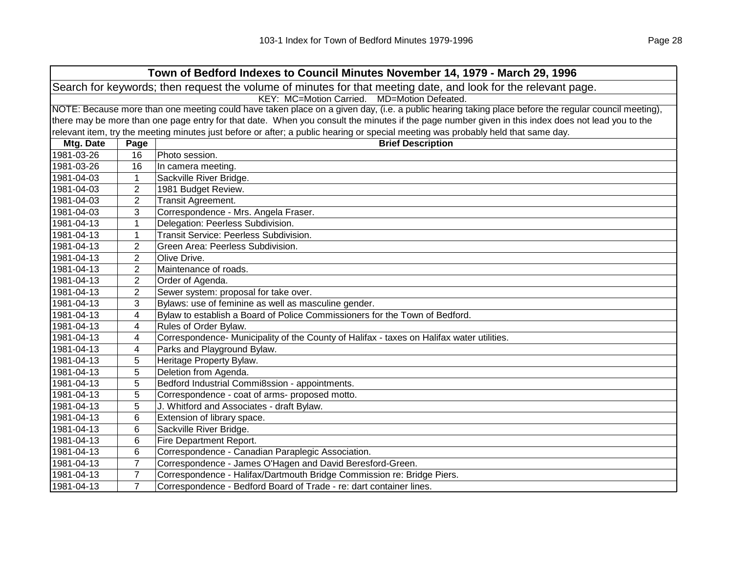**Town of Bedford Indexes to Council Minutes November 14, 1979 - March 29, 1996**

Search for keywords; then request the volume of minutes for that meeting date, and look for the relevant page.

KEY: MC=Motion Carried. MD=Motion Defeated.

NOTE: Because more than one meeting could have taken place on a given day, (i.e. a public hearing taking place before the regular council meeting), there may be more than one page entry for that date. When you consult the minutes if the page number given in this index does not lead you to the relevant item, try the meeting minutes just before or after; a public hearing or special meeting was probably held that same day.

| Mtg. Date | Page | Brief Description |
|---|---|---|
| 1981-03-26 | 16 | Photo session. |
| 1981-03-26 | 16 | In camera meeting. |
| 1981-04-03 | 1 | Sackville River Bridge. |
| 1981-04-03 | 2 | 1981 Budget Review. |
| 1981-04-03 | 2 | Transit Agreement. |
| 1981-04-03 | 3 | Correspondence - Mrs. Angela Fraser. |
| 1981-04-13 | 1 | Delegation: Peerless Subdivision. |
| 1981-04-13 | 1 | Transit Service: Peerless Subdivision. |
| 1981-04-13 | 2 | Green Area: Peerless Subdivision. |
| 1981-04-13 | 2 | Olive Drive. |
| 1981-04-13 | 2 | Maintenance of roads. |
| 1981-04-13 | 2 | Order of Agenda. |
| 1981-04-13 | 2 | Sewer system: proposal for take over. |
| 1981-04-13 | 3 | Bylaws: use of feminine as well as masculine gender. |
| 1981-04-13 | 4 | Bylaw to establish a Board of Police Commissioners for the Town of Bedford. |
| 1981-04-13 | 4 | Rules of Order Bylaw. |
| 1981-04-13 | 4 | Correspondence- Municipality of the County of Halifax - taxes on Halifax water utilities. |
| 1981-04-13 | 4 | Parks and Playground Bylaw. |
| 1981-04-13 | 5 | Heritage Property Bylaw. |
| 1981-04-13 | 5 | Deletion from Agenda. |
| 1981-04-13 | 5 | Bedford Industrial Commi8ssion - appointments. |
| 1981-04-13 | 5 | Correspondence - coat of arms- proposed motto. |
| 1981-04-13 | 5 | J. Whitford and Associates - draft Bylaw. |
| 1981-04-13 | 6 | Extension of library space. |
| 1981-04-13 | 6 | Sackville River Bridge. |
| 1981-04-13 | 6 | Fire Department Report. |
| 1981-04-13 | 6 | Correspondence - Canadian Paraplegic Association. |
| 1981-04-13 | 7 | Correspondence - James O'Hagen and David Beresford-Green. |
| 1981-04-13 | 7 | Correspondence - Halifax/Dartmouth Bridge Commission re: Bridge Piers. |
| 1981-04-13 | 7 | Correspondence - Bedford Board of Trade - re: dart container lines. |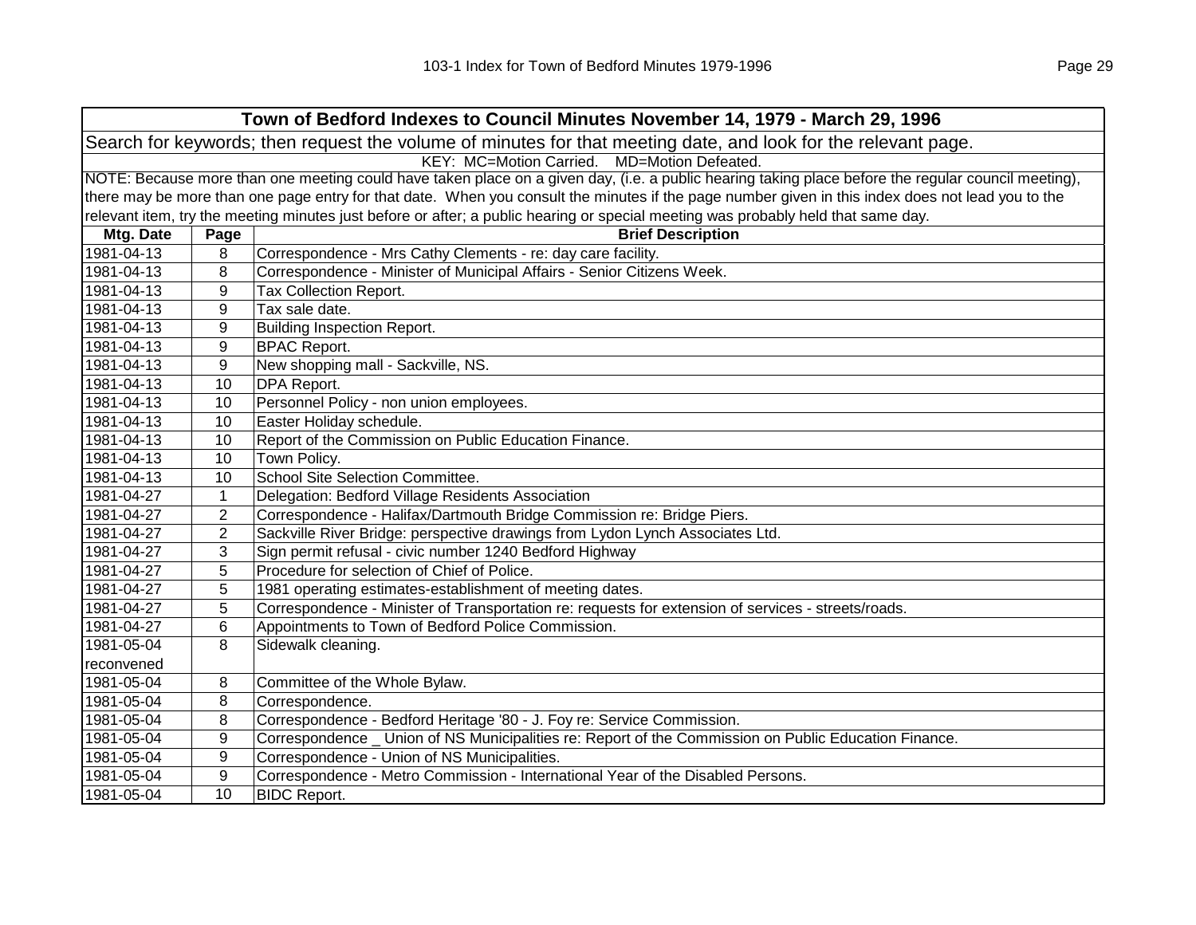| Town of Bedford Indexes to Council Minutes November 14, 1979 - March 29, 1996 | | |
|---|---|---|
| Search for keywords; then request the volume of minutes for that meeting date, and look for the relevant page. | | |
| KEY: MC=Motion Carried. MD=Motion Defeated. | | |
| NOTE: Because more than one meeting could have taken place on a given day, (i.e. a public hearing taking place before the regular council meeting), there may be more than one page entry for that date. When you consult the minutes if the page number given in this index does not lead you to the relevant item, try the meeting minutes just before or after; a public hearing or special meeting was probably held that same day. | | |
| **Mtg. Date** | **Page** | **Brief Description** |
| 1981-04-13 | 8 | Correspondence - Mrs Cathy Clements - re: day care facility. |
| 1981-04-13 | 8 | Correspondence - Minister of Municipal Affairs - Senior Citizens Week. |
| 1981-04-13 | 9 | Tax Collection Report. |
| 1981-04-13 | 9 | Tax sale date. |
| 1981-04-13 | 9 | Building Inspection Report. |
| 1981-04-13 | 9 | BPAC Report. |
| 1981-04-13 | 9 | New shopping mall - Sackville, NS. |
| 1981-04-13 | 10 | DPA Report. |
| 1981-04-13 | 10 | Personnel Policy - non union employees. |
| 1981-04-13 | 10 | Easter Holiday schedule. |
| 1981-04-13 | 10 | Report of the Commission on Public Education Finance. |
| 1981-04-13 | 10 | Town Policy. |
| 1981-04-13 | 10 | School Site Selection Committee. |
| 1981-04-27 | 1 | Delegation: Bedford Village Residents Association |
| 1981-04-27 | 2 | Correspondence - Halifax/Dartmouth Bridge Commission re: Bridge Piers. |
| 1981-04-27 | 2 | Sackville River Bridge: perspective drawings from Lydon Lynch Associates Ltd. |
| 1981-04-27 | 3 | Sign permit refusal - civic number 1240 Bedford Highway |
| 1981-04-27 | 5 | Procedure for selection of Chief of Police. |
| 1981-04-27 | 5 | 1981 operating estimates-establishment of meeting dates. |
| 1981-04-27 | 5 | Correspondence - Minister of Transportation re: requests for extension of services - streets/roads. |
| 1981-04-27 | 6 | Appointments to Town of Bedford Police Commission. |
| 1981-05-04 reconvened | 8 | Sidewalk cleaning. |
| 1981-05-04 | 8 | Committee of the Whole Bylaw. |
| 1981-05-04 | 8 | Correspondence. |
| 1981-05-04 | 8 | Correspondence - Bedford Heritage '80 - J. Foy re: Service Commission. |
| 1981-05-04 | 9 | Correspondence _ Union of NS Municipalities re: Report of the Commission on Public Education Finance. |
| 1981-05-04 | 9 | Correspondence - Union of NS Municipalities. |
| 1981-05-04 | 9 | Correspondence - Metro Commission - International Year of the Disabled Persons. |
| 1981-05-04 | 10 | BIDC Report. |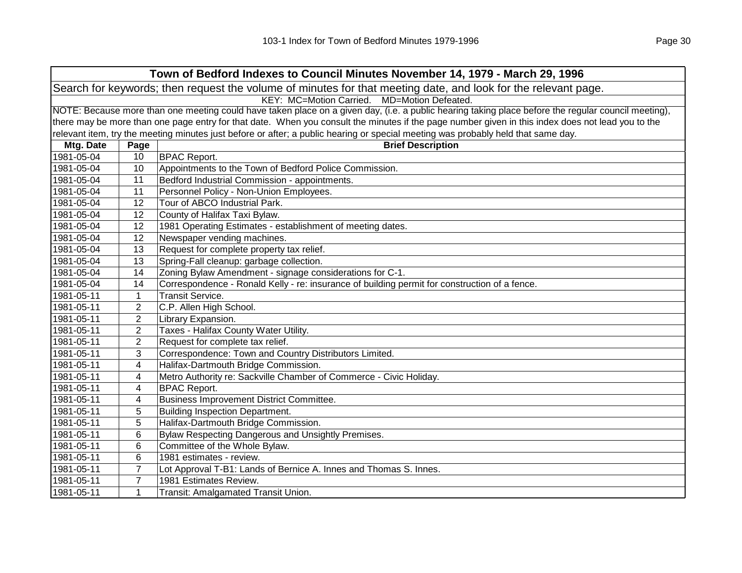**Town of Bedford Indexes to Council Minutes November 14, 1979 - March 29, 1996**

Search for keywords; then request the volume of minutes for that meeting date, and look for the relevant page.

KEY: MC=Motion Carried. MD=Motion Defeated.

NOTE: Because more than one meeting could have taken place on a given day, (i.e. a public hearing taking place before the regular council meeting), there may be more than one page entry for that date. When you consult the minutes if the page number given in this index does not lead you to the relevant item, try the meeting minutes just before or after; a public hearing or special meeting was probably held that same day.

| Mtg. Date | Page | Brief Description |
|---|---|---|
| 1981-05-04 | 10 | BPAC Report. |
| 1981-05-04 | 10 | Appointments to the Town of Bedford Police Commission. |
| 1981-05-04 | 11 | Bedford Industrial Commission - appointments. |
| 1981-05-04 | 11 | Personnel Policy - Non-Union Employees. |
| 1981-05-04 | 12 | Tour of ABCO Industrial Park. |
| 1981-05-04 | 12 | County of Halifax Taxi Bylaw. |
| 1981-05-04 | 12 | 1981 Operating Estimates - establishment of meeting dates. |
| 1981-05-04 | 12 | Newspaper vending machines. |
| 1981-05-04 | 13 | Request for complete property tax relief. |
| 1981-05-04 | 13 | Spring-Fall cleanup: garbage collection. |
| 1981-05-04 | 14 | Zoning Bylaw Amendment - signage considerations for C-1. |
| 1981-05-04 | 14 | Correspondence - Ronald Kelly - re: insurance of building permit for construction of a fence. |
| 1981-05-11 | 1 | Transit Service. |
| 1981-05-11 | 2 | C.P. Allen High School. |
| 1981-05-11 | 2 | Library Expansion. |
| 1981-05-11 | 2 | Taxes - Halifax County Water Utility. |
| 1981-05-11 | 2 | Request for complete tax relief. |
| 1981-05-11 | 3 | Correspondence: Town and Country Distributors Limited. |
| 1981-05-11 | 4 | Halifax-Dartmouth Bridge Commission. |
| 1981-05-11 | 4 | Metro Authority re: Sackville Chamber of Commerce - Civic Holiday. |
| 1981-05-11 | 4 | BPAC Report. |
| 1981-05-11 | 4 | Business Improvement District Committee. |
| 1981-05-11 | 5 | Building Inspection Department. |
| 1981-05-11 | 5 | Halifax-Dartmouth Bridge Commission. |
| 1981-05-11 | 6 | Bylaw Respecting Dangerous and Unsightly Premises. |
| 1981-05-11 | 6 | Committee of the Whole Bylaw. |
| 1981-05-11 | 6 | 1981 estimates - review. |
| 1981-05-11 | 7 | Lot Approval T-B1: Lands of Bernice A. Innes and Thomas S. Innes. |
| 1981-05-11 | 7 | 1981 Estimates Review. |
| 1981-05-11 | 1 | Transit: Amalgamated Transit Union. |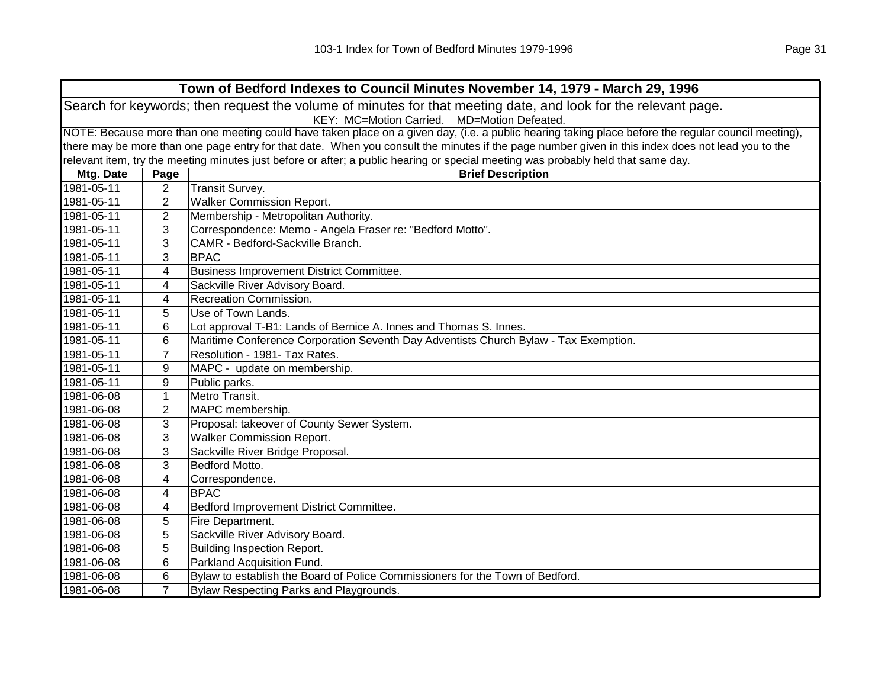| Town of Bedford Indexes to Council Minutes November 14, 1979 - March 29, 1996 | | |
|---|---|---|
| Search for keywords; then request the volume of minutes for that meeting date, and look for the relevant page. | | |
| KEY: MC=Motion Carried. MD=Motion Defeated. | | |
| NOTE: Because more than one meeting could have taken place on a given day, (i.e. a public hearing taking place before the regular council meeting), there may be more than one page entry for that date. When you consult the minutes if the page number given in this index does not lead you to the relevant item, try the meeting minutes just before or after; a public hearing or special meeting was probably held that same day. | | |
| **Mtg. Date** | **Page** | **Brief Description** |
| 1981-05-11 | 2 | Transit Survey. |
| 1981-05-11 | 2 | Walker Commission Report. |
| 1981-05-11 | 2 | Membership - Metropolitan Authority. |
| 1981-05-11 | 3 | Correspondence: Memo - Angela Fraser re: "Bedford Motto". |
| 1981-05-11 | 3 | CAMR - Bedford-Sackville Branch. |
| 1981-05-11 | 3 | BPAC |
| 1981-05-11 | 4 | Business Improvement District Committee. |
| 1981-05-11 | 4 | Sackville River Advisory Board. |
| 1981-05-11 | 4 | Recreation Commission. |
| 1981-05-11 | 5 | Use of Town Lands. |
| 1981-05-11 | 6 | Lot approval T-B1: Lands of Bernice A. Innes and Thomas S. Innes. |
| 1981-05-11 | 6 | Maritime Conference Corporation Seventh Day Adventists Church Bylaw - Tax Exemption. |
| 1981-05-11 | 7 | Resolution - 1981- Tax Rates. |
| 1981-05-11 | 9 | MAPC - update on membership. |
| 1981-05-11 | 9 | Public parks. |
| 1981-06-08 | 1 | Metro Transit. |
| 1981-06-08 | 2 | MAPC membership. |
| 1981-06-08 | 3 | Proposal: takeover of County Sewer System. |
| 1981-06-08 | 3 | Walker Commission Report. |
| 1981-06-08 | 3 | Sackville River Bridge Proposal. |
| 1981-06-08 | 3 | Bedford Motto. |
| 1981-06-08 | 4 | Correspondence. |
| 1981-06-08 | 4 | BPAC |
| 1981-06-08 | 4 | Bedford Improvement District Committee. |
| 1981-06-08 | 5 | Fire Department. |
| 1981-06-08 | 5 | Sackville River Advisory Board. |
| 1981-06-08 | 5 | Building Inspection Report. |
| 1981-06-08 | 6 | Parkland Acquisition Fund. |
| 1981-06-08 | 6 | Bylaw to establish the Board of Police Commissioners for the Town of Bedford. |
| 1981-06-08 | 7 | Bylaw Respecting Parks and Playgrounds. |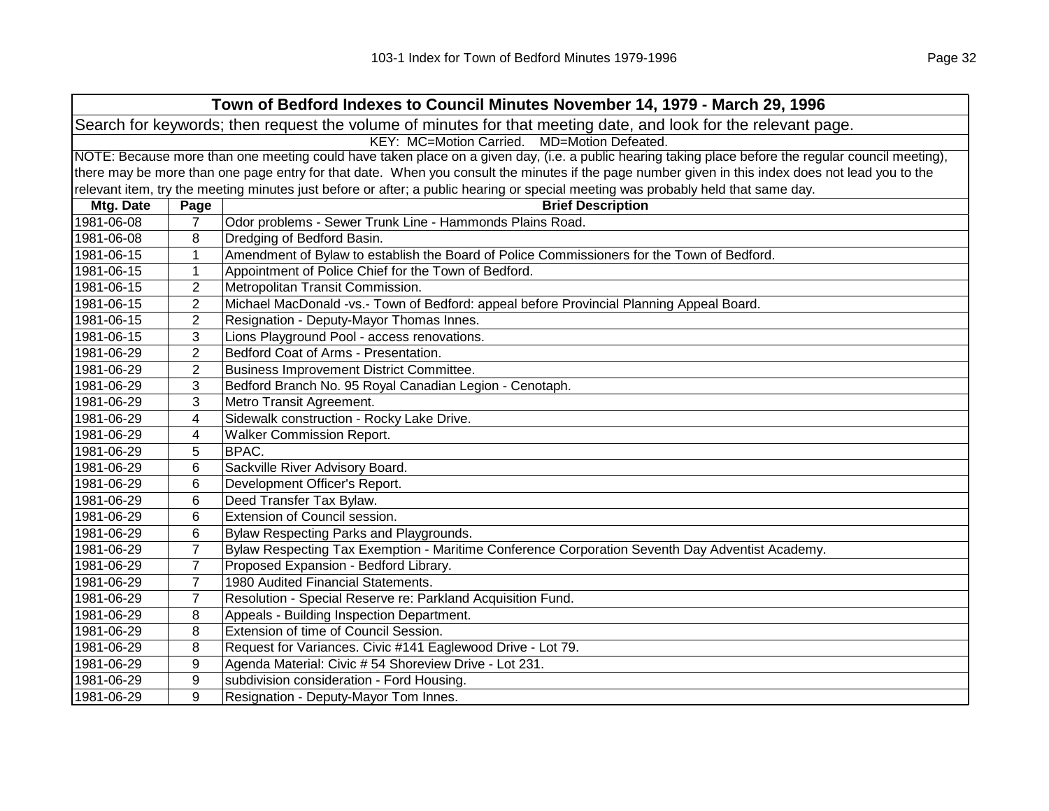| Town of Bedford Indexes to Council Minutes November 14, 1979 - March 29, 1996 | | |
|---|---|---|
| Search for keywords; then request the volume of minutes for that meeting date, and look for the relevant page. | | |
| KEY: MC=Motion Carried. MD=Motion Defeated. | | |
| NOTE: Because more than one meeting could have taken place on a given day, (i.e. a public hearing taking place before the regular council meeting), there may be more than one page entry for that date. When you consult the minutes if the page number given in this index does not lead you to the relevant item, try the meeting minutes just before or after; a public hearing or special meeting was probably held that same day. | | |
| **Mtg. Date** | **Page** | **Brief Description** |
| 1981-06-08 | 7 | Odor problems - Sewer Trunk Line - Hammonds Plains Road. |
| 1981-06-08 | 8 | Dredging of Bedford Basin. |
| 1981-06-15 | 1 | Amendment of Bylaw to establish the Board of Police Commissioners for the Town of Bedford. |
| 1981-06-15 | 1 | Appointment of Police Chief for the Town of Bedford. |
| 1981-06-15 | 2 | Metropolitan Transit Commission. |
| 1981-06-15 | 2 | Michael MacDonald -vs.- Town of Bedford: appeal before Provincial Planning Appeal Board. |
| 1981-06-15 | 2 | Resignation - Deputy-Mayor Thomas Innes. |
| 1981-06-15 | 3 | Lions Playground Pool - access renovations. |
| 1981-06-29 | 2 | Bedford Coat of Arms - Presentation. |
| 1981-06-29 | 2 | Business Improvement District Committee. |
| 1981-06-29 | 3 | Bedford Branch No. 95 Royal Canadian Legion - Cenotaph. |
| 1981-06-29 | 3 | Metro Transit Agreement. |
| 1981-06-29 | 4 | Sidewalk construction - Rocky Lake Drive. |
| 1981-06-29 | 4 | Walker Commission Report. |
| 1981-06-29 | 5 | BPAC. |
| 1981-06-29 | 6 | Sackville River Advisory Board. |
| 1981-06-29 | 6 | Development Officer's Report. |
| 1981-06-29 | 6 | Deed Transfer Tax Bylaw. |
| 1981-06-29 | 6 | Extension of Council session. |
| 1981-06-29 | 6 | Bylaw Respecting Parks and Playgrounds. |
| 1981-06-29 | 7 | Bylaw Respecting Tax Exemption - Maritime Conference Corporation Seventh Day Adventist Academy. |
| 1981-06-29 | 7 | Proposed Expansion - Bedford Library. |
| 1981-06-29 | 7 | 1980 Audited Financial Statements. |
| 1981-06-29 | 7 | Resolution - Special Reserve re: Parkland Acquisition Fund. |
| 1981-06-29 | 8 | Appeals - Building Inspection Department. |
| 1981-06-29 | 8 | Extension of time of Council Session. |
| 1981-06-29 | 8 | Request for Variances. Civic #141 Eaglewood Drive - Lot 79. |
| 1981-06-29 | 9 | Agenda Material: Civic # 54 Shoreview Drive - Lot 231. |
| 1981-06-29 | 9 | subdivision consideration - Ford Housing. |
| 1981-06-29 | 9 | Resignation - Deputy-Mayor Tom Innes. |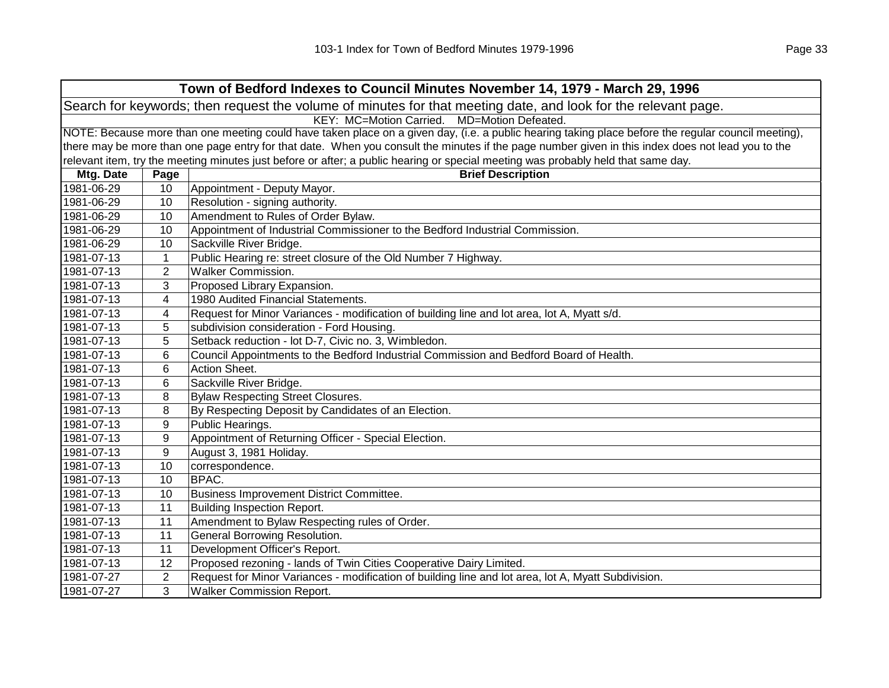| Town of Bedford Indexes to Council Minutes November 14, 1979 - March 29, 1996 | | |
|---|---|---|
| Search for keywords; then request the volume of minutes for that meeting date, and look for the relevant page. | | |
| KEY: MC=Motion Carried. MD=Motion Defeated. | | |
| NOTE: Because more than one meeting could have taken place on a given day, (i.e. a public hearing taking place before the regular council meeting), there may be more than one page entry for that date. When you consult the minutes if the page number given in this index does not lead you to the relevant item, try the meeting minutes just before or after; a public hearing or special meeting was probably held that same day. | | |
| **Mtg. Date** | **Page** | **Brief Description** |
| 1981-06-29 | 10 | Appointment - Deputy Mayor. |
| 1981-06-29 | 10 | Resolution - signing authority. |
| 1981-06-29 | 10 | Amendment to Rules of Order Bylaw. |
| 1981-06-29 | 10 | Appointment of Industrial Commissioner to the Bedford Industrial Commission. |
| 1981-06-29 | 10 | Sackville River Bridge. |
| 1981-07-13 | 1 | Public Hearing re: street closure of the Old Number 7 Highway. |
| 1981-07-13 | 2 | Walker Commission. |
| 1981-07-13 | 3 | Proposed Library Expansion. |
| 1981-07-13 | 4 | 1980 Audited Financial Statements. |
| 1981-07-13 | 4 | Request for Minor Variances - modification of building line and lot area, lot A, Myatt s/d. |
| 1981-07-13 | 5 | subdivision consideration - Ford Housing. |
| 1981-07-13 | 5 | Setback reduction - lot D-7, Civic no. 3, Wimbledon. |
| 1981-07-13 | 6 | Council Appointments to the Bedford Industrial Commission and Bedford Board of Health. |
| 1981-07-13 | 6 | Action Sheet. |
| 1981-07-13 | 6 | Sackville River Bridge. |
| 1981-07-13 | 8 | Bylaw Respecting Street Closures. |
| 1981-07-13 | 8 | By Respecting Deposit by Candidates of an Election. |
| 1981-07-13 | 9 | Public Hearings. |
| 1981-07-13 | 9 | Appointment of Returning Officer - Special Election. |
| 1981-07-13 | 9 | August 3, 1981 Holiday. |
| 1981-07-13 | 10 | correspondence. |
| 1981-07-13 | 10 | BPAC. |
| 1981-07-13 | 10 | Business Improvement District Committee. |
| 1981-07-13 | 11 | Building Inspection Report. |
| 1981-07-13 | 11 | Amendment to Bylaw Respecting rules of Order. |
| 1981-07-13 | 11 | General Borrowing Resolution. |
| 1981-07-13 | 11 | Development Officer's Report. |
| 1981-07-13 | 12 | Proposed rezoning - lands of Twin Cities Cooperative Dairy Limited. |
| 1981-07-27 | 2 | Request for Minor Variances - modification of building line and lot area, lot A, Myatt Subdivision. |
| 1981-07-27 | 3 | Walker Commission Report. |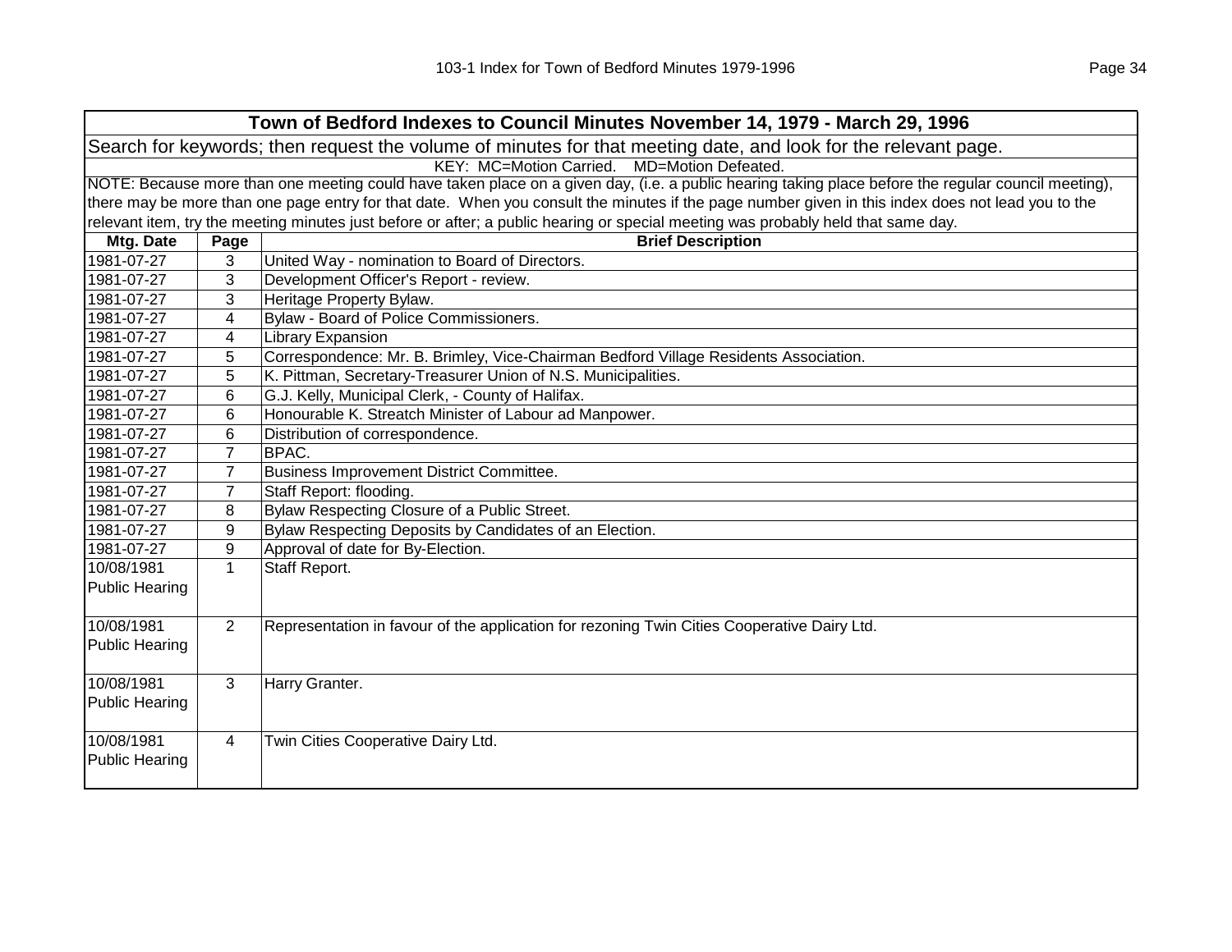| Town of Bedford Indexes to Council Minutes November 14, 1979 - March 29, 1996 | | |
|---|---|---|
| Search for keywords; then request the volume of minutes for that meeting date, and look for the relevant page. | | |
| KEY: MC=Motion Carried. MD=Motion Defeated. | | |
| NOTE: Because more than one meeting could have taken place on a given day, (i.e. a public hearing taking place before the regular council meeting), there may be more than one page entry for that date. When you consult the minutes if the page number given in this index does not lead you to the relevant item, try the meeting minutes just before or after; a public hearing or special meeting was probably held that same day. | | |
| **Mtg. Date** | **Page** | **Brief Description** |
| 1981-07-27 | 3 | United Way - nomination to Board of Directors. |
| 1981-07-27 | 3 | Development Officer's Report - review. |
| 1981-07-27 | 3 | Heritage Property Bylaw. |
| 1981-07-27 | 4 | Bylaw - Board of Police Commissioners. |
| 1981-07-27 | 4 | Library Expansion |
| 1981-07-27 | 5 | Correspondence: Mr. B. Brimley, Vice-Chairman Bedford Village Residents Association. |
| 1981-07-27 | 5 | K. Pittman, Secretary-Treasurer Union of N.S. Municipalities. |
| 1981-07-27 | 6 | G.J. Kelly, Municipal Clerk, - County of Halifax. |
| 1981-07-27 | 6 | Honourable K. Streatch Minister of Labour ad Manpower. |
| 1981-07-27 | 6 | Distribution of correspondence. |
| 1981-07-27 | 7 | BPAC. |
| 1981-07-27 | 7 | Business Improvement District Committee. |
| 1981-07-27 | 7 | Staff Report: flooding. |
| 1981-07-27 | 8 | Bylaw Respecting Closure of a Public Street. |
| 1981-07-27 | 9 | Bylaw Respecting Deposits by Candidates of an Election. |
| 1981-07-27 | 9 | Approval of date for By-Election. |
| 10/08/1981 Public Hearing | 1 | Staff Report. |
| 10/08/1981 Public Hearing | 2 | Representation in favour of the application for rezoning Twin Cities Cooperative Dairy Ltd. |
| 10/08/1981 Public Hearing | 3 | Harry Granter. |
| 10/08/1981 Public Hearing | 4 | Twin Cities Cooperative Dairy Ltd. |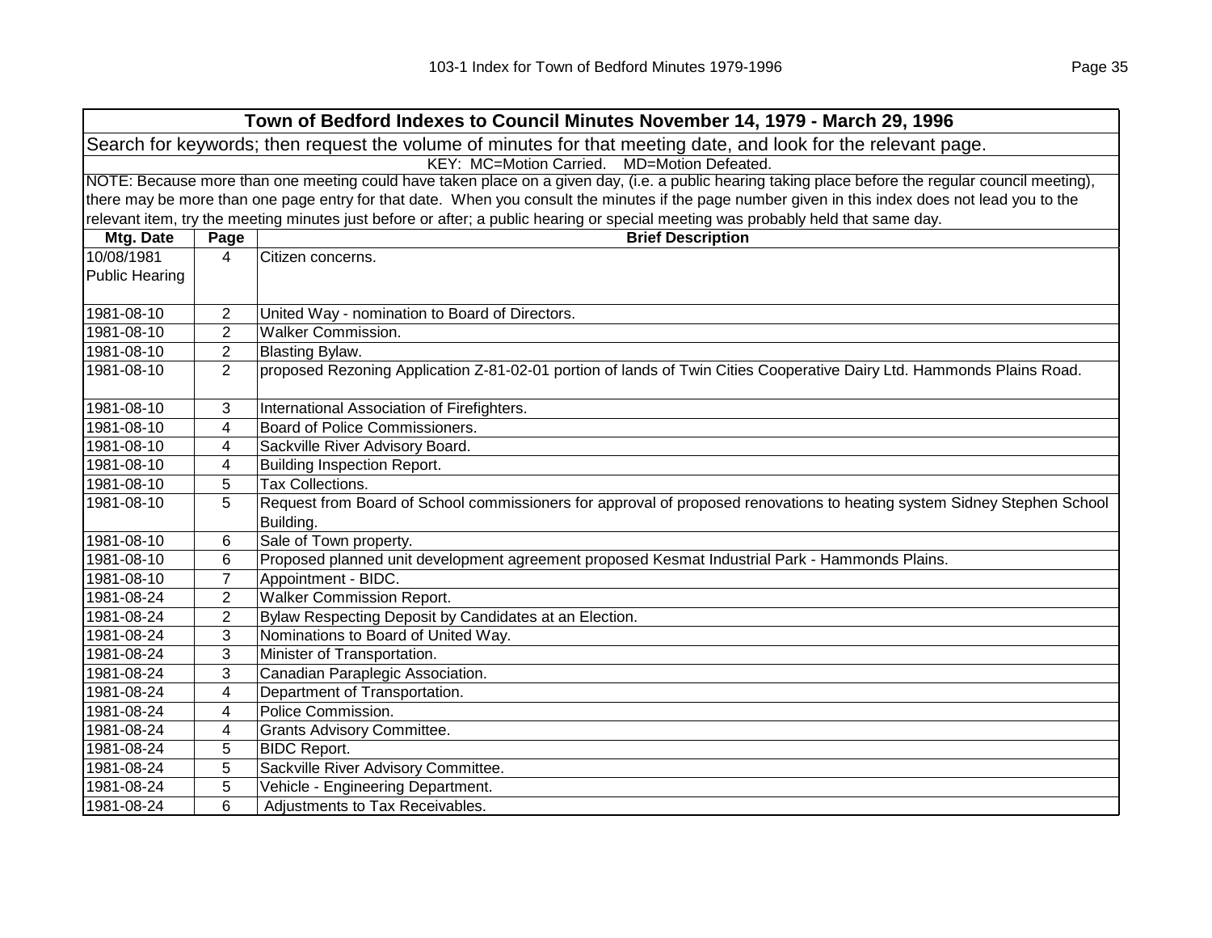## Town of Bedford Indexes to Council Minutes November 14, 1979 - March 29, 1996

Search for keywords; then request the volume of minutes for that meeting date, and look for the relevant page.

KEY: MC=Motion Carried. MD=Motion Defeated.

NOTE: Because more than one meeting could have taken place on a given day, (i.e. a public hearing taking place before the regular council meeting), there may be more than one page entry for that date. When you consult the minutes if the page number given in this index does not lead you to the relevant item, try the meeting minutes just before or after; a public hearing or special meeting was probably held that same day.

| Mtg. Date | Page | Brief Description |
|---|---|---|
| 10/08/1981 Public Hearing | 4 | Citizen concerns. |
| 1981-08-10 | 2 | United Way - nomination to Board of Directors. |
| 1981-08-10 | 2 | Walker Commission. |
| 1981-08-10 | 2 | Blasting Bylaw. |
| 1981-08-10 | 2 | proposed Rezoning Application Z-81-02-01 portion of lands of Twin Cities Cooperative Dairy Ltd. Hammonds Plains Road. |
| 1981-08-10 | 3 | International Association of Firefighters. |
| 1981-08-10 | 4 | Board of Police Commissioners. |
| 1981-08-10 | 4 | Sackville River Advisory Board. |
| 1981-08-10 | 4 | Building Inspection Report. |
| 1981-08-10 | 5 | Tax Collections. |
| 1981-08-10 | 5 | Request from Board of School commissioners for approval of proposed renovations to heating system Sidney Stephen School Building. |
| 1981-08-10 | 6 | Sale of Town property. |
| 1981-08-10 | 6 | Proposed planned unit development agreement proposed Kesmat Industrial Park - Hammonds Plains. |
| 1981-08-10 | 7 | Appointment - BIDC. |
| 1981-08-24 | 2 | Walker Commission Report. |
| 1981-08-24 | 2 | Bylaw Respecting Deposit by Candidates at an Election. |
| 1981-08-24 | 3 | Nominations to Board of United Way. |
| 1981-08-24 | 3 | Minister of Transportation. |
| 1981-08-24 | 3 | Canadian Paraplegic Association. |
| 1981-08-24 | 4 | Department of Transportation. |
| 1981-08-24 | 4 | Police Commission. |
| 1981-08-24 | 4 | Grants Advisory Committee. |
| 1981-08-24 | 5 | BIDC Report. |
| 1981-08-24 | 5 | Sackville River Advisory Committee. |
| 1981-08-24 | 5 | Vehicle - Engineering Department. |
| 1981-08-24 | 6 | Adjustments to Tax Receivables. |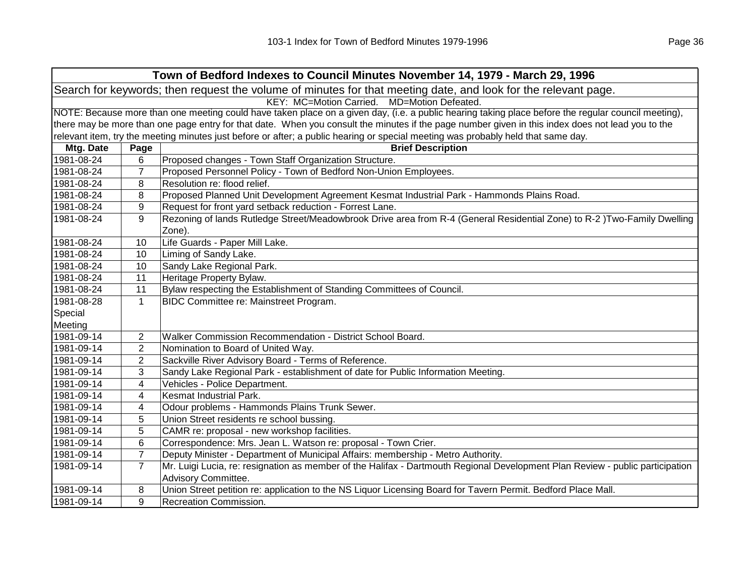| Town of Bedford Indexes to Council Minutes November 14, 1979 - March 29, 1996 | | |
|---|---|---|
| Search for keywords; then request the volume of minutes for that meeting date, and look for the relevant page. | | |
| KEY: MC=Motion Carried. MD=Motion Defeated. | | |
| NOTE: Because more than one meeting could have taken place on a given day, (i.e. a public hearing taking place before the regular council meeting), there may be more than one page entry for that date. When you consult the minutes if the page number given in this index does not lead you to the relevant item, try the meeting minutes just before or after; a public hearing or special meeting was probably held that same day. | | |
| **Mtg. Date** | **Page** | **Brief Description** |
| 1981-08-24 | 6 | Proposed changes - Town Staff Organization Structure. |
| 1981-08-24 | 7 | Proposed Personnel Policy - Town of Bedford Non-Union Employees. |
| 1981-08-24 | 8 | Resolution re: flood relief. |
| 1981-08-24 | 8 | Proposed Planned Unit Development Agreement Kesmat Industrial Park - Hammonds Plains Road. |
| 1981-08-24 | 9 | Request for front yard setback reduction - Forrest Lane. |
| 1981-08-24 | 9 | Rezoning of lands Rutledge Street/Meadowbrook Drive area from R-4 (General Residential Zone) to R-2 )Two-Family Dwelling Zone). |
| 1981-08-24 | 10 | Life Guards - Paper Mill Lake. |
| 1981-08-24 | 10 | Liming of Sandy Lake. |
| 1981-08-24 | 10 | Sandy Lake Regional Park. |
| 1981-08-24 | 11 | Heritage Property Bylaw. |
| 1981-08-24 | 11 | Bylaw respecting the Establishment of Standing Committees of Council. |
| 1981-08-28 Special Meeting | 1 | BIDC Committee re: Mainstreet Program. |
| 1981-09-14 | 2 | Walker Commission Recommendation - District School Board. |
| 1981-09-14 | 2 | Nomination to Board of United Way. |
| 1981-09-14 | 2 | Sackville River Advisory Board - Terms of Reference. |
| 1981-09-14 | 3 | Sandy Lake Regional Park - establishment of date for Public Information Meeting. |
| 1981-09-14 | 4 | Vehicles - Police Department. |
| 1981-09-14 | 4 | Kesmat Industrial Park. |
| 1981-09-14 | 4 | Odour problems - Hammonds Plains Trunk Sewer. |
| 1981-09-14 | 5 | Union Street residents re school bussing. |
| 1981-09-14 | 5 | CAMR re: proposal - new workshop facilities. |
| 1981-09-14 | 6 | Correspondence: Mrs. Jean L. Watson re: proposal - Town Crier. |
| 1981-09-14 | 7 | Deputy Minister - Department of Municipal Affairs: membership - Metro Authority. |
| 1981-09-14 | 7 | Mr. Luigi Lucia, re: resignation as member of the Halifax - Dartmouth Regional Development Plan Review - public participation Advisory Committee. |
| 1981-09-14 | 8 | Union Street petition re: application to the NS Liquor Licensing Board for Tavern Permit. Bedford Place Mall. |
| 1981-09-14 | 9 | Recreation Commission. |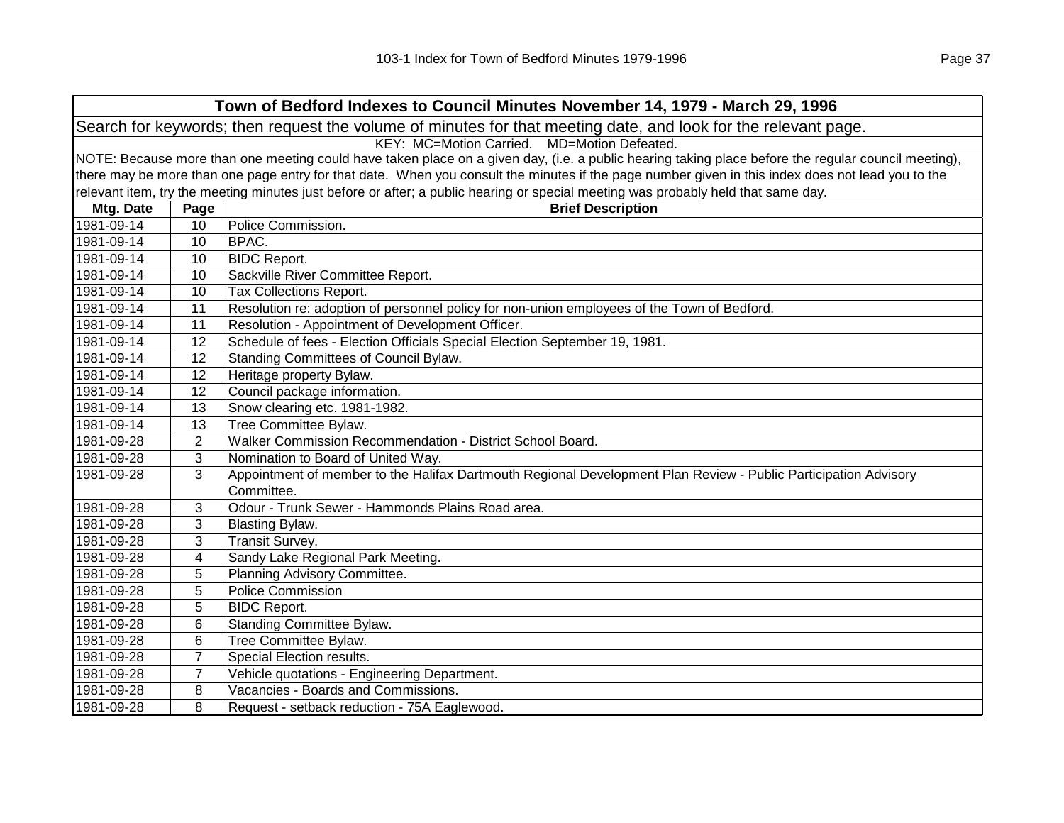## Town of Bedford Indexes to Council Minutes November 14, 1979 - March 29, 1996

Search for keywords; then request the volume of minutes for that meeting date, and look for the relevant page.

KEY: MC=Motion Carried. MD=Motion Defeated.

NOTE: Because more than one meeting could have taken place on a given day, (i.e. a public hearing taking place before the regular council meeting), there may be more than one page entry for that date. When you consult the minutes if the page number given in this index does not lead you to the relevant item, try the meeting minutes just before or after; a public hearing or special meeting was probably held that same day.

| Mtg. Date | Page | Brief Description |
|---|---|---|
| 1981-09-14 | 10 | Police Commission. |
| 1981-09-14 | 10 | BPAC. |
| 1981-09-14 | 10 | BIDC Report. |
| 1981-09-14 | 10 | Sackville River Committee Report. |
| 1981-09-14 | 10 | Tax Collections Report. |
| 1981-09-14 | 11 | Resolution re: adoption of personnel policy for non-union employees of the Town of Bedford. |
| 1981-09-14 | 11 | Resolution - Appointment of Development Officer. |
| 1981-09-14 | 12 | Schedule of fees - Election Officials Special Election September 19, 1981. |
| 1981-09-14 | 12 | Standing Committees of Council Bylaw. |
| 1981-09-14 | 12 | Heritage property Bylaw. |
| 1981-09-14 | 12 | Council package information. |
| 1981-09-14 | 13 | Snow clearing etc. 1981-1982. |
| 1981-09-14 | 13 | Tree Committee Bylaw. |
| 1981-09-28 | 2 | Walker Commission Recommendation - District School Board. |
| 1981-09-28 | 3 | Nomination to Board of United Way. |
| 1981-09-28 | 3 | Appointment of member to the Halifax Dartmouth Regional Development Plan Review - Public Participation Advisory Committee. |
| 1981-09-28 | 3 | Odour - Trunk Sewer - Hammonds Plains Road area. |
| 1981-09-28 | 3 | Blasting Bylaw. |
| 1981-09-28 | 3 | Transit Survey. |
| 1981-09-28 | 4 | Sandy Lake Regional Park Meeting. |
| 1981-09-28 | 5 | Planning Advisory Committee. |
| 1981-09-28 | 5 | Police Commission |
| 1981-09-28 | 5 | BIDC Report. |
| 1981-09-28 | 6 | Standing Committee Bylaw. |
| 1981-09-28 | 6 | Tree Committee Bylaw. |
| 1981-09-28 | 7 | Special Election results. |
| 1981-09-28 | 7 | Vehicle quotations - Engineering Department. |
| 1981-09-28 | 8 | Vacancies - Boards and Commissions. |
| 1981-09-28 | 8 | Request - setback reduction - 75A Eaglewood. |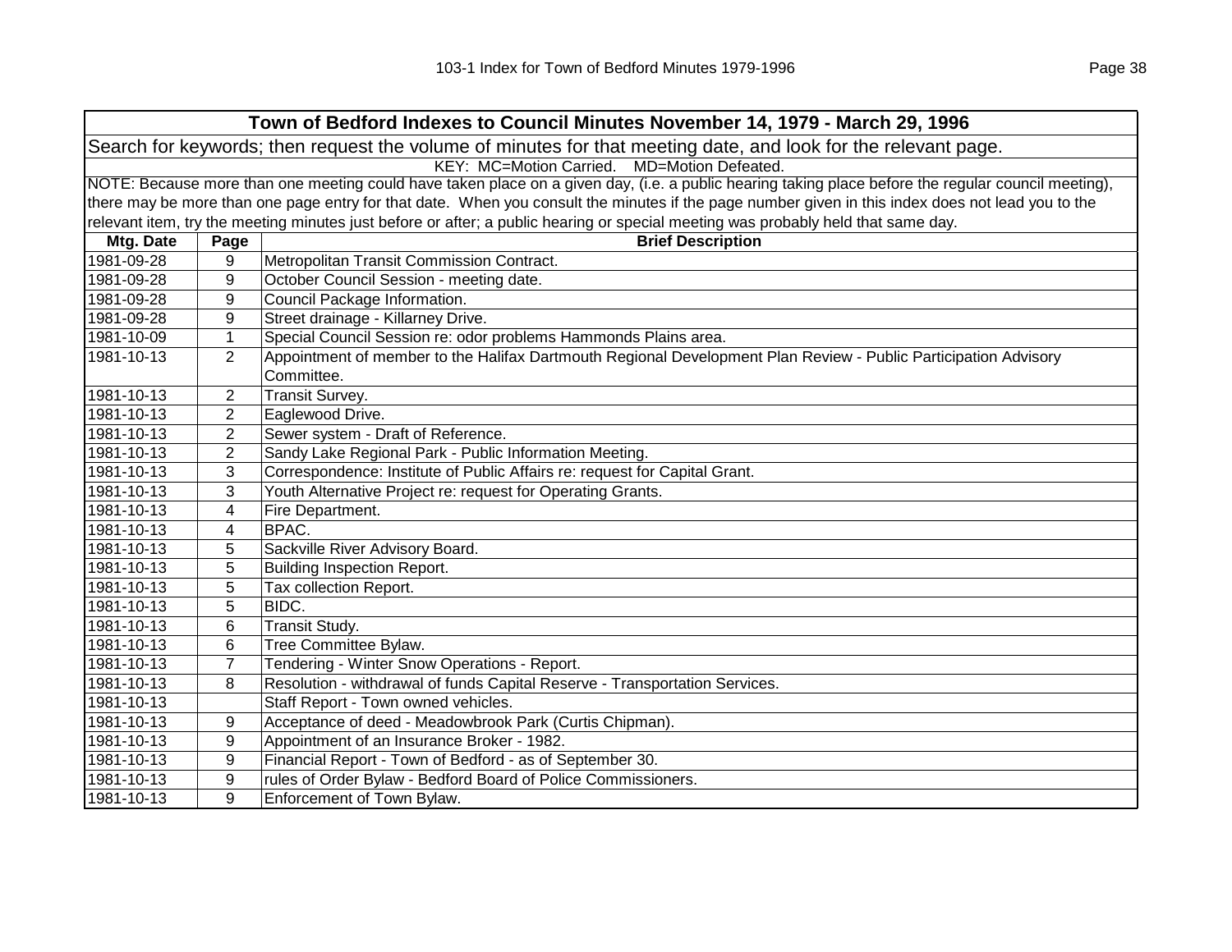| Town of Bedford Indexes to Council Minutes November 14, 1979 - March 29, 1996 | | |
|---|---|---|
| Search for keywords; then request the volume of minutes for that meeting date, and look for the relevant page. | | |
| KEY: MC=Motion Carried. MD=Motion Defeated. | | |
| NOTE: Because more than one meeting could have taken place on a given day, (i.e. a public hearing taking place before the regular council meeting), there may be more than one page entry for that date. When you consult the minutes if the page number given in this index does not lead you to the relevant item, try the meeting minutes just before or after; a public hearing or special meeting was probably held that same day. | | |
| **Mtg. Date** | **Page** | **Brief Description** |
| 1981-09-28 | 9 | Metropolitan Transit Commission Contract. |
| 1981-09-28 | 9 | October Council Session - meeting date. |
| 1981-09-28 | 9 | Council Package Information. |
| 1981-09-28 | 9 | Street drainage - Killarney Drive. |
| 1981-10-09 | 1 | Special Council Session re: odor problems Hammonds Plains area. |
| 1981-10-13 | 2 | Appointment of member to the Halifax Dartmouth Regional Development Plan Review - Public Participation Advisory Committee. |
| 1981-10-13 | 2 | Transit Survey. |
| 1981-10-13 | 2 | Eaglewood Drive. |
| 1981-10-13 | 2 | Sewer system - Draft of Reference. |
| 1981-10-13 | 2 | Sandy Lake Regional Park - Public Information Meeting. |
| 1981-10-13 | 3 | Correspondence: Institute of Public Affairs re: request for Capital Grant. |
| 1981-10-13 | 3 | Youth Alternative Project re: request for Operating Grants. |
| 1981-10-13 | 4 | Fire Department. |
| 1981-10-13 | 4 | BPAC. |
| 1981-10-13 | 5 | Sackville River Advisory Board. |
| 1981-10-13 | 5 | Building Inspection Report. |
| 1981-10-13 | 5 | Tax collection Report. |
| 1981-10-13 | 5 | BIDC. |
| 1981-10-13 | 6 | Transit Study. |
| 1981-10-13 | 6 | Tree Committee Bylaw. |
| 1981-10-13 | 7 | Tendering - Winter Snow Operations - Report. |
| 1981-10-13 | 8 | Resolution - withdrawal of funds Capital Reserve - Transportation Services. |
| 1981-10-13 | | Staff Report - Town owned vehicles. |
| 1981-10-13 | 9 | Acceptance of deed - Meadowbrook Park (Curtis Chipman). |
| 1981-10-13 | 9 | Appointment of an Insurance Broker - 1982. |
| 1981-10-13 | 9 | Financial Report - Town of Bedford - as of September 30. |
| 1981-10-13 | 9 | rules of Order Bylaw - Bedford Board of Police Commissioners. |
| 1981-10-13 | 9 | Enforcement of Town Bylaw. |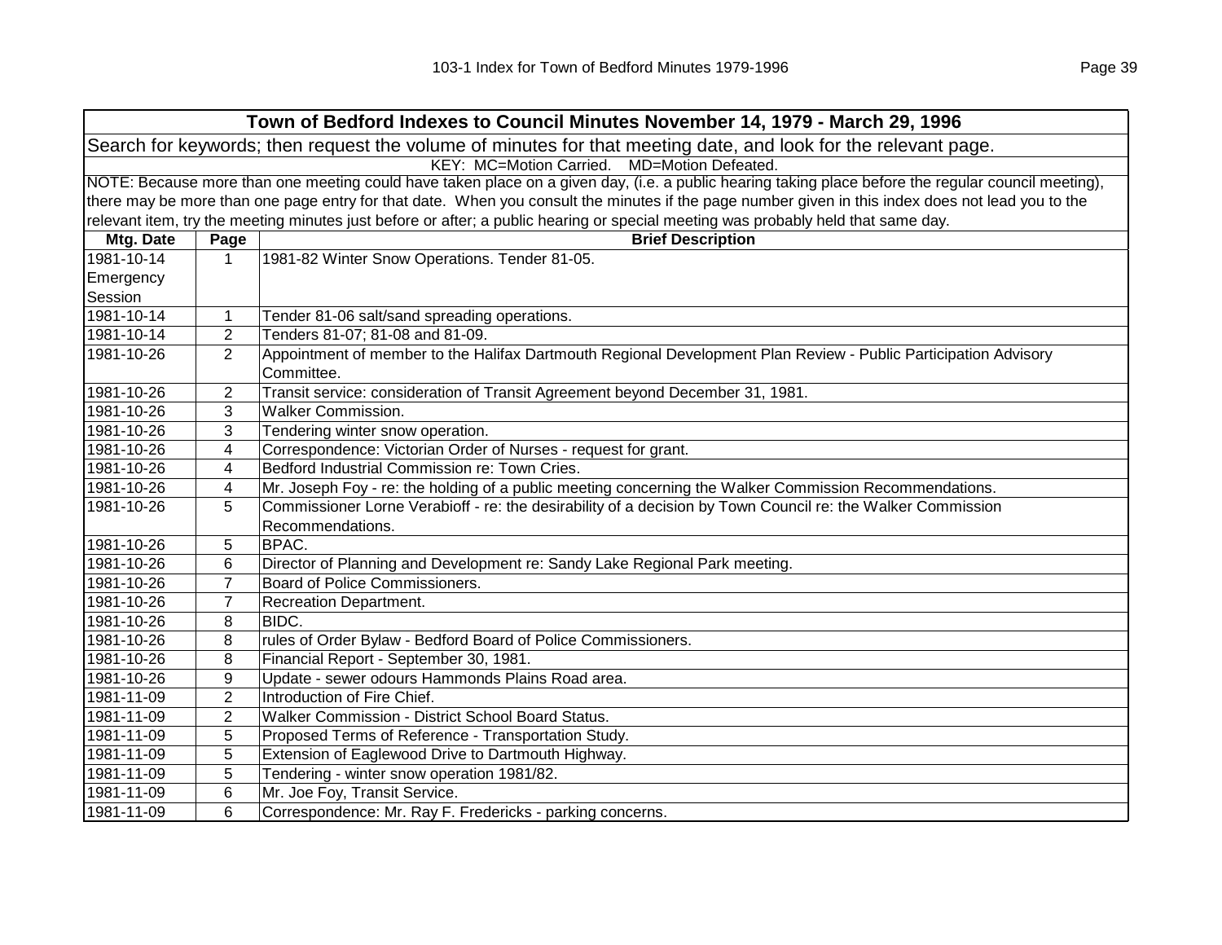| Town of Bedford Indexes to Council Minutes November 14, 1979 - March 29, 1996 | | |
|---|---|---|
| Search for keywords; then request the volume of minutes for that meeting date, and look for the relevant page. | | |
| KEY: MC=Motion Carried. MD=Motion Defeated. | | |
| NOTE: Because more than one meeting could have taken place on a given day, (i.e. a public hearing taking place before the regular council meeting), there may be more than one page entry for that date. When you consult the minutes if the page number given in this index does not lead you to the relevant item, try the meeting minutes just before or after; a public hearing or special meeting was probably held that same day. | | |
| **Mtg. Date** | **Page** | **Brief Description** |
| 1981-10-14 Emergency Session | 1 | 1981-82 Winter Snow Operations. Tender 81-05. |
| 1981-10-14 | 1 | Tender 81-06 salt/sand spreading operations. |
| 1981-10-14 | 2 | Tenders 81-07; 81-08 and 81-09. |
| 1981-10-26 | 2 | Appointment of member to the Halifax Dartmouth Regional Development Plan Review - Public Participation Advisory Committee. |
| 1981-10-26 | 2 | Transit service: consideration of Transit Agreement beyond December 31, 1981. |
| 1981-10-26 | 3 | Walker Commission. |
| 1981-10-26 | 3 | Tendering winter snow operation. |
| 1981-10-26 | 4 | Correspondence: Victorian Order of Nurses - request for grant. |
| 1981-10-26 | 4 | Bedford Industrial Commission re: Town Cries. |
| 1981-10-26 | 4 | Mr. Joseph Foy - re: the holding of a public meeting concerning the Walker Commission Recommendations. |
| 1981-10-26 | 5 | Commissioner Lorne Verabioff - re: the desirability of a decision by Town Council re: the Walker Commission Recommendations. |
| 1981-10-26 | 5 | BPAC. |
| 1981-10-26 | 6 | Director of Planning and Development re: Sandy Lake Regional Park meeting. |
| 1981-10-26 | 7 | Board of Police Commissioners. |
| 1981-10-26 | 7 | Recreation Department. |
| 1981-10-26 | 8 | BIDC. |
| 1981-10-26 | 8 | rules of Order Bylaw - Bedford Board of Police Commissioners. |
| 1981-10-26 | 8 | Financial Report - September 30, 1981. |
| 1981-10-26 | 9 | Update - sewer odours Hammonds Plains Road area. |
| 1981-11-09 | 2 | Introduction of Fire Chief. |
| 1981-11-09 | 2 | Walker Commission - District School Board Status. |
| 1981-11-09 | 5 | Proposed Terms of Reference - Transportation Study. |
| 1981-11-09 | 5 | Extension of Eaglewood Drive to Dartmouth Highway. |
| 1981-11-09 | 5 | Tendering - winter snow operation 1981/82. |
| 1981-11-09 | 6 | Mr. Joe Foy, Transit Service. |
| 1981-11-09 | 6 | Correspondence: Mr. Ray F. Fredericks - parking concerns. |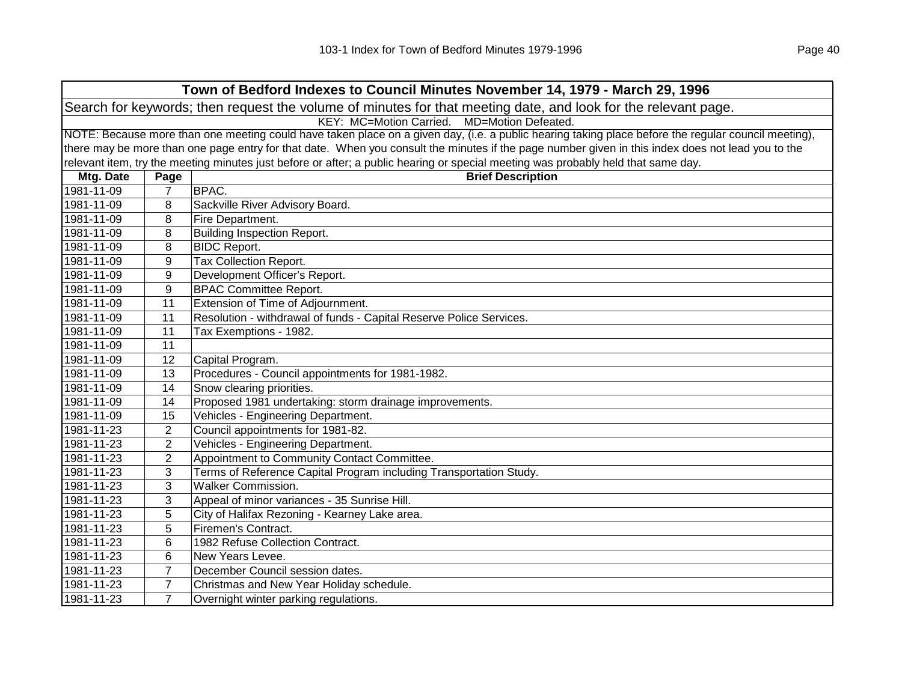| Town of Bedford Indexes to Council Minutes November 14, 1979 - March 29, 1996 | | |
|---|---|---|
| Search for keywords; then request the volume of minutes for that meeting date, and look for the relevant page. | | |
| KEY: MC=Motion Carried. MD=Motion Defeated. | | |
| NOTE: Because more than one meeting could have taken place on a given day, (i.e. a public hearing taking place before the regular council meeting), there may be more than one page entry for that date. When you consult the minutes if the page number given in this index does not lead you to the relevant item, try the meeting minutes just before or after; a public hearing or special meeting was probably held that same day. | | |
| **Mtg. Date** | **Page** | **Brief Description** |
| 1981-11-09 | 7 | BPAC. |
| 1981-11-09 | 8 | Sackville River Advisory Board. |
| 1981-11-09 | 8 | Fire Department. |
| 1981-11-09 | 8 | Building Inspection Report. |
| 1981-11-09 | 8 | BIDC Report. |
| 1981-11-09 | 9 | Tax Collection Report. |
| 1981-11-09 | 9 | Development Officer's Report. |
| 1981-11-09 | 9 | BPAC Committee Report. |
| 1981-11-09 | 11 | Extension of Time of Adjournment. |
| 1981-11-09 | 11 | Resolution - withdrawal of funds - Capital Reserve Police Services. |
| 1981-11-09 | 11 | Tax Exemptions - 1982. |
| 1981-11-09 | 11 | |
| 1981-11-09 | 12 | Capital Program. |
| 1981-11-09 | 13 | Procedures - Council appointments for 1981-1982. |
| 1981-11-09 | 14 | Snow clearing priorities. |
| 1981-11-09 | 14 | Proposed 1981 undertaking: storm drainage improvements. |
| 1981-11-09 | 15 | Vehicles - Engineering Department. |
| 1981-11-23 | 2 | Council appointments for 1981-82. |
| 1981-11-23 | 2 | Vehicles - Engineering Department. |
| 1981-11-23 | 2 | Appointment to Community Contact Committee. |
| 1981-11-23 | 3 | Terms of Reference Capital Program including Transportation Study. |
| 1981-11-23 | 3 | Walker Commission. |
| 1981-11-23 | 3 | Appeal of minor variances - 35 Sunrise Hill. |
| 1981-11-23 | 5 | City of Halifax Rezoning - Kearney Lake area. |
| 1981-11-23 | 5 | Firemen's Contract. |
| 1981-11-23 | 6 | 1982 Refuse Collection Contract. |
| 1981-11-23 | 6 | New Years Levee. |
| 1981-11-23 | 7 | December Council session dates. |
| 1981-11-23 | 7 | Christmas and New Year Holiday schedule. |
| 1981-11-23 | 7 | Overnight winter parking regulations. |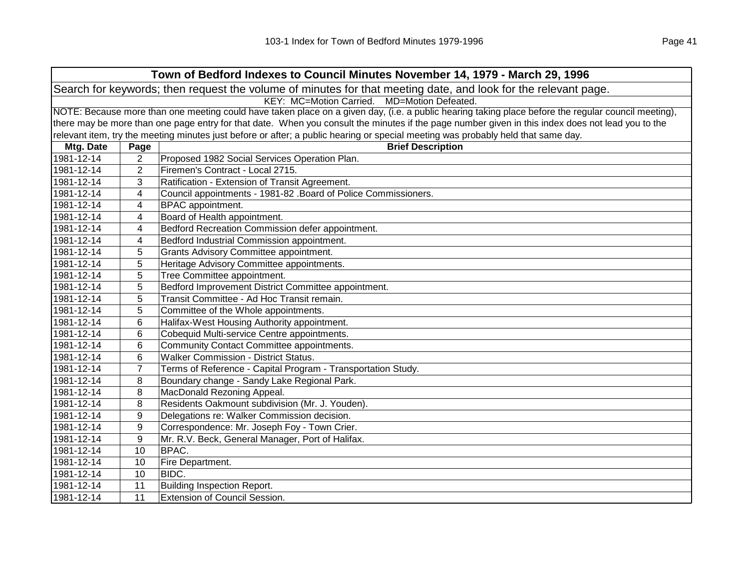| Town of Bedford Indexes to Council Minutes November 14, 1979 - March 29, 1996 | | |
|---|---|---|
| Search for keywords; then request the volume of minutes for that meeting date, and look for the relevant page. | | |
| KEY: MC=Motion Carried. MD=Motion Defeated. | | |
| NOTE: Because more than one meeting could have taken place on a given day, (i.e. a public hearing taking place before the regular council meeting), there may be more than one page entry for that date. When you consult the minutes if the page number given in this index does not lead you to the relevant item, try the meeting minutes just before or after; a public hearing or special meeting was probably held that same day. | | |
| **Mtg. Date** | **Page** | **Brief Description** |
| 1981-12-14 | 2 | Proposed 1982 Social Services Operation Plan. |
| 1981-12-14 | 2 | Firemen's Contract - Local 2715. |
| 1981-12-14 | 3 | Ratification - Extension of Transit Agreement. |
| 1981-12-14 | 4 | Council appointments - 1981-82 .Board of Police Commissioners. |
| 1981-12-14 | 4 | BPAC appointment. |
| 1981-12-14 | 4 | Board of Health appointment. |
| 1981-12-14 | 4 | Bedford Recreation Commission defer appointment. |
| 1981-12-14 | 4 | Bedford Industrial Commission appointment. |
| 1981-12-14 | 5 | Grants Advisory Committee appointment. |
| 1981-12-14 | 5 | Heritage Advisory Committee appointments. |
| 1981-12-14 | 5 | Tree Committee appointment. |
| 1981-12-14 | 5 | Bedford Improvement District Committee appointment. |
| 1981-12-14 | 5 | Transit Committee - Ad Hoc Transit remain. |
| 1981-12-14 | 5 | Committee of the Whole appointments. |
| 1981-12-14 | 6 | Halifax-West Housing Authority appointment. |
| 1981-12-14 | 6 | Cobequid Multi-service Centre appointments. |
| 1981-12-14 | 6 | Community Contact Committee appointments. |
| 1981-12-14 | 6 | Walker Commission - District Status. |
| 1981-12-14 | 7 | Terms of Reference - Capital Program - Transportation Study. |
| 1981-12-14 | 8 | Boundary change - Sandy Lake Regional Park. |
| 1981-12-14 | 8 | MacDonald Rezoning Appeal. |
| 1981-12-14 | 8 | Residents Oakmount subdivision (Mr. J. Youden). |
| 1981-12-14 | 9 | Delegations re: Walker Commission decision. |
| 1981-12-14 | 9 | Correspondence: Mr. Joseph Foy - Town Crier. |
| 1981-12-14 | 9 | Mr. R.V. Beck, General Manager, Port of Halifax. |
| 1981-12-14 | 10 | BPAC. |
| 1981-12-14 | 10 | Fire Department. |
| 1981-12-14 | 10 | BIDC. |
| 1981-12-14 | 11 | Building Inspection Report. |
| 1981-12-14 | 11 | Extension of Council Session. |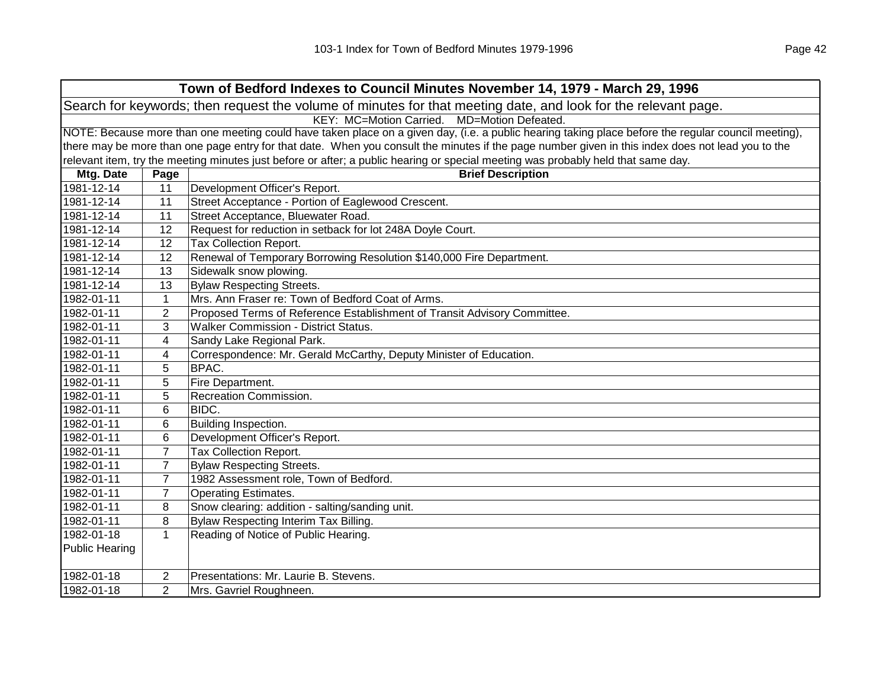| Town of Bedford Indexes to Council Minutes November 14, 1979 - March 29, 1996 | | |
|---|---|---|
| Search for keywords; then request the volume of minutes for that meeting date, and look for the relevant page. | | |
| KEY: MC=Motion Carried. MD=Motion Defeated. | | |
| NOTE: Because more than one meeting could have taken place on a given day, (i.e. a public hearing taking place before the regular council meeting), there may be more than one page entry for that date. When you consult the minutes if the page number given in this index does not lead you to the relevant item, try the meeting minutes just before or after; a public hearing or special meeting was probably held that same day. | | |
| **Mtg. Date** | **Page** | **Brief Description** |
| 1981-12-14 | 11 | Development Officer's Report. |
| 1981-12-14 | 11 | Street Acceptance - Portion of Eaglewood Crescent. |
| 1981-12-14 | 11 | Street Acceptance, Bluewater Road. |
| 1981-12-14 | 12 | Request for reduction in setback for lot 248A Doyle Court. |
| 1981-12-14 | 12 | Tax Collection Report. |
| 1981-12-14 | 12 | Renewal of Temporary Borrowing Resolution $140,000 Fire Department. |
| 1981-12-14 | 13 | Sidewalk snow plowing. |
| 1981-12-14 | 13 | Bylaw Respecting Streets. |
| 1982-01-11 | 1 | Mrs. Ann Fraser re: Town of Bedford Coat of Arms. |
| 1982-01-11 | 2 | Proposed Terms of Reference Establishment of Transit Advisory Committee. |
| 1982-01-11 | 3 | Walker Commission - District Status. |
| 1982-01-11 | 4 | Sandy Lake Regional Park. |
| 1982-01-11 | 4 | Correspondence: Mr. Gerald McCarthy, Deputy Minister of Education. |
| 1982-01-11 | 5 | BPAC. |
| 1982-01-11 | 5 | Fire Department. |
| 1982-01-11 | 5 | Recreation Commission. |
| 1982-01-11 | 6 | BIDC. |
| 1982-01-11 | 6 | Building Inspection. |
| 1982-01-11 | 6 | Development Officer's Report. |
| 1982-01-11 | 7 | Tax Collection Report. |
| 1982-01-11 | 7 | Bylaw Respecting Streets. |
| 1982-01-11 | 7 | 1982 Assessment role, Town of Bedford. |
| 1982-01-11 | 7 | Operating Estimates. |
| 1982-01-11 | 8 | Snow clearing: addition - salting/sanding unit. |
| 1982-01-11 | 8 | Bylaw Respecting Interim Tax Billing. |
| 1982-01-18 Public Hearing | 1 | Reading of Notice of Public Hearing. |
| 1982-01-18 | 2 | Presentations: Mr. Laurie B. Stevens. |
| 1982-01-18 | 2 | Mrs. Gavriel Roughneen. |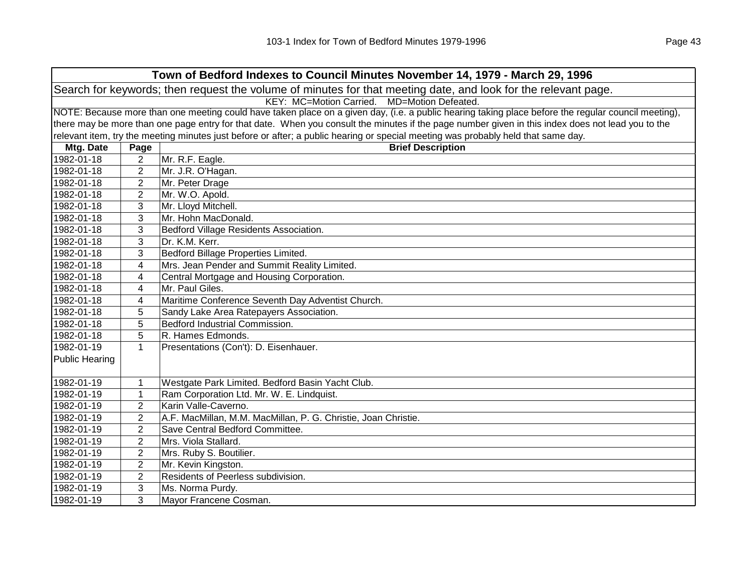| Town of Bedford Indexes to Council Minutes November 14, 1979 - March 29, 1996 | | |
|---|---|---|
| Search for keywords; then request the volume of minutes for that meeting date, and look for the relevant page. | | |
| KEY: MC=Motion Carried. MD=Motion Defeated. | | |
| NOTE: Because more than one meeting could have taken place on a given day, (i.e. a public hearing taking place before the regular council meeting), there may be more than one page entry for that date. When you consult the minutes if the page number given in this index does not lead you to the relevant item, try the meeting minutes just before or after; a public hearing or special meeting was probably held that same day. | | |
| **Mtg. Date** | **Page** | **Brief Description** |
| 1982-01-18 | 2 | Mr. R.F. Eagle. |
| 1982-01-18 | 2 | Mr. J.R. O'Hagan. |
| 1982-01-18 | 2 | Mr. Peter Drage |
| 1982-01-18 | 2 | Mr. W.O. Apold. |
| 1982-01-18 | 3 | Mr. Lloyd Mitchell. |
| 1982-01-18 | 3 | Mr. Hohn MacDonald. |
| 1982-01-18 | 3 | Bedford Village Residents Association. |
| 1982-01-18 | 3 | Dr. K.M. Kerr. |
| 1982-01-18 | 3 | Bedford Billage Properties Limited. |
| 1982-01-18 | 4 | Mrs. Jean Pender and Summit Reality Limited. |
| 1982-01-18 | 4 | Central Mortgage and Housing Corporation. |
| 1982-01-18 | 4 | Mr. Paul Giles. |
| 1982-01-18 | 4 | Maritime Conference Seventh Day Adventist Church. |
| 1982-01-18 | 5 | Sandy Lake Area Ratepayers Association. |
| 1982-01-18 | 5 | Bedford Industrial Commission. |
| 1982-01-18 | 5 | R. Hames Edmonds. |
| 1982-01-19 Public Hearing | 1 | Presentations (Con't): D. Eisenhauer. |
| 1982-01-19 | 1 | Westgate Park Limited. Bedford Basin Yacht Club. |
| 1982-01-19 | 1 | Ram Corporation Ltd. Mr. W. E. Lindquist. |
| 1982-01-19 | 2 | Karin Valle-Caverno. |
| 1982-01-19 | 2 | A.F. MacMillan, M.M. MacMillan, P. G. Christie, Joan Christie. |
| 1982-01-19 | 2 | Save Central Bedford Committee. |
| 1982-01-19 | 2 | Mrs. Viola Stallard. |
| 1982-01-19 | 2 | Mrs. Ruby S. Boutilier. |
| 1982-01-19 | 2 | Mr. Kevin Kingston. |
| 1982-01-19 | 2 | Residents of Peerless subdivision. |
| 1982-01-19 | 3 | Ms. Norma Purdy. |
| 1982-01-19 | 3 | Mayor Francene Cosman. |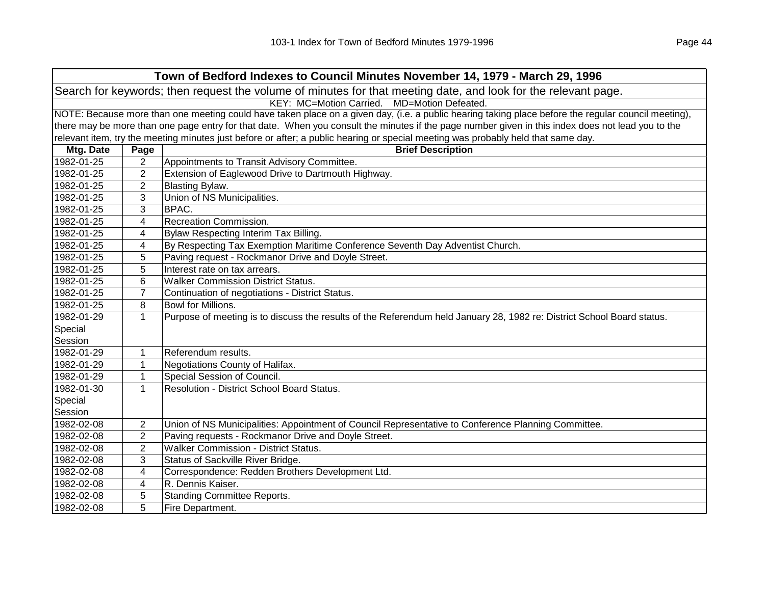## Town of Bedford Indexes to Council Minutes November 14, 1979 - March 29, 1996

Search for keywords; then request the volume of minutes for that meeting date, and look for the relevant page.

KEY: MC=Motion Carried. MD=Motion Defeated.

NOTE: Because more than one meeting could have taken place on a given day, (i.e. a public hearing taking place before the regular council meeting), there may be more than one page entry for that date. When you consult the minutes if the page number given in this index does not lead you to the relevant item, try the meeting minutes just before or after; a public hearing or special meeting was probably held that same day.

| Mtg. Date | Page | Brief Description |
|---|---|---|
| 1982-01-25 | 2 | Appointments to Transit Advisory Committee. |
| 1982-01-25 | 2 | Extension of Eaglewood Drive to Dartmouth Highway. |
| 1982-01-25 | 2 | Blasting Bylaw. |
| 1982-01-25 | 3 | Union of NS Municipalities. |
| 1982-01-25 | 3 | BPAC. |
| 1982-01-25 | 4 | Recreation Commission. |
| 1982-01-25 | 4 | Bylaw Respecting Interim Tax Billing. |
| 1982-01-25 | 4 | By Respecting Tax Exemption Maritime Conference Seventh Day Adventist Church. |
| 1982-01-25 | 5 | Paving request - Rockmanor Drive and Doyle Street. |
| 1982-01-25 | 5 | Interest rate on tax arrears. |
| 1982-01-25 | 6 | Walker Commission District Status. |
| 1982-01-25 | 7 | Continuation of negotiations - District Status. |
| 1982-01-25 | 8 | Bowl for Millions. |
| 1982-01-29 Special Session | 1 | Purpose of meeting is to discuss the results of the Referendum held January 28, 1982 re: District School Board status. |
| 1982-01-29 | 1 | Referendum results. |
| 1982-01-29 | 1 | Negotiations County of Halifax. |
| 1982-01-29 | 1 | Special Session of Council. |
| 1982-01-30 Special Session | 1 | Resolution - District School Board Status. |
| 1982-02-08 | 2 | Union of NS Municipalities: Appointment of Council Representative to Conference Planning Committee. |
| 1982-02-08 | 2 | Paving requests - Rockmanor Drive and Doyle Street. |
| 1982-02-08 | 2 | Walker Commission - District Status. |
| 1982-02-08 | 3 | Status of Sackville River Bridge. |
| 1982-02-08 | 4 | Correspondence: Redden Brothers Development Ltd. |
| 1982-02-08 | 4 | R. Dennis Kaiser. |
| 1982-02-08 | 5 | Standing Committee Reports. |
| 1982-02-08 | 5 | Fire Department. |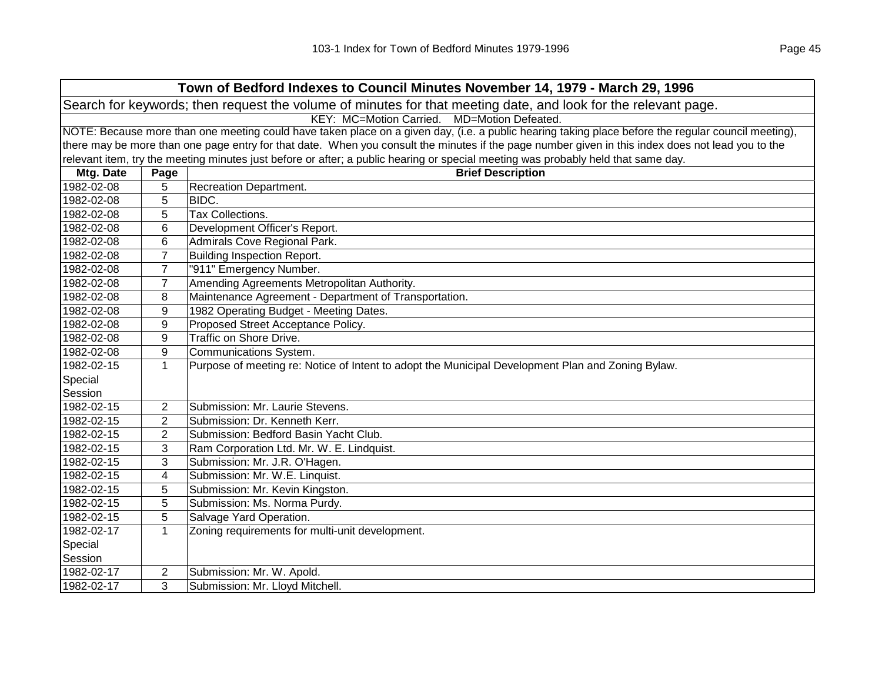| Town of Bedford Indexes to Council Minutes November 14, 1979 - March 29, 1996 | | |
|---|---|---|
| Search for keywords; then request the volume of minutes for that meeting date, and look for the relevant page. | | |
| KEY: MC=Motion Carried. MD=Motion Defeated. | | |
| NOTE: Because more than one meeting could have taken place on a given day, (i.e. a public hearing taking place before the regular council meeting), there may be more than one page entry for that date. When you consult the minutes if the page number given in this index does not lead you to the relevant item, try the meeting minutes just before or after; a public hearing or special meeting was probably held that same day. | | |
| **Mtg. Date** | **Page** | **Brief Description** |
| 1982-02-08 | 5 | Recreation Department. |
| 1982-02-08 | 5 | BIDC. |
| 1982-02-08 | 5 | Tax Collections. |
| 1982-02-08 | 6 | Development Officer's Report. |
| 1982-02-08 | 6 | Admirals Cove Regional Park. |
| 1982-02-08 | 7 | Building Inspection Report. |
| 1982-02-08 | 7 | "911" Emergency Number. |
| 1982-02-08 | 7 | Amending Agreements Metropolitan Authority. |
| 1982-02-08 | 8 | Maintenance Agreement - Department of Transportation. |
| 1982-02-08 | 9 | 1982 Operating Budget - Meeting Dates. |
| 1982-02-08 | 9 | Proposed Street Acceptance Policy. |
| 1982-02-08 | 9 | Traffic on Shore Drive. |
| 1982-02-08 | 9 | Communications System. |
| 1982-02-15 Special Session | 1 | Purpose of meeting re: Notice of Intent to adopt the Municipal Development Plan and Zoning Bylaw. |
| 1982-02-15 | 2 | Submission: Mr. Laurie Stevens. |
| 1982-02-15 | 2 | Submission: Dr. Kenneth Kerr. |
| 1982-02-15 | 2 | Submission: Bedford Basin Yacht Club. |
| 1982-02-15 | 3 | Ram Corporation Ltd. Mr. W. E. Lindquist. |
| 1982-02-15 | 3 | Submission: Mr. J.R. O'Hagen. |
| 1982-02-15 | 4 | Submission: Mr. W.E. Linquist. |
| 1982-02-15 | 5 | Submission: Mr. Kevin Kingston. |
| 1982-02-15 | 5 | Submission: Ms. Norma Purdy. |
| 1982-02-15 | 5 | Salvage Yard Operation. |
| 1982-02-17 Special Session | 1 | Zoning requirements for multi-unit development. |
| 1982-02-17 | 2 | Submission: Mr. W. Apold. |
| 1982-02-17 | 3 | Submission: Mr. Lloyd Mitchell. |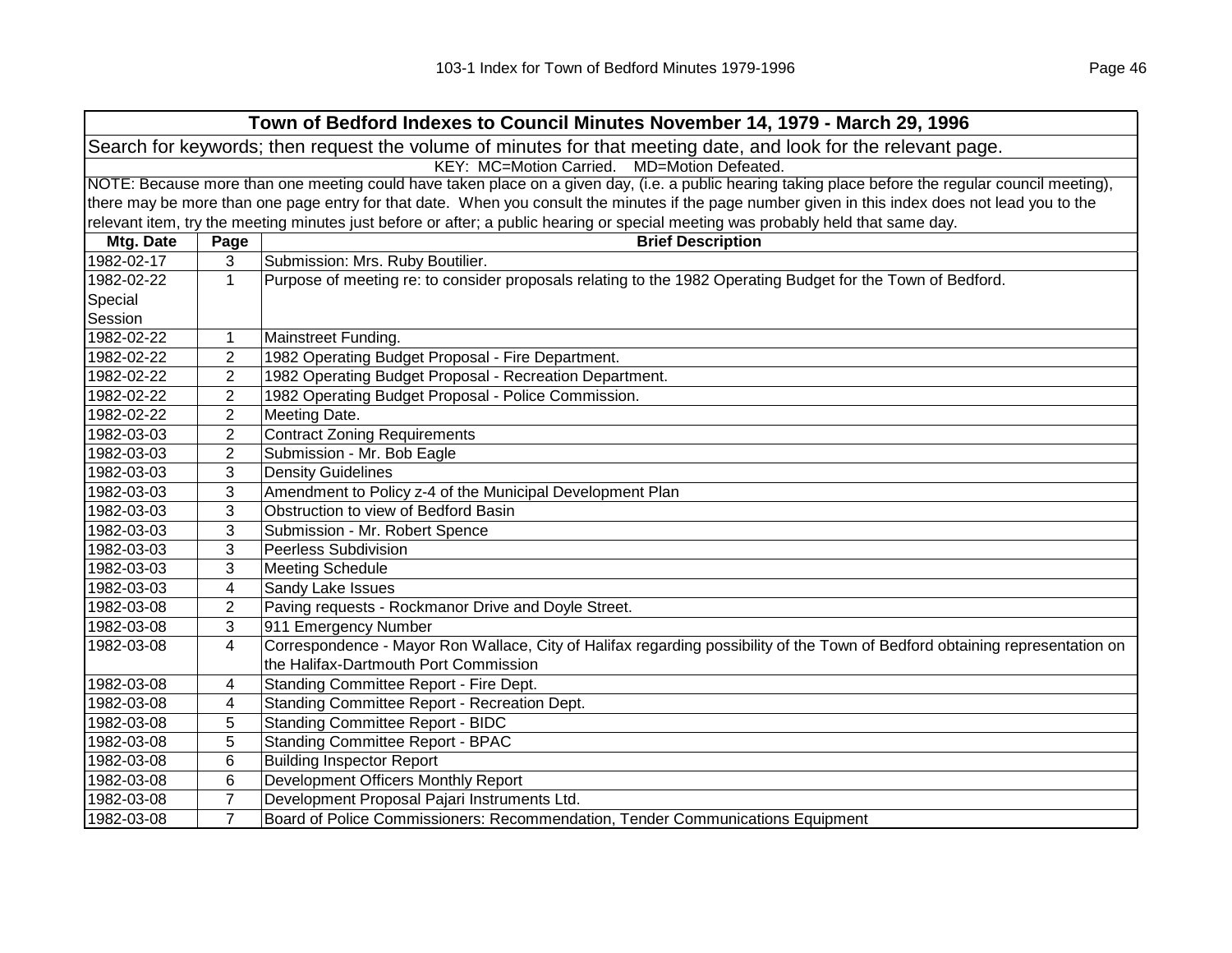| Town of Bedford Indexes to Council Minutes November 14, 1979 - March 29, 1996 | | |
|---|---|---|
| Search for keywords; then request the volume of minutes for that meeting date, and look for the relevant page. | | |
| KEY: MC=Motion Carried. MD=Motion Defeated. | | |
| NOTE: Because more than one meeting could have taken place on a given day, (i.e. a public hearing taking place before the regular council meeting), there may be more than one page entry for that date. When you consult the minutes if the page number given in this index does not lead you to the relevant item, try the meeting minutes just before or after; a public hearing or special meeting was probably held that same day. | | |
| **Mtg. Date** | **Page** | **Brief Description** |
| 1982-02-17 | 3 | Submission: Mrs. Ruby Boutilier. |
| 1982-02-22 Special Session | 1 | Purpose of meeting re: to consider proposals relating to the 1982 Operating Budget for the Town of Bedford. |
| 1982-02-22 | 1 | Mainstreet Funding. |
| 1982-02-22 | 2 | 1982 Operating Budget Proposal - Fire Department. |
| 1982-02-22 | 2 | 1982 Operating Budget Proposal - Recreation Department. |
| 1982-02-22 | 2 | 1982 Operating Budget Proposal - Police Commission. |
| 1982-02-22 | 2 | Meeting Date. |
| 1982-03-03 | 2 | Contract Zoning Requirements |
| 1982-03-03 | 2 | Submission - Mr. Bob Eagle |
| 1982-03-03 | 3 | Density Guidelines |
| 1982-03-03 | 3 | Amendment to Policy z-4 of the Municipal Development Plan |
| 1982-03-03 | 3 | Obstruction to view of Bedford Basin |
| 1982-03-03 | 3 | Submission - Mr. Robert Spence |
| 1982-03-03 | 3 | Peerless Subdivision |
| 1982-03-03 | 3 | Meeting Schedule |
| 1982-03-03 | 4 | Sandy Lake Issues |
| 1982-03-08 | 2 | Paving requests - Rockmanor Drive and Doyle Street. |
| 1982-03-08 | 3 | 911 Emergency Number |
| 1982-03-08 | 4 | Correspondence - Mayor Ron Wallace, City of Halifax regarding possibility of the Town of Bedford obtaining representation on the Halifax-Dartmouth Port Commission |
| 1982-03-08 | 4 | Standing Committee Report - Fire Dept. |
| 1982-03-08 | 4 | Standing Committee Report - Recreation Dept. |
| 1982-03-08 | 5 | Standing Committee Report - BIDC |
| 1982-03-08 | 5 | Standing Committee Report - BPAC |
| 1982-03-08 | 6 | Building Inspector Report |
| 1982-03-08 | 6 | Development Officers Monthly Report |
| 1982-03-08 | 7 | Development Proposal Pajari Instruments Ltd. |
| 1982-03-08 | 7 | Board of Police Commissioners: Recommendation, Tender Communications Equipment |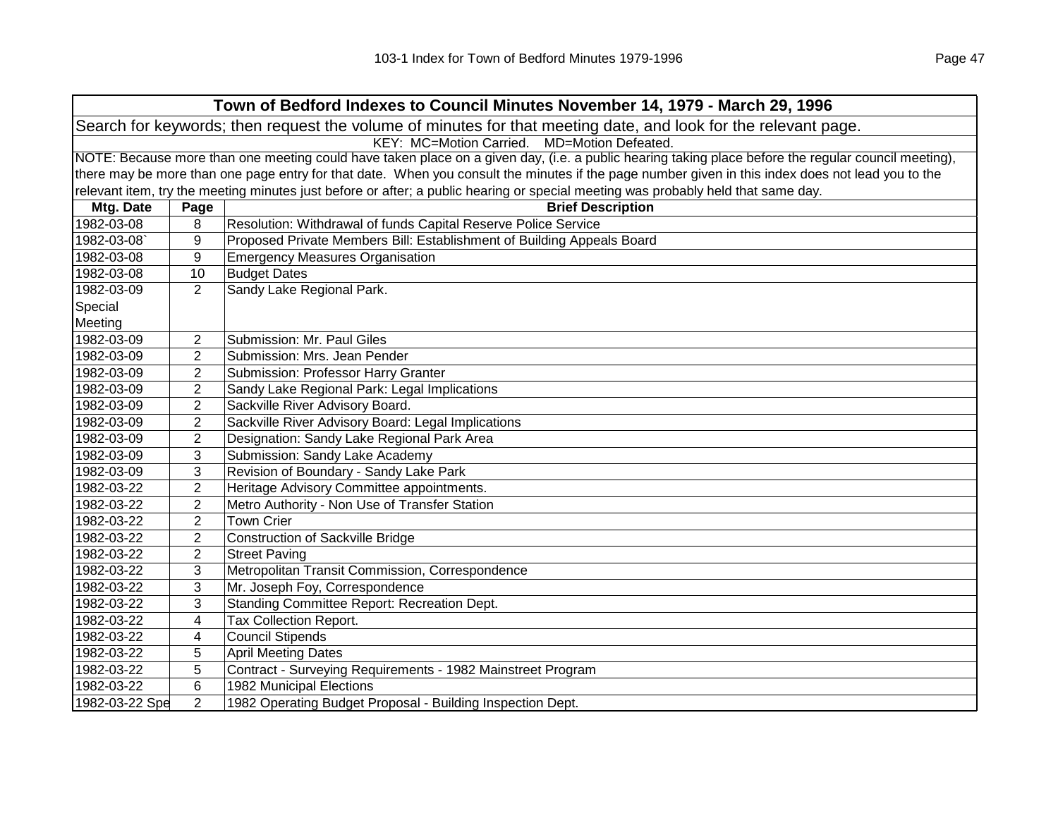| Town of Bedford Indexes to Council Minutes November 14, 1979 - March 29, 1996 | | |
|---|---|---|
| Search for keywords; then request the volume of minutes for that meeting date, and look for the relevant page. | | |
| KEY: MC=Motion Carried. MD=Motion Defeated. | | |
| NOTE: Because more than one meeting could have taken place on a given day, (i.e. a public hearing taking place before the regular council meeting), there may be more than one page entry for that date. When you consult the minutes if the page number given in this index does not lead you to the relevant item, try the meeting minutes just before or after; a public hearing or special meeting was probably held that same day. | | |
| **Mtg. Date** | **Page** | **Brief Description** |
| 1982-03-08 | 8 | Resolution: Withdrawal of funds Capital Reserve Police Service |
| 1982-03-08` | 9 | Proposed Private Members Bill: Establishment of Building Appeals Board |
| 1982-03-08 | 9 | Emergency Measures Organisation |
| 1982-03-08 | 10 | Budget Dates |
| 1982-03-09 Special Meeting | 2 | Sandy Lake Regional Park. |
| 1982-03-09 | 2 | Submission: Mr. Paul Giles |
| 1982-03-09 | 2 | Submission: Mrs. Jean Pender |
| 1982-03-09 | 2 | Submission: Professor Harry Granter |
| 1982-03-09 | 2 | Sandy Lake Regional Park: Legal Implications |
| 1982-03-09 | 2 | Sackville River Advisory Board. |
| 1982-03-09 | 2 | Sackville River Advisory Board: Legal Implications |
| 1982-03-09 | 2 | Designation: Sandy Lake Regional Park Area |
| 1982-03-09 | 3 | Submission: Sandy Lake Academy |
| 1982-03-09 | 3 | Revision of Boundary - Sandy Lake Park |
| 1982-03-22 | 2 | Heritage Advisory Committee appointments. |
| 1982-03-22 | 2 | Metro Authority - Non Use of Transfer Station |
| 1982-03-22 | 2 | Town Crier |
| 1982-03-22 | 2 | Construction of Sackville Bridge |
| 1982-03-22 | 2 | Street Paving |
| 1982-03-22 | 3 | Metropolitan Transit Commission, Correspondence |
| 1982-03-22 | 3 | Mr. Joseph Foy, Correspondence |
| 1982-03-22 | 3 | Standing Committee Report: Recreation Dept. |
| 1982-03-22 | 4 | Tax Collection Report. |
| 1982-03-22 | 4 | Council Stipends |
| 1982-03-22 | 5 | April Meeting Dates |
| 1982-03-22 | 5 | Contract - Surveying Requirements - 1982 Mainstreet Program |
| 1982-03-22 | 6 | 1982 Municipal Elections |
| 1982-03-22 Spe | 2 | 1982 Operating Budget Proposal - Building Inspection Dept. |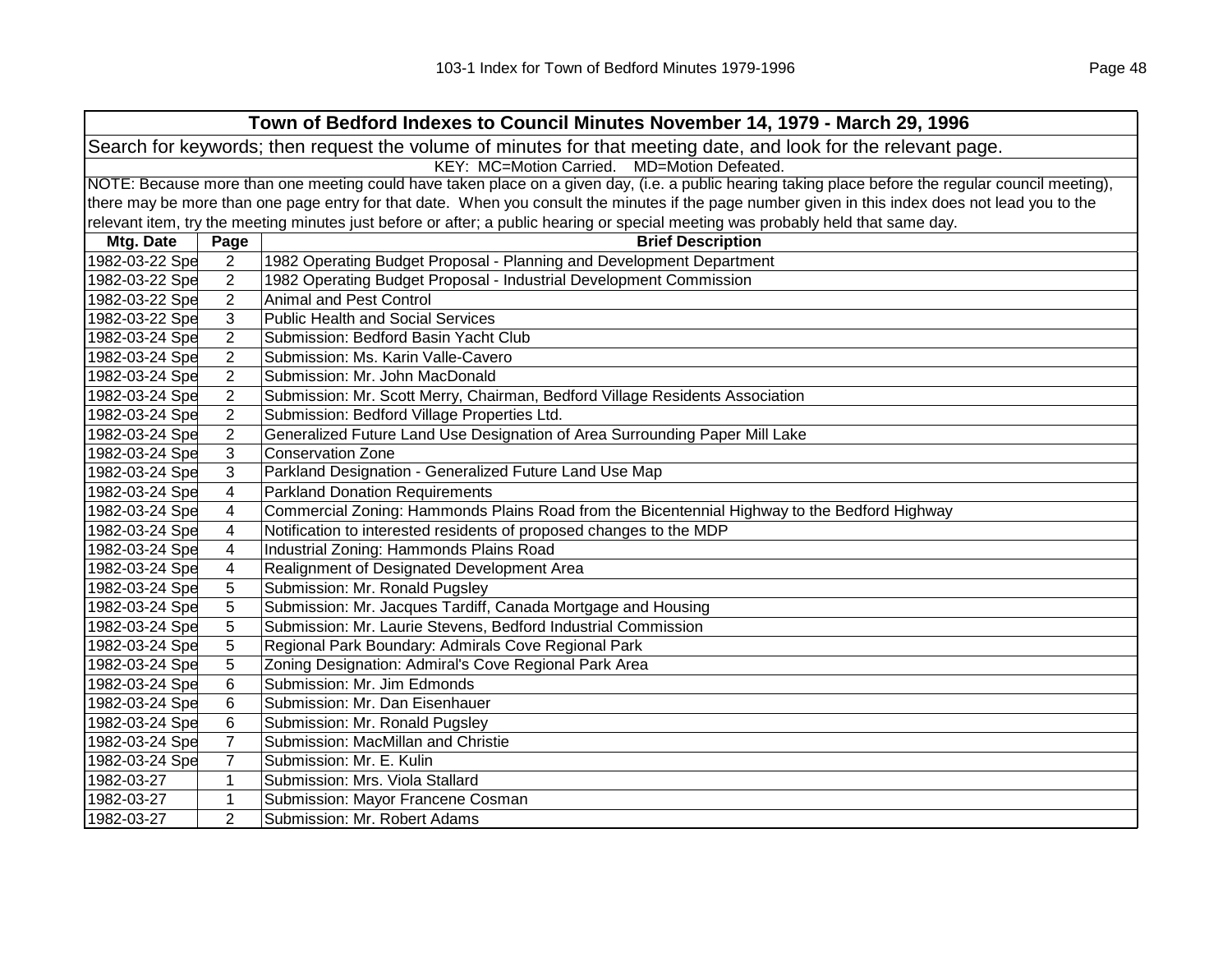| Town of Bedford Indexes to Council Minutes November 14, 1979 - March 29, 1996 | | |
|---|---|---|
| Search for keywords; then request the volume of minutes for that meeting date, and look for the relevant page. | | |
| KEY: MC=Motion Carried. MD=Motion Defeated. | | |
| NOTE: Because more than one meeting could have taken place on a given day, (i.e. a public hearing taking place before the regular council meeting), there may be more than one page entry for that date. When you consult the minutes if the page number given in this index does not lead you to the relevant item, try the meeting minutes just before or after; a public hearing or special meeting was probably held that same day. | | |
| **Mtg. Date** | **Page** | **Brief Description** |
| 1982-03-22 Spe | 2 | 1982 Operating Budget Proposal - Planning and Development Department |
| 1982-03-22 Spe | 2 | 1982 Operating Budget Proposal - Industrial Development Commission |
| 1982-03-22 Spe | 2 | Animal and Pest Control |
| 1982-03-22 Spe | 3 | Public Health and Social Services |
| 1982-03-24 Spe | 2 | Submission: Bedford Basin Yacht Club |
| 1982-03-24 Spe | 2 | Submission: Ms. Karin Valle-Cavero |
| 1982-03-24 Spe | 2 | Submission: Mr. John MacDonald |
| 1982-03-24 Spe | 2 | Submission: Mr. Scott Merry, Chairman, Bedford Village Residents Association |
| 1982-03-24 Spe | 2 | Submission: Bedford Village Properties Ltd. |
| 1982-03-24 Spe | 2 | Generalized Future Land Use Designation of Area Surrounding Paper Mill Lake |
| 1982-03-24 Spe | 3 | Conservation Zone |
| 1982-03-24 Spe | 3 | Parkland Designation - Generalized Future Land Use Map |
| 1982-03-24 Spe | 4 | Parkland Donation Requirements |
| 1982-03-24 Spe | 4 | Commercial Zoning: Hammonds Plains Road from the Bicentennial Highway to the Bedford Highway |
| 1982-03-24 Spe | 4 | Notification to interested residents of proposed changes to the MDP |
| 1982-03-24 Spe | 4 | Industrial Zoning: Hammonds Plains Road |
| 1982-03-24 Spe | 4 | Realignment of Designated Development Area |
| 1982-03-24 Spe | 5 | Submission: Mr. Ronald Pugsley |
| 1982-03-24 Spe | 5 | Submission: Mr. Jacques Tardiff, Canada Mortgage and Housing |
| 1982-03-24 Spe | 5 | Submission: Mr. Laurie Stevens, Bedford Industrial Commission |
| 1982-03-24 Spe | 5 | Regional Park Boundary: Admirals Cove Regional Park |
| 1982-03-24 Spe | 5 | Zoning Designation: Admiral's Cove Regional Park Area |
| 1982-03-24 Spe | 6 | Submission: Mr. Jim Edmonds |
| 1982-03-24 Spe | 6 | Submission: Mr. Dan Eisenhauer |
| 1982-03-24 Spe | 6 | Submission: Mr. Ronald Pugsley |
| 1982-03-24 Spe | 7 | Submission: MacMillan and Christie |
| 1982-03-24 Spe | 7 | Submission: Mr. E. Kulin |
| 1982-03-27 | 1 | Submission: Mrs. Viola Stallard |
| 1982-03-27 | 1 | Submission: Mayor Francene Cosman |
| 1982-03-27 | 2 | Submission: Mr. Robert Adams |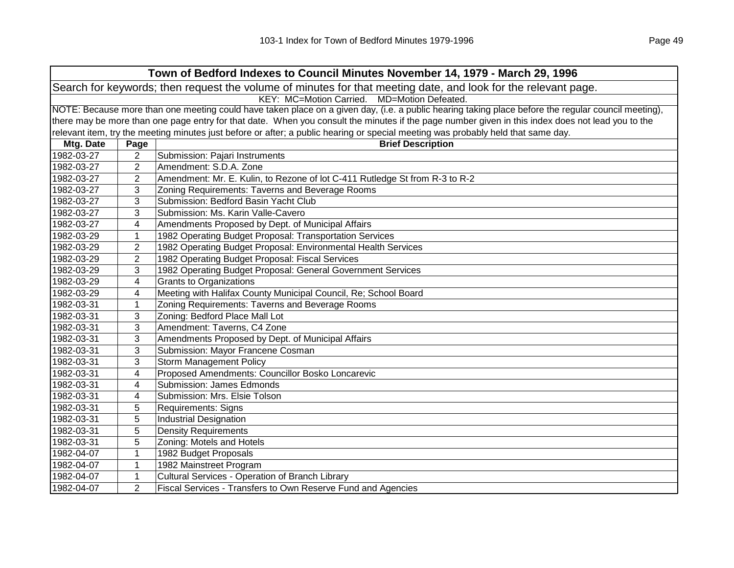| Town of Bedford Indexes to Council Minutes November 14, 1979 - March 29, 1996 | | |
|---|---|---|
| Search for keywords; then request the volume of minutes for that meeting date, and look for the relevant page. | | |
| KEY: MC=Motion Carried. MD=Motion Defeated. | | |
| NOTE: Because more than one meeting could have taken place on a given day, (i.e. a public hearing taking place before the regular council meeting), there may be more than one page entry for that date. When you consult the minutes if the page number given in this index does not lead you to the relevant item, try the meeting minutes just before or after; a public hearing or special meeting was probably held that same day. | | |
| **Mtg. Date** | **Page** | **Brief Description** |
| 1982-03-27 | 2 | Submission: Pajari Instruments |
| 1982-03-27 | 2 | Amendment: S.D.A. Zone |
| 1982-03-27 | 2 | Amendment: Mr. E. Kulin, to Rezone of lot C-411 Rutledge St from R-3 to R-2 |
| 1982-03-27 | 3 | Zoning Requirements: Taverns and Beverage Rooms |
| 1982-03-27 | 3 | Submission: Bedford Basin Yacht Club |
| 1982-03-27 | 3 | Submission: Ms. Karin Valle-Cavero |
| 1982-03-27 | 4 | Amendments Proposed by Dept. of Municipal Affairs |
| 1982-03-29 | 1 | 1982 Operating Budget Proposal: Transportation Services |
| 1982-03-29 | 2 | 1982 Operating Budget Proposal: Environmental Health Services |
| 1982-03-29 | 2 | 1982 Operating Budget Proposal: Fiscal Services |
| 1982-03-29 | 3 | 1982 Operating Budget Proposal: General Government Services |
| 1982-03-29 | 4 | Grants to Organizations |
| 1982-03-29 | 4 | Meeting with Halifax County Municipal Council, Re; School Board |
| 1982-03-31 | 1 | Zoning Requirements: Taverns and Beverage Rooms |
| 1982-03-31 | 3 | Zoning: Bedford Place Mall Lot |
| 1982-03-31 | 3 | Amendment: Taverns, C4 Zone |
| 1982-03-31 | 3 | Amendments Proposed by Dept. of Municipal Affairs |
| 1982-03-31 | 3 | Submission: Mayor Francene Cosman |
| 1982-03-31 | 3 | Storm Management Policy |
| 1982-03-31 | 4 | Proposed Amendments: Councillor Bosko Loncarevic |
| 1982-03-31 | 4 | Submission: James Edmonds |
| 1982-03-31 | 4 | Submission: Mrs. Elsie Tolson |
| 1982-03-31 | 5 | Requirements: Signs |
| 1982-03-31 | 5 | Industrial Designation |
| 1982-03-31 | 5 | Density Requirements |
| 1982-03-31 | 5 | Zoning: Motels and Hotels |
| 1982-04-07 | 1 | 1982 Budget Proposals |
| 1982-04-07 | 1 | 1982 Mainstreet Program |
| 1982-04-07 | 1 | Cultural Services - Operation of Branch Library |
| 1982-04-07 | 2 | Fiscal Services - Transfers to Own Reserve Fund and Agencies |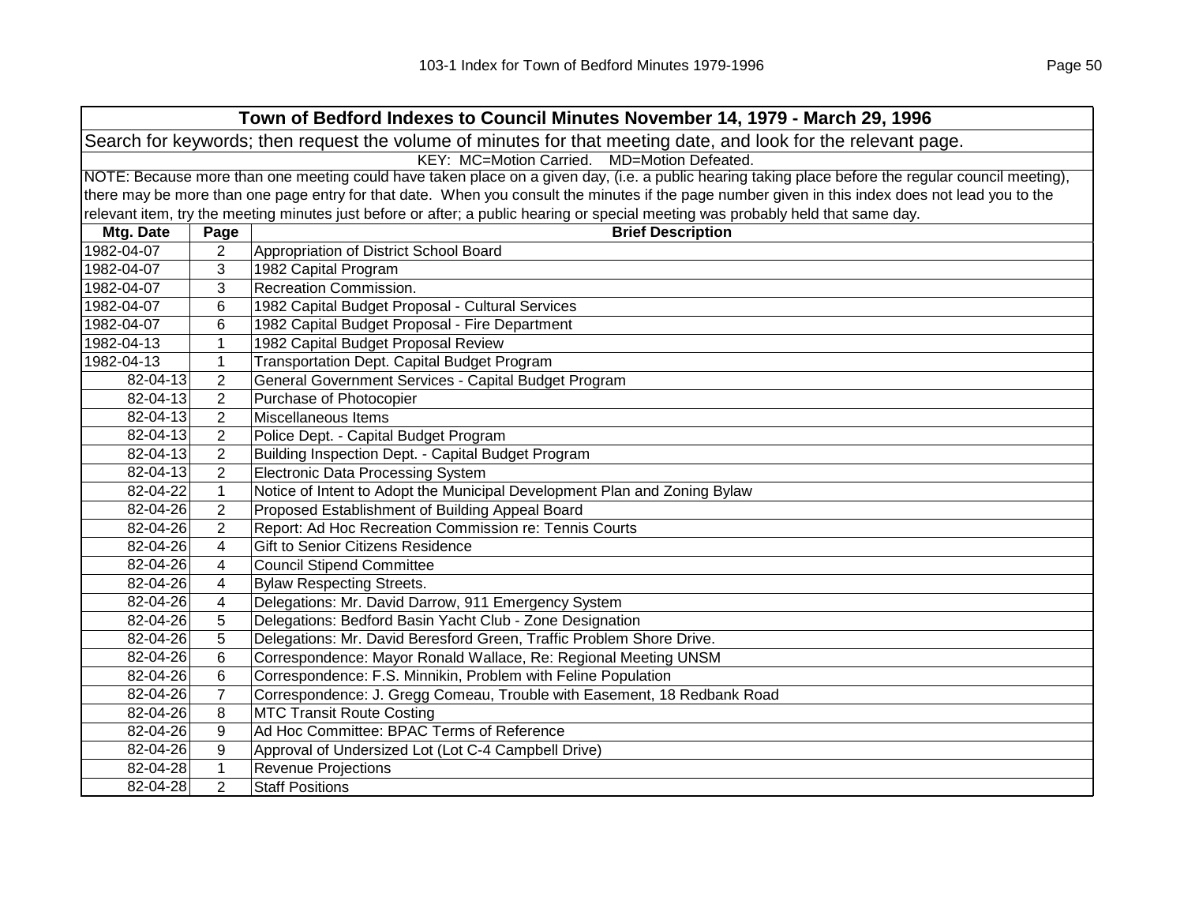| Town of Bedford Indexes to Council Minutes November 14, 1979 - March 29, 1996 | | |
|---|---|---|
| Search for keywords; then request the volume of minutes for that meeting date, and look for the relevant page. | | |
| KEY: MC=Motion Carried. MD=Motion Defeated. | | |
| NOTE: Because more than one meeting could have taken place on a given day, (i.e. a public hearing taking place before the regular council meeting), there may be more than one page entry for that date. When you consult the minutes if the page number given in this index does not lead you to the relevant item, try the meeting minutes just before or after; a public hearing or special meeting was probably held that same day. | | |
| **Mtg. Date** | **Page** | **Brief Description** |
| 1982-04-07 | 2 | Appropriation of District School Board |
| 1982-04-07 | 3 | 1982 Capital Program |
| 1982-04-07 | 3 | Recreation Commission. |
| 1982-04-07 | 6 | 1982 Capital Budget Proposal - Cultural Services |
| 1982-04-07 | 6 | 1982 Capital Budget Proposal - Fire Department |
| 1982-04-13 | 1 | 1982 Capital Budget Proposal Review |
| 1982-04-13 | 1 | Transportation Dept. Capital Budget Program |
| 82-04-13 | 2 | General Government Services - Capital Budget Program |
| 82-04-13 | 2 | Purchase of Photocopier |
| 82-04-13 | 2 | Miscellaneous Items |
| 82-04-13 | 2 | Police Dept. - Capital Budget Program |
| 82-04-13 | 2 | Building Inspection Dept. - Capital Budget Program |
| 82-04-13 | 2 | Electronic Data Processing System |
| 82-04-22 | 1 | Notice of Intent to Adopt the Municipal Development Plan and Zoning Bylaw |
| 82-04-26 | 2 | Proposed Establishment of Building Appeal Board |
| 82-04-26 | 2 | Report: Ad Hoc Recreation Commission re: Tennis Courts |
| 82-04-26 | 4 | Gift to Senior Citizens Residence |
| 82-04-26 | 4 | Council Stipend Committee |
| 82-04-26 | 4 | Bylaw Respecting Streets. |
| 82-04-26 | 4 | Delegations: Mr. David Darrow, 911 Emergency System |
| 82-04-26 | 5 | Delegations: Bedford Basin Yacht Club - Zone Designation |
| 82-04-26 | 5 | Delegations: Mr. David Beresford Green, Traffic Problem Shore Drive. |
| 82-04-26 | 6 | Correspondence: Mayor Ronald Wallace, Re: Regional Meeting UNSM |
| 82-04-26 | 6 | Correspondence: F.S. Minnikin, Problem with Feline Population |
| 82-04-26 | 7 | Correspondence: J. Gregg Comeau, Trouble with Easement, 18 Redbank Road |
| 82-04-26 | 8 | MTC Transit Route Costing |
| 82-04-26 | 9 | Ad Hoc Committee: BPAC Terms of Reference |
| 82-04-26 | 9 | Approval of Undersized Lot (Lot C-4 Campbell Drive) |
| 82-04-28 | 1 | Revenue Projections |
| 82-04-28 | 2 | Staff Positions |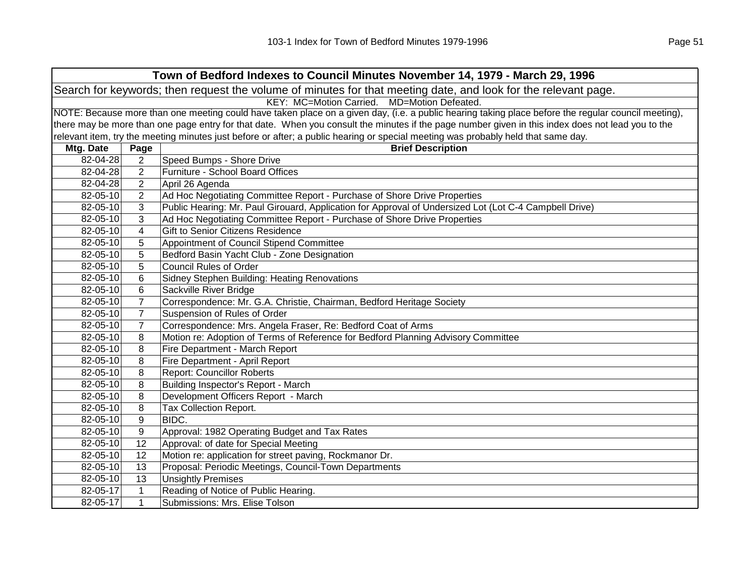| Town of Bedford Indexes to Council Minutes November 14, 1979 - March 29, 1996 | | |
|---|---|---|
| Search for keywords; then request the volume of minutes for that meeting date, and look for the relevant page. | | |
| KEY: MC=Motion Carried. MD=Motion Defeated. | | |
| NOTE: Because more than one meeting could have taken place on a given day, (i.e. a public hearing taking place before the regular council meeting), there may be more than one page entry for that date. When you consult the minutes if the page number given in this index does not lead you to the relevant item, try the meeting minutes just before or after; a public hearing or special meeting was probably held that same day. | | |
| **Mtg. Date** | **Page** | **Brief Description** |
| 82-04-28 | 2 | Speed Bumps - Shore Drive |
| 82-04-28 | 2 | Furniture - School Board Offices |
| 82-04-28 | 2 | April 26 Agenda |
| 82-05-10 | 2 | Ad Hoc Negotiating Committee Report - Purchase of Shore Drive Properties |
| 82-05-10 | 3 | Public Hearing: Mr. Paul Girouard, Application for Approval of Undersized Lot (Lot C-4 Campbell Drive) |
| 82-05-10 | 3 | Ad Hoc Negotiating Committee Report - Purchase of Shore Drive Properties |
| 82-05-10 | 4 | Gift to Senior Citizens Residence |
| 82-05-10 | 5 | Appointment of Council Stipend Committee |
| 82-05-10 | 5 | Bedford Basin Yacht Club - Zone Designation |
| 82-05-10 | 5 | Council Rules of Order |
| 82-05-10 | 6 | Sidney Stephen Building: Heating Renovations |
| 82-05-10 | 6 | Sackville River Bridge |
| 82-05-10 | 7 | Correspondence: Mr. G.A. Christie, Chairman, Bedford Heritage Society |
| 82-05-10 | 7 | Suspension of Rules of Order |
| 82-05-10 | 7 | Correspondence: Mrs. Angela Fraser, Re: Bedford Coat of Arms |
| 82-05-10 | 8 | Motion re: Adoption of Terms of Reference for Bedford Planning Advisory Committee |
| 82-05-10 | 8 | Fire Department - March Report |
| 82-05-10 | 8 | Fire Department - April Report |
| 82-05-10 | 8 | Report: Councillor Roberts |
| 82-05-10 | 8 | Building Inspector's Report - March |
| 82-05-10 | 8 | Development Officers Report - March |
| 82-05-10 | 8 | Tax Collection Report. |
| 82-05-10 | 9 | BIDC. |
| 82-05-10 | 9 | Approval: 1982 Operating Budget and Tax Rates |
| 82-05-10 | 12 | Approval: of date for Special Meeting |
| 82-05-10 | 12 | Motion re: application for street paving, Rockmanor Dr. |
| 82-05-10 | 13 | Proposal: Periodic Meetings, Council-Town Departments |
| 82-05-10 | 13 | Unsightly Premises |
| 82-05-17 | 1 | Reading of Notice of Public Hearing. |
| 82-05-17 | 1 | Submissions: Mrs. Elise Tolson |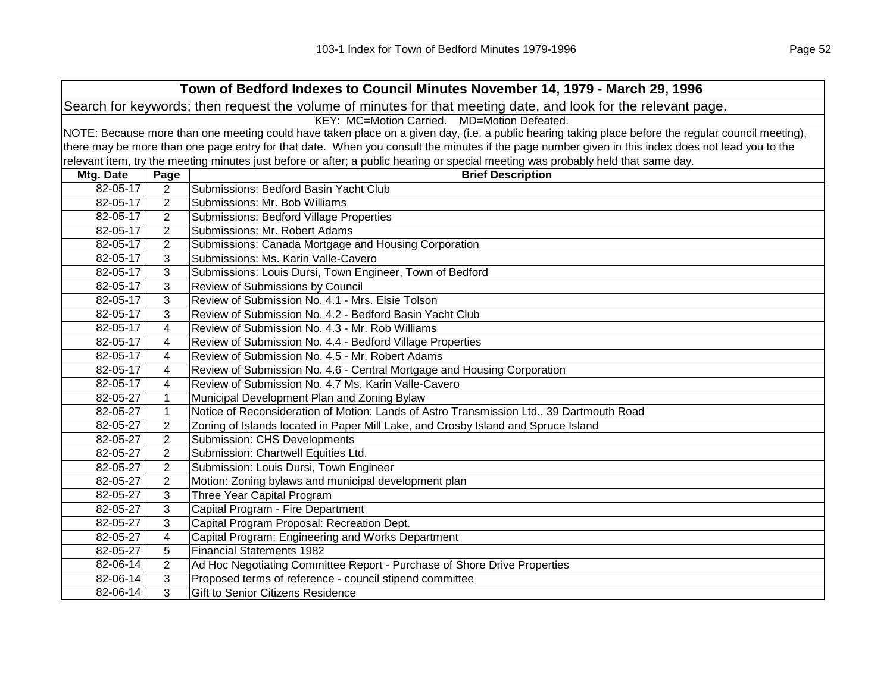## Town of Bedford Indexes to Council Minutes November 14, 1979 - March 29, 1996

Search for keywords; then request the volume of minutes for that meeting date, and look for the relevant page.

KEY: MC=Motion Carried. MD=Motion Defeated.

NOTE: Because more than one meeting could have taken place on a given day, (i.e. a public hearing taking place before the regular council meeting), there may be more than one page entry for that date. When you consult the minutes if the page number given in this index does not lead you to the relevant item, try the meeting minutes just before or after; a public hearing or special meeting was probably held that same day.

| Mtg. Date | Page | Brief Description |
|---|---|---|
| 82-05-17 | 2 | Submissions: Bedford Basin Yacht Club |
| 82-05-17 | 2 | Submissions: Mr. Bob Williams |
| 82-05-17 | 2 | Submissions: Bedford Village Properties |
| 82-05-17 | 2 | Submissions: Mr. Robert Adams |
| 82-05-17 | 2 | Submissions: Canada Mortgage and Housing Corporation |
| 82-05-17 | 3 | Submissions: Ms. Karin Valle-Cavero |
| 82-05-17 | 3 | Submissions: Louis Dursi, Town Engineer, Town of Bedford |
| 82-05-17 | 3 | Review of Submissions by Council |
| 82-05-17 | 3 | Review of Submission No. 4.1 - Mrs. Elsie Tolson |
| 82-05-17 | 3 | Review of Submission No. 4.2 - Bedford Basin Yacht Club |
| 82-05-17 | 4 | Review of Submission No. 4.3 - Mr. Rob Williams |
| 82-05-17 | 4 | Review of Submission No. 4.4 - Bedford Village Properties |
| 82-05-17 | 4 | Review of Submission No. 4.5 - Mr. Robert Adams |
| 82-05-17 | 4 | Review of Submission No. 4.6 - Central Mortgage and Housing Corporation |
| 82-05-17 | 4 | Review of Submission No. 4.7 Ms. Karin Valle-Cavero |
| 82-05-27 | 1 | Municipal Development Plan and Zoning Bylaw |
| 82-05-27 | 1 | Notice of Reconsideration of Motion: Lands of Astro Transmission Ltd., 39 Dartmouth Road |
| 82-05-27 | 2 | Zoning of Islands located in Paper Mill Lake, and Crosby Island and Spruce Island |
| 82-05-27 | 2 | Submission: CHS Developments |
| 82-05-27 | 2 | Submission: Chartwell Equities Ltd. |
| 82-05-27 | 2 | Submission: Louis Dursi, Town Engineer |
| 82-05-27 | 2 | Motion: Zoning bylaws and municipal development plan |
| 82-05-27 | 3 | Three Year Capital Program |
| 82-05-27 | 3 | Capital Program - Fire Department |
| 82-05-27 | 3 | Capital Program Proposal: Recreation Dept. |
| 82-05-27 | 4 | Capital Program: Engineering and Works Department |
| 82-05-27 | 5 | Financial Statements 1982 |
| 82-06-14 | 2 | Ad Hoc Negotiating Committee Report - Purchase of Shore Drive Properties |
| 82-06-14 | 3 | Proposed terms of reference - council stipend committee |
| 82-06-14 | 3 | Gift to Senior Citizens Residence |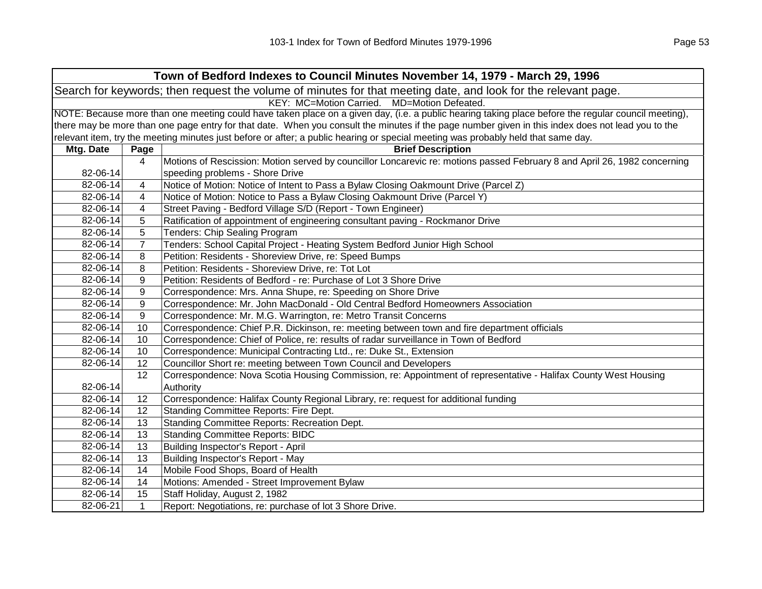| Town of Bedford Indexes to Council Minutes November 14, 1979 - March 29, 1996 | | |
|---|---|---|
| Search for keywords; then request the volume of minutes for that meeting date, and look for the relevant page. | | |
| KEY: MC=Motion Carried. MD=Motion Defeated. | | |
| NOTE: Because more than one meeting could have taken place on a given day, (i.e. a public hearing taking place before the regular council meeting), there may be more than one page entry for that date. When you consult the minutes if the page number given in this index does not lead you to the relevant item, try the meeting minutes just before or after; a public hearing or special meeting was probably held that same day. | | |
| **Mtg. Date** | **Page** | **Brief Description** |
| 82-06-14 | 4 | Motions of Rescission: Motion served by councillor Loncarevic re: motions passed February 8 and April 26, 1982 concerning speeding problems - Shore Drive |
| 82-06-14 | 4 | Notice of Motion: Notice of Intent to Pass a Bylaw Closing Oakmount Drive (Parcel Z) |
| 82-06-14 | 4 | Notice of Motion: Notice to Pass a Bylaw Closing Oakmount Drive (Parcel Y) |
| 82-06-14 | 4 | Street Paving - Bedford Village S/D (Report - Town Engineer) |
| 82-06-14 | 5 | Ratification of appointment of engineering consultant paving - Rockmanor Drive |
| 82-06-14 | 5 | Tenders: Chip Sealing Program |
| 82-06-14 | 7 | Tenders: School Capital Project - Heating System Bedford Junior High School |
| 82-06-14 | 8 | Petition: Residents - Shoreview Drive, re: Speed Bumps |
| 82-06-14 | 8 | Petition: Residents - Shoreview Drive, re: Tot Lot |
| 82-06-14 | 9 | Petition: Residents of Bedford - re: Purchase of Lot 3 Shore Drive |
| 82-06-14 | 9 | Correspondence: Mrs. Anna Shupe, re: Speeding on Shore Drive |
| 82-06-14 | 9 | Correspondence: Mr. John MacDonald - Old Central Bedford Homeowners Association |
| 82-06-14 | 9 | Correspondence: Mr. M.G. Warrington, re: Metro Transit Concerns |
| 82-06-14 | 10 | Correspondence: Chief P.R. Dickinson, re: meeting between town and fire department officials |
| 82-06-14 | 10 | Correspondence: Chief of Police, re: results of radar surveillance in Town of Bedford |
| 82-06-14 | 10 | Correspondence: Municipal Contracting Ltd., re: Duke St., Extension |
| 82-06-14 | 12 | Councillor Short re: meeting between Town Council and Developers |
| 82-06-14 | 12 | Correspondence: Nova Scotia Housing Commission, re: Appointment of representative - Halifax County West Housing Authority |
| 82-06-14 | 12 | Correspondence: Halifax County Regional Library, re: request for additional funding |
| 82-06-14 | 12 | Standing Committee Reports: Fire Dept. |
| 82-06-14 | 13 | Standing Committee Reports: Recreation Dept. |
| 82-06-14 | 13 | Standing Committee Reports: BIDC |
| 82-06-14 | 13 | Building Inspector's Report - April |
| 82-06-14 | 13 | Building Inspector's Report - May |
| 82-06-14 | 14 | Mobile Food Shops, Board of Health |
| 82-06-14 | 14 | Motions: Amended - Street Improvement Bylaw |
| 82-06-14 | 15 | Staff Holiday, August 2, 1982 |
| 82-06-21 | 1 | Report: Negotiations, re: purchase of lot 3 Shore Drive. |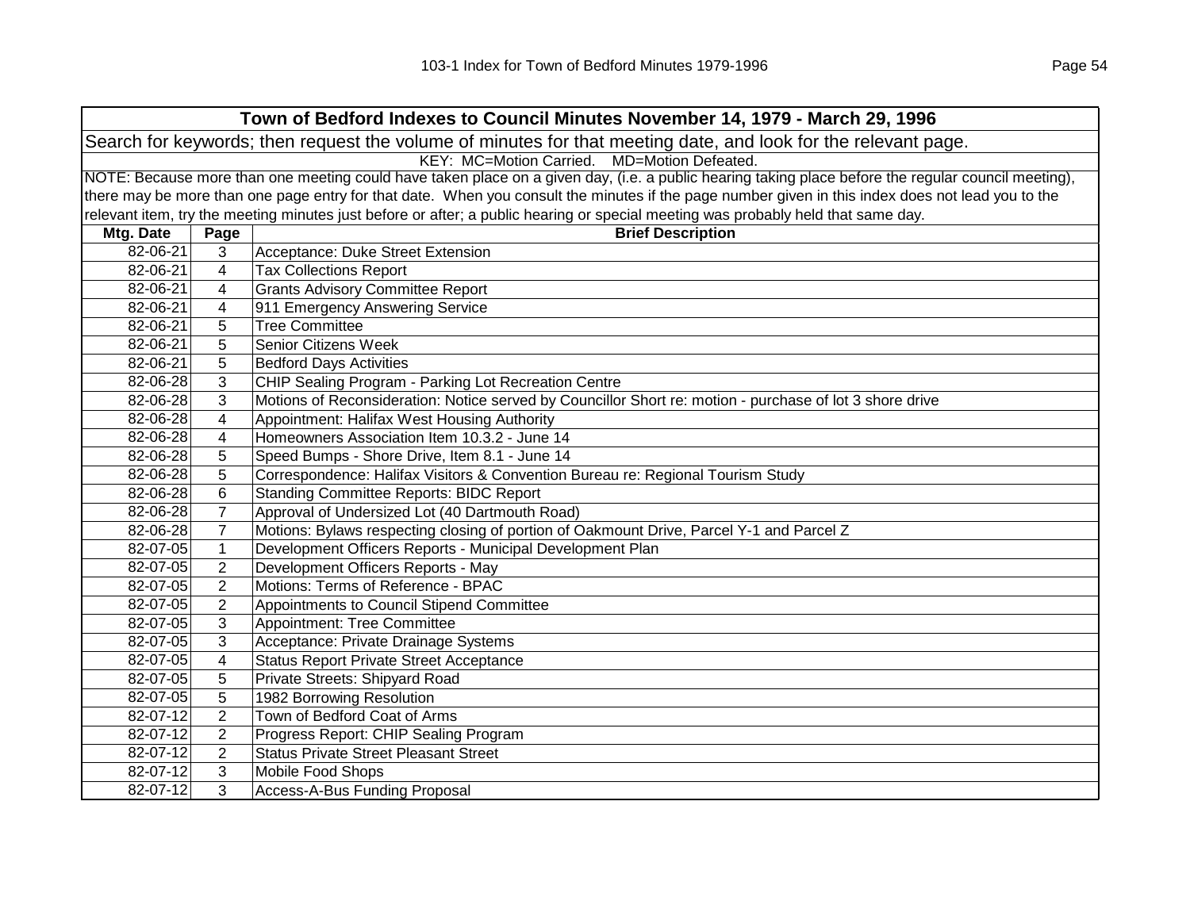| Town of Bedford Indexes to Council Minutes November 14, 1979 - March 29, 1996 | | |
|---|---|---|
| Search for keywords; then request the volume of minutes for that meeting date, and look for the relevant page. | | |
| KEY: MC=Motion Carried. MD=Motion Defeated. | | |
| NOTE: Because more than one meeting could have taken place on a given day, (i.e. a public hearing taking place before the regular council meeting), there may be more than one page entry for that date. When you consult the minutes if the page number given in this index does not lead you to the relevant item, try the meeting minutes just before or after; a public hearing or special meeting was probably held that same day. | | |
| **Mtg. Date** | **Page** | **Brief Description** |
| 82-06-21 | 3 | Acceptance: Duke Street Extension |
| 82-06-21 | 4 | Tax Collections Report |
| 82-06-21 | 4 | Grants Advisory Committee Report |
| 82-06-21 | 4 | 911 Emergency Answering Service |
| 82-06-21 | 5 | Tree Committee |
| 82-06-21 | 5 | Senior Citizens Week |
| 82-06-21 | 5 | Bedford Days Activities |
| 82-06-28 | 3 | CHIP Sealing Program - Parking Lot Recreation Centre |
| 82-06-28 | 3 | Motions of Reconsideration: Notice served by Councillor Short re: motion - purchase of lot 3 shore drive |
| 82-06-28 | 4 | Appointment: Halifax West Housing Authority |
| 82-06-28 | 4 | Homeowners Association Item 10.3.2 - June 14 |
| 82-06-28 | 5 | Speed Bumps - Shore Drive, Item 8.1 - June 14 |
| 82-06-28 | 5 | Correspondence: Halifax Visitors & Convention Bureau re: Regional Tourism Study |
| 82-06-28 | 6 | Standing Committee Reports: BIDC Report |
| 82-06-28 | 7 | Approval of Undersized Lot (40 Dartmouth Road) |
| 82-06-28 | 7 | Motions: Bylaws respecting closing of portion of Oakmount Drive, Parcel Y-1 and Parcel Z |
| 82-07-05 | 1 | Development Officers Reports - Municipal Development Plan |
| 82-07-05 | 2 | Development Officers Reports - May |
| 82-07-05 | 2 | Motions: Terms of Reference - BPAC |
| 82-07-05 | 2 | Appointments to Council Stipend Committee |
| 82-07-05 | 3 | Appointment: Tree Committee |
| 82-07-05 | 3 | Acceptance: Private Drainage Systems |
| 82-07-05 | 4 | Status Report Private Street Acceptance |
| 82-07-05 | 5 | Private Streets: Shipyard Road |
| 82-07-05 | 5 | 1982 Borrowing Resolution |
| 82-07-12 | 2 | Town of Bedford Coat of Arms |
| 82-07-12 | 2 | Progress Report: CHIP Sealing Program |
| 82-07-12 | 2 | Status Private Street Pleasant Street |
| 82-07-12 | 3 | Mobile Food Shops |
| 82-07-12 | 3 | Access-A-Bus Funding Proposal |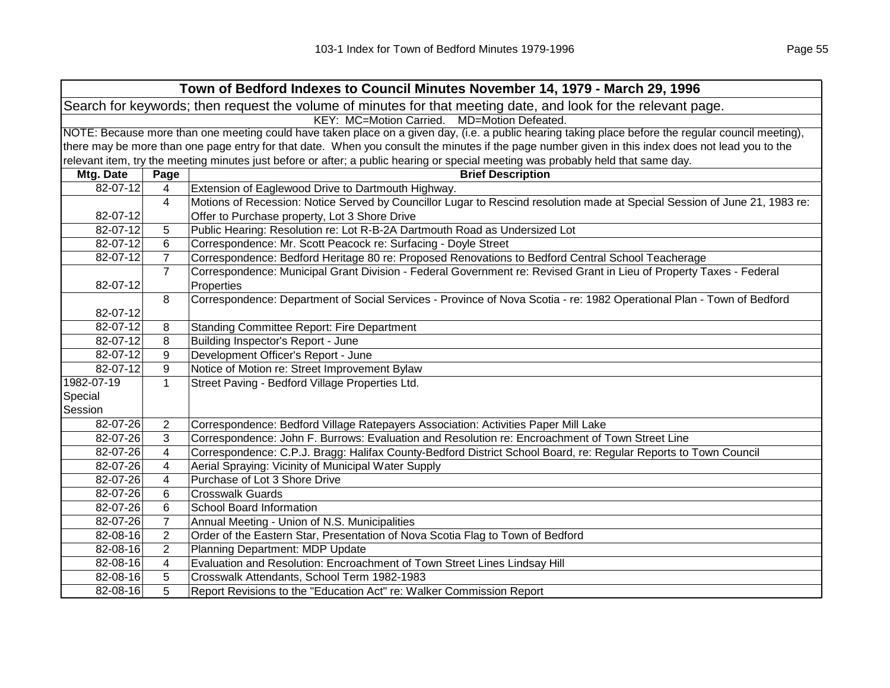| Town of Bedford Indexes to Council Minutes November 14, 1979 - March 29, 1996 | | |
|---|---|---|
| Search for keywords; then request the volume of minutes for that meeting date, and look for the relevant page. | | |
| KEY: MC=Motion Carried. MD=Motion Defeated. | | |
| NOTE: Because more than one meeting could have taken place on a given day, (i.e. a public hearing taking place before the regular council meeting), there may be more than one page entry for that date. When you consult the minutes if the page number given in this index does not lead you to the relevant item, try the meeting minutes just before or after; a public hearing or special meeting was probably held that same day. | | |
| **Mtg. Date** | **Page** | **Brief Description** |
| 82-07-12 | 4 | Extension of Eaglewood Drive to Dartmouth Highway. |
| 82-07-12 | 4 | Motions of Recession: Notice Served by Councillor Lugar to Rescind resolution made at Special Session of June 21, 1983 re: Offer to Purchase property, Lot 3 Shore Drive |
| 82-07-12 | 5 | Public Hearing: Resolution re: Lot R-B-2A Dartmouth Road as Undersized Lot |
| 82-07-12 | 6 | Correspondence: Mr. Scott Peacock re: Surfacing - Doyle Street |
| 82-07-12 | 7 | Correspondence: Bedford Heritage 80 re: Proposed Renovations to Bedford Central School Teacherage |
| 82-07-12 | 7 | Correspondence: Municipal Grant Division - Federal Government re: Revised Grant in Lieu of Property Taxes - Federal Properties |
| 82-07-12 | 8 | Correspondence: Department of Social Services - Province of Nova Scotia - re: 1982 Operational Plan - Town of Bedford |
| 82-07-12 | 8 | Standing Committee Report: Fire Department |
| 82-07-12 | 8 | Building Inspector's Report - June |
| 82-07-12 | 9 | Development Officer's Report - June |
| 82-07-12 | 9 | Notice of Motion re: Street Improvement Bylaw |
| 1982-07-19 Special Session | 1 | Street Paving - Bedford Village Properties Ltd. |
| 82-07-26 | 2 | Correspondence: Bedford Village Ratepayers Association: Activities Paper Mill Lake |
| 82-07-26 | 3 | Correspondence: John F. Burrows: Evaluation and Resolution re: Encroachment of Town Street Line |
| 82-07-26 | 4 | Correspondence: C.P.J. Bragg: Halifax County-Bedford District School Board, re: Regular Reports to Town Council |
| 82-07-26 | 4 | Aerial Spraying: Vicinity of Municipal Water Supply |
| 82-07-26 | 4 | Purchase of Lot 3 Shore Drive |
| 82-07-26 | 6 | Crosswalk Guards |
| 82-07-26 | 6 | School Board Information |
| 82-07-26 | 7 | Annual Meeting - Union of N.S. Municipalities |
| 82-08-16 | 2 | Order of the Eastern Star, Presentation of Nova Scotia Flag to Town of Bedford |
| 82-08-16 | 2 | Planning Department: MDP Update |
| 82-08-16 | 4 | Evaluation and Resolution: Encroachment of Town Street Lines Lindsay Hill |
| 82-08-16 | 5 | Crosswalk Attendants, School Term 1982-1983 |
| 82-08-16 | 5 | Report Revisions to the "Education Act" re: Walker Commission Report |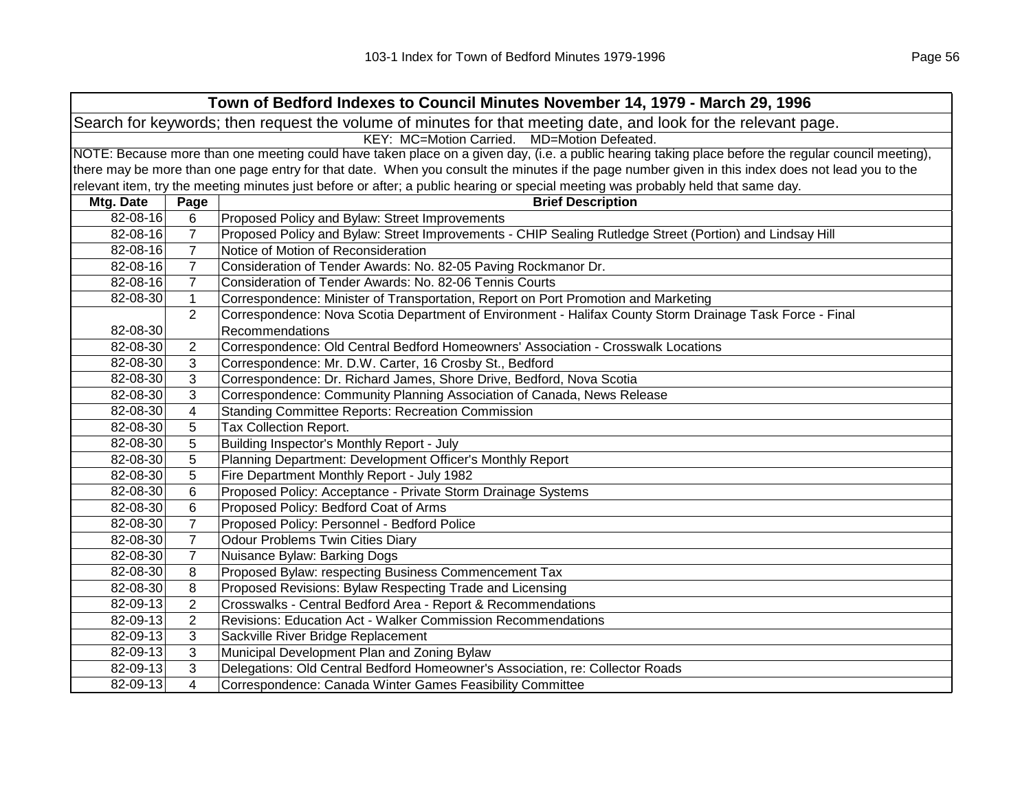| Town of Bedford Indexes to Council Minutes November 14, 1979 - March 29, 1996 | | |
|---|---|---|
| Search for keywords; then request the volume of minutes for that meeting date, and look for the relevant page. | | |
| KEY: MC=Motion Carried. MD=Motion Defeated. | | |
| NOTE: Because more than one meeting could have taken place on a given day, (i.e. a public hearing taking place before the regular council meeting), there may be more than one page entry for that date. When you consult the minutes if the page number given in this index does not lead you to the relevant item, try the meeting minutes just before or after; a public hearing or special meeting was probably held that same day. | | |
| **Mtg. Date** | **Page** | **Brief Description** |
| 82-08-16 | 6 | Proposed Policy and Bylaw: Street Improvements |
| 82-08-16 | 7 | Proposed Policy and Bylaw: Street Improvements - CHIP Sealing Rutledge Street (Portion) and Lindsay Hill |
| 82-08-16 | 7 | Notice of Motion of Reconsideration |
| 82-08-16 | 7 | Consideration of Tender Awards: No. 82-05 Paving Rockmanor Dr. |
| 82-08-16 | 7 | Consideration of Tender Awards: No. 82-06 Tennis Courts |
| 82-08-30 | 1 | Correspondence: Minister of Transportation, Report on Port Promotion and Marketing |
| 82-08-30 | 2 | Correspondence: Nova Scotia Department of Environment - Halifax County Storm Drainage Task Force - Final Recommendations |
| 82-08-30 | 2 | Correspondence: Old Central Bedford Homeowners' Association - Crosswalk Locations |
| 82-08-30 | 3 | Correspondence: Mr. D.W. Carter, 16 Crosby St., Bedford |
| 82-08-30 | 3 | Correspondence: Dr. Richard James, Shore Drive, Bedford, Nova Scotia |
| 82-08-30 | 3 | Correspondence: Community Planning Association of Canada, News Release |
| 82-08-30 | 4 | Standing Committee Reports: Recreation Commission |
| 82-08-30 | 5 | Tax Collection Report. |
| 82-08-30 | 5 | Building Inspector's Monthly Report - July |
| 82-08-30 | 5 | Planning Department: Development Officer's Monthly Report |
| 82-08-30 | 5 | Fire Department Monthly Report - July 1982 |
| 82-08-30 | 6 | Proposed Policy: Acceptance - Private Storm Drainage Systems |
| 82-08-30 | 6 | Proposed Policy: Bedford Coat of Arms |
| 82-08-30 | 7 | Proposed Policy: Personnel - Bedford Police |
| 82-08-30 | 7 | Odour Problems Twin Cities Diary |
| 82-08-30 | 7 | Nuisance Bylaw: Barking Dogs |
| 82-08-30 | 8 | Proposed Bylaw: respecting Business Commencement Tax |
| 82-08-30 | 8 | Proposed Revisions: Bylaw Respecting Trade and Licensing |
| 82-09-13 | 2 | Crosswalks - Central Bedford Area - Report & Recommendations |
| 82-09-13 | 2 | Revisions: Education Act - Walker Commission Recommendations |
| 82-09-13 | 3 | Sackville River Bridge Replacement |
| 82-09-13 | 3 | Municipal Development Plan and Zoning Bylaw |
| 82-09-13 | 3 | Delegations: Old Central Bedford Homeowner's Association, re: Collector Roads |
| 82-09-13 | 4 | Correspondence: Canada Winter Games Feasibility Committee |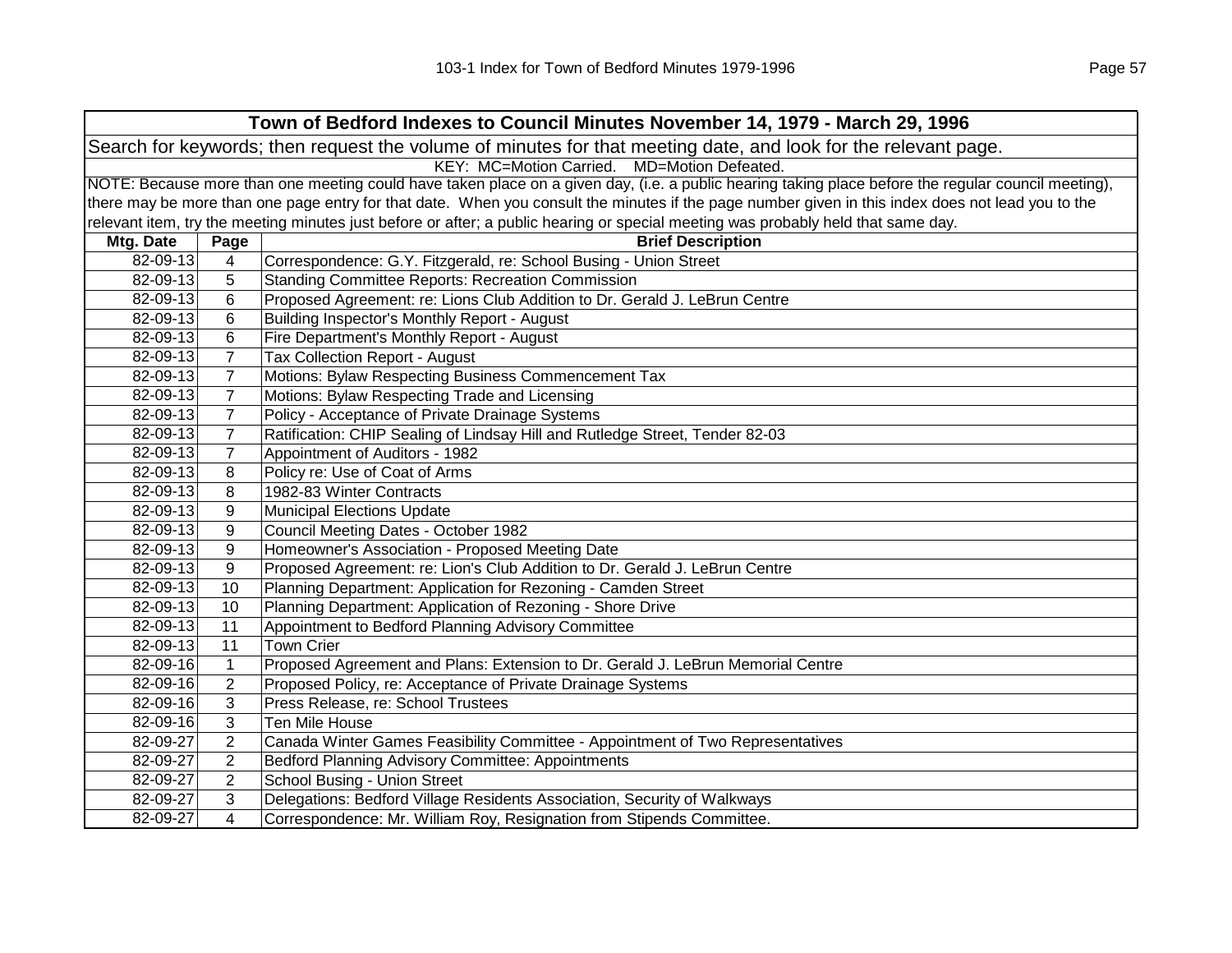| Town of Bedford Indexes to Council Minutes November 14, 1979 - March 29, 1996 | | |
|---|---|---|
| Search for keywords; then request the volume of minutes for that meeting date, and look for the relevant page. | | |
| KEY: MC=Motion Carried. MD=Motion Defeated. | | |
| NOTE: Because more than one meeting could have taken place on a given day, (i.e. a public hearing taking place before the regular council meeting), there may be more than one page entry for that date. When you consult the minutes if the page number given in this index does not lead you to the relevant item, try the meeting minutes just before or after; a public hearing or special meeting was probably held that same day. | | |
| **Mtg. Date** | **Page** | **Brief Description** |
| 82-09-13 | 4 | Correspondence: G.Y. Fitzgerald, re: School Busing - Union Street |
| 82-09-13 | 5 | Standing Committee Reports: Recreation Commission |
| 82-09-13 | 6 | Proposed Agreement: re: Lions Club Addition to Dr. Gerald J. LeBrun Centre |
| 82-09-13 | 6 | Building Inspector's Monthly Report - August |
| 82-09-13 | 6 | Fire Department's Monthly Report - August |
| 82-09-13 | 7 | Tax Collection Report - August |
| 82-09-13 | 7 | Motions: Bylaw Respecting Business Commencement Tax |
| 82-09-13 | 7 | Motions: Bylaw Respecting Trade and Licensing |
| 82-09-13 | 7 | Policy - Acceptance of Private Drainage Systems |
| 82-09-13 | 7 | Ratification: CHIP Sealing of Lindsay Hill and Rutledge Street, Tender 82-03 |
| 82-09-13 | 7 | Appointment of Auditors - 1982 |
| 82-09-13 | 8 | Policy re: Use of Coat of Arms |
| 82-09-13 | 8 | 1982-83 Winter Contracts |
| 82-09-13 | 9 | Municipal Elections Update |
| 82-09-13 | 9 | Council Meeting Dates - October 1982 |
| 82-09-13 | 9 | Homeowner's Association - Proposed Meeting Date |
| 82-09-13 | 9 | Proposed Agreement: re: Lion's Club Addition to Dr. Gerald J. LeBrun Centre |
| 82-09-13 | 10 | Planning Department: Application for Rezoning - Camden Street |
| 82-09-13 | 10 | Planning Department: Application of Rezoning - Shore Drive |
| 82-09-13 | 11 | Appointment to Bedford Planning Advisory Committee |
| 82-09-13 | 11 | Town Crier |
| 82-09-16 | 1 | Proposed Agreement and Plans: Extension to Dr. Gerald J. LeBrun Memorial Centre |
| 82-09-16 | 2 | Proposed Policy, re: Acceptance of Private Drainage Systems |
| 82-09-16 | 3 | Press Release, re: School Trustees |
| 82-09-16 | 3 | Ten Mile House |
| 82-09-27 | 2 | Canada Winter Games Feasibility Committee - Appointment of Two Representatives |
| 82-09-27 | 2 | Bedford Planning Advisory Committee: Appointments |
| 82-09-27 | 2 | School Busing - Union Street |
| 82-09-27 | 3 | Delegations: Bedford Village Residents Association, Security of Walkways |
| 82-09-27 | 4 | Correspondence: Mr. William Roy, Resignation from Stipends Committee. |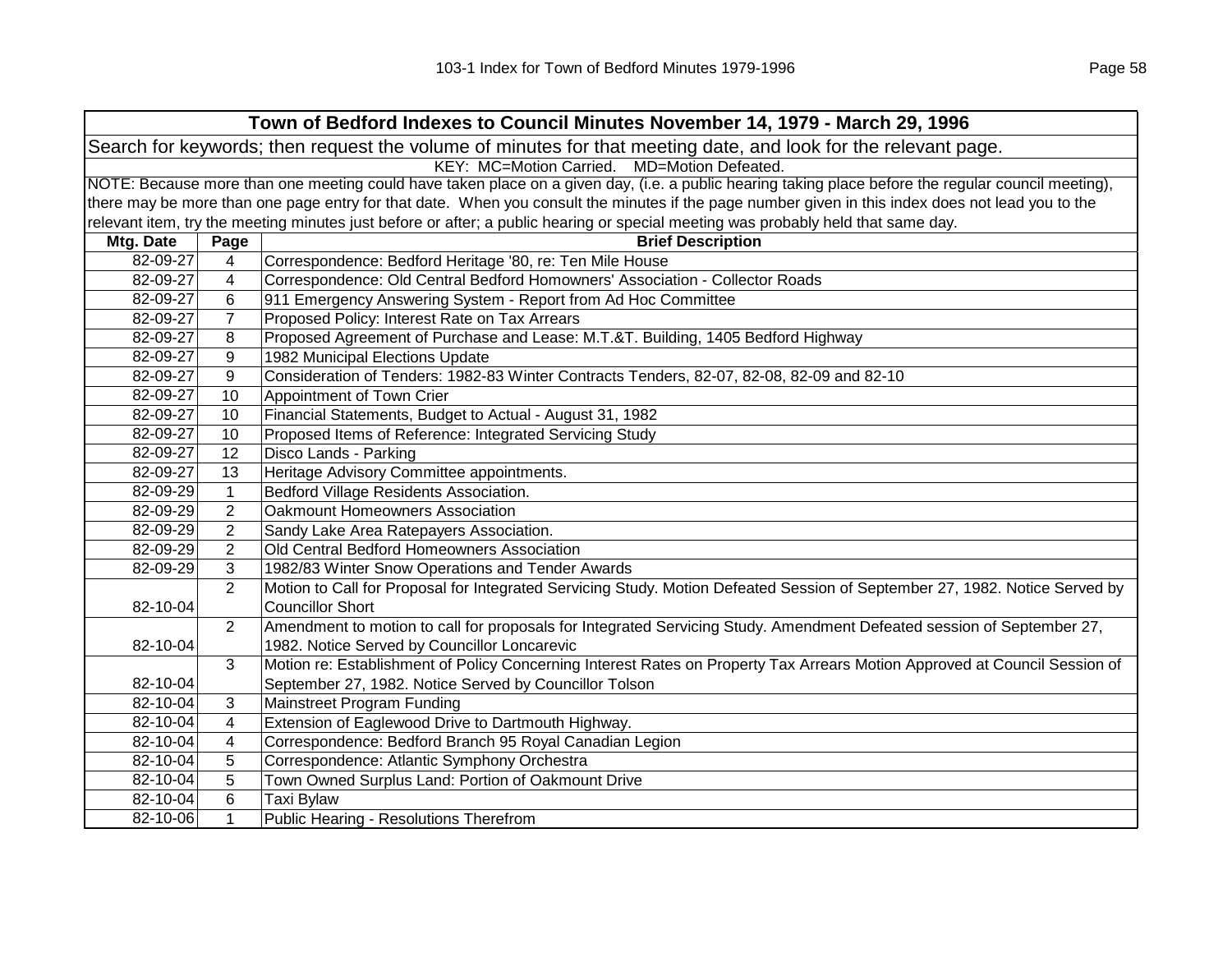## Town of Bedford Indexes to Council Minutes November 14, 1979 - March 29, 1996

Search for keywords; then request the volume of minutes for that meeting date, and look for the relevant page.

KEY: MC=Motion Carried. MD=Motion Defeated.

NOTE: Because more than one meeting could have taken place on a given day, (i.e. a public hearing taking place before the regular council meeting), there may be more than one page entry for that date. When you consult the minutes if the page number given in this index does not lead you to the relevant item, try the meeting minutes just before or after; a public hearing or special meeting was probably held that same day.

| Mtg. Date | Page | Brief Description |
|---|---|---|
| 82-09-27 | 4 | Correspondence: Bedford Heritage '80, re: Ten Mile House |
| 82-09-27 | 4 | Correspondence: Old Central Bedford Homowners' Association - Collector Roads |
| 82-09-27 | 6 | 911 Emergency Answering System - Report from Ad Hoc Committee |
| 82-09-27 | 7 | Proposed Policy: Interest Rate on Tax Arrears |
| 82-09-27 | 8 | Proposed Agreement of Purchase and Lease: M.T.&T. Building, 1405 Bedford Highway |
| 82-09-27 | 9 | 1982 Municipal Elections Update |
| 82-09-27 | 9 | Consideration of Tenders: 1982-83 Winter Contracts Tenders, 82-07, 82-08, 82-09 and 82-10 |
| 82-09-27 | 10 | Appointment of Town Crier |
| 82-09-27 | 10 | Financial Statements, Budget to Actual - August 31, 1982 |
| 82-09-27 | 10 | Proposed Items of Reference: Integrated Servicing Study |
| 82-09-27 | 12 | Disco Lands - Parking |
| 82-09-27 | 13 | Heritage Advisory Committee appointments. |
| 82-09-29 | 1 | Bedford Village Residents Association. |
| 82-09-29 | 2 | Oakmount Homeowners Association |
| 82-09-29 | 2 | Sandy Lake Area Ratepayers Association. |
| 82-09-29 | 2 | Old Central Bedford Homeowners Association |
| 82-09-29 | 3 | 1982/83 Winter Snow Operations and Tender Awards |
| 82-10-04 | 2 | Motion to Call for Proposal for Integrated Servicing Study. Motion Defeated Session of September 27, 1982. Notice Served by Councillor Short |
| 82-10-04 | 2 | Amendment to motion to call for proposals for Integrated Servicing Study. Amendment Defeated session of September 27, 1982. Notice Served by Councillor Loncarevic |
| 82-10-04 | 3 | Motion re: Establishment of Policy Concerning Interest Rates on Property Tax Arrears Motion Approved at Council Session of September 27, 1982. Notice Served by Councillor Tolson |
| 82-10-04 | 3 | Mainstreet Program Funding |
| 82-10-04 | 4 | Extension of Eaglewood Drive to Dartmouth Highway. |
| 82-10-04 | 4 | Correspondence: Bedford Branch 95 Royal Canadian Legion |
| 82-10-04 | 5 | Correspondence: Atlantic Symphony Orchestra |
| 82-10-04 | 5 | Town Owned Surplus Land: Portion of Oakmount Drive |
| 82-10-04 | 6 | Taxi Bylaw |
| 82-10-06 | 1 | Public Hearing - Resolutions Therefrom |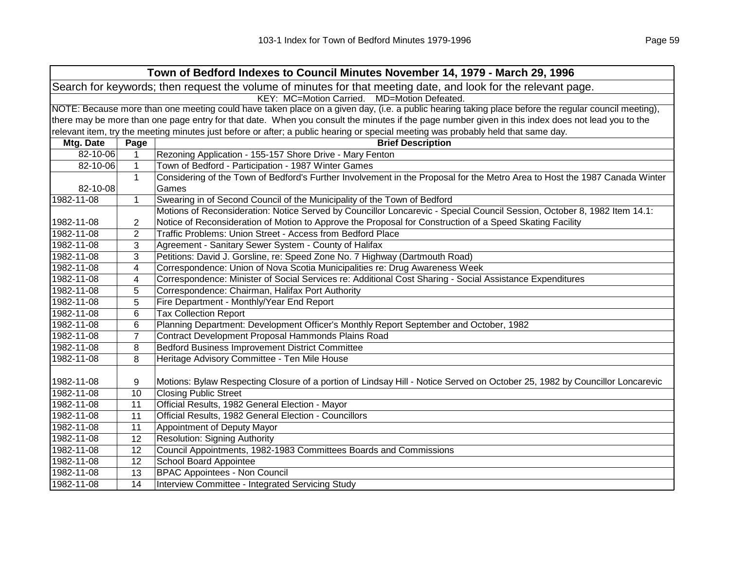| Town of Bedford Indexes to Council Minutes November 14, 1979 - March 29, 1996 | | |
|---|---|---|
| Search for keywords; then request the volume of minutes for that meeting date, and look for the relevant page. | | |
| KEY: MC=Motion Carried. MD=Motion Defeated. | | |
| NOTE: Because more than one meeting could have taken place on a given day, (i.e. a public hearing taking place before the regular council meeting), there may be more than one page entry for that date. When you consult the minutes if the page number given in this index does not lead you to the relevant item, try the meeting minutes just before or after; a public hearing or special meeting was probably held that same day. | | |
| **Mtg. Date** | **Page** | **Brief Description** |
| 82-10-06 | 1 | Rezoning Application - 155-157 Shore Drive - Mary Fenton |
| 82-10-06 | 1 | Town of Bedford - Participation - 1987 Winter Games |
| 82-10-08 | 1 | Considering of the Town of Bedford's Further Involvement in the Proposal for the Metro Area to Host the 1987 Canada Winter Games |
| 1982-11-08 | 1 | Swearing in of Second Council of the Municipality of the Town of Bedford |
| 1982-11-08 | 2 | Motions of Reconsideration: Notice Served by Councillor Loncarevic - Special Council Session, October 8, 1982 Item 14.1: Notice of Reconsideration of Motion to Approve the Proposal for Construction of a Speed Skating Facility |
| 1982-11-08 | 2 | Traffic Problems: Union Street - Access from Bedford Place |
| 1982-11-08 | 3 | Agreement - Sanitary Sewer System - County of Halifax |
| 1982-11-08 | 3 | Petitions: David J. Gorsline, re: Speed Zone No. 7 Highway (Dartmouth Road) |
| 1982-11-08 | 4 | Correspondence: Union of Nova Scotia Municipalities re: Drug Awareness Week |
| 1982-11-08 | 4 | Correspondence: Minister of Social Services re: Additional Cost Sharing - Social Assistance Expenditures |
| 1982-11-08 | 5 | Correspondence: Chairman, Halifax Port Authority |
| 1982-11-08 | 5 | Fire Department - Monthly/Year End Report |
| 1982-11-08 | 6 | Tax Collection Report |
| 1982-11-08 | 6 | Planning Department: Development Officer's Monthly Report September and October, 1982 |
| 1982-11-08 | 7 | Contract Development Proposal Hammonds Plains Road |
| 1982-11-08 | 8 | Bedford Business Improvement District Committee |
| 1982-11-08 | 8 | Heritage Advisory Committee - Ten Mile House |
| 1982-11-08 | 9 | Motions: Bylaw Respecting Closure of a portion of Lindsay Hill - Notice Served on October 25, 1982 by Councillor Loncarevic |
| 1982-11-08 | 10 | Closing Public Street |
| 1982-11-08 | 11 | Official Results, 1982 General Election - Mayor |
| 1982-11-08 | 11 | Official Results, 1982 General Election - Councillors |
| 1982-11-08 | 11 | Appointment of Deputy Mayor |
| 1982-11-08 | 12 | Resolution: Signing Authority |
| 1982-11-08 | 12 | Council Appointments, 1982-1983 Committees Boards and Commissions |
| 1982-11-08 | 12 | School Board Appointee |
| 1982-11-08 | 13 | BPAC Appointees - Non Council |
| 1982-11-08 | 14 | Interview Committee - Integrated Servicing Study |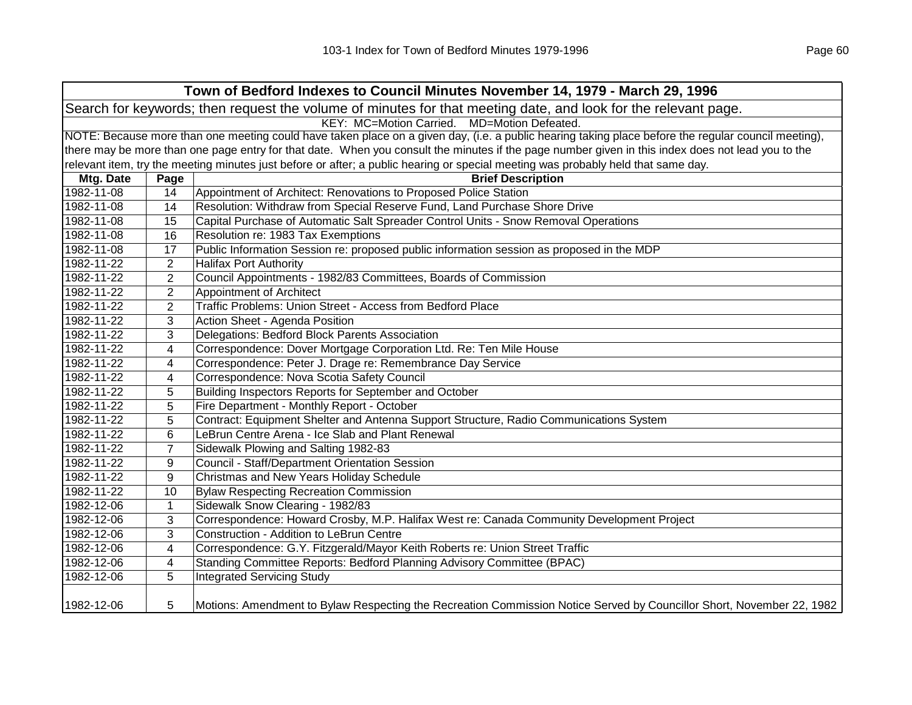| Town of Bedford Indexes to Council Minutes November 14, 1979 - March 29, 1996 | | |
|---|---|---|
| Search for keywords; then request the volume of minutes for that meeting date, and look for the relevant page. | | |
| KEY: MC=Motion Carried. MD=Motion Defeated. | | |
| NOTE: Because more than one meeting could have taken place on a given day, (i.e. a public hearing taking place before the regular council meeting), there may be more than one page entry for that date. When you consult the minutes if the page number given in this index does not lead you to the relevant item, try the meeting minutes just before or after; a public hearing or special meeting was probably held that same day. | | |
| **Mtg. Date** | **Page** | **Brief Description** |
| 1982-11-08 | 14 | Appointment of Architect: Renovations to Proposed Police Station |
| 1982-11-08 | 14 | Resolution: Withdraw from Special Reserve Fund, Land Purchase Shore Drive |
| 1982-11-08 | 15 | Capital Purchase of Automatic Salt Spreader Control Units - Snow Removal Operations |
| 1982-11-08 | 16 | Resolution re: 1983 Tax Exemptions |
| 1982-11-08 | 17 | Public Information Session re: proposed public information session as proposed in the MDP |
| 1982-11-22 | 2 | Halifax Port Authority |
| 1982-11-22 | 2 | Council Appointments - 1982/83 Committees, Boards of Commission |
| 1982-11-22 | 2 | Appointment of Architect |
| 1982-11-22 | 2 | Traffic Problems: Union Street - Access from Bedford Place |
| 1982-11-22 | 3 | Action Sheet - Agenda Position |
| 1982-11-22 | 3 | Delegations: Bedford Block Parents Association |
| 1982-11-22 | 4 | Correspondence: Dover Mortgage Corporation Ltd. Re: Ten Mile House |
| 1982-11-22 | 4 | Correspondence: Peter J. Drage re: Remembrance Day Service |
| 1982-11-22 | 4 | Correspondence: Nova Scotia Safety Council |
| 1982-11-22 | 5 | Building Inspectors Reports for September and October |
| 1982-11-22 | 5 | Fire Department - Monthly Report - October |
| 1982-11-22 | 5 | Contract: Equipment Shelter and Antenna Support Structure, Radio Communications System |
| 1982-11-22 | 6 | LeBrun Centre Arena - Ice Slab and Plant Renewal |
| 1982-11-22 | 7 | Sidewalk Plowing and Salting 1982-83 |
| 1982-11-22 | 9 | Council - Staff/Department Orientation Session |
| 1982-11-22 | 9 | Christmas and New Years Holiday Schedule |
| 1982-11-22 | 10 | Bylaw Respecting Recreation Commission |
| 1982-12-06 | 1 | Sidewalk Snow Clearing - 1982/83 |
| 1982-12-06 | 3 | Correspondence: Howard Crosby, M.P. Halifax West re: Canada Community Development Project |
| 1982-12-06 | 3 | Construction - Addition to LeBrun Centre |
| 1982-12-06 | 4 | Correspondence: G.Y. Fitzgerald/Mayor Keith Roberts re: Union Street Traffic |
| 1982-12-06 | 4 | Standing Committee Reports: Bedford Planning Advisory Committee (BPAC) |
| 1982-12-06 | 5 | Integrated Servicing Study |
| 1982-12-06 | 5 | Motions: Amendment to Bylaw Respecting the Recreation Commission Notice Served by Councillor Short, November 22, 1982 |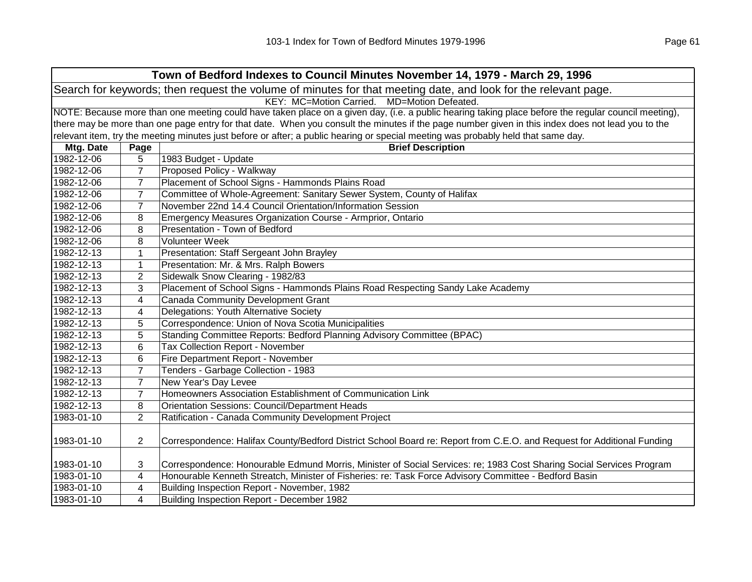| Town of Bedford Indexes to Council Minutes November 14, 1979 - March 29, 1996 | | |
|---|---|---|
| Search for keywords; then request the volume of minutes for that meeting date, and look for the relevant page. | | |
| KEY: MC=Motion Carried. MD=Motion Defeated. | | |
| NOTE: Because more than one meeting could have taken place on a given day, (i.e. a public hearing taking place before the regular council meeting), there may be more than one page entry for that date. When you consult the minutes if the page number given in this index does not lead you to the relevant item, try the meeting minutes just before or after; a public hearing or special meeting was probably held that same day. | | |
| **Mtg. Date** | **Page** | **Brief Description** |
| 1982-12-06 | 5 | 1983 Budget - Update |
| 1982-12-06 | 7 | Proposed Policy - Walkway |
| 1982-12-06 | 7 | Placement of School Signs - Hammonds Plains Road |
| 1982-12-06 | 7 | Committee of Whole-Agreement: Sanitary Sewer System, County of Halifax |
| 1982-12-06 | 7 | November 22nd 14.4 Council Orientation/Information Session |
| 1982-12-06 | 8 | Emergency Measures Organization Course - Armprior, Ontario |
| 1982-12-06 | 8 | Presentation - Town of Bedford |
| 1982-12-06 | 8 | Volunteer Week |
| 1982-12-13 | 1 | Presentation: Staff Sergeant John Brayley |
| 1982-12-13 | 1 | Presentation: Mr. & Mrs. Ralph Bowers |
| 1982-12-13 | 2 | Sidewalk Snow Clearing - 1982/83 |
| 1982-12-13 | 3 | Placement of School Signs - Hammonds Plains Road Respecting Sandy Lake Academy |
| 1982-12-13 | 4 | Canada Community Development Grant |
| 1982-12-13 | 4 | Delegations: Youth Alternative Society |
| 1982-12-13 | 5 | Correspondence: Union of Nova Scotia Municipalities |
| 1982-12-13 | 5 | Standing Committee Reports: Bedford Planning Advisory Committee (BPAC) |
| 1982-12-13 | 6 | Tax Collection Report - November |
| 1982-12-13 | 6 | Fire Department Report - November |
| 1982-12-13 | 7 | Tenders - Garbage Collection - 1983 |
| 1982-12-13 | 7 | New Year's Day Levee |
| 1982-12-13 | 7 | Homeowners Association Establishment of Communication Link |
| 1982-12-13 | 8 | Orientation Sessions: Council/Department Heads |
| 1983-01-10 | 2 | Ratification - Canada Community Development Project |
| 1983-01-10 | 2 | Correspondence: Halifax County/Bedford District School Board re: Report from C.E.O. and Request for Additional Funding |
| 1983-01-10 | 3 | Correspondence: Honourable Edmund Morris, Minister of Social Services: re; 1983 Cost Sharing Social Services Program |
| 1983-01-10 | 4 | Honourable Kenneth Streatch, Minister of Fisheries: re: Task Force Advisory Committee - Bedford Basin |
| 1983-01-10 | 4 | Building Inspection Report - November, 1982 |
| 1983-01-10 | 4 | Building Inspection Report - December 1982 |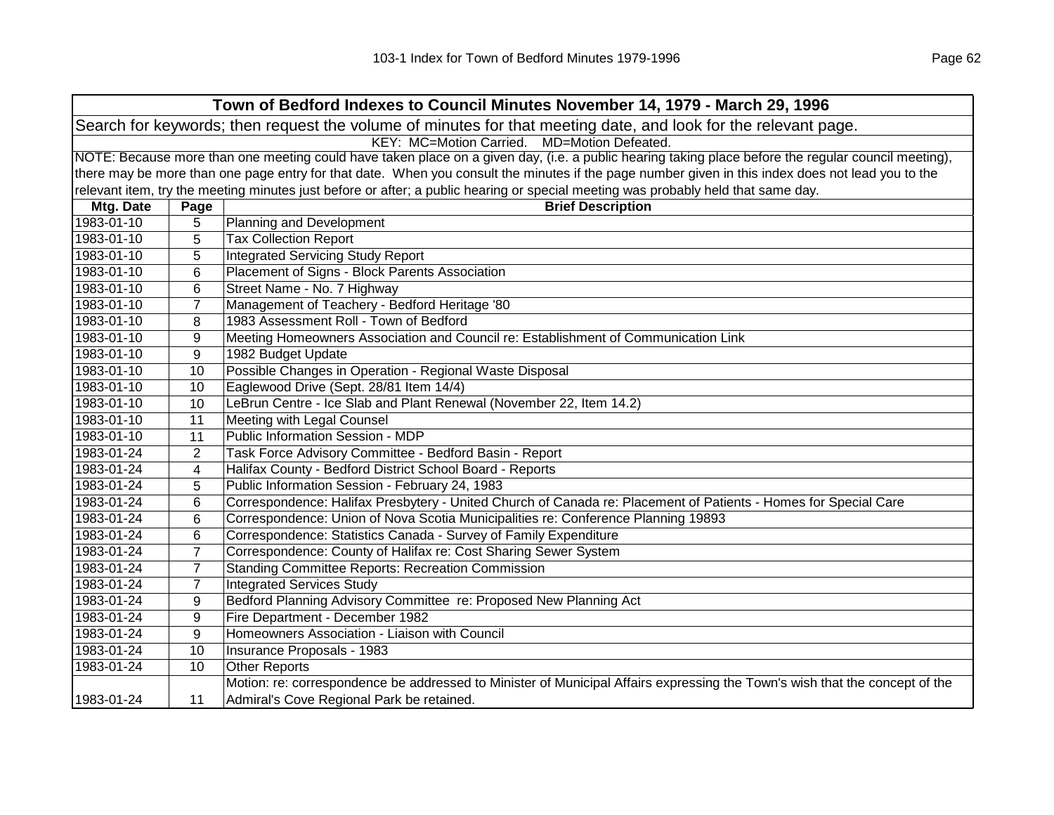| Town of Bedford Indexes to Council Minutes November 14, 1979 - March 29, 1996 | | |
|---|---|---|
| Search for keywords; then request the volume of minutes for that meeting date, and look for the relevant page. | | |
| KEY: MC=Motion Carried. MD=Motion Defeated. | | |
| NOTE: Because more than one meeting could have taken place on a given day, (i.e. a public hearing taking place before the regular council meeting), there may be more than one page entry for that date. When you consult the minutes if the page number given in this index does not lead you to the relevant item, try the meeting minutes just before or after; a public hearing or special meeting was probably held that same day. | | |
| **Mtg. Date** | **Page** | **Brief Description** |
| 1983-01-10 | 5 | Planning and Development |
| 1983-01-10 | 5 | Tax Collection Report |
| 1983-01-10 | 5 | Integrated Servicing Study Report |
| 1983-01-10 | 6 | Placement of Signs - Block Parents Association |
| 1983-01-10 | 6 | Street Name - No. 7 Highway |
| 1983-01-10 | 7 | Management of Teachery - Bedford Heritage '80 |
| 1983-01-10 | 8 | 1983 Assessment Roll - Town of Bedford |
| 1983-01-10 | 9 | Meeting Homeowners Association and Council re: Establishment of Communication Link |
| 1983-01-10 | 9 | 1982 Budget Update |
| 1983-01-10 | 10 | Possible Changes in Operation - Regional Waste Disposal |
| 1983-01-10 | 10 | Eaglewood Drive (Sept. 28/81 Item 14/4) |
| 1983-01-10 | 10 | LeBrun Centre - Ice Slab and Plant Renewal (November 22, Item 14.2) |
| 1983-01-10 | 11 | Meeting with Legal Counsel |
| 1983-01-10 | 11 | Public Information Session - MDP |
| 1983-01-24 | 2 | Task Force Advisory Committee - Bedford Basin - Report |
| 1983-01-24 | 4 | Halifax County - Bedford District School Board - Reports |
| 1983-01-24 | 5 | Public Information Session - February 24, 1983 |
| 1983-01-24 | 6 | Correspondence: Halifax Presbytery - United Church of Canada re: Placement of Patients - Homes for Special Care |
| 1983-01-24 | 6 | Correspondence: Union of Nova Scotia Municipalities re: Conference Planning 19893 |
| 1983-01-24 | 6 | Correspondence: Statistics Canada - Survey of Family Expenditure |
| 1983-01-24 | 7 | Correspondence: County of Halifax re: Cost Sharing Sewer System |
| 1983-01-24 | 7 | Standing Committee Reports: Recreation Commission |
| 1983-01-24 | 7 | Integrated Services Study |
| 1983-01-24 | 9 | Bedford Planning Advisory Committee re: Proposed New Planning Act |
| 1983-01-24 | 9 | Fire Department - December 1982 |
| 1983-01-24 | 9 | Homeowners Association - Liaison with Council |
| 1983-01-24 | 10 | Insurance Proposals - 1983 |
| 1983-01-24 | 10 | Other Reports |
| 1983-01-24 | 11 | Motion: re: correspondence be addressed to Minister of Municipal Affairs expressing the Town's wish that the concept of the Admiral's Cove Regional Park be retained. |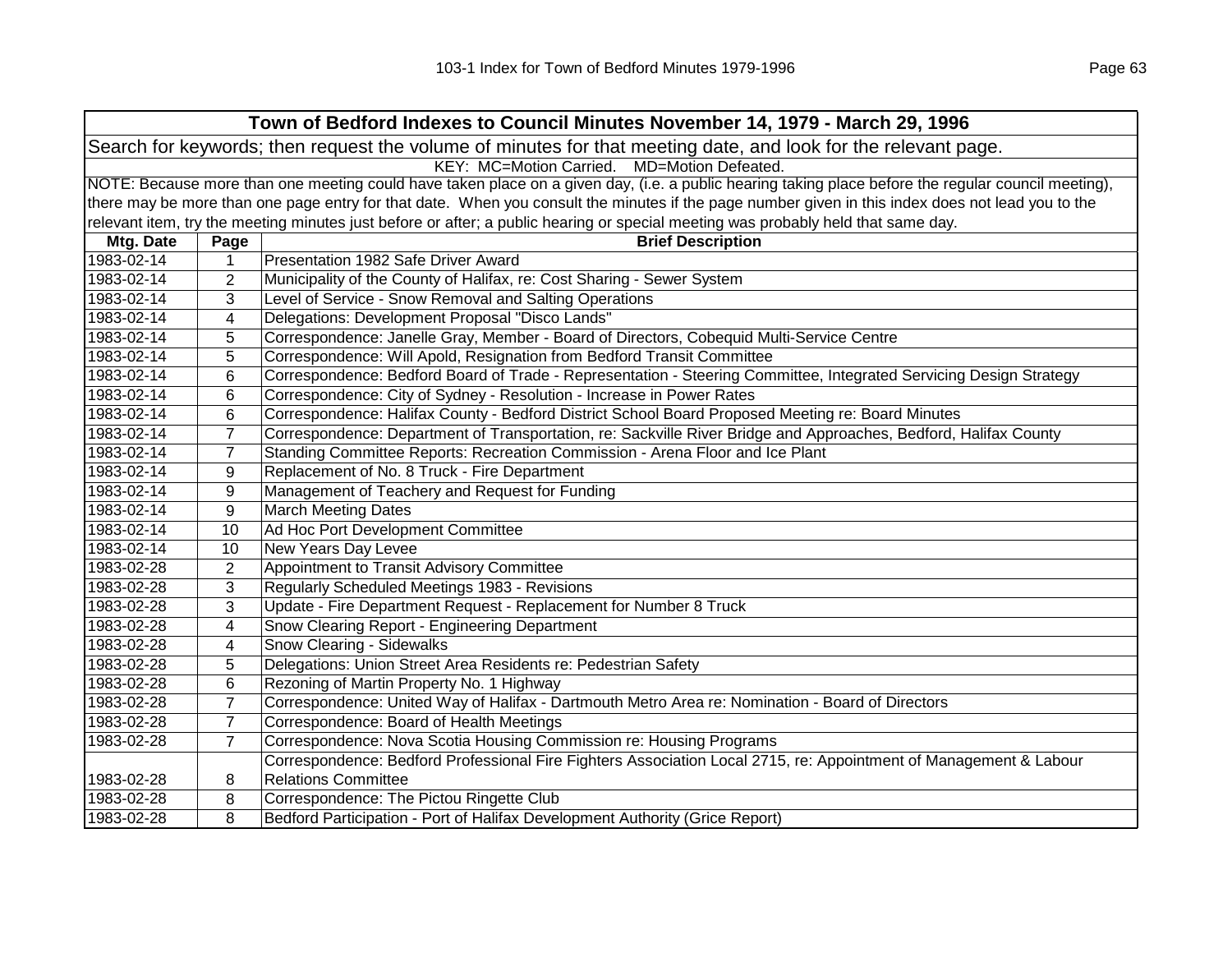| Town of Bedford Indexes to Council Minutes November 14, 1979 - March 29, 1996 | | |
|---|---|---|
| Search for keywords; then request the volume of minutes for that meeting date, and look for the relevant page. | | |
| KEY: MC=Motion Carried. MD=Motion Defeated. | | |
| NOTE: Because more than one meeting could have taken place on a given day, (i.e. a public hearing taking place before the regular council meeting), there may be more than one page entry for that date. When you consult the minutes if the page number given in this index does not lead you to the relevant item, try the meeting minutes just before or after; a public hearing or special meeting was probably held that same day. | | |
| **Mtg. Date** | **Page** | **Brief Description** |
| 1983-02-14 | 1 | Presentation 1982 Safe Driver Award |
| 1983-02-14 | 2 | Municipality of the County of Halifax, re: Cost Sharing - Sewer System |
| 1983-02-14 | 3 | Level of Service - Snow Removal and Salting Operations |
| 1983-02-14 | 4 | Delegations: Development Proposal "Disco Lands" |
| 1983-02-14 | 5 | Correspondence: Janelle Gray, Member - Board of Directors, Cobequid Multi-Service Centre |
| 1983-02-14 | 5 | Correspondence: Will Apold, Resignation from Bedford Transit Committee |
| 1983-02-14 | 6 | Correspondence: Bedford Board of Trade - Representation - Steering Committee, Integrated Servicing Design Strategy |
| 1983-02-14 | 6 | Correspondence: City of Sydney - Resolution - Increase in Power Rates |
| 1983-02-14 | 6 | Correspondence: Halifax County - Bedford District School Board Proposed Meeting re: Board Minutes |
| 1983-02-14 | 7 | Correspondence: Department of Transportation, re: Sackville River Bridge and Approaches, Bedford, Halifax County |
| 1983-02-14 | 7 | Standing Committee Reports: Recreation Commission - Arena Floor and Ice Plant |
| 1983-02-14 | 9 | Replacement of No. 8 Truck - Fire Department |
| 1983-02-14 | 9 | Management of Teachery and Request for Funding |
| 1983-02-14 | 9 | March Meeting Dates |
| 1983-02-14 | 10 | Ad Hoc Port Development Committee |
| 1983-02-14 | 10 | New Years Day Levee |
| 1983-02-28 | 2 | Appointment to Transit Advisory Committee |
| 1983-02-28 | 3 | Regularly Scheduled Meetings 1983 - Revisions |
| 1983-02-28 | 3 | Update - Fire Department Request - Replacement for Number 8 Truck |
| 1983-02-28 | 4 | Snow Clearing Report - Engineering Department |
| 1983-02-28 | 4 | Snow Clearing - Sidewalks |
| 1983-02-28 | 5 | Delegations: Union Street Area Residents re: Pedestrian Safety |
| 1983-02-28 | 6 | Rezoning of Martin Property No. 1 Highway |
| 1983-02-28 | 7 | Correspondence: United Way of Halifax - Dartmouth Metro Area re: Nomination - Board of Directors |
| 1983-02-28 | 7 | Correspondence: Board of Health Meetings |
| 1983-02-28 | 7 | Correspondence: Nova Scotia Housing Commission re: Housing Programs |
| 1983-02-28 | 8 | Correspondence: Bedford Professional Fire Fighters Association Local 2715, re: Appointment of Management & Labour Relations Committee |
| 1983-02-28 | 8 | Correspondence: The Pictou Ringette Club |
| 1983-02-28 | 8 | Bedford Participation - Port of Halifax Development Authority (Grice Report) |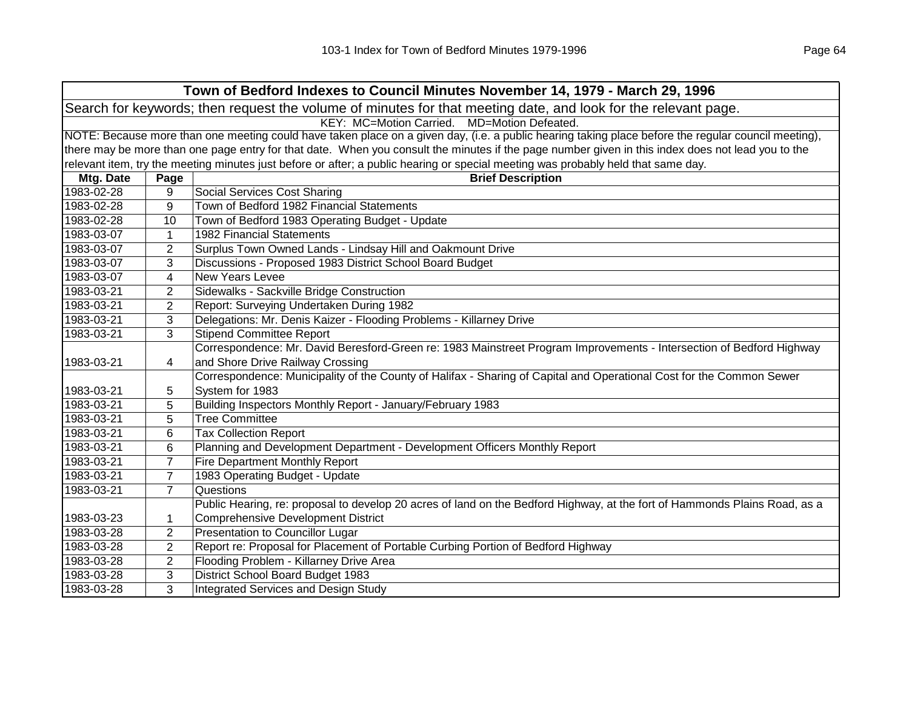| Town of Bedford Indexes to Council Minutes November 14, 1979 - March 29, 1996 | | |
|---|---|---|
| Search for keywords; then request the volume of minutes for that meeting date, and look for the relevant page. | | |
| KEY: MC=Motion Carried. MD=Motion Defeated. | | |
| NOTE: Because more than one meeting could have taken place on a given day, (i.e. a public hearing taking place before the regular council meeting), there may be more than one page entry for that date. When you consult the minutes if the page number given in this index does not lead you to the relevant item, try the meeting minutes just before or after; a public hearing or special meeting was probably held that same day. | | |
| **Mtg. Date** | **Page** | **Brief Description** |
| 1983-02-28 | 9 | Social Services Cost Sharing |
| 1983-02-28 | 9 | Town of Bedford 1982 Financial Statements |
| 1983-02-28 | 10 | Town of Bedford 1983 Operating Budget - Update |
| 1983-03-07 | 1 | 1982 Financial Statements |
| 1983-03-07 | 2 | Surplus Town Owned Lands - Lindsay Hill and Oakmount Drive |
| 1983-03-07 | 3 | Discussions - Proposed 1983 District School Board Budget |
| 1983-03-07 | 4 | New Years Levee |
| 1983-03-21 | 2 | Sidewalks - Sackville Bridge Construction |
| 1983-03-21 | 2 | Report: Surveying Undertaken During 1982 |
| 1983-03-21 | 3 | Delegations: Mr. Denis Kaizer - Flooding Problems - Killarney Drive |
| 1983-03-21 | 3 | Stipend Committee Report |
| 1983-03-21 | 4 | Correspondence: Mr. David Beresford-Green re: 1983 Mainstreet Program Improvements - Intersection of Bedford Highway and Shore Drive Railway Crossing |
| 1983-03-21 | 5 | Correspondence: Municipality of the County of Halifax - Sharing of Capital and Operational Cost for the Common Sewer System for 1983 |
| 1983-03-21 | 5 | Building Inspectors Monthly Report - January/February 1983 |
| 1983-03-21 | 5 | Tree Committee |
| 1983-03-21 | 6 | Tax Collection Report |
| 1983-03-21 | 6 | Planning and Development Department - Development Officers Monthly Report |
| 1983-03-21 | 7 | Fire Department Monthly Report |
| 1983-03-21 | 7 | 1983 Operating Budget - Update |
| 1983-03-21 | 7 | Questions |
| 1983-03-23 | 1 | Public Hearing, re: proposal to develop 20 acres of land on the Bedford Highway, at the fort of Hammonds Plains Road, as a Comprehensive Development District |
| 1983-03-28 | 2 | Presentation to Councillor Lugar |
| 1983-03-28 | 2 | Report re: Proposal for Placement of Portable Curbing Portion of Bedford Highway |
| 1983-03-28 | 2 | Flooding Problem - Killarney Drive Area |
| 1983-03-28 | 3 | District School Board Budget 1983 |
| 1983-03-28 | 3 | Integrated Services and Design Study |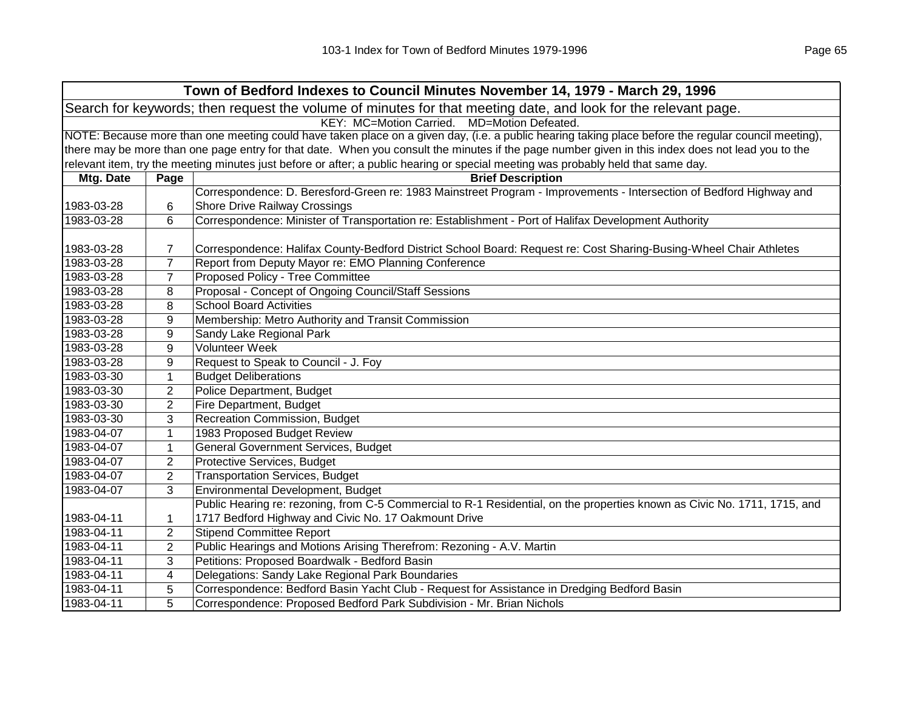| Town of Bedford Indexes to Council Minutes November 14, 1979 - March 29, 1996 | | |
|---|---|---|
| Search for keywords; then request the volume of minutes for that meeting date, and look for the relevant page. | | |
| KEY: MC=Motion Carried. MD=Motion Defeated. | | |
| NOTE: Because more than one meeting could have taken place on a given day, (i.e. a public hearing taking place before the regular council meeting), there may be more than one page entry for that date. When you consult the minutes if the page number given in this index does not lead you to the relevant item, try the meeting minutes just before or after; a public hearing or special meeting was probably held that same day. | | |
| **Mtg. Date** | **Page** | **Brief Description** |
| 1983-03-28 | 6 | Correspondence: D. Beresford-Green re: 1983 Mainstreet Program - Improvements - Intersection of Bedford Highway and Shore Drive Railway Crossings |
| 1983-03-28 | 6 | Correspondence: Minister of Transportation re: Establishment - Port of Halifax Development Authority |
| 1983-03-28 | 7 | Correspondence: Halifax County-Bedford District School Board: Request re: Cost Sharing-Busing-Wheel Chair Athletes |
| 1983-03-28 | 7 | Report from Deputy Mayor re: EMO Planning Conference |
| 1983-03-28 | 7 | Proposed Policy - Tree Committee |
| 1983-03-28 | 8 | Proposal - Concept of Ongoing Council/Staff Sessions |
| 1983-03-28 | 8 | School Board Activities |
| 1983-03-28 | 9 | Membership: Metro Authority and Transit Commission |
| 1983-03-28 | 9 | Sandy Lake Regional Park |
| 1983-03-28 | 9 | Volunteer Week |
| 1983-03-28 | 9 | Request to Speak to Council - J. Foy |
| 1983-03-30 | 1 | Budget Deliberations |
| 1983-03-30 | 2 | Police Department, Budget |
| 1983-03-30 | 2 | Fire Department, Budget |
| 1983-03-30 | 3 | Recreation Commission, Budget |
| 1983-04-07 | 1 | 1983 Proposed Budget Review |
| 1983-04-07 | 1 | General Government Services, Budget |
| 1983-04-07 | 2 | Protective Services, Budget |
| 1983-04-07 | 2 | Transportation Services, Budget |
| 1983-04-07 | 3 | Environmental Development, Budget |
| 1983-04-11 | 1 | Public Hearing re: rezoning, from C-5 Commercial to R-1 Residential, on the properties known as Civic No. 1711, 1715, and 1717 Bedford Highway and Civic No. 17 Oakmount Drive |
| 1983-04-11 | 2 | Stipend Committee Report |
| 1983-04-11 | 2 | Public Hearings and Motions Arising Therefrom: Rezoning - A.V. Martin |
| 1983-04-11 | 3 | Petitions: Proposed Boardwalk - Bedford Basin |
| 1983-04-11 | 4 | Delegations: Sandy Lake Regional Park Boundaries |
| 1983-04-11 | 5 | Correspondence: Bedford Basin Yacht Club - Request for Assistance in Dredging Bedford Basin |
| 1983-04-11 | 5 | Correspondence: Proposed Bedford Park Subdivision - Mr. Brian Nichols |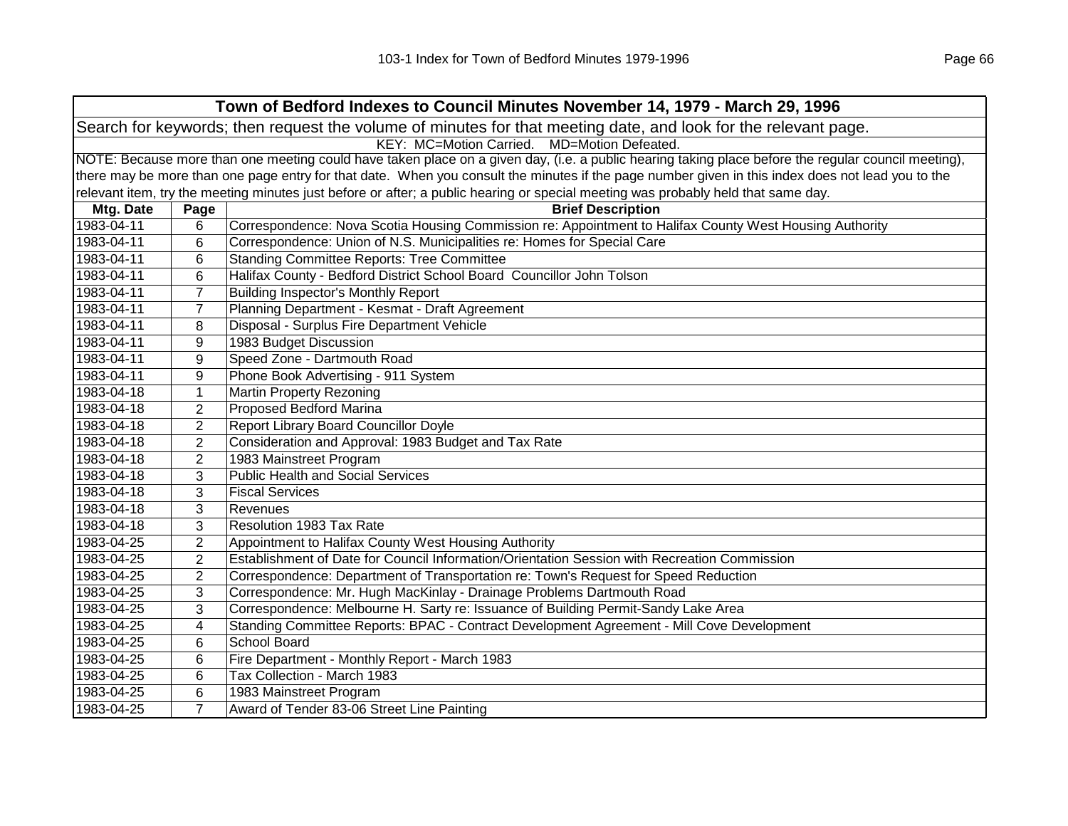## Town of Bedford Indexes to Council Minutes November 14, 1979 - March 29, 1996

Search for keywords; then request the volume of minutes for that meeting date, and look for the relevant page.

KEY: MC=Motion Carried. MD=Motion Defeated.

NOTE: Because more than one meeting could have taken place on a given day, (i.e. a public hearing taking place before the regular council meeting), there may be more than one page entry for that date. When you consult the minutes if the page number given in this index does not lead you to the relevant item, try the meeting minutes just before or after; a public hearing or special meeting was probably held that same day.

| Mtg. Date | Page | Brief Description |
|---|---|---|
| 1983-04-11 | 6 | Correspondence: Nova Scotia Housing Commission re: Appointment to Halifax County West Housing Authority |
| 1983-04-11 | 6 | Correspondence: Union of N.S. Municipalities re: Homes for Special Care |
| 1983-04-11 | 6 | Standing Committee Reports: Tree Committee |
| 1983-04-11 | 6 | Halifax County - Bedford District School Board Councillor John Tolson |
| 1983-04-11 | 7 | Building Inspector's Monthly Report |
| 1983-04-11 | 7 | Planning Department - Kesmat - Draft Agreement |
| 1983-04-11 | 8 | Disposal - Surplus Fire Department Vehicle |
| 1983-04-11 | 9 | 1983 Budget Discussion |
| 1983-04-11 | 9 | Speed Zone - Dartmouth Road |
| 1983-04-11 | 9 | Phone Book Advertising - 911 System |
| 1983-04-18 | 1 | Martin Property Rezoning |
| 1983-04-18 | 2 | Proposed Bedford Marina |
| 1983-04-18 | 2 | Report Library Board Councillor Doyle |
| 1983-04-18 | 2 | Consideration and Approval: 1983 Budget and Tax Rate |
| 1983-04-18 | 2 | 1983 Mainstreet Program |
| 1983-04-18 | 3 | Public Health and Social Services |
| 1983-04-18 | 3 | Fiscal Services |
| 1983-04-18 | 3 | Revenues |
| 1983-04-18 | 3 | Resolution 1983 Tax Rate |
| 1983-04-25 | 2 | Appointment to Halifax County West Housing Authority |
| 1983-04-25 | 2 | Establishment of Date for Council Information/Orientation Session with Recreation Commission |
| 1983-04-25 | 2 | Correspondence: Department of Transportation re: Town's Request for Speed Reduction |
| 1983-04-25 | 3 | Correspondence: Mr. Hugh MacKinlay - Drainage Problems Dartmouth Road |
| 1983-04-25 | 3 | Correspondence: Melbourne H. Sarty re: Issuance of Building Permit-Sandy Lake Area |
| 1983-04-25 | 4 | Standing Committee Reports: BPAC - Contract Development Agreement - Mill Cove Development |
| 1983-04-25 | 6 | School Board |
| 1983-04-25 | 6 | Fire Department - Monthly Report - March 1983 |
| 1983-04-25 | 6 | Tax Collection - March 1983 |
| 1983-04-25 | 6 | 1983 Mainstreet Program |
| 1983-04-25 | 7 | Award of Tender 83-06 Street Line Painting |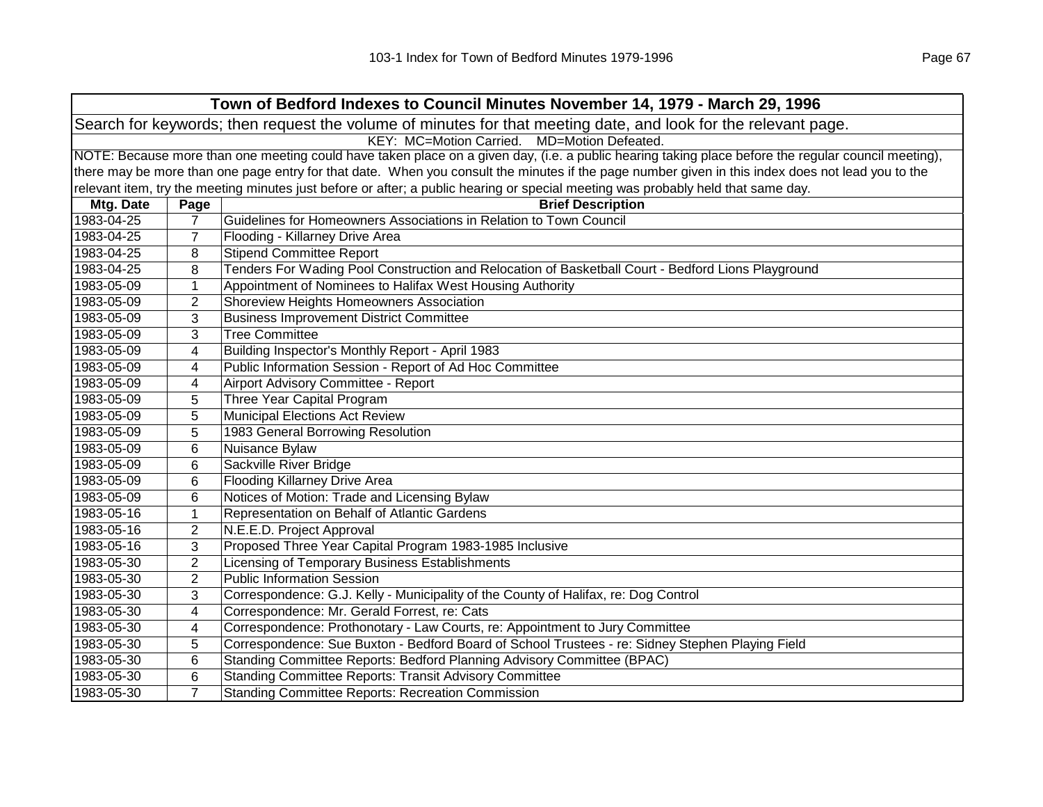| Town of Bedford Indexes to Council Minutes November 14, 1979 - March 29, 1996 | | |
|---|---|---|
| Search for keywords; then request the volume of minutes for that meeting date, and look for the relevant page. | | |
| KEY: MC=Motion Carried. MD=Motion Defeated. | | |
| NOTE: Because more than one meeting could have taken place on a given day, (i.e. a public hearing taking place before the regular council meeting), there may be more than one page entry for that date. When you consult the minutes if the page number given in this index does not lead you to the relevant item, try the meeting minutes just before or after; a public hearing or special meeting was probably held that same day. | | |
| **Mtg. Date** | **Page** | **Brief Description** |
| 1983-04-25 | 7 | Guidelines for Homeowners Associations in Relation to Town Council |
| 1983-04-25 | 7 | Flooding - Killarney Drive Area |
| 1983-04-25 | 8 | Stipend Committee Report |
| 1983-04-25 | 8 | Tenders For Wading Pool Construction and Relocation of Basketball Court - Bedford Lions Playground |
| 1983-05-09 | 1 | Appointment of Nominees to Halifax West Housing Authority |
| 1983-05-09 | 2 | Shoreview Heights Homeowners Association |
| 1983-05-09 | 3 | Business Improvement District Committee |
| 1983-05-09 | 3 | Tree Committee |
| 1983-05-09 | 4 | Building Inspector's Monthly Report - April 1983 |
| 1983-05-09 | 4 | Public Information Session - Report of Ad Hoc Committee |
| 1983-05-09 | 4 | Airport Advisory Committee - Report |
| 1983-05-09 | 5 | Three Year Capital Program |
| 1983-05-09 | 5 | Municipal Elections Act Review |
| 1983-05-09 | 5 | 1983 General Borrowing Resolution |
| 1983-05-09 | 6 | Nuisance Bylaw |
| 1983-05-09 | 6 | Sackville River Bridge |
| 1983-05-09 | 6 | Flooding Killarney Drive Area |
| 1983-05-09 | 6 | Notices of Motion: Trade and Licensing Bylaw |
| 1983-05-16 | 1 | Representation on Behalf of Atlantic Gardens |
| 1983-05-16 | 2 | N.E.E.D. Project Approval |
| 1983-05-16 | 3 | Proposed Three Year Capital Program 1983-1985 Inclusive |
| 1983-05-30 | 2 | Licensing of Temporary Business Establishments |
| 1983-05-30 | 2 | Public Information Session |
| 1983-05-30 | 3 | Correspondence: G.J. Kelly - Municipality of the County of Halifax, re: Dog Control |
| 1983-05-30 | 4 | Correspondence: Mr. Gerald Forrest, re: Cats |
| 1983-05-30 | 4 | Correspondence: Prothonotary - Law Courts, re: Appointment to Jury Committee |
| 1983-05-30 | 5 | Correspondence: Sue Buxton - Bedford Board of School Trustees - re: Sidney Stephen Playing Field |
| 1983-05-30 | 6 | Standing Committee Reports: Bedford Planning Advisory Committee (BPAC) |
| 1983-05-30 | 6 | Standing Committee Reports: Transit Advisory Committee |
| 1983-05-30 | 7 | Standing Committee Reports: Recreation Commission |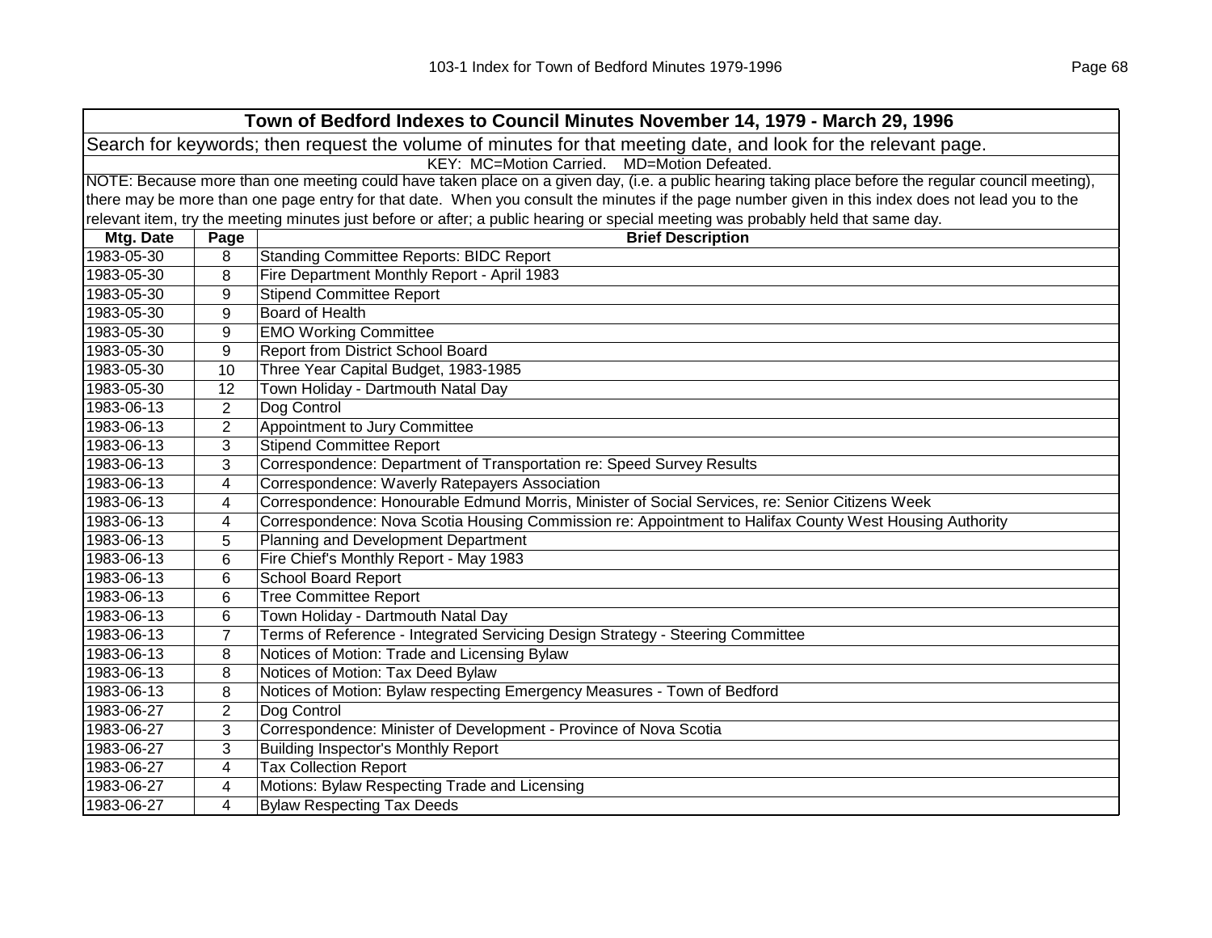| Town of Bedford Indexes to Council Minutes November 14, 1979 - March 29, 1996 | | |
|---|---|---|
| Search for keywords; then request the volume of minutes for that meeting date, and look for the relevant page. | | |
| KEY: MC=Motion Carried. MD=Motion Defeated. | | |
| NOTE: Because more than one meeting could have taken place on a given day, (i.e. a public hearing taking place before the regular council meeting), there may be more than one page entry for that date. When you consult the minutes if the page number given in this index does not lead you to the relevant item, try the meeting minutes just before or after; a public hearing or special meeting was probably held that same day. | | |
| **Mtg. Date** | **Page** | **Brief Description** |
| 1983-05-30 | 8 | Standing Committee Reports: BIDC Report |
| 1983-05-30 | 8 | Fire Department Monthly Report - April 1983 |
| 1983-05-30 | 9 | Stipend Committee Report |
| 1983-05-30 | 9 | Board of Health |
| 1983-05-30 | 9 | EMO Working Committee |
| 1983-05-30 | 9 | Report from District School Board |
| 1983-05-30 | 10 | Three Year Capital Budget, 1983-1985 |
| 1983-05-30 | 12 | Town Holiday - Dartmouth Natal Day |
| 1983-06-13 | 2 | Dog Control |
| 1983-06-13 | 2 | Appointment to Jury Committee |
| 1983-06-13 | 3 | Stipend Committee Report |
| 1983-06-13 | 3 | Correspondence: Department of Transportation re: Speed Survey Results |
| 1983-06-13 | 4 | Correspondence: Waverly Ratepayers Association |
| 1983-06-13 | 4 | Correspondence: Honourable Edmund Morris, Minister of Social Services, re: Senior Citizens Week |
| 1983-06-13 | 4 | Correspondence: Nova Scotia Housing Commission re: Appointment to Halifax County West Housing Authority |
| 1983-06-13 | 5 | Planning and Development Department |
| 1983-06-13 | 6 | Fire Chief's Monthly Report - May 1983 |
| 1983-06-13 | 6 | School Board Report |
| 1983-06-13 | 6 | Tree Committee Report |
| 1983-06-13 | 6 | Town Holiday - Dartmouth Natal Day |
| 1983-06-13 | 7 | Terms of Reference - Integrated Servicing Design Strategy - Steering Committee |
| 1983-06-13 | 8 | Notices of Motion: Trade and Licensing Bylaw |
| 1983-06-13 | 8 | Notices of Motion: Tax Deed Bylaw |
| 1983-06-13 | 8 | Notices of Motion: Bylaw respecting Emergency Measures - Town of Bedford |
| 1983-06-27 | 2 | Dog Control |
| 1983-06-27 | 3 | Correspondence: Minister of Development - Province of Nova Scotia |
| 1983-06-27 | 3 | Building Inspector's Monthly Report |
| 1983-06-27 | 4 | Tax Collection Report |
| 1983-06-27 | 4 | Motions: Bylaw Respecting Trade and Licensing |
| 1983-06-27 | 4 | Bylaw Respecting Tax Deeds |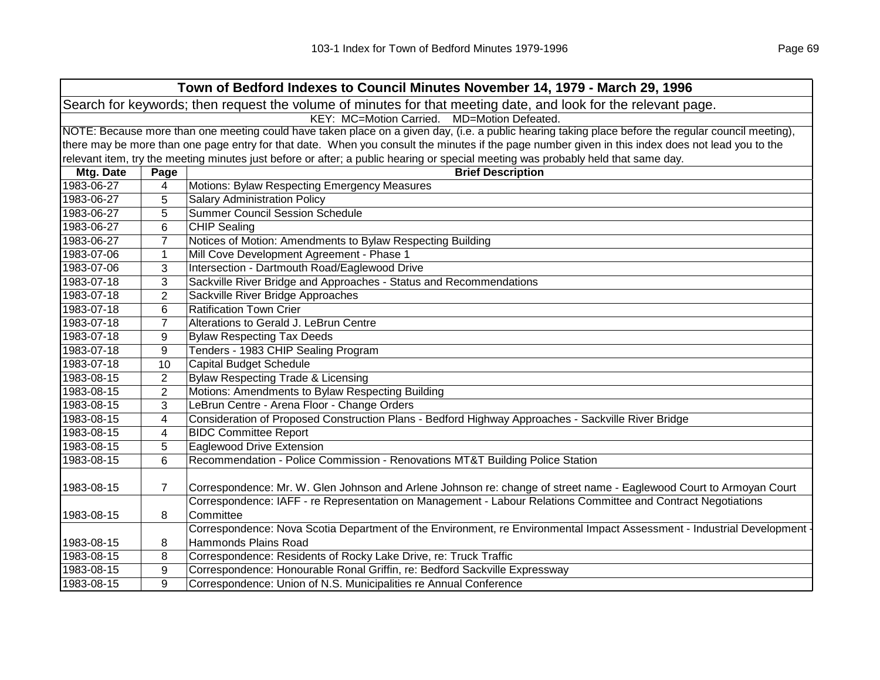# Town of Bedford Indexes to Council Minutes November 14, 1979 - March 29, 1996

Search for keywords; then request the volume of minutes for that meeting date, and look for the relevant page.

KEY: MC=Motion Carried. MD=Motion Defeated.

NOTE: Because more than one meeting could have taken place on a given day, (i.e. a public hearing taking place before the regular council meeting), there may be more than one page entry for that date. When you consult the minutes if the page number given in this index does not lead you to the relevant item, try the meeting minutes just before or after; a public hearing or special meeting was probably held that same day.

| Mtg. Date | Page | Brief Description |
|---|---|---|
| 1983-06-27 | 4 | Motions: Bylaw Respecting Emergency Measures |
| 1983-06-27 | 5 | Salary Administration Policy |
| 1983-06-27 | 5 | Summer Council Session Schedule |
| 1983-06-27 | 6 | CHIP Sealing |
| 1983-06-27 | 7 | Notices of Motion: Amendments to Bylaw Respecting Building |
| 1983-07-06 | 1 | Mill Cove Development Agreement - Phase 1 |
| 1983-07-06 | 3 | Intersection - Dartmouth Road/Eaglewood Drive |
| 1983-07-18 | 3 | Sackville River Bridge and Approaches - Status and Recommendations |
| 1983-07-18 | 2 | Sackville River Bridge Approaches |
| 1983-07-18 | 6 | Ratification Town Crier |
| 1983-07-18 | 7 | Alterations to Gerald J. LeBrun Centre |
| 1983-07-18 | 9 | Bylaw Respecting Tax Deeds |
| 1983-07-18 | 9 | Tenders - 1983 CHIP Sealing Program |
| 1983-07-18 | 10 | Capital Budget Schedule |
| 1983-08-15 | 2 | Bylaw Respecting Trade & Licensing |
| 1983-08-15 | 2 | Motions: Amendments to Bylaw Respecting Building |
| 1983-08-15 | 3 | LeBrun Centre - Arena Floor - Change Orders |
| 1983-08-15 | 4 | Consideration of Proposed Construction Plans - Bedford Highway Approaches - Sackville River Bridge |
| 1983-08-15 | 4 | BIDC Committee Report |
| 1983-08-15 | 5 | Eaglewood Drive Extension |
| 1983-08-15 | 6 | Recommendation - Police Commission - Renovations MT&T Building Police Station |
| 1983-08-15 | 7 | Correspondence: Mr. W. Glen Johnson and Arlene Johnson re: change of street name - Eaglewood Court to Armoyan Court |
| 1983-08-15 | 8 | Correspondence: IAFF - re Representation on Management - Labour Relations Committee and Contract Negotiations Committee |
| 1983-08-15 | 8 | Correspondence: Nova Scotia Department of the Environment, re Environmental Impact Assessment - Industrial Development - Hammonds Plains Road |
| 1983-08-15 | 8 | Correspondence: Residents of Rocky Lake Drive, re: Truck Traffic |
| 1983-08-15 | 9 | Correspondence: Honourable Ronal Griffin, re: Bedford Sackville Expressway |
| 1983-08-15 | 9 | Correspondence: Union of N.S. Municipalities re Annual Conference |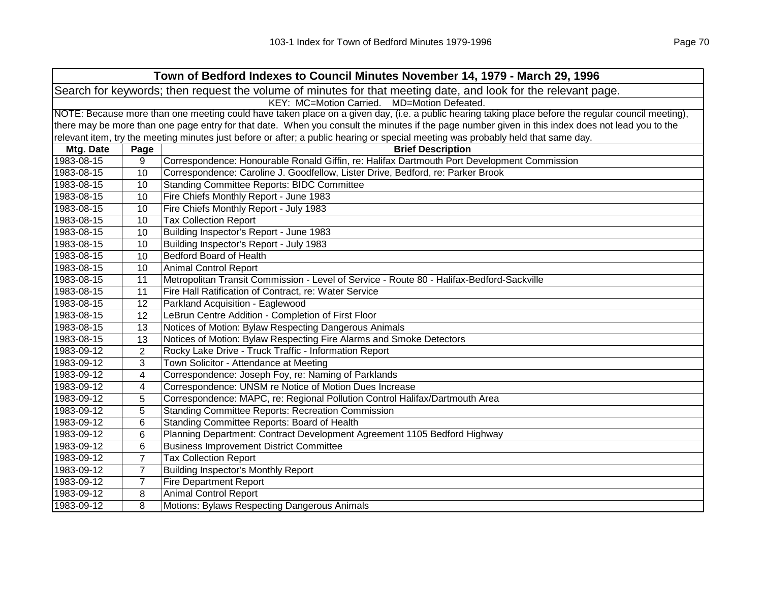| Town of Bedford Indexes to Council Minutes November 14, 1979 - March 29, 1996 | | |
|---|---|---|
| Search for keywords; then request the volume of minutes for that meeting date, and look for the relevant page. | | |
| KEY: MC=Motion Carried. MD=Motion Defeated. | | |
| NOTE: Because more than one meeting could have taken place on a given day, (i.e. a public hearing taking place before the regular council meeting), there may be more than one page entry for that date. When you consult the minutes if the page number given in this index does not lead you to the relevant item, try the meeting minutes just before or after; a public hearing or special meeting was probably held that same day. | | |
| **Mtg. Date** | **Page** | **Brief Description** |
| 1983-08-15 | 9 | Correspondence: Honourable Ronald Giffin, re: Halifax Dartmouth Port Development Commission |
| 1983-08-15 | 10 | Correspondence: Caroline J. Goodfellow, Lister Drive, Bedford, re: Parker Brook |
| 1983-08-15 | 10 | Standing Committee Reports: BIDC Committee |
| 1983-08-15 | 10 | Fire Chiefs Monthly Report - June 1983 |
| 1983-08-15 | 10 | Fire Chiefs Monthly Report - July 1983 |
| 1983-08-15 | 10 | Tax Collection Report |
| 1983-08-15 | 10 | Building Inspector's Report - June 1983 |
| 1983-08-15 | 10 | Building Inspector's Report - July 1983 |
| 1983-08-15 | 10 | Bedford Board of Health |
| 1983-08-15 | 10 | Animal Control Report |
| 1983-08-15 | 11 | Metropolitan Transit Commission - Level of Service - Route 80 - Halifax-Bedford-Sackville |
| 1983-08-15 | 11 | Fire Hall Ratification of Contract, re: Water Service |
| 1983-08-15 | 12 | Parkland Acquisition - Eaglewood |
| 1983-08-15 | 12 | LeBrun Centre Addition - Completion of First Floor |
| 1983-08-15 | 13 | Notices of Motion: Bylaw Respecting Dangerous Animals |
| 1983-08-15 | 13 | Notices of Motion: Bylaw Respecting Fire Alarms and Smoke Detectors |
| 1983-09-12 | 2 | Rocky Lake Drive - Truck Traffic - Information Report |
| 1983-09-12 | 3 | Town Solicitor - Attendance at Meeting |
| 1983-09-12 | 4 | Correspondence: Joseph Foy, re: Naming of Parklands |
| 1983-09-12 | 4 | Correspondence: UNSM re Notice of Motion Dues Increase |
| 1983-09-12 | 5 | Correspondence: MAPC, re: Regional Pollution Control Halifax/Dartmouth Area |
| 1983-09-12 | 5 | Standing Committee Reports: Recreation Commission |
| 1983-09-12 | 6 | Standing Committee Reports: Board of Health |
| 1983-09-12 | 6 | Planning Department: Contract Development Agreement 1105 Bedford Highway |
| 1983-09-12 | 6 | Business Improvement District Committee |
| 1983-09-12 | 7 | Tax Collection Report |
| 1983-09-12 | 7 | Building Inspector's Monthly Report |
| 1983-09-12 | 7 | Fire Department Report |
| 1983-09-12 | 8 | Animal Control Report |
| 1983-09-12 | 8 | Motions: Bylaws Respecting Dangerous Animals |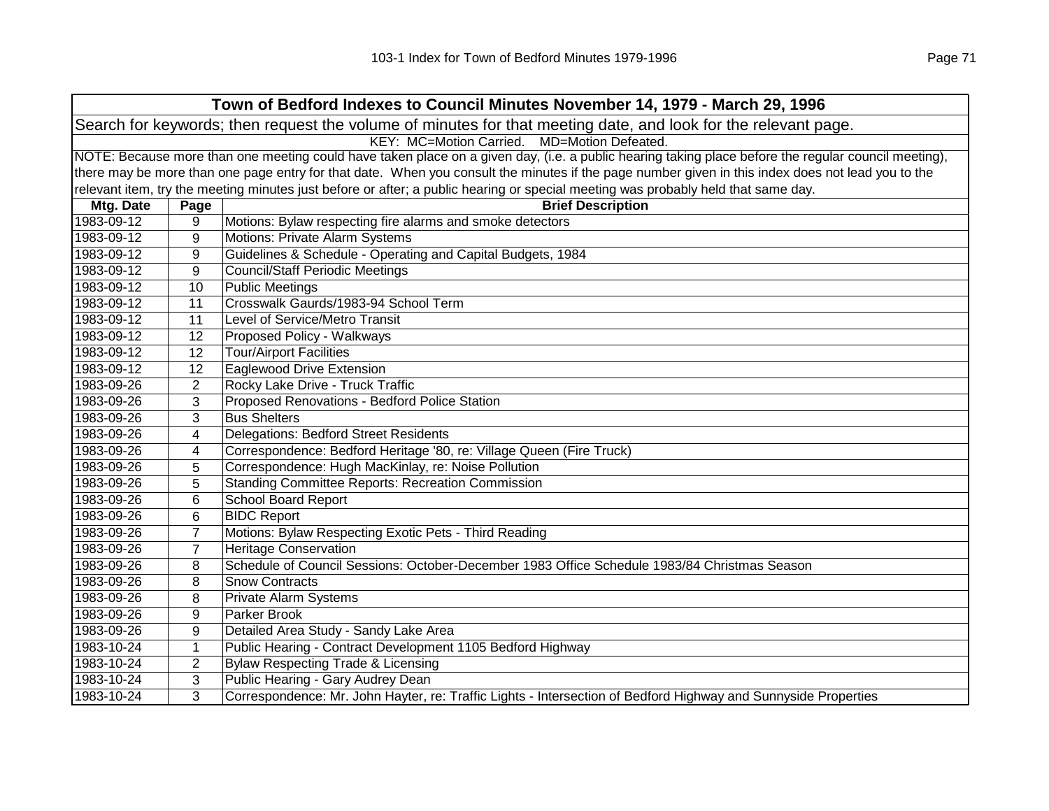| Town of Bedford Indexes to Council Minutes November 14, 1979 - March 29, 1996 | | |
|---|---|---|
| Search for keywords; then request the volume of minutes for that meeting date, and look for the relevant page. | | |
| KEY: MC=Motion Carried. MD=Motion Defeated. | | |
| NOTE: Because more than one meeting could have taken place on a given day, (i.e. a public hearing taking place before the regular council meeting), there may be more than one page entry for that date. When you consult the minutes if the page number given in this index does not lead you to the relevant item, try the meeting minutes just before or after; a public hearing or special meeting was probably held that same day. | | |
| **Mtg. Date** | **Page** | **Brief Description** |
| 1983-09-12 | 9 | Motions: Bylaw respecting fire alarms and smoke detectors |
| 1983-09-12 | 9 | Motions: Private Alarm Systems |
| 1983-09-12 | 9 | Guidelines & Schedule - Operating and Capital Budgets, 1984 |
| 1983-09-12 | 9 | Council/Staff Periodic Meetings |
| 1983-09-12 | 10 | Public Meetings |
| 1983-09-12 | 11 | Crosswalk Gaurds/1983-94 School Term |
| 1983-09-12 | 11 | Level of Service/Metro Transit |
| 1983-09-12 | 12 | Proposed Policy - Walkways |
| 1983-09-12 | 12 | Tour/Airport Facilities |
| 1983-09-12 | 12 | Eaglewood Drive Extension |
| 1983-09-26 | 2 | Rocky Lake Drive - Truck Traffic |
| 1983-09-26 | 3 | Proposed Renovations - Bedford Police Station |
| 1983-09-26 | 3 | Bus Shelters |
| 1983-09-26 | 4 | Delegations: Bedford Street Residents |
| 1983-09-26 | 4 | Correspondence: Bedford Heritage '80, re: Village Queen (Fire Truck) |
| 1983-09-26 | 5 | Correspondence: Hugh MacKinlay, re: Noise Pollution |
| 1983-09-26 | 5 | Standing Committee Reports: Recreation Commission |
| 1983-09-26 | 6 | School Board Report |
| 1983-09-26 | 6 | BIDC Report |
| 1983-09-26 | 7 | Motions: Bylaw Respecting Exotic Pets - Third Reading |
| 1983-09-26 | 7 | Heritage Conservation |
| 1983-09-26 | 8 | Schedule of Council Sessions: October-December 1983 Office Schedule 1983/84 Christmas Season |
| 1983-09-26 | 8 | Snow Contracts |
| 1983-09-26 | 8 | Private Alarm Systems |
| 1983-09-26 | 9 | Parker Brook |
| 1983-09-26 | 9 | Detailed Area Study - Sandy Lake Area |
| 1983-10-24 | 1 | Public Hearing - Contract Development 1105 Bedford Highway |
| 1983-10-24 | 2 | Bylaw Respecting Trade & Licensing |
| 1983-10-24 | 3 | Public Hearing - Gary Audrey Dean |
| 1983-10-24 | 3 | Correspondence: Mr. John Hayter, re: Traffic Lights - Intersection of Bedford Highway and Sunnyside Properties |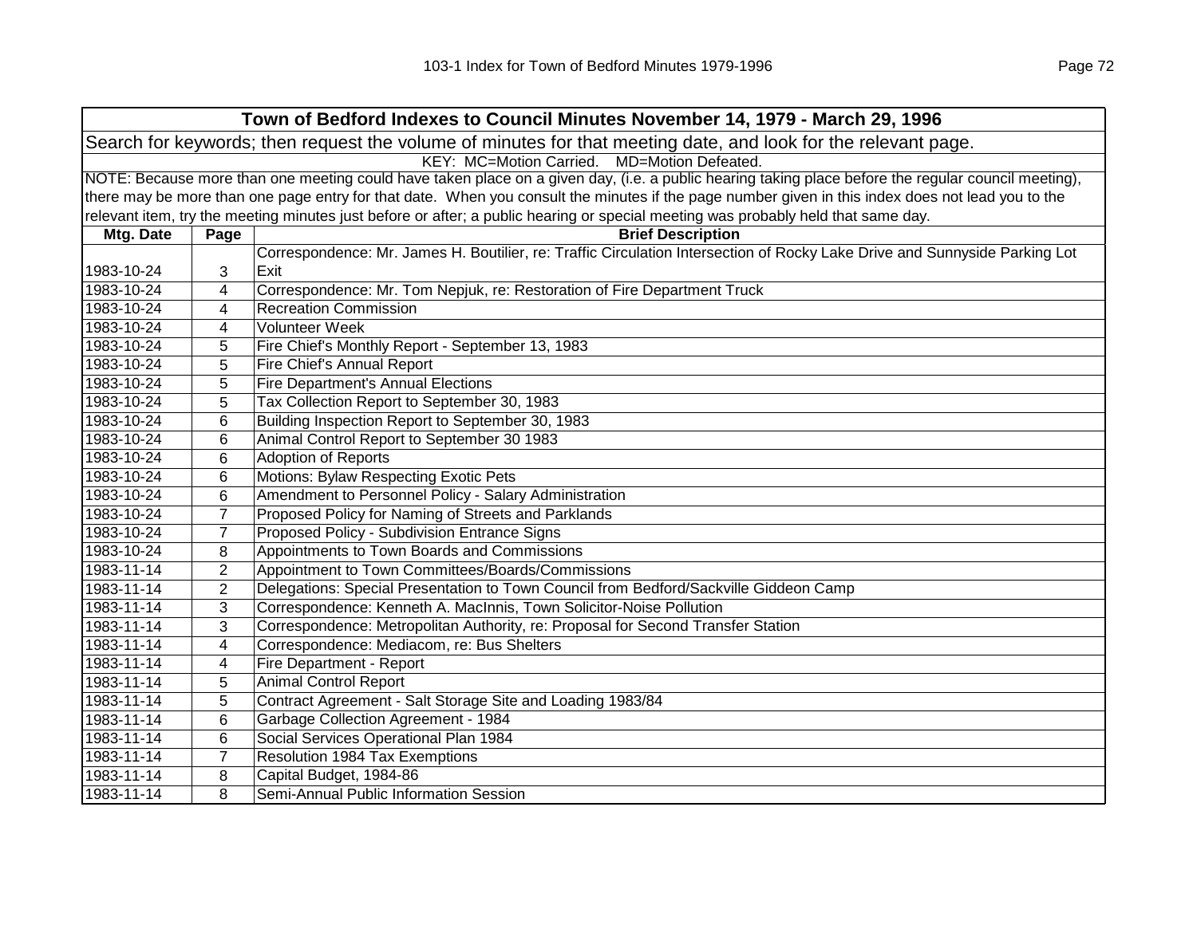## Town of Bedford Indexes to Council Minutes November 14, 1979 - March 29, 1996

Search for keywords; then request the volume of minutes for that meeting date, and look for the relevant page.

KEY: MC=Motion Carried. MD=Motion Defeated.

NOTE: Because more than one meeting could have taken place on a given day, (i.e. a public hearing taking place before the regular council meeting), there may be more than one page entry for that date. When you consult the minutes if the page number given in this index does not lead you to the relevant item, try the meeting minutes just before or after; a public hearing or special meeting was probably held that same day.

| Mtg. Date | Page | Brief Description |
|---|---|---|
| 1983-10-24 | 3 | Correspondence: Mr. James H. Boutilier, re: Traffic Circulation Intersection of Rocky Lake Drive and Sunnyside Parking Lot Exit |
| 1983-10-24 | 4 | Correspondence: Mr. Tom Nepjuk, re: Restoration of Fire Department Truck |
| 1983-10-24 | 4 | Recreation Commission |
| 1983-10-24 | 4 | Volunteer Week |
| 1983-10-24 | 5 | Fire Chief's Monthly Report - September 13, 1983 |
| 1983-10-24 | 5 | Fire Chief's Annual Report |
| 1983-10-24 | 5 | Fire Department's Annual Elections |
| 1983-10-24 | 5 | Tax Collection Report to September 30, 1983 |
| 1983-10-24 | 6 | Building Inspection Report to September 30, 1983 |
| 1983-10-24 | 6 | Animal Control Report to September 30 1983 |
| 1983-10-24 | 6 | Adoption of Reports |
| 1983-10-24 | 6 | Motions: Bylaw Respecting Exotic Pets |
| 1983-10-24 | 6 | Amendment to Personnel Policy - Salary Administration |
| 1983-10-24 | 7 | Proposed Policy for Naming of Streets and Parklands |
| 1983-10-24 | 7 | Proposed Policy - Subdivision Entrance Signs |
| 1983-10-24 | 8 | Appointments to Town Boards and Commissions |
| 1983-11-14 | 2 | Appointment to Town Committees/Boards/Commissions |
| 1983-11-14 | 2 | Delegations: Special Presentation to Town Council from Bedford/Sackville Giddeon Camp |
| 1983-11-14 | 3 | Correspondence: Kenneth A. MacInnis, Town Solicitor-Noise Pollution |
| 1983-11-14 | 3 | Correspondence: Metropolitan Authority, re: Proposal for Second Transfer Station |
| 1983-11-14 | 4 | Correspondence: Mediacom, re: Bus Shelters |
| 1983-11-14 | 4 | Fire Department - Report |
| 1983-11-14 | 5 | Animal Control Report |
| 1983-11-14 | 5 | Contract Agreement - Salt Storage Site and Loading 1983/84 |
| 1983-11-14 | 6 | Garbage Collection Agreement - 1984 |
| 1983-11-14 | 6 | Social Services Operational Plan 1984 |
| 1983-11-14 | 7 | Resolution 1984 Tax Exemptions |
| 1983-11-14 | 8 | Capital Budget, 1984-86 |
| 1983-11-14 | 8 | Semi-Annual Public Information Session |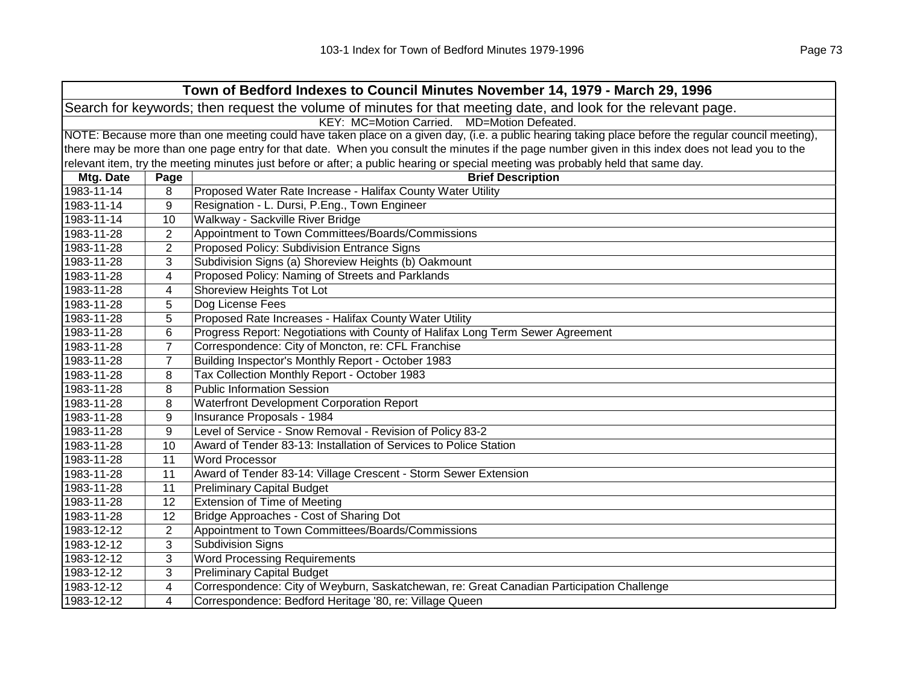| Town of Bedford Indexes to Council Minutes November 14, 1979 - March 29, 1996 | | |
|---|---|---|
| Search for keywords; then request the volume of minutes for that meeting date, and look for the relevant page. | | |
| KEY: MC=Motion Carried. MD=Motion Defeated. | | |
| NOTE: Because more than one meeting could have taken place on a given day, (i.e. a public hearing taking place before the regular council meeting), there may be more than one page entry for that date. When you consult the minutes if the page number given in this index does not lead you to the relevant item, try the meeting minutes just before or after; a public hearing or special meeting was probably held that same day. | | |
| **Mtg. Date** | **Page** | **Brief Description** |
| 1983-11-14 | 8 | Proposed Water Rate Increase - Halifax County Water Utility |
| 1983-11-14 | 9 | Resignation - L. Dursi, P.Eng., Town Engineer |
| 1983-11-14 | 10 | Walkway - Sackville River Bridge |
| 1983-11-28 | 2 | Appointment to Town Committees/Boards/Commissions |
| 1983-11-28 | 2 | Proposed Policy: Subdivision Entrance Signs |
| 1983-11-28 | 3 | Subdivision Signs (a) Shoreview Heights (b) Oakmount |
| 1983-11-28 | 4 | Proposed Policy: Naming of Streets and Parklands |
| 1983-11-28 | 4 | Shoreview Heights Tot Lot |
| 1983-11-28 | 5 | Dog License Fees |
| 1983-11-28 | 5 | Proposed Rate Increases - Halifax County Water Utility |
| 1983-11-28 | 6 | Progress Report: Negotiations with County of Halifax Long Term Sewer Agreement |
| 1983-11-28 | 7 | Correspondence: City of Moncton, re: CFL Franchise |
| 1983-11-28 | 7 | Building Inspector's Monthly Report - October 1983 |
| 1983-11-28 | 8 | Tax Collection Monthly Report - October 1983 |
| 1983-11-28 | 8 | Public Information Session |
| 1983-11-28 | 8 | Waterfront Development Corporation Report |
| 1983-11-28 | 9 | Insurance Proposals - 1984 |
| 1983-11-28 | 9 | Level of Service - Snow Removal - Revision of Policy 83-2 |
| 1983-11-28 | 10 | Award of Tender 83-13: Installation of Services to Police Station |
| 1983-11-28 | 11 | Word Processor |
| 1983-11-28 | 11 | Award of Tender 83-14: Village Crescent - Storm Sewer Extension |
| 1983-11-28 | 11 | Preliminary Capital Budget |
| 1983-11-28 | 12 | Extension of Time of Meeting |
| 1983-11-28 | 12 | Bridge Approaches - Cost of Sharing Dot |
| 1983-12-12 | 2 | Appointment to Town Committees/Boards/Commissions |
| 1983-12-12 | 3 | Subdivision Signs |
| 1983-12-12 | 3 | Word Processing Requirements |
| 1983-12-12 | 3 | Preliminary Capital Budget |
| 1983-12-12 | 4 | Correspondence: City of Weyburn, Saskatchewan, re: Great Canadian Participation Challenge |
| 1983-12-12 | 4 | Correspondence: Bedford Heritage '80, re: Village Queen |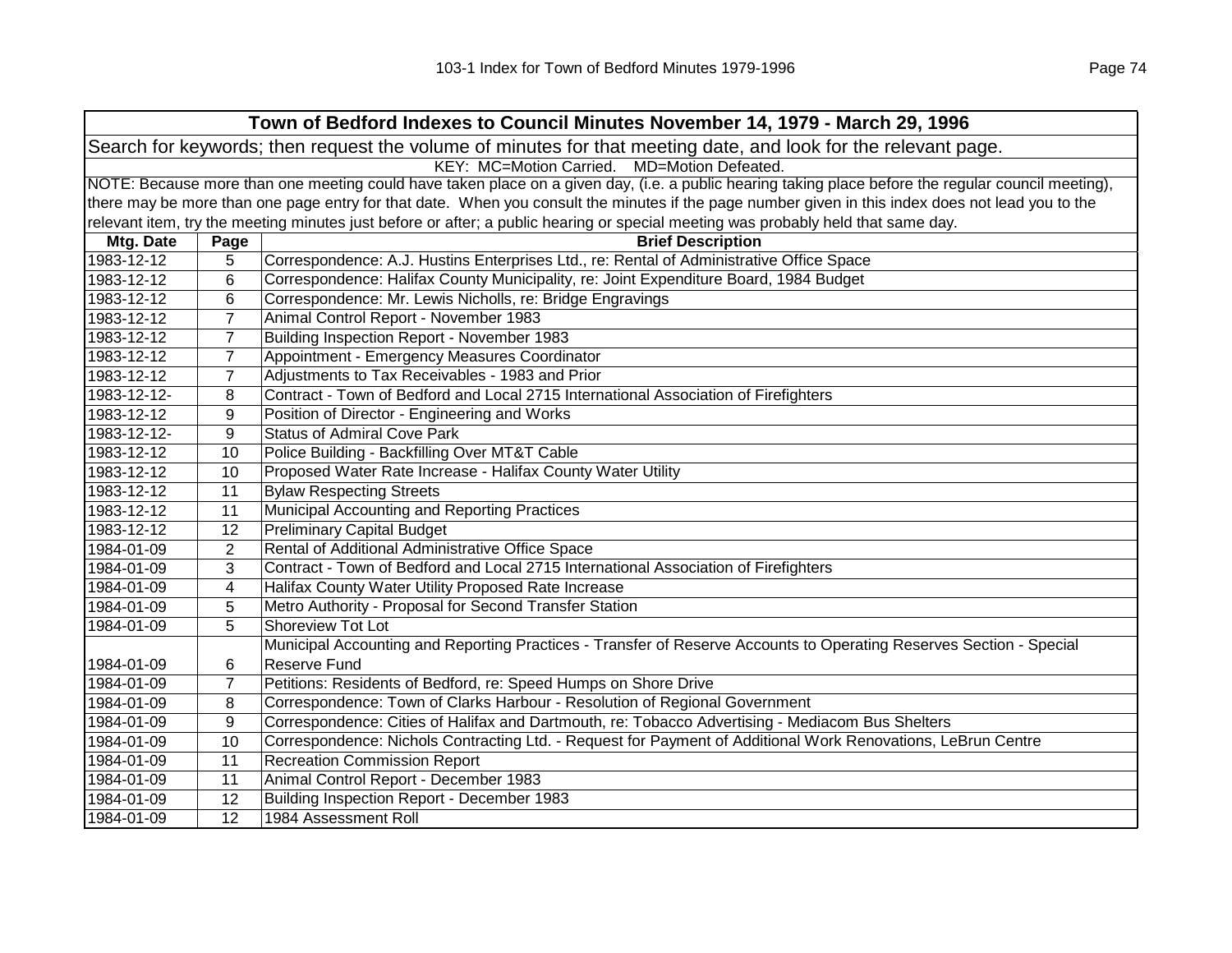| Town of Bedford Indexes to Council Minutes November 14, 1979 - March 29, 1996 | | |
|---|---|---|
| Search for keywords; then request the volume of minutes for that meeting date, and look for the relevant page. | | |
| KEY: MC=Motion Carried. MD=Motion Defeated. | | |
| NOTE: Because more than one meeting could have taken place on a given day, (i.e. a public hearing taking place before the regular council meeting), there may be more than one page entry for that date. When you consult the minutes if the page number given in this index does not lead you to the relevant item, try the meeting minutes just before or after; a public hearing or special meeting was probably held that same day. | | |
| **Mtg. Date** | **Page** | **Brief Description** |
| 1983-12-12 | 5 | Correspondence: A.J. Hustins Enterprises Ltd., re: Rental of Administrative Office Space |
| 1983-12-12 | 6 | Correspondence: Halifax County Municipality, re: Joint Expenditure Board, 1984 Budget |
| 1983-12-12 | 6 | Correspondence: Mr. Lewis Nicholls, re: Bridge Engravings |
| 1983-12-12 | 7 | Animal Control Report - November 1983 |
| 1983-12-12 | 7 | Building Inspection Report - November 1983 |
| 1983-12-12 | 7 | Appointment - Emergency Measures Coordinator |
| 1983-12-12 | 7 | Adjustments to Tax Receivables - 1983 and Prior |
| 1983-12-12- | 8 | Contract - Town of Bedford and Local 2715 International Association of Firefighters |
| 1983-12-12 | 9 | Position of Director - Engineering and Works |
| 1983-12-12- | 9 | Status of Admiral Cove Park |
| 1983-12-12 | 10 | Police Building - Backfilling Over MT&T Cable |
| 1983-12-12 | 10 | Proposed Water Rate Increase - Halifax County Water Utility |
| 1983-12-12 | 11 | Bylaw Respecting Streets |
| 1983-12-12 | 11 | Municipal Accounting and Reporting Practices |
| 1983-12-12 | 12 | Preliminary Capital Budget |
| 1984-01-09 | 2 | Rental of Additional Administrative Office Space |
| 1984-01-09 | 3 | Contract - Town of Bedford and Local 2715 International Association of Firefighters |
| 1984-01-09 | 4 | Halifax County Water Utility Proposed Rate Increase |
| 1984-01-09 | 5 | Metro Authority - Proposal for Second Transfer Station |
| 1984-01-09 | 5 | Shoreview Tot Lot |
| 1984-01-09 | 6 | Municipal Accounting and Reporting Practices - Transfer of Reserve Accounts to Operating Reserves Section - Special Reserve Fund |
| 1984-01-09 | 7 | Petitions: Residents of Bedford, re: Speed Humps on Shore Drive |
| 1984-01-09 | 8 | Correspondence: Town of Clarks Harbour - Resolution of Regional Government |
| 1984-01-09 | 9 | Correspondence: Cities of Halifax and Dartmouth, re: Tobacco Advertising - Mediacom Bus Shelters |
| 1984-01-09 | 10 | Correspondence: Nichols Contracting Ltd. - Request for Payment of Additional Work Renovations, LeBrun Centre |
| 1984-01-09 | 11 | Recreation Commission Report |
| 1984-01-09 | 11 | Animal Control Report - December 1983 |
| 1984-01-09 | 12 | Building Inspection Report - December 1983 |
| 1984-01-09 | 12 | 1984 Assessment Roll |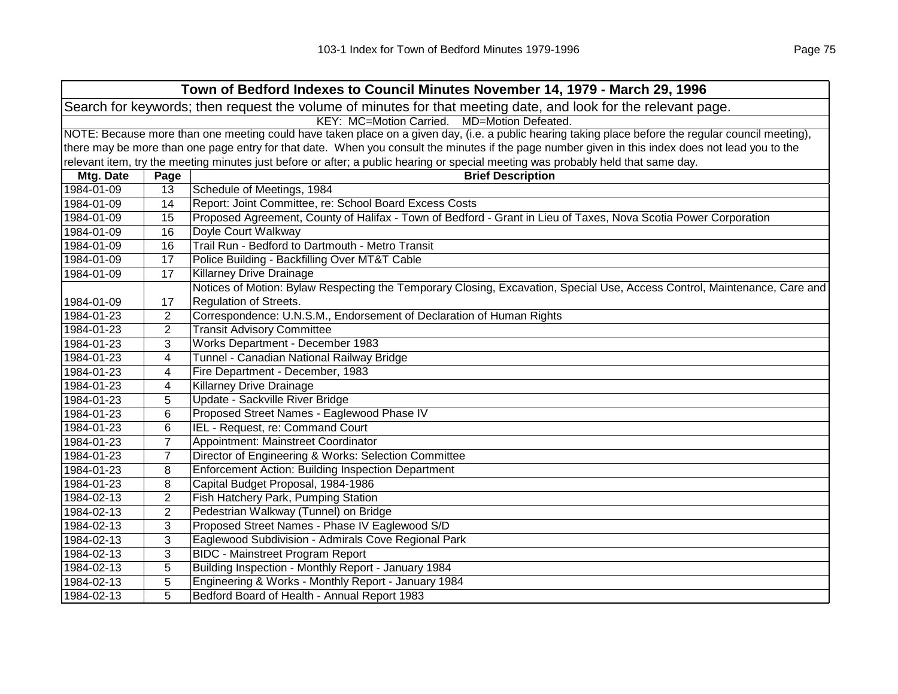## Town of Bedford Indexes to Council Minutes November 14, 1979 - March 29, 1996

Search for keywords; then request the volume of minutes for that meeting date, and look for the relevant page.

KEY: MC=Motion Carried. MD=Motion Defeated.

NOTE: Because more than one meeting could have taken place on a given day, (i.e. a public hearing taking place before the regular council meeting), there may be more than one page entry for that date. When you consult the minutes if the page number given in this index does not lead you to the relevant item, try the meeting minutes just before or after; a public hearing or special meeting was probably held that same day.

| Mtg. Date | Page | Brief Description |
|---|---|---|
| 1984-01-09 | 13 | Schedule of Meetings, 1984 |
| 1984-01-09 | 14 | Report: Joint Committee, re: School Board Excess Costs |
| 1984-01-09 | 15 | Proposed Agreement, County of Halifax - Town of Bedford - Grant in Lieu of Taxes, Nova Scotia Power Corporation |
| 1984-01-09 | 16 | Doyle Court Walkway |
| 1984-01-09 | 16 | Trail Run - Bedford to Dartmouth - Metro Transit |
| 1984-01-09 | 17 | Police Building - Backfilling Over MT&T Cable |
| 1984-01-09 | 17 | Killarney Drive Drainage |
| 1984-01-09 | 17 | Notices of Motion: Bylaw Respecting the Temporary Closing, Excavation, Special Use, Access Control, Maintenance, Care and Regulation of Streets. |
| 1984-01-23 | 2 | Correspondence: U.N.S.M., Endorsement of Declaration of Human Rights |
| 1984-01-23 | 2 | Transit Advisory Committee |
| 1984-01-23 | 3 | Works Department - December 1983 |
| 1984-01-23 | 4 | Tunnel - Canadian National Railway Bridge |
| 1984-01-23 | 4 | Fire Department - December, 1983 |
| 1984-01-23 | 4 | Killarney Drive Drainage |
| 1984-01-23 | 5 | Update - Sackville River Bridge |
| 1984-01-23 | 6 | Proposed Street Names - Eaglewood Phase IV |
| 1984-01-23 | 6 | IEL - Request, re: Command Court |
| 1984-01-23 | 7 | Appointment: Mainstreet Coordinator |
| 1984-01-23 | 7 | Director of Engineering & Works: Selection Committee |
| 1984-01-23 | 8 | Enforcement Action: Building Inspection Department |
| 1984-01-23 | 8 | Capital Budget Proposal, 1984-1986 |
| 1984-02-13 | 2 | Fish Hatchery Park, Pumping Station |
| 1984-02-13 | 2 | Pedestrian Walkway (Tunnel) on Bridge |
| 1984-02-13 | 3 | Proposed Street Names - Phase IV Eaglewood S/D |
| 1984-02-13 | 3 | Eaglewood Subdivision - Admirals Cove Regional Park |
| 1984-02-13 | 3 | BIDC - Mainstreet Program Report |
| 1984-02-13 | 5 | Building Inspection - Monthly Report - January 1984 |
| 1984-02-13 | 5 | Engineering & Works - Monthly Report - January 1984 |
| 1984-02-13 | 5 | Bedford Board of Health - Annual Report 1983 |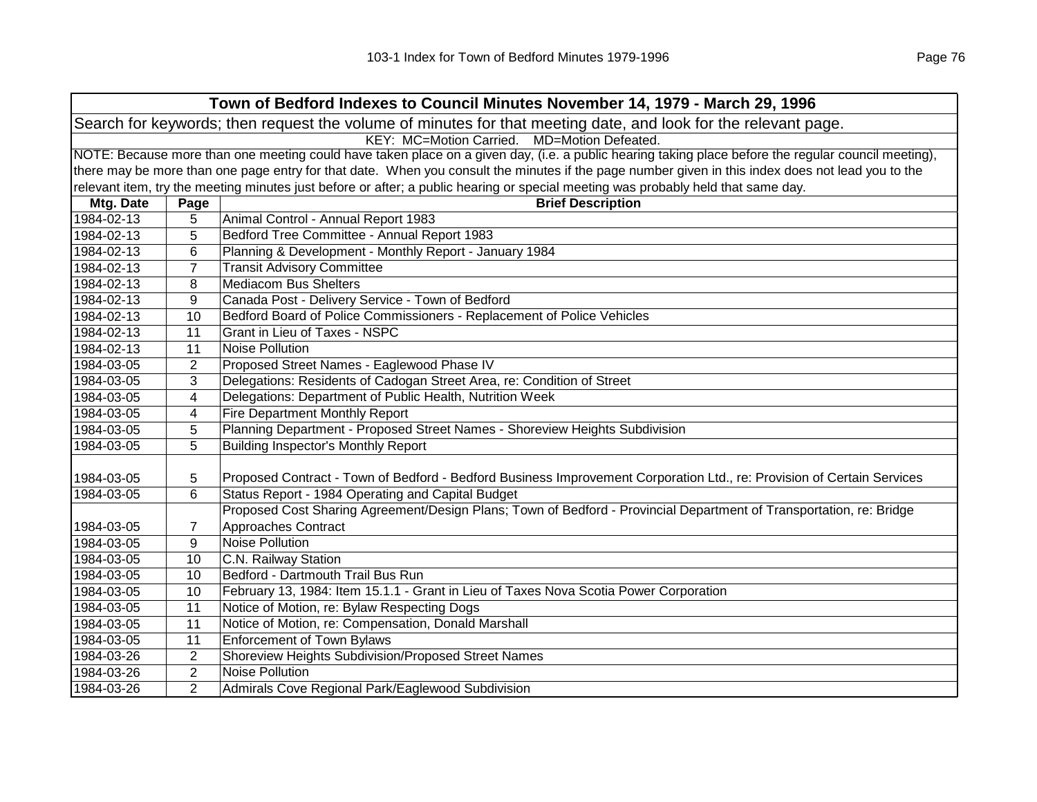## Town of Bedford Indexes to Council Minutes November 14, 1979 - March 29, 1996

Search for keywords; then request the volume of minutes for that meeting date, and look for the relevant page.

KEY: MC=Motion Carried. MD=Motion Defeated.

NOTE: Because more than one meeting could have taken place on a given day, (i.e. a public hearing taking place before the regular council meeting), there may be more than one page entry for that date. When you consult the minutes if the page number given in this index does not lead you to the relevant item, try the meeting minutes just before or after; a public hearing or special meeting was probably held that same day.

| Mtg. Date | Page | Brief Description |
|---|---|---|
| 1984-02-13 | 5 | Animal Control - Annual Report 1983 |
| 1984-02-13 | 5 | Bedford Tree Committee - Annual Report 1983 |
| 1984-02-13 | 6 | Planning & Development - Monthly Report - January 1984 |
| 1984-02-13 | 7 | Transit Advisory Committee |
| 1984-02-13 | 8 | Mediacom Bus Shelters |
| 1984-02-13 | 9 | Canada Post - Delivery Service - Town of Bedford |
| 1984-02-13 | 10 | Bedford Board of Police Commissioners - Replacement of Police Vehicles |
| 1984-02-13 | 11 | Grant in Lieu of Taxes - NSPC |
| 1984-02-13 | 11 | Noise Pollution |
| 1984-03-05 | 2 | Proposed Street Names - Eaglewood Phase IV |
| 1984-03-05 | 3 | Delegations: Residents of Cadogan Street Area, re: Condition of Street |
| 1984-03-05 | 4 | Delegations: Department of Public Health, Nutrition Week |
| 1984-03-05 | 4 | Fire Department Monthly Report |
| 1984-03-05 | 5 | Planning Department - Proposed Street Names - Shoreview Heights Subdivision |
| 1984-03-05 | 5 | Building Inspector's Monthly Report |
| 1984-03-05 | 5 | Proposed Contract - Town of Bedford - Bedford Business Improvement Corporation Ltd., re: Provision of Certain Services |
| 1984-03-05 | 6 | Status Report - 1984 Operating and Capital Budget |
| 1984-03-05 | 7 | Proposed Cost Sharing Agreement/Design Plans; Town of Bedford - Provincial Department of Transportation, re: Bridge Approaches Contract |
| 1984-03-05 | 9 | Noise Pollution |
| 1984-03-05 | 10 | C.N. Railway Station |
| 1984-03-05 | 10 | Bedford - Dartmouth Trail Bus Run |
| 1984-03-05 | 10 | February 13, 1984: Item 15.1.1 - Grant in Lieu of Taxes Nova Scotia Power Corporation |
| 1984-03-05 | 11 | Notice of Motion, re: Bylaw Respecting Dogs |
| 1984-03-05 | 11 | Notice of Motion, re: Compensation, Donald Marshall |
| 1984-03-05 | 11 | Enforcement of Town Bylaws |
| 1984-03-26 | 2 | Shoreview Heights Subdivision/Proposed Street Names |
| 1984-03-26 | 2 | Noise Pollution |
| 1984-03-26 | 2 | Admirals Cove Regional Park/Eaglewood Subdivision |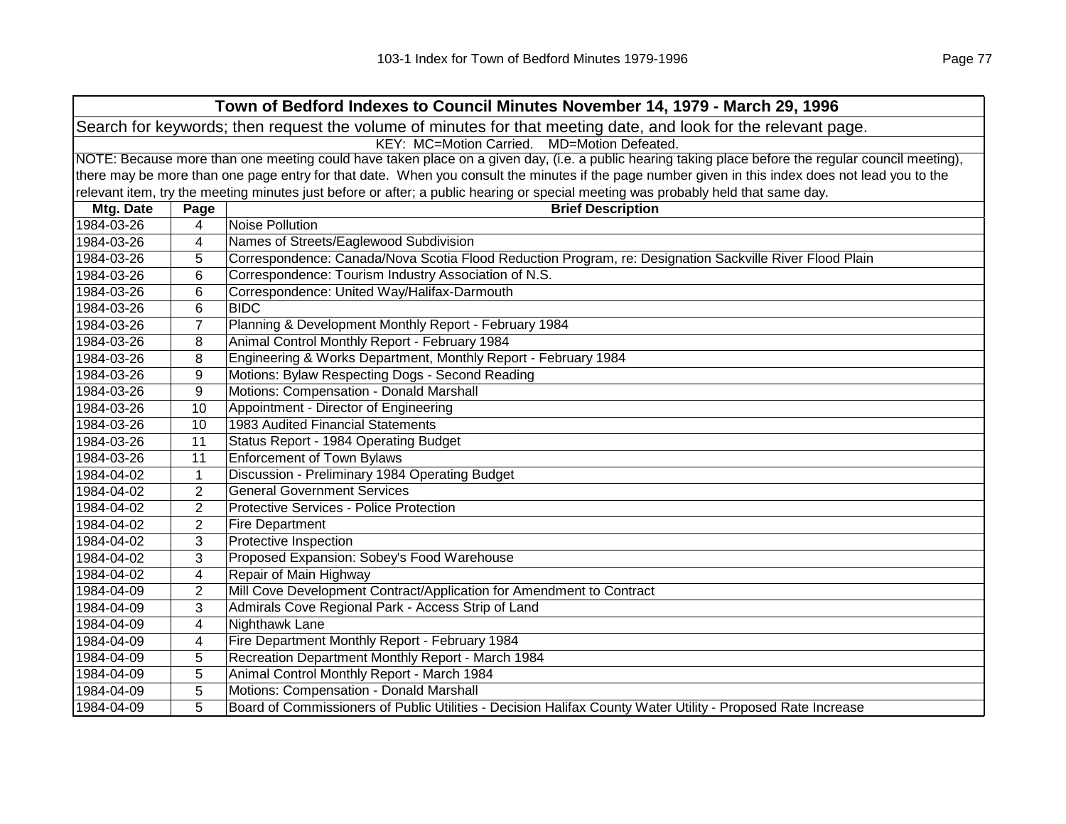| Town of Bedford Indexes to Council Minutes November 14, 1979 - March 29, 1996 | | |
|---|---|---|
| Search for keywords; then request the volume of minutes for that meeting date, and look for the relevant page. | | |
| KEY: MC=Motion Carried. MD=Motion Defeated. | | |
| NOTE: Because more than one meeting could have taken place on a given day, (i.e. a public hearing taking place before the regular council meeting), there may be more than one page entry for that date. When you consult the minutes if the page number given in this index does not lead you to the relevant item, try the meeting minutes just before or after; a public hearing or special meeting was probably held that same day. | | |
| **Mtg. Date** | **Page** | **Brief Description** |
| 1984-03-26 | 4 | Noise Pollution |
| 1984-03-26 | 4 | Names of Streets/Eaglewood Subdivision |
| 1984-03-26 | 5 | Correspondence: Canada/Nova Scotia Flood Reduction Program, re: Designation Sackville River Flood Plain |
| 1984-03-26 | 6 | Correspondence: Tourism Industry Association of N.S. |
| 1984-03-26 | 6 | Correspondence: United Way/Halifax-Darmouth |
| 1984-03-26 | 6 | BIDC |
| 1984-03-26 | 7 | Planning & Development Monthly Report - February 1984 |
| 1984-03-26 | 8 | Animal Control Monthly Report - February 1984 |
| 1984-03-26 | 8 | Engineering & Works Department, Monthly Report - February 1984 |
| 1984-03-26 | 9 | Motions: Bylaw Respecting Dogs - Second Reading |
| 1984-03-26 | 9 | Motions: Compensation - Donald Marshall |
| 1984-03-26 | 10 | Appointment - Director of Engineering |
| 1984-03-26 | 10 | 1983 Audited Financial Statements |
| 1984-03-26 | 11 | Status Report - 1984 Operating Budget |
| 1984-03-26 | 11 | Enforcement of Town Bylaws |
| 1984-04-02 | 1 | Discussion - Preliminary 1984 Operating Budget |
| 1984-04-02 | 2 | General Government Services |
| 1984-04-02 | 2 | Protective Services - Police Protection |
| 1984-04-02 | 2 | Fire Department |
| 1984-04-02 | 3 | Protective Inspection |
| 1984-04-02 | 3 | Proposed Expansion: Sobey's Food Warehouse |
| 1984-04-02 | 4 | Repair of Main Highway |
| 1984-04-09 | 2 | Mill Cove Development Contract/Application for Amendment to Contract |
| 1984-04-09 | 3 | Admirals Cove Regional Park - Access Strip of Land |
| 1984-04-09 | 4 | Nighthawk Lane |
| 1984-04-09 | 4 | Fire Department Monthly Report - February 1984 |
| 1984-04-09 | 5 | Recreation Department Monthly Report - March 1984 |
| 1984-04-09 | 5 | Animal Control Monthly Report - March 1984 |
| 1984-04-09 | 5 | Motions: Compensation - Donald Marshall |
| 1984-04-09 | 5 | Board of Commissioners of Public Utilities - Decision Halifax County Water Utility - Proposed Rate Increase |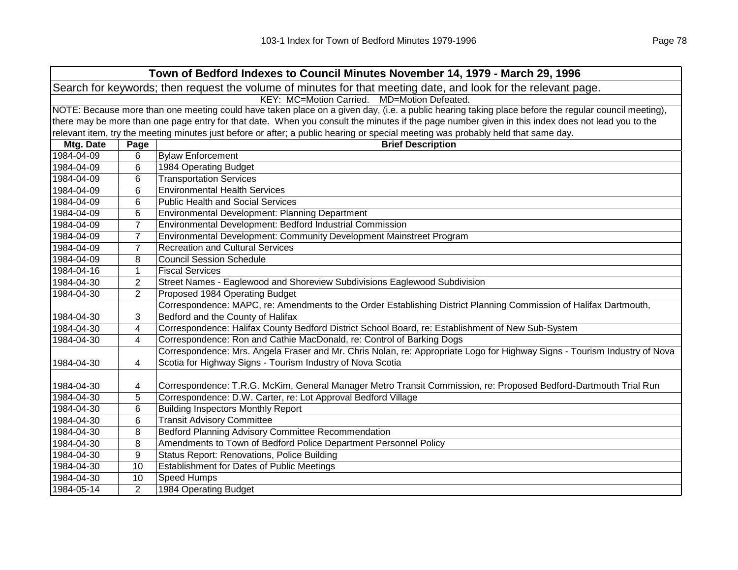## Town of Bedford Indexes to Council Minutes November 14, 1979 - March 29, 1996

Search for keywords; then request the volume of minutes for that meeting date, and look for the relevant page.

KEY: MC=Motion Carried. MD=Motion Defeated.

NOTE: Because more than one meeting could have taken place on a given day, (i.e. a public hearing taking place before the regular council meeting), there may be more than one page entry for that date. When you consult the minutes if the page number given in this index does not lead you to the relevant item, try the meeting minutes just before or after; a public hearing or special meeting was probably held that same day.

| Mtg. Date | Page | Brief Description |
|---|---|---|
| 1984-04-09 | 6 | Bylaw Enforcement |
| 1984-04-09 | 6 | 1984 Operating Budget |
| 1984-04-09 | 6 | Transportation Services |
| 1984-04-09 | 6 | Environmental Health Services |
| 1984-04-09 | 6 | Public Health and Social Services |
| 1984-04-09 | 6 | Environmental Development: Planning Department |
| 1984-04-09 | 7 | Environmental Development: Bedford Industrial Commission |
| 1984-04-09 | 7 | Environmental Development: Community Development Mainstreet Program |
| 1984-04-09 | 7 | Recreation and Cultural Services |
| 1984-04-09 | 8 | Council Session Schedule |
| 1984-04-16 | 1 | Fiscal Services |
| 1984-04-30 | 2 | Street Names - Eaglewood and Shoreview Subdivisions Eaglewood Subdivision |
| 1984-04-30 | 2 | Proposed 1984 Operating Budget |
| 1984-04-30 | 3 | Correspondence: MAPC, re: Amendments to the Order Establishing District Planning Commission of Halifax Dartmouth, Bedford and the County of Halifax |
| 1984-04-30 | 4 | Correspondence: Halifax County Bedford District School Board, re: Establishment of New Sub-System |
| 1984-04-30 | 4 | Correspondence: Ron and Cathie MacDonald, re: Control of Barking Dogs |
| 1984-04-30 | 4 | Correspondence: Mrs. Angela Fraser and Mr. Chris Nolan, re: Appropriate Logo for Highway Signs - Tourism Industry of Nova Scotia for Highway Signs - Tourism Industry of Nova Scotia |
| 1984-04-30 | 4 | Correspondence: T.R.G. McKim, General Manager Metro Transit Commission, re: Proposed Bedford-Dartmouth Trial Run |
| 1984-04-30 | 5 | Correspondence: D.W. Carter, re: Lot Approval Bedford Village |
| 1984-04-30 | 6 | Building Inspectors Monthly Report |
| 1984-04-30 | 6 | Transit Advisory Committee |
| 1984-04-30 | 8 | Bedford Planning Advisory Committee Recommendation |
| 1984-04-30 | 8 | Amendments to Town of Bedford Police Department Personnel Policy |
| 1984-04-30 | 9 | Status Report: Renovations, Police Building |
| 1984-04-30 | 10 | Establishment for Dates of Public Meetings |
| 1984-04-30 | 10 | Speed Humps |
| 1984-05-14 | 2 | 1984 Operating Budget |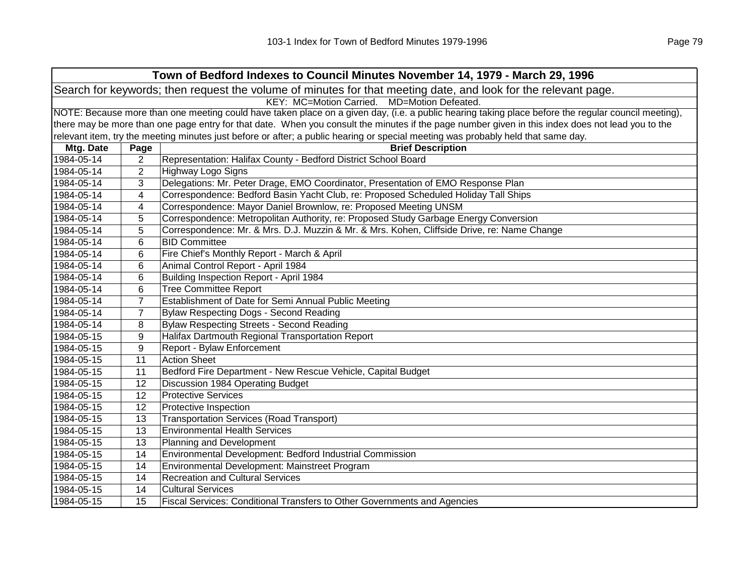## Town of Bedford Indexes to Council Minutes November 14, 1979 - March 29, 1996

Search for keywords; then request the volume of minutes for that meeting date, and look for the relevant page.

KEY: MC=Motion Carried. MD=Motion Defeated.

NOTE: Because more than one meeting could have taken place on a given day, (i.e. a public hearing taking place before the regular council meeting), there may be more than one page entry for that date. When you consult the minutes if the page number given in this index does not lead you to the relevant item, try the meeting minutes just before or after; a public hearing or special meeting was probably held that same day.

| Mtg. Date | Page | Brief Description |
|---|---|---|
| 1984-05-14 | 2 | Representation: Halifax County - Bedford District School Board |
| 1984-05-14 | 2 | Highway Logo Signs |
| 1984-05-14 | 3 | Delegations: Mr. Peter Drage, EMO Coordinator, Presentation of EMO Response Plan |
| 1984-05-14 | 4 | Correspondence: Bedford Basin Yacht Club, re: Proposed Scheduled Holiday Tall Ships |
| 1984-05-14 | 4 | Correspondence: Mayor Daniel Brownlow, re: Proposed Meeting UNSM |
| 1984-05-14 | 5 | Correspondence: Metropolitan Authority, re: Proposed Study Garbage Energy Conversion |
| 1984-05-14 | 5 | Correspondence: Mr. & Mrs. D.J. Muzzin & Mr. & Mrs. Kohen, Cliffside Drive, re: Name Change |
| 1984-05-14 | 6 | BID Committee |
| 1984-05-14 | 6 | Fire Chief's Monthly Report - March & April |
| 1984-05-14 | 6 | Animal Control Report - April 1984 |
| 1984-05-14 | 6 | Building Inspection Report - April 1984 |
| 1984-05-14 | 6 | Tree Committee Report |
| 1984-05-14 | 7 | Establishment of Date for Semi Annual Public Meeting |
| 1984-05-14 | 7 | Bylaw Respecting Dogs - Second Reading |
| 1984-05-14 | 8 | Bylaw Respecting Streets - Second Reading |
| 1984-05-15 | 9 | Halifax Dartmouth Regional Transportation Report |
| 1984-05-15 | 9 | Report - Bylaw Enforcement |
| 1984-05-15 | 11 | Action Sheet |
| 1984-05-15 | 11 | Bedford Fire Department - New Rescue Vehicle, Capital Budget |
| 1984-05-15 | 12 | Discussion 1984 Operating Budget |
| 1984-05-15 | 12 | Protective Services |
| 1984-05-15 | 12 | Protective Inspection |
| 1984-05-15 | 13 | Transportation Services (Road Transport) |
| 1984-05-15 | 13 | Environmental Health Services |
| 1984-05-15 | 13 | Planning and Development |
| 1984-05-15 | 14 | Environmental Development: Bedford Industrial Commission |
| 1984-05-15 | 14 | Environmental Development: Mainstreet Program |
| 1984-05-15 | 14 | Recreation and Cultural Services |
| 1984-05-15 | 14 | Cultural Services |
| 1984-05-15 | 15 | Fiscal Services: Conditional Transfers to Other Governments and Agencies |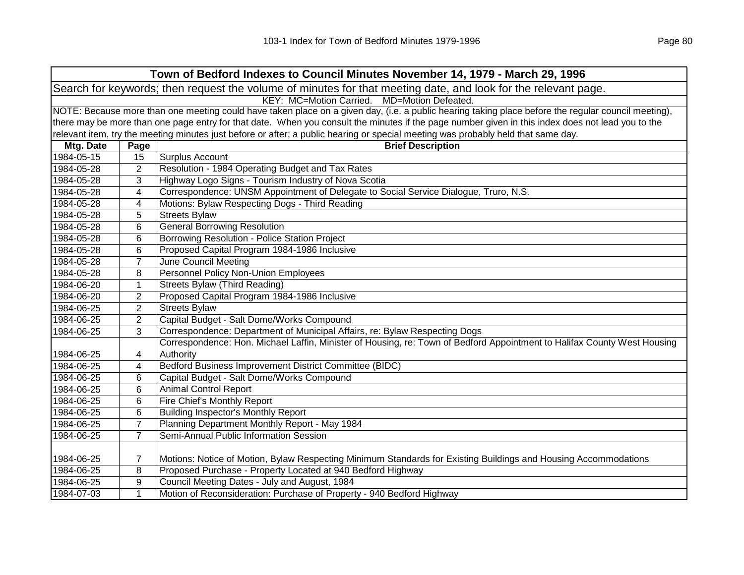## Town of Bedford Indexes to Council Minutes November 14, 1979 - March 29, 1996

Search for keywords; then request the volume of minutes for that meeting date, and look for the relevant page.

KEY: MC=Motion Carried. MD=Motion Defeated.

NOTE: Because more than one meeting could have taken place on a given day, (i.e. a public hearing taking place before the regular council meeting), there may be more than one page entry for that date. When you consult the minutes if the page number given in this index does not lead you to the relevant item, try the meeting minutes just before or after; a public hearing or special meeting was probably held that same day.

| Mtg. Date | Page | Brief Description |
|---|---|---|
| 1984-05-15 | 15 | Surplus Account |
| 1984-05-28 | 2 | Resolution - 1984 Operating Budget and Tax Rates |
| 1984-05-28 | 3 | Highway Logo Signs - Tourism Industry of Nova Scotia |
| 1984-05-28 | 4 | Correspondence: UNSM Appointment of Delegate to Social Service Dialogue, Truro, N.S. |
| 1984-05-28 | 4 | Motions: Bylaw Respecting Dogs - Third Reading |
| 1984-05-28 | 5 | Streets Bylaw |
| 1984-05-28 | 6 | General Borrowing Resolution |
| 1984-05-28 | 6 | Borrowing Resolution - Police Station Project |
| 1984-05-28 | 6 | Proposed Capital Program 1984-1986 Inclusive |
| 1984-05-28 | 7 | June Council Meeting |
| 1984-05-28 | 8 | Personnel Policy Non-Union Employees |
| 1984-06-20 | 1 | Streets Bylaw (Third Reading) |
| 1984-06-20 | 2 | Proposed Capital Program 1984-1986 Inclusive |
| 1984-06-25 | 2 | Streets Bylaw |
| 1984-06-25 | 2 | Capital Budget - Salt Dome/Works Compound |
| 1984-06-25 | 3 | Correspondence: Department of Municipal Affairs, re: Bylaw Respecting Dogs |
| 1984-06-25 | 4 | Correspondence: Hon. Michael Laffin, Minister of Housing, re: Town of Bedford Appointment to Halifax County West Housing Authority |
| 1984-06-25 | 4 | Bedford Business Improvement District Committee (BIDC) |
| 1984-06-25 | 6 | Capital Budget - Salt Dome/Works Compound |
| 1984-06-25 | 6 | Animal Control Report |
| 1984-06-25 | 6 | Fire Chief's Monthly Report |
| 1984-06-25 | 6 | Building Inspector's Monthly Report |
| 1984-06-25 | 7 | Planning Department Monthly Report - May 1984 |
| 1984-06-25 | 7 | Semi-Annual Public Information Session |
| 1984-06-25 | 7 | Motions: Notice of Motion, Bylaw Respecting Minimum Standards for Existing Buildings and Housing Accommodations |
| 1984-06-25 | 8 | Proposed Purchase - Property Located at 940 Bedford Highway |
| 1984-06-25 | 9 | Council Meeting Dates - July and August, 1984 |
| 1984-07-03 | 1 | Motion of Reconsideration: Purchase of Property - 940 Bedford Highway |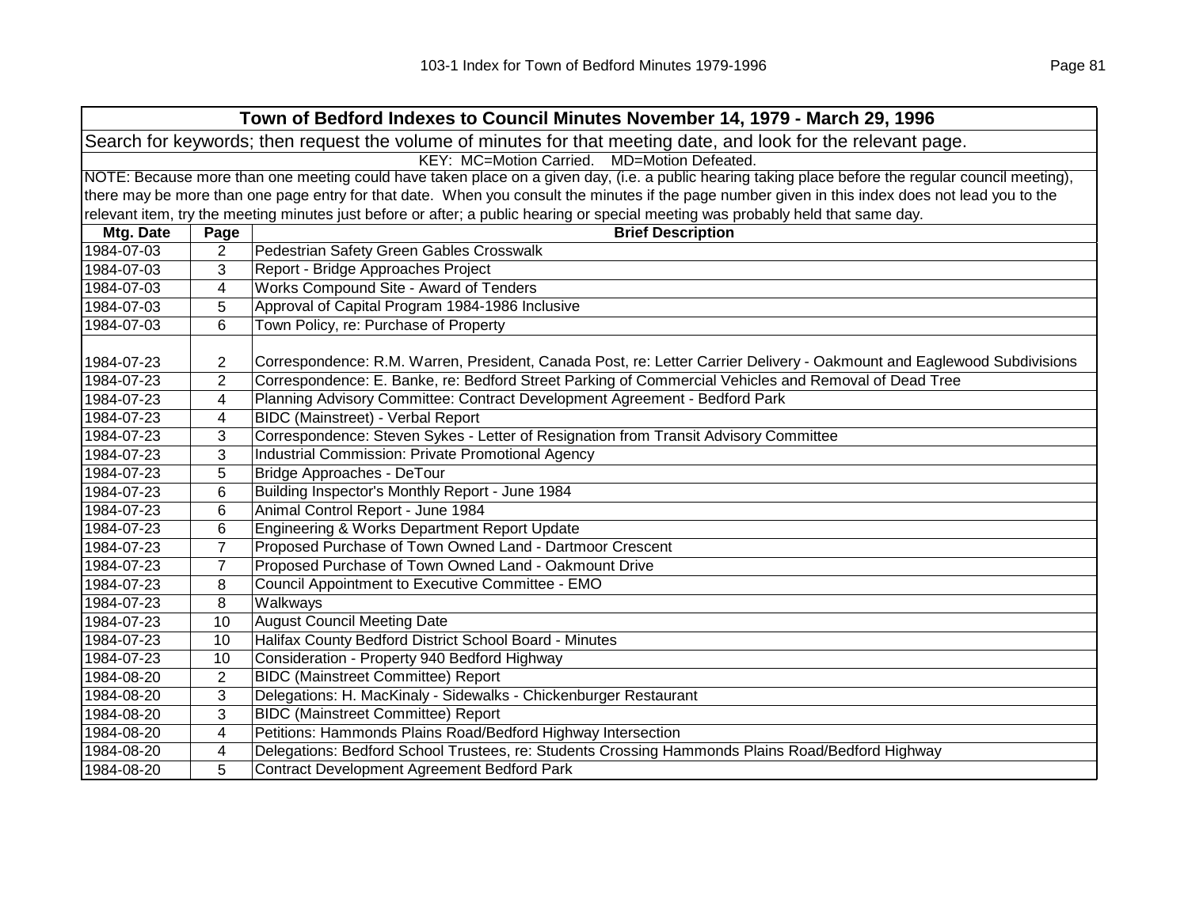| Town of Bedford Indexes to Council Minutes November 14, 1979 - March 29, 1996 | | |
|---|---|---|
| Search for keywords; then request the volume of minutes for that meeting date, and look for the relevant page. | | |
| KEY: MC=Motion Carried. MD=Motion Defeated. | | |
| NOTE: Because more than one meeting could have taken place on a given day, (i.e. a public hearing taking place before the regular council meeting), there may be more than one page entry for that date. When you consult the minutes if the page number given in this index does not lead you to the relevant item, try the meeting minutes just before or after; a public hearing or special meeting was probably held that same day. | | |
| **Mtg. Date** | **Page** | **Brief Description** |
| 1984-07-03 | 2 | Pedestrian Safety Green Gables Crosswalk |
| 1984-07-03 | 3 | Report - Bridge Approaches Project |
| 1984-07-03 | 4 | Works Compound Site - Award of Tenders |
| 1984-07-03 | 5 | Approval of Capital Program 1984-1986 Inclusive |
| 1984-07-03 | 6 | Town Policy, re: Purchase of Property |
| 1984-07-23 | 2 | Correspondence: R.M. Warren, President, Canada Post, re: Letter Carrier Delivery - Oakmount and Eaglewood Subdivisions |
| 1984-07-23 | 2 | Correspondence: E. Banke, re: Bedford Street Parking of Commercial Vehicles and Removal of Dead Tree |
| 1984-07-23 | 4 | Planning Advisory Committee: Contract Development Agreement - Bedford Park |
| 1984-07-23 | 4 | BIDC (Mainstreet) - Verbal Report |
| 1984-07-23 | 3 | Correspondence: Steven Sykes - Letter of Resignation from Transit Advisory Committee |
| 1984-07-23 | 3 | Industrial Commission: Private Promotional Agency |
| 1984-07-23 | 5 | Bridge Approaches - DeTour |
| 1984-07-23 | 6 | Building Inspector's Monthly Report - June 1984 |
| 1984-07-23 | 6 | Animal Control Report - June 1984 |
| 1984-07-23 | 6 | Engineering & Works Department Report Update |
| 1984-07-23 | 7 | Proposed Purchase of Town Owned Land - Dartmoor Crescent |
| 1984-07-23 | 7 | Proposed Purchase of Town Owned Land - Oakmount Drive |
| 1984-07-23 | 8 | Council Appointment to Executive Committee - EMO |
| 1984-07-23 | 8 | Walkways |
| 1984-07-23 | 10 | August Council Meeting Date |
| 1984-07-23 | 10 | Halifax County Bedford District School Board - Minutes |
| 1984-07-23 | 10 | Consideration - Property 940 Bedford Highway |
| 1984-08-20 | 2 | BIDC (Mainstreet Committee) Report |
| 1984-08-20 | 3 | Delegations: H. MacKinaly - Sidewalks - Chickenburger Restaurant |
| 1984-08-20 | 3 | BIDC (Mainstreet Committee) Report |
| 1984-08-20 | 4 | Petitions: Hammonds Plains Road/Bedford Highway Intersection |
| 1984-08-20 | 4 | Delegations: Bedford School Trustees, re: Students Crossing Hammonds Plains Road/Bedford Highway |
| 1984-08-20 | 5 | Contract Development Agreement Bedford Park |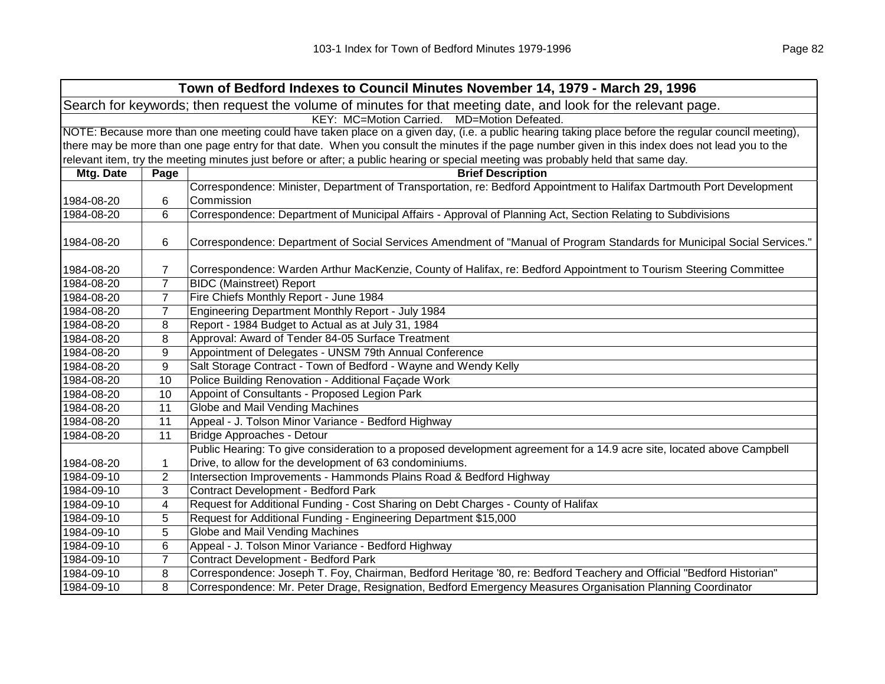| Town of Bedford Indexes to Council Minutes November 14, 1979 - March 29, 1996 | | |
|---|---|---|
| Search for keywords; then request the volume of minutes for that meeting date, and look for the relevant page. | | |
| KEY: MC=Motion Carried. MD=Motion Defeated. | | |
| NOTE: Because more than one meeting could have taken place on a given day, (i.e. a public hearing taking place before the regular council meeting), there may be more than one page entry for that date. When you consult the minutes if the page number given in this index does not lead you to the relevant item, try the meeting minutes just before or after; a public hearing or special meeting was probably held that same day. | | |
| **Mtg. Date** | **Page** | **Brief Description** |
| 1984-08-20 | 6 | Correspondence: Minister, Department of Transportation, re: Bedford Appointment to Halifax Dartmouth Port Development Commission |
| 1984-08-20 | 6 | Correspondence: Department of Municipal Affairs - Approval of Planning Act, Section Relating to Subdivisions |
| 1984-08-20 | 6 | Correspondence: Department of Social Services Amendment of "Manual of Program Standards for Municipal Social Services." |
| 1984-08-20 | 7 | Correspondence: Warden Arthur MacKenzie, County of Halifax, re: Bedford Appointment to Tourism Steering Committee |
| 1984-08-20 | 7 | BIDC (Mainstreet) Report |
| 1984-08-20 | 7 | Fire Chiefs Monthly Report - June 1984 |
| 1984-08-20 | 7 | Engineering Department Monthly Report - July 1984 |
| 1984-08-20 | 8 | Report - 1984 Budget to Actual as at July 31, 1984 |
| 1984-08-20 | 8 | Approval: Award of Tender 84-05 Surface Treatment |
| 1984-08-20 | 9 | Appointment of Delegates - UNSM 79th Annual Conference |
| 1984-08-20 | 9 | Salt Storage Contract - Town of Bedford - Wayne and Wendy Kelly |
| 1984-08-20 | 10 | Police Building Renovation - Additional Façade Work |
| 1984-08-20 | 10 | Appoint of Consultants - Proposed Legion Park |
| 1984-08-20 | 11 | Globe and Mail Vending Machines |
| 1984-08-20 | 11 | Appeal - J. Tolson Minor Variance - Bedford Highway |
| 1984-08-20 | 11 | Bridge Approaches - Detour |
| 1984-08-20 | 1 | Public Hearing: To give consideration to a proposed development agreement for a 14.9 acre site, located above Campbell Drive, to allow for the development of 63 condominiums. |
| 1984-09-10 | 2 | Intersection Improvements - Hammonds Plains Road & Bedford Highway |
| 1984-09-10 | 3 | Contract Development - Bedford Park |
| 1984-09-10 | 4 | Request for Additional Funding - Cost Sharing on Debt Charges - County of Halifax |
| 1984-09-10 | 5 | Request for Additional Funding - Engineering Department $15,000 |
| 1984-09-10 | 5 | Globe and Mail Vending Machines |
| 1984-09-10 | 6 | Appeal - J. Tolson Minor Variance - Bedford Highway |
| 1984-09-10 | 7 | Contract Development - Bedford Park |
| 1984-09-10 | 8 | Correspondence: Joseph T. Foy, Chairman, Bedford Heritage '80, re: Bedford Teachery and Official "Bedford Historian" |
| 1984-09-10 | 8 | Correspondence: Mr. Peter Drage, Resignation, Bedford Emergency Measures Organisation Planning Coordinator |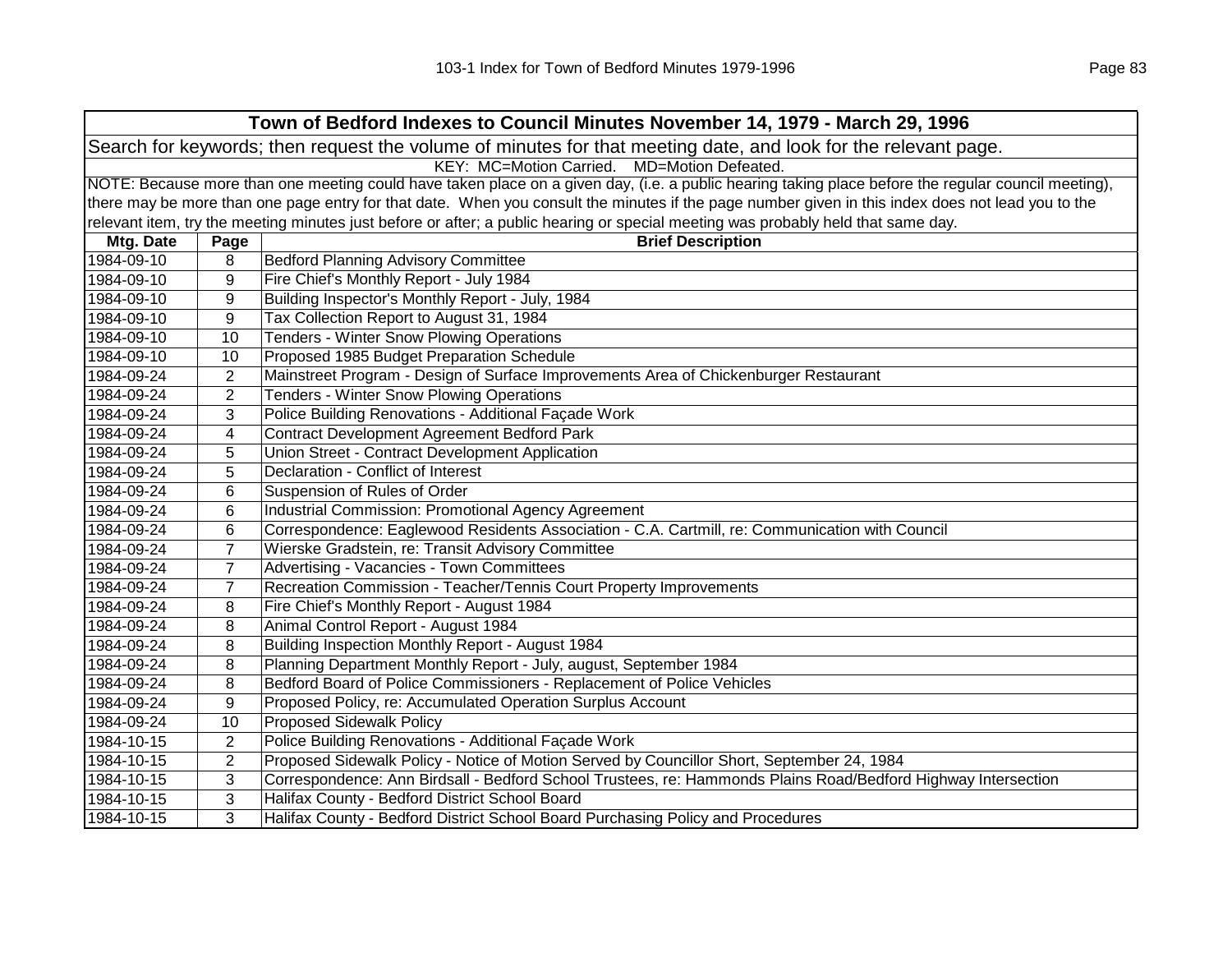| Town of Bedford Indexes to Council Minutes November 14, 1979 - March 29, 1996 | | |
|---|---|---|
| Search for keywords; then request the volume of minutes for that meeting date, and look for the relevant page. | | |
| KEY: MC=Motion Carried. MD=Motion Defeated. | | |
| NOTE: Because more than one meeting could have taken place on a given day, (i.e. a public hearing taking place before the regular council meeting), there may be more than one page entry for that date. When you consult the minutes if the page number given in this index does not lead you to the relevant item, try the meeting minutes just before or after; a public hearing or special meeting was probably held that same day. | | |
| **Mtg. Date** | **Page** | **Brief Description** |
| 1984-09-10 | 8 | Bedford Planning Advisory Committee |
| 1984-09-10 | 9 | Fire Chief's Monthly Report - July 1984 |
| 1984-09-10 | 9 | Building Inspector's Monthly Report - July, 1984 |
| 1984-09-10 | 9 | Tax Collection Report to August 31, 1984 |
| 1984-09-10 | 10 | Tenders - Winter Snow Plowing Operations |
| 1984-09-10 | 10 | Proposed 1985 Budget Preparation Schedule |
| 1984-09-24 | 2 | Mainstreet Program - Design of Surface Improvements Area of Chickenburger Restaurant |
| 1984-09-24 | 2 | Tenders - Winter Snow Plowing Operations |
| 1984-09-24 | 3 | Police Building Renovations - Additional Façade Work |
| 1984-09-24 | 4 | Contract Development Agreement Bedford Park |
| 1984-09-24 | 5 | Union Street - Contract Development Application |
| 1984-09-24 | 5 | Declaration - Conflict of Interest |
| 1984-09-24 | 6 | Suspension of Rules of Order |
| 1984-09-24 | 6 | Industrial Commission: Promotional Agency Agreement |
| 1984-09-24 | 6 | Correspondence: Eaglewood Residents Association - C.A. Cartmill, re: Communication with Council |
| 1984-09-24 | 7 | Wierske Gradstein, re: Transit Advisory Committee |
| 1984-09-24 | 7 | Advertising - Vacancies - Town Committees |
| 1984-09-24 | 7 | Recreation Commission - Teacher/Tennis Court Property Improvements |
| 1984-09-24 | 8 | Fire Chief's Monthly Report - August 1984 |
| 1984-09-24 | 8 | Animal Control Report - August 1984 |
| 1984-09-24 | 8 | Building Inspection Monthly Report - August 1984 |
| 1984-09-24 | 8 | Planning Department Monthly Report - July, august, September 1984 |
| 1984-09-24 | 8 | Bedford Board of Police Commissioners - Replacement of Police Vehicles |
| 1984-09-24 | 9 | Proposed Policy, re: Accumulated Operation Surplus Account |
| 1984-09-24 | 10 | Proposed Sidewalk Policy |
| 1984-10-15 | 2 | Police Building Renovations - Additional Façade Work |
| 1984-10-15 | 2 | Proposed Sidewalk Policy - Notice of Motion Served by Councillor Short, September 24, 1984 |
| 1984-10-15 | 3 | Correspondence: Ann Birdsall - Bedford School Trustees, re: Hammonds Plains Road/Bedford Highway Intersection |
| 1984-10-15 | 3 | Halifax County - Bedford District School Board |
| 1984-10-15 | 3 | Halifax County - Bedford District School Board Purchasing Policy and Procedures |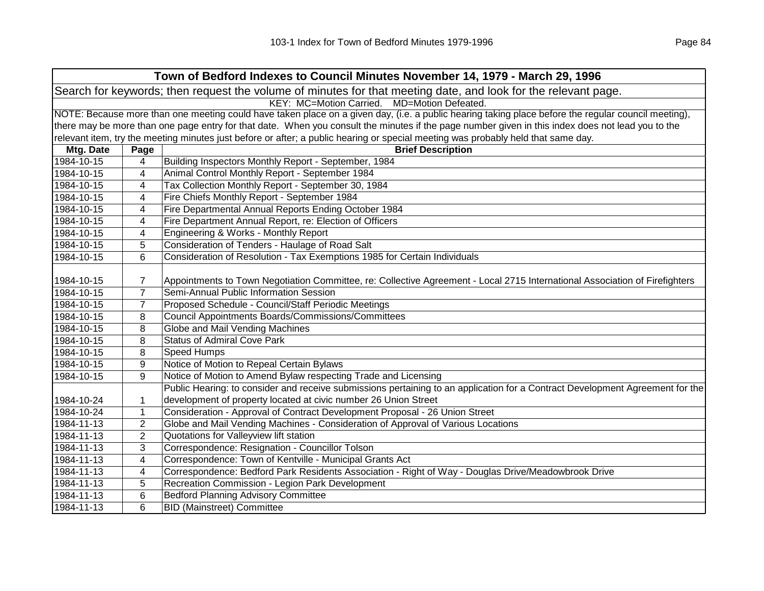## Town of Bedford Indexes to Council Minutes November 14, 1979 - March 29, 1996

Search for keywords; then request the volume of minutes for that meeting date, and look for the relevant page.

KEY: MC=Motion Carried. MD=Motion Defeated.

NOTE: Because more than one meeting could have taken place on a given day, (i.e. a public hearing taking place before the regular council meeting), there may be more than one page entry for that date. When you consult the minutes if the page number given in this index does not lead you to the relevant item, try the meeting minutes just before or after; a public hearing or special meeting was probably held that same day.

| Mtg. Date | Page | Brief Description |
|---|---|---|
| 1984-10-15 | 4 | Building Inspectors Monthly Report - September, 1984 |
| 1984-10-15 | 4 | Animal Control Monthly Report - September 1984 |
| 1984-10-15 | 4 | Tax Collection Monthly Report - September 30, 1984 |
| 1984-10-15 | 4 | Fire Chiefs Monthly Report - September 1984 |
| 1984-10-15 | 4 | Fire Departmental Annual Reports Ending October 1984 |
| 1984-10-15 | 4 | Fire Department Annual Report, re: Election of Officers |
| 1984-10-15 | 4 | Engineering & Works - Monthly Report |
| 1984-10-15 | 5 | Consideration of Tenders - Haulage of Road Salt |
| 1984-10-15 | 6 | Consideration of Resolution - Tax Exemptions 1985 for Certain Individuals |
| 1984-10-15 | 7 | Appointments to Town Negotiation Committee, re: Collective Agreement - Local 2715 International Association of Firefighters |
| 1984-10-15 | 7 | Semi-Annual Public Information Session |
| 1984-10-15 | 7 | Proposed Schedule - Council/Staff Periodic Meetings |
| 1984-10-15 | 8 | Council Appointments Boards/Commissions/Committees |
| 1984-10-15 | 8 | Globe and Mail Vending Machines |
| 1984-10-15 | 8 | Status of Admiral Cove Park |
| 1984-10-15 | 8 | Speed Humps |
| 1984-10-15 | 9 | Notice of Motion to Repeal Certain Bylaws |
| 1984-10-15 | 9 | Notice of Motion to Amend Bylaw respecting Trade and Licensing |
| 1984-10-24 | 1 | Public Hearing: to consider and receive submissions pertaining to an application for a Contract Development Agreement for the development of property located at civic number 26 Union Street |
| 1984-10-24 | 1 | Consideration - Approval of Contract Development Proposal - 26 Union Street |
| 1984-11-13 | 2 | Globe and Mail Vending Machines - Consideration of Approval of Various Locations |
| 1984-11-13 | 2 | Quotations for Valleyview lift station |
| 1984-11-13 | 3 | Correspondence: Resignation - Councillor Tolson |
| 1984-11-13 | 4 | Correspondence: Town of Kentville - Municipal Grants Act |
| 1984-11-13 | 4 | Correspondence: Bedford Park Residents Association - Right of Way - Douglas Drive/Meadowbrook Drive |
| 1984-11-13 | 5 | Recreation Commission - Legion Park Development |
| 1984-11-13 | 6 | Bedford Planning Advisory Committee |
| 1984-11-13 | 6 | BID (Mainstreet) Committee |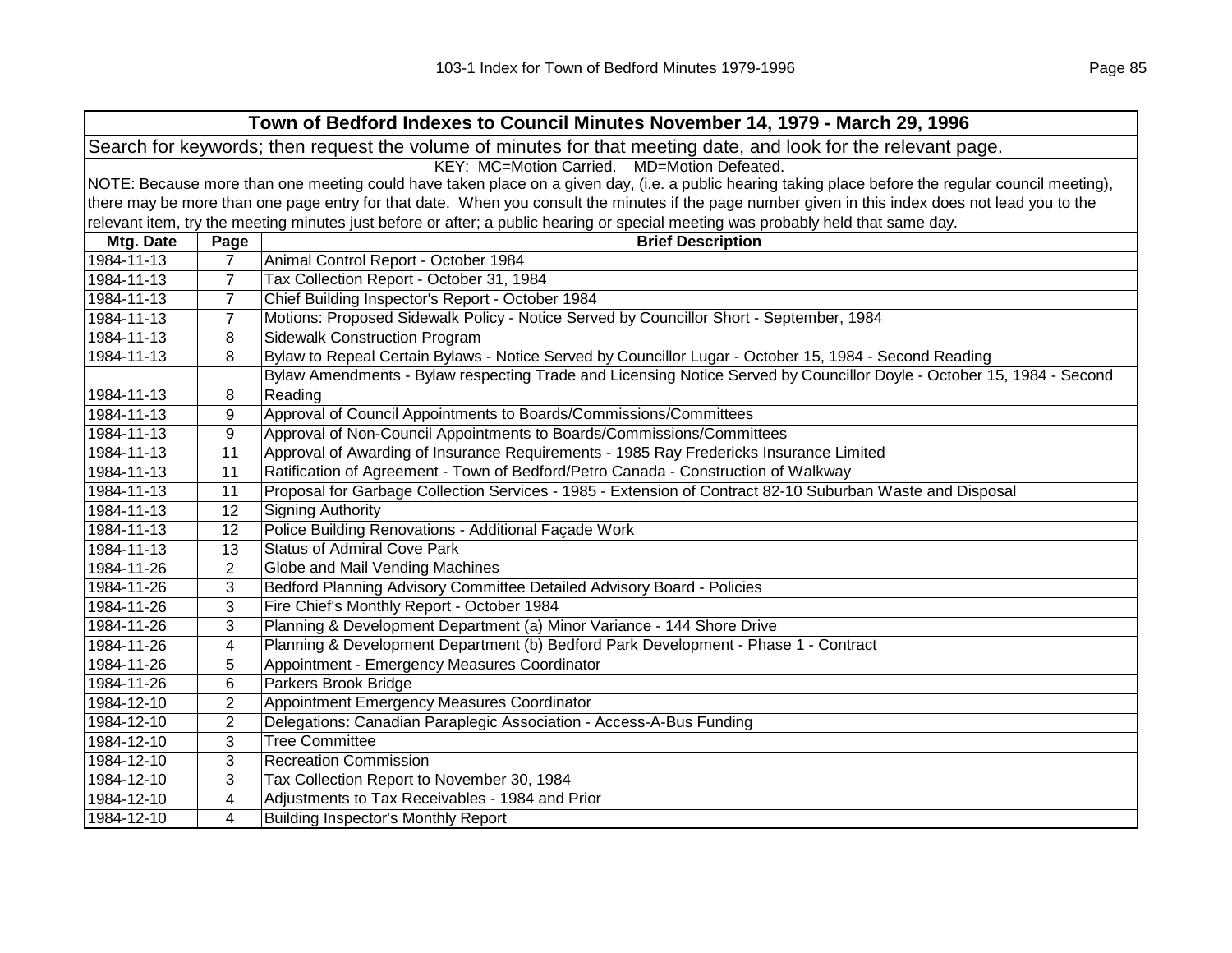**Town of Bedford Indexes to Council Minutes November 14, 1979 - March 29, 1996**

Search for keywords; then request the volume of minutes for that meeting date, and look for the relevant page.

KEY: MC=Motion Carried. MD=Motion Defeated.

NOTE: Because more than one meeting could have taken place on a given day, (i.e. a public hearing taking place before the regular council meeting), there may be more than one page entry for that date. When you consult the minutes if the page number given in this index does not lead you to the relevant item, try the meeting minutes just before or after; a public hearing or special meeting was probably held that same day.

| Mtg. Date | Page | Brief Description |
|---|---|---|
| 1984-11-13 | 7 | Animal Control Report - October 1984 |
| 1984-11-13 | 7 | Tax Collection Report - October 31, 1984 |
| 1984-11-13 | 7 | Chief Building Inspector's Report - October 1984 |
| 1984-11-13 | 7 | Motions: Proposed Sidewalk Policy - Notice Served by Councillor Short - September, 1984 |
| 1984-11-13 | 8 | Sidewalk Construction Program |
| 1984-11-13 | 8 | Bylaw to Repeal Certain Bylaws - Notice Served by Councillor Lugar - October 15, 1984 - Second Reading |
| 1984-11-13 | 8 | Bylaw Amendments - Bylaw respecting Trade and Licensing Notice Served by Councillor Doyle - October 15, 1984 - Second Reading |
| 1984-11-13 | 9 | Approval of Council Appointments to Boards/Commissions/Committees |
| 1984-11-13 | 9 | Approval of Non-Council Appointments to Boards/Commissions/Committees |
| 1984-11-13 | 11 | Approval of Awarding of Insurance Requirements - 1985 Ray Fredericks Insurance Limited |
| 1984-11-13 | 11 | Ratification of Agreement - Town of Bedford/Petro Canada - Construction of Walkway |
| 1984-11-13 | 11 | Proposal for Garbage Collection Services - 1985 - Extension of Contract 82-10 Suburban Waste and Disposal |
| 1984-11-13 | 12 | Signing Authority |
| 1984-11-13 | 12 | Police Building Renovations - Additional Façade Work |
| 1984-11-13 | 13 | Status of Admiral Cove Park |
| 1984-11-26 | 2 | Globe and Mail Vending Machines |
| 1984-11-26 | 3 | Bedford Planning Advisory Committee Detailed Advisory Board - Policies |
| 1984-11-26 | 3 | Fire Chief's Monthly Report - October 1984 |
| 1984-11-26 | 3 | Planning & Development Department (a) Minor Variance - 144 Shore Drive |
| 1984-11-26 | 4 | Planning & Development Department (b) Bedford Park Development - Phase 1 - Contract |
| 1984-11-26 | 5 | Appointment - Emergency Measures Coordinator |
| 1984-11-26 | 6 | Parkers Brook Bridge |
| 1984-12-10 | 2 | Appointment Emergency Measures Coordinator |
| 1984-12-10 | 2 | Delegations: Canadian Paraplegic Association - Access-A-Bus Funding |
| 1984-12-10 | 3 | Tree Committee |
| 1984-12-10 | 3 | Recreation Commission |
| 1984-12-10 | 3 | Tax Collection Report to November 30, 1984 |
| 1984-12-10 | 4 | Adjustments to Tax Receivables - 1984 and Prior |
| 1984-12-10 | 4 | Building Inspector's Monthly Report |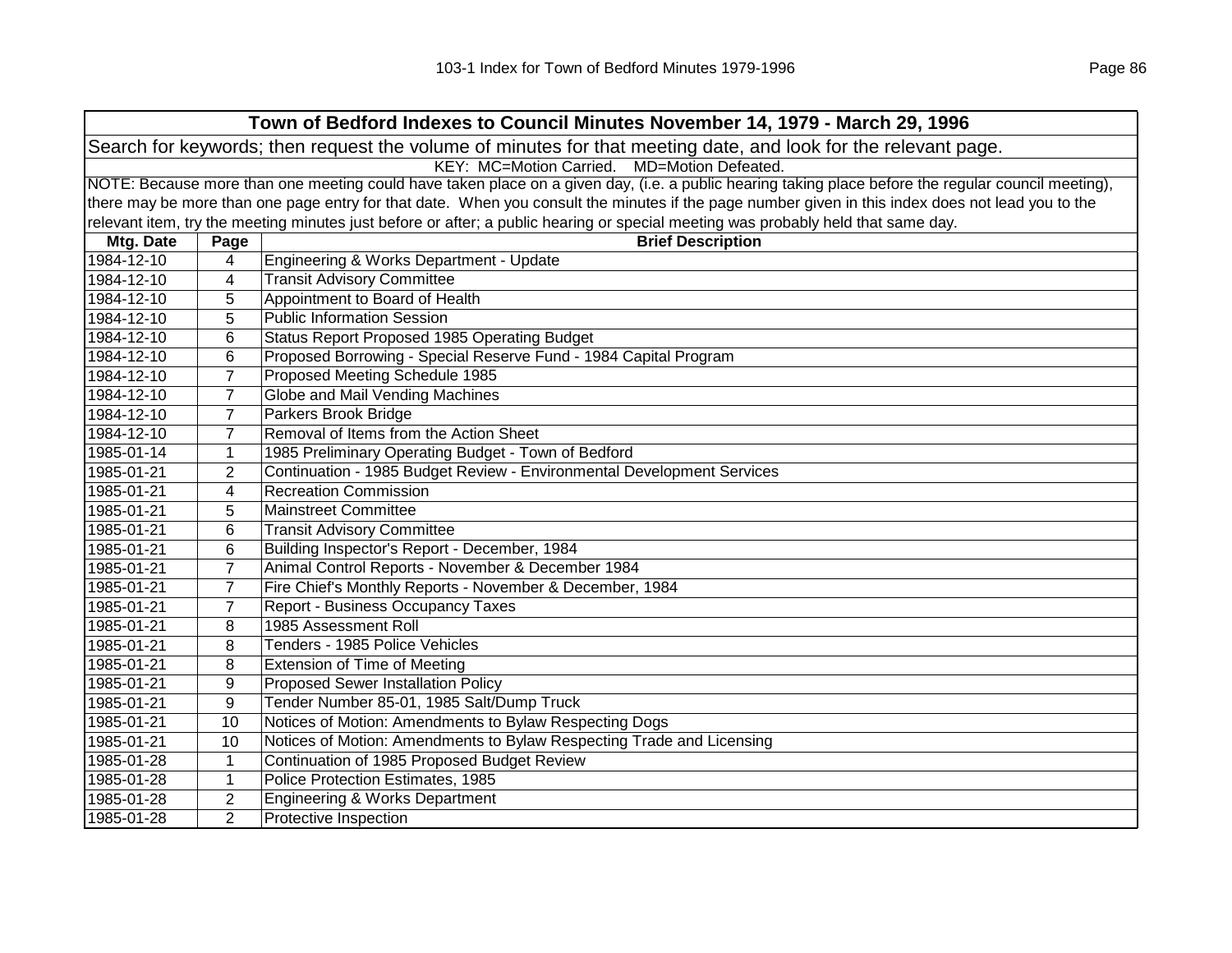| Town of Bedford Indexes to Council Minutes November 14, 1979 - March 29, 1996 | | |
|---|---|---|
| Search for keywords; then request the volume of minutes for that meeting date, and look for the relevant page. | | |
| KEY: MC=Motion Carried. MD=Motion Defeated. | | |
| NOTE: Because more than one meeting could have taken place on a given day, (i.e. a public hearing taking place before the regular council meeting), there may be more than one page entry for that date. When you consult the minutes if the page number given in this index does not lead you to the relevant item, try the meeting minutes just before or after; a public hearing or special meeting was probably held that same day. | | |
| **Mtg. Date** | **Page** | **Brief Description** |
| 1984-12-10 | 4 | Engineering & Works Department - Update |
| 1984-12-10 | 4 | Transit Advisory Committee |
| 1984-12-10 | 5 | Appointment to Board of Health |
| 1984-12-10 | 5 | Public Information Session |
| 1984-12-10 | 6 | Status Report Proposed 1985 Operating Budget |
| 1984-12-10 | 6 | Proposed Borrowing - Special Reserve Fund - 1984 Capital Program |
| 1984-12-10 | 7 | Proposed Meeting Schedule 1985 |
| 1984-12-10 | 7 | Globe and Mail Vending Machines |
| 1984-12-10 | 7 | Parkers Brook Bridge |
| 1984-12-10 | 7 | Removal of Items from the Action Sheet |
| 1985-01-14 | 1 | 1985 Preliminary Operating Budget - Town of Bedford |
| 1985-01-21 | 2 | Continuation - 1985 Budget Review - Environmental Development Services |
| 1985-01-21 | 4 | Recreation Commission |
| 1985-01-21 | 5 | Mainstreet Committee |
| 1985-01-21 | 6 | Transit Advisory Committee |
| 1985-01-21 | 6 | Building Inspector's Report - December, 1984 |
| 1985-01-21 | 7 | Animal Control Reports - November & December 1984 |
| 1985-01-21 | 7 | Fire Chief's Monthly Reports - November & December, 1984 |
| 1985-01-21 | 7 | Report - Business Occupancy Taxes |
| 1985-01-21 | 8 | 1985 Assessment Roll |
| 1985-01-21 | 8 | Tenders - 1985 Police Vehicles |
| 1985-01-21 | 8 | Extension of Time of Meeting |
| 1985-01-21 | 9 | Proposed Sewer Installation Policy |
| 1985-01-21 | 9 | Tender Number 85-01, 1985 Salt/Dump Truck |
| 1985-01-21 | 10 | Notices of Motion: Amendments to Bylaw Respecting Dogs |
| 1985-01-21 | 10 | Notices of Motion: Amendments to Bylaw Respecting Trade and Licensing |
| 1985-01-28 | 1 | Continuation of 1985 Proposed Budget Review |
| 1985-01-28 | 1 | Police Protection Estimates, 1985 |
| 1985-01-28 | 2 | Engineering & Works Department |
| 1985-01-28 | 2 | Protective Inspection |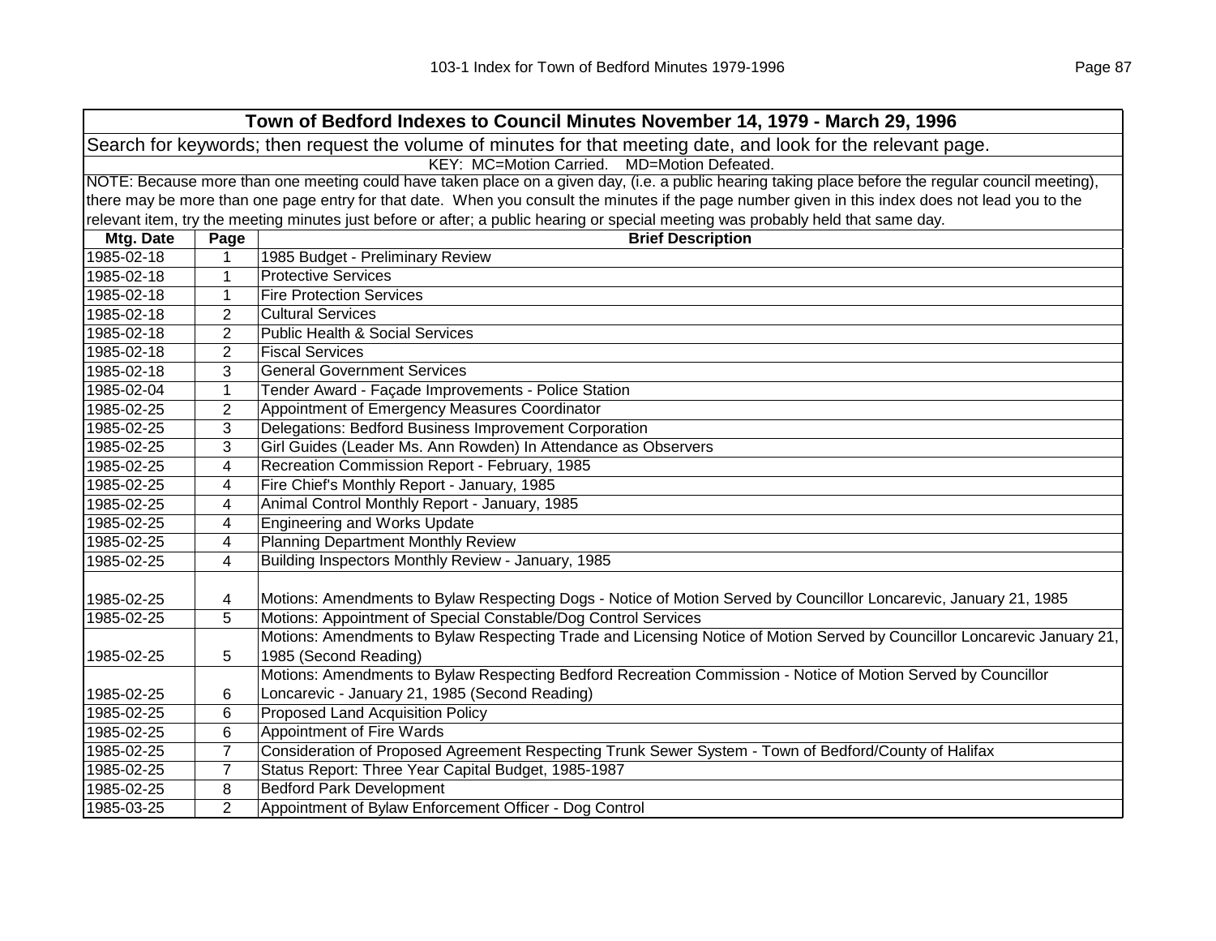**Town of Bedford Indexes to Council Minutes November 14, 1979 - March 29, 1996**

Search for keywords; then request the volume of minutes for that meeting date, and look for the relevant page.

KEY: MC=Motion Carried. MD=Motion Defeated.

NOTE: Because more than one meeting could have taken place on a given day, (i.e. a public hearing taking place before the regular council meeting), there may be more than one page entry for that date. When you consult the minutes if the page number given in this index does not lead you to the relevant item, try the meeting minutes just before or after; a public hearing or special meeting was probably held that same day.

| Mtg. Date | Page | Brief Description |
|---|---|---|
| 1985-02-18 | 1 | 1985 Budget - Preliminary Review |
| 1985-02-18 | 1 | Protective Services |
| 1985-02-18 | 1 | Fire Protection Services |
| 1985-02-18 | 2 | Cultural Services |
| 1985-02-18 | 2 | Public Health & Social Services |
| 1985-02-18 | 2 | Fiscal Services |
| 1985-02-18 | 3 | General Government Services |
| 1985-02-04 | 1 | Tender Award - Façade Improvements - Police Station |
| 1985-02-25 | 2 | Appointment of Emergency Measures Coordinator |
| 1985-02-25 | 3 | Delegations: Bedford Business Improvement Corporation |
| 1985-02-25 | 3 | Girl Guides (Leader Ms. Ann Rowden) In Attendance as Observers |
| 1985-02-25 | 4 | Recreation Commission Report - February, 1985 |
| 1985-02-25 | 4 | Fire Chief's Monthly Report - January, 1985 |
| 1985-02-25 | 4 | Animal Control Monthly Report - January, 1985 |
| 1985-02-25 | 4 | Engineering and Works Update |
| 1985-02-25 | 4 | Planning Department Monthly Review |
| 1985-02-25 | 4 | Building Inspectors Monthly Review - January, 1985 |
| 1985-02-25 | 4 | Motions: Amendments to Bylaw Respecting Dogs - Notice of Motion Served by Councillor Loncarevic, January 21, 1985 |
| 1985-02-25 | 5 | Motions: Appointment of Special Constable/Dog Control Services |
| 1985-02-25 | 5 | Motions: Amendments to Bylaw Respecting Trade and Licensing Notice of Motion Served by Councillor Loncarevic January 21, 1985 (Second Reading) |
| 1985-02-25 | 6 | Motions: Amendments to Bylaw Respecting Bedford Recreation Commission - Notice of Motion Served by Councillor Loncarevic - January 21, 1985 (Second Reading) |
| 1985-02-25 | 6 | Proposed Land Acquisition Policy |
| 1985-02-25 | 6 | Appointment of Fire Wards |
| 1985-02-25 | 7 | Consideration of Proposed Agreement Respecting Trunk Sewer System - Town of Bedford/County of Halifax |
| 1985-02-25 | 7 | Status Report: Three Year Capital Budget, 1985-1987 |
| 1985-02-25 | 8 | Bedford Park Development |
| 1985-03-25 | 2 | Appointment of Bylaw Enforcement Officer - Dog Control |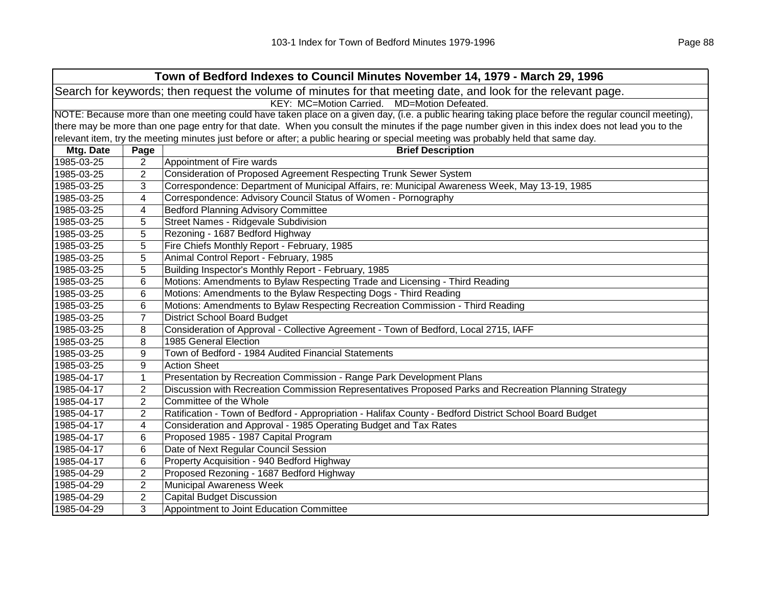| Town of Bedford Indexes to Council Minutes November 14, 1979 - March 29, 1996 | | |
|---|---|---|
| Search for keywords; then request the volume of minutes for that meeting date, and look for the relevant page. | | |
| KEY: MC=Motion Carried. MD=Motion Defeated. | | |
| NOTE: Because more than one meeting could have taken place on a given day, (i.e. a public hearing taking place before the regular council meeting), there may be more than one page entry for that date. When you consult the minutes if the page number given in this index does not lead you to the relevant item, try the meeting minutes just before or after; a public hearing or special meeting was probably held that same day. | | |
| **Mtg. Date** | **Page** | **Brief Description** |
| 1985-03-25 | 2 | Appointment of Fire wards |
| 1985-03-25 | 2 | Consideration of Proposed Agreement Respecting Trunk Sewer System |
| 1985-03-25 | 3 | Correspondence: Department of Municipal Affairs, re: Municipal Awareness Week, May 13-19, 1985 |
| 1985-03-25 | 4 | Correspondence: Advisory Council Status of Women - Pornography |
| 1985-03-25 | 4 | Bedford Planning Advisory Committee |
| 1985-03-25 | 5 | Street Names - Ridgevale Subdivision |
| 1985-03-25 | 5 | Rezoning - 1687 Bedford Highway |
| 1985-03-25 | 5 | Fire Chiefs Monthly Report - February, 1985 |
| 1985-03-25 | 5 | Animal Control Report - February, 1985 |
| 1985-03-25 | 5 | Building Inspector's Monthly Report - February, 1985 |
| 1985-03-25 | 6 | Motions: Amendments to Bylaw Respecting Trade and Licensing - Third Reading |
| 1985-03-25 | 6 | Motions: Amendments to the Bylaw Respecting Dogs - Third Reading |
| 1985-03-25 | 6 | Motions: Amendments to Bylaw Respecting Recreation Commission - Third Reading |
| 1985-03-25 | 7 | District School Board Budget |
| 1985-03-25 | 8 | Consideration of Approval - Collective Agreement - Town of Bedford, Local 2715, IAFF |
| 1985-03-25 | 8 | 1985 General Election |
| 1985-03-25 | 9 | Town of Bedford - 1984 Audited Financial Statements |
| 1985-03-25 | 9 | Action Sheet |
| 1985-04-17 | 1 | Presentation by Recreation Commission - Range Park Development Plans |
| 1985-04-17 | 2 | Discussion with Recreation Commission Representatives Proposed Parks and Recreation Planning Strategy |
| 1985-04-17 | 2 | Committee of the Whole |
| 1985-04-17 | 2 | Ratification - Town of Bedford - Appropriation - Halifax County - Bedford District School Board Budget |
| 1985-04-17 | 4 | Consideration and Approval - 1985 Operating Budget and Tax Rates |
| 1985-04-17 | 6 | Proposed 1985 - 1987 Capital Program |
| 1985-04-17 | 6 | Date of Next Regular Council Session |
| 1985-04-17 | 6 | Property Acquisition - 940 Bedford Highway |
| 1985-04-29 | 2 | Proposed Rezoning - 1687 Bedford Highway |
| 1985-04-29 | 2 | Municipal Awareness Week |
| 1985-04-29 | 2 | Capital Budget Discussion |
| 1985-04-29 | 3 | Appointment to Joint Education Committee |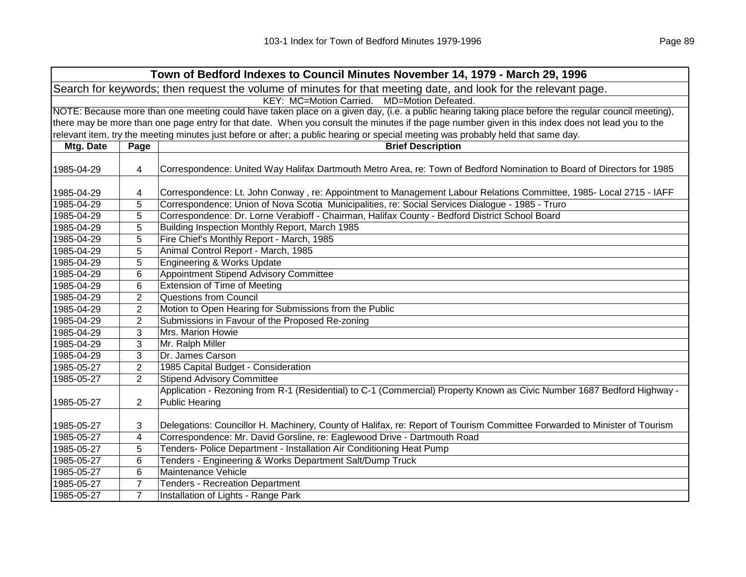## Town of Bedford Indexes to Council Minutes November 14, 1979 - March 29, 1996

Search for keywords; then request the volume of minutes for that meeting date, and look for the relevant page.

KEY: MC=Motion Carried. MD=Motion Defeated.

NOTE: Because more than one meeting could have taken place on a given day, (i.e. a public hearing taking place before the regular council meeting), there may be more than one page entry for that date. When you consult the minutes if the page number given in this index does not lead you to the relevant item, try the meeting minutes just before or after; a public hearing or special meeting was probably held that same day.

| Mtg. Date | Page | Brief Description |
|---|---|---|
| 1985-04-29 | 4 | Correspondence: United Way Halifax Dartmouth Metro Area, re: Town of Bedford Nomination to Board of Directors for 1985 |
| 1985-04-29 | 4 | Correspondence: Lt. John Conway , re: Appointment to Management Labour Relations Committee, 1985- Local 2715 - IAFF |
| 1985-04-29 | 5 | Correspondence: Union of Nova Scotia Municipalities, re: Social Services Dialogue - 1985 - Truro |
| 1985-04-29 | 5 | Correspondence: Dr. Lorne Verabioff - Chairman, Halifax County - Bedford District School Board |
| 1985-04-29 | 5 | Building Inspection Monthly Report, March 1985 |
| 1985-04-29 | 5 | Fire Chief's Monthly Report - March, 1985 |
| 1985-04-29 | 5 | Animal Control Report - March, 1985 |
| 1985-04-29 | 5 | Engineering & Works Update |
| 1985-04-29 | 6 | Appointment Stipend Advisory Committee |
| 1985-04-29 | 6 | Extension of Time of Meeting |
| 1985-04-29 | 2 | Questions from Council |
| 1985-04-29 | 2 | Motion to Open Hearing for Submissions from the Public |
| 1985-04-29 | 2 | Submissions in Favour of the Proposed Re-zoning |
| 1985-04-29 | 3 | Mrs. Marion Howie |
| 1985-04-29 | 3 | Mr. Ralph Miller |
| 1985-04-29 | 3 | Dr. James Carson |
| 1985-05-27 | 2 | 1985 Capital Budget - Consideration |
| 1985-05-27 | 2 | Stipend Advisory Committee |
| 1985-05-27 | 2 | Application - Rezoning from R-1 (Residential) to C-1 (Commercial) Property Known as Civic Number 1687 Bedford Highway - Public Hearing |
| 1985-05-27 | 3 | Delegations: Councillor H. Machinery, County of Halifax, re: Report of Tourism Committee Forwarded to Minister of Tourism |
| 1985-05-27 | 4 | Correspondence: Mr. David Gorsline, re: Eaglewood Drive - Dartmouth Road |
| 1985-05-27 | 5 | Tenders- Police Department - Installation Air Conditioning Heat Pump |
| 1985-05-27 | 6 | Tenders - Engineering & Works Department Salt/Dump Truck |
| 1985-05-27 | 6 | Maintenance Vehicle |
| 1985-05-27 | 7 | Tenders - Recreation Department |
| 1985-05-27 | 7 | Installation of Lights - Range Park |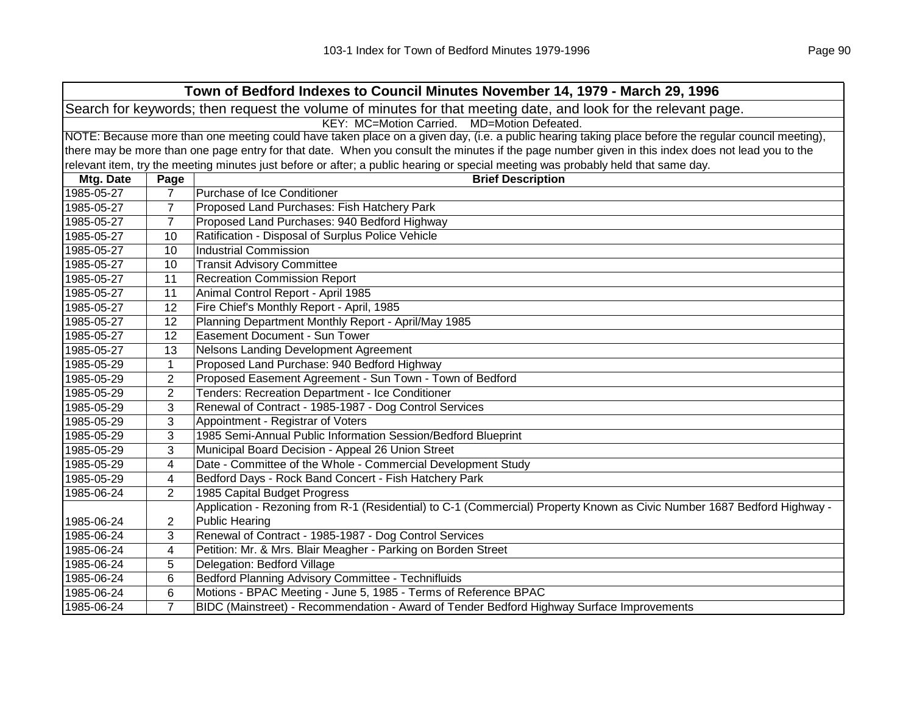| Town of Bedford Indexes to Council Minutes November 14, 1979 - March 29, 1996 | | |
|---|---|---|
| Search for keywords; then request the volume of minutes for that meeting date, and look for the relevant page. | | |
| KEY: MC=Motion Carried. MD=Motion Defeated. | | |
| NOTE: Because more than one meeting could have taken place on a given day, (i.e. a public hearing taking place before the regular council meeting), there may be more than one page entry for that date. When you consult the minutes if the page number given in this index does not lead you to the relevant item, try the meeting minutes just before or after; a public hearing or special meeting was probably held that same day. | | |
| **Mtg. Date** | **Page** | **Brief Description** |
| 1985-05-27 | 7 | Purchase of Ice Conditioner |
| 1985-05-27 | 7 | Proposed Land Purchases: Fish Hatchery Park |
| 1985-05-27 | 7 | Proposed Land Purchases: 940 Bedford Highway |
| 1985-05-27 | 10 | Ratification - Disposal of Surplus Police Vehicle |
| 1985-05-27 | 10 | Industrial Commission |
| 1985-05-27 | 10 | Transit Advisory Committee |
| 1985-05-27 | 11 | Recreation Commission Report |
| 1985-05-27 | 11 | Animal Control Report - April 1985 |
| 1985-05-27 | 12 | Fire Chief's Monthly Report - April, 1985 |
| 1985-05-27 | 12 | Planning Department Monthly Report - April/May 1985 |
| 1985-05-27 | 12 | Easement Document - Sun Tower |
| 1985-05-27 | 13 | Nelsons Landing Development Agreement |
| 1985-05-29 | 1 | Proposed Land Purchase: 940 Bedford Highway |
| 1985-05-29 | 2 | Proposed Easement Agreement - Sun Town - Town of Bedford |
| 1985-05-29 | 2 | Tenders: Recreation Department - Ice Conditioner |
| 1985-05-29 | 3 | Renewal of Contract - 1985-1987 - Dog Control Services |
| 1985-05-29 | 3 | Appointment - Registrar of Voters |
| 1985-05-29 | 3 | 1985 Semi-Annual Public Information Session/Bedford Blueprint |
| 1985-05-29 | 3 | Municipal Board Decision - Appeal 26 Union Street |
| 1985-05-29 | 4 | Date - Committee of the Whole - Commercial Development Study |
| 1985-05-29 | 4 | Bedford Days - Rock Band Concert - Fish Hatchery Park |
| 1985-06-24 | 2 | 1985 Capital Budget Progress |
| 1985-06-24 | 2 | Application - Rezoning from R-1 (Residential) to C-1 (Commercial) Property Known as Civic Number 1687 Bedford Highway - Public Hearing |
| 1985-06-24 | 3 | Renewal of Contract - 1985-1987 - Dog Control Services |
| 1985-06-24 | 4 | Petition: Mr. & Mrs. Blair Meagher - Parking on Borden Street |
| 1985-06-24 | 5 | Delegation: Bedford Village |
| 1985-06-24 | 6 | Bedford Planning Advisory Committee - Technifluids |
| 1985-06-24 | 6 | Motions - BPAC Meeting - June 5, 1985 - Terms of Reference BPAC |
| 1985-06-24 | 7 | BIDC (Mainstreet) - Recommendation - Award of Tender Bedford Highway Surface Improvements |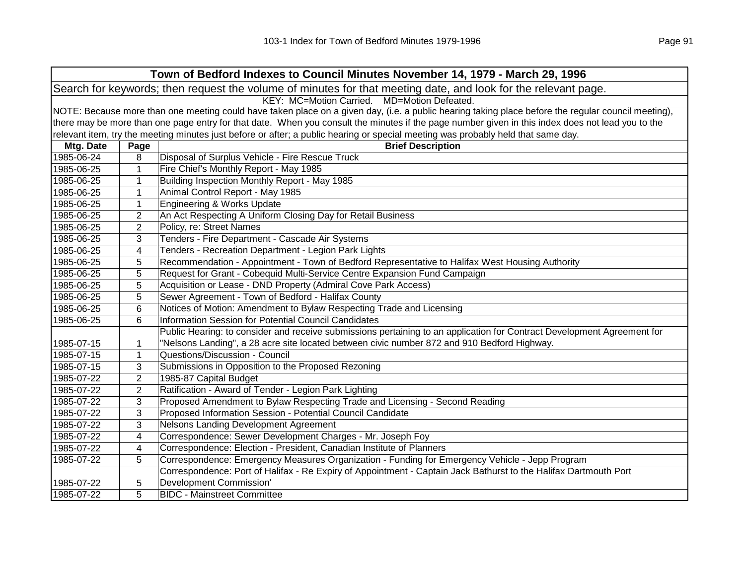## Town of Bedford Indexes to Council Minutes November 14, 1979 - March 29, 1996

Search for keywords; then request the volume of minutes for that meeting date, and look for the relevant page.

KEY: MC=Motion Carried. MD=Motion Defeated.

NOTE: Because more than one meeting could have taken place on a given day, (i.e. a public hearing taking place before the regular council meeting), there may be more than one page entry for that date. When you consult the minutes if the page number given in this index does not lead you to the relevant item, try the meeting minutes just before or after; a public hearing or special meeting was probably held that same day.

| Mtg. Date | Page | Brief Description |
|---|---|---|
| 1985-06-24 | 8 | Disposal of Surplus Vehicle - Fire Rescue Truck |
| 1985-06-25 | 1 | Fire Chief's Monthly Report - May 1985 |
| 1985-06-25 | 1 | Building Inspection Monthly Report - May 1985 |
| 1985-06-25 | 1 | Animal Control Report - May 1985 |
| 1985-06-25 | 1 | Engineering & Works Update |
| 1985-06-25 | 2 | An Act Respecting A Uniform Closing Day for Retail Business |
| 1985-06-25 | 2 | Policy, re: Street Names |
| 1985-06-25 | 3 | Tenders - Fire Department - Cascade Air Systems |
| 1985-06-25 | 4 | Tenders - Recreation Department - Legion Park Lights |
| 1985-06-25 | 5 | Recommendation - Appointment - Town of Bedford Representative to Halifax West Housing Authority |
| 1985-06-25 | 5 | Request for Grant - Cobequid Multi-Service Centre Expansion Fund Campaign |
| 1985-06-25 | 5 | Acquisition or Lease - DND Property (Admiral Cove Park Access) |
| 1985-06-25 | 5 | Sewer Agreement - Town of Bedford - Halifax County |
| 1985-06-25 | 6 | Notices of Motion: Amendment to Bylaw Respecting Trade and Licensing |
| 1985-06-25 | 6 | Information Session for Potential Council Candidates |
| 1985-07-15 | 1 | Public Hearing: to consider and receive submissions pertaining to an application for Contract Development Agreement for "Nelsons Landing", a 28 acre site located between civic number 872 and 910 Bedford Highway. |
| 1985-07-15 | 1 | Questions/Discussion - Council |
| 1985-07-15 | 3 | Submissions in Opposition to the Proposed Rezoning |
| 1985-07-22 | 2 | 1985-87 Capital Budget |
| 1985-07-22 | 2 | Ratification - Award of Tender - Legion Park Lighting |
| 1985-07-22 | 3 | Proposed Amendment to Bylaw Respecting Trade and Licensing - Second Reading |
| 1985-07-22 | 3 | Proposed Information Session - Potential Council Candidate |
| 1985-07-22 | 3 | Nelsons Landing Development Agreement |
| 1985-07-22 | 4 | Correspondence: Sewer Development Charges - Mr. Joseph Foy |
| 1985-07-22 | 4 | Correspondence: Election - President, Canadian Institute of Planners |
| 1985-07-22 | 5 | Correspondence: Emergency Measures Organization - Funding for Emergency Vehicle - Jepp Program |
| 1985-07-22 | 5 | Correspondence: Port of Halifax - Re Expiry of Appointment - Captain Jack Bathurst to the Halifax Dartmouth Port Development Commission' |
| 1985-07-22 | 5 | BIDC - Mainstreet Committee |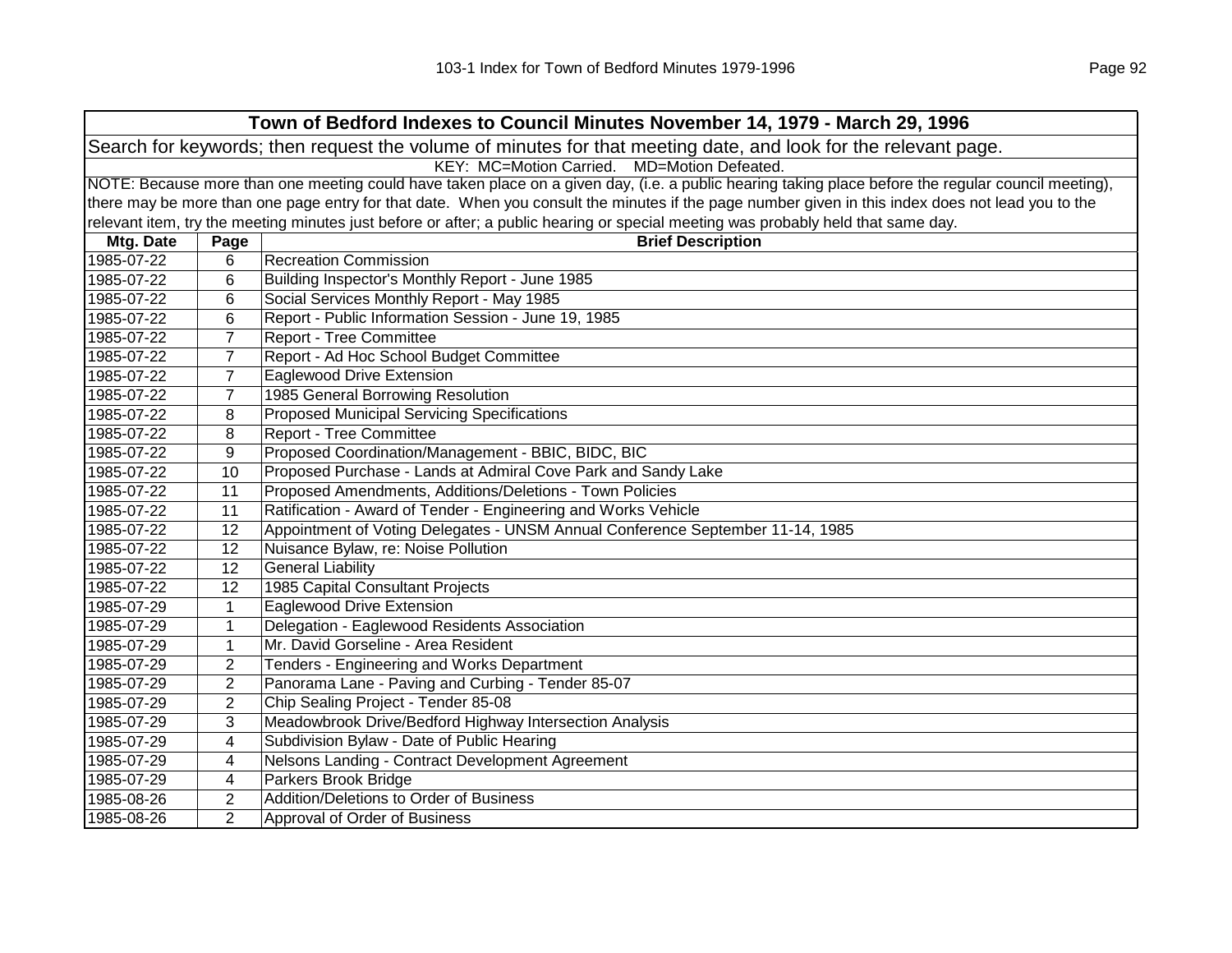## Town of Bedford Indexes to Council Minutes November 14, 1979 - March 29, 1996

Search for keywords; then request the volume of minutes for that meeting date, and look for the relevant page.

KEY: MC=Motion Carried. MD=Motion Defeated.

NOTE: Because more than one meeting could have taken place on a given day, (i.e. a public hearing taking place before the regular council meeting), there may be more than one page entry for that date. When you consult the minutes if the page number given in this index does not lead you to the relevant item, try the meeting minutes just before or after; a public hearing or special meeting was probably held that same day.

| Mtg. Date | Page | Brief Description |
|---|---|---|
| 1985-07-22 | 6 | Recreation Commission |
| 1985-07-22 | 6 | Building Inspector's Monthly Report - June 1985 |
| 1985-07-22 | 6 | Social Services Monthly Report - May 1985 |
| 1985-07-22 | 6 | Report - Public Information Session - June 19, 1985 |
| 1985-07-22 | 7 | Report - Tree Committee |
| 1985-07-22 | 7 | Report - Ad Hoc School Budget Committee |
| 1985-07-22 | 7 | Eaglewood Drive Extension |
| 1985-07-22 | 7 | 1985 General Borrowing Resolution |
| 1985-07-22 | 8 | Proposed Municipal Servicing Specifications |
| 1985-07-22 | 8 | Report - Tree Committee |
| 1985-07-22 | 9 | Proposed Coordination/Management - BBIC, BIDC, BIC |
| 1985-07-22 | 10 | Proposed Purchase - Lands at Admiral Cove Park and Sandy Lake |
| 1985-07-22 | 11 | Proposed Amendments, Additions/Deletions - Town Policies |
| 1985-07-22 | 11 | Ratification - Award of Tender - Engineering and Works Vehicle |
| 1985-07-22 | 12 | Appointment of Voting Delegates - UNSM Annual Conference September 11-14, 1985 |
| 1985-07-22 | 12 | Nuisance Bylaw, re: Noise Pollution |
| 1985-07-22 | 12 | General Liability |
| 1985-07-22 | 12 | 1985 Capital Consultant Projects |
| 1985-07-29 | 1 | Eaglewood Drive Extension |
| 1985-07-29 | 1 | Delegation - Eaglewood Residents Association |
| 1985-07-29 | 1 | Mr. David Gorseline - Area Resident |
| 1985-07-29 | 2 | Tenders - Engineering and Works Department |
| 1985-07-29 | 2 | Panorama Lane - Paving and Curbing - Tender 85-07 |
| 1985-07-29 | 2 | Chip Sealing Project - Tender 85-08 |
| 1985-07-29 | 3 | Meadowbrook Drive/Bedford Highway Intersection Analysis |
| 1985-07-29 | 4 | Subdivision Bylaw - Date of Public Hearing |
| 1985-07-29 | 4 | Nelsons Landing - Contract Development Agreement |
| 1985-07-29 | 4 | Parkers Brook Bridge |
| 1985-08-26 | 2 | Addition/Deletions to Order of Business |
| 1985-08-26 | 2 | Approval of Order of Business |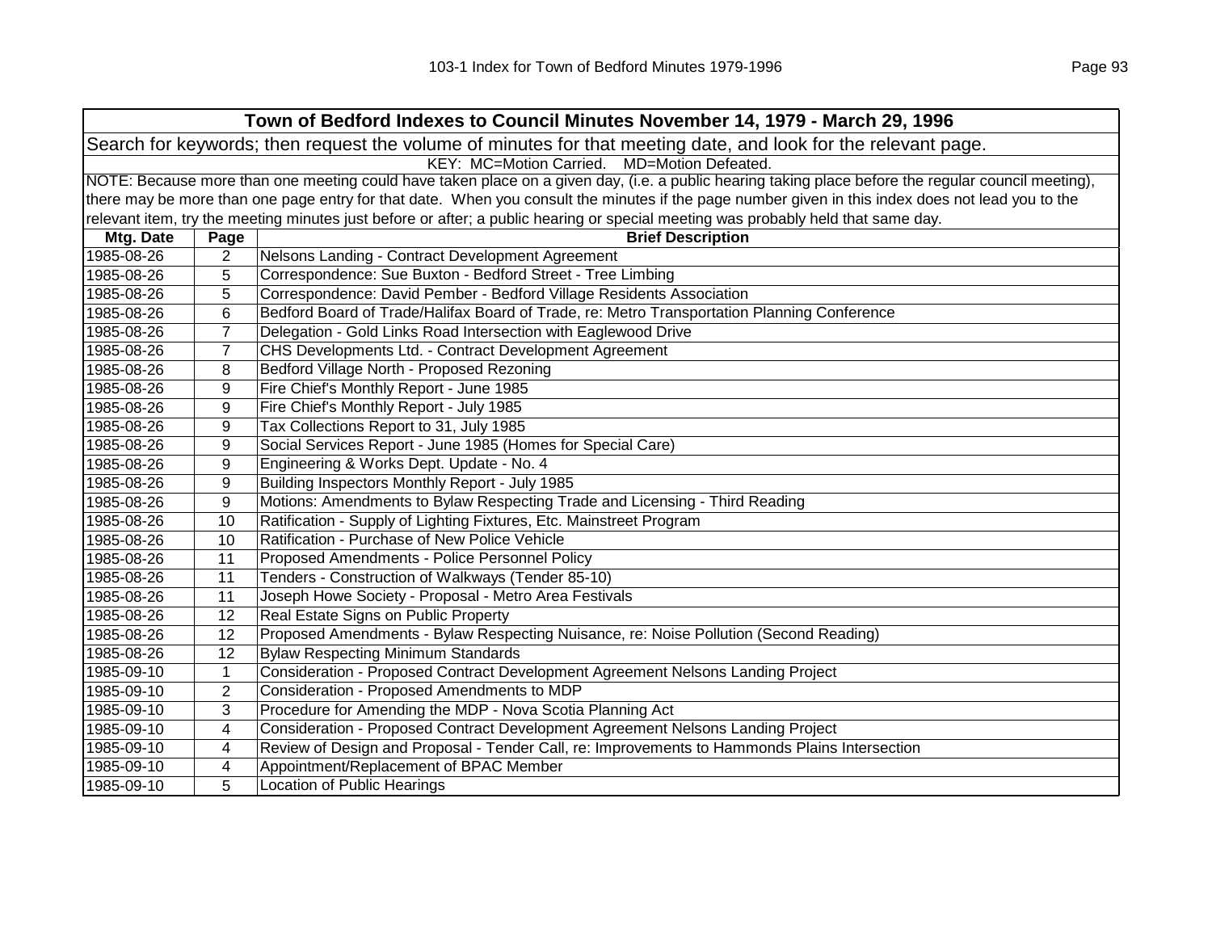## Town of Bedford Indexes to Council Minutes November 14, 1979 - March 29, 1996

Search for keywords; then request the volume of minutes for that meeting date, and look for the relevant page.

KEY: MC=Motion Carried. MD=Motion Defeated.

NOTE: Because more than one meeting could have taken place on a given day, (i.e. a public hearing taking place before the regular council meeting), there may be more than one page entry for that date. When you consult the minutes if the page number given in this index does not lead you to the relevant item, try the meeting minutes just before or after; a public hearing or special meeting was probably held that same day.

| Mtg. Date | Page | Brief Description |
|---|---|---|
| 1985-08-26 | 2 | Nelsons Landing - Contract Development Agreement |
| 1985-08-26 | 5 | Correspondence: Sue Buxton - Bedford Street - Tree Limbing |
| 1985-08-26 | 5 | Correspondence: David Pember - Bedford Village Residents Association |
| 1985-08-26 | 6 | Bedford Board of Trade/Halifax Board of Trade, re: Metro Transportation Planning Conference |
| 1985-08-26 | 7 | Delegation - Gold Links Road Intersection with Eaglewood Drive |
| 1985-08-26 | 7 | CHS Developments Ltd. - Contract Development Agreement |
| 1985-08-26 | 8 | Bedford Village North - Proposed Rezoning |
| 1985-08-26 | 9 | Fire Chief's Monthly Report - June 1985 |
| 1985-08-26 | 9 | Fire Chief's Monthly Report - July 1985 |
| 1985-08-26 | 9 | Tax Collections Report to 31, July 1985 |
| 1985-08-26 | 9 | Social Services Report - June 1985 (Homes for Special Care) |
| 1985-08-26 | 9 | Engineering & Works Dept. Update - No. 4 |
| 1985-08-26 | 9 | Building Inspectors Monthly Report - July 1985 |
| 1985-08-26 | 9 | Motions: Amendments to Bylaw Respecting Trade and Licensing - Third Reading |
| 1985-08-26 | 10 | Ratification - Supply of Lighting Fixtures, Etc. Mainstreet Program |
| 1985-08-26 | 10 | Ratification - Purchase of New Police Vehicle |
| 1985-08-26 | 11 | Proposed Amendments - Police Personnel Policy |
| 1985-08-26 | 11 | Tenders - Construction of Walkways (Tender 85-10) |
| 1985-08-26 | 11 | Joseph Howe Society - Proposal - Metro Area Festivals |
| 1985-08-26 | 12 | Real Estate Signs on Public Property |
| 1985-08-26 | 12 | Proposed Amendments - Bylaw Respecting Nuisance, re: Noise Pollution (Second Reading) |
| 1985-08-26 | 12 | Bylaw Respecting Minimum Standards |
| 1985-09-10 | 1 | Consideration - Proposed Contract Development Agreement Nelsons Landing Project |
| 1985-09-10 | 2 | Consideration - Proposed Amendments to MDP |
| 1985-09-10 | 3 | Procedure for Amending the MDP - Nova Scotia Planning Act |
| 1985-09-10 | 4 | Consideration - Proposed Contract Development Agreement Nelsons Landing Project |
| 1985-09-10 | 4 | Review of Design and Proposal - Tender Call, re: Improvements to Hammonds Plains Intersection |
| 1985-09-10 | 4 | Appointment/Replacement of BPAC Member |
| 1985-09-10 | 5 | Location of Public Hearings |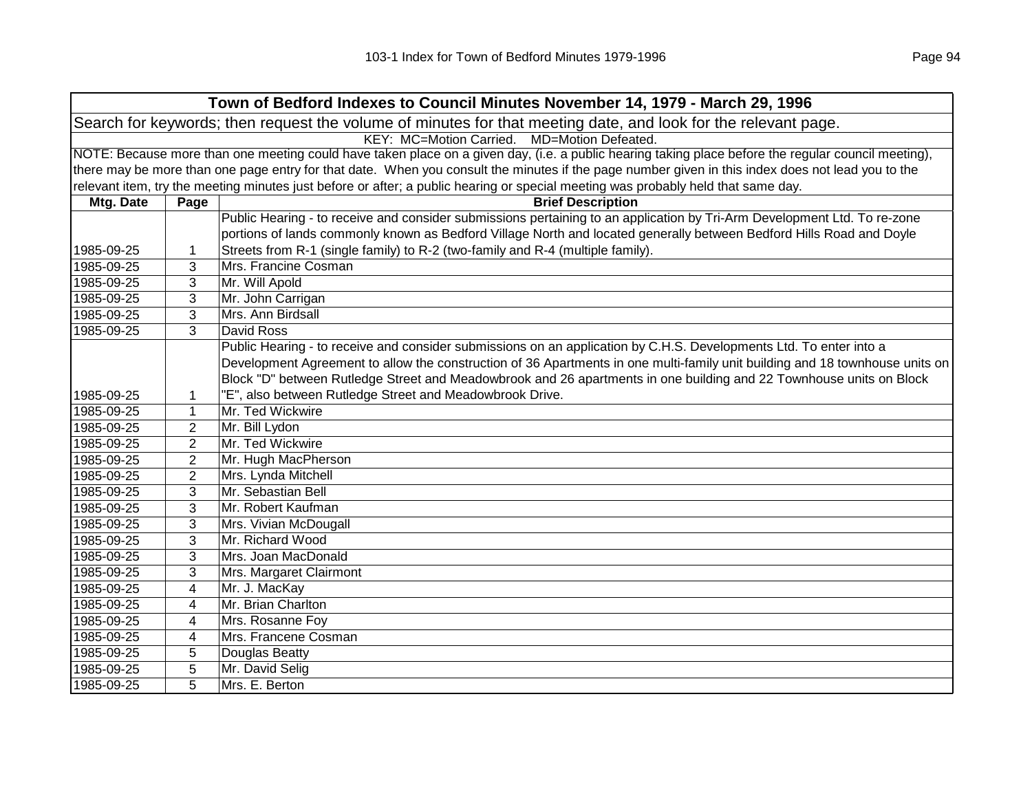| Town of Bedford Indexes to Council Minutes November 14, 1979 - March 29, 1996 | | |
|---|---|---|
| Search for keywords; then request the volume of minutes for that meeting date, and look for the relevant page. | | |
| KEY: MC=Motion Carried. MD=Motion Defeated. | | |
| NOTE: Because more than one meeting could have taken place on a given day, (i.e. a public hearing taking place before the regular council meeting), there may be more than one page entry for that date. When you consult the minutes if the page number given in this index does not lead you to the relevant item, try the meeting minutes just before or after; a public hearing or special meeting was probably held that same day. | | |
| **Mtg. Date** | **Page** | **Brief Description** |
| 1985-09-25 | 1 | Public Hearing - to receive and consider submissions pertaining to an application by Tri-Arm Development Ltd. To re-zone portions of lands commonly known as Bedford Village North and located generally between Bedford Hills Road and Doyle Streets from R-1 (single family) to R-2 (two-family and R-4 (multiple family). |
| 1985-09-25 | 3 | Mrs. Francine Cosman |
| 1985-09-25 | 3 | Mr. Will Apold |
| 1985-09-25 | 3 | Mr. John Carrigan |
| 1985-09-25 | 3 | Mrs. Ann Birdsall |
| 1985-09-25 | 3 | David Ross |
| 1985-09-25 | 1 | Public Hearing - to receive and consider submissions on an application by C.H.S. Developments Ltd. To enter into a Development Agreement to allow the construction of 36 Apartments in one multi-family unit building and 18 townhouse units on Block "D" between Rutledge Street and Meadowbrook and 26 apartments in one building and 22 Townhouse units on Block "E", also between Rutledge Street and Meadowbrook Drive. |
| 1985-09-25 | 1 | Mr. Ted Wickwire |
| 1985-09-25 | 2 | Mr. Bill Lydon |
| 1985-09-25 | 2 | Mr. Ted Wickwire |
| 1985-09-25 | 2 | Mr. Hugh MacPherson |
| 1985-09-25 | 2 | Mrs. Lynda Mitchell |
| 1985-09-25 | 3 | Mr. Sebastian Bell |
| 1985-09-25 | 3 | Mr. Robert Kaufman |
| 1985-09-25 | 3 | Mrs. Vivian McDougall |
| 1985-09-25 | 3 | Mr. Richard Wood |
| 1985-09-25 | 3 | Mrs. Joan MacDonald |
| 1985-09-25 | 3 | Mrs. Margaret Clairmont |
| 1985-09-25 | 4 | Mr. J. MacKay |
| 1985-09-25 | 4 | Mr. Brian Charlton |
| 1985-09-25 | 4 | Mrs. Rosanne Foy |
| 1985-09-25 | 4 | Mrs. Francene Cosman |
| 1985-09-25 | 5 | Douglas Beatty |
| 1985-09-25 | 5 | Mr. David Selig |
| 1985-09-25 | 5 | Mrs. E. Berton |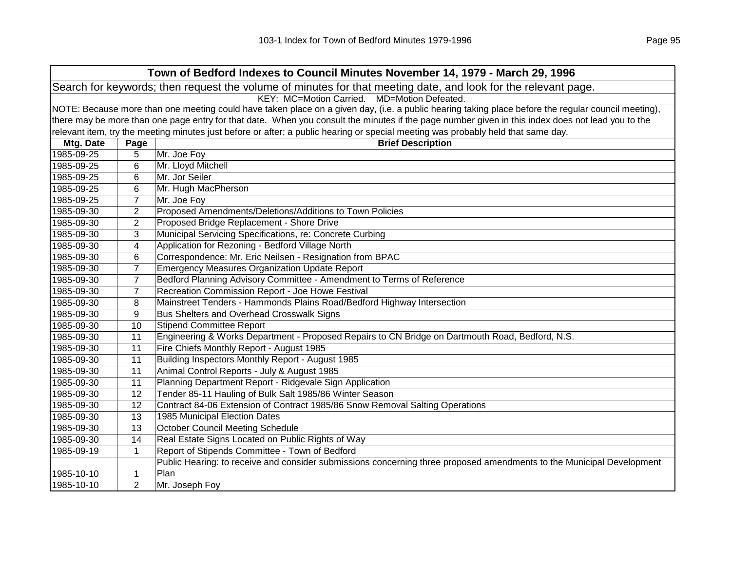| Town of Bedford Indexes to Council Minutes November 14, 1979 - March 29, 1996 | | |
|---|---|---|
| Search for keywords; then request the volume of minutes for that meeting date, and look for the relevant page. | | |
| KEY: MC=Motion Carried. MD=Motion Defeated. | | |
| NOTE: Because more than one meeting could have taken place on a given day, (i.e. a public hearing taking place before the regular council meeting), there may be more than one page entry for that date. When you consult the minutes if the page number given in this index does not lead you to the relevant item, try the meeting minutes just before or after; a public hearing or special meeting was probably held that same day. | | |
| **Mtg. Date** | **Page** | **Brief Description** |
| 1985-09-25 | 5 | Mr. Joe Foy |
| 1985-09-25 | 6 | Mr. Lloyd Mitchell |
| 1985-09-25 | 6 | Mr. Jor Seiler |
| 1985-09-25 | 6 | Mr. Hugh MacPherson |
| 1985-09-25 | 7 | Mr. Joe Foy |
| 1985-09-30 | 2 | Proposed Amendments/Deletions/Additions to Town Policies |
| 1985-09-30 | 2 | Proposed Bridge Replacement - Shore Drive |
| 1985-09-30 | 3 | Municipal Servicing Specifications, re: Concrete Curbing |
| 1985-09-30 | 4 | Application for Rezoning - Bedford Village North |
| 1985-09-30 | 6 | Correspondence: Mr. Eric Neilsen - Resignation from BPAC |
| 1985-09-30 | 7 | Emergency Measures Organization Update Report |
| 1985-09-30 | 7 | Bedford Planning Advisory Committee - Amendment to Terms of Reference |
| 1985-09-30 | 7 | Recreation Commission Report - Joe Howe Festival |
| 1985-09-30 | 8 | Mainstreet Tenders - Hammonds Plains Road/Bedford Highway Intersection |
| 1985-09-30 | 9 | Bus Shelters and Overhead Crosswalk Signs |
| 1985-09-30 | 10 | Stipend Committee Report |
| 1985-09-30 | 11 | Engineering & Works Department - Proposed Repairs to CN Bridge on Dartmouth Road, Bedford, N.S. |
| 1985-09-30 | 11 | Fire Chiefs Monthly Report - August 1985 |
| 1985-09-30 | 11 | Building Inspectors Monthly Report - August 1985 |
| 1985-09-30 | 11 | Animal Control Reports - July & August 1985 |
| 1985-09-30 | 11 | Planning Department Report - Ridgevale Sign Application |
| 1985-09-30 | 12 | Tender 85-11 Hauling of Bulk Salt 1985/86 Winter Season |
| 1985-09-30 | 12 | Contract 84-06 Extension of Contract 1985/86 Snow Removal Salting Operations |
| 1985-09-30 | 13 | 1985 Municipal Election Dates |
| 1985-09-30 | 13 | October Council Meeting Schedule |
| 1985-09-30 | 14 | Real Estate Signs Located on Public Rights of Way |
| 1985-09-19 | 1 | Report of Stipends Committee - Town of Bedford |
| 1985-10-10 | 1 | Public Hearing: to receive and consider submissions concerning three proposed amendments to the Municipal Development Plan |
| 1985-10-10 | 2 | Mr. Joseph Foy |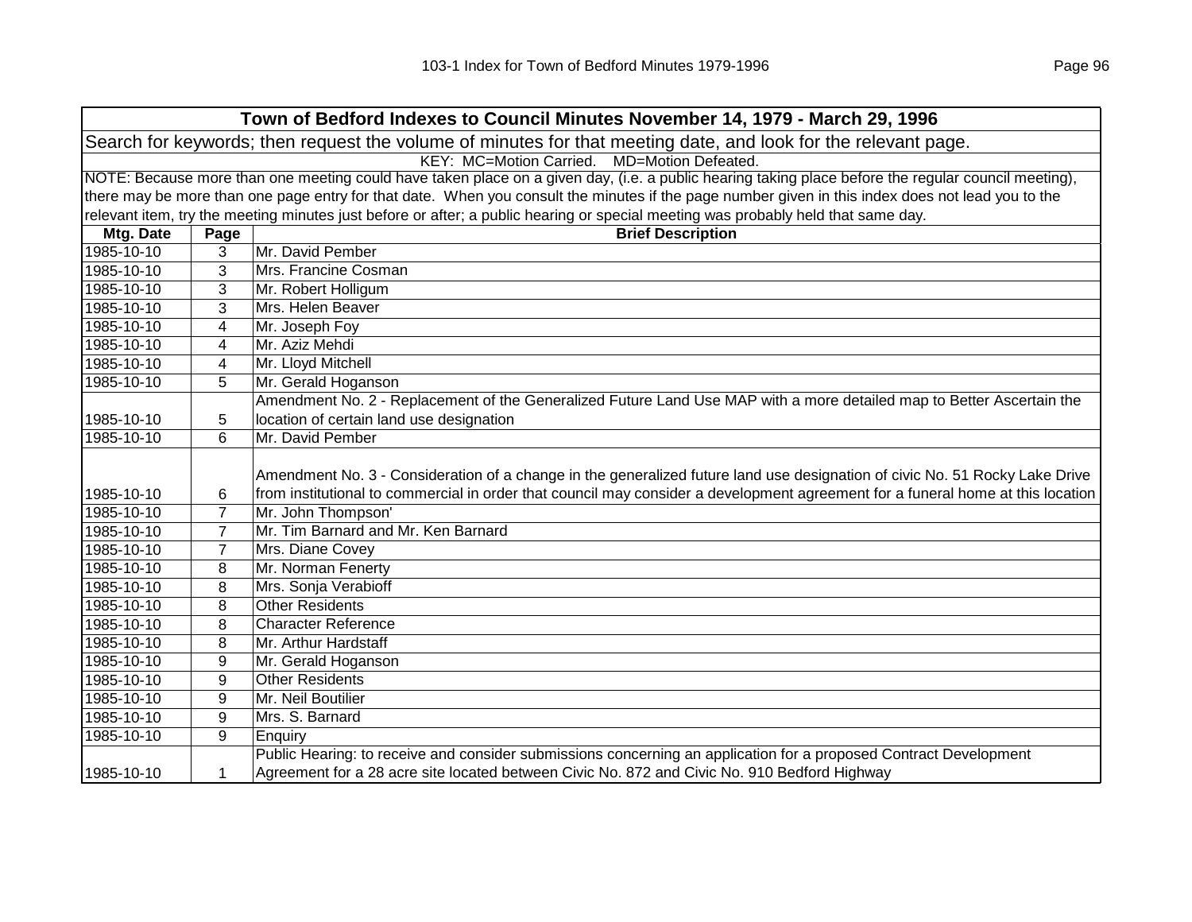| Town of Bedford Indexes to Council Minutes November 14, 1979 - March 29, 1996 | | |
|---|---|---|
| Search for keywords; then request the volume of minutes for that meeting date, and look for the relevant page. | | |
| KEY: MC=Motion Carried. MD=Motion Defeated. | | |
| NOTE: Because more than one meeting could have taken place on a given day, (i.e. a public hearing taking place before the regular council meeting), there may be more than one page entry for that date. When you consult the minutes if the page number given in this index does not lead you to the relevant item, try the meeting minutes just before or after; a public hearing or special meeting was probably held that same day. | | |
| **Mtg. Date** | **Page** | **Brief Description** |
| 1985-10-10 | 3 | Mr. David Pember |
| 1985-10-10 | 3 | Mrs. Francine Cosman |
| 1985-10-10 | 3 | Mr. Robert Holligum |
| 1985-10-10 | 3 | Mrs. Helen Beaver |
| 1985-10-10 | 4 | Mr. Joseph Foy |
| 1985-10-10 | 4 | Mr. Aziz Mehdi |
| 1985-10-10 | 4 | Mr. Lloyd Mitchell |
| 1985-10-10 | 5 | Mr. Gerald Hoganson |
| 1985-10-10 | 5 | Amendment No. 2 - Replacement of the Generalized Future Land Use MAP with a more detailed map to Better Ascertain the location of certain land use designation |
| 1985-10-10 | 6 | Mr. David Pember |
| 1985-10-10 | 6 | Amendment No. 3 - Consideration of a change in the generalized future land use designation of civic No. 51 Rocky Lake Drive from institutional to commercial in order that council may consider a development agreement for a funeral home at this location |
| 1985-10-10 | 7 | Mr. John Thompson' |
| 1985-10-10 | 7 | Mr. Tim Barnard and Mr. Ken Barnard |
| 1985-10-10 | 7 | Mrs. Diane Covey |
| 1985-10-10 | 8 | Mr. Norman Fenerty |
| 1985-10-10 | 8 | Mrs. Sonja Verabioff |
| 1985-10-10 | 8 | Other Residents |
| 1985-10-10 | 8 | Character Reference |
| 1985-10-10 | 8 | Mr. Arthur Hardstaff |
| 1985-10-10 | 9 | Mr. Gerald Hoganson |
| 1985-10-10 | 9 | Other Residents |
| 1985-10-10 | 9 | Mr. Neil Boutilier |
| 1985-10-10 | 9 | Mrs. S. Barnard |
| 1985-10-10 | 9 | Enquiry |
| 1985-10-10 | 1 | Public Hearing: to receive and consider submissions concerning an application for a proposed Contract Development Agreement for a 28 acre site located between Civic No. 872 and Civic No. 910 Bedford Highway |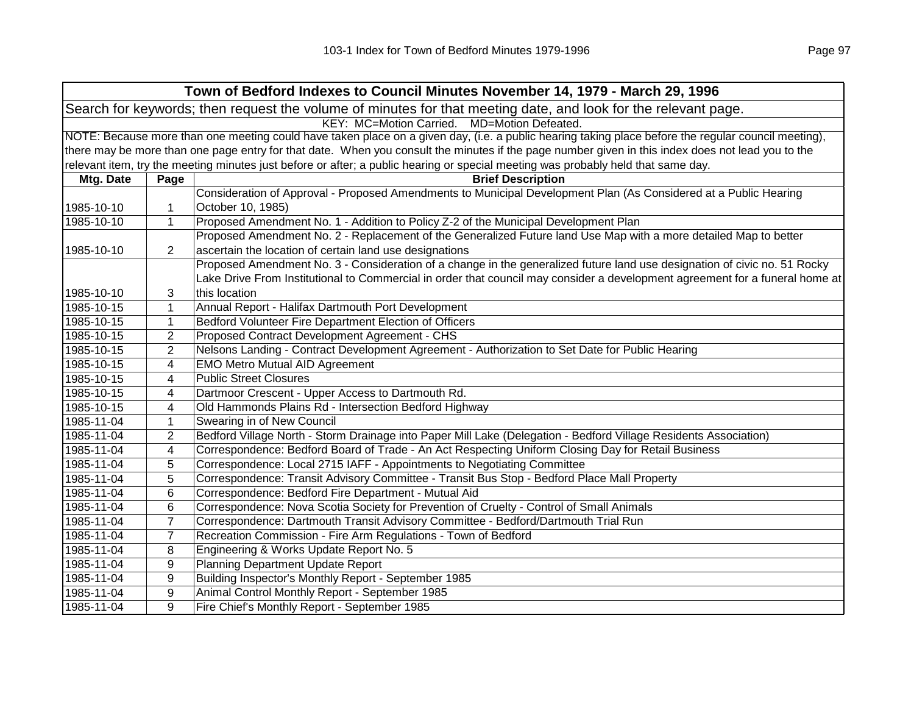## Town of Bedford Indexes to Council Minutes November 14, 1979 - March 29, 1996

Search for keywords; then request the volume of minutes for that meeting date, and look for the relevant page.

KEY: MC=Motion Carried. MD=Motion Defeated.

NOTE: Because more than one meeting could have taken place on a given day, (i.e. a public hearing taking place before the regular council meeting), there may be more than one page entry for that date. When you consult the minutes if the page number given in this index does not lead you to the relevant item, try the meeting minutes just before or after; a public hearing or special meeting was probably held that same day.

| Mtg. Date | Page | Brief Description |
|---|---|---|
| 1985-10-10 | 1 | Consideration of Approval - Proposed Amendments to Municipal Development Plan (As Considered at a Public Hearing October 10, 1985) |
| 1985-10-10 | 1 | Proposed Amendment No. 1 - Addition to Policy Z-2 of the Municipal Development Plan |
| 1985-10-10 | 2 | Proposed Amendment No. 2 - Replacement of the Generalized Future land Use Map with a more detailed Map to better ascertain the location of certain land use designations |
| 1985-10-10 | 3 | Proposed Amendment No. 3 - Consideration of a change in the generalized future land use designation of civic no. 51 Rocky Lake Drive From Institutional to Commercial in order that council may consider a development agreement for a funeral home at this location |
| 1985-10-15 | 1 | Annual Report - Halifax Dartmouth Port Development |
| 1985-10-15 | 1 | Bedford Volunteer Fire Department Election of Officers |
| 1985-10-15 | 2 | Proposed Contract Development Agreement - CHS |
| 1985-10-15 | 2 | Nelsons Landing - Contract Development Agreement - Authorization to Set Date for Public Hearing |
| 1985-10-15 | 4 | EMO Metro Mutual AID Agreement |
| 1985-10-15 | 4 | Public Street Closures |
| 1985-10-15 | 4 | Dartmoor Crescent - Upper Access to Dartmouth Rd. |
| 1985-10-15 | 4 | Old Hammonds Plains Rd - Intersection Bedford Highway |
| 1985-11-04 | 1 | Swearing in of New Council |
| 1985-11-04 | 2 | Bedford Village North - Storm Drainage into Paper Mill Lake (Delegation - Bedford Village Residents Association) |
| 1985-11-04 | 4 | Correspondence: Bedford Board of Trade - An Act Respecting Uniform Closing Day for Retail Business |
| 1985-11-04 | 5 | Correspondence: Local 2715 IAFF - Appointments to Negotiating Committee |
| 1985-11-04 | 5 | Correspondence: Transit Advisory Committee - Transit Bus Stop - Bedford Place Mall Property |
| 1985-11-04 | 6 | Correspondence: Bedford Fire Department - Mutual Aid |
| 1985-11-04 | 6 | Correspondence: Nova Scotia Society for Prevention of Cruelty - Control of Small Animals |
| 1985-11-04 | 7 | Correspondence: Dartmouth Transit Advisory Committee - Bedford/Dartmouth Trial Run |
| 1985-11-04 | 7 | Recreation Commission - Fire Arm Regulations - Town of Bedford |
| 1985-11-04 | 8 | Engineering & Works Update Report No. 5 |
| 1985-11-04 | 9 | Planning Department Update Report |
| 1985-11-04 | 9 | Building Inspector's Monthly Report - September 1985 |
| 1985-11-04 | 9 | Animal Control Monthly Report - September 1985 |
| 1985-11-04 | 9 | Fire Chief's Monthly Report - September 1985 |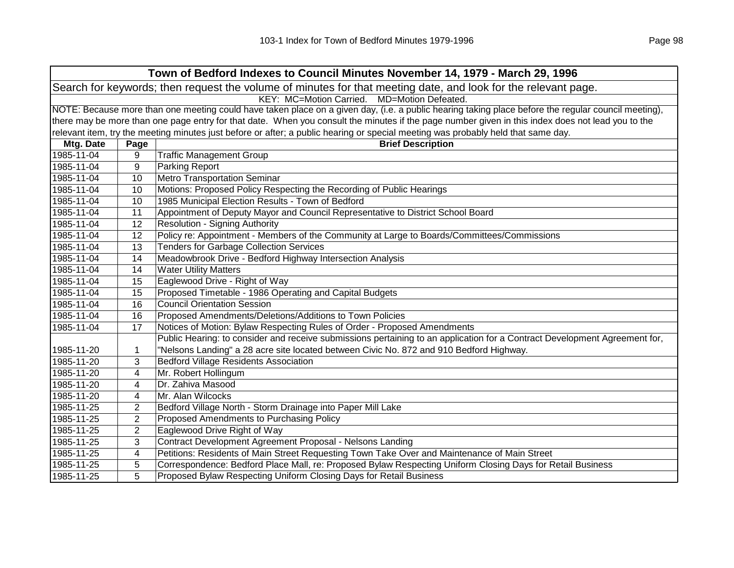| Town of Bedford Indexes to Council Minutes November 14, 1979 - March 29, 1996 | | |
|---|---|---|
| Search for keywords; then request the volume of minutes for that meeting date, and look for the relevant page. | | |
| KEY: MC=Motion Carried. MD=Motion Defeated. | | |
| NOTE: Because more than one meeting could have taken place on a given day, (i.e. a public hearing taking place before the regular council meeting), there may be more than one page entry for that date. When you consult the minutes if the page number given in this index does not lead you to the relevant item, try the meeting minutes just before or after; a public hearing or special meeting was probably held that same day. | | |
| **Mtg. Date** | **Page** | **Brief Description** |
| 1985-11-04 | 9 | Traffic Management Group |
| 1985-11-04 | 9 | Parking Report |
| 1985-11-04 | 10 | Metro Transportation Seminar |
| 1985-11-04 | 10 | Motions: Proposed Policy Respecting the Recording of Public Hearings |
| 1985-11-04 | 10 | 1985 Municipal Election Results - Town of Bedford |
| 1985-11-04 | 11 | Appointment of Deputy Mayor and Council Representative to District School Board |
| 1985-11-04 | 12 | Resolution - Signing Authority |
| 1985-11-04 | 12 | Policy re: Appointment - Members of the Community at Large to Boards/Committees/Commissions |
| 1985-11-04 | 13 | Tenders for Garbage Collection Services |
| 1985-11-04 | 14 | Meadowbrook Drive - Bedford Highway Intersection Analysis |
| 1985-11-04 | 14 | Water Utility Matters |
| 1985-11-04 | 15 | Eaglewood Drive - Right of Way |
| 1985-11-04 | 15 | Proposed Timetable - 1986 Operating and Capital Budgets |
| 1985-11-04 | 16 | Council Orientation Session |
| 1985-11-04 | 16 | Proposed Amendments/Deletions/Additions to Town Policies |
| 1985-11-04 | 17 | Notices of Motion: Bylaw Respecting Rules of Order - Proposed Amendments |
| 1985-11-20 | 1 | Public Hearing: to consider and receive submissions pertaining to an application for a Contract Development Agreement for, "Nelsons Landing" a 28 acre site located between Civic No. 872 and 910 Bedford Highway. |
| 1985-11-20 | 3 | Bedford Village Residents Association |
| 1985-11-20 | 4 | Mr. Robert Hollingum |
| 1985-11-20 | 4 | Dr. Zahiva Masood |
| 1985-11-20 | 4 | Mr. Alan Wilcocks |
| 1985-11-25 | 2 | Bedford Village North - Storm Drainage into Paper Mill Lake |
| 1985-11-25 | 2 | Proposed Amendments to Purchasing Policy |
| 1985-11-25 | 2 | Eaglewood Drive Right of Way |
| 1985-11-25 | 3 | Contract Development Agreement Proposal - Nelsons Landing |
| 1985-11-25 | 4 | Petitions: Residents of Main Street Requesting Town Take Over and Maintenance of Main Street |
| 1985-11-25 | 5 | Correspondence: Bedford Place Mall, re: Proposed Bylaw Respecting Uniform Closing Days for Retail Business |
| 1985-11-25 | 5 | Proposed Bylaw Respecting Uniform Closing Days for Retail Business |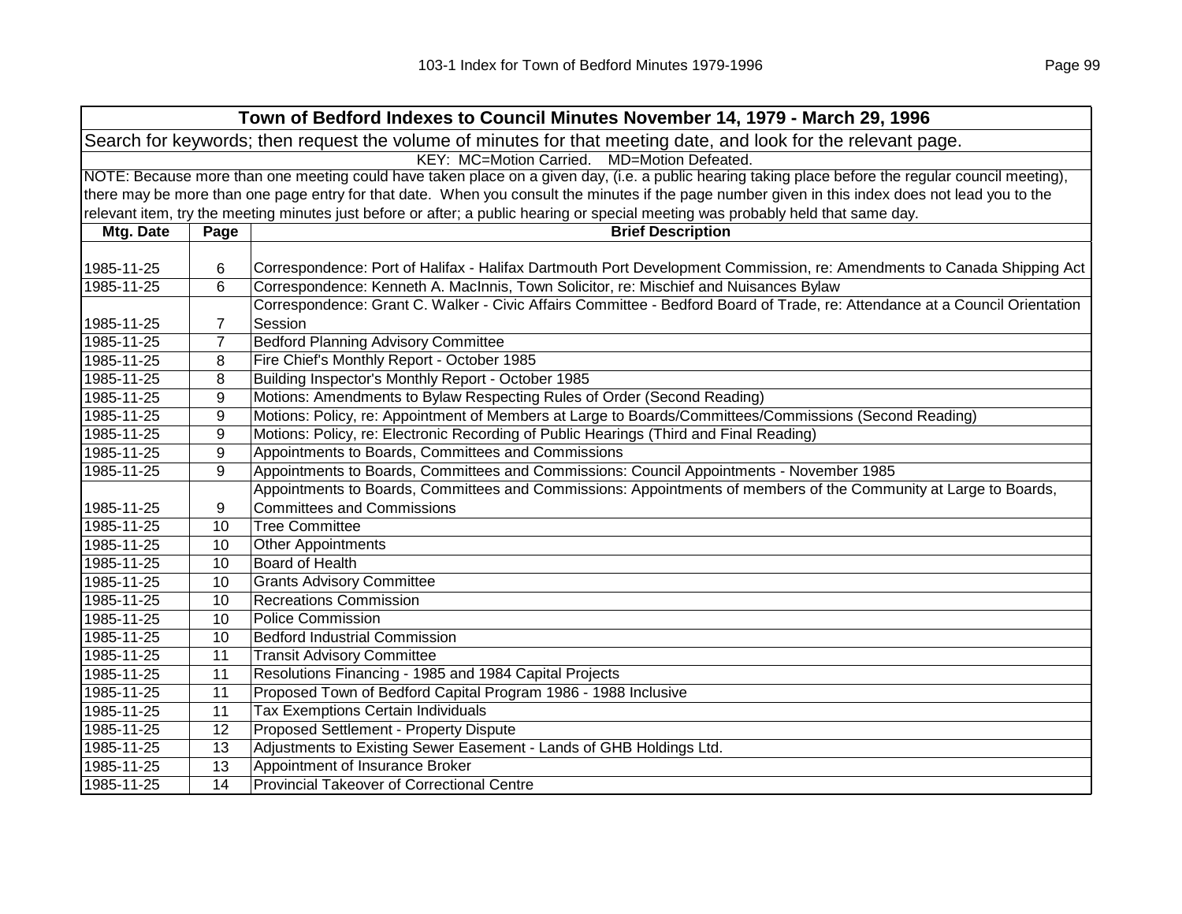| Town of Bedford Indexes to Council Minutes November 14, 1979 - March 29, 1996 | | |
|---|---|---|
| Search for keywords; then request the volume of minutes for that meeting date, and look for the relevant page. | | |
| KEY: MC=Motion Carried. MD=Motion Defeated. | | |
| NOTE: Because more than one meeting could have taken place on a given day, (i.e. a public hearing taking place before the regular council meeting), there may be more than one page entry for that date. When you consult the minutes if the page number given in this index does not lead you to the relevant item, try the meeting minutes just before or after; a public hearing or special meeting was probably held that same day. | | |
| **Mtg. Date** | **Page** | **Brief Description** |
| 1985-11-25 | 6 | Correspondence: Port of Halifax - Halifax Dartmouth Port Development Commission, re: Amendments to Canada Shipping Act |
| 1985-11-25 | 6 | Correspondence: Kenneth A. MacInnis, Town Solicitor, re: Mischief and Nuisances Bylaw |
| 1985-11-25 | 7 | Correspondence: Grant C. Walker - Civic Affairs Committee - Bedford Board of Trade, re: Attendance at a Council Orientation Session |
| 1985-11-25 | 7 | Bedford Planning Advisory Committee |
| 1985-11-25 | 8 | Fire Chief's Monthly Report - October 1985 |
| 1985-11-25 | 8 | Building Inspector's Monthly Report - October 1985 |
| 1985-11-25 | 9 | Motions: Amendments to Bylaw Respecting Rules of Order (Second Reading) |
| 1985-11-25 | 9 | Motions: Policy, re: Appointment of Members at Large to Boards/Committees/Commissions (Second Reading) |
| 1985-11-25 | 9 | Motions: Policy, re: Electronic Recording of Public Hearings (Third and Final Reading) |
| 1985-11-25 | 9 | Appointments to Boards, Committees and Commissions |
| 1985-11-25 | 9 | Appointments to Boards, Committees and Commissions: Council Appointments - November 1985 |
| 1985-11-25 | 9 | Appointments to Boards, Committees and Commissions: Appointments of members of the Community at Large to Boards, Committees and Commissions |
| 1985-11-25 | 10 | Tree Committee |
| 1985-11-25 | 10 | Other Appointments |
| 1985-11-25 | 10 | Board of Health |
| 1985-11-25 | 10 | Grants Advisory Committee |
| 1985-11-25 | 10 | Recreations Commission |
| 1985-11-25 | 10 | Police Commission |
| 1985-11-25 | 10 | Bedford Industrial Commission |
| 1985-11-25 | 11 | Transit Advisory Committee |
| 1985-11-25 | 11 | Resolutions Financing - 1985 and 1984 Capital Projects |
| 1985-11-25 | 11 | Proposed Town of Bedford Capital Program 1986 - 1988 Inclusive |
| 1985-11-25 | 11 | Tax Exemptions Certain Individuals |
| 1985-11-25 | 12 | Proposed Settlement - Property Dispute |
| 1985-11-25 | 13 | Adjustments to Existing Sewer Easement - Lands of GHB Holdings Ltd. |
| 1985-11-25 | 13 | Appointment of Insurance Broker |
| 1985-11-25 | 14 | Provincial Takeover of Correctional Centre |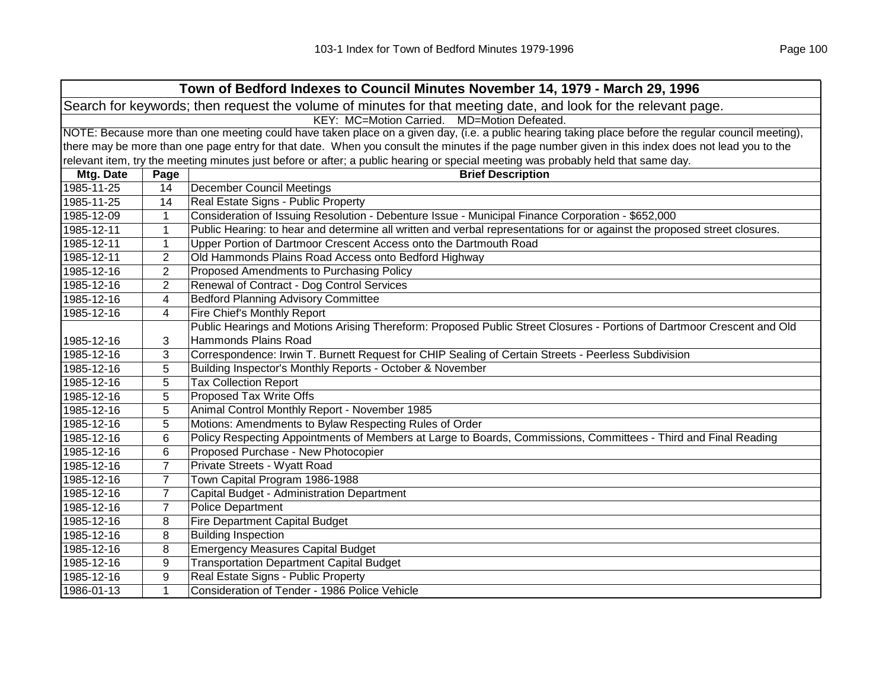| Town of Bedford Indexes to Council Minutes November 14, 1979 - March 29, 1996 | | |
|---|---|---|
| Search for keywords; then request the volume of minutes for that meeting date, and look for the relevant page. | | |
| KEY: MC=Motion Carried. MD=Motion Defeated. | | |
| NOTE: Because more than one meeting could have taken place on a given day, (i.e. a public hearing taking place before the regular council meeting), there may be more than one page entry for that date. When you consult the minutes if the page number given in this index does not lead you to the relevant item, try the meeting minutes just before or after; a public hearing or special meeting was probably held that same day. | | |
| **Mtg. Date** | **Page** | **Brief Description** |
| 1985-11-25 | 14 | December Council Meetings |
| 1985-11-25 | 14 | Real Estate Signs - Public Property |
| 1985-12-09 | 1 | Consideration of Issuing Resolution - Debenture Issue - Municipal Finance Corporation - $652,000 |
| 1985-12-11 | 1 | Public Hearing: to hear and determine all written and verbal representations for or against the proposed street closures. |
| 1985-12-11 | 1 | Upper Portion of Dartmoor Crescent Access onto the Dartmouth Road |
| 1985-12-11 | 2 | Old Hammonds Plains Road Access onto Bedford Highway |
| 1985-12-16 | 2 | Proposed Amendments to Purchasing Policy |
| 1985-12-16 | 2 | Renewal of Contract - Dog Control Services |
| 1985-12-16 | 4 | Bedford Planning Advisory Committee |
| 1985-12-16 | 4 | Fire Chief's Monthly Report |
| 1985-12-16 | 3 | Public Hearings and Motions Arising Thereform: Proposed Public Street Closures - Portions of Dartmoor Crescent and Old Hammonds Plains Road |
| 1985-12-16 | 3 | Correspondence: Irwin T. Burnett Request for CHIP Sealing of Certain Streets - Peerless Subdivision |
| 1985-12-16 | 5 | Building Inspector's Monthly Reports - October & November |
| 1985-12-16 | 5 | Tax Collection Report |
| 1985-12-16 | 5 | Proposed Tax Write Offs |
| 1985-12-16 | 5 | Animal Control Monthly Report - November 1985 |
| 1985-12-16 | 5 | Motions: Amendments to Bylaw Respecting Rules of Order |
| 1985-12-16 | 6 | Policy Respecting Appointments of Members at Large to Boards, Commissions, Committees - Third and Final Reading |
| 1985-12-16 | 6 | Proposed Purchase - New Photocopier |
| 1985-12-16 | 7 | Private Streets - Wyatt Road |
| 1985-12-16 | 7 | Town Capital Program 1986-1988 |
| 1985-12-16 | 7 | Capital Budget - Administration Department |
| 1985-12-16 | 7 | Police Department |
| 1985-12-16 | 8 | Fire Department Capital Budget |
| 1985-12-16 | 8 | Building Inspection |
| 1985-12-16 | 8 | Emergency Measures Capital Budget |
| 1985-12-16 | 9 | Transportation Department Capital Budget |
| 1985-12-16 | 9 | Real Estate Signs - Public Property |
| 1986-01-13 | 1 | Consideration of Tender - 1986 Police Vehicle |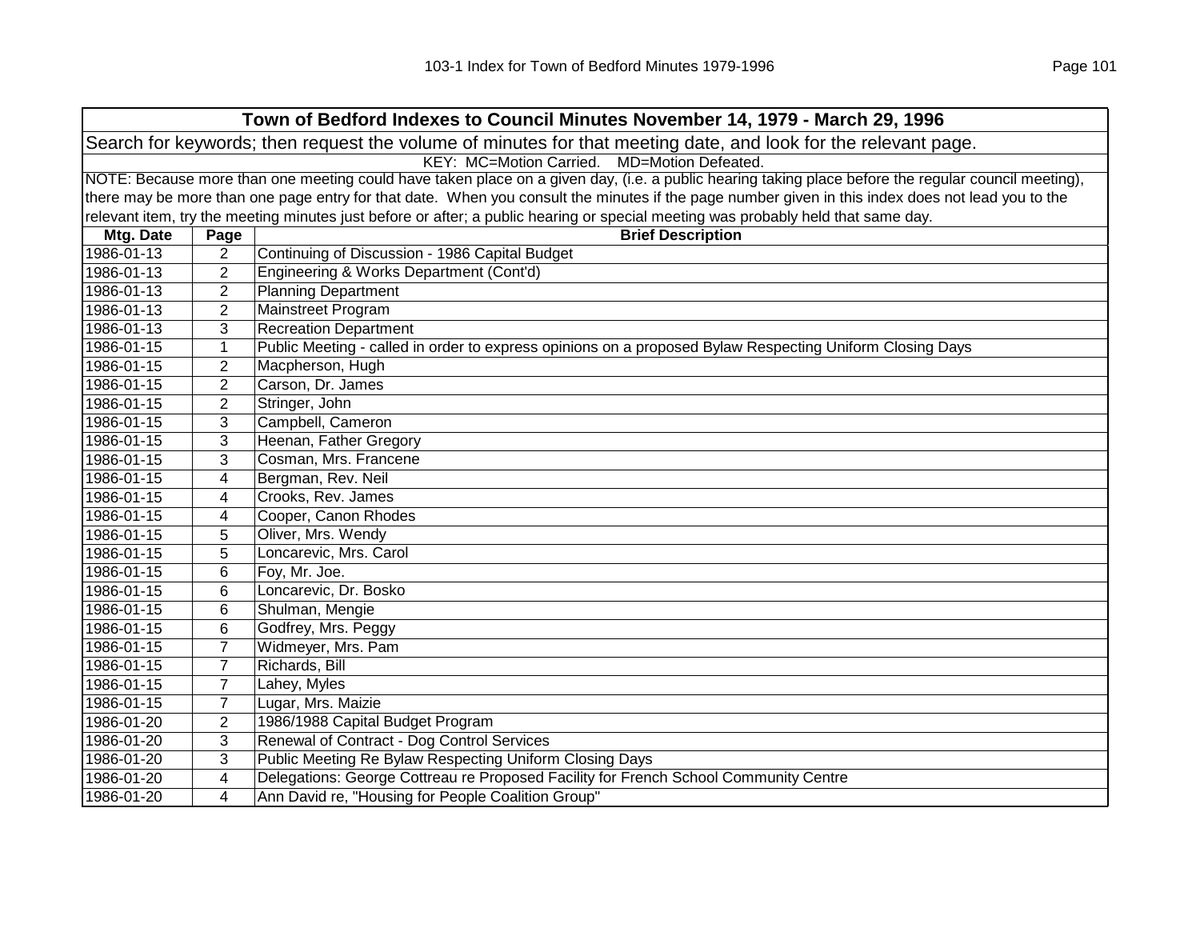| Town of Bedford Indexes to Council Minutes November 14, 1979 - March 29, 1996 | | |
|---|---|---|
| Search for keywords; then request the volume of minutes for that meeting date, and look for the relevant page. | | |
| KEY: MC=Motion Carried. MD=Motion Defeated. | | |
| NOTE: Because more than one meeting could have taken place on a given day, (i.e. a public hearing taking place before the regular council meeting), there may be more than one page entry for that date. When you consult the minutes if the page number given in this index does not lead you to the relevant item, try the meeting minutes just before or after; a public hearing or special meeting was probably held that same day. | | |
| **Mtg. Date** | **Page** | **Brief Description** |
| 1986-01-13 | 2 | Continuing of Discussion - 1986 Capital Budget |
| 1986-01-13 | 2 | Engineering & Works Department (Cont'd) |
| 1986-01-13 | 2 | Planning Department |
| 1986-01-13 | 2 | Mainstreet Program |
| 1986-01-13 | 3 | Recreation Department |
| 1986-01-15 | 1 | Public Meeting - called in order to express opinions on a proposed Bylaw Respecting Uniform Closing Days |
| 1986-01-15 | 2 | Macpherson, Hugh |
| 1986-01-15 | 2 | Carson, Dr. James |
| 1986-01-15 | 2 | Stringer, John |
| 1986-01-15 | 3 | Campbell, Cameron |
| 1986-01-15 | 3 | Heenan, Father Gregory |
| 1986-01-15 | 3 | Cosman, Mrs. Francene |
| 1986-01-15 | 4 | Bergman, Rev. Neil |
| 1986-01-15 | 4 | Crooks, Rev. James |
| 1986-01-15 | 4 | Cooper, Canon Rhodes |
| 1986-01-15 | 5 | Oliver, Mrs. Wendy |
| 1986-01-15 | 5 | Loncarevic, Mrs. Carol |
| 1986-01-15 | 6 | Foy, Mr. Joe. |
| 1986-01-15 | 6 | Loncarevic, Dr. Bosko |
| 1986-01-15 | 6 | Shulman, Mengie |
| 1986-01-15 | 6 | Godfrey, Mrs. Peggy |
| 1986-01-15 | 7 | Widmeyer, Mrs. Pam |
| 1986-01-15 | 7 | Richards, Bill |
| 1986-01-15 | 7 | Lahey, Myles |
| 1986-01-15 | 7 | Lugar, Mrs. Maizie |
| 1986-01-20 | 2 | 1986/1988 Capital Budget Program |
| 1986-01-20 | 3 | Renewal of Contract - Dog Control Services |
| 1986-01-20 | 3 | Public Meeting Re Bylaw Respecting Uniform Closing Days |
| 1986-01-20 | 4 | Delegations: George Cottreau re Proposed Facility for French School Community Centre |
| 1986-01-20 | 4 | Ann David re, "Housing for People Coalition Group" |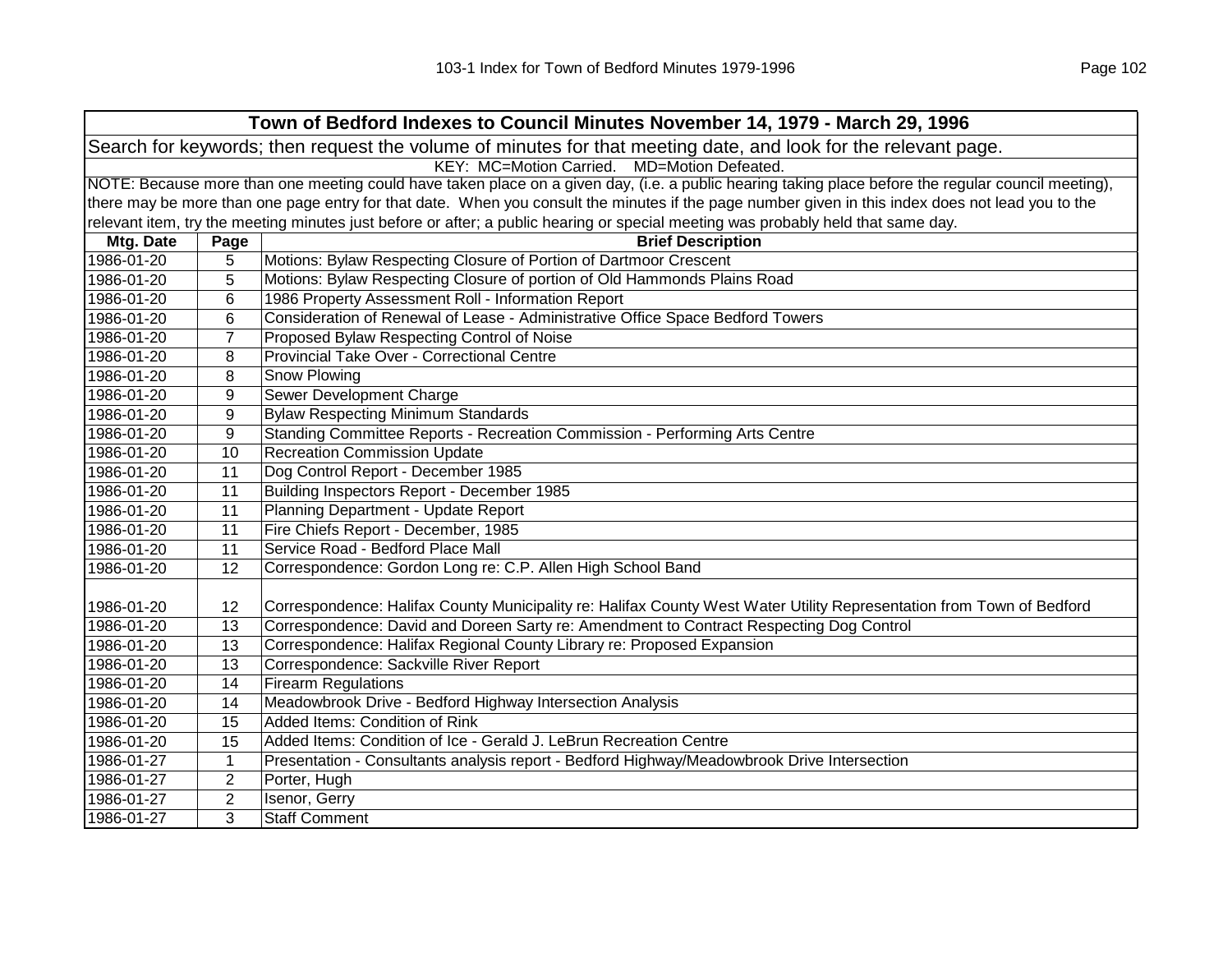| Town of Bedford Indexes to Council Minutes November 14, 1979 - March 29, 1996 | | |
|---|---|---|
| Search for keywords; then request the volume of minutes for that meeting date, and look for the relevant page. | | |
| KEY: MC=Motion Carried. MD=Motion Defeated. | | |
| NOTE: Because more than one meeting could have taken place on a given day, (i.e. a public hearing taking place before the regular council meeting), there may be more than one page entry for that date. When you consult the minutes if the page number given in this index does not lead you to the relevant item, try the meeting minutes just before or after; a public hearing or special meeting was probably held that same day. | | |
| **Mtg. Date** | **Page** | **Brief Description** |
| 1986-01-20 | 5 | Motions: Bylaw Respecting Closure of Portion of Dartmoor Crescent |
| 1986-01-20 | 5 | Motions: Bylaw Respecting Closure of portion of Old Hammonds Plains Road |
| 1986-01-20 | 6 | 1986 Property Assessment Roll - Information Report |
| 1986-01-20 | 6 | Consideration of Renewal of Lease - Administrative Office Space Bedford Towers |
| 1986-01-20 | 7 | Proposed Bylaw Respecting Control of Noise |
| 1986-01-20 | 8 | Provincial Take Over - Correctional Centre |
| 1986-01-20 | 8 | Snow Plowing |
| 1986-01-20 | 9 | Sewer Development Charge |
| 1986-01-20 | 9 | Bylaw Respecting Minimum Standards |
| 1986-01-20 | 9 | Standing Committee Reports - Recreation Commission - Performing Arts Centre |
| 1986-01-20 | 10 | Recreation Commission Update |
| 1986-01-20 | 11 | Dog Control Report - December 1985 |
| 1986-01-20 | 11 | Building Inspectors Report - December 1985 |
| 1986-01-20 | 11 | Planning Department - Update Report |
| 1986-01-20 | 11 | Fire Chiefs Report - December, 1985 |
| 1986-01-20 | 11 | Service Road - Bedford Place Mall |
| 1986-01-20 | 12 | Correspondence: Gordon Long re: C.P. Allen High School Band |
| 1986-01-20 | 12 | Correspondence: Halifax County Municipality re: Halifax County West Water Utility Representation from Town of Bedford |
| 1986-01-20 | 13 | Correspondence: David and Doreen Sarty re: Amendment to Contract Respecting Dog Control |
| 1986-01-20 | 13 | Correspondence: Halifax Regional County Library re: Proposed Expansion |
| 1986-01-20 | 13 | Correspondence: Sackville River Report |
| 1986-01-20 | 14 | Firearm Regulations |
| 1986-01-20 | 14 | Meadowbrook Drive - Bedford Highway Intersection Analysis |
| 1986-01-20 | 15 | Added Items: Condition of Rink |
| 1986-01-20 | 15 | Added Items: Condition of Ice - Gerald J. LeBrun Recreation Centre |
| 1986-01-27 | 1 | Presentation - Consultants analysis report - Bedford Highway/Meadowbrook Drive Intersection |
| 1986-01-27 | 2 | Porter, Hugh |
| 1986-01-27 | 2 | Isenor, Gerry |
| 1986-01-27 | 3 | Staff Comment |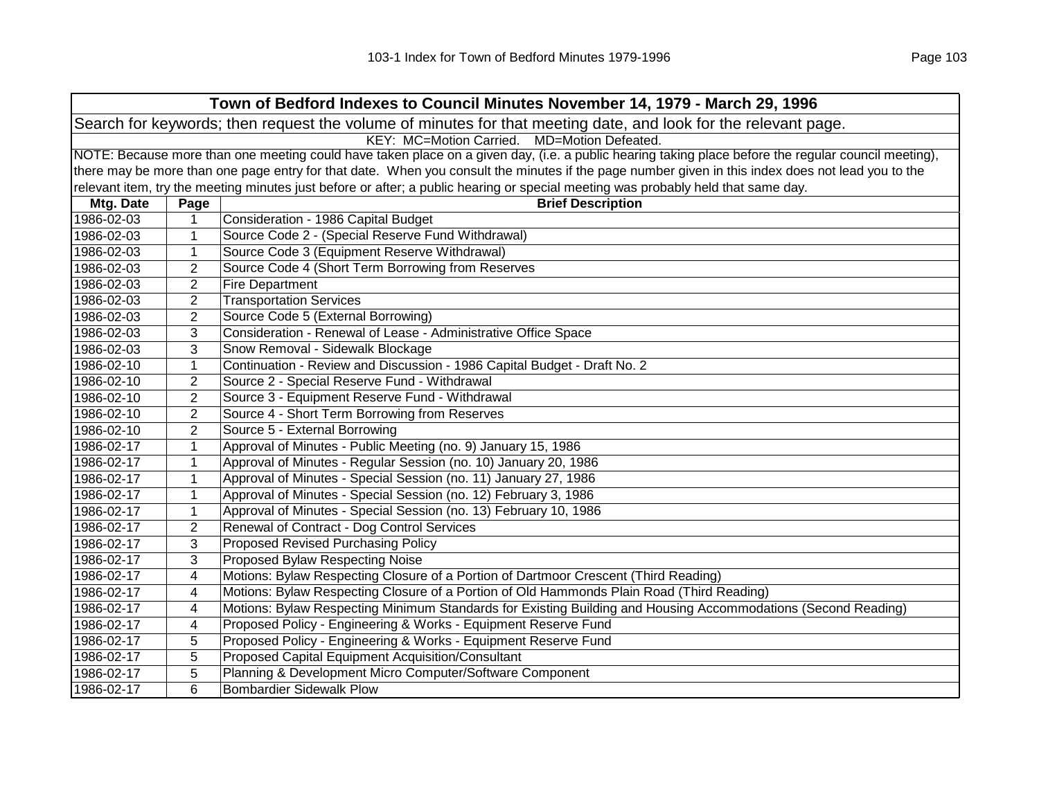## Town of Bedford Indexes to Council Minutes November 14, 1979 - March 29, 1996

Search for keywords; then request the volume of minutes for that meeting date, and look for the relevant page.

KEY: MC=Motion Carried. MD=Motion Defeated.

NOTE: Because more than one meeting could have taken place on a given day, (i.e. a public hearing taking place before the regular council meeting), there may be more than one page entry for that date. When you consult the minutes if the page number given in this index does not lead you to the relevant item, try the meeting minutes just before or after; a public hearing or special meeting was probably held that same day.

| Mtg. Date | Page | Brief Description |
|---|---|---|
| 1986-02-03 | 1 | Consideration - 1986 Capital Budget |
| 1986-02-03 | 1 | Source Code 2 - (Special Reserve Fund Withdrawal) |
| 1986-02-03 | 1 | Source Code 3 (Equipment Reserve Withdrawal) |
| 1986-02-03 | 2 | Source Code 4 (Short Term Borrowing from Reserves |
| 1986-02-03 | 2 | Fire Department |
| 1986-02-03 | 2 | Transportation Services |
| 1986-02-03 | 2 | Source Code 5 (External Borrowing) |
| 1986-02-03 | 3 | Consideration - Renewal of Lease - Administrative Office Space |
| 1986-02-03 | 3 | Snow Removal - Sidewalk Blockage |
| 1986-02-10 | 1 | Continuation - Review and Discussion - 1986 Capital Budget - Draft No. 2 |
| 1986-02-10 | 2 | Source 2 - Special Reserve Fund - Withdrawal |
| 1986-02-10 | 2 | Source 3 - Equipment Reserve Fund - Withdrawal |
| 1986-02-10 | 2 | Source 4 - Short Term Borrowing from Reserves |
| 1986-02-10 | 2 | Source 5 - External Borrowing |
| 1986-02-17 | 1 | Approval of Minutes - Public Meeting (no. 9) January 15, 1986 |
| 1986-02-17 | 1 | Approval of Minutes - Regular Session (no. 10) January 20, 1986 |
| 1986-02-17 | 1 | Approval of Minutes - Special Session (no. 11) January 27, 1986 |
| 1986-02-17 | 1 | Approval of Minutes - Special Session (no. 12) February 3, 1986 |
| 1986-02-17 | 1 | Approval of Minutes - Special Session (no. 13) February 10, 1986 |
| 1986-02-17 | 2 | Renewal of Contract - Dog Control Services |
| 1986-02-17 | 3 | Proposed Revised Purchasing Policy |
| 1986-02-17 | 3 | Proposed Bylaw Respecting Noise |
| 1986-02-17 | 4 | Motions: Bylaw Respecting Closure of a Portion of Dartmoor Crescent (Third Reading) |
| 1986-02-17 | 4 | Motions: Bylaw Respecting Closure of a Portion of Old Hammonds Plain Road (Third Reading) |
| 1986-02-17 | 4 | Motions: Bylaw Respecting Minimum Standards for Existing Building and Housing Accommodations (Second Reading) |
| 1986-02-17 | 4 | Proposed Policy - Engineering & Works - Equipment Reserve Fund |
| 1986-02-17 | 5 | Proposed Policy - Engineering & Works - Equipment Reserve Fund |
| 1986-02-17 | 5 | Proposed Capital Equipment Acquisition/Consultant |
| 1986-02-17 | 5 | Planning & Development Micro Computer/Software Component |
| 1986-02-17 | 6 | Bombardier Sidewalk Plow |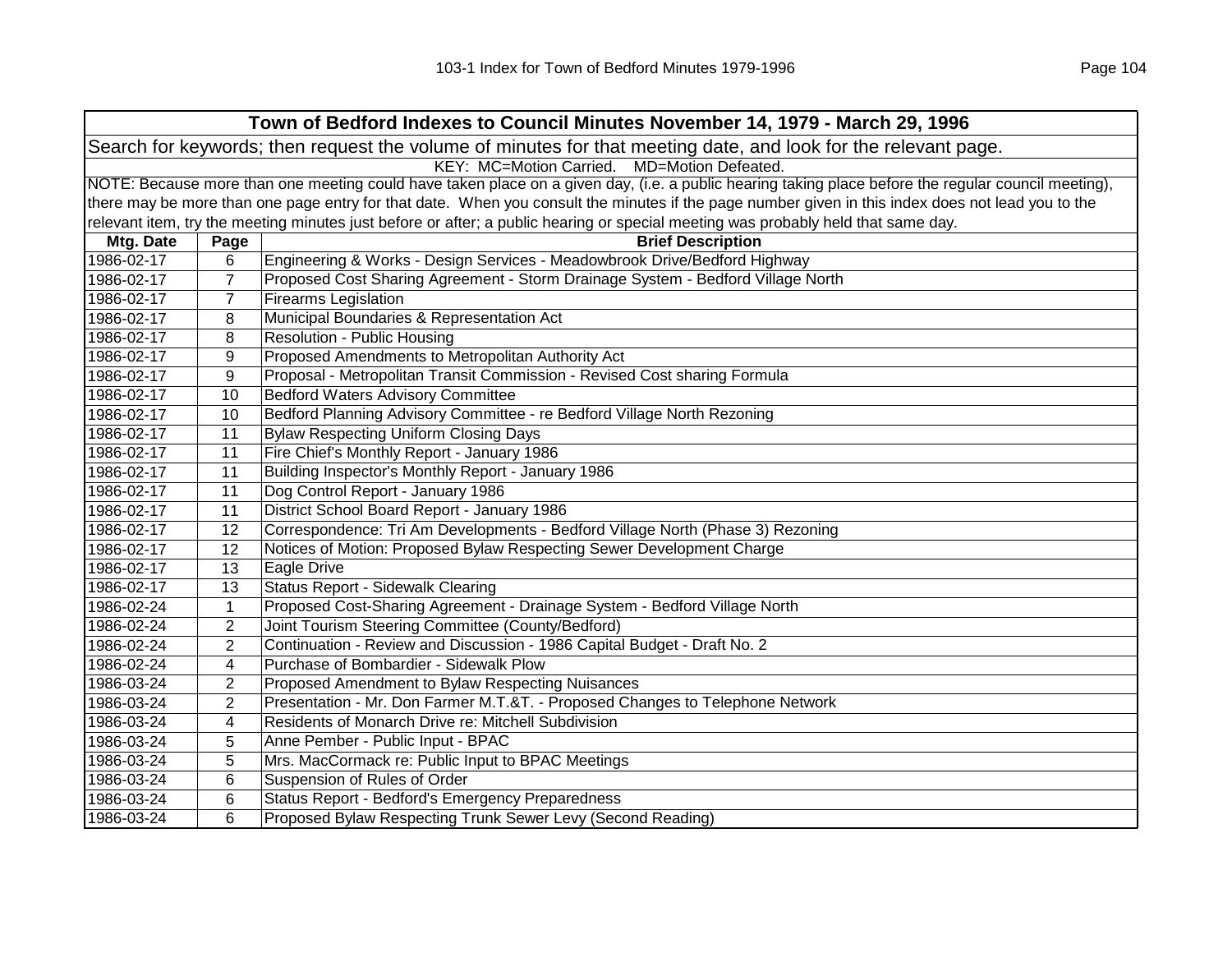# Town of Bedford Indexes to Council Minutes November 14, 1979 - March 29, 1996

Search for keywords; then request the volume of minutes for that meeting date, and look for the relevant page.

KEY: MC=Motion Carried. MD=Motion Defeated.

NOTE: Because more than one meeting could have taken place on a given day, (i.e. a public hearing taking place before the regular council meeting), there may be more than one page entry for that date. When you consult the minutes if the page number given in this index does not lead you to the relevant item, try the meeting minutes just before or after; a public hearing or special meeting was probably held that same day.

| Mtg. Date | Page | Brief Description |
|---|---|---|
| 1986-02-17 | 6 | Engineering & Works - Design Services - Meadowbrook Drive/Bedford Highway |
| 1986-02-17 | 7 | Proposed Cost Sharing Agreement - Storm Drainage System - Bedford Village North |
| 1986-02-17 | 7 | Firearms Legislation |
| 1986-02-17 | 8 | Municipal Boundaries & Representation Act |
| 1986-02-17 | 8 | Resolution - Public Housing |
| 1986-02-17 | 9 | Proposed Amendments to Metropolitan Authority Act |
| 1986-02-17 | 9 | Proposal - Metropolitan Transit Commission - Revised Cost sharing Formula |
| 1986-02-17 | 10 | Bedford Waters Advisory Committee |
| 1986-02-17 | 10 | Bedford Planning Advisory Committee - re Bedford Village North Rezoning |
| 1986-02-17 | 11 | Bylaw Respecting Uniform Closing Days |
| 1986-02-17 | 11 | Fire Chief's Monthly Report - January 1986 |
| 1986-02-17 | 11 | Building Inspector's Monthly Report - January 1986 |
| 1986-02-17 | 11 | Dog Control Report - January 1986 |
| 1986-02-17 | 11 | District School Board Report - January 1986 |
| 1986-02-17 | 12 | Correspondence: Tri Am Developments - Bedford Village North (Phase 3) Rezoning |
| 1986-02-17 | 12 | Notices of Motion: Proposed Bylaw Respecting Sewer Development Charge |
| 1986-02-17 | 13 | Eagle Drive |
| 1986-02-17 | 13 | Status Report - Sidewalk Clearing |
| 1986-02-24 | 1 | Proposed Cost-Sharing Agreement - Drainage System - Bedford Village North |
| 1986-02-24 | 2 | Joint Tourism Steering Committee (County/Bedford) |
| 1986-02-24 | 2 | Continuation - Review and Discussion - 1986 Capital Budget - Draft No. 2 |
| 1986-02-24 | 4 | Purchase of Bombardier - Sidewalk Plow |
| 1986-03-24 | 2 | Proposed Amendment to Bylaw Respecting Nuisances |
| 1986-03-24 | 2 | Presentation - Mr. Don Farmer M.T.&T. - Proposed Changes to Telephone Network |
| 1986-03-24 | 4 | Residents of Monarch Drive re: Mitchell Subdivision |
| 1986-03-24 | 5 | Anne Pember - Public Input - BPAC |
| 1986-03-24 | 5 | Mrs. MacCormack re: Public Input to BPAC Meetings |
| 1986-03-24 | 6 | Suspension of Rules of Order |
| 1986-03-24 | 6 | Status Report - Bedford's Emergency Preparedness |
| 1986-03-24 | 6 | Proposed Bylaw Respecting Trunk Sewer Levy (Second Reading) |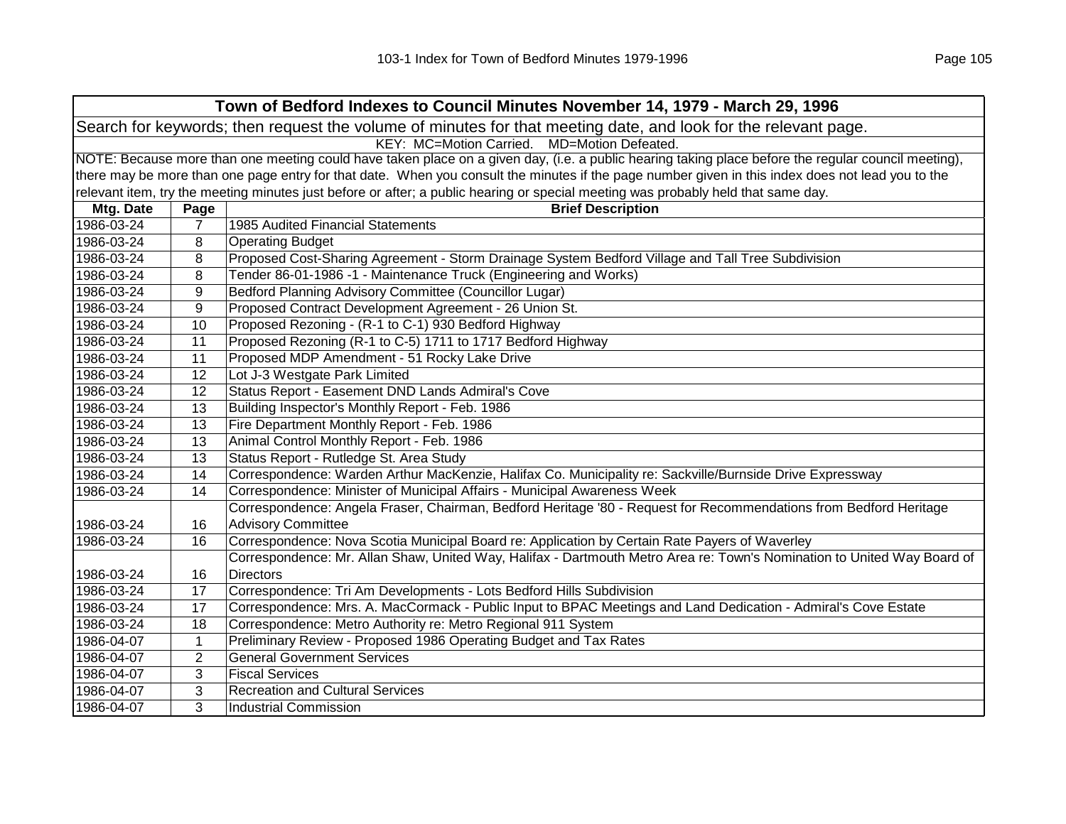## Town of Bedford Indexes to Council Minutes November 14, 1979 - March 29, 1996

Search for keywords; then request the volume of minutes for that meeting date, and look for the relevant page.

KEY: MC=Motion Carried. MD=Motion Defeated.

NOTE: Because more than one meeting could have taken place on a given day, (i.e. a public hearing taking place before the regular council meeting), there may be more than one page entry for that date. When you consult the minutes if the page number given in this index does not lead you to the relevant item, try the meeting minutes just before or after; a public hearing or special meeting was probably held that same day.

| Mtg. Date | Page | Brief Description |
|---|---|---|
| 1986-03-24 | 7 | 1985 Audited Financial Statements |
| 1986-03-24 | 8 | Operating Budget |
| 1986-03-24 | 8 | Proposed Cost-Sharing Agreement - Storm Drainage System Bedford Village and Tall Tree Subdivision |
| 1986-03-24 | 8 | Tender 86-01-1986 -1 - Maintenance Truck (Engineering and Works) |
| 1986-03-24 | 9 | Bedford Planning Advisory Committee (Councillor Lugar) |
| 1986-03-24 | 9 | Proposed Contract Development Agreement - 26 Union St. |
| 1986-03-24 | 10 | Proposed Rezoning - (R-1 to C-1) 930 Bedford Highway |
| 1986-03-24 | 11 | Proposed Rezoning (R-1 to C-5) 1711 to 1717 Bedford Highway |
| 1986-03-24 | 11 | Proposed MDP Amendment - 51 Rocky Lake Drive |
| 1986-03-24 | 12 | Lot J-3 Westgate Park Limited |
| 1986-03-24 | 12 | Status Report - Easement DND Lands Admiral's Cove |
| 1986-03-24 | 13 | Building Inspector's Monthly Report - Feb. 1986 |
| 1986-03-24 | 13 | Fire Department Monthly Report - Feb. 1986 |
| 1986-03-24 | 13 | Animal Control Monthly Report - Feb. 1986 |
| 1986-03-24 | 13 | Status Report - Rutledge St. Area Study |
| 1986-03-24 | 14 | Correspondence: Warden Arthur MacKenzie, Halifax Co. Municipality re: Sackville/Burnside Drive Expressway |
| 1986-03-24 | 14 | Correspondence: Minister of Municipal Affairs - Municipal Awareness Week |
| 1986-03-24 | 16 | Correspondence: Angela Fraser, Chairman, Bedford Heritage '80 - Request for Recommendations from Bedford Heritage Advisory Committee |
| 1986-03-24 | 16 | Correspondence: Nova Scotia Municipal Board re: Application by Certain Rate Payers of Waverley |
| 1986-03-24 | 16 | Correspondence: Mr. Allan Shaw, United Way, Halifax - Dartmouth Metro Area re: Town's Nomination to United Way Board of Directors |
| 1986-03-24 | 17 | Correspondence: Tri Am Developments - Lots Bedford Hills Subdivision |
| 1986-03-24 | 17 | Correspondence: Mrs. A. MacCormack - Public Input to BPAC Meetings and Land Dedication - Admiral's Cove Estate |
| 1986-03-24 | 18 | Correspondence: Metro Authority re: Metro Regional 911 System |
| 1986-04-07 | 1 | Preliminary Review - Proposed 1986 Operating Budget and Tax Rates |
| 1986-04-07 | 2 | General Government Services |
| 1986-04-07 | 3 | Fiscal Services |
| 1986-04-07 | 3 | Recreation and Cultural Services |
| 1986-04-07 | 3 | Industrial Commission |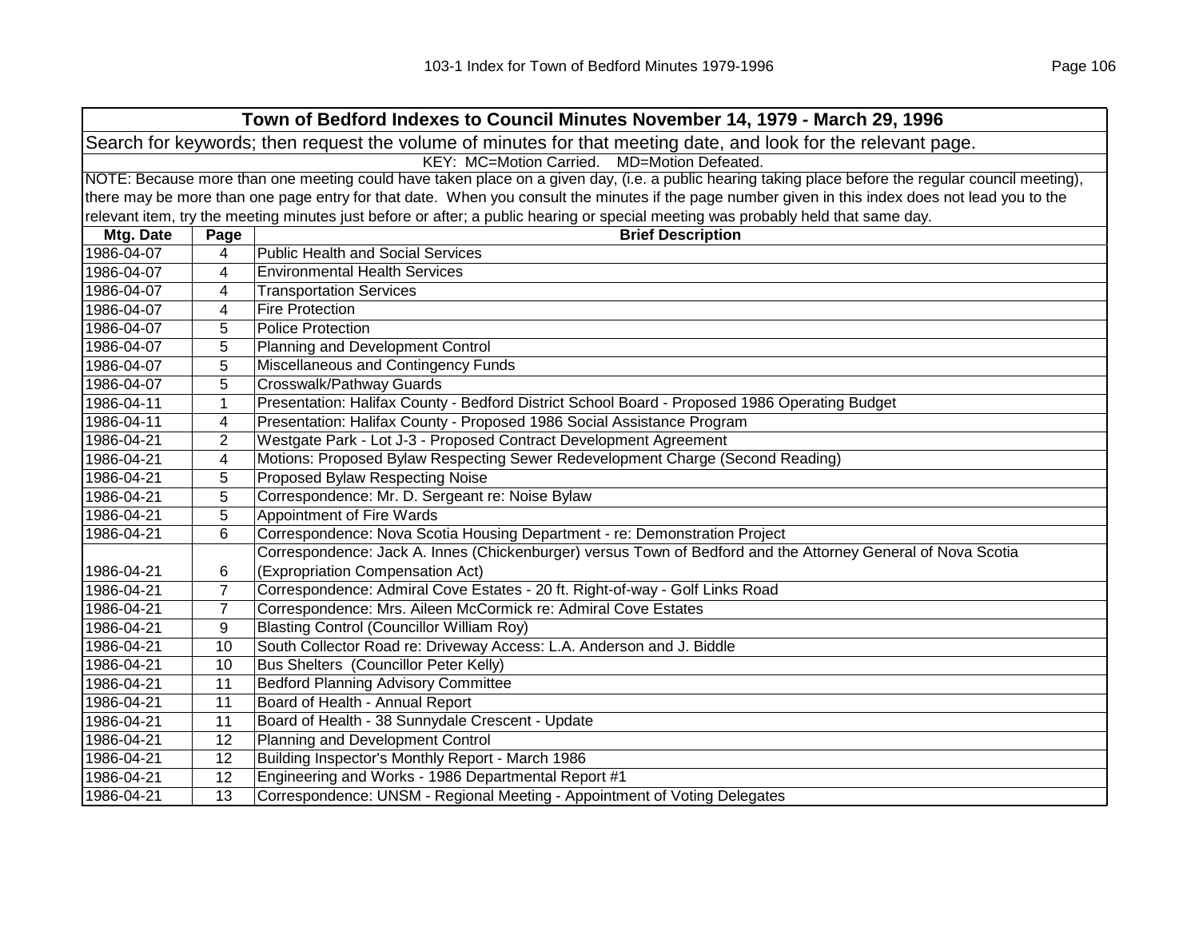| Town of Bedford Indexes to Council Minutes November 14, 1979 - March 29, 1996 | | |
|---|---|---|
| Search for keywords; then request the volume of minutes for that meeting date, and look for the relevant page. | | |
| KEY: MC=Motion Carried. MD=Motion Defeated. | | |
| NOTE: Because more than one meeting could have taken place on a given day, (i.e. a public hearing taking place before the regular council meeting), there may be more than one page entry for that date. When you consult the minutes if the page number given in this index does not lead you to the relevant item, try the meeting minutes just before or after; a public hearing or special meeting was probably held that same day. | | |
| **Mtg. Date** | **Page** | **Brief Description** |
| 1986-04-07 | 4 | Public Health and Social Services |
| 1986-04-07 | 4 | Environmental Health Services |
| 1986-04-07 | 4 | Transportation Services |
| 1986-04-07 | 4 | Fire Protection |
| 1986-04-07 | 5 | Police Protection |
| 1986-04-07 | 5 | Planning and Development Control |
| 1986-04-07 | 5 | Miscellaneous and Contingency Funds |
| 1986-04-07 | 5 | Crosswalk/Pathway Guards |
| 1986-04-11 | 1 | Presentation: Halifax County - Bedford District School Board - Proposed 1986 Operating Budget |
| 1986-04-11 | 4 | Presentation: Halifax County - Proposed 1986 Social Assistance Program |
| 1986-04-21 | 2 | Westgate Park - Lot J-3 - Proposed Contract Development Agreement |
| 1986-04-21 | 4 | Motions: Proposed Bylaw Respecting Sewer Redevelopment Charge (Second Reading) |
| 1986-04-21 | 5 | Proposed Bylaw Respecting Noise |
| 1986-04-21 | 5 | Correspondence: Mr. D. Sergeant re: Noise Bylaw |
| 1986-04-21 | 5 | Appointment of Fire Wards |
| 1986-04-21 | 6 | Correspondence: Nova Scotia Housing Department - re: Demonstration Project |
| 1986-04-21 | 6 | Correspondence: Jack A. Innes (Chickenburger) versus Town of Bedford and the Attorney General of Nova Scotia (Expropriation Compensation Act) |
| 1986-04-21 | 7 | Correspondence: Admiral Cove Estates - 20 ft. Right-of-way - Golf Links Road |
| 1986-04-21 | 7 | Correspondence: Mrs. Aileen McCormick re: Admiral Cove Estates |
| 1986-04-21 | 9 | Blasting Control (Councillor William Roy) |
| 1986-04-21 | 10 | South Collector Road re: Driveway Access: L.A. Anderson and J. Biddle |
| 1986-04-21 | 10 | Bus Shelters (Councillor Peter Kelly) |
| 1986-04-21 | 11 | Bedford Planning Advisory Committee |
| 1986-04-21 | 11 | Board of Health - Annual Report |
| 1986-04-21 | 11 | Board of Health - 38 Sunnydale Crescent - Update |
| 1986-04-21 | 12 | Planning and Development Control |
| 1986-04-21 | 12 | Building Inspector's Monthly Report - March 1986 |
| 1986-04-21 | 12 | Engineering and Works - 1986 Departmental Report #1 |
| 1986-04-21 | 13 | Correspondence: UNSM - Regional Meeting - Appointment of Voting Delegates |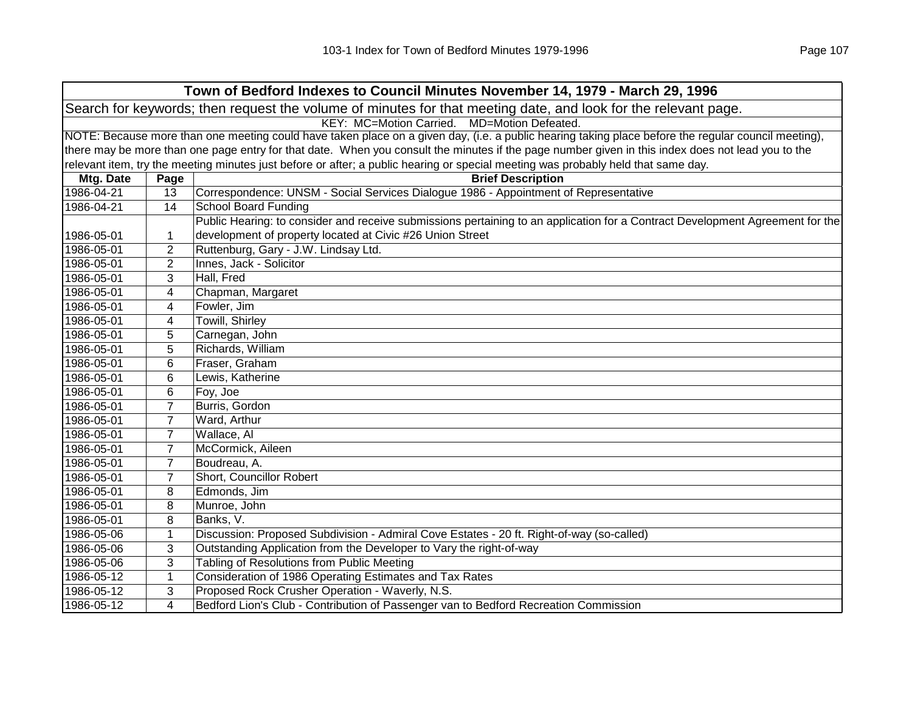| Town of Bedford Indexes to Council Minutes November 14, 1979 - March 29, 1996 | | |
|---|---|---|
| Search for keywords; then request the volume of minutes for that meeting date, and look for the relevant page. | | |
| KEY: MC=Motion Carried. MD=Motion Defeated. | | |
| NOTE: Because more than one meeting could have taken place on a given day, (i.e. a public hearing taking place before the regular council meeting), there may be more than one page entry for that date. When you consult the minutes if the page number given in this index does not lead you to the relevant item, try the meeting minutes just before or after; a public hearing or special meeting was probably held that same day. | | |
| **Mtg. Date** | **Page** | **Brief Description** |
| 1986-04-21 | 13 | Correspondence: UNSM - Social Services Dialogue 1986 - Appointment of Representative |
| 1986-04-21 | 14 | School Board Funding |
| 1986-05-01 | 1 | Public Hearing: to consider and receive submissions pertaining to an application for a Contract Development Agreement for the development of property located at Civic #26 Union Street |
| 1986-05-01 | 2 | Ruttenburg, Gary - J.W. Lindsay Ltd. |
| 1986-05-01 | 2 | Innes, Jack - Solicitor |
| 1986-05-01 | 3 | Hall, Fred |
| 1986-05-01 | 4 | Chapman, Margaret |
| 1986-05-01 | 4 | Fowler, Jim |
| 1986-05-01 | 4 | Towill, Shirley |
| 1986-05-01 | 5 | Carnegan, John |
| 1986-05-01 | 5 | Richards, William |
| 1986-05-01 | 6 | Fraser, Graham |
| 1986-05-01 | 6 | Lewis, Katherine |
| 1986-05-01 | 6 | Foy, Joe |
| 1986-05-01 | 7 | Burris, Gordon |
| 1986-05-01 | 7 | Ward, Arthur |
| 1986-05-01 | 7 | Wallace, Al |
| 1986-05-01 | 7 | McCormick, Aileen |
| 1986-05-01 | 7 | Boudreau, A. |
| 1986-05-01 | 7 | Short, Councillor Robert |
| 1986-05-01 | 8 | Edmonds, Jim |
| 1986-05-01 | 8 | Munroe, John |
| 1986-05-01 | 8 | Banks, V. |
| 1986-05-06 | 1 | Discussion: Proposed Subdivision - Admiral Cove Estates - 20 ft. Right-of-way (so-called) |
| 1986-05-06 | 3 | Outstanding Application from the Developer to Vary the right-of-way |
| 1986-05-06 | 3 | Tabling of Resolutions from Public Meeting |
| 1986-05-12 | 1 | Consideration of 1986 Operating Estimates and Tax Rates |
| 1986-05-12 | 3 | Proposed Rock Crusher Operation - Waverly, N.S. |
| 1986-05-12 | 4 | Bedford Lion's Club - Contribution of Passenger van to Bedford Recreation Commission |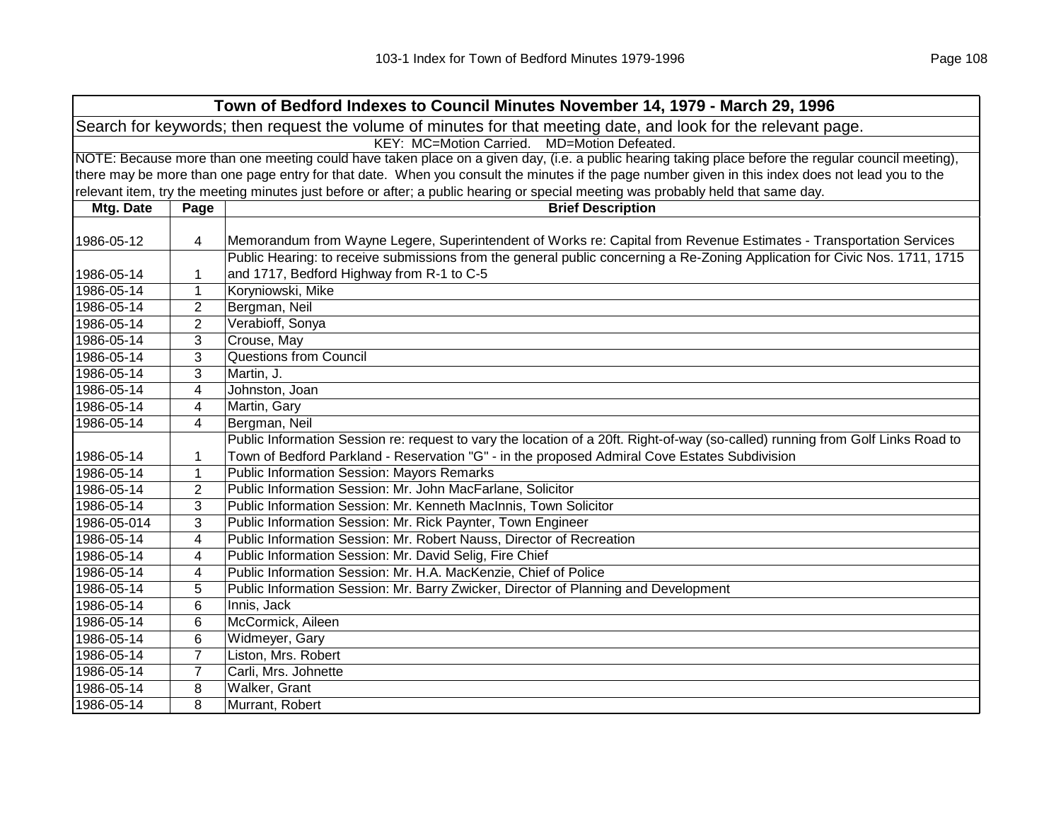# Town of Bedford Indexes to Council Minutes November 14, 1979 - March 29, 1996

Search for keywords; then request the volume of minutes for that meeting date, and look for the relevant page.

KEY: MC=Motion Carried. MD=Motion Defeated.

NOTE: Because more than one meeting could have taken place on a given day, (i.e. a public hearing taking place before the regular council meeting), there may be more than one page entry for that date. When you consult the minutes if the page number given in this index does not lead you to the relevant item, try the meeting minutes just before or after; a public hearing or special meeting was probably held that same day.

| Mtg. Date | Page | Brief Description |
|---|---|---|
| 1986-05-12 | 4 | Memorandum from Wayne Legere, Superintendent of Works re: Capital from Revenue Estimates - Transportation Services |
| 1986-05-14 | 1 | Public Hearing: to receive submissions from the general public concerning a Re-Zoning Application for Civic Nos. 1711, 1715 and 1717, Bedford Highway from R-1 to C-5 |
| 1986-05-14 | 1 | Koryniowski, Mike |
| 1986-05-14 | 2 | Bergman, Neil |
| 1986-05-14 | 2 | Verabioff, Sonya |
| 1986-05-14 | 3 | Crouse, May |
| 1986-05-14 | 3 | Questions from Council |
| 1986-05-14 | 3 | Martin, J. |
| 1986-05-14 | 4 | Johnston, Joan |
| 1986-05-14 | 4 | Martin, Gary |
| 1986-05-14 | 4 | Bergman, Neil |
| 1986-05-14 | 1 | Public Information Session re: request to vary the location of a 20ft. Right-of-way (so-called) running from Golf Links Road to Town of Bedford Parkland - Reservation "G" - in the proposed Admiral Cove Estates Subdivision |
| 1986-05-14 | 1 | Public Information Session: Mayors Remarks |
| 1986-05-14 | 2 | Public Information Session: Mr. John MacFarlane, Solicitor |
| 1986-05-14 | 3 | Public Information Session: Mr. Kenneth MacInnis, Town Solicitor |
| 1986-05-014 | 3 | Public Information Session: Mr. Rick Paynter, Town Engineer |
| 1986-05-14 | 4 | Public Information Session: Mr. Robert Nauss, Director of Recreation |
| 1986-05-14 | 4 | Public Information Session: Mr. David Selig, Fire Chief |
| 1986-05-14 | 4 | Public Information Session: Mr. H.A. MacKenzie, Chief of Police |
| 1986-05-14 | 5 | Public Information Session: Mr. Barry Zwicker, Director of Planning and Development |
| 1986-05-14 | 6 | Innis, Jack |
| 1986-05-14 | 6 | McCormick, Aileen |
| 1986-05-14 | 6 | Widmeyer, Gary |
| 1986-05-14 | 7 | Liston, Mrs. Robert |
| 1986-05-14 | 7 | Carli, Mrs. Johnette |
| 1986-05-14 | 8 | Walker, Grant |
| 1986-05-14 | 8 | Murrant, Robert |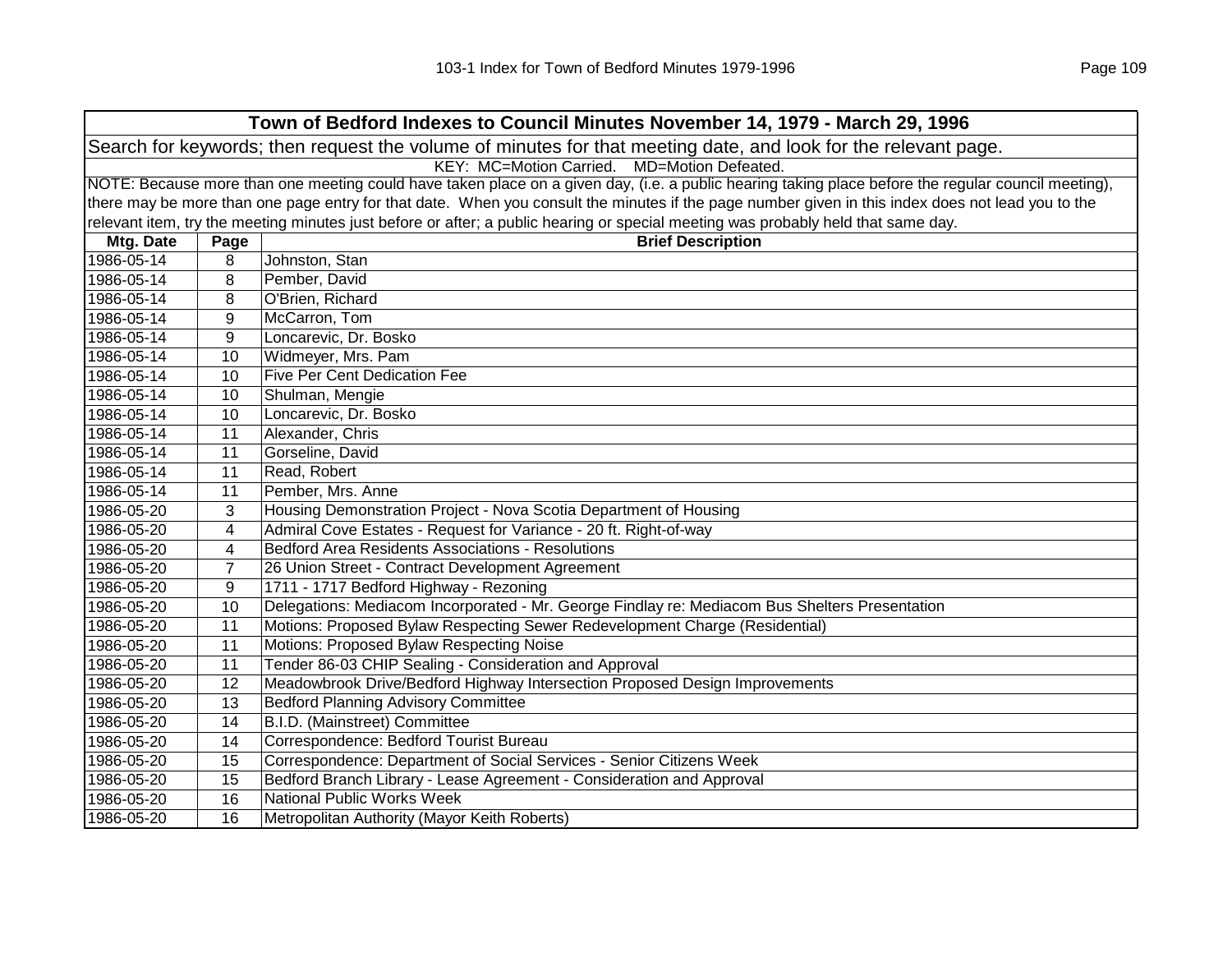| Town of Bedford Indexes to Council Minutes November 14, 1979 - March 29, 1996 | | |
|---|---|---|
| Search for keywords; then request the volume of minutes for that meeting date, and look for the relevant page. | | |
| KEY: MC=Motion Carried. MD=Motion Defeated. | | |
| NOTE: Because more than one meeting could have taken place on a given day, (i.e. a public hearing taking place before the regular council meeting), there may be more than one page entry for that date. When you consult the minutes if the page number given in this index does not lead you to the relevant item, try the meeting minutes just before or after; a public hearing or special meeting was probably held that same day. | | |
| **Mtg. Date** | **Page** | **Brief Description** |
| 1986-05-14 | 8 | Johnston, Stan |
| 1986-05-14 | 8 | Pember, David |
| 1986-05-14 | 8 | O'Brien, Richard |
| 1986-05-14 | 9 | McCarron, Tom |
| 1986-05-14 | 9 | Loncarevic, Dr. Bosko |
| 1986-05-14 | 10 | Widmeyer, Mrs. Pam |
| 1986-05-14 | 10 | Five Per Cent Dedication Fee |
| 1986-05-14 | 10 | Shulman, Mengie |
| 1986-05-14 | 10 | Loncarevic, Dr. Bosko |
| 1986-05-14 | 11 | Alexander, Chris |
| 1986-05-14 | 11 | Gorseline, David |
| 1986-05-14 | 11 | Read, Robert |
| 1986-05-14 | 11 | Pember, Mrs. Anne |
| 1986-05-20 | 3 | Housing Demonstration Project - Nova Scotia Department of Housing |
| 1986-05-20 | 4 | Admiral Cove Estates - Request for Variance - 20 ft. Right-of-way |
| 1986-05-20 | 4 | Bedford Area Residents Associations - Resolutions |
| 1986-05-20 | 7 | 26 Union Street - Contract Development Agreement |
| 1986-05-20 | 9 | 1711 - 1717 Bedford Highway - Rezoning |
| 1986-05-20 | 10 | Delegations: Mediacom Incorporated - Mr. George Findlay re: Mediacom Bus Shelters Presentation |
| 1986-05-20 | 11 | Motions: Proposed Bylaw Respecting Sewer Redevelopment Charge (Residential) |
| 1986-05-20 | 11 | Motions: Proposed Bylaw Respecting Noise |
| 1986-05-20 | 11 | Tender 86-03 CHIP Sealing - Consideration and Approval |
| 1986-05-20 | 12 | Meadowbrook Drive/Bedford Highway Intersection Proposed Design Improvements |
| 1986-05-20 | 13 | Bedford Planning Advisory Committee |
| 1986-05-20 | 14 | B.I.D. (Mainstreet) Committee |
| 1986-05-20 | 14 | Correspondence: Bedford Tourist Bureau |
| 1986-05-20 | 15 | Correspondence: Department of Social Services - Senior Citizens Week |
| 1986-05-20 | 15 | Bedford Branch Library - Lease Agreement - Consideration and Approval |
| 1986-05-20 | 16 | National Public Works Week |
| 1986-05-20 | 16 | Metropolitan Authority (Mayor Keith Roberts) |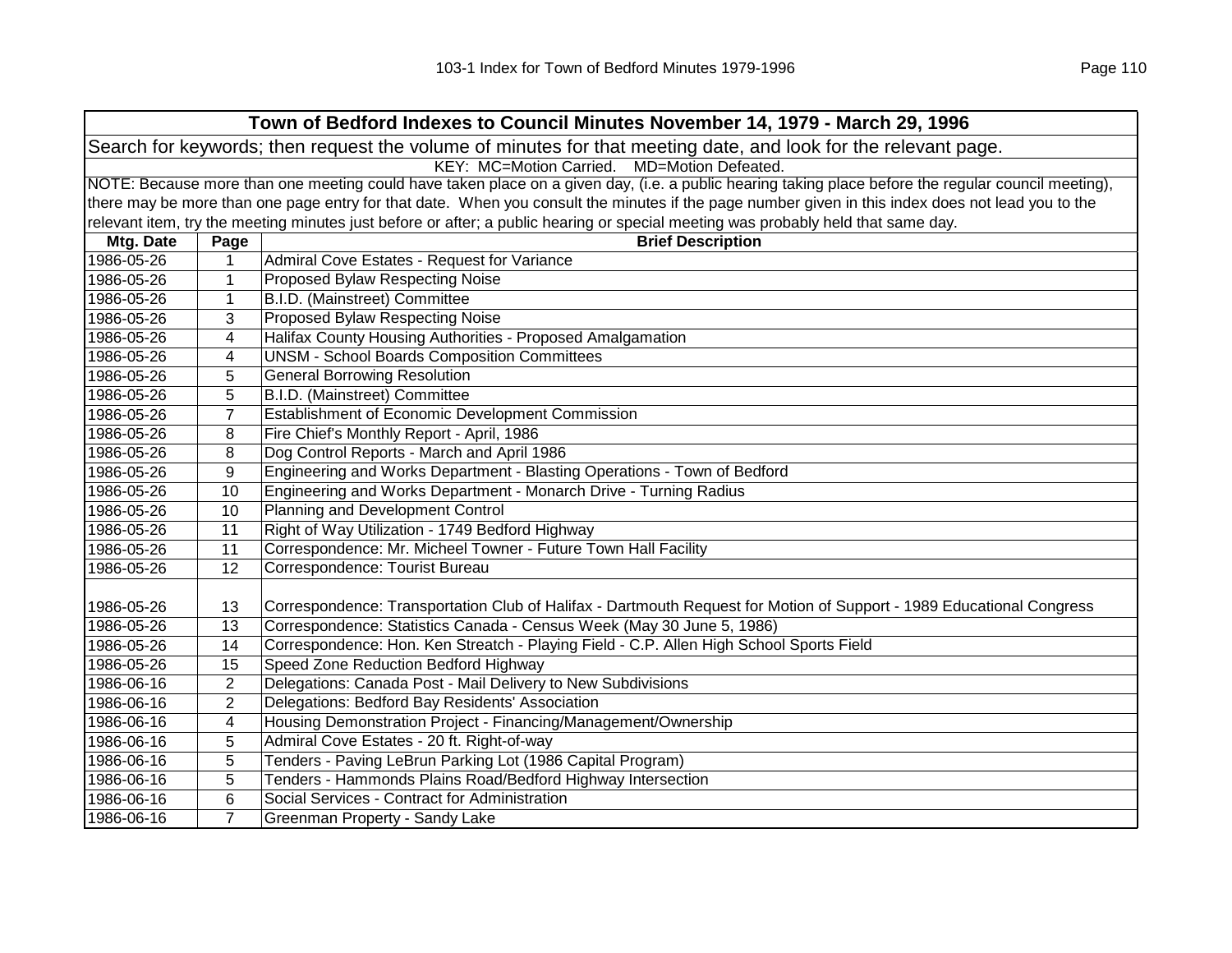| Town of Bedford Indexes to Council Minutes November 14, 1979 - March 29, 1996 | | |
|---|---|---|
| Search for keywords; then request the volume of minutes for that meeting date, and look for the relevant page. | | |
| KEY: MC=Motion Carried. MD=Motion Defeated. | | |
| NOTE: Because more than one meeting could have taken place on a given day, (i.e. a public hearing taking place before the regular council meeting), there may be more than one page entry for that date. When you consult the minutes if the page number given in this index does not lead you to the relevant item, try the meeting minutes just before or after; a public hearing or special meeting was probably held that same day. | | |
| **Mtg. Date** | **Page** | **Brief Description** |
| 1986-05-26 | 1 | Admiral Cove Estates - Request for Variance |
| 1986-05-26 | 1 | Proposed Bylaw Respecting Noise |
| 1986-05-26 | 1 | B.I.D. (Mainstreet) Committee |
| 1986-05-26 | 3 | Proposed Bylaw Respecting Noise |
| 1986-05-26 | 4 | Halifax County Housing Authorities - Proposed Amalgamation |
| 1986-05-26 | 4 | UNSM - School Boards Composition Committees |
| 1986-05-26 | 5 | General Borrowing Resolution |
| 1986-05-26 | 5 | B.I.D. (Mainstreet) Committee |
| 1986-05-26 | 7 | Establishment of Economic Development Commission |
| 1986-05-26 | 8 | Fire Chief's Monthly Report - April, 1986 |
| 1986-05-26 | 8 | Dog Control Reports - March and April 1986 |
| 1986-05-26 | 9 | Engineering and Works Department - Blasting Operations - Town of Bedford |
| 1986-05-26 | 10 | Engineering and Works Department - Monarch Drive - Turning Radius |
| 1986-05-26 | 10 | Planning and Development Control |
| 1986-05-26 | 11 | Right of Way Utilization - 1749 Bedford Highway |
| 1986-05-26 | 11 | Correspondence: Mr. Micheel Towner - Future Town Hall Facility |
| 1986-05-26 | 12 | Correspondence: Tourist Bureau |
| 1986-05-26 | 13 | Correspondence: Transportation Club of Halifax - Dartmouth Request for Motion of Support - 1989 Educational Congress |
| 1986-05-26 | 13 | Correspondence: Statistics Canada - Census Week (May 30 June 5, 1986) |
| 1986-05-26 | 14 | Correspondence: Hon. Ken Streatch - Playing Field - C.P. Allen High School Sports Field |
| 1986-05-26 | 15 | Speed Zone Reduction Bedford Highway |
| 1986-06-16 | 2 | Delegations: Canada Post - Mail Delivery to New Subdivisions |
| 1986-06-16 | 2 | Delegations: Bedford Bay Residents' Association |
| 1986-06-16 | 4 | Housing Demonstration Project - Financing/Management/Ownership |
| 1986-06-16 | 5 | Admiral Cove Estates - 20 ft. Right-of-way |
| 1986-06-16 | 5 | Tenders - Paving LeBrun Parking Lot (1986 Capital Program) |
| 1986-06-16 | 5 | Tenders - Hammonds Plains Road/Bedford Highway Intersection |
| 1986-06-16 | 6 | Social Services - Contract for Administration |
| 1986-06-16 | 7 | Greenman Property - Sandy Lake |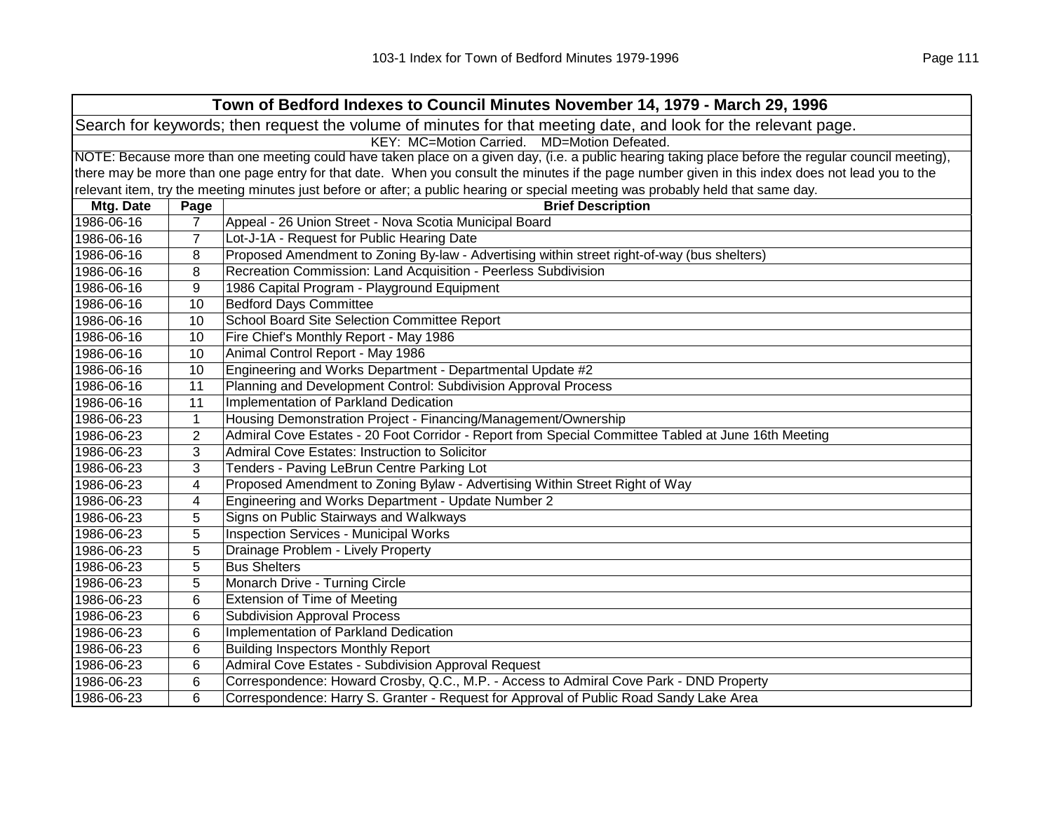| Town of Bedford Indexes to Council Minutes November 14, 1979 - March 29, 1996 | | |
|---|---|---|
| Search for keywords; then request the volume of minutes for that meeting date, and look for the relevant page. | | |
| KEY: MC=Motion Carried. MD=Motion Defeated. | | |
| NOTE: Because more than one meeting could have taken place on a given day, (i.e. a public hearing taking place before the regular council meeting), there may be more than one page entry for that date. When you consult the minutes if the page number given in this index does not lead you to the relevant item, try the meeting minutes just before or after; a public hearing or special meeting was probably held that same day. | | |
| **Mtg. Date** | **Page** | **Brief Description** |
| 1986-06-16 | 7 | Appeal - 26 Union Street - Nova Scotia Municipal Board |
| 1986-06-16 | 7 | Lot-J-1A - Request for Public Hearing Date |
| 1986-06-16 | 8 | Proposed Amendment to Zoning By-law - Advertising within street right-of-way (bus shelters) |
| 1986-06-16 | 8 | Recreation Commission: Land Acquisition - Peerless Subdivision |
| 1986-06-16 | 9 | 1986 Capital Program - Playground Equipment |
| 1986-06-16 | 10 | Bedford Days Committee |
| 1986-06-16 | 10 | School Board Site Selection Committee Report |
| 1986-06-16 | 10 | Fire Chief's Monthly Report - May 1986 |
| 1986-06-16 | 10 | Animal Control Report - May 1986 |
| 1986-06-16 | 10 | Engineering and Works Department - Departmental Update #2 |
| 1986-06-16 | 11 | Planning and Development Control: Subdivision Approval Process |
| 1986-06-16 | 11 | Implementation of Parkland Dedication |
| 1986-06-23 | 1 | Housing Demonstration Project - Financing/Management/Ownership |
| 1986-06-23 | 2 | Admiral Cove Estates - 20 Foot Corridor - Report from Special Committee Tabled at June 16th Meeting |
| 1986-06-23 | 3 | Admiral Cove Estates: Instruction to Solicitor |
| 1986-06-23 | 3 | Tenders - Paving LeBrun Centre Parking Lot |
| 1986-06-23 | 4 | Proposed Amendment to Zoning Bylaw - Advertising Within Street Right of Way |
| 1986-06-23 | 4 | Engineering and Works Department - Update Number 2 |
| 1986-06-23 | 5 | Signs on Public Stairways and Walkways |
| 1986-06-23 | 5 | Inspection Services - Municipal Works |
| 1986-06-23 | 5 | Drainage Problem - Lively Property |
| 1986-06-23 | 5 | Bus Shelters |
| 1986-06-23 | 5 | Monarch Drive - Turning Circle |
| 1986-06-23 | 6 | Extension of Time of Meeting |
| 1986-06-23 | 6 | Subdivision Approval Process |
| 1986-06-23 | 6 | Implementation of Parkland Dedication |
| 1986-06-23 | 6 | Building Inspectors Monthly Report |
| 1986-06-23 | 6 | Admiral Cove Estates - Subdivision Approval Request |
| 1986-06-23 | 6 | Correspondence: Howard Crosby, Q.C., M.P. - Access to Admiral Cove Park - DND Property |
| 1986-06-23 | 6 | Correspondence: Harry S. Granter - Request for Approval of Public Road Sandy Lake Area |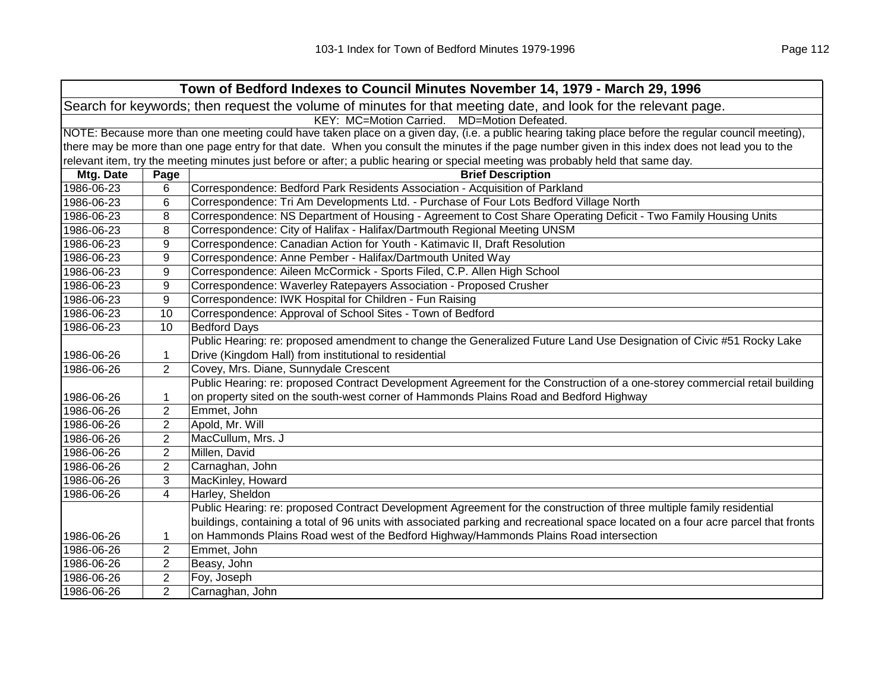## Town of Bedford Indexes to Council Minutes November 14, 1979 - March 29, 1996

Search for keywords; then request the volume of minutes for that meeting date, and look for the relevant page.

KEY: MC=Motion Carried. MD=Motion Defeated.

NOTE: Because more than one meeting could have taken place on a given day, (i.e. a public hearing taking place before the regular council meeting), there may be more than one page entry for that date. When you consult the minutes if the page number given in this index does not lead you to the relevant item, try the meeting minutes just before or after; a public hearing or special meeting was probably held that same day.

| Mtg. Date | Page | Brief Description |
|---|---|---|
| 1986-06-23 | 6 | Correspondence: Bedford Park Residents Association - Acquisition of Parkland |
| 1986-06-23 | 6 | Correspondence: Tri Am Developments Ltd. - Purchase of Four Lots Bedford Village North |
| 1986-06-23 | 8 | Correspondence: NS Department of Housing - Agreement to Cost Share Operating Deficit - Two Family Housing Units |
| 1986-06-23 | 8 | Correspondence: City of Halifax - Halifax/Dartmouth Regional Meeting UNSM |
| 1986-06-23 | 9 | Correspondence: Canadian Action for Youth - Katimavic II, Draft Resolution |
| 1986-06-23 | 9 | Correspondence: Anne Pember - Halifax/Dartmouth United Way |
| 1986-06-23 | 9 | Correspondence: Aileen McCormick - Sports Filed, C.P. Allen High School |
| 1986-06-23 | 9 | Correspondence: Waverley Ratepayers Association - Proposed Crusher |
| 1986-06-23 | 9 | Correspondence: IWK Hospital for Children - Fun Raising |
| 1986-06-23 | 10 | Correspondence: Approval of School Sites - Town of Bedford |
| 1986-06-23 | 10 | Bedford Days |
| 1986-06-26 | 1 | Public Hearing: re: proposed amendment to change the Generalized Future Land Use Designation of Civic #51 Rocky Lake Drive (Kingdom Hall) from institutional to residential |
| 1986-06-26 | 2 | Covey, Mrs. Diane, Sunnydale Crescent |
| 1986-06-26 | 1 | Public Hearing: re: proposed Contract Development Agreement for the Construction of a one-storey commercial retail building on property sited on the south-west corner of Hammonds Plains Road and Bedford Highway |
| 1986-06-26 | 2 | Emmet, John |
| 1986-06-26 | 2 | Apold, Mr. Will |
| 1986-06-26 | 2 | MacCullum, Mrs. J |
| 1986-06-26 | 2 | Millen, David |
| 1986-06-26 | 2 | Carnaghan, John |
| 1986-06-26 | 3 | MacKinley, Howard |
| 1986-06-26 | 4 | Harley, Sheldon |
| 1986-06-26 | 1 | Public Hearing: re: proposed Contract Development Agreement for the construction of three multiple family residential buildings, containing a total of 96 units with associated parking and recreational space located on a four acre parcel that fronts on Hammonds Plains Road west of the Bedford Highway/Hammonds Plains Road intersection |
| 1986-06-26 | 2 | Emmet, John |
| 1986-06-26 | 2 | Beasy, John |
| 1986-06-26 | 2 | Foy, Joseph |
| 1986-06-26 | 2 | Carnaghan, John |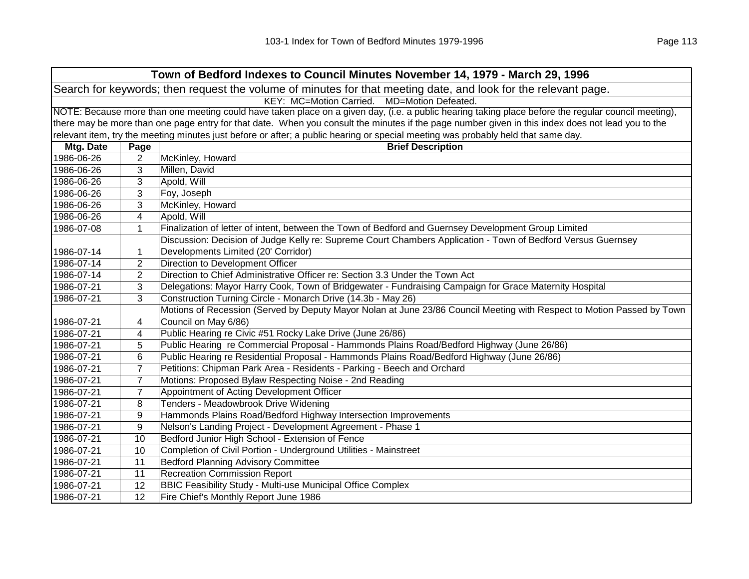| Town of Bedford Indexes to Council Minutes November 14, 1979 - March 29, 1996 | | |
|---|---|---|
| Search for keywords; then request the volume of minutes for that meeting date, and look for the relevant page. | | |
| KEY: MC=Motion Carried. MD=Motion Defeated. | | |
| NOTE: Because more than one meeting could have taken place on a given day, (i.e. a public hearing taking place before the regular council meeting), there may be more than one page entry for that date. When you consult the minutes if the page number given in this index does not lead you to the relevant item, try the meeting minutes just before or after; a public hearing or special meeting was probably held that same day. | | |
| **Mtg. Date** | **Page** | **Brief Description** |
| 1986-06-26 | 2 | McKinley, Howard |
| 1986-06-26 | 3 | Millen, David |
| 1986-06-26 | 3 | Apold, Will |
| 1986-06-26 | 3 | Foy, Joseph |
| 1986-06-26 | 3 | McKinley, Howard |
| 1986-06-26 | 4 | Apold, Will |
| 1986-07-08 | 1 | Finalization of letter of intent, between the Town of Bedford and Guernsey Development Group Limited |
| 1986-07-14 | 1 | Discussion: Decision of Judge Kelly re: Supreme Court Chambers Application - Town of Bedford Versus Guernsey Developments Limited (20' Corridor) |
| 1986-07-14 | 2 | Direction to Development Officer |
| 1986-07-14 | 2 | Direction to Chief Administrative Officer re: Section 3.3 Under the Town Act |
| 1986-07-21 | 3 | Delegations: Mayor Harry Cook, Town of Bridgewater - Fundraising Campaign for Grace Maternity Hospital |
| 1986-07-21 | 3 | Construction Turning Circle - Monarch Drive (14.3b - May 26) |
| 1986-07-21 | 4 | Motions of Recession (Served by Deputy Mayor Nolan at June 23/86 Council Meeting with Respect to Motion Passed by Town Council on May 6/86) |
| 1986-07-21 | 4 | Public Hearing re Civic #51 Rocky Lake Drive (June 26/86) |
| 1986-07-21 | 5 | Public Hearing re Commercial Proposal - Hammonds Plains Road/Bedford Highway (June 26/86) |
| 1986-07-21 | 6 | Public Hearing re Residential Proposal - Hammonds Plains Road/Bedford Highway (June 26/86) |
| 1986-07-21 | 7 | Petitions: Chipman Park Area - Residents - Parking - Beech and Orchard |
| 1986-07-21 | 7 | Motions: Proposed Bylaw Respecting Noise - 2nd Reading |
| 1986-07-21 | 7 | Appointment of Acting Development Officer |
| 1986-07-21 | 8 | Tenders - Meadowbrook Drive Widening |
| 1986-07-21 | 9 | Hammonds Plains Road/Bedford Highway Intersection Improvements |
| 1986-07-21 | 9 | Nelson's Landing Project - Development Agreement - Phase 1 |
| 1986-07-21 | 10 | Bedford Junior High School - Extension of Fence |
| 1986-07-21 | 10 | Completion of Civil Portion - Underground Utilities - Mainstreet |
| 1986-07-21 | 11 | Bedford Planning Advisory Committee |
| 1986-07-21 | 11 | Recreation Commission Report |
| 1986-07-21 | 12 | BBIC Feasibility Study - Multi-use Municipal Office Complex |
| 1986-07-21 | 12 | Fire Chief's Monthly Report June 1986 |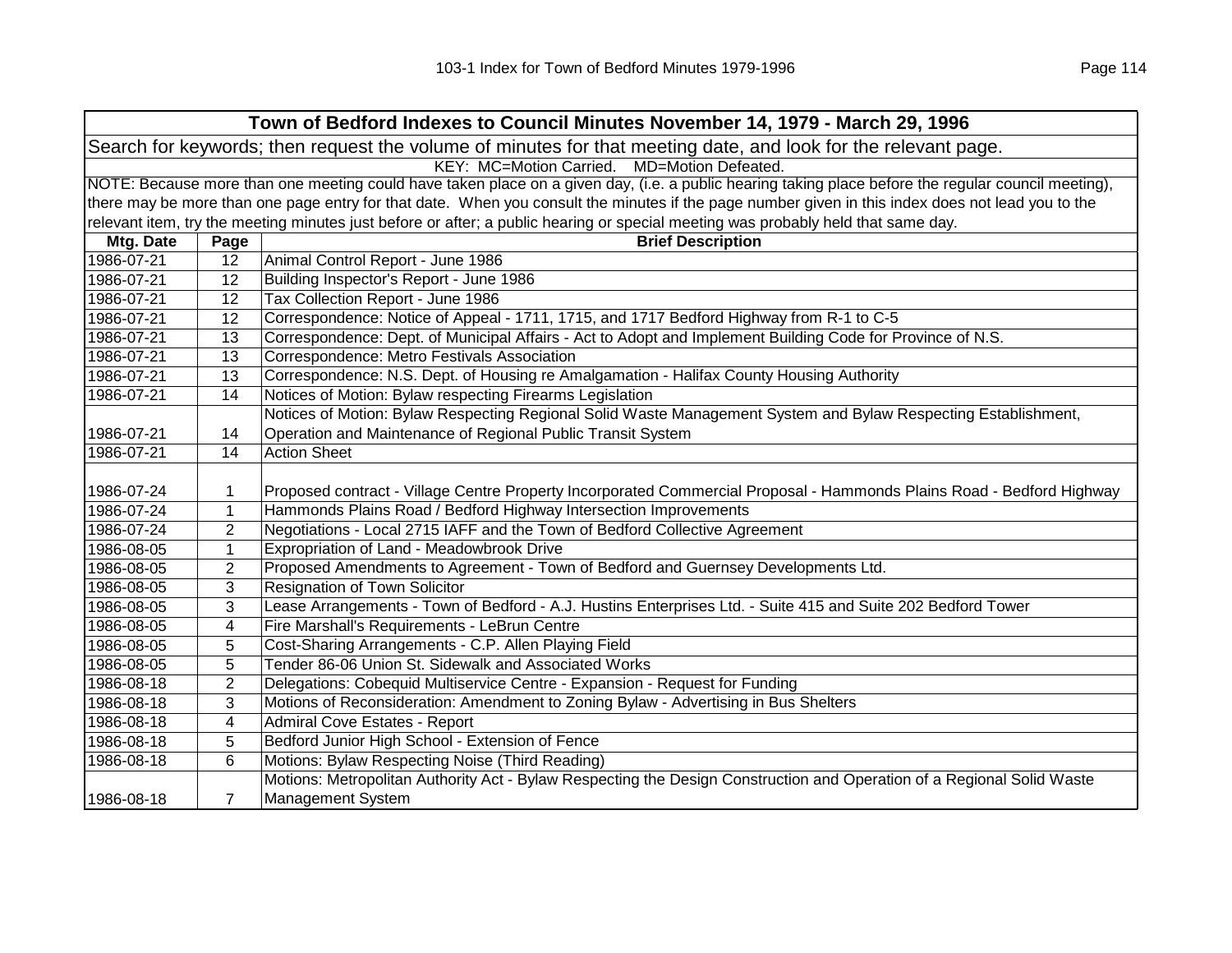## Town of Bedford Indexes to Council Minutes November 14, 1979 - March 29, 1996

Search for keywords; then request the volume of minutes for that meeting date, and look for the relevant page.

KEY: MC=Motion Carried. MD=Motion Defeated.

NOTE: Because more than one meeting could have taken place on a given day, (i.e. a public hearing taking place before the regular council meeting), there may be more than one page entry for that date. When you consult the minutes if the page number given in this index does not lead you to the relevant item, try the meeting minutes just before or after; a public hearing or special meeting was probably held that same day.

| Mtg. Date | Page | Brief Description |
|---|---|---|
| 1986-07-21 | 12 | Animal Control Report - June 1986 |
| 1986-07-21 | 12 | Building Inspector's Report - June 1986 |
| 1986-07-21 | 12 | Tax Collection Report - June 1986 |
| 1986-07-21 | 12 | Correspondence: Notice of Appeal - 1711, 1715, and 1717 Bedford Highway from R-1 to C-5 |
| 1986-07-21 | 13 | Correspondence: Dept. of Municipal Affairs - Act to Adopt and Implement Building Code for Province of N.S. |
| 1986-07-21 | 13 | Correspondence: Metro Festivals Association |
| 1986-07-21 | 13 | Correspondence: N.S. Dept. of Housing re Amalgamation - Halifax County Housing Authority |
| 1986-07-21 | 14 | Notices of Motion: Bylaw respecting Firearms Legislation |
| 1986-07-21 | 14 | Notices of Motion: Bylaw Respecting Regional Solid Waste Management System and Bylaw Respecting Establishment, Operation and Maintenance of Regional Public Transit System |
| 1986-07-21 | 14 | Action Sheet |
| 1986-07-24 | 1 | Proposed contract - Village Centre Property Incorporated Commercial Proposal - Hammonds Plains Road - Bedford Highway |
| 1986-07-24 | 1 | Hammonds Plains Road / Bedford Highway Intersection Improvements |
| 1986-07-24 | 2 | Negotiations - Local 2715 IAFF and the Town of Bedford Collective Agreement |
| 1986-08-05 | 1 | Expropriation of Land - Meadowbrook Drive |
| 1986-08-05 | 2 | Proposed Amendments to Agreement - Town of Bedford and Guernsey Developments Ltd. |
| 1986-08-05 | 3 | Resignation of Town Solicitor |
| 1986-08-05 | 3 | Lease Arrangements - Town of Bedford - A.J. Hustins Enterprises Ltd. - Suite 415 and Suite 202 Bedford Tower |
| 1986-08-05 | 4 | Fire Marshall's Requirements - LeBrun Centre |
| 1986-08-05 | 5 | Cost-Sharing Arrangements - C.P. Allen Playing Field |
| 1986-08-05 | 5 | Tender 86-06 Union St. Sidewalk and Associated Works |
| 1986-08-18 | 2 | Delegations: Cobequid Multiservice Centre - Expansion - Request for Funding |
| 1986-08-18 | 3 | Motions of Reconsideration: Amendment to Zoning Bylaw - Advertising in Bus Shelters |
| 1986-08-18 | 4 | Admiral Cove Estates - Report |
| 1986-08-18 | 5 | Bedford Junior High School - Extension of Fence |
| 1986-08-18 | 6 | Motions: Bylaw Respecting Noise (Third Reading) |
| 1986-08-18 | 7 | Motions: Metropolitan Authority Act - Bylaw Respecting the Design Construction and Operation of a Regional Solid Waste Management System |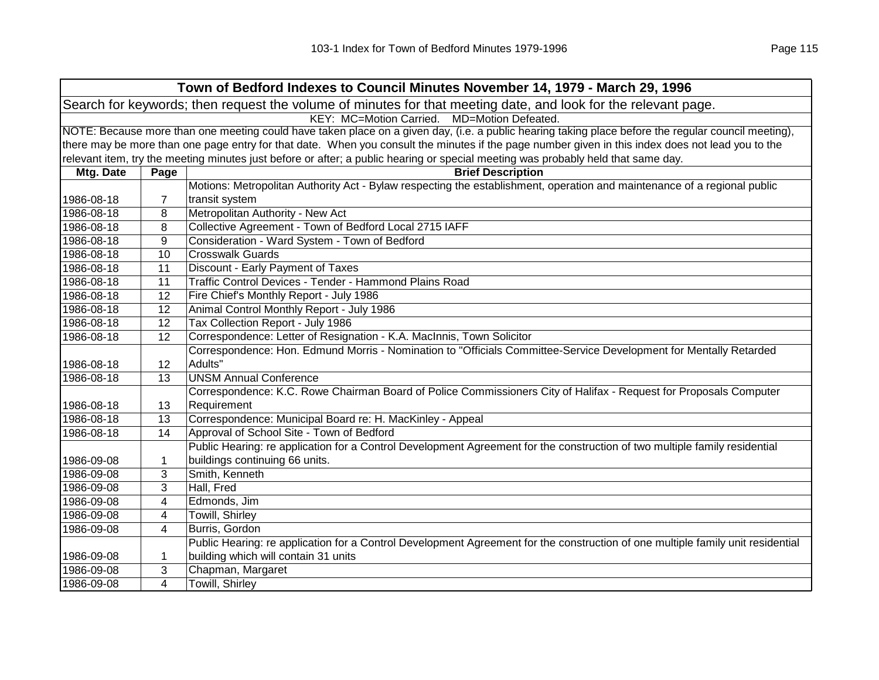| Town of Bedford Indexes to Council Minutes November 14, 1979 - March 29, 1996 | | |
|---|---|---|
| Search for keywords; then request the volume of minutes for that meeting date, and look for the relevant page. | | |
| KEY: MC=Motion Carried. MD=Motion Defeated. | | |
| NOTE: Because more than one meeting could have taken place on a given day, (i.e. a public hearing taking place before the regular council meeting), there may be more than one page entry for that date. When you consult the minutes if the page number given in this index does not lead you to the relevant item, try the meeting minutes just before or after; a public hearing or special meeting was probably held that same day. | | |
| **Mtg. Date** | **Page** | **Brief Description** |
| 1986-08-18 | 7 | Motions: Metropolitan Authority Act - Bylaw respecting the establishment, operation and maintenance of a regional public transit system |
| 1986-08-18 | 8 | Metropolitan Authority - New Act |
| 1986-08-18 | 8 | Collective Agreement - Town of Bedford Local 2715 IAFF |
| 1986-08-18 | 9 | Consideration - Ward System - Town of Bedford |
| 1986-08-18 | 10 | Crosswalk Guards |
| 1986-08-18 | 11 | Discount - Early Payment of Taxes |
| 1986-08-18 | 11 | Traffic Control Devices - Tender - Hammond Plains Road |
| 1986-08-18 | 12 | Fire Chief's Monthly Report - July 1986 |
| 1986-08-18 | 12 | Animal Control Monthly Report - July 1986 |
| 1986-08-18 | 12 | Tax Collection Report - July 1986 |
| 1986-08-18 | 12 | Correspondence: Letter of Resignation - K.A. MacInnis, Town Solicitor |
| 1986-08-18 | 12 | Correspondence: Hon. Edmund Morris - Nomination to "Officials Committee-Service Development for Mentally Retarded Adults" |
| 1986-08-18 | 13 | UNSM Annual Conference |
| 1986-08-18 | 13 | Correspondence: K.C. Rowe Chairman Board of Police Commissioners City of Halifax - Request for Proposals Computer Requirement |
| 1986-08-18 | 13 | Correspondence: Municipal Board re: H. MacKinley - Appeal |
| 1986-08-18 | 14 | Approval of School Site - Town of Bedford |
| 1986-09-08 | 1 | Public Hearing: re application for a Control Development Agreement for the construction of two multiple family residential buildings continuing 66 units. |
| 1986-09-08 | 3 | Smith, Kenneth |
| 1986-09-08 | 3 | Hall, Fred |
| 1986-09-08 | 4 | Edmonds, Jim |
| 1986-09-08 | 4 | Towill, Shirley |
| 1986-09-08 | 4 | Burris, Gordon |
| 1986-09-08 | 1 | Public Hearing: re application for a Control Development Agreement for the construction of one multiple family unit residential building which will contain 31 units |
| 1986-09-08 | 3 | Chapman, Margaret |
| 1986-09-08 | 4 | Towill, Shirley |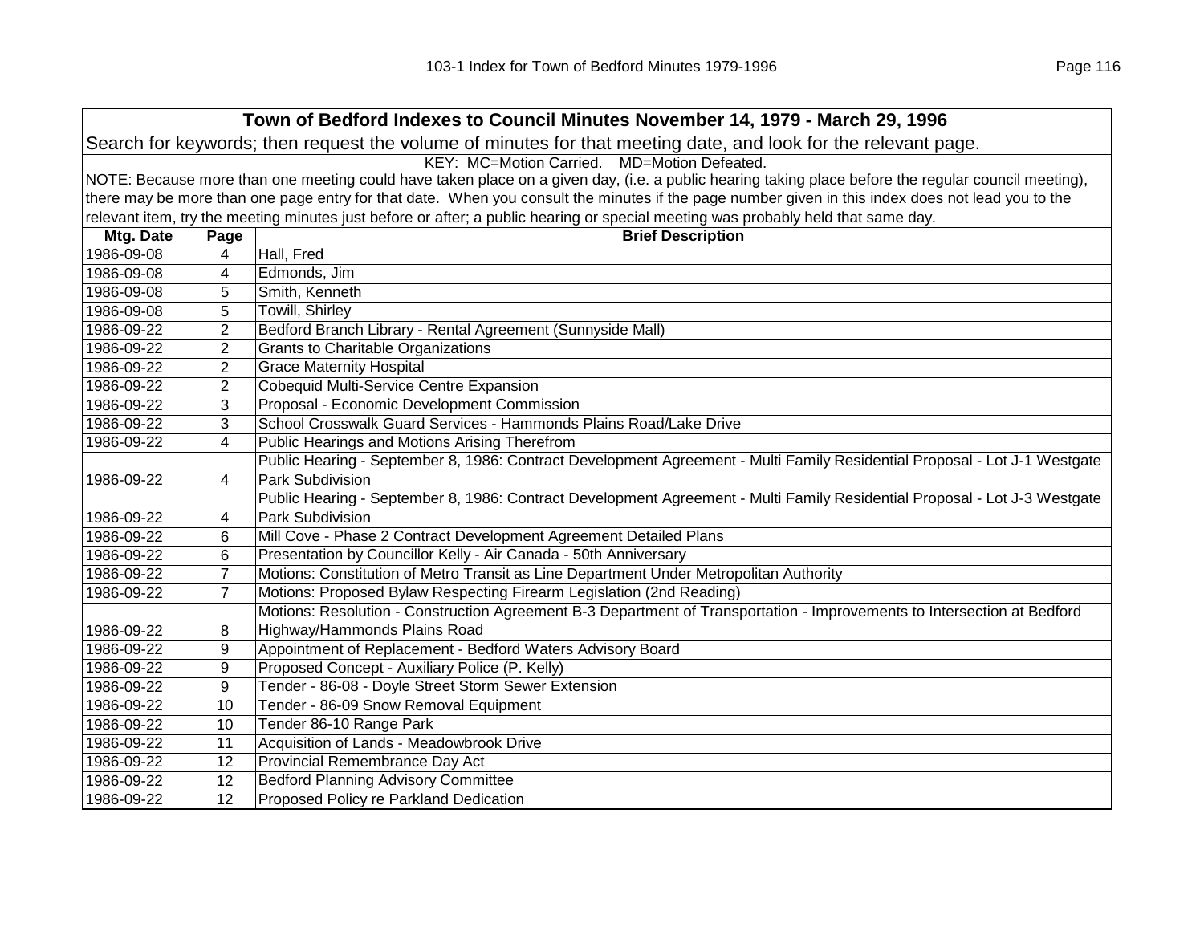| Town of Bedford Indexes to Council Minutes November 14, 1979 - March 29, 1996 | | |
|---|---|---|
| Search for keywords; then request the volume of minutes for that meeting date, and look for the relevant page. | | |
| KEY: MC=Motion Carried. MD=Motion Defeated. | | |
| NOTE: Because more than one meeting could have taken place on a given day, (i.e. a public hearing taking place before the regular council meeting), there may be more than one page entry for that date. When you consult the minutes if the page number given in this index does not lead you to the relevant item, try the meeting minutes just before or after; a public hearing or special meeting was probably held that same day. | | |
| **Mtg. Date** | **Page** | **Brief Description** |
| 1986-09-08 | 4 | Hall, Fred |
| 1986-09-08 | 4 | Edmonds, Jim |
| 1986-09-08 | 5 | Smith, Kenneth |
| 1986-09-08 | 5 | Towill, Shirley |
| 1986-09-22 | 2 | Bedford Branch Library - Rental Agreement (Sunnyside Mall) |
| 1986-09-22 | 2 | Grants to Charitable Organizations |
| 1986-09-22 | 2 | Grace Maternity Hospital |
| 1986-09-22 | 2 | Cobequid Multi-Service Centre Expansion |
| 1986-09-22 | 3 | Proposal - Economic Development Commission |
| 1986-09-22 | 3 | School Crosswalk Guard Services - Hammonds Plains Road/Lake Drive |
| 1986-09-22 | 4 | Public Hearings and Motions Arising Therefrom |
| 1986-09-22 | 4 | Public Hearing - September 8, 1986: Contract Development Agreement - Multi Family Residential Proposal - Lot J-1 Westgate Park Subdivision |
| 1986-09-22 | 4 | Public Hearing - September 8, 1986: Contract Development Agreement - Multi Family Residential Proposal - Lot J-3 Westgate Park Subdivision |
| 1986-09-22 | 6 | Mill Cove - Phase 2 Contract Development Agreement Detailed Plans |
| 1986-09-22 | 6 | Presentation by Councillor Kelly - Air Canada - 50th Anniversary |
| 1986-09-22 | 7 | Motions: Constitution of Metro Transit as Line Department Under Metropolitan Authority |
| 1986-09-22 | 7 | Motions: Proposed Bylaw Respecting Firearm Legislation (2nd Reading) |
| 1986-09-22 | 8 | Motions: Resolution - Construction Agreement B-3 Department of Transportation - Improvements to Intersection at Bedford Highway/Hammonds Plains Road |
| 1986-09-22 | 9 | Appointment of Replacement - Bedford Waters Advisory Board |
| 1986-09-22 | 9 | Proposed Concept - Auxiliary Police (P. Kelly) |
| 1986-09-22 | 9 | Tender - 86-08 - Doyle Street Storm Sewer Extension |
| 1986-09-22 | 10 | Tender - 86-09 Snow Removal Equipment |
| 1986-09-22 | 10 | Tender 86-10 Range Park |
| 1986-09-22 | 11 | Acquisition of Lands - Meadowbrook Drive |
| 1986-09-22 | 12 | Provincial Remembrance Day Act |
| 1986-09-22 | 12 | Bedford Planning Advisory Committee |
| 1986-09-22 | 12 | Proposed Policy re Parkland Dedication |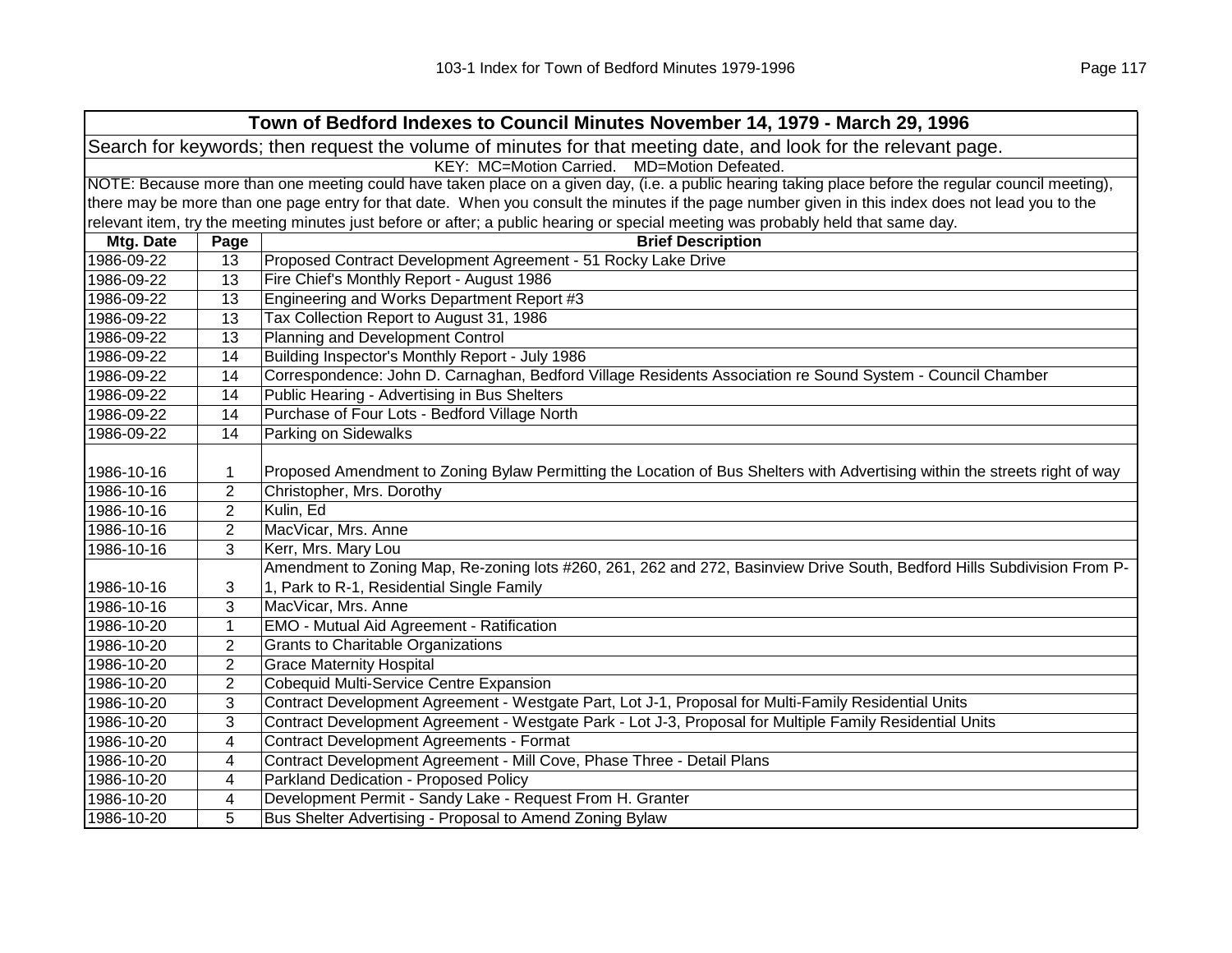## Town of Bedford Indexes to Council Minutes November 14, 1979 - March 29, 1996

Search for keywords; then request the volume of minutes for that meeting date, and look for the relevant page.

KEY: MC=Motion Carried. MD=Motion Defeated.

NOTE: Because more than one meeting could have taken place on a given day, (i.e. a public hearing taking place before the regular council meeting), there may be more than one page entry for that date. When you consult the minutes if the page number given in this index does not lead you to the relevant item, try the meeting minutes just before or after; a public hearing or special meeting was probably held that same day.

| Mtg. Date | Page | Brief Description |
|---|---|---|
| 1986-09-22 | 13 | Proposed Contract Development Agreement - 51 Rocky Lake Drive |
| 1986-09-22 | 13 | Fire Chief's Monthly Report - August 1986 |
| 1986-09-22 | 13 | Engineering and Works Department Report #3 |
| 1986-09-22 | 13 | Tax Collection Report to August 31, 1986 |
| 1986-09-22 | 13 | Planning and Development Control |
| 1986-09-22 | 14 | Building Inspector's Monthly Report - July 1986 |
| 1986-09-22 | 14 | Correspondence: John D. Carnaghan, Bedford Village Residents Association re Sound System - Council Chamber |
| 1986-09-22 | 14 | Public Hearing - Advertising in Bus Shelters |
| 1986-09-22 | 14 | Purchase of Four Lots - Bedford Village North |
| 1986-09-22 | 14 | Parking on Sidewalks |
| 1986-10-16 | 1 | Proposed Amendment to Zoning Bylaw Permitting the Location of Bus Shelters with Advertising within the streets right of way |
| 1986-10-16 | 2 | Christopher, Mrs. Dorothy |
| 1986-10-16 | 2 | Kulin, Ed |
| 1986-10-16 | 2 | MacVicar, Mrs. Anne |
| 1986-10-16 | 3 | Kerr, Mrs. Mary Lou |
| 1986-10-16 | 3 | Amendment to Zoning Map, Re-zoning lots #260, 261, 262 and 272, Basinview Drive South, Bedford Hills Subdivision From P-1, Park to R-1, Residential Single Family |
| 1986-10-16 | 3 | MacVicar, Mrs. Anne |
| 1986-10-20 | 1 | EMO - Mutual Aid Agreement - Ratification |
| 1986-10-20 | 2 | Grants to Charitable Organizations |
| 1986-10-20 | 2 | Grace Maternity Hospital |
| 1986-10-20 | 2 | Cobequid Multi-Service Centre Expansion |
| 1986-10-20 | 3 | Contract Development Agreement - Westgate Part, Lot J-1, Proposal for Multi-Family Residential Units |
| 1986-10-20 | 3 | Contract Development Agreement - Westgate Park - Lot J-3, Proposal for Multiple Family Residential Units |
| 1986-10-20 | 4 | Contract Development Agreements - Format |
| 1986-10-20 | 4 | Contract Development Agreement - Mill Cove, Phase Three - Detail Plans |
| 1986-10-20 | 4 | Parkland Dedication - Proposed Policy |
| 1986-10-20 | 4 | Development Permit - Sandy Lake - Request From H. Granter |
| 1986-10-20 | 5 | Bus Shelter Advertising - Proposal to Amend Zoning Bylaw |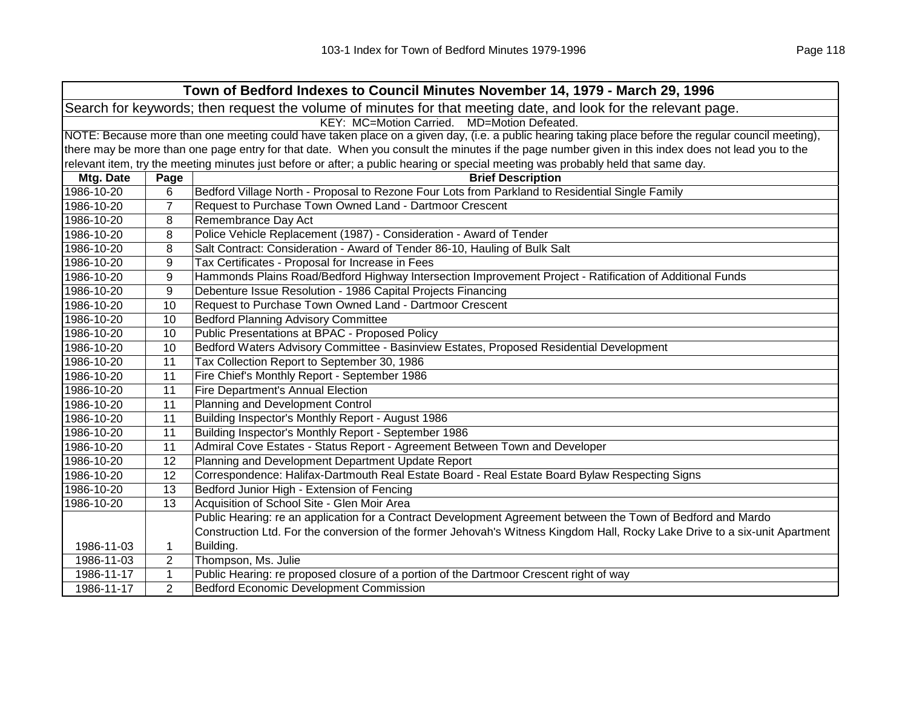| Town of Bedford Indexes to Council Minutes November 14, 1979 - March 29, 1996 | | |
|---|---|---|
| Search for keywords; then request the volume of minutes for that meeting date, and look for the relevant page. | | |
| KEY: MC=Motion Carried. MD=Motion Defeated. | | |
| NOTE: Because more than one meeting could have taken place on a given day, (i.e. a public hearing taking place before the regular council meeting), there may be more than one page entry for that date. When you consult the minutes if the page number given in this index does not lead you to the relevant item, try the meeting minutes just before or after; a public hearing or special meeting was probably held that same day. | | |
| **Mtg. Date** | **Page** | **Brief Description** |
| 1986-10-20 | 6 | Bedford Village North - Proposal to Rezone Four Lots from Parkland to Residential Single Family |
| 1986-10-20 | 7 | Request to Purchase Town Owned Land - Dartmoor Crescent |
| 1986-10-20 | 8 | Remembrance Day Act |
| 1986-10-20 | 8 | Police Vehicle Replacement (1987) - Consideration - Award of Tender |
| 1986-10-20 | 8 | Salt Contract: Consideration - Award of Tender 86-10, Hauling of Bulk Salt |
| 1986-10-20 | 9 | Tax Certificates - Proposal for Increase in Fees |
| 1986-10-20 | 9 | Hammonds Plains Road/Bedford Highway Intersection Improvement Project - Ratification of Additional Funds |
| 1986-10-20 | 9 | Debenture Issue Resolution - 1986 Capital Projects Financing |
| 1986-10-20 | 10 | Request to Purchase Town Owned Land - Dartmoor Crescent |
| 1986-10-20 | 10 | Bedford Planning Advisory Committee |
| 1986-10-20 | 10 | Public Presentations at BPAC - Proposed Policy |
| 1986-10-20 | 10 | Bedford Waters Advisory Committee - Basinview Estates, Proposed Residential Development |
| 1986-10-20 | 11 | Tax Collection Report to September 30, 1986 |
| 1986-10-20 | 11 | Fire Chief's Monthly Report - September 1986 |
| 1986-10-20 | 11 | Fire Department's Annual Election |
| 1986-10-20 | 11 | Planning and Development Control |
| 1986-10-20 | 11 | Building Inspector's Monthly Report - August 1986 |
| 1986-10-20 | 11 | Building Inspector's Monthly Report - September 1986 |
| 1986-10-20 | 11 | Admiral Cove Estates - Status Report - Agreement Between Town and Developer |
| 1986-10-20 | 12 | Planning and Development Department Update Report |
| 1986-10-20 | 12 | Correspondence: Halifax-Dartmouth Real Estate Board - Real Estate Board Bylaw Respecting Signs |
| 1986-10-20 | 13 | Bedford Junior High - Extension of Fencing |
| 1986-10-20 | 13 | Acquisition of School Site - Glen Moir Area |
| 1986-11-03 | 1 | Public Hearing: re an application for a Contract Development Agreement between the Town of Bedford and Mardo Construction Ltd. For the conversion of the former Jehovah's Witness Kingdom Hall, Rocky Lake Drive to a six-unit Apartment Building. |
| 1986-11-03 | 2 | Thompson, Ms. Julie |
| 1986-11-17 | 1 | Public Hearing: re proposed closure of a portion of the Dartmoor Crescent right of way |
| 1986-11-17 | 2 | Bedford Economic Development Commission |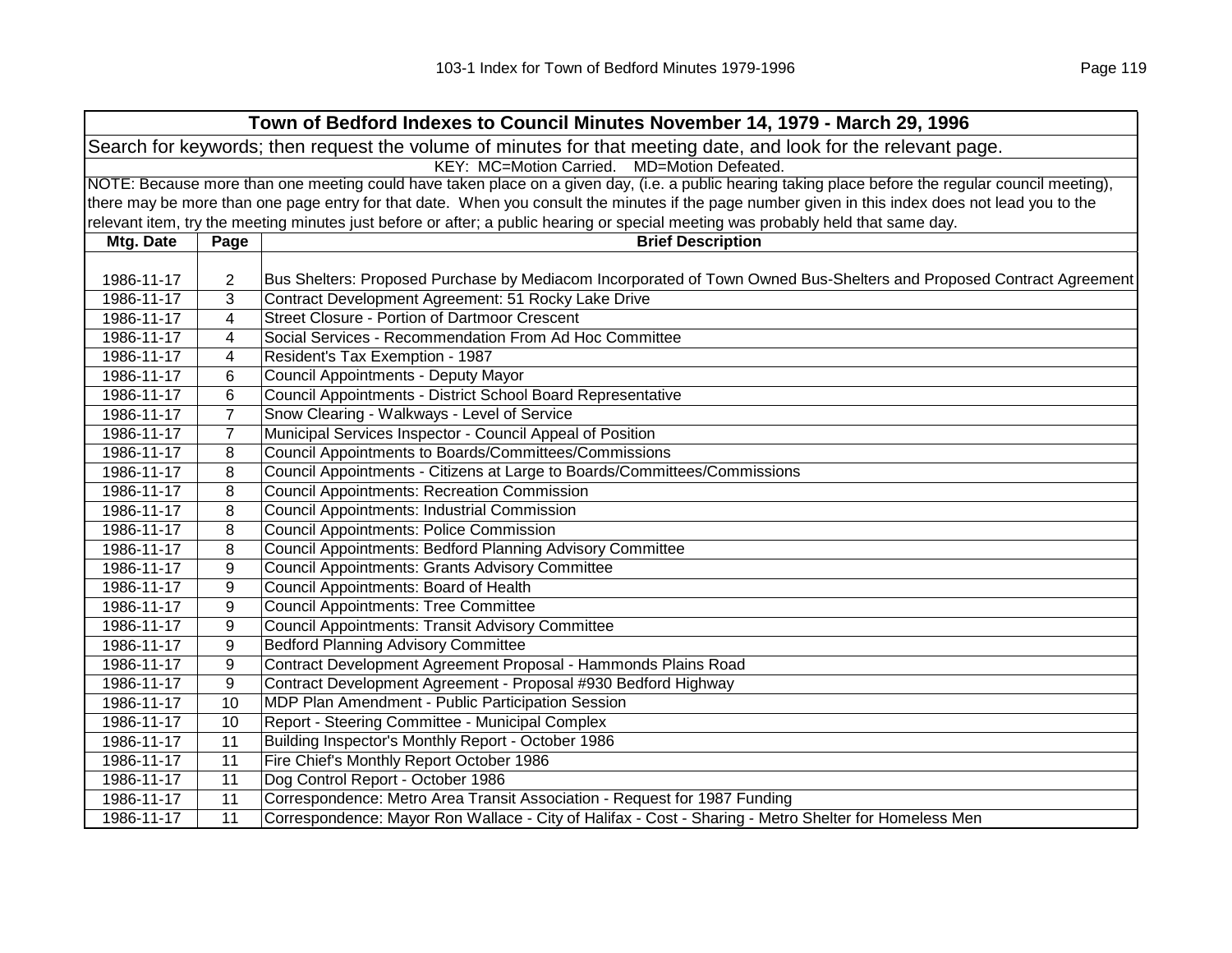| Town of Bedford Indexes to Council Minutes November 14, 1979 - March 29, 1996 | | |
|---|---|---|
| Search for keywords; then request the volume of minutes for that meeting date, and look for the relevant page. | | |
| KEY: MC=Motion Carried. MD=Motion Defeated. | | |
| NOTE: Because more than one meeting could have taken place on a given day, (i.e. a public hearing taking place before the regular council meeting), there may be more than one page entry for that date. When you consult the minutes if the page number given in this index does not lead you to the relevant item, try the meeting minutes just before or after; a public hearing or special meeting was probably held that same day. | | |
| **Mtg. Date** | **Page** | **Brief Description** |
| 1986-11-17 | 2 | Bus Shelters: Proposed Purchase by Mediacom Incorporated of Town Owned Bus-Shelters and Proposed Contract Agreement |
| 1986-11-17 | 3 | Contract Development Agreement: 51 Rocky Lake Drive |
| 1986-11-17 | 4 | Street Closure - Portion of Dartmoor Crescent |
| 1986-11-17 | 4 | Social Services - Recommendation From Ad Hoc Committee |
| 1986-11-17 | 4 | Resident's Tax Exemption - 1987 |
| 1986-11-17 | 6 | Council Appointments - Deputy Mayor |
| 1986-11-17 | 6 | Council Appointments - District School Board Representative |
| 1986-11-17 | 7 | Snow Clearing - Walkways - Level of Service |
| 1986-11-17 | 7 | Municipal Services Inspector - Council Appeal of Position |
| 1986-11-17 | 8 | Council Appointments to Boards/Committees/Commissions |
| 1986-11-17 | 8 | Council Appointments - Citizens at Large to Boards/Committees/Commissions |
| 1986-11-17 | 8 | Council Appointments: Recreation Commission |
| 1986-11-17 | 8 | Council Appointments: Industrial Commission |
| 1986-11-17 | 8 | Council Appointments: Police Commission |
| 1986-11-17 | 8 | Council Appointments: Bedford Planning Advisory Committee |
| 1986-11-17 | 9 | Council Appointments: Grants Advisory Committee |
| 1986-11-17 | 9 | Council Appointments: Board of Health |
| 1986-11-17 | 9 | Council Appointments: Tree Committee |
| 1986-11-17 | 9 | Council Appointments: Transit Advisory Committee |
| 1986-11-17 | 9 | Bedford Planning Advisory Committee |
| 1986-11-17 | 9 | Contract Development Agreement Proposal - Hammonds Plains Road |
| 1986-11-17 | 9 | Contract Development Agreement - Proposal #930 Bedford Highway |
| 1986-11-17 | 10 | MDP Plan Amendment - Public Participation Session |
| 1986-11-17 | 10 | Report - Steering Committee - Municipal Complex |
| 1986-11-17 | 11 | Building Inspector's Monthly Report - October 1986 |
| 1986-11-17 | 11 | Fire Chief's Monthly Report October 1986 |
| 1986-11-17 | 11 | Dog Control Report - October 1986 |
| 1986-11-17 | 11 | Correspondence: Metro Area Transit Association - Request for 1987 Funding |
| 1986-11-17 | 11 | Correspondence: Mayor Ron Wallace - City of Halifax - Cost - Sharing - Metro Shelter for Homeless Men |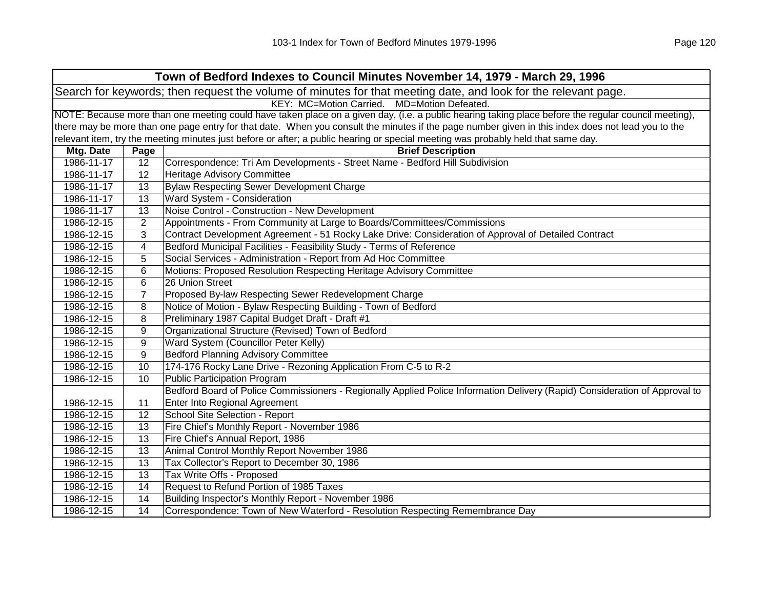| Town of Bedford Indexes to Council Minutes November 14, 1979 - March 29, 1996 | | |
|---|---|---|
| Search for keywords; then request the volume of minutes for that meeting date, and look for the relevant page. | | |
| KEY: MC=Motion Carried. MD=Motion Defeated. | | |
| NOTE: Because more than one meeting could have taken place on a given day, (i.e. a public hearing taking place before the regular council meeting), there may be more than one page entry for that date. When you consult the minutes if the page number given in this index does not lead you to the relevant item, try the meeting minutes just before or after; a public hearing or special meeting was probably held that same day. | | |
| **Mtg. Date** | **Page** | **Brief Description** |
| 1986-11-17 | 12 | Correspondence: Tri Am Developments - Street Name - Bedford Hill Subdivision |
| 1986-11-17 | 12 | Heritage Advisory Committee |
| 1986-11-17 | 13 | Bylaw Respecting Sewer Development Charge |
| 1986-11-17 | 13 | Ward System - Consideration |
| 1986-11-17 | 13 | Noise Control - Construction - New Development |
| 1986-12-15 | 2 | Appointments - From Community at Large to Boards/Committees/Commissions |
| 1986-12-15 | 3 | Contract Development Agreement - 51 Rocky Lake Drive: Consideration of Approval of Detailed Contract |
| 1986-12-15 | 4 | Bedford Municipal Facilities - Feasibility Study - Terms of Reference |
| 1986-12-15 | 5 | Social Services - Administration - Report from Ad Hoc Committee |
| 1986-12-15 | 6 | Motions: Proposed Resolution Respecting Heritage Advisory Committee |
| 1986-12-15 | 6 | 26 Union Street |
| 1986-12-15 | 7 | Proposed By-law Respecting Sewer Redevelopment Charge |
| 1986-12-15 | 8 | Notice of Motion - Bylaw Respecting Building - Town of Bedford |
| 1986-12-15 | 8 | Preliminary 1987 Capital Budget Draft - Draft #1 |
| 1986-12-15 | 9 | Organizational Structure (Revised) Town of Bedford |
| 1986-12-15 | 9 | Ward System (Councillor Peter Kelly) |
| 1986-12-15 | 9 | Bedford Planning Advisory Committee |
| 1986-12-15 | 10 | 174-176 Rocky Lane Drive - Rezoning Application From C-5 to R-2 |
| 1986-12-15 | 10 | Public Participation Program |
| 1986-12-15 | 11 | Bedford Board of Police Commissioners - Regionally Applied Police Information Delivery (Rapid) Consideration of Approval to Enter Into Regional Agreement |
| 1986-12-15 | 12 | School Site Selection - Report |
| 1986-12-15 | 13 | Fire Chief's Monthly Report - November 1986 |
| 1986-12-15 | 13 | Fire Chief's Annual Report, 1986 |
| 1986-12-15 | 13 | Animal Control Monthly Report November 1986 |
| 1986-12-15 | 13 | Tax Collector's Report to December 30, 1986 |
| 1986-12-15 | 13 | Tax Write Offs - Proposed |
| 1986-12-15 | 14 | Request to Refund Portion of 1985 Taxes |
| 1986-12-15 | 14 | Building Inspector's Monthly Report - November 1986 |
| 1986-12-15 | 14 | Correspondence: Town of New Waterford - Resolution Respecting Remembrance Day |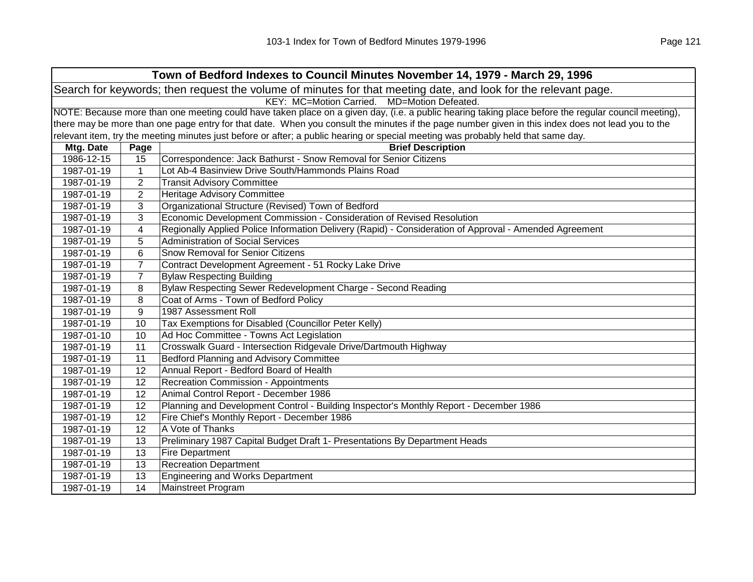| Town of Bedford Indexes to Council Minutes November 14, 1979 - March 29, 1996 | | |
|---|---|---|
| Search for keywords; then request the volume of minutes for that meeting date, and look for the relevant page. | | |
| KEY: MC=Motion Carried. MD=Motion Defeated. | | |
| NOTE: Because more than one meeting could have taken place on a given day, (i.e. a public hearing taking place before the regular council meeting), there may be more than one page entry for that date. When you consult the minutes if the page number given in this index does not lead you to the relevant item, try the meeting minutes just before or after; a public hearing or special meeting was probably held that same day. | | |
| **Mtg. Date** | **Page** | **Brief Description** |
| 1986-12-15 | 15 | Correspondence: Jack Bathurst - Snow Removal for Senior Citizens |
| 1987-01-19 | 1 | Lot Ab-4 Basinview Drive South/Hammonds Plains Road |
| 1987-01-19 | 2 | Transit Advisory Committee |
| 1987-01-19 | 2 | Heritage Advisory Committee |
| 1987-01-19 | 3 | Organizational Structure (Revised) Town of Bedford |
| 1987-01-19 | 3 | Economic Development Commission - Consideration of Revised Resolution |
| 1987-01-19 | 4 | Regionally Applied Police Information Delivery (Rapid) - Consideration of Approval - Amended Agreement |
| 1987-01-19 | 5 | Administration of Social Services |
| 1987-01-19 | 6 | Snow Removal for Senior Citizens |
| 1987-01-19 | 7 | Contract Development Agreement - 51 Rocky Lake Drive |
| 1987-01-19 | 7 | Bylaw Respecting Building |
| 1987-01-19 | 8 | Bylaw Respecting Sewer Redevelopment Charge - Second Reading |
| 1987-01-19 | 8 | Coat of Arms - Town of Bedford Policy |
| 1987-01-19 | 9 | 1987 Assessment Roll |
| 1987-01-19 | 10 | Tax Exemptions for Disabled (Councillor Peter Kelly) |
| 1987-01-10 | 10 | Ad Hoc Committee - Towns Act Legislation |
| 1987-01-19 | 11 | Crosswalk Guard - Intersection Ridgevale Drive/Dartmouth Highway |
| 1987-01-19 | 11 | Bedford Planning and Advisory Committee |
| 1987-01-19 | 12 | Annual Report - Bedford Board of Health |
| 1987-01-19 | 12 | Recreation Commission - Appointments |
| 1987-01-19 | 12 | Animal Control Report - December 1986 |
| 1987-01-19 | 12 | Planning and Development Control - Building Inspector's Monthly Report - December 1986 |
| 1987-01-19 | 12 | Fire Chief's Monthly Report - December 1986 |
| 1987-01-19 | 12 | A Vote of Thanks |
| 1987-01-19 | 13 | Preliminary 1987 Capital Budget Draft 1- Presentations By Department Heads |
| 1987-01-19 | 13 | Fire Department |
| 1987-01-19 | 13 | Recreation Department |
| 1987-01-19 | 13 | Engineering and Works Department |
| 1987-01-19 | 14 | Mainstreet Program |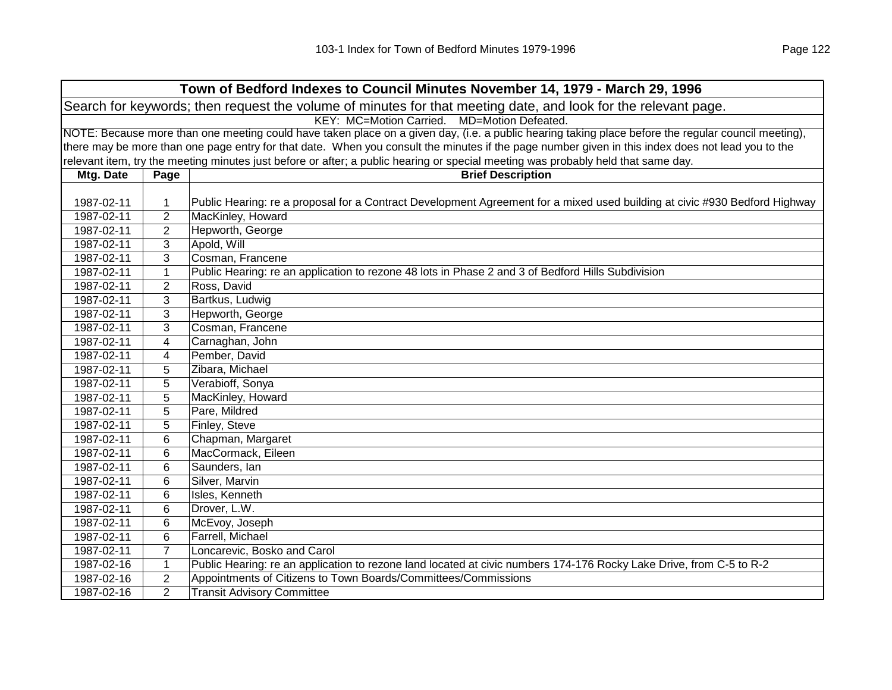| Town of Bedford Indexes to Council Minutes November 14, 1979 - March 29, 1996 | | |
|---|---|---|
| Search for keywords; then request the volume of minutes for that meeting date, and look for the relevant page. | | |
| KEY: MC=Motion Carried. MD=Motion Defeated. | | |
| NOTE: Because more than one meeting could have taken place on a given day, (i.e. a public hearing taking place before the regular council meeting), there may be more than one page entry for that date. When you consult the minutes if the page number given in this index does not lead you to the relevant item, try the meeting minutes just before or after; a public hearing or special meeting was probably held that same day. | | |
| **Mtg. Date** | **Page** | **Brief Description** |
| 1987-02-11 | 1 | Public Hearing: re a proposal for a Contract Development Agreement for a mixed used building at civic #930 Bedford Highway |
| 1987-02-11 | 2 | MacKinley, Howard |
| 1987-02-11 | 2 | Hepworth, George |
| 1987-02-11 | 3 | Apold, Will |
| 1987-02-11 | 3 | Cosman, Francene |
| 1987-02-11 | 1 | Public Hearing: re an application to rezone 48 lots in Phase 2 and 3 of Bedford Hills Subdivision |
| 1987-02-11 | 2 | Ross, David |
| 1987-02-11 | 3 | Bartkus, Ludwig |
| 1987-02-11 | 3 | Hepworth, George |
| 1987-02-11 | 3 | Cosman, Francene |
| 1987-02-11 | 4 | Carnaghan, John |
| 1987-02-11 | 4 | Pember, David |
| 1987-02-11 | 5 | Zibara, Michael |
| 1987-02-11 | 5 | Verabioff, Sonya |
| 1987-02-11 | 5 | MacKinley, Howard |
| 1987-02-11 | 5 | Pare, Mildred |
| 1987-02-11 | 5 | Finley, Steve |
| 1987-02-11 | 6 | Chapman, Margaret |
| 1987-02-11 | 6 | MacCormack, Eileen |
| 1987-02-11 | 6 | Saunders, Ian |
| 1987-02-11 | 6 | Silver, Marvin |
| 1987-02-11 | 6 | Isles, Kenneth |
| 1987-02-11 | 6 | Drover, L.W. |
| 1987-02-11 | 6 | McEvoy, Joseph |
| 1987-02-11 | 6 | Farrell, Michael |
| 1987-02-11 | 7 | Loncarevic, Bosko and Carol |
| 1987-02-16 | 1 | Public Hearing: re an application to rezone land located at civic numbers 174-176 Rocky Lake Drive, from C-5 to R-2 |
| 1987-02-16 | 2 | Appointments of Citizens to Town Boards/Committees/Commissions |
| 1987-02-16 | 2 | Transit Advisory Committee |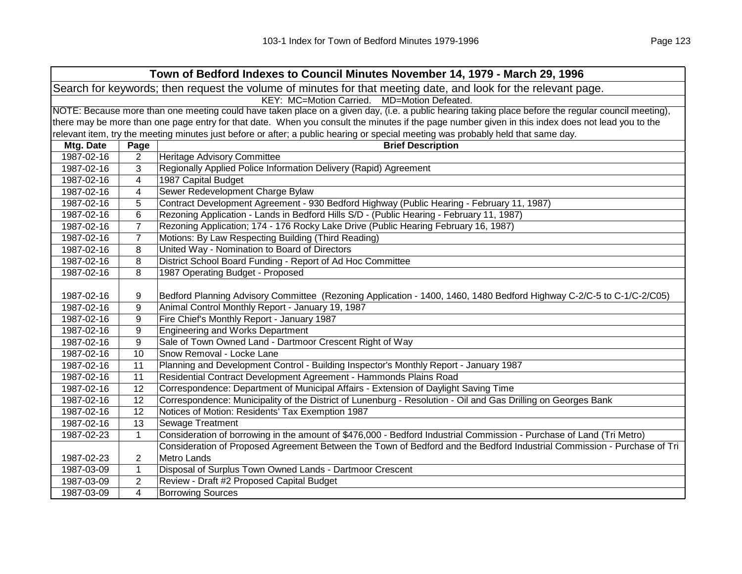| Town of Bedford Indexes to Council Minutes November 14, 1979 - March 29, 1996 | | |
|---|---|---|
| Search for keywords; then request the volume of minutes for that meeting date, and look for the relevant page. | | |
| KEY: MC=Motion Carried. MD=Motion Defeated. | | |
| NOTE: Because more than one meeting could have taken place on a given day, (i.e. a public hearing taking place before the regular council meeting), there may be more than one page entry for that date. When you consult the minutes if the page number given in this index does not lead you to the relevant item, try the meeting minutes just before or after; a public hearing or special meeting was probably held that same day. | | |
| **Mtg. Date** | **Page** | **Brief Description** |
| 1987-02-16 | 2 | Heritage Advisory Committee |
| 1987-02-16 | 3 | Regionally Applied Police Information Delivery (Rapid) Agreement |
| 1987-02-16 | 4 | 1987 Capital Budget |
| 1987-02-16 | 4 | Sewer Redevelopment Charge Bylaw |
| 1987-02-16 | 5 | Contract Development Agreement - 930 Bedford Highway (Public Hearing - February 11, 1987) |
| 1987-02-16 | 6 | Rezoning Application - Lands in Bedford Hills S/D - (Public Hearing - February 11, 1987) |
| 1987-02-16 | 7 | Rezoning Application; 174 - 176 Rocky Lake Drive (Public Hearing February 16, 1987) |
| 1987-02-16 | 7 | Motions: By Law Respecting Building (Third Reading) |
| 1987-02-16 | 8 | United Way - Nomination to Board of Directors |
| 1987-02-16 | 8 | District School Board Funding - Report of Ad Hoc Committee |
| 1987-02-16 | 8 | 1987 Operating Budget - Proposed |
| 1987-02-16 | 9 | Bedford Planning Advisory Committee (Rezoning Application - 1400, 1460, 1480 Bedford Highway C-2/C-5 to C-1/C-2/C05) |
| 1987-02-16 | 9 | Animal Control Monthly Report - January 19, 1987 |
| 1987-02-16 | 9 | Fire Chief's Monthly Report - January 1987 |
| 1987-02-16 | 9 | Engineering and Works Department |
| 1987-02-16 | 9 | Sale of Town Owned Land - Dartmoor Crescent Right of Way |
| 1987-02-16 | 10 | Snow Removal - Locke Lane |
| 1987-02-16 | 11 | Planning and Development Control - Building Inspector's Monthly Report - January 1987 |
| 1987-02-16 | 11 | Residential Contract Development Agreement - Hammonds Plains Road |
| 1987-02-16 | 12 | Correspondence: Department of Municipal Affairs - Extension of Daylight Saving Time |
| 1987-02-16 | 12 | Correspondence: Municipality of the District of Lunenburg - Resolution - Oil and Gas Drilling on Georges Bank |
| 1987-02-16 | 12 | Notices of Motion: Residents' Tax Exemption 1987 |
| 1987-02-16 | 13 | Sewage Treatment |
| 1987-02-23 | 1 | Consideration of borrowing in the amount of $476,000 - Bedford Industrial Commission - Purchase of Land (Tri Metro) |
| 1987-02-23 | 2 | Consideration of Proposed Agreement Between the Town of Bedford and the Bedford Industrial Commission - Purchase of Tri Metro Lands |
| 1987-03-09 | 1 | Disposal of Surplus Town Owned Lands - Dartmoor Crescent |
| 1987-03-09 | 2 | Review - Draft #2 Proposed Capital Budget |
| 1987-03-09 | 4 | Borrowing Sources |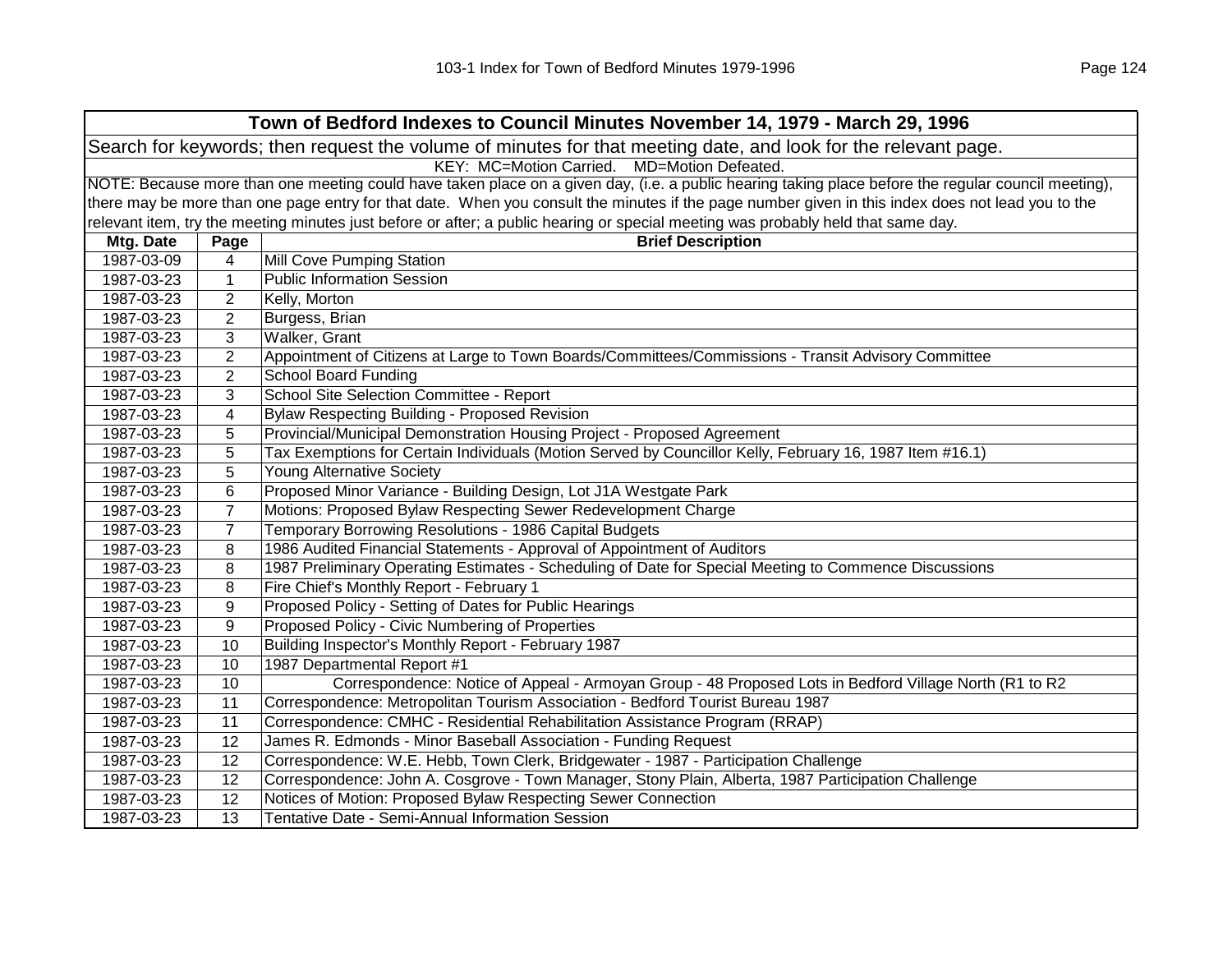| Town of Bedford Indexes to Council Minutes November 14, 1979 - March 29, 1996 | | |
|---|---|---|
| Search for keywords; then request the volume of minutes for that meeting date, and look for the relevant page. | | |
| KEY: MC=Motion Carried. MD=Motion Defeated. | | |
| NOTE: Because more than one meeting could have taken place on a given day, (i.e. a public hearing taking place before the regular council meeting), there may be more than one page entry for that date. When you consult the minutes if the page number given in this index does not lead you to the relevant item, try the meeting minutes just before or after; a public hearing or special meeting was probably held that same day. | | |
| **Mtg. Date** | **Page** | **Brief Description** |
| 1987-03-09 | 4 | Mill Cove Pumping Station |
| 1987-03-23 | 1 | Public Information Session |
| 1987-03-23 | 2 | Kelly, Morton |
| 1987-03-23 | 2 | Burgess, Brian |
| 1987-03-23 | 3 | Walker, Grant |
| 1987-03-23 | 2 | Appointment of Citizens at Large to Town Boards/Committees/Commissions - Transit Advisory Committee |
| 1987-03-23 | 2 | School Board Funding |
| 1987-03-23 | 3 | School Site Selection Committee - Report |
| 1987-03-23 | 4 | Bylaw Respecting Building - Proposed Revision |
| 1987-03-23 | 5 | Provincial/Municipal Demonstration Housing Project - Proposed Agreement |
| 1987-03-23 | 5 | Tax Exemptions for Certain Individuals (Motion Served by Councillor Kelly, February 16, 1987 Item #16.1) |
| 1987-03-23 | 5 | Young Alternative Society |
| 1987-03-23 | 6 | Proposed Minor Variance - Building Design, Lot J1A Westgate Park |
| 1987-03-23 | 7 | Motions: Proposed Bylaw Respecting Sewer Redevelopment Charge |
| 1987-03-23 | 7 | Temporary Borrowing Resolutions - 1986 Capital Budgets |
| 1987-03-23 | 8 | 1986 Audited Financial Statements - Approval of Appointment of Auditors |
| 1987-03-23 | 8 | 1987 Preliminary Operating Estimates - Scheduling of Date for Special Meeting to Commence Discussions |
| 1987-03-23 | 8 | Fire Chief's Monthly Report - February 1 |
| 1987-03-23 | 9 | Proposed Policy - Setting of Dates for Public Hearings |
| 1987-03-23 | 9 | Proposed Policy - Civic Numbering of Properties |
| 1987-03-23 | 10 | Building Inspector's Monthly Report - February 1987 |
| 1987-03-23 | 10 | 1987 Departmental Report #1 |
| 1987-03-23 | 10 | Correspondence: Notice of Appeal - Armoyan Group - 48 Proposed Lots in Bedford Village North (R1 to R2 |
| 1987-03-23 | 11 | Correspondence: Metropolitan Tourism Association - Bedford Tourist Bureau 1987 |
| 1987-03-23 | 11 | Correspondence: CMHC - Residential Rehabilitation Assistance Program (RRAP) |
| 1987-03-23 | 12 | James R. Edmonds - Minor Baseball Association - Funding Request |
| 1987-03-23 | 12 | Correspondence: W.E. Hebb, Town Clerk, Bridgewater - 1987 - Participation Challenge |
| 1987-03-23 | 12 | Correspondence: John A. Cosgrove - Town Manager, Stony Plain, Alberta, 1987 Participation Challenge |
| 1987-03-23 | 12 | Notices of Motion: Proposed Bylaw Respecting Sewer Connection |
| 1987-03-23 | 13 | Tentative Date - Semi-Annual Information Session |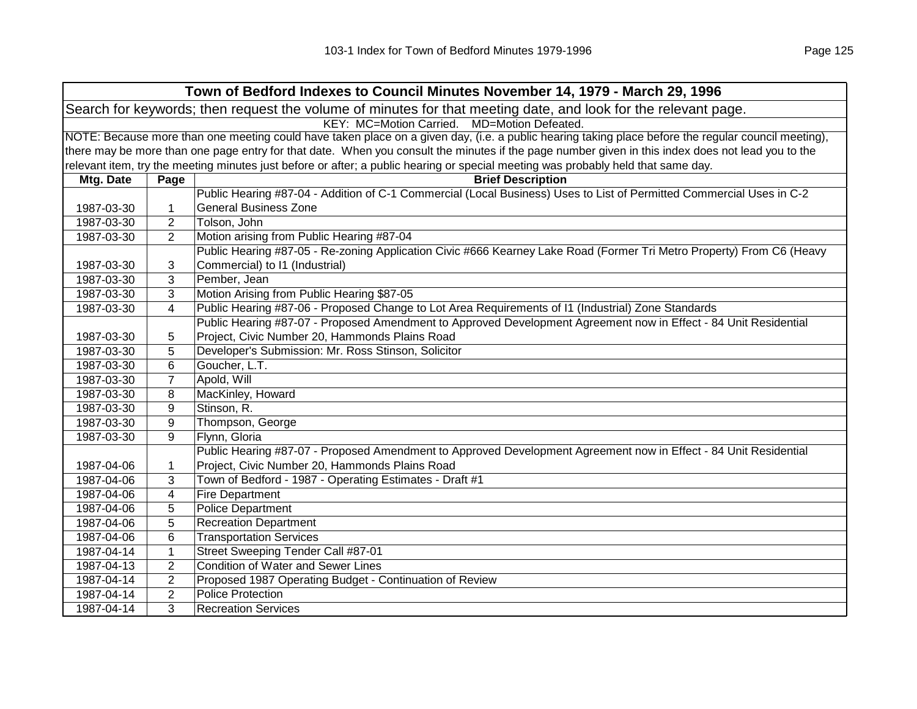| Town of Bedford Indexes to Council Minutes November 14, 1979 - March 29, 1996 | | |
|---|---|---|
| Search for keywords; then request the volume of minutes for that meeting date, and look for the relevant page. | | |
| KEY: MC=Motion Carried. MD=Motion Defeated. | | |
| NOTE: Because more than one meeting could have taken place on a given day, (i.e. a public hearing taking place before the regular council meeting), there may be more than one page entry for that date. When you consult the minutes if the page number given in this index does not lead you to the relevant item, try the meeting minutes just before or after; a public hearing or special meeting was probably held that same day. | | |
| **Mtg. Date** | **Page** | **Brief Description** |
| 1987-03-30 | 1 | Public Hearing #87-04 - Addition of C-1 Commercial (Local Business) Uses to List of Permitted Commercial Uses in C-2 General Business Zone |
| 1987-03-30 | 2 | Tolson, John |
| 1987-03-30 | 2 | Motion arising from Public Hearing #87-04 |
| 1987-03-30 | 3 | Public Hearing #87-05 - Re-zoning Application Civic #666 Kearney Lake Road (Former Tri Metro Property) From C6 (Heavy Commercial) to I1 (Industrial) |
| 1987-03-30 | 3 | Pember, Jean |
| 1987-03-30 | 3 | Motion Arising from Public Hearing $87-05 |
| 1987-03-30 | 4 | Public Hearing #87-06 - Proposed Change to Lot Area Requirements of I1 (Industrial) Zone Standards |
| 1987-03-30 | 5 | Public Hearing #87-07 - Proposed Amendment to Approved Development Agreement now in Effect - 84 Unit Residential Project, Civic Number 20, Hammonds Plains Road |
| 1987-03-30 | 5 | Developer's Submission: Mr. Ross Stinson, Solicitor |
| 1987-03-30 | 6 | Goucher, L.T. |
| 1987-03-30 | 7 | Apold, Will |
| 1987-03-30 | 8 | MacKinley, Howard |
| 1987-03-30 | 9 | Stinson, R. |
| 1987-03-30 | 9 | Thompson, George |
| 1987-03-30 | 9 | Flynn, Gloria |
| 1987-04-06 | 1 | Public Hearing #87-07 - Proposed Amendment to Approved Development Agreement now in Effect - 84 Unit Residential Project, Civic Number 20, Hammonds Plains Road |
| 1987-04-06 | 3 | Town of Bedford - 1987 - Operating Estimates - Draft #1 |
| 1987-04-06 | 4 | Fire Department |
| 1987-04-06 | 5 | Police Department |
| 1987-04-06 | 5 | Recreation Department |
| 1987-04-06 | 6 | Transportation Services |
| 1987-04-14 | 1 | Street Sweeping Tender Call #87-01 |
| 1987-04-13 | 2 | Condition of Water and Sewer Lines |
| 1987-04-14 | 2 | Proposed 1987 Operating Budget - Continuation of Review |
| 1987-04-14 | 2 | Police Protection |
| 1987-04-14 | 3 | Recreation Services |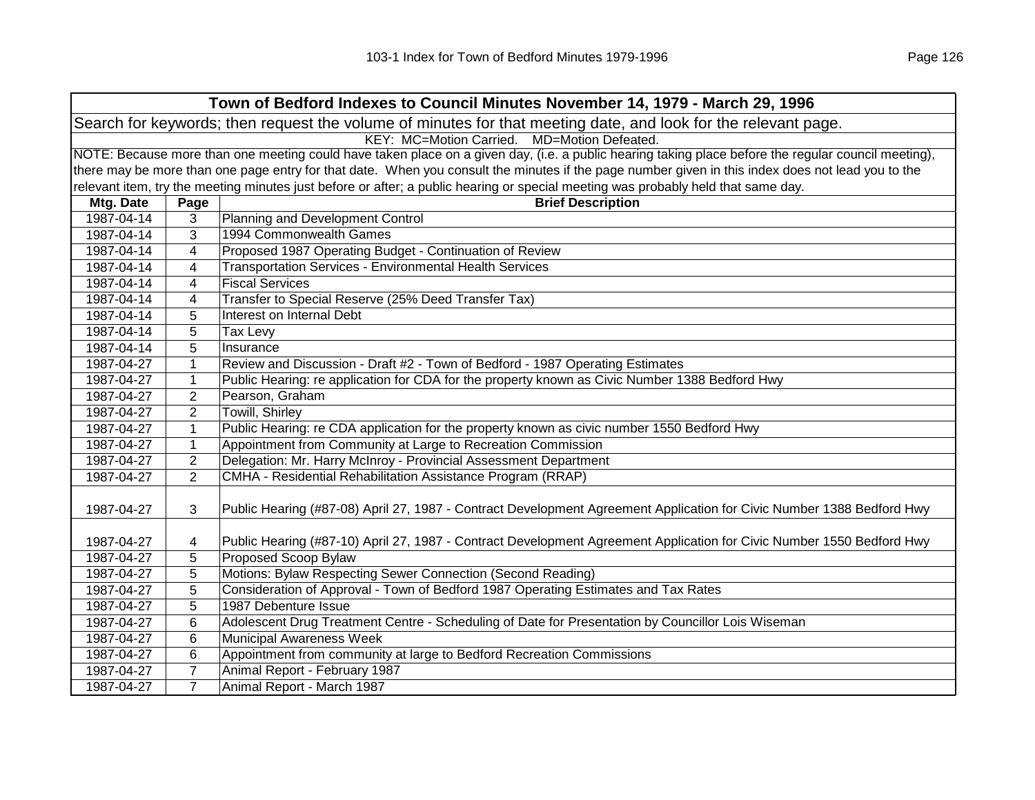| Town of Bedford Indexes to Council Minutes November 14, 1979 - March 29, 1996 | | |
|---|---|---|
| Search for keywords; then request the volume of minutes for that meeting date, and look for the relevant page. | | |
| KEY: MC=Motion Carried. MD=Motion Defeated. | | |
| NOTE: Because more than one meeting could have taken place on a given day, (i.e. a public hearing taking place before the regular council meeting), there may be more than one page entry for that date. When you consult the minutes if the page number given in this index does not lead you to the relevant item, try the meeting minutes just before or after; a public hearing or special meeting was probably held that same day. | | |
| **Mtg. Date** | **Page** | **Brief Description** |
| 1987-04-14 | 3 | Planning and Development Control |
| 1987-04-14 | 3 | 1994 Commonwealth Games |
| 1987-04-14 | 4 | Proposed 1987 Operating Budget - Continuation of Review |
| 1987-04-14 | 4 | Transportation Services - Environmental Health Services |
| 1987-04-14 | 4 | Fiscal Services |
| 1987-04-14 | 4 | Transfer to Special Reserve (25% Deed Transfer Tax) |
| 1987-04-14 | 5 | Interest on Internal Debt |
| 1987-04-14 | 5 | Tax Levy |
| 1987-04-14 | 5 | Insurance |
| 1987-04-27 | 1 | Review and Discussion - Draft #2 - Town of Bedford - 1987 Operating Estimates |
| 1987-04-27 | 1 | Public Hearing: re application for CDA for the property known as Civic Number 1388 Bedford Hwy |
| 1987-04-27 | 2 | Pearson, Graham |
| 1987-04-27 | 2 | Towill, Shirley |
| 1987-04-27 | 1 | Public Hearing: re CDA application for the property known as civic number 1550 Bedford Hwy |
| 1987-04-27 | 1 | Appointment from Community at Large to Recreation Commission |
| 1987-04-27 | 2 | Delegation: Mr. Harry McInroy - Provincial Assessment Department |
| 1987-04-27 | 2 | CMHA - Residential Rehabilitation Assistance Program (RRAP) |
| 1987-04-27 | 3 | Public Hearing (#87-08) April 27, 1987 - Contract Development Agreement Application for Civic Number 1388 Bedford Hwy |
| 1987-04-27 | 4 | Public Hearing (#87-10) April 27, 1987 - Contract Development Agreement Application for Civic Number 1550 Bedford Hwy |
| 1987-04-27 | 5 | Proposed Scoop Bylaw |
| 1987-04-27 | 5 | Motions: Bylaw Respecting Sewer Connection (Second Reading) |
| 1987-04-27 | 5 | Consideration of Approval - Town of Bedford 1987 Operating Estimates and Tax Rates |
| 1987-04-27 | 5 | 1987 Debenture Issue |
| 1987-04-27 | 6 | Adolescent Drug Treatment Centre - Scheduling of Date for Presentation by Councillor Lois Wiseman |
| 1987-04-27 | 6 | Municipal Awareness Week |
| 1987-04-27 | 6 | Appointment from community at large to Bedford Recreation Commissions |
| 1987-04-27 | 7 | Animal Report - February 1987 |
| 1987-04-27 | 7 | Animal Report - March 1987 |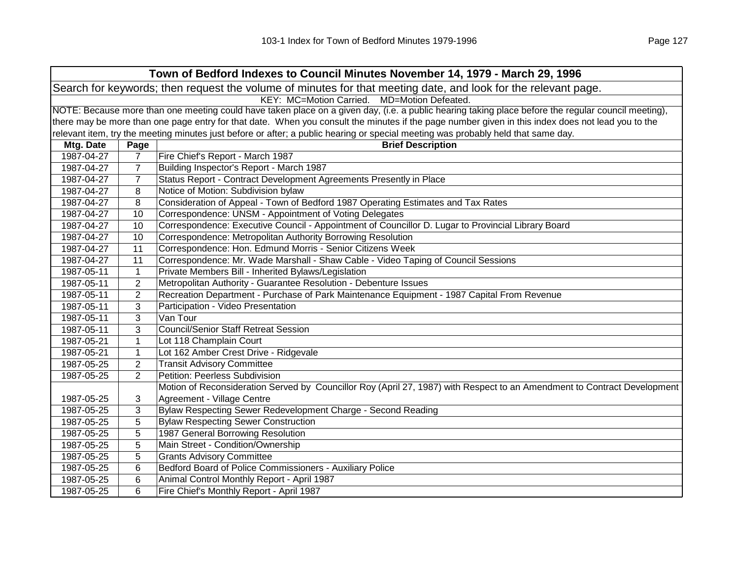| Town of Bedford Indexes to Council Minutes November 14, 1979 - March 29, 1996 | | |
|---|---|---|
| Search for keywords; then request the volume of minutes for that meeting date, and look for the relevant page. | | |
| KEY: MC=Motion Carried. MD=Motion Defeated. | | |
| NOTE: Because more than one meeting could have taken place on a given day, (i.e. a public hearing taking place before the regular council meeting), there may be more than one page entry for that date. When you consult the minutes if the page number given in this index does not lead you to the relevant item, try the meeting minutes just before or after; a public hearing or special meeting was probably held that same day. | | |
| **Mtg. Date** | **Page** | **Brief Description** |
| 1987-04-27 | 7 | Fire Chief's Report - March 1987 |
| 1987-04-27 | 7 | Building Inspector's Report - March 1987 |
| 1987-04-27 | 7 | Status Report - Contract Development Agreements Presently in Place |
| 1987-04-27 | 8 | Notice of Motion: Subdivision bylaw |
| 1987-04-27 | 8 | Consideration of Appeal - Town of Bedford 1987 Operating Estimates and Tax Rates |
| 1987-04-27 | 10 | Correspondence: UNSM - Appointment of Voting Delegates |
| 1987-04-27 | 10 | Correspondence: Executive Council - Appointment of Councillor D. Lugar to Provincial Library Board |
| 1987-04-27 | 10 | Correspondence: Metropolitan Authority Borrowing Resolution |
| 1987-04-27 | 11 | Correspondence: Hon. Edmund Morris - Senior Citizens Week |
| 1987-04-27 | 11 | Correspondence: Mr. Wade Marshall - Shaw Cable - Video Taping of Council Sessions |
| 1987-05-11 | 1 | Private Members Bill - Inherited Bylaws/Legislation |
| 1987-05-11 | 2 | Metropolitan Authority - Guarantee Resolution - Debenture Issues |
| 1987-05-11 | 2 | Recreation Department - Purchase of Park Maintenance Equipment - 1987 Capital From Revenue |
| 1987-05-11 | 3 | Participation - Video Presentation |
| 1987-05-11 | 3 | Van Tour |
| 1987-05-11 | 3 | Council/Senior Staff Retreat Session |
| 1987-05-21 | 1 | Lot 118 Champlain Court |
| 1987-05-21 | 1 | Lot 162 Amber Crest Drive - Ridgevale |
| 1987-05-25 | 2 | Transit Advisory Committee |
| 1987-05-25 | 2 | Petition: Peerless Subdivision |
| 1987-05-25 | 3 | Motion of Reconsideration Served by Councillor Roy (April 27, 1987) with Respect to an Amendment to Contract Development Agreement - Village Centre |
| 1987-05-25 | 3 | Bylaw Respecting Sewer Redevelopment Charge - Second Reading |
| 1987-05-25 | 5 | Bylaw Respecting Sewer Construction |
| 1987-05-25 | 5 | 1987 General Borrowing Resolution |
| 1987-05-25 | 5 | Main Street - Condition/Ownership |
| 1987-05-25 | 5 | Grants Advisory Committee |
| 1987-05-25 | 6 | Bedford Board of Police Commissioners - Auxiliary Police |
| 1987-05-25 | 6 | Animal Control Monthly Report - April 1987 |
| 1987-05-25 | 6 | Fire Chief's Monthly Report - April 1987 |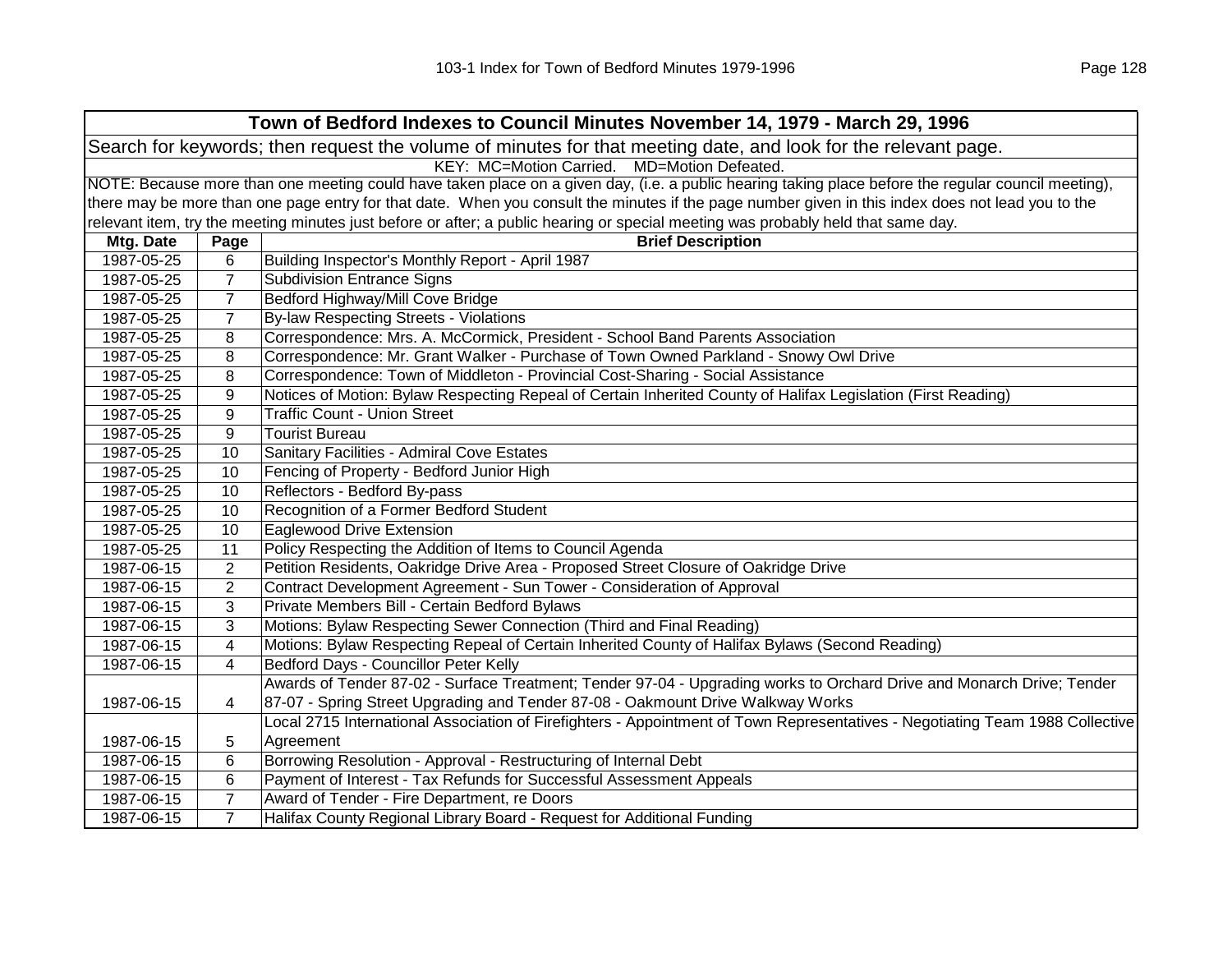| Town of Bedford Indexes to Council Minutes November 14, 1979 - March 29, 1996 | | |
|---|---|---|
| Search for keywords; then request the volume of minutes for that meeting date, and look for the relevant page. | | |
| KEY: MC=Motion Carried. MD=Motion Defeated. | | |
| NOTE: Because more than one meeting could have taken place on a given day, (i.e. a public hearing taking place before the regular council meeting), there may be more than one page entry for that date. When you consult the minutes if the page number given in this index does not lead you to the relevant item, try the meeting minutes just before or after; a public hearing or special meeting was probably held that same day. | | |
| **Mtg. Date** | **Page** | **Brief Description** |
| 1987-05-25 | 6 | Building Inspector's Monthly Report - April 1987 |
| 1987-05-25 | 7 | Subdivision Entrance Signs |
| 1987-05-25 | 7 | Bedford Highway/Mill Cove Bridge |
| 1987-05-25 | 7 | By-law Respecting Streets - Violations |
| 1987-05-25 | 8 | Correspondence: Mrs. A. McCormick, President - School Band Parents Association |
| 1987-05-25 | 8 | Correspondence: Mr. Grant Walker - Purchase of Town Owned Parkland - Snowy Owl Drive |
| 1987-05-25 | 8 | Correspondence: Town of Middleton - Provincial Cost-Sharing - Social Assistance |
| 1987-05-25 | 9 | Notices of Motion: Bylaw Respecting Repeal of Certain Inherited County of Halifax Legislation (First Reading) |
| 1987-05-25 | 9 | Traffic Count - Union Street |
| 1987-05-25 | 9 | Tourist Bureau |
| 1987-05-25 | 10 | Sanitary Facilities - Admiral Cove Estates |
| 1987-05-25 | 10 | Fencing of Property - Bedford Junior High |
| 1987-05-25 | 10 | Reflectors - Bedford By-pass |
| 1987-05-25 | 10 | Recognition of a Former Bedford Student |
| 1987-05-25 | 10 | Eaglewood Drive Extension |
| 1987-05-25 | 11 | Policy Respecting the Addition of Items to Council Agenda |
| 1987-06-15 | 2 | Petition Residents, Oakridge Drive Area - Proposed Street Closure of Oakridge Drive |
| 1987-06-15 | 2 | Contract Development Agreement - Sun Tower - Consideration of Approval |
| 1987-06-15 | 3 | Private Members Bill - Certain Bedford Bylaws |
| 1987-06-15 | 3 | Motions: Bylaw Respecting Sewer Connection (Third and Final Reading) |
| 1987-06-15 | 4 | Motions: Bylaw Respecting Repeal of Certain Inherited County of Halifax Bylaws (Second Reading) |
| 1987-06-15 | 4 | Bedford Days - Councillor Peter Kelly |
| 1987-06-15 | 4 | Awards of Tender 87-02 - Surface Treatment; Tender 97-04 - Upgrading works to Orchard Drive and Monarch Drive; Tender 87-07 - Spring Street Upgrading and Tender 87-08 - Oakmount Drive Walkway Works |
| 1987-06-15 | 5 | Local 2715 International Association of Firefighters - Appointment of Town Representatives - Negotiating Team 1988 Collective Agreement |
| 1987-06-15 | 6 | Borrowing Resolution - Approval - Restructuring of Internal Debt |
| 1987-06-15 | 6 | Payment of Interest - Tax Refunds for Successful Assessment Appeals |
| 1987-06-15 | 7 | Award of Tender - Fire Department, re Doors |
| 1987-06-15 | 7 | Halifax County Regional Library Board - Request for Additional Funding |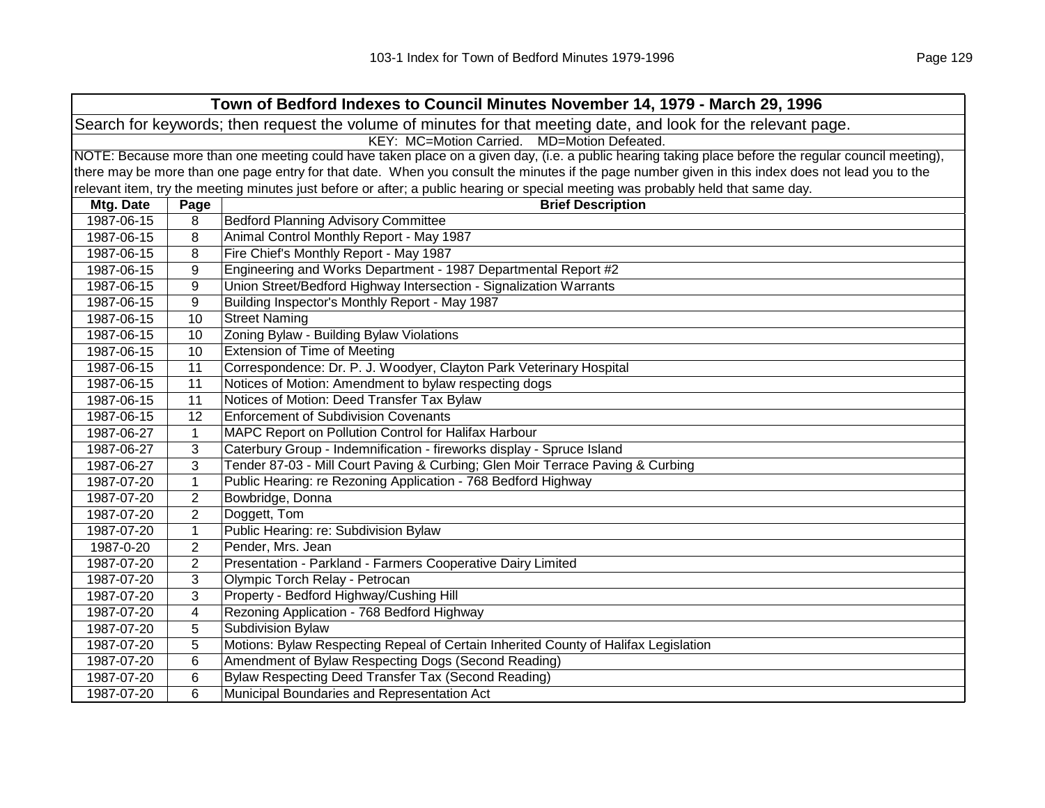| Town of Bedford Indexes to Council Minutes November 14, 1979 - March 29, 1996 | | |
|---|---|---|
| Search for keywords; then request the volume of minutes for that meeting date, and look for the relevant page. | | |
| KEY: MC=Motion Carried. MD=Motion Defeated. | | |
| NOTE: Because more than one meeting could have taken place on a given day, (i.e. a public hearing taking place before the regular council meeting), there may be more than one page entry for that date. When you consult the minutes if the page number given in this index does not lead you to the relevant item, try the meeting minutes just before or after; a public hearing or special meeting was probably held that same day. | | |
| **Mtg. Date** | **Page** | **Brief Description** |
| 1987-06-15 | 8 | Bedford Planning Advisory Committee |
| 1987-06-15 | 8 | Animal Control Monthly Report - May 1987 |
| 1987-06-15 | 8 | Fire Chief's Monthly Report - May 1987 |
| 1987-06-15 | 9 | Engineering and Works Department - 1987 Departmental Report #2 |
| 1987-06-15 | 9 | Union Street/Bedford Highway Intersection - Signalization Warrants |
| 1987-06-15 | 9 | Building Inspector's Monthly Report - May 1987 |
| 1987-06-15 | 10 | Street Naming |
| 1987-06-15 | 10 | Zoning Bylaw - Building Bylaw Violations |
| 1987-06-15 | 10 | Extension of Time of Meeting |
| 1987-06-15 | 11 | Correspondence: Dr. P. J. Woodyer, Clayton Park Veterinary Hospital |
| 1987-06-15 | 11 | Notices of Motion: Amendment to bylaw respecting dogs |
| 1987-06-15 | 11 | Notices of Motion: Deed Transfer Tax Bylaw |
| 1987-06-15 | 12 | Enforcement of Subdivision Covenants |
| 1987-06-27 | 1 | MAPC Report on Pollution Control for Halifax Harbour |
| 1987-06-27 | 3 | Caterbury Group - Indemnification - fireworks display - Spruce Island |
| 1987-06-27 | 3 | Tender 87-03 - Mill Court Paving & Curbing; Glen Moir Terrace Paving & Curbing |
| 1987-07-20 | 1 | Public Hearing: re Rezoning Application - 768 Bedford Highway |
| 1987-07-20 | 2 | Bowbridge, Donna |
| 1987-07-20 | 2 | Doggett, Tom |
| 1987-07-20 | 1 | Public Hearing: re: Subdivision Bylaw |
| 1987-0-20 | 2 | Pender, Mrs. Jean |
| 1987-07-20 | 2 | Presentation - Parkland - Farmers Cooperative Dairy Limited |
| 1987-07-20 | 3 | Olympic Torch Relay - Petrocan |
| 1987-07-20 | 3 | Property - Bedford Highway/Cushing Hill |
| 1987-07-20 | 4 | Rezoning Application - 768 Bedford Highway |
| 1987-07-20 | 5 | Subdivision Bylaw |
| 1987-07-20 | 5 | Motions: Bylaw Respecting Repeal of Certain Inherited County of Halifax Legislation |
| 1987-07-20 | 6 | Amendment of Bylaw Respecting Dogs (Second Reading) |
| 1987-07-20 | 6 | Bylaw Respecting Deed Transfer Tax (Second Reading) |
| 1987-07-20 | 6 | Municipal Boundaries and Representation Act |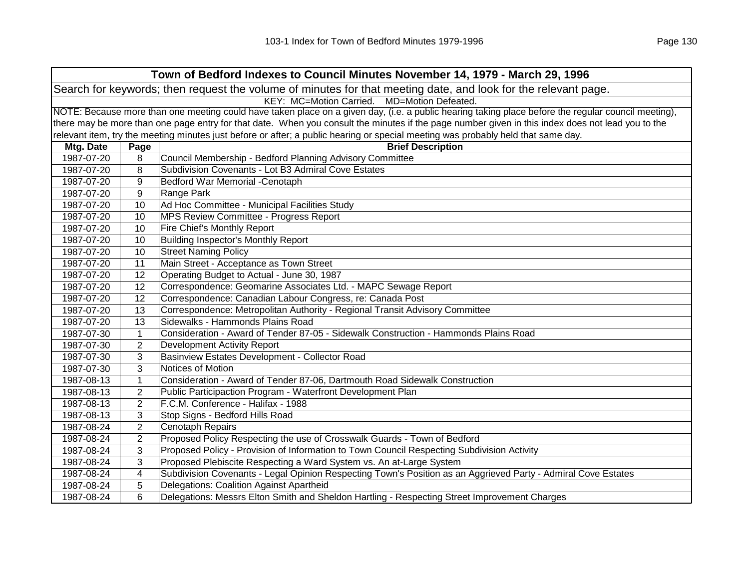## Town of Bedford Indexes to Council Minutes November 14, 1979 - March 29, 1996

Search for keywords; then request the volume of minutes for that meeting date, and look for the relevant page.

KEY: MC=Motion Carried. MD=Motion Defeated.

NOTE: Because more than one meeting could have taken place on a given day, (i.e. a public hearing taking place before the regular council meeting), there may be more than one page entry for that date. When you consult the minutes if the page number given in this index does not lead you to the relevant item, try the meeting minutes just before or after; a public hearing or special meeting was probably held that same day.

| Mtg. Date | Page | Brief Description |
|---|---|---|
| 1987-07-20 | 8 | Council Membership - Bedford Planning Advisory Committee |
| 1987-07-20 | 8 | Subdivision Covenants - Lot B3 Admiral Cove Estates |
| 1987-07-20 | 9 | Bedford War Memorial -Cenotaph |
| 1987-07-20 | 9 | Range Park |
| 1987-07-20 | 10 | Ad Hoc Committee - Municipal Facilities Study |
| 1987-07-20 | 10 | MPS Review Committee - Progress Report |
| 1987-07-20 | 10 | Fire Chief's Monthly Report |
| 1987-07-20 | 10 | Building Inspector's Monthly Report |
| 1987-07-20 | 10 | Street Naming Policy |
| 1987-07-20 | 11 | Main Street - Acceptance as Town Street |
| 1987-07-20 | 12 | Operating Budget to Actual - June 30, 1987 |
| 1987-07-20 | 12 | Correspondence: Geomarine Associates Ltd. - MAPC Sewage Report |
| 1987-07-20 | 12 | Correspondence: Canadian Labour Congress, re: Canada Post |
| 1987-07-20 | 13 | Correspondence: Metropolitan Authority - Regional Transit Advisory Committee |
| 1987-07-20 | 13 | Sidewalks - Hammonds Plains Road |
| 1987-07-30 | 1 | Consideration - Award of Tender 87-05 - Sidewalk Construction - Hammonds Plains Road |
| 1987-07-30 | 2 | Development Activity Report |
| 1987-07-30 | 3 | Basinview Estates Development - Collector Road |
| 1987-07-30 | 3 | Notices of Motion |
| 1987-08-13 | 1 | Consideration - Award of Tender 87-06, Dartmouth Road Sidewalk Construction |
| 1987-08-13 | 2 | Public Participaction Program - Waterfront Development Plan |
| 1987-08-13 | 2 | F.C.M. Conference - Halifax - 1988 |
| 1987-08-13 | 3 | Stop Signs - Bedford Hills Road |
| 1987-08-24 | 2 | Cenotaph Repairs |
| 1987-08-24 | 2 | Proposed Policy Respecting the use of Crosswalk Guards - Town of Bedford |
| 1987-08-24 | 3 | Proposed Policy - Provision of Information to Town Council Respecting Subdivision Activity |
| 1987-08-24 | 3 | Proposed Plebiscite Respecting a Ward System vs. An at-Large System |
| 1987-08-24 | 4 | Subdivision Covenants - Legal Opinion Respecting Town's Position as an Aggrieved Party - Admiral Cove Estates |
| 1987-08-24 | 5 | Delegations: Coalition Against Apartheid |
| 1987-08-24 | 6 | Delegations: Messrs Elton Smith and Sheldon Hartling - Respecting Street Improvement Charges |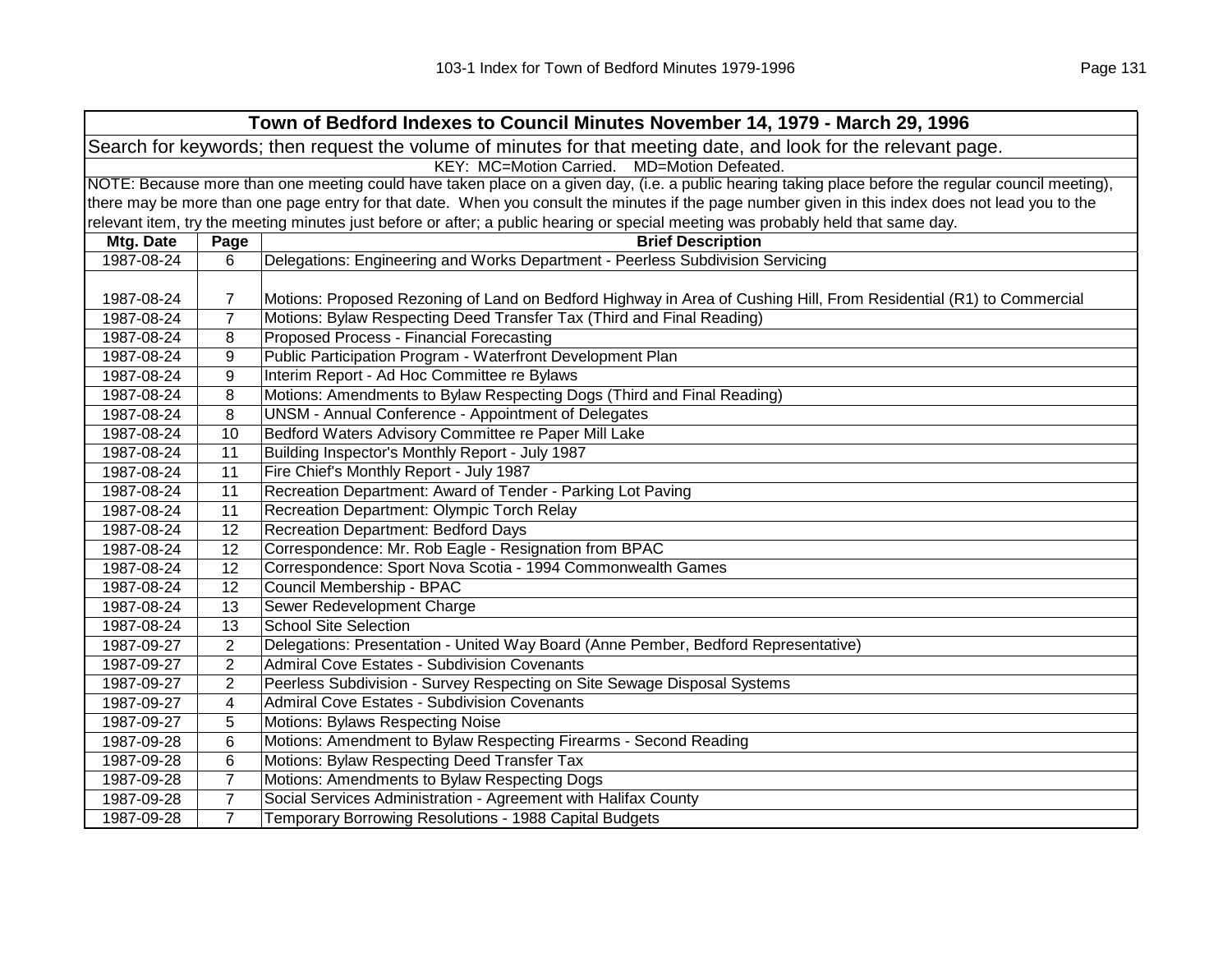| Town of Bedford Indexes to Council Minutes November 14, 1979 - March 29, 1996 | | |
|---|---|---|
| Search for keywords; then request the volume of minutes for that meeting date, and look for the relevant page. | | |
| KEY: MC=Motion Carried. MD=Motion Defeated. | | |
| NOTE: Because more than one meeting could have taken place on a given day, (i.e. a public hearing taking place before the regular council meeting), there may be more than one page entry for that date. When you consult the minutes if the page number given in this index does not lead you to the relevant item, try the meeting minutes just before or after; a public hearing or special meeting was probably held that same day. | | |
| **Mtg. Date** | **Page** | **Brief Description** |
| 1987-08-24 | 6 | Delegations: Engineering and Works Department - Peerless Subdivision Servicing |
| 1987-08-24 | 7 | Motions: Proposed Rezoning of Land on Bedford Highway in Area of Cushing Hill, From Residential (R1) to Commercial |
| 1987-08-24 | 7 | Motions: Bylaw Respecting Deed Transfer Tax (Third and Final Reading) |
| 1987-08-24 | 8 | Proposed Process - Financial Forecasting |
| 1987-08-24 | 9 | Public Participation Program - Waterfront Development Plan |
| 1987-08-24 | 9 | Interim Report - Ad Hoc Committee re Bylaws |
| 1987-08-24 | 8 | Motions: Amendments to Bylaw Respecting Dogs (Third and Final Reading) |
| 1987-08-24 | 8 | UNSM - Annual Conference - Appointment of Delegates |
| 1987-08-24 | 10 | Bedford Waters Advisory Committee re Paper Mill Lake |
| 1987-08-24 | 11 | Building Inspector's Monthly Report - July 1987 |
| 1987-08-24 | 11 | Fire Chief's Monthly Report - July 1987 |
| 1987-08-24 | 11 | Recreation Department: Award of Tender - Parking Lot Paving |
| 1987-08-24 | 11 | Recreation Department: Olympic Torch Relay |
| 1987-08-24 | 12 | Recreation Department: Bedford Days |
| 1987-08-24 | 12 | Correspondence: Mr. Rob Eagle - Resignation from BPAC |
| 1987-08-24 | 12 | Correspondence: Sport Nova Scotia - 1994 Commonwealth Games |
| 1987-08-24 | 12 | Council Membership - BPAC |
| 1987-08-24 | 13 | Sewer Redevelopment Charge |
| 1987-08-24 | 13 | School Site Selection |
| 1987-09-27 | 2 | Delegations: Presentation - United Way Board (Anne Pember, Bedford Representative) |
| 1987-09-27 | 2 | Admiral Cove Estates - Subdivision Covenants |
| 1987-09-27 | 2 | Peerless Subdivision - Survey Respecting on Site Sewage Disposal Systems |
| 1987-09-27 | 4 | Admiral Cove Estates - Subdivision Covenants |
| 1987-09-27 | 5 | Motions: Bylaws Respecting Noise |
| 1987-09-28 | 6 | Motions: Amendment to Bylaw Respecting Firearms - Second Reading |
| 1987-09-28 | 6 | Motions: Bylaw Respecting Deed Transfer Tax |
| 1987-09-28 | 7 | Motions: Amendments to Bylaw Respecting Dogs |
| 1987-09-28 | 7 | Social Services Administration - Agreement with Halifax County |
| 1987-09-28 | 7 | Temporary Borrowing Resolutions - 1988 Capital Budgets |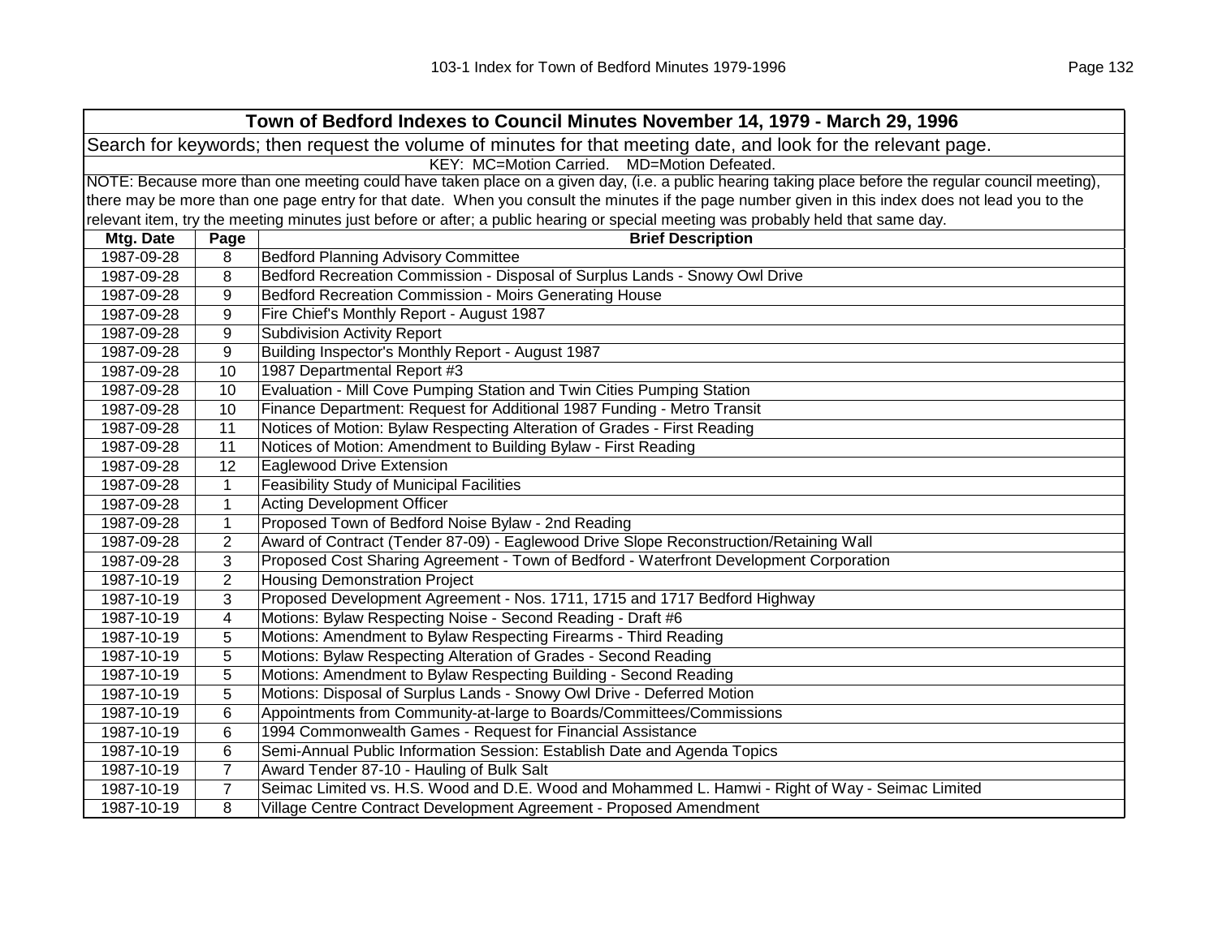| Town of Bedford Indexes to Council Minutes November 14, 1979 - March 29, 1996 | | |
|---|---|---|
| Search for keywords; then request the volume of minutes for that meeting date, and look for the relevant page. | | |
| KEY: MC=Motion Carried. MD=Motion Defeated. | | |
| NOTE: Because more than one meeting could have taken place on a given day, (i.e. a public hearing taking place before the regular council meeting), there may be more than one page entry for that date. When you consult the minutes if the page number given in this index does not lead you to the relevant item, try the meeting minutes just before or after; a public hearing or special meeting was probably held that same day. | | |
| **Mtg. Date** | **Page** | **Brief Description** |
| 1987-09-28 | 8 | Bedford Planning Advisory Committee |
| 1987-09-28 | 8 | Bedford Recreation Commission - Disposal of Surplus Lands - Snowy Owl Drive |
| 1987-09-28 | 9 | Bedford Recreation Commission - Moirs Generating House |
| 1987-09-28 | 9 | Fire Chief's Monthly Report - August 1987 |
| 1987-09-28 | 9 | Subdivision Activity Report |
| 1987-09-28 | 9 | Building Inspector's Monthly Report - August 1987 |
| 1987-09-28 | 10 | 1987 Departmental Report #3 |
| 1987-09-28 | 10 | Evaluation - Mill Cove Pumping Station and Twin Cities Pumping Station |
| 1987-09-28 | 10 | Finance Department: Request for Additional 1987 Funding - Metro Transit |
| 1987-09-28 | 11 | Notices of Motion: Bylaw Respecting Alteration of Grades - First Reading |
| 1987-09-28 | 11 | Notices of Motion: Amendment to Building Bylaw - First Reading |
| 1987-09-28 | 12 | Eaglewood Drive Extension |
| 1987-09-28 | 1 | Feasibility Study of Municipal Facilities |
| 1987-09-28 | 1 | Acting Development Officer |
| 1987-09-28 | 1 | Proposed Town of Bedford Noise Bylaw - 2nd Reading |
| 1987-09-28 | 2 | Award of Contract (Tender 87-09) - Eaglewood Drive Slope Reconstruction/Retaining Wall |
| 1987-09-28 | 3 | Proposed Cost Sharing Agreement - Town of Bedford - Waterfront Development Corporation |
| 1987-10-19 | 2 | Housing Demonstration Project |
| 1987-10-19 | 3 | Proposed Development Agreement - Nos. 1711, 1715 and 1717 Bedford Highway |
| 1987-10-19 | 4 | Motions: Bylaw Respecting Noise - Second Reading - Draft #6 |
| 1987-10-19 | 5 | Motions: Amendment to Bylaw Respecting Firearms - Third Reading |
| 1987-10-19 | 5 | Motions: Bylaw Respecting Alteration of Grades - Second Reading |
| 1987-10-19 | 5 | Motions: Amendment to Bylaw Respecting Building - Second Reading |
| 1987-10-19 | 5 | Motions: Disposal of Surplus Lands - Snowy Owl Drive - Deferred Motion |
| 1987-10-19 | 6 | Appointments from Community-at-large to Boards/Committees/Commissions |
| 1987-10-19 | 6 | 1994 Commonwealth Games - Request for Financial Assistance |
| 1987-10-19 | 6 | Semi-Annual Public Information Session: Establish Date and Agenda Topics |
| 1987-10-19 | 7 | Award Tender 87-10 - Hauling of Bulk Salt |
| 1987-10-19 | 7 | Seimac Limited vs. H.S. Wood and D.E. Wood and Mohammed L. Hamwi - Right of Way - Seimac Limited |
| 1987-10-19 | 8 | Village Centre Contract Development Agreement - Proposed Amendment |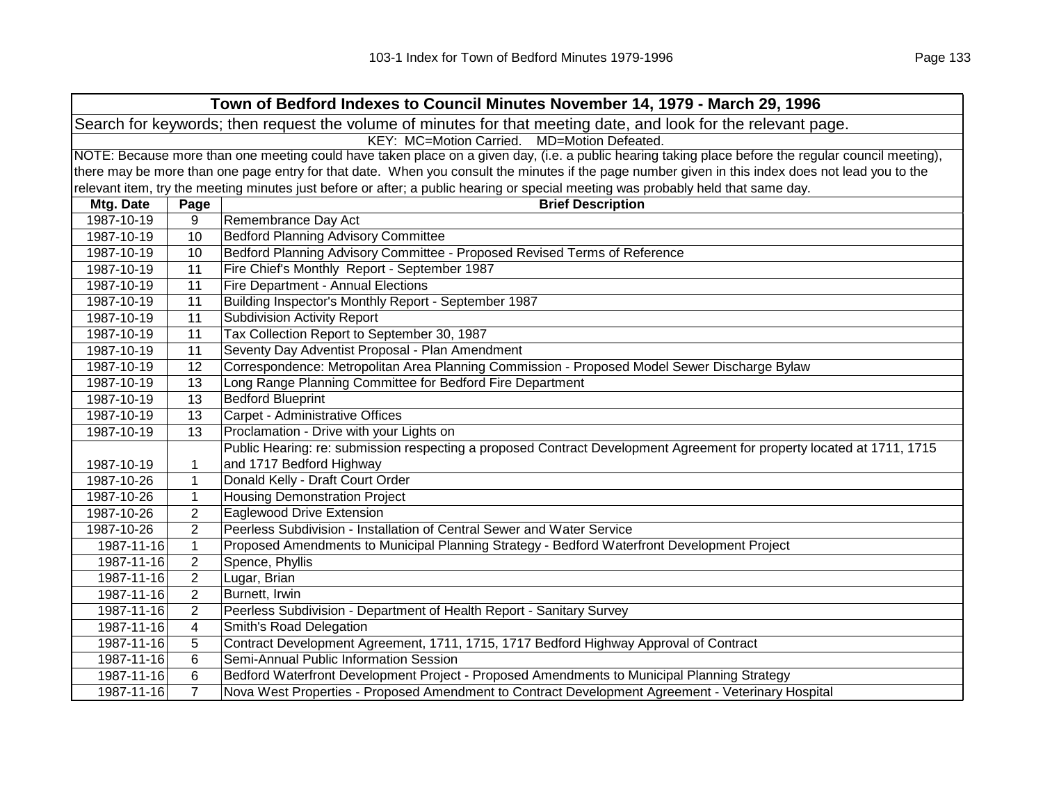| Town of Bedford Indexes to Council Minutes November 14, 1979 - March 29, 1996 | | |
|---|---|---|
| Search for keywords; then request the volume of minutes for that meeting date, and look for the relevant page. | | |
| KEY: MC=Motion Carried. MD=Motion Defeated. | | |
| NOTE: Because more than one meeting could have taken place on a given day, (i.e. a public hearing taking place before the regular council meeting), there may be more than one page entry for that date. When you consult the minutes if the page number given in this index does not lead you to the relevant item, try the meeting minutes just before or after; a public hearing or special meeting was probably held that same day. | | |
| **Mtg. Date** | **Page** | **Brief Description** |
| 1987-10-19 | 9 | Remembrance Day Act |
| 1987-10-19 | 10 | Bedford Planning Advisory Committee |
| 1987-10-19 | 10 | Bedford Planning Advisory Committee - Proposed Revised Terms of Reference |
| 1987-10-19 | 11 | Fire Chief's Monthly Report - September 1987 |
| 1987-10-19 | 11 | Fire Department - Annual Elections |
| 1987-10-19 | 11 | Building Inspector's Monthly Report - September 1987 |
| 1987-10-19 | 11 | Subdivision Activity Report |
| 1987-10-19 | 11 | Tax Collection Report to September 30, 1987 |
| 1987-10-19 | 11 | Seventy Day Adventist Proposal - Plan Amendment |
| 1987-10-19 | 12 | Correspondence: Metropolitan Area Planning Commission - Proposed Model Sewer Discharge Bylaw |
| 1987-10-19 | 13 | Long Range Planning Committee for Bedford Fire Department |
| 1987-10-19 | 13 | Bedford Blueprint |
| 1987-10-19 | 13 | Carpet - Administrative Offices |
| 1987-10-19 | 13 | Proclamation - Drive with your Lights on |
| 1987-10-19 | 1 | Public Hearing: re: submission respecting a proposed Contract Development Agreement for property located at 1711, 1715 and 1717 Bedford Highway |
| 1987-10-26 | 1 | Donald Kelly - Draft Court Order |
| 1987-10-26 | 1 | Housing Demonstration Project |
| 1987-10-26 | 2 | Eaglewood Drive Extension |
| 1987-10-26 | 2 | Peerless Subdivision - Installation of Central Sewer and Water Service |
| 1987-11-16 | 1 | Proposed Amendments to Municipal Planning Strategy - Bedford Waterfront Development Project |
| 1987-11-16 | 2 | Spence, Phyllis |
| 1987-11-16 | 2 | Lugar, Brian |
| 1987-11-16 | 2 | Burnett, Irwin |
| 1987-11-16 | 2 | Peerless Subdivision - Department of Health Report - Sanitary Survey |
| 1987-11-16 | 4 | Smith's Road Delegation |
| 1987-11-16 | 5 | Contract Development Agreement, 1711, 1715, 1717 Bedford Highway Approval of Contract |
| 1987-11-16 | 6 | Semi-Annual Public Information Session |
| 1987-11-16 | 6 | Bedford Waterfront Development Project - Proposed Amendments to Municipal Planning Strategy |
| 1987-11-16 | 7 | Nova West Properties - Proposed Amendment to Contract Development Agreement - Veterinary Hospital |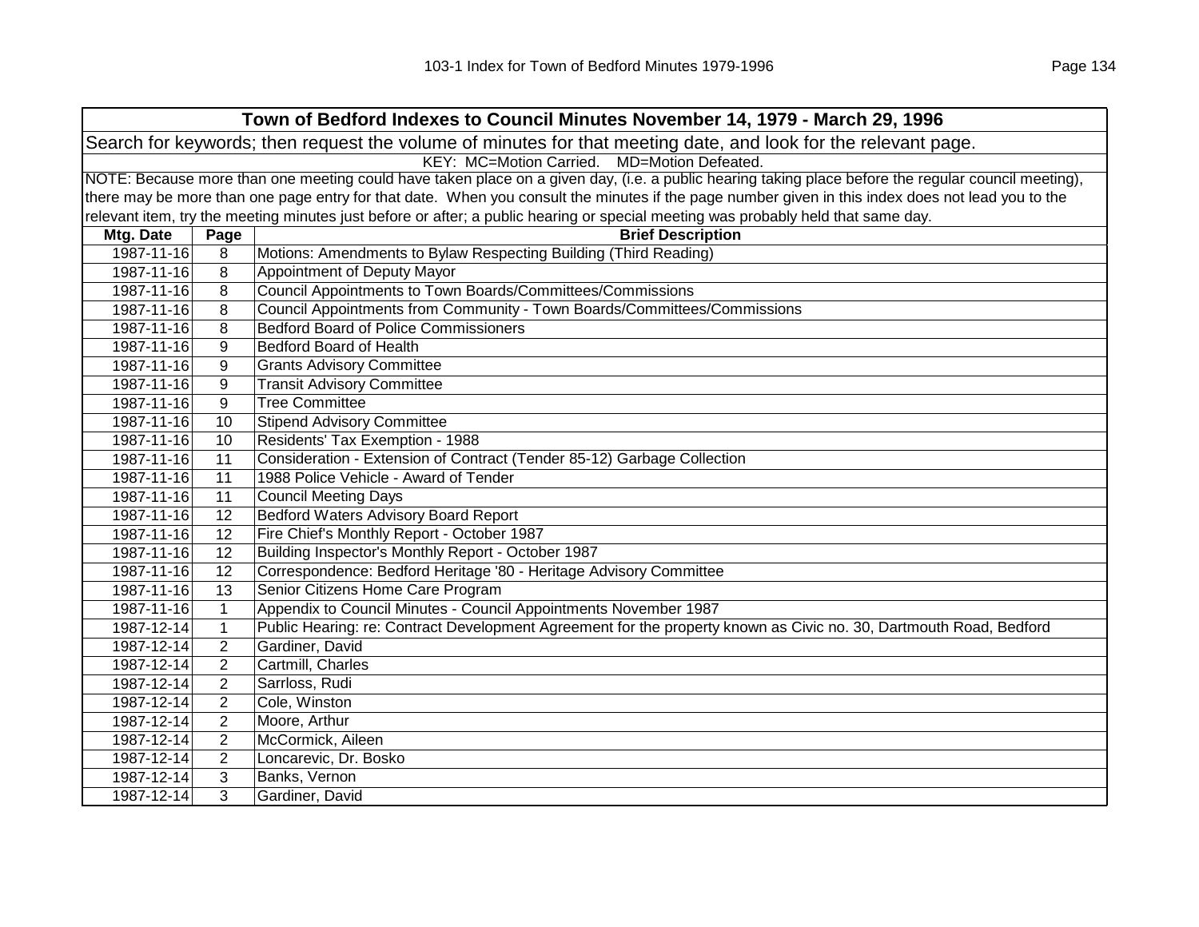| Town of Bedford Indexes to Council Minutes November 14, 1979 - March 29, 1996 | | |
|---|---|---|
| Search for keywords; then request the volume of minutes for that meeting date, and look for the relevant page. | | |
| KEY: MC=Motion Carried. MD=Motion Defeated. | | |
| NOTE: Because more than one meeting could have taken place on a given day, (i.e. a public hearing taking place before the regular council meeting), there may be more than one page entry for that date. When you consult the minutes if the page number given in this index does not lead you to the relevant item, try the meeting minutes just before or after; a public hearing or special meeting was probably held that same day. | | |
| **Mtg. Date** | **Page** | **Brief Description** |
| 1987-11-16 | 8 | Motions: Amendments to Bylaw Respecting Building (Third Reading) |
| 1987-11-16 | 8 | Appointment of Deputy Mayor |
| 1987-11-16 | 8 | Council Appointments to Town Boards/Committees/Commissions |
| 1987-11-16 | 8 | Council Appointments from Community - Town Boards/Committees/Commissions |
| 1987-11-16 | 8 | Bedford Board of Police Commissioners |
| 1987-11-16 | 9 | Bedford Board of Health |
| 1987-11-16 | 9 | Grants Advisory Committee |
| 1987-11-16 | 9 | Transit Advisory Committee |
| 1987-11-16 | 9 | Tree Committee |
| 1987-11-16 | 10 | Stipend Advisory Committee |
| 1987-11-16 | 10 | Residents' Tax Exemption - 1988 |
| 1987-11-16 | 11 | Consideration - Extension of Contract (Tender 85-12) Garbage Collection |
| 1987-11-16 | 11 | 1988 Police Vehicle - Award of Tender |
| 1987-11-16 | 11 | Council Meeting Days |
| 1987-11-16 | 12 | Bedford Waters Advisory Board Report |
| 1987-11-16 | 12 | Fire Chief's Monthly Report - October 1987 |
| 1987-11-16 | 12 | Building Inspector's Monthly Report - October 1987 |
| 1987-11-16 | 12 | Correspondence: Bedford Heritage '80 - Heritage Advisory Committee |
| 1987-11-16 | 13 | Senior Citizens Home Care Program |
| 1987-11-16 | 1 | Appendix to Council Minutes - Council Appointments November 1987 |
| 1987-12-14 | 1 | Public Hearing: re: Contract Development Agreement for the property known as Civic no. 30, Dartmouth Road, Bedford |
| 1987-12-14 | 2 | Gardiner, David |
| 1987-12-14 | 2 | Cartmill, Charles |
| 1987-12-14 | 2 | Sarrloss, Rudi |
| 1987-12-14 | 2 | Cole, Winston |
| 1987-12-14 | 2 | Moore, Arthur |
| 1987-12-14 | 2 | McCormick, Aileen |
| 1987-12-14 | 2 | Loncarevic, Dr. Bosko |
| 1987-12-14 | 3 | Banks, Vernon |
| 1987-12-14 | 3 | Gardiner, David |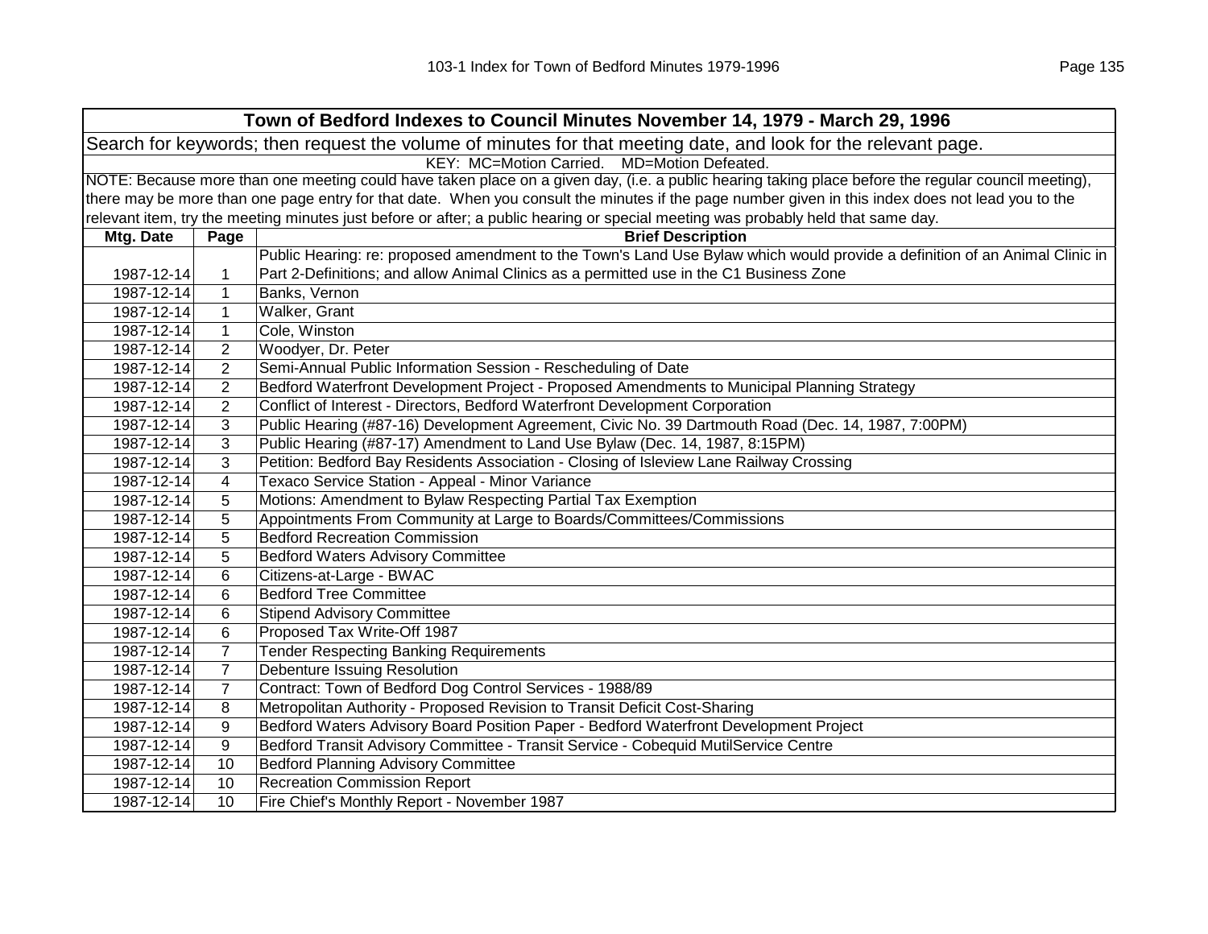| Town of Bedford Indexes to Council Minutes November 14, 1979 - March 29, 1996 | | |
|---|---|---|
| Search for keywords; then request the volume of minutes for that meeting date, and look for the relevant page. | | |
| KEY: MC=Motion Carried. MD=Motion Defeated. | | |
| NOTE: Because more than one meeting could have taken place on a given day, (i.e. a public hearing taking place before the regular council meeting), there may be more than one page entry for that date. When you consult the minutes if the page number given in this index does not lead you to the relevant item, try the meeting minutes just before or after; a public hearing or special meeting was probably held that same day. | | |
| **Mtg. Date** | **Page** | **Brief Description** |
| 1987-12-14 | 1 | Public Hearing: re: proposed amendment to the Town's Land Use Bylaw which would provide a definition of an Animal Clinic in Part 2-Definitions; and allow Animal Clinics as a permitted use in the C1 Business Zone |
| 1987-12-14 | 1 | Banks, Vernon |
| 1987-12-14 | 1 | Walker, Grant |
| 1987-12-14 | 1 | Cole, Winston |
| 1987-12-14 | 2 | Woodyer, Dr. Peter |
| 1987-12-14 | 2 | Semi-Annual Public Information Session - Rescheduling of Date |
| 1987-12-14 | 2 | Bedford Waterfront Development Project - Proposed Amendments to Municipal Planning Strategy |
| 1987-12-14 | 2 | Conflict of Interest - Directors, Bedford Waterfront Development Corporation |
| 1987-12-14 | 3 | Public Hearing (#87-16) Development Agreement, Civic No. 39 Dartmouth Road (Dec. 14, 1987, 7:00PM) |
| 1987-12-14 | 3 | Public Hearing (#87-17) Amendment to Land Use Bylaw (Dec. 14, 1987, 8:15PM) |
| 1987-12-14 | 3 | Petition: Bedford Bay Residents Association - Closing of Isleview Lane Railway Crossing |
| 1987-12-14 | 4 | Texaco Service Station - Appeal - Minor Variance |
| 1987-12-14 | 5 | Motions: Amendment to Bylaw Respecting Partial Tax Exemption |
| 1987-12-14 | 5 | Appointments From Community at Large to Boards/Committees/Commissions |
| 1987-12-14 | 5 | Bedford Recreation Commission |
| 1987-12-14 | 5 | Bedford Waters Advisory Committee |
| 1987-12-14 | 6 | Citizens-at-Large - BWAC |
| 1987-12-14 | 6 | Bedford Tree Committee |
| 1987-12-14 | 6 | Stipend Advisory Committee |
| 1987-12-14 | 6 | Proposed Tax Write-Off 1987 |
| 1987-12-14 | 7 | Tender Respecting Banking Requirements |
| 1987-12-14 | 7 | Debenture Issuing Resolution |
| 1987-12-14 | 7 | Contract: Town of Bedford Dog Control Services - 1988/89 |
| 1987-12-14 | 8 | Metropolitan Authority - Proposed Revision to Transit Deficit Cost-Sharing |
| 1987-12-14 | 9 | Bedford Waters Advisory Board Position Paper - Bedford Waterfront Development Project |
| 1987-12-14 | 9 | Bedford Transit Advisory Committee - Transit Service - Cobequid MutilService Centre |
| 1987-12-14 | 10 | Bedford Planning Advisory Committee |
| 1987-12-14 | 10 | Recreation Commission Report |
| 1987-12-14 | 10 | Fire Chief's Monthly Report - November 1987 |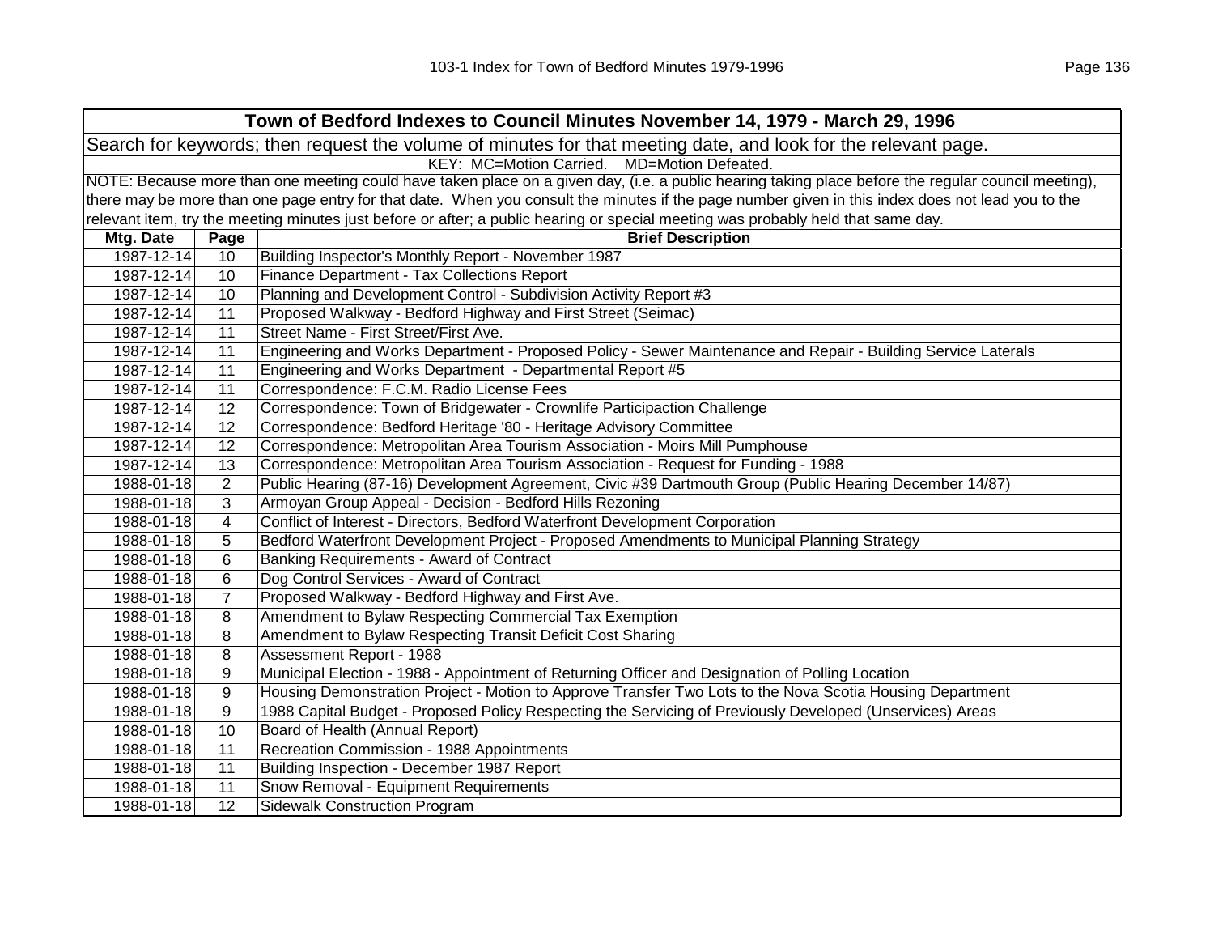| Town of Bedford Indexes to Council Minutes November 14, 1979 - March 29, 1996 | | |
|---|---|---|
| Search for keywords; then request the volume of minutes for that meeting date, and look for the relevant page. | | |
| KEY: MC=Motion Carried. MD=Motion Defeated. | | |
| NOTE: Because more than one meeting could have taken place on a given day, (i.e. a public hearing taking place before the regular council meeting), there may be more than one page entry for that date. When you consult the minutes if the page number given in this index does not lead you to the relevant item, try the meeting minutes just before or after; a public hearing or special meeting was probably held that same day. | | |
| **Mtg. Date** | **Page** | **Brief Description** |
| 1987-12-14 | 10 | Building Inspector's Monthly Report - November 1987 |
| 1987-12-14 | 10 | Finance Department - Tax Collections Report |
| 1987-12-14 | 10 | Planning and Development Control - Subdivision Activity Report #3 |
| 1987-12-14 | 11 | Proposed Walkway - Bedford Highway and First Street (Seimac) |
| 1987-12-14 | 11 | Street Name - First Street/First Ave. |
| 1987-12-14 | 11 | Engineering and Works Department - Proposed Policy - Sewer Maintenance and Repair - Building Service Laterals |
| 1987-12-14 | 11 | Engineering and Works Department - Departmental Report #5 |
| 1987-12-14 | 11 | Correspondence: F.C.M. Radio License Fees |
| 1987-12-14 | 12 | Correspondence: Town of Bridgewater - Crownlife Participaction Challenge |
| 1987-12-14 | 12 | Correspondence: Bedford Heritage '80 - Heritage Advisory Committee |
| 1987-12-14 | 12 | Correspondence: Metropolitan Area Tourism Association - Moirs Mill Pumphouse |
| 1987-12-14 | 13 | Correspondence: Metropolitan Area Tourism Association - Request for Funding - 1988 |
| 1988-01-18 | 2 | Public Hearing (87-16) Development Agreement, Civic #39 Dartmouth Group (Public Hearing December 14/87) |
| 1988-01-18 | 3 | Armoyan Group Appeal - Decision - Bedford Hills Rezoning |
| 1988-01-18 | 4 | Conflict of Interest - Directors, Bedford Waterfront Development Corporation |
| 1988-01-18 | 5 | Bedford Waterfront Development Project - Proposed Amendments to Municipal Planning Strategy |
| 1988-01-18 | 6 | Banking Requirements - Award of Contract |
| 1988-01-18 | 6 | Dog Control Services - Award of Contract |
| 1988-01-18 | 7 | Proposed Walkway - Bedford Highway and First Ave. |
| 1988-01-18 | 8 | Amendment to Bylaw Respecting Commercial Tax Exemption |
| 1988-01-18 | 8 | Amendment to Bylaw Respecting Transit Deficit Cost Sharing |
| 1988-01-18 | 8 | Assessment Report - 1988 |
| 1988-01-18 | 9 | Municipal Election - 1988 - Appointment of Returning Officer and Designation of Polling Location |
| 1988-01-18 | 9 | Housing Demonstration Project - Motion to Approve Transfer Two Lots to the Nova Scotia Housing Department |
| 1988-01-18 | 9 | 1988 Capital Budget - Proposed Policy Respecting the Servicing of Previously Developed (Unservices) Areas |
| 1988-01-18 | 10 | Board of Health (Annual Report) |
| 1988-01-18 | 11 | Recreation Commission - 1988 Appointments |
| 1988-01-18 | 11 | Building Inspection - December 1987 Report |
| 1988-01-18 | 11 | Snow Removal - Equipment Requirements |
| 1988-01-18 | 12 | Sidewalk Construction Program |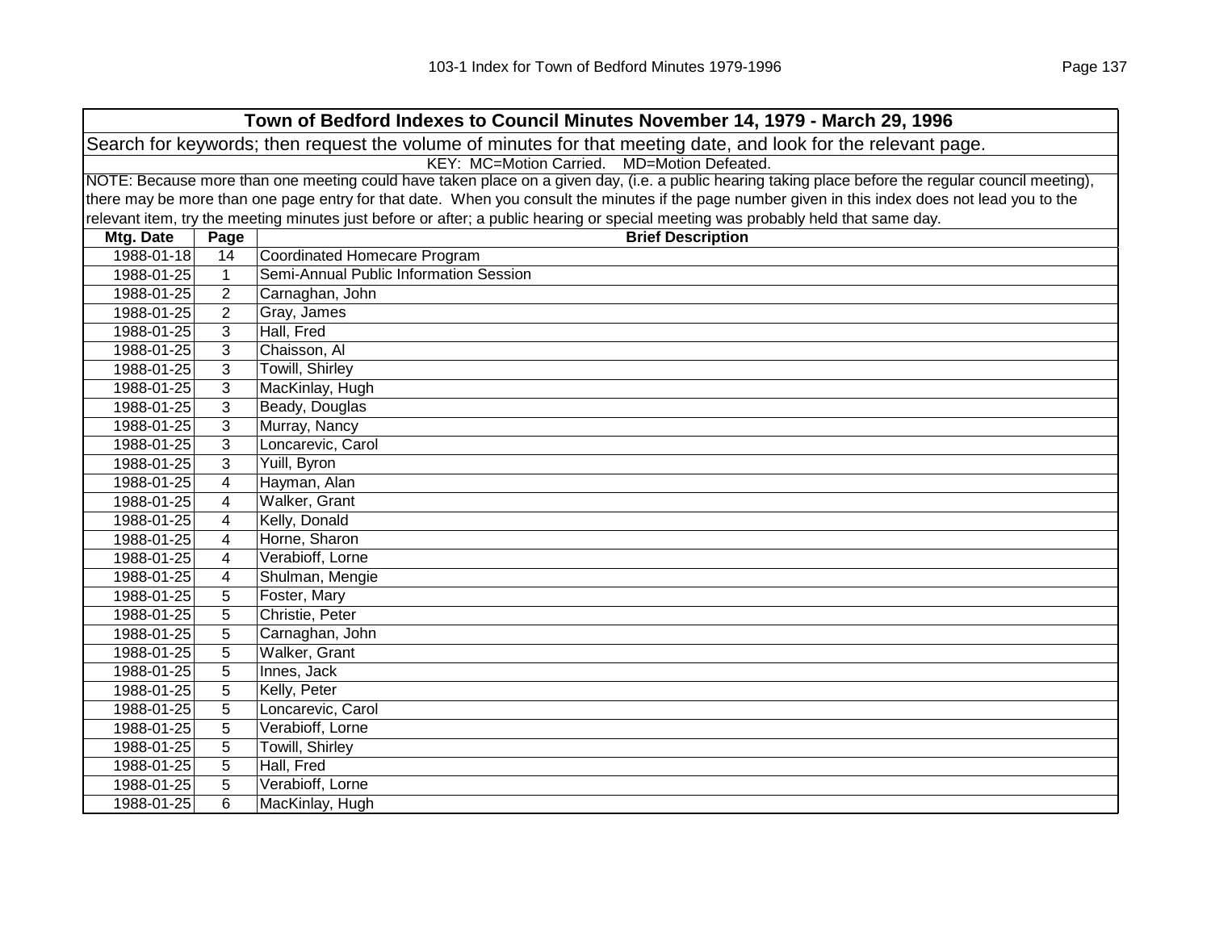## Town of Bedford Indexes to Council Minutes November 14, 1979 - March 29, 1996

Search for keywords; then request the volume of minutes for that meeting date, and look for the relevant page.

KEY: MC=Motion Carried. MD=Motion Defeated.

NOTE: Because more than one meeting could have taken place on a given day, (i.e. a public hearing taking place before the regular council meeting), there may be more than one page entry for that date. When you consult the minutes if the page number given in this index does not lead you to the relevant item, try the meeting minutes just before or after; a public hearing or special meeting was probably held that same day.

| Mtg. Date | Page | Brief Description |
|---|---|---|
| 1988-01-18 | 14 | Coordinated Homecare Program |
| 1988-01-25 | 1 | Semi-Annual Public Information Session |
| 1988-01-25 | 2 | Carnaghan, John |
| 1988-01-25 | 2 | Gray, James |
| 1988-01-25 | 3 | Hall, Fred |
| 1988-01-25 | 3 | Chaisson, Al |
| 1988-01-25 | 3 | Towill, Shirley |
| 1988-01-25 | 3 | MacKinlay, Hugh |
| 1988-01-25 | 3 | Beady, Douglas |
| 1988-01-25 | 3 | Murray, Nancy |
| 1988-01-25 | 3 | Loncarevic, Carol |
| 1988-01-25 | 3 | Yuill, Byron |
| 1988-01-25 | 4 | Hayman, Alan |
| 1988-01-25 | 4 | Walker, Grant |
| 1988-01-25 | 4 | Kelly, Donald |
| 1988-01-25 | 4 | Horne, Sharon |
| 1988-01-25 | 4 | Verabioff, Lorne |
| 1988-01-25 | 4 | Shulman, Mengie |
| 1988-01-25 | 5 | Foster, Mary |
| 1988-01-25 | 5 | Christie, Peter |
| 1988-01-25 | 5 | Carnaghan, John |
| 1988-01-25 | 5 | Walker, Grant |
| 1988-01-25 | 5 | Innes, Jack |
| 1988-01-25 | 5 | Kelly, Peter |
| 1988-01-25 | 5 | Loncarevic, Carol |
| 1988-01-25 | 5 | Verabioff, Lorne |
| 1988-01-25 | 5 | Towill, Shirley |
| 1988-01-25 | 5 | Hall, Fred |
| 1988-01-25 | 5 | Verabioff, Lorne |
| 1988-01-25 | 6 | MacKinlay, Hugh |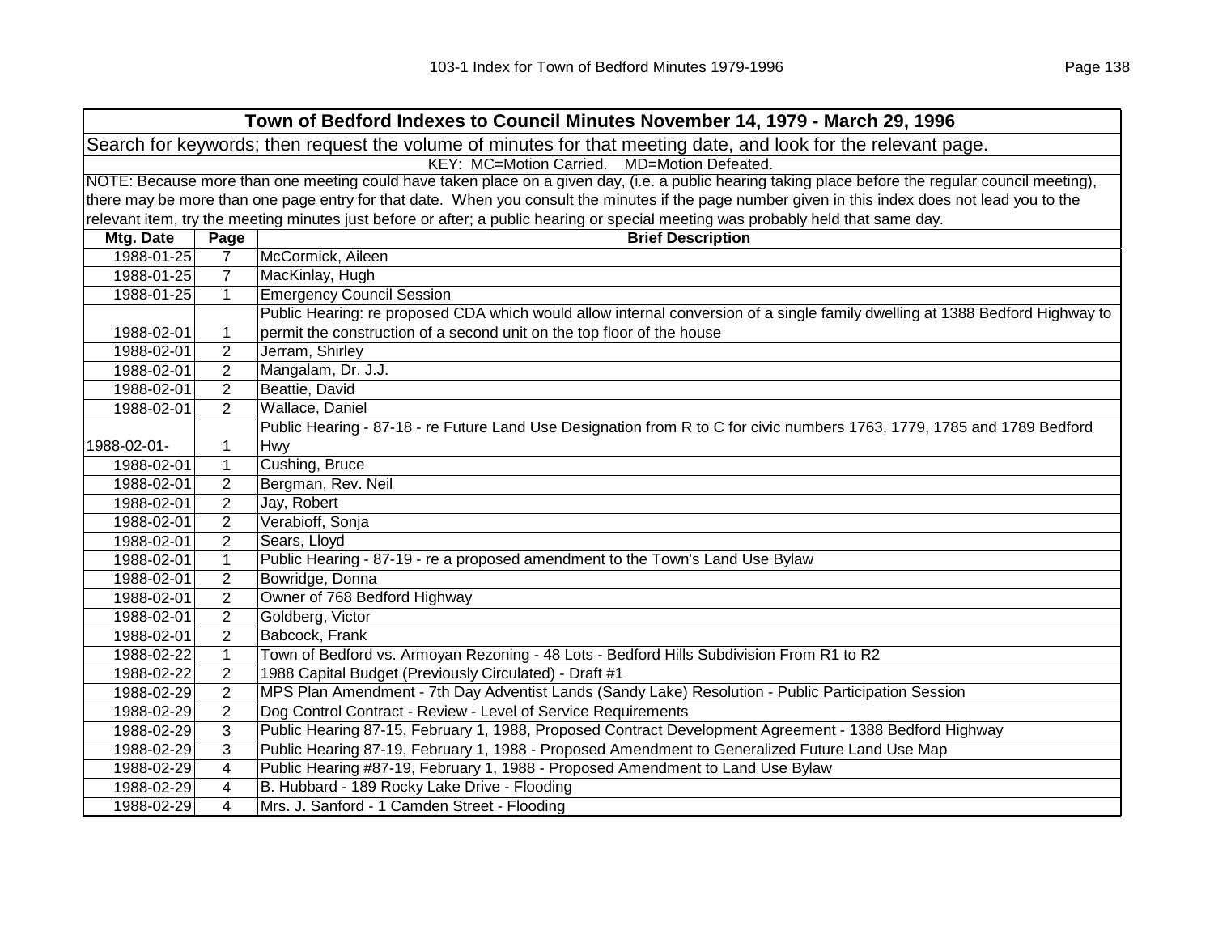## Town of Bedford Indexes to Council Minutes November 14, 1979 - March 29, 1996

Search for keywords; then request the volume of minutes for that meeting date, and look for the relevant page.

KEY: MC=Motion Carried. MD=Motion Defeated.

NOTE: Because more than one meeting could have taken place on a given day, (i.e. a public hearing taking place before the regular council meeting), there may be more than one page entry for that date. When you consult the minutes if the page number given in this index does not lead you to the relevant item, try the meeting minutes just before or after; a public hearing or special meeting was probably held that same day.

| Mtg. Date | Page | Brief Description |
|---|---|---|
| 1988-01-25 | 7 | McCormick, Aileen |
| 1988-01-25 | 7 | MacKinlay, Hugh |
| 1988-01-25 | 1 | Emergency Council Session |
| 1988-02-01 | 1 | Public Hearing: re proposed CDA which would allow internal conversion of a single family dwelling at 1388 Bedford Highway to permit the construction of a second unit on the top floor of the house |
| 1988-02-01 | 2 | Jerram, Shirley |
| 1988-02-01 | 2 | Mangalam, Dr. J.J. |
| 1988-02-01 | 2 | Beattie, David |
| 1988-02-01 | 2 | Wallace, Daniel |
| 1988-02-01- | 1 | Public Hearing - 87-18 - re Future Land Use Designation from R to C for civic numbers 1763, 1779, 1785 and 1789 Bedford Hwy |
| 1988-02-01 | 1 | Cushing, Bruce |
| 1988-02-01 | 2 | Bergman, Rev. Neil |
| 1988-02-01 | 2 | Jay, Robert |
| 1988-02-01 | 2 | Verabioff, Sonja |
| 1988-02-01 | 2 | Sears, Lloyd |
| 1988-02-01 | 1 | Public Hearing - 87-19 - re a proposed amendment to the Town's Land Use Bylaw |
| 1988-02-01 | 2 | Bowridge, Donna |
| 1988-02-01 | 2 | Owner of 768 Bedford Highway |
| 1988-02-01 | 2 | Goldberg, Victor |
| 1988-02-01 | 2 | Babcock, Frank |
| 1988-02-22 | 1 | Town of Bedford vs. Armoyan Rezoning - 48 Lots - Bedford Hills Subdivision From R1 to R2 |
| 1988-02-22 | 2 | 1988 Capital Budget (Previously Circulated) - Draft #1 |
| 1988-02-29 | 2 | MPS Plan Amendment - 7th Day Adventist Lands (Sandy Lake) Resolution - Public Participation Session |
| 1988-02-29 | 2 | Dog Control Contract - Review - Level of Service Requirements |
| 1988-02-29 | 3 | Public Hearing 87-15, February 1, 1988, Proposed Contract Development Agreement - 1388 Bedford Highway |
| 1988-02-29 | 3 | Public Hearing 87-19, February 1, 1988 - Proposed Amendment to Generalized Future Land Use Map |
| 1988-02-29 | 4 | Public Hearing #87-19, February 1, 1988 - Proposed Amendment to Land Use Bylaw |
| 1988-02-29 | 4 | B. Hubbard - 189 Rocky Lake Drive - Flooding |
| 1988-02-29 | 4 | Mrs. J. Sanford - 1 Camden Street - Flooding |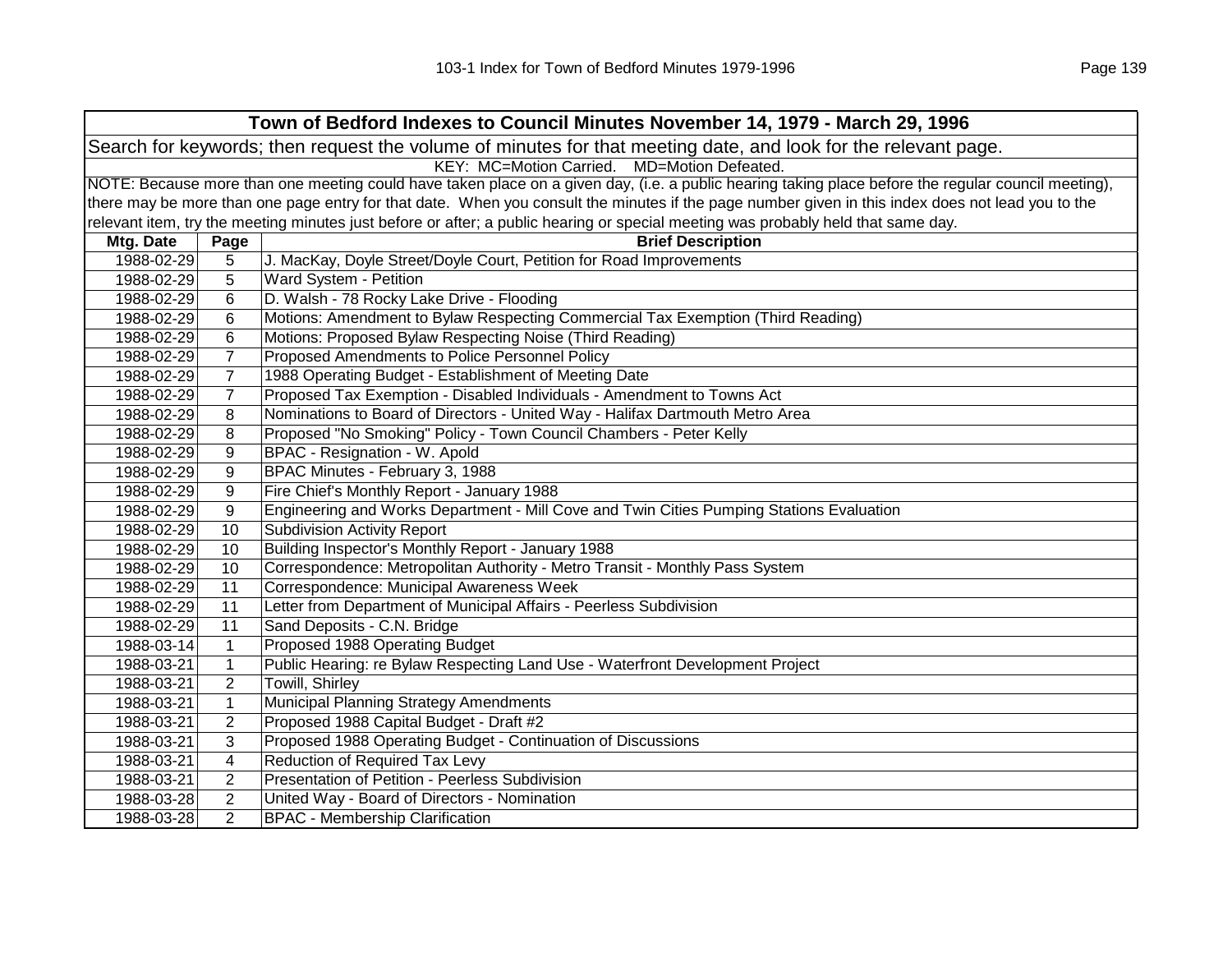## Town of Bedford Indexes to Council Minutes November 14, 1979 - March 29, 1996

Search for keywords; then request the volume of minutes for that meeting date, and look for the relevant page.

KEY: MC=Motion Carried. MD=Motion Defeated.

NOTE: Because more than one meeting could have taken place on a given day, (i.e. a public hearing taking place before the regular council meeting), there may be more than one page entry for that date. When you consult the minutes if the page number given in this index does not lead you to the relevant item, try the meeting minutes just before or after; a public hearing or special meeting was probably held that same day.

| Mtg. Date | Page | Brief Description |
|---|---|---|
| 1988-02-29 | 5 | J. MacKay, Doyle Street/Doyle Court, Petition for Road Improvements |
| 1988-02-29 | 5 | Ward System - Petition |
| 1988-02-29 | 6 | D. Walsh - 78 Rocky Lake Drive - Flooding |
| 1988-02-29 | 6 | Motions: Amendment to Bylaw Respecting Commercial Tax Exemption (Third Reading) |
| 1988-02-29 | 6 | Motions: Proposed Bylaw Respecting Noise (Third Reading) |
| 1988-02-29 | 7 | Proposed Amendments to Police Personnel Policy |
| 1988-02-29 | 7 | 1988 Operating Budget - Establishment of Meeting Date |
| 1988-02-29 | 7 | Proposed Tax Exemption - Disabled Individuals - Amendment to Towns Act |
| 1988-02-29 | 8 | Nominations to Board of Directors - United Way - Halifax Dartmouth Metro Area |
| 1988-02-29 | 8 | Proposed "No Smoking" Policy - Town Council Chambers - Peter Kelly |
| 1988-02-29 | 9 | BPAC - Resignation - W. Apold |
| 1988-02-29 | 9 | BPAC Minutes - February 3, 1988 |
| 1988-02-29 | 9 | Fire Chief's Monthly Report - January 1988 |
| 1988-02-29 | 9 | Engineering and Works Department - Mill Cove and Twin Cities Pumping Stations Evaluation |
| 1988-02-29 | 10 | Subdivision Activity Report |
| 1988-02-29 | 10 | Building Inspector's Monthly Report - January 1988 |
| 1988-02-29 | 10 | Correspondence: Metropolitan Authority - Metro Transit - Monthly Pass System |
| 1988-02-29 | 11 | Correspondence: Municipal Awareness Week |
| 1988-02-29 | 11 | Letter from Department of Municipal Affairs - Peerless Subdivision |
| 1988-02-29 | 11 | Sand Deposits - C.N. Bridge |
| 1988-03-14 | 1 | Proposed 1988 Operating Budget |
| 1988-03-21 | 1 | Public Hearing: re Bylaw Respecting Land Use - Waterfront Development Project |
| 1988-03-21 | 2 | Towill, Shirley |
| 1988-03-21 | 1 | Municipal Planning Strategy Amendments |
| 1988-03-21 | 2 | Proposed 1988 Capital Budget - Draft #2 |
| 1988-03-21 | 3 | Proposed 1988 Operating Budget - Continuation of Discussions |
| 1988-03-21 | 4 | Reduction of Required Tax Levy |
| 1988-03-21 | 2 | Presentation of Petition - Peerless Subdivision |
| 1988-03-28 | 2 | United Way - Board of Directors - Nomination |
| 1988-03-28 | 2 | BPAC - Membership Clarification |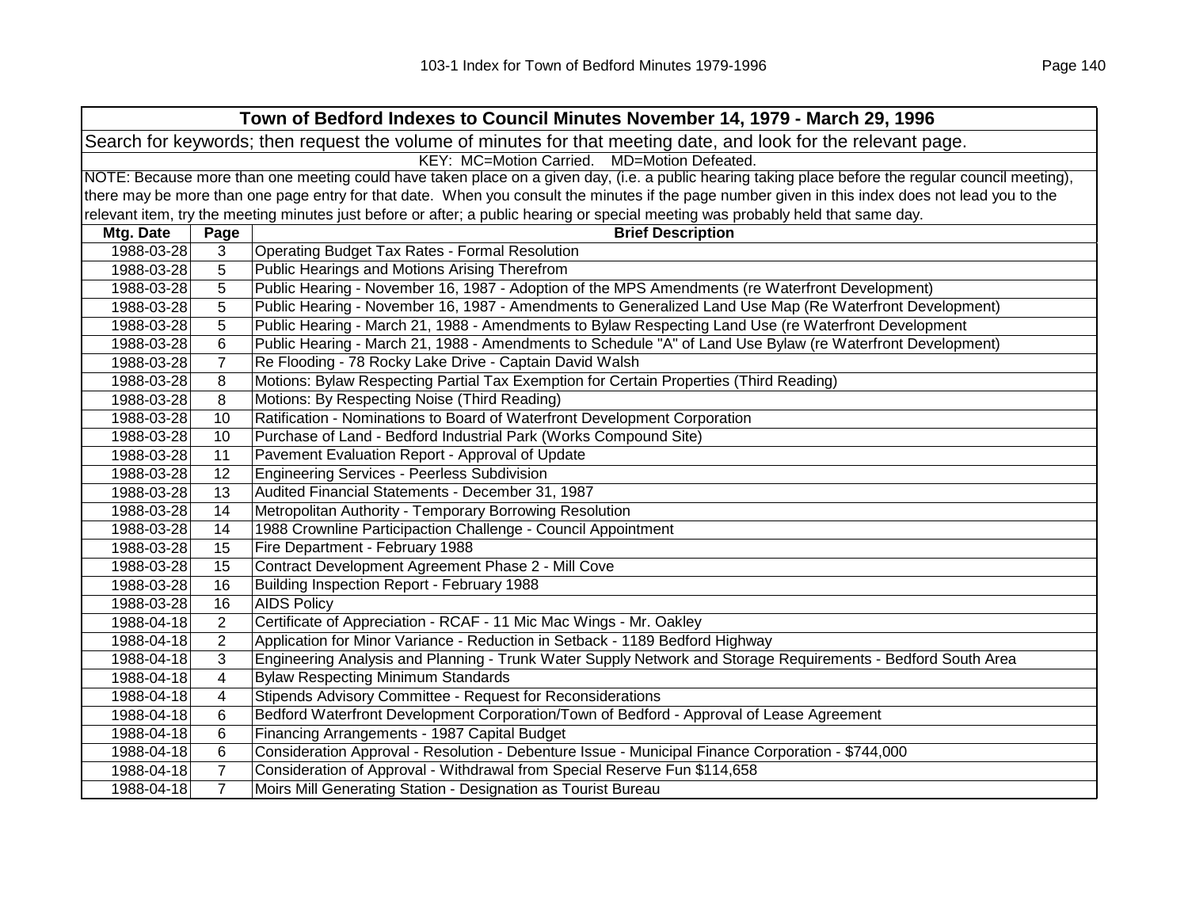## Town of Bedford Indexes to Council Minutes November 14, 1979 - March 29, 1996

Search for keywords; then request the volume of minutes for that meeting date, and look for the relevant page.

KEY: MC=Motion Carried. MD=Motion Defeated.

NOTE: Because more than one meeting could have taken place on a given day, (i.e. a public hearing taking place before the regular council meeting), there may be more than one page entry for that date. When you consult the minutes if the page number given in this index does not lead you to the relevant item, try the meeting minutes just before or after; a public hearing or special meeting was probably held that same day.

| Mtg. Date | Page | Brief Description |
|---|---|---|
| 1988-03-28 | 3 | Operating Budget Tax Rates - Formal Resolution |
| 1988-03-28 | 5 | Public Hearings and Motions Arising Therefrom |
| 1988-03-28 | 5 | Public Hearing - November 16, 1987 - Adoption of the MPS Amendments (re Waterfront Development) |
| 1988-03-28 | 5 | Public Hearing - November 16, 1987 - Amendments to Generalized Land Use Map (Re Waterfront Development) |
| 1988-03-28 | 5 | Public Hearing - March 21, 1988 - Amendments to Bylaw Respecting Land Use (re Waterfront Development |
| 1988-03-28 | 6 | Public Hearing - March 21, 1988 - Amendments to Schedule "A" of Land Use Bylaw (re Waterfront Development) |
| 1988-03-28 | 7 | Re Flooding - 78 Rocky Lake Drive - Captain David Walsh |
| 1988-03-28 | 8 | Motions: Bylaw Respecting Partial Tax Exemption for Certain Properties (Third Reading) |
| 1988-03-28 | 8 | Motions: By Respecting Noise (Third Reading) |
| 1988-03-28 | 10 | Ratification - Nominations to Board of Waterfront Development Corporation |
| 1988-03-28 | 10 | Purchase of Land - Bedford Industrial Park (Works Compound Site) |
| 1988-03-28 | 11 | Pavement Evaluation Report - Approval of Update |
| 1988-03-28 | 12 | Engineering Services - Peerless Subdivision |
| 1988-03-28 | 13 | Audited Financial Statements - December 31, 1987 |
| 1988-03-28 | 14 | Metropolitan Authority - Temporary Borrowing Resolution |
| 1988-03-28 | 14 | 1988 Crownline Participaction Challenge - Council Appointment |
| 1988-03-28 | 15 | Fire Department - February 1988 |
| 1988-03-28 | 15 | Contract Development Agreement Phase 2 - Mill Cove |
| 1988-03-28 | 16 | Building Inspection Report - February 1988 |
| 1988-03-28 | 16 | AIDS Policy |
| 1988-04-18 | 2 | Certificate of Appreciation - RCAF - 11 Mic Mac Wings - Mr. Oakley |
| 1988-04-18 | 2 | Application for Minor Variance - Reduction in Setback - 1189 Bedford Highway |
| 1988-04-18 | 3 | Engineering Analysis and Planning - Trunk Water Supply Network and Storage Requirements - Bedford South Area |
| 1988-04-18 | 4 | Bylaw Respecting Minimum Standards |
| 1988-04-18 | 4 | Stipends Advisory Committee - Request for Reconsiderations |
| 1988-04-18 | 6 | Bedford Waterfront Development Corporation/Town of Bedford - Approval of Lease Agreement |
| 1988-04-18 | 6 | Financing Arrangements - 1987 Capital Budget |
| 1988-04-18 | 6 | Consideration Approval - Resolution - Debenture Issue - Municipal Finance Corporation - $744,000 |
| 1988-04-18 | 7 | Consideration of Approval - Withdrawal from Special Reserve Fun $114,658 |
| 1988-04-18 | 7 | Moirs Mill Generating Station - Designation as Tourist Bureau |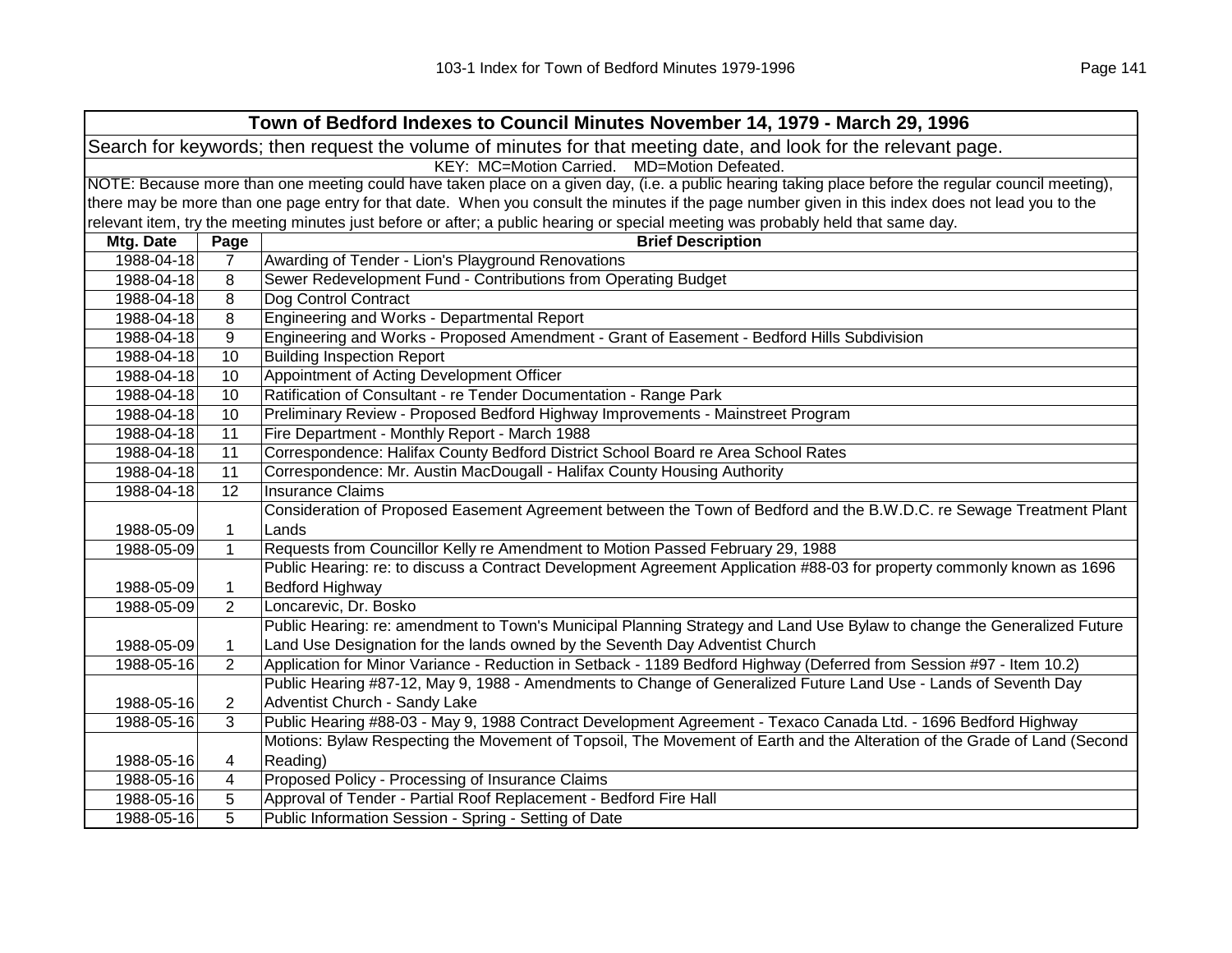| Town of Bedford Indexes to Council Minutes November 14, 1979 - March 29, 1996 | | |
|---|---|---|
| Search for keywords; then request the volume of minutes for that meeting date, and look for the relevant page. | | |
| KEY: MC=Motion Carried. MD=Motion Defeated. | | |
| NOTE: Because more than one meeting could have taken place on a given day, (i.e. a public hearing taking place before the regular council meeting), there may be more than one page entry for that date. When you consult the minutes if the page number given in this index does not lead you to the relevant item, try the meeting minutes just before or after; a public hearing or special meeting was probably held that same day. | | |
| **Mtg. Date** | **Page** | **Brief Description** |
| 1988-04-18 | 7 | Awarding of Tender - Lion's Playground Renovations |
| 1988-04-18 | 8 | Sewer Redevelopment Fund - Contributions from Operating Budget |
| 1988-04-18 | 8 | Dog Control Contract |
| 1988-04-18 | 8 | Engineering and Works - Departmental Report |
| 1988-04-18 | 9 | Engineering and Works - Proposed Amendment - Grant of Easement - Bedford Hills Subdivision |
| 1988-04-18 | 10 | Building Inspection Report |
| 1988-04-18 | 10 | Appointment of Acting Development Officer |
| 1988-04-18 | 10 | Ratification of Consultant - re Tender Documentation - Range Park |
| 1988-04-18 | 10 | Preliminary Review - Proposed Bedford Highway Improvements - Mainstreet Program |
| 1988-04-18 | 11 | Fire Department - Monthly Report - March 1988 |
| 1988-04-18 | 11 | Correspondence: Halifax County Bedford District School Board re Area School Rates |
| 1988-04-18 | 11 | Correspondence: Mr. Austin MacDougall - Halifax County Housing Authority |
| 1988-04-18 | 12 | Insurance Claims |
| 1988-05-09 | 1 | Consideration of Proposed Easement Agreement between the Town of Bedford and the B.W.D.C. re Sewage Treatment Plant Lands |
| 1988-05-09 | 1 | Requests from Councillor Kelly re Amendment to Motion Passed February 29, 1988 |
| 1988-05-09 | 1 | Public Hearing: re: to discuss a Contract Development Agreement Application #88-03 for property commonly known as 1696 Bedford Highway |
| 1988-05-09 | 2 | Loncarevic, Dr. Bosko |
| 1988-05-09 | 1 | Public Hearing: re: amendment to Town's Municipal Planning Strategy and Land Use Bylaw to change the Generalized Future Land Use Designation for the lands owned by the Seventh Day Adventist Church |
| 1988-05-16 | 2 | Application for Minor Variance - Reduction in Setback - 1189 Bedford Highway (Deferred from Session #97 - Item 10.2) |
| 1988-05-16 | 2 | Public Hearing #87-12, May 9, 1988 - Amendments to Change of Generalized Future Land Use - Lands of Seventh Day Adventist Church - Sandy Lake |
| 1988-05-16 | 3 | Public Hearing #88-03 - May 9, 1988 Contract Development Agreement - Texaco Canada Ltd. - 1696 Bedford Highway |
| 1988-05-16 | 4 | Motions: Bylaw Respecting the Movement of Topsoil, The Movement of Earth and the Alteration of the Grade of Land (Second Reading) |
| 1988-05-16 | 4 | Proposed Policy - Processing of Insurance Claims |
| 1988-05-16 | 5 | Approval of Tender - Partial Roof Replacement - Bedford Fire Hall |
| 1988-05-16 | 5 | Public Information Session - Spring - Setting of Date |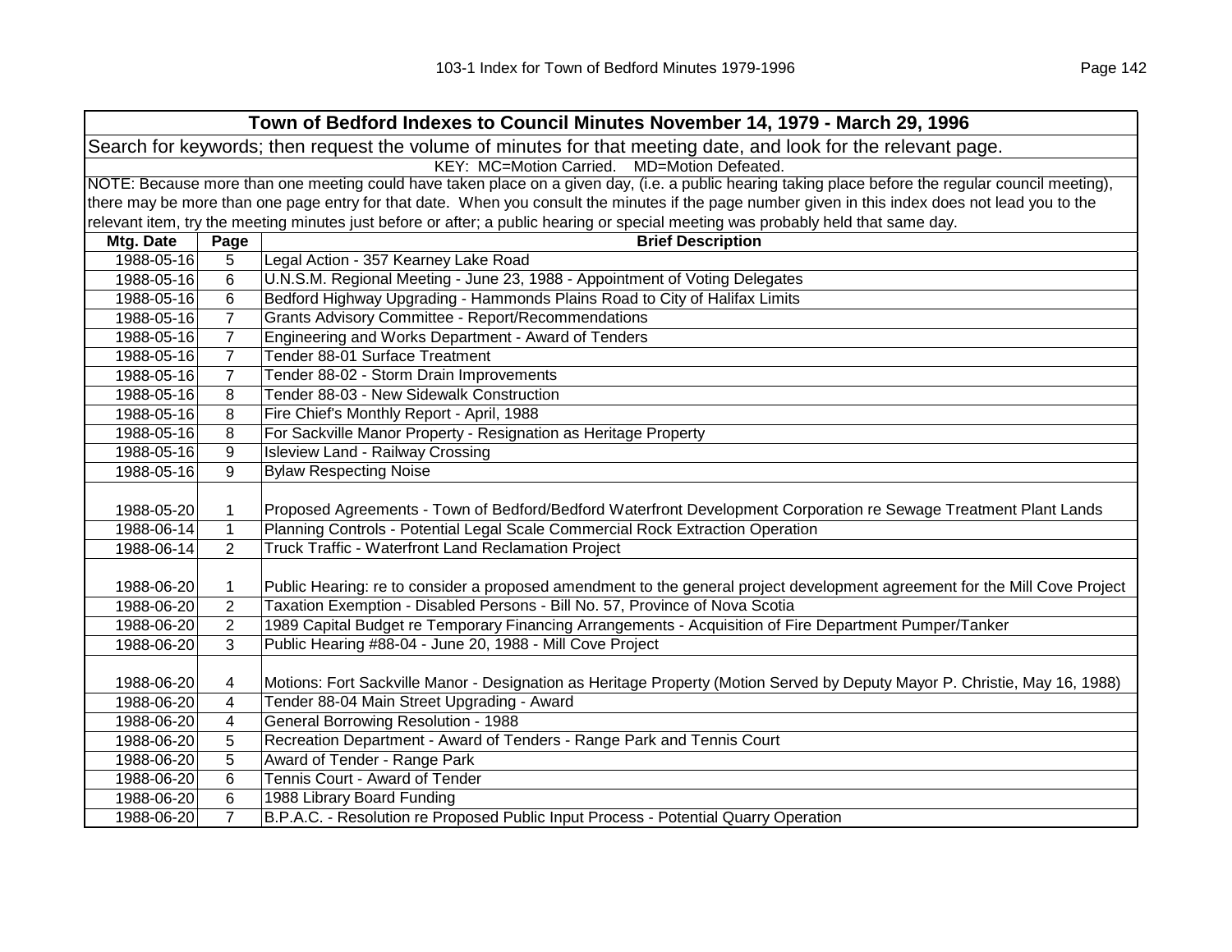| Town of Bedford Indexes to Council Minutes November 14, 1979 - March 29, 1996 | | |
|---|---|---|
| Search for keywords; then request the volume of minutes for that meeting date, and look for the relevant page. | | |
| KEY: MC=Motion Carried. MD=Motion Defeated. | | |
| NOTE: Because more than one meeting could have taken place on a given day, (i.e. a public hearing taking place before the regular council meeting), there may be more than one page entry for that date. When you consult the minutes if the page number given in this index does not lead you to the relevant item, try the meeting minutes just before or after; a public hearing or special meeting was probably held that same day. | | |
| **Mtg. Date** | **Page** | **Brief Description** |
| 1988-05-16 | 5 | Legal Action - 357 Kearney Lake Road |
| 1988-05-16 | 6 | U.N.S.M. Regional Meeting - June 23, 1988 - Appointment of Voting Delegates |
| 1988-05-16 | 6 | Bedford Highway Upgrading - Hammonds Plains Road to City of Halifax Limits |
| 1988-05-16 | 7 | Grants Advisory Committee - Report/Recommendations |
| 1988-05-16 | 7 | Engineering and Works Department - Award of Tenders |
| 1988-05-16 | 7 | Tender 88-01 Surface Treatment |
| 1988-05-16 | 7 | Tender 88-02 - Storm Drain Improvements |
| 1988-05-16 | 8 | Tender 88-03 - New Sidewalk Construction |
| 1988-05-16 | 8 | Fire Chief's Monthly Report - April, 1988 |
| 1988-05-16 | 8 | For Sackville Manor Property - Resignation as Heritage Property |
| 1988-05-16 | 9 | Isleview Land - Railway Crossing |
| 1988-05-16 | 9 | Bylaw Respecting Noise |
| 1988-05-20 | 1 | Proposed Agreements - Town of Bedford/Bedford Waterfront Development Corporation re Sewage Treatment Plant Lands |
| 1988-06-14 | 1 | Planning Controls - Potential Legal Scale Commercial Rock Extraction Operation |
| 1988-06-14 | 2 | Truck Traffic - Waterfront Land Reclamation Project |
| 1988-06-20 | 1 | Public Hearing: re to consider a proposed amendment to the general project development agreement for the Mill Cove Project |
| 1988-06-20 | 2 | Taxation Exemption - Disabled Persons - Bill No. 57, Province of Nova Scotia |
| 1988-06-20 | 2 | 1989 Capital Budget re Temporary Financing Arrangements - Acquisition of Fire Department Pumper/Tanker |
| 1988-06-20 | 3 | Public Hearing #88-04 - June 20, 1988 - Mill Cove Project |
| 1988-06-20 | 4 | Motions: Fort Sackville Manor - Designation as Heritage Property (Motion Served by Deputy Mayor P. Christie, May 16, 1988) |
| 1988-06-20 | 4 | Tender 88-04 Main Street Upgrading - Award |
| 1988-06-20 | 4 | General Borrowing Resolution - 1988 |
| 1988-06-20 | 5 | Recreation Department - Award of Tenders - Range Park and Tennis Court |
| 1988-06-20 | 5 | Award of Tender - Range Park |
| 1988-06-20 | 6 | Tennis Court - Award of Tender |
| 1988-06-20 | 6 | 1988 Library Board Funding |
| 1988-06-20 | 7 | B.P.A.C. - Resolution re Proposed Public Input Process - Potential Quarry Operation |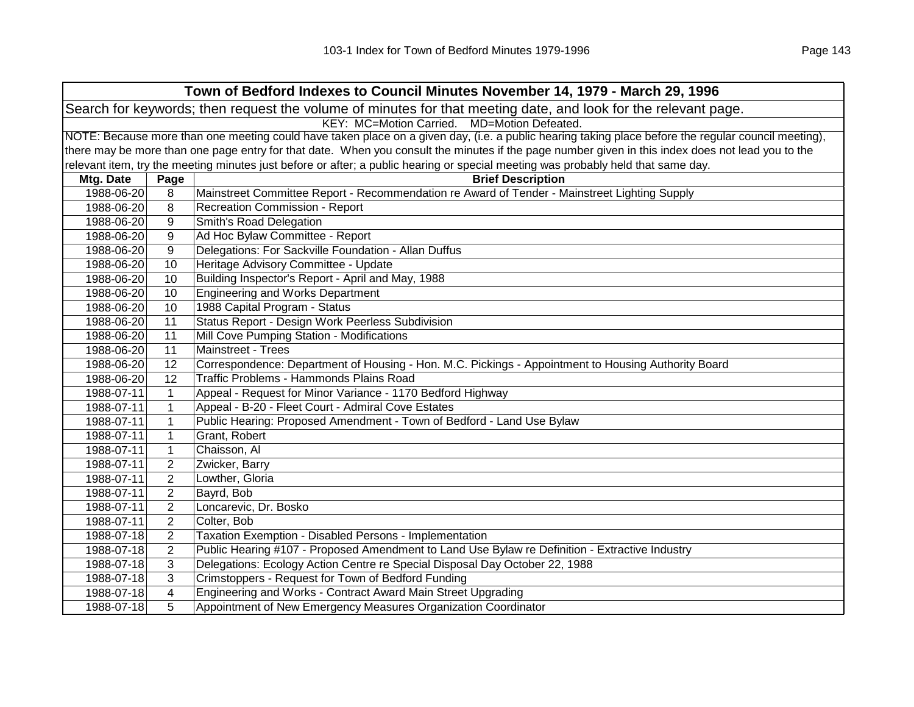| Town of Bedford Indexes to Council Minutes November 14, 1979 - March 29, 1996 | | |
|---|---|---|
| Search for keywords; then request the volume of minutes for that meeting date, and look for the relevant page. | | |
| KEY: MC=Motion Carried. MD=Motion Defeated. | | |
| NOTE: Because more than one meeting could have taken place on a given day, (i.e. a public hearing taking place before the regular council meeting), there may be more than one page entry for that date. When you consult the minutes if the page number given in this index does not lead you to the relevant item, try the meeting minutes just before or after; a public hearing or special meeting was probably held that same day. | | |
| **Mtg. Date** | **Page** | **Brief Description** |
| 1988-06-20 | 8 | Mainstreet Committee Report - Recommendation re Award of Tender - Mainstreet Lighting Supply |
| 1988-06-20 | 8 | Recreation Commission - Report |
| 1988-06-20 | 9 | Smith's Road Delegation |
| 1988-06-20 | 9 | Ad Hoc Bylaw Committee - Report |
| 1988-06-20 | 9 | Delegations: For Sackville Foundation - Allan Duffus |
| 1988-06-20 | 10 | Heritage Advisory Committee - Update |
| 1988-06-20 | 10 | Building Inspector's Report - April and May, 1988 |
| 1988-06-20 | 10 | Engineering and Works Department |
| 1988-06-20 | 10 | 1988 Capital Program - Status |
| 1988-06-20 | 11 | Status Report - Design Work Peerless Subdivision |
| 1988-06-20 | 11 | Mill Cove Pumping Station - Modifications |
| 1988-06-20 | 11 | Mainstreet - Trees |
| 1988-06-20 | 12 | Correspondence: Department of Housing - Hon. M.C. Pickings - Appointment to Housing Authority Board |
| 1988-06-20 | 12 | Traffic Problems - Hammonds Plains Road |
| 1988-07-11 | 1 | Appeal - Request for Minor Variance - 1170 Bedford Highway |
| 1988-07-11 | 1 | Appeal - B-20 - Fleet Court - Admiral Cove Estates |
| 1988-07-11 | 1 | Public Hearing: Proposed Amendment - Town of Bedford - Land Use Bylaw |
| 1988-07-11 | 1 | Grant, Robert |
| 1988-07-11 | 1 | Chaisson, Al |
| 1988-07-11 | 2 | Zwicker, Barry |
| 1988-07-11 | 2 | Lowther, Gloria |
| 1988-07-11 | 2 | Bayrd, Bob |
| 1988-07-11 | 2 | Loncarevic, Dr. Bosko |
| 1988-07-11 | 2 | Colter, Bob |
| 1988-07-18 | 2 | Taxation Exemption - Disabled Persons - Implementation |
| 1988-07-18 | 2 | Public Hearing #107 - Proposed Amendment to Land Use Bylaw re Definition - Extractive Industry |
| 1988-07-18 | 3 | Delegations: Ecology Action Centre re Special Disposal Day October 22, 1988 |
| 1988-07-18 | 3 | Crimstoppers - Request for Town of Bedford Funding |
| 1988-07-18 | 4 | Engineering and Works - Contract Award Main Street Upgrading |
| 1988-07-18 | 5 | Appointment of New Emergency Measures Organization Coordinator |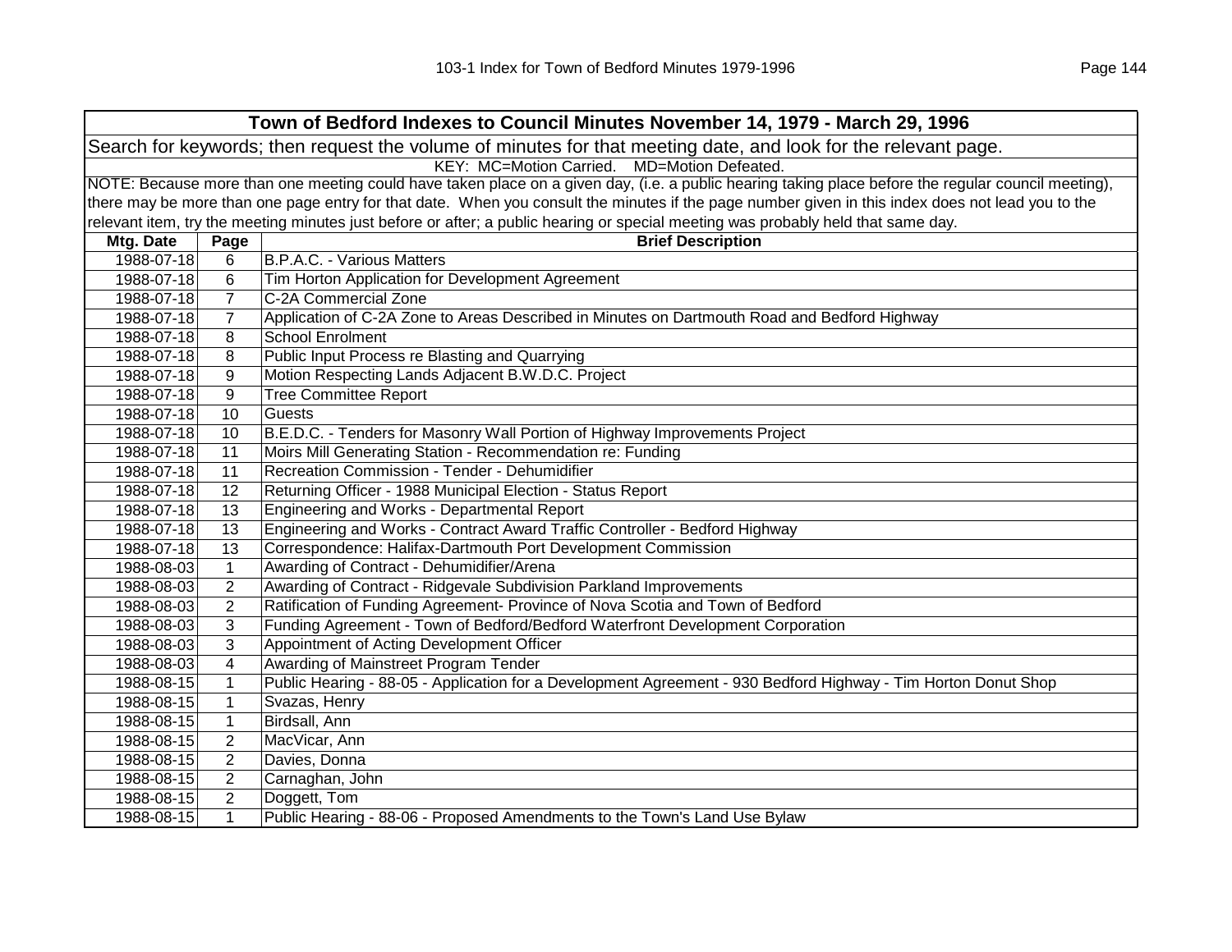| Town of Bedford Indexes to Council Minutes November 14, 1979 - March 29, 1996 | | |
|---|---|---|
| Search for keywords; then request the volume of minutes for that meeting date, and look for the relevant page. | | |
| KEY: MC=Motion Carried. MD=Motion Defeated. | | |
| NOTE: Because more than one meeting could have taken place on a given day, (i.e. a public hearing taking place before the regular council meeting), there may be more than one page entry for that date. When you consult the minutes if the page number given in this index does not lead you to the relevant item, try the meeting minutes just before or after; a public hearing or special meeting was probably held that same day. | | |
| **Mtg. Date** | **Page** | **Brief Description** |
| 1988-07-18 | 6 | B.P.A.C. - Various Matters |
| 1988-07-18 | 6 | Tim Horton Application for Development Agreement |
| 1988-07-18 | 7 | C-2A Commercial Zone |
| 1988-07-18 | 7 | Application of C-2A Zone to Areas Described in Minutes on Dartmouth Road and Bedford Highway |
| 1988-07-18 | 8 | School Enrolment |
| 1988-07-18 | 8 | Public Input Process re Blasting and Quarrying |
| 1988-07-18 | 9 | Motion Respecting Lands Adjacent B.W.D.C. Project |
| 1988-07-18 | 9 | Tree Committee Report |
| 1988-07-18 | 10 | Guests |
| 1988-07-18 | 10 | B.E.D.C. - Tenders for Masonry Wall Portion of Highway Improvements Project |
| 1988-07-18 | 11 | Moirs Mill Generating Station - Recommendation re: Funding |
| 1988-07-18 | 11 | Recreation Commission - Tender - Dehumidifier |
| 1988-07-18 | 12 | Returning Officer - 1988 Municipal Election - Status Report |
| 1988-07-18 | 13 | Engineering and Works - Departmental Report |
| 1988-07-18 | 13 | Engineering and Works - Contract Award Traffic Controller - Bedford Highway |
| 1988-07-18 | 13 | Correspondence: Halifax-Dartmouth Port Development Commission |
| 1988-08-03 | 1 | Awarding of Contract - Dehumidifier/Arena |
| 1988-08-03 | 2 | Awarding of Contract - Ridgevale Subdivision Parkland Improvements |
| 1988-08-03 | 2 | Ratification of Funding Agreement- Province of Nova Scotia and Town of Bedford |
| 1988-08-03 | 3 | Funding Agreement - Town of Bedford/Bedford Waterfront Development Corporation |
| 1988-08-03 | 3 | Appointment of Acting Development Officer |
| 1988-08-03 | 4 | Awarding of Mainstreet Program Tender |
| 1988-08-15 | 1 | Public Hearing - 88-05 - Application for a Development Agreement - 930 Bedford Highway - Tim Horton Donut Shop |
| 1988-08-15 | 1 | Svazas, Henry |
| 1988-08-15 | 1 | Birdsall, Ann |
| 1988-08-15 | 2 | MacVicar, Ann |
| 1988-08-15 | 2 | Davies, Donna |
| 1988-08-15 | 2 | Carnaghan, John |
| 1988-08-15 | 2 | Doggett, Tom |
| 1988-08-15 | 1 | Public Hearing - 88-06 - Proposed Amendments to the Town's Land Use Bylaw |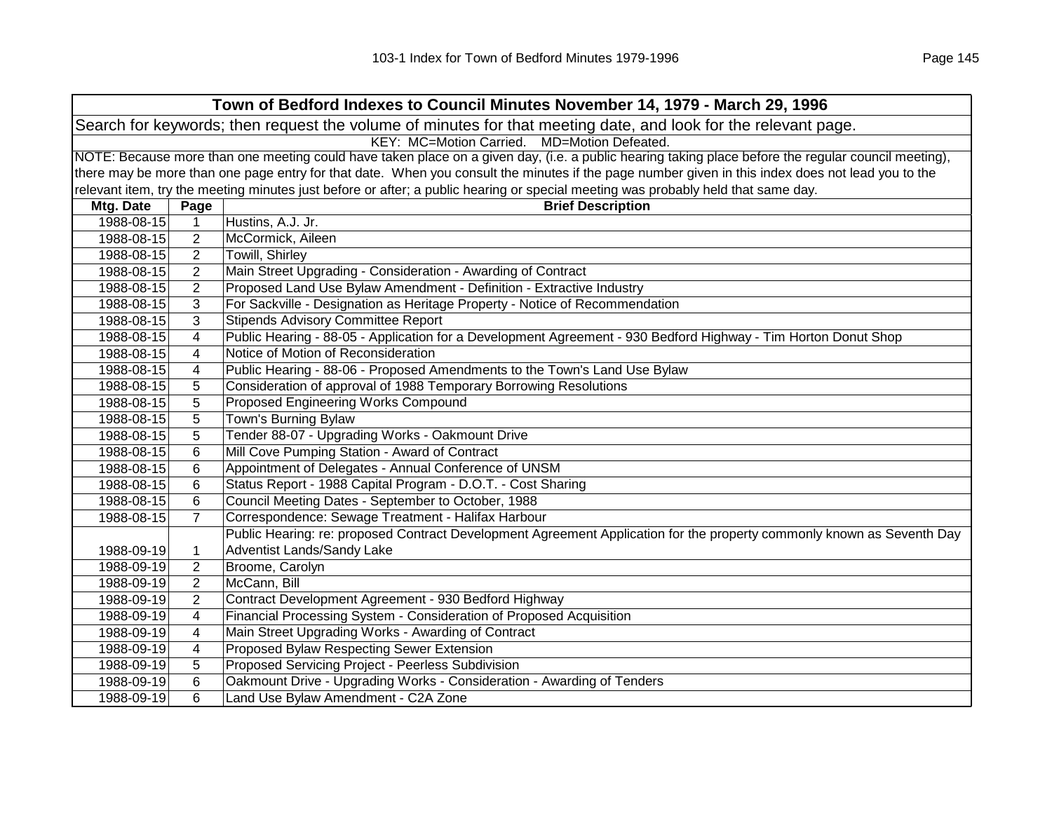| Town of Bedford Indexes to Council Minutes November 14, 1979 - March 29, 1996 | | |
|---|---|---|
| Search for keywords; then request the volume of minutes for that meeting date, and look for the relevant page. | | |
| KEY: MC=Motion Carried. MD=Motion Defeated. | | |
| NOTE: Because more than one meeting could have taken place on a given day, (i.e. a public hearing taking place before the regular council meeting), there may be more than one page entry for that date. When you consult the minutes if the page number given in this index does not lead you to the relevant item, try the meeting minutes just before or after; a public hearing or special meeting was probably held that same day. | | |
| **Mtg. Date** | **Page** | **Brief Description** |
| 1988-08-15 | 1 | Hustins, A.J. Jr. |
| 1988-08-15 | 2 | McCormick, Aileen |
| 1988-08-15 | 2 | Towill, Shirley |
| 1988-08-15 | 2 | Main Street Upgrading - Consideration - Awarding of Contract |
| 1988-08-15 | 2 | Proposed Land Use Bylaw Amendment - Definition - Extractive Industry |
| 1988-08-15 | 3 | For Sackville - Designation as Heritage Property - Notice of Recommendation |
| 1988-08-15 | 3 | Stipends Advisory Committee Report |
| 1988-08-15 | 4 | Public Hearing - 88-05 - Application for a Development Agreement - 930 Bedford Highway - Tim Horton Donut Shop |
| 1988-08-15 | 4 | Notice of Motion of Reconsideration |
| 1988-08-15 | 4 | Public Hearing - 88-06 - Proposed Amendments to the Town's Land Use Bylaw |
| 1988-08-15 | 5 | Consideration of approval of 1988 Temporary Borrowing Resolutions |
| 1988-08-15 | 5 | Proposed Engineering Works Compound |
| 1988-08-15 | 5 | Town's Burning Bylaw |
| 1988-08-15 | 5 | Tender 88-07 - Upgrading Works - Oakmount Drive |
| 1988-08-15 | 6 | Mill Cove Pumping Station - Award of Contract |
| 1988-08-15 | 6 | Appointment of Delegates - Annual Conference of UNSM |
| 1988-08-15 | 6 | Status Report - 1988 Capital Program - D.O.T. - Cost Sharing |
| 1988-08-15 | 6 | Council Meeting Dates - September to October, 1988 |
| 1988-08-15 | 7 | Correspondence: Sewage Treatment - Halifax Harbour |
| 1988-09-19 | 1 | Public Hearing: re: proposed Contract Development Agreement Application for the property commonly known as Seventh Day Adventist Lands/Sandy Lake |
| 1988-09-19 | 2 | Broome, Carolyn |
| 1988-09-19 | 2 | McCann, Bill |
| 1988-09-19 | 2 | Contract Development Agreement - 930 Bedford Highway |
| 1988-09-19 | 4 | Financial Processing System - Consideration of Proposed Acquisition |
| 1988-09-19 | 4 | Main Street Upgrading Works - Awarding of Contract |
| 1988-09-19 | 4 | Proposed Bylaw Respecting Sewer Extension |
| 1988-09-19 | 5 | Proposed Servicing Project - Peerless Subdivision |
| 1988-09-19 | 6 | Oakmount Drive - Upgrading Works - Consideration - Awarding of Tenders |
| 1988-09-19 | 6 | Land Use Bylaw Amendment - C2A Zone |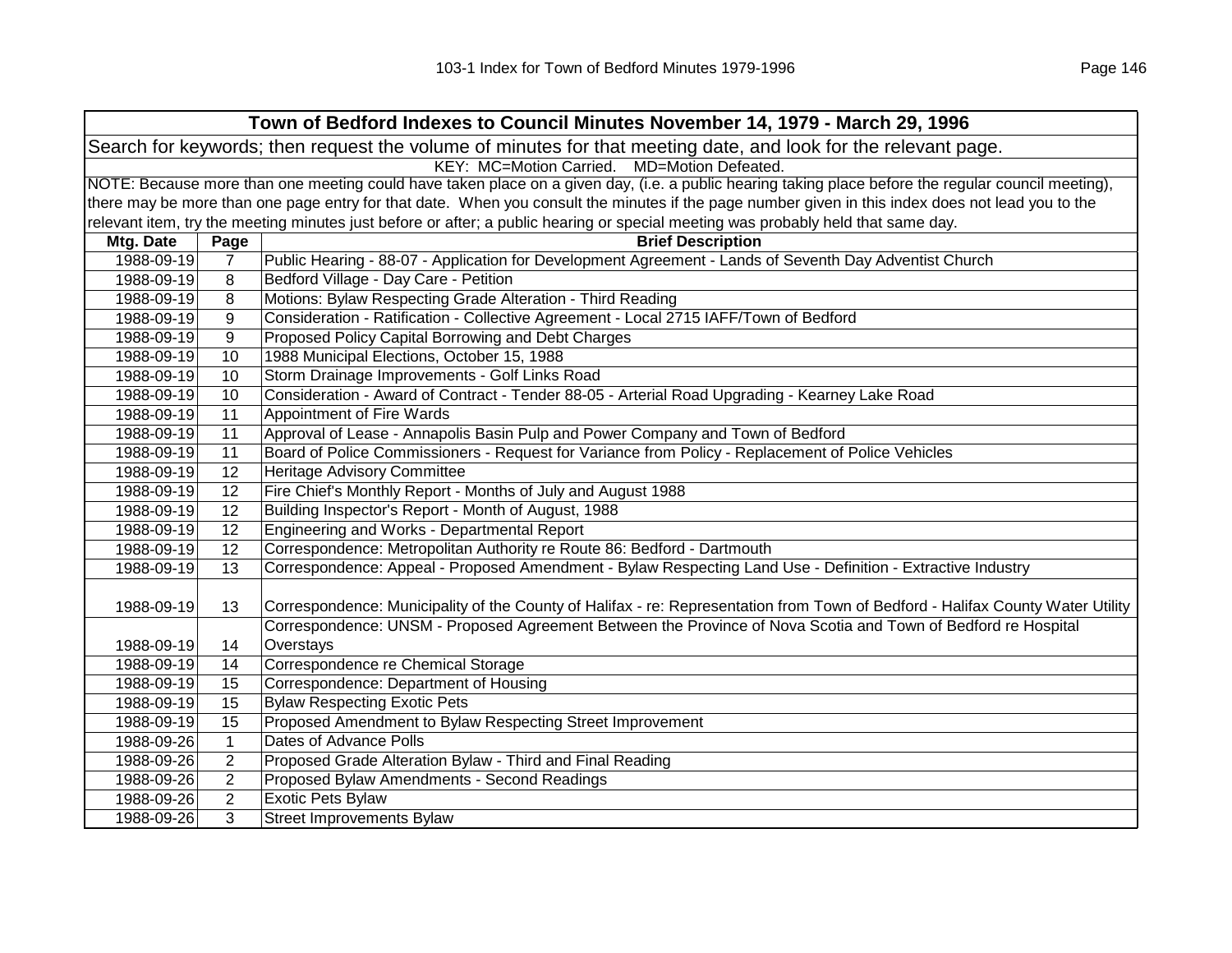| Town of Bedford Indexes to Council Minutes November 14, 1979 - March 29, 1996 | | |
|---|---|---|
| Search for keywords; then request the volume of minutes for that meeting date, and look for the relevant page. | | |
| KEY: MC=Motion Carried. MD=Motion Defeated. | | |
| NOTE: Because more than one meeting could have taken place on a given day, (i.e. a public hearing taking place before the regular council meeting), there may be more than one page entry for that date. When you consult the minutes if the page number given in this index does not lead you to the relevant item, try the meeting minutes just before or after; a public hearing or special meeting was probably held that same day. | | |
| **Mtg. Date** | **Page** | **Brief Description** |
| 1988-09-19 | 7 | Public Hearing - 88-07 - Application for Development Agreement - Lands of Seventh Day Adventist Church |
| 1988-09-19 | 8 | Bedford Village - Day Care - Petition |
| 1988-09-19 | 8 | Motions: Bylaw Respecting Grade Alteration - Third Reading |
| 1988-09-19 | 9 | Consideration - Ratification - Collective Agreement - Local 2715 IAFF/Town of Bedford |
| 1988-09-19 | 9 | Proposed Policy Capital Borrowing and Debt Charges |
| 1988-09-19 | 10 | 1988 Municipal Elections, October 15, 1988 |
| 1988-09-19 | 10 | Storm Drainage Improvements - Golf Links Road |
| 1988-09-19 | 10 | Consideration - Award of Contract - Tender 88-05 - Arterial Road Upgrading - Kearney Lake Road |
| 1988-09-19 | 11 | Appointment of Fire Wards |
| 1988-09-19 | 11 | Approval of Lease - Annapolis Basin Pulp and Power Company and Town of Bedford |
| 1988-09-19 | 11 | Board of Police Commissioners - Request for Variance from Policy - Replacement of Police Vehicles |
| 1988-09-19 | 12 | Heritage Advisory Committee |
| 1988-09-19 | 12 | Fire Chief's Monthly Report - Months of July and August 1988 |
| 1988-09-19 | 12 | Building Inspector's Report - Month of August, 1988 |
| 1988-09-19 | 12 | Engineering and Works - Departmental Report |
| 1988-09-19 | 12 | Correspondence: Metropolitan Authority re Route 86: Bedford - Dartmouth |
| 1988-09-19 | 13 | Correspondence: Appeal - Proposed Amendment - Bylaw Respecting Land Use - Definition - Extractive Industry |
| 1988-09-19 | 13 | Correspondence: Municipality of the County of Halifax - re: Representation from Town of Bedford - Halifax County Water Utility |
| 1988-09-19 | 14 | Correspondence: UNSM - Proposed Agreement Between the Province of Nova Scotia and Town of Bedford re Hospital Overstays |
| 1988-09-19 | 14 | Correspondence re Chemical Storage |
| 1988-09-19 | 15 | Correspondence: Department of Housing |
| 1988-09-19 | 15 | Bylaw Respecting Exotic Pets |
| 1988-09-19 | 15 | Proposed Amendment to Bylaw Respecting Street Improvement |
| 1988-09-26 | 1 | Dates of Advance Polls |
| 1988-09-26 | 2 | Proposed Grade Alteration Bylaw - Third and Final Reading |
| 1988-09-26 | 2 | Proposed Bylaw Amendments - Second Readings |
| 1988-09-26 | 2 | Exotic Pets Bylaw |
| 1988-09-26 | 3 | Street Improvements Bylaw |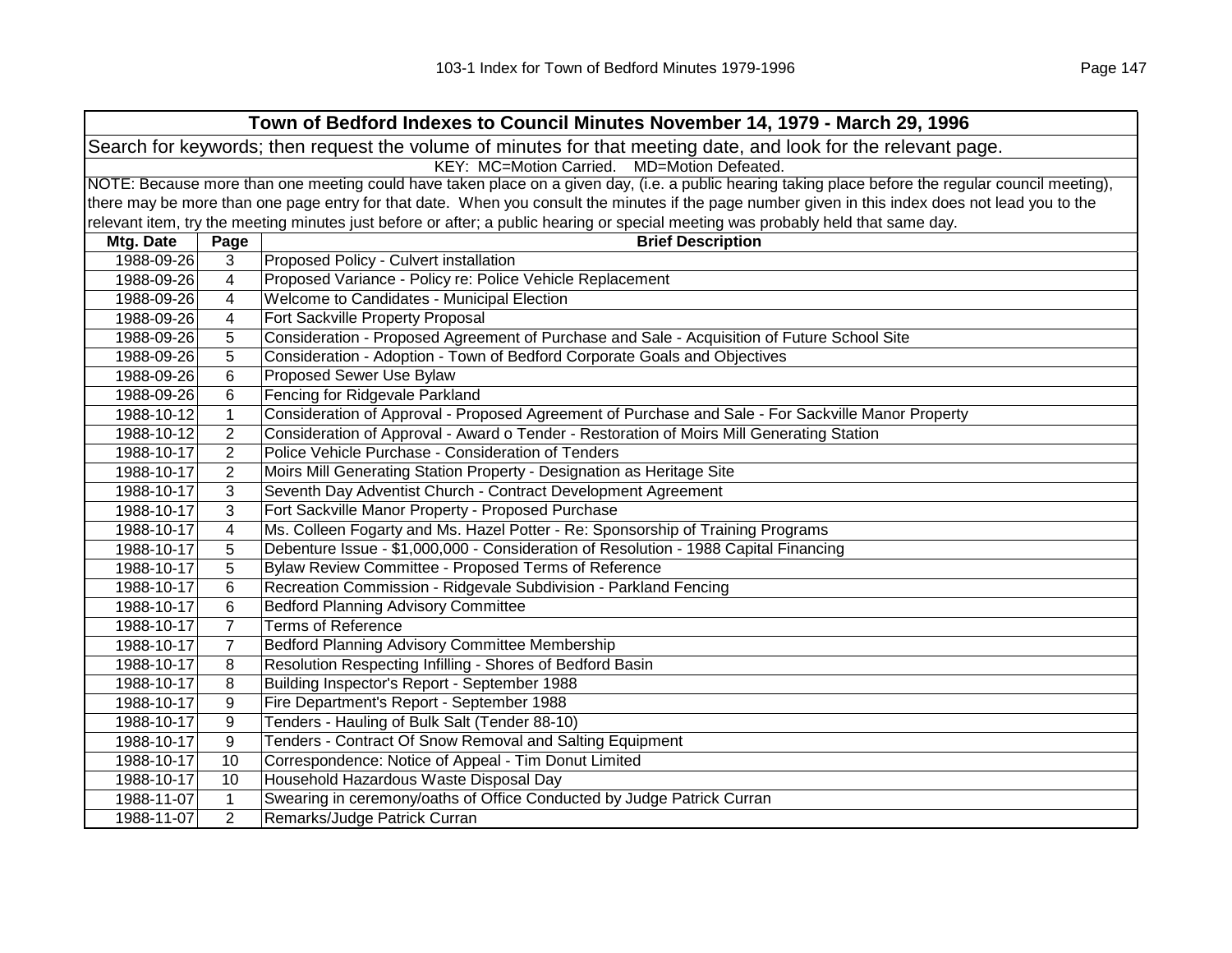## Town of Bedford Indexes to Council Minutes November 14, 1979 - March 29, 1996

Search for keywords; then request the volume of minutes for that meeting date, and look for the relevant page.

KEY: MC=Motion Carried. MD=Motion Defeated.

NOTE: Because more than one meeting could have taken place on a given day, (i.e. a public hearing taking place before the regular council meeting), there may be more than one page entry for that date. When you consult the minutes if the page number given in this index does not lead you to the relevant item, try the meeting minutes just before or after; a public hearing or special meeting was probably held that same day.

| Mtg. Date | Page | Brief Description |
|---|---|---|
| 1988-09-26 | 3 | Proposed Policy - Culvert installation |
| 1988-09-26 | 4 | Proposed Variance - Policy re: Police Vehicle Replacement |
| 1988-09-26 | 4 | Welcome to Candidates - Municipal Election |
| 1988-09-26 | 4 | Fort Sackville Property Proposal |
| 1988-09-26 | 5 | Consideration - Proposed Agreement of Purchase and Sale - Acquisition of Future School Site |
| 1988-09-26 | 5 | Consideration - Adoption - Town of Bedford Corporate Goals and Objectives |
| 1988-09-26 | 6 | Proposed Sewer Use Bylaw |
| 1988-09-26 | 6 | Fencing for Ridgevale Parkland |
| 1988-10-12 | 1 | Consideration of Approval - Proposed Agreement of Purchase and Sale - For Sackville Manor Property |
| 1988-10-12 | 2 | Consideration of Approval - Award o Tender - Restoration of Moirs Mill Generating Station |
| 1988-10-17 | 2 | Police Vehicle Purchase - Consideration of Tenders |
| 1988-10-17 | 2 | Moirs Mill Generating Station Property - Designation as Heritage Site |
| 1988-10-17 | 3 | Seventh Day Adventist Church - Contract Development Agreement |
| 1988-10-17 | 3 | Fort Sackville Manor Property - Proposed Purchase |
| 1988-10-17 | 4 | Ms. Colleen Fogarty and Ms. Hazel Potter - Re: Sponsorship of Training Programs |
| 1988-10-17 | 5 | Debenture Issue - $1,000,000 - Consideration of Resolution - 1988 Capital Financing |
| 1988-10-17 | 5 | Bylaw Review Committee - Proposed Terms of Reference |
| 1988-10-17 | 6 | Recreation Commission - Ridgevale Subdivision - Parkland Fencing |
| 1988-10-17 | 6 | Bedford Planning Advisory Committee |
| 1988-10-17 | 7 | Terms of Reference |
| 1988-10-17 | 7 | Bedford Planning Advisory Committee Membership |
| 1988-10-17 | 8 | Resolution Respecting Infilling - Shores of Bedford Basin |
| 1988-10-17 | 8 | Building Inspector's Report - September 1988 |
| 1988-10-17 | 9 | Fire Department's Report - September 1988 |
| 1988-10-17 | 9 | Tenders - Hauling of Bulk Salt (Tender 88-10) |
| 1988-10-17 | 9 | Tenders - Contract Of Snow Removal and Salting Equipment |
| 1988-10-17 | 10 | Correspondence: Notice of Appeal - Tim Donut Limited |
| 1988-10-17 | 10 | Household Hazardous Waste Disposal Day |
| 1988-11-07 | 1 | Swearing in ceremony/oaths of Office Conducted by Judge Patrick Curran |
| 1988-11-07 | 2 | Remarks/Judge Patrick Curran |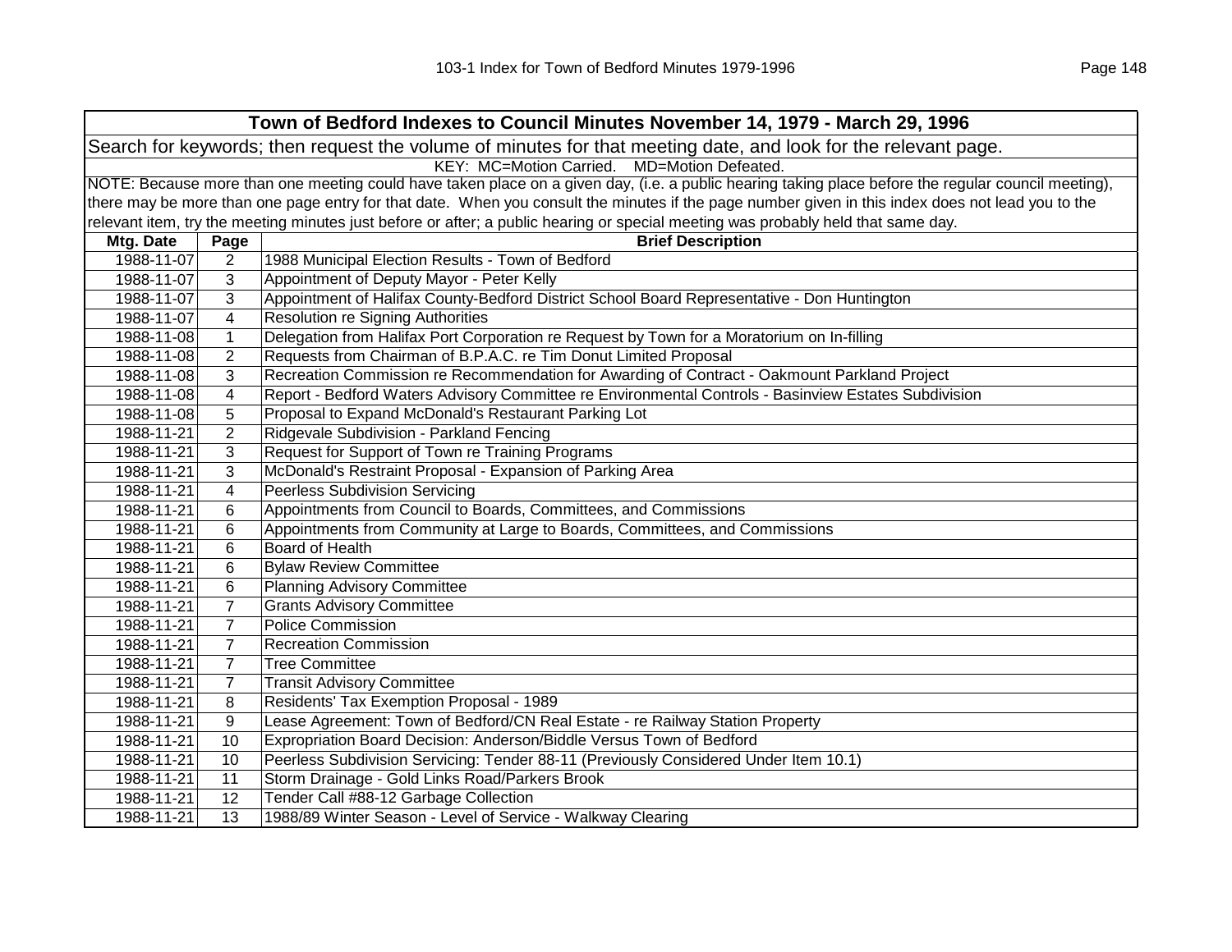| Town of Bedford Indexes to Council Minutes November 14, 1979 - March 29, 1996 | | |
|---|---|---|
| Search for keywords; then request the volume of minutes for that meeting date, and look for the relevant page. | | |
| KEY: MC=Motion Carried. MD=Motion Defeated. | | |
| NOTE: Because more than one meeting could have taken place on a given day, (i.e. a public hearing taking place before the regular council meeting), there may be more than one page entry for that date. When you consult the minutes if the page number given in this index does not lead you to the relevant item, try the meeting minutes just before or after; a public hearing or special meeting was probably held that same day. | | |
| **Mtg. Date** | **Page** | **Brief Description** |
| 1988-11-07 | 2 | 1988 Municipal Election Results - Town of Bedford |
| 1988-11-07 | 3 | Appointment of Deputy Mayor - Peter Kelly |
| 1988-11-07 | 3 | Appointment of Halifax County-Bedford District School Board Representative - Don Huntington |
| 1988-11-07 | 4 | Resolution re Signing Authorities |
| 1988-11-08 | 1 | Delegation from Halifax Port Corporation re Request by Town for a Moratorium on In-filling |
| 1988-11-08 | 2 | Requests from Chairman of B.P.A.C. re Tim Donut Limited Proposal |
| 1988-11-08 | 3 | Recreation Commission re Recommendation for Awarding of Contract - Oakmount Parkland Project |
| 1988-11-08 | 4 | Report - Bedford Waters Advisory Committee re Environmental Controls - Basinview Estates Subdivision |
| 1988-11-08 | 5 | Proposal to Expand McDonald's Restaurant Parking Lot |
| 1988-11-21 | 2 | Ridgevale Subdivision - Parkland Fencing |
| 1988-11-21 | 3 | Request for Support of Town re Training Programs |
| 1988-11-21 | 3 | McDonald's Restraint Proposal - Expansion of Parking Area |
| 1988-11-21 | 4 | Peerless Subdivision Servicing |
| 1988-11-21 | 6 | Appointments from Council to Boards, Committees, and Commissions |
| 1988-11-21 | 6 | Appointments from Community at Large to Boards, Committees, and Commissions |
| 1988-11-21 | 6 | Board of Health |
| 1988-11-21 | 6 | Bylaw Review Committee |
| 1988-11-21 | 6 | Planning Advisory Committee |
| 1988-11-21 | 7 | Grants Advisory Committee |
| 1988-11-21 | 7 | Police Commission |
| 1988-11-21 | 7 | Recreation Commission |
| 1988-11-21 | 7 | Tree Committee |
| 1988-11-21 | 7 | Transit Advisory Committee |
| 1988-11-21 | 8 | Residents' Tax Exemption Proposal - 1989 |
| 1988-11-21 | 9 | Lease Agreement: Town of Bedford/CN Real Estate - re Railway Station Property |
| 1988-11-21 | 10 | Expropriation Board Decision: Anderson/Biddle Versus Town of Bedford |
| 1988-11-21 | 10 | Peerless Subdivision Servicing: Tender 88-11 (Previously Considered Under Item 10.1) |
| 1988-11-21 | 11 | Storm Drainage - Gold Links Road/Parkers Brook |
| 1988-11-21 | 12 | Tender Call #88-12 Garbage Collection |
| 1988-11-21 | 13 | 1988/89 Winter Season - Level of Service - Walkway Clearing |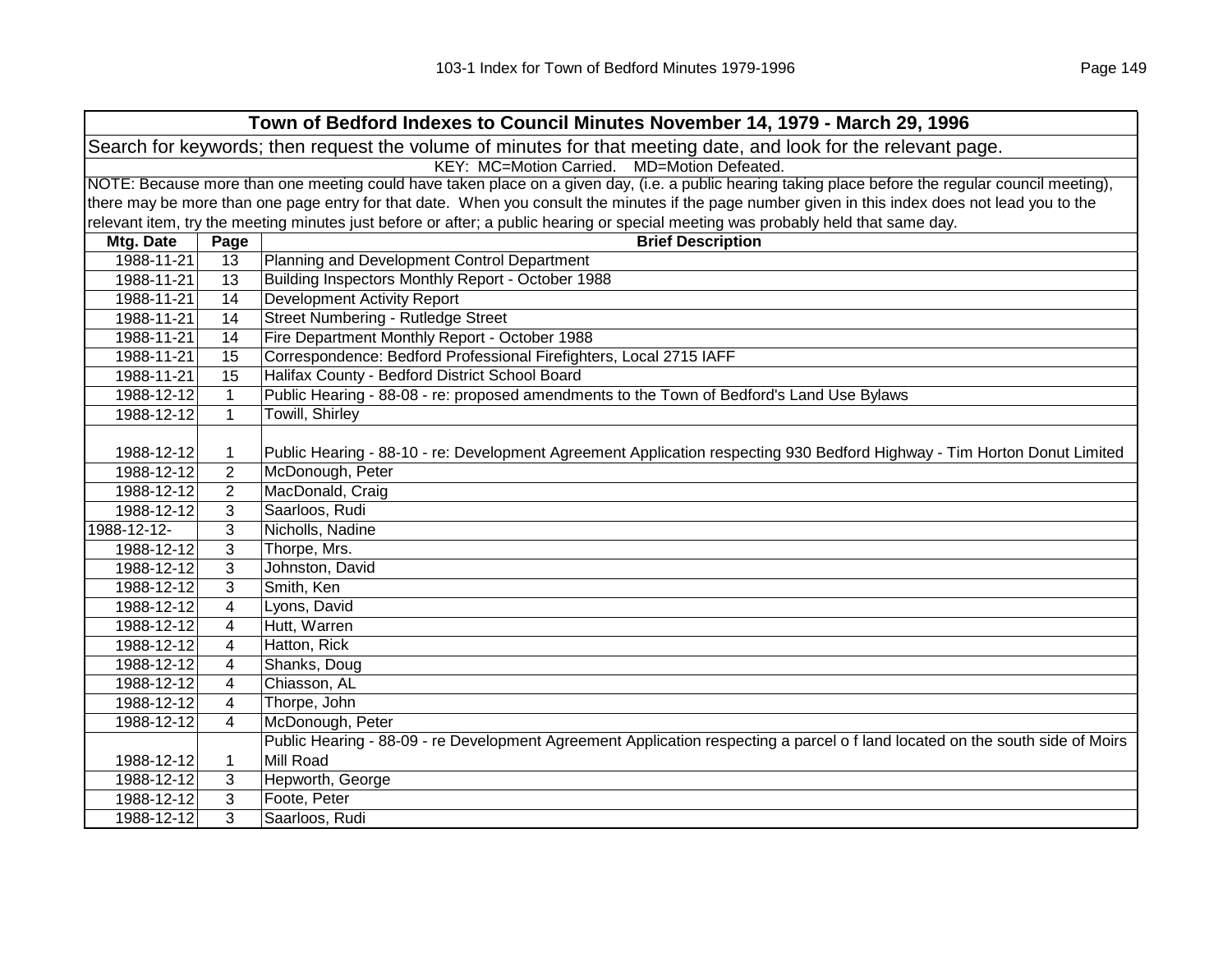| Town of Bedford Indexes to Council Minutes November 14, 1979 - March 29, 1996 | | |
|---|---|---|
| Search for keywords; then request the volume of minutes for that meeting date, and look for the relevant page. | | |
| KEY: MC=Motion Carried. MD=Motion Defeated. | | |
| NOTE: Because more than one meeting could have taken place on a given day, (i.e. a public hearing taking place before the regular council meeting), there may be more than one page entry for that date. When you consult the minutes if the page number given in this index does not lead you to the relevant item, try the meeting minutes just before or after; a public hearing or special meeting was probably held that same day. | | |
| **Mtg. Date** | **Page** | **Brief Description** |
| 1988-11-21 | 13 | Planning and Development Control Department |
| 1988-11-21 | 13 | Building Inspectors Monthly Report - October 1988 |
| 1988-11-21 | 14 | Development Activity Report |
| 1988-11-21 | 14 | Street Numbering - Rutledge Street |
| 1988-11-21 | 14 | Fire Department Monthly Report - October 1988 |
| 1988-11-21 | 15 | Correspondence: Bedford Professional Firefighters, Local 2715 IAFF |
| 1988-11-21 | 15 | Halifax County - Bedford District School Board |
| 1988-12-12 | 1 | Public Hearing - 88-08 - re: proposed amendments to the Town of Bedford's Land Use Bylaws |
| 1988-12-12 | 1 | Towill, Shirley |
| 1988-12-12 | 1 | Public Hearing - 88-10 - re: Development Agreement Application respecting 930 Bedford Highway - Tim Horton Donut Limited |
| 1988-12-12 | 2 | McDonough, Peter |
| 1988-12-12 | 2 | MacDonald, Craig |
| 1988-12-12 | 3 | Saarloos, Rudi |
| 1988-12-12- | 3 | Nicholls, Nadine |
| 1988-12-12 | 3 | Thorpe, Mrs. |
| 1988-12-12 | 3 | Johnston, David |
| 1988-12-12 | 3 | Smith, Ken |
| 1988-12-12 | 4 | Lyons, David |
| 1988-12-12 | 4 | Hutt, Warren |
| 1988-12-12 | 4 | Hatton, Rick |
| 1988-12-12 | 4 | Shanks, Doug |
| 1988-12-12 | 4 | Chiasson, AL |
| 1988-12-12 | 4 | Thorpe, John |
| 1988-12-12 | 4 | McDonough, Peter |
| 1988-12-12 | 1 | Public Hearing - 88-09 - re Development Agreement Application respecting a parcel o f land located on the south side of Moirs Mill Road |
| 1988-12-12 | 3 | Hepworth, George |
| 1988-12-12 | 3 | Foote, Peter |
| 1988-12-12 | 3 | Saarloos, Rudi |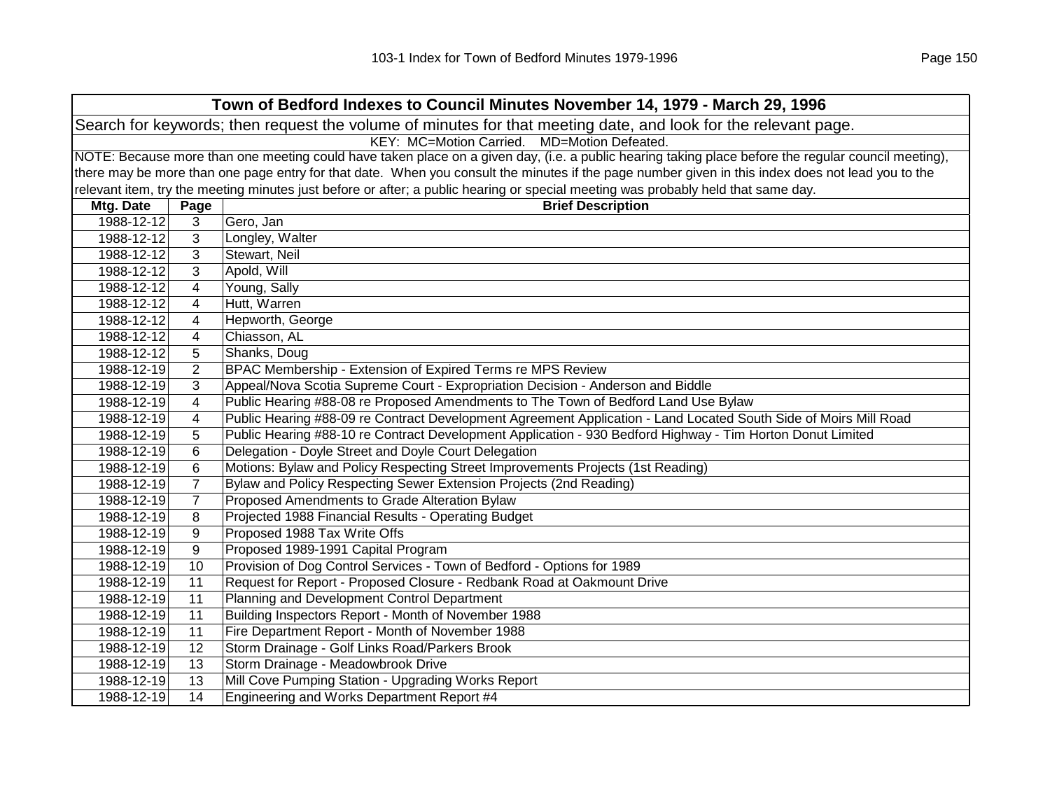| Town of Bedford Indexes to Council Minutes November 14, 1979 - March 29, 1996 | | |
|---|---|---|
| Search for keywords; then request the volume of minutes for that meeting date, and look for the relevant page. | | |
| KEY: MC=Motion Carried. MD=Motion Defeated. | | |
| NOTE: Because more than one meeting could have taken place on a given day, (i.e. a public hearing taking place before the regular council meeting), there may be more than one page entry for that date. When you consult the minutes if the page number given in this index does not lead you to the relevant item, try the meeting minutes just before or after; a public hearing or special meeting was probably held that same day. | | |
| **Mtg. Date** | **Page** | **Brief Description** |
| 1988-12-12 | 3 | Gero, Jan |
| 1988-12-12 | 3 | Longley, Walter |
| 1988-12-12 | 3 | Stewart, Neil |
| 1988-12-12 | 3 | Apold, Will |
| 1988-12-12 | 4 | Young, Sally |
| 1988-12-12 | 4 | Hutt, Warren |
| 1988-12-12 | 4 | Hepworth, George |
| 1988-12-12 | 4 | Chiasson, AL |
| 1988-12-12 | 5 | Shanks, Doug |
| 1988-12-19 | 2 | BPAC Membership - Extension of Expired Terms re MPS Review |
| 1988-12-19 | 3 | Appeal/Nova Scotia Supreme Court - Expropriation Decision - Anderson and Biddle |
| 1988-12-19 | 4 | Public Hearing #88-08 re Proposed Amendments to The Town of Bedford Land Use Bylaw |
| 1988-12-19 | 4 | Public Hearing #88-09 re Contract Development Agreement Application - Land Located South Side of Moirs Mill Road |
| 1988-12-19 | 5 | Public Hearing #88-10 re Contract Development Application - 930 Bedford Highway - Tim Horton Donut Limited |
| 1988-12-19 | 6 | Delegation - Doyle Street and Doyle Court Delegation |
| 1988-12-19 | 6 | Motions: Bylaw and Policy Respecting Street Improvements Projects (1st Reading) |
| 1988-12-19 | 7 | Bylaw and Policy Respecting Sewer Extension Projects (2nd Reading) |
| 1988-12-19 | 7 | Proposed Amendments to Grade Alteration Bylaw |
| 1988-12-19 | 8 | Projected 1988 Financial Results - Operating Budget |
| 1988-12-19 | 9 | Proposed 1988 Tax Write Offs |
| 1988-12-19 | 9 | Proposed 1989-1991 Capital Program |
| 1988-12-19 | 10 | Provision of Dog Control Services - Town of Bedford - Options for 1989 |
| 1988-12-19 | 11 | Request for Report - Proposed Closure - Redbank Road at Oakmount Drive |
| 1988-12-19 | 11 | Planning and Development Control Department |
| 1988-12-19 | 11 | Building Inspectors Report - Month of November 1988 |
| 1988-12-19 | 11 | Fire Department Report - Month of November 1988 |
| 1988-12-19 | 12 | Storm Drainage - Golf Links Road/Parkers Brook |
| 1988-12-19 | 13 | Storm Drainage - Meadowbrook Drive |
| 1988-12-19 | 13 | Mill Cove Pumping Station - Upgrading Works Report |
| 1988-12-19 | 14 | Engineering and Works Department Report #4 |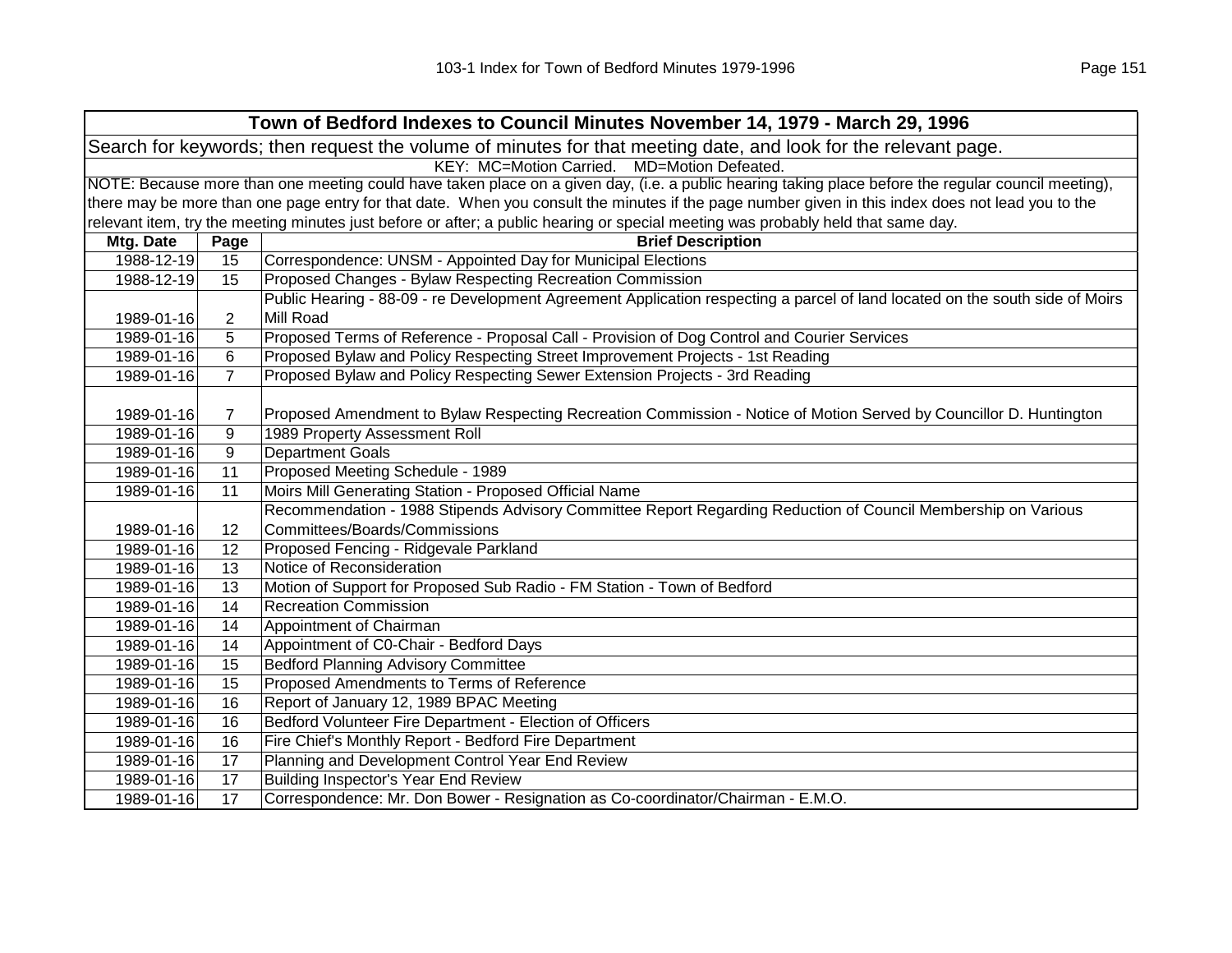| Town of Bedford Indexes to Council Minutes November 14, 1979 - March 29, 1996 | | |
|---|---|---|
| Search for keywords; then request the volume of minutes for that meeting date, and look for the relevant page. | | |
| KEY: MC=Motion Carried. MD=Motion Defeated. | | |
| NOTE: Because more than one meeting could have taken place on a given day, (i.e. a public hearing taking place before the regular council meeting), there may be more than one page entry for that date. When you consult the minutes if the page number given in this index does not lead you to the relevant item, try the meeting minutes just before or after; a public hearing or special meeting was probably held that same day. | | |
| **Mtg. Date** | **Page** | **Brief Description** |
| 1988-12-19 | 15 | Correspondence: UNSM - Appointed Day for Municipal Elections |
| 1988-12-19 | 15 | Proposed Changes - Bylaw Respecting Recreation Commission |
| 1989-01-16 | 2 | Public Hearing - 88-09 - re Development Agreement Application respecting a parcel of land located on the south side of Moirs Mill Road |
| 1989-01-16 | 5 | Proposed Terms of Reference - Proposal Call - Provision of Dog Control and Courier Services |
| 1989-01-16 | 6 | Proposed Bylaw and Policy Respecting Street Improvement Projects - 1st Reading |
| 1989-01-16 | 7 | Proposed Bylaw and Policy Respecting Sewer Extension Projects - 3rd Reading |
| 1989-01-16 | 7 | Proposed Amendment to Bylaw Respecting Recreation Commission - Notice of Motion Served by Councillor D. Huntington |
| 1989-01-16 | 9 | 1989 Property Assessment Roll |
| 1989-01-16 | 9 | Department Goals |
| 1989-01-16 | 11 | Proposed Meeting Schedule - 1989 |
| 1989-01-16 | 11 | Moirs Mill Generating Station - Proposed Official Name |
| 1989-01-16 | 12 | Recommendation - 1988 Stipends Advisory Committee Report Regarding Reduction of Council Membership on Various Committees/Boards/Commissions |
| 1989-01-16 | 12 | Proposed Fencing - Ridgevale Parkland |
| 1989-01-16 | 13 | Notice of Reconsideration |
| 1989-01-16 | 13 | Motion of Support for Proposed Sub Radio - FM Station - Town of Bedford |
| 1989-01-16 | 14 | Recreation Commission |
| 1989-01-16 | 14 | Appointment of Chairman |
| 1989-01-16 | 14 | Appointment of C0-Chair - Bedford Days |
| 1989-01-16 | 15 | Bedford Planning Advisory Committee |
| 1989-01-16 | 15 | Proposed Amendments to Terms of Reference |
| 1989-01-16 | 16 | Report of January 12, 1989 BPAC Meeting |
| 1989-01-16 | 16 | Bedford Volunteer Fire Department - Election of Officers |
| 1989-01-16 | 16 | Fire Chief's Monthly Report - Bedford Fire Department |
| 1989-01-16 | 17 | Planning and Development Control Year End Review |
| 1989-01-16 | 17 | Building Inspector's Year End Review |
| 1989-01-16 | 17 | Correspondence: Mr. Don Bower - Resignation as Co-coordinator/Chairman - E.M.O. |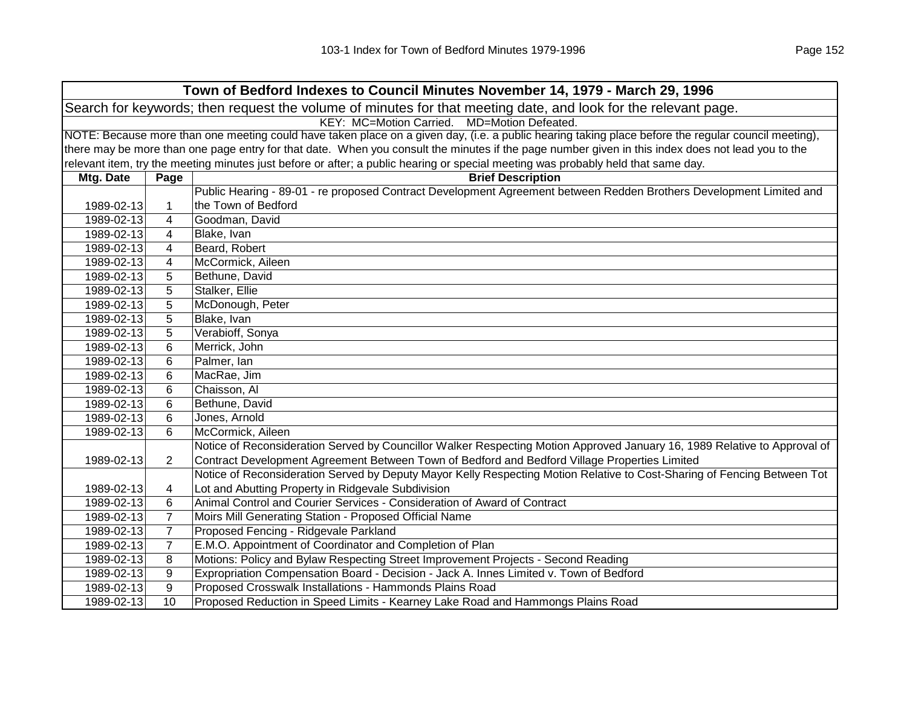| Town of Bedford Indexes to Council Minutes November 14, 1979 - March 29, 1996 | | |
|---|---|---|
| Search for keywords; then request the volume of minutes for that meeting date, and look for the relevant page. | | |
| KEY: MC=Motion Carried. MD=Motion Defeated. | | |
| NOTE: Because more than one meeting could have taken place on a given day, (i.e. a public hearing taking place before the regular council meeting), there may be more than one page entry for that date. When you consult the minutes if the page number given in this index does not lead you to the relevant item, try the meeting minutes just before or after; a public hearing or special meeting was probably held that same day. | | |
| **Mtg. Date** | **Page** | **Brief Description** |
| 1989-02-13 | 1 | Public Hearing - 89-01 - re proposed Contract Development Agreement between Redden Brothers Development Limited and the Town of Bedford |
| 1989-02-13 | 4 | Goodman, David |
| 1989-02-13 | 4 | Blake, Ivan |
| 1989-02-13 | 4 | Beard, Robert |
| 1989-02-13 | 4 | McCormick, Aileen |
| 1989-02-13 | 5 | Bethune, David |
| 1989-02-13 | 5 | Stalker, Ellie |
| 1989-02-13 | 5 | McDonough, Peter |
| 1989-02-13 | 5 | Blake, Ivan |
| 1989-02-13 | 5 | Verabioff, Sonya |
| 1989-02-13 | 6 | Merrick, John |
| 1989-02-13 | 6 | Palmer, Ian |
| 1989-02-13 | 6 | MacRae, Jim |
| 1989-02-13 | 6 | Chaisson, Al |
| 1989-02-13 | 6 | Bethune, David |
| 1989-02-13 | 6 | Jones, Arnold |
| 1989-02-13 | 6 | McCormick, Aileen |
| 1989-02-13 | 2 | Notice of Reconsideration Served by Councillor Walker Respecting Motion Approved January 16, 1989 Relative to Approval of Contract Development Agreement Between Town of Bedford and Bedford Village Properties Limited |
| 1989-02-13 | 4 | Notice of Reconsideration Served by Deputy Mayor Kelly Respecting Motion Relative to Cost-Sharing of Fencing Between Tot Lot and Abutting Property in Ridgevale Subdivision |
| 1989-02-13 | 6 | Animal Control and Courier Services - Consideration of Award of Contract |
| 1989-02-13 | 7 | Moirs Mill Generating Station - Proposed Official Name |
| 1989-02-13 | 7 | Proposed Fencing - Ridgevale Parkland |
| 1989-02-13 | 7 | E.M.O. Appointment of Coordinator and Completion of Plan |
| 1989-02-13 | 8 | Motions: Policy and Bylaw Respecting Street Improvement Projects - Second Reading |
| 1989-02-13 | 9 | Expropriation Compensation Board - Decision - Jack A. Innes Limited v. Town of Bedford |
| 1989-02-13 | 9 | Proposed Crosswalk Installations - Hammonds Plains Road |
| 1989-02-13 | 10 | Proposed Reduction in Speed Limits - Kearney Lake Road and Hammongs Plains Road |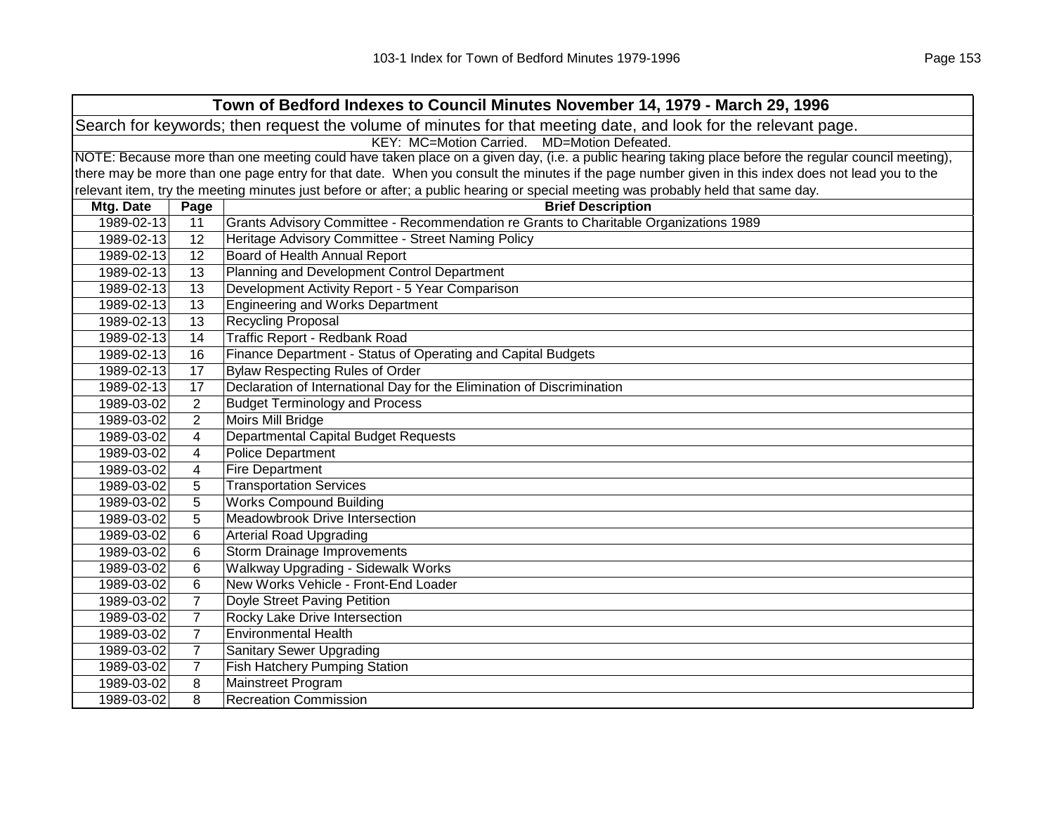| Town of Bedford Indexes to Council Minutes November 14, 1979 - March 29, 1996 | | |
|---|---|---|
| Search for keywords; then request the volume of minutes for that meeting date, and look for the relevant page. | | |
| KEY: MC=Motion Carried. MD=Motion Defeated. | | |
| NOTE: Because more than one meeting could have taken place on a given day, (i.e. a public hearing taking place before the regular council meeting), there may be more than one page entry for that date. When you consult the minutes if the page number given in this index does not lead you to the relevant item, try the meeting minutes just before or after; a public hearing or special meeting was probably held that same day. | | |
| **Mtg. Date** | **Page** | **Brief Description** |
| 1989-02-13 | 11 | Grants Advisory Committee - Recommendation re Grants to Charitable Organizations 1989 |
| 1989-02-13 | 12 | Heritage Advisory Committee - Street Naming Policy |
| 1989-02-13 | 12 | Board of Health Annual Report |
| 1989-02-13 | 13 | Planning and Development Control Department |
| 1989-02-13 | 13 | Development Activity Report - 5 Year Comparison |
| 1989-02-13 | 13 | Engineering and Works Department |
| 1989-02-13 | 13 | Recycling Proposal |
| 1989-02-13 | 14 | Traffic Report - Redbank Road |
| 1989-02-13 | 16 | Finance Department - Status of Operating and Capital Budgets |
| 1989-02-13 | 17 | Bylaw Respecting Rules of Order |
| 1989-02-13 | 17 | Declaration of International Day for the Elimination of Discrimination |
| 1989-03-02 | 2 | Budget Terminology and Process |
| 1989-03-02 | 2 | Moirs Mill Bridge |
| 1989-03-02 | 4 | Departmental Capital Budget Requests |
| 1989-03-02 | 4 | Police Department |
| 1989-03-02 | 4 | Fire Department |
| 1989-03-02 | 5 | Transportation Services |
| 1989-03-02 | 5 | Works Compound Building |
| 1989-03-02 | 5 | Meadowbrook Drive Intersection |
| 1989-03-02 | 6 | Arterial Road Upgrading |
| 1989-03-02 | 6 | Storm Drainage Improvements |
| 1989-03-02 | 6 | Walkway Upgrading - Sidewalk Works |
| 1989-03-02 | 6 | New Works Vehicle - Front-End Loader |
| 1989-03-02 | 7 | Doyle Street Paving Petition |
| 1989-03-02 | 7 | Rocky Lake Drive Intersection |
| 1989-03-02 | 7 | Environmental Health |
| 1989-03-02 | 7 | Sanitary Sewer Upgrading |
| 1989-03-02 | 7 | Fish Hatchery Pumping Station |
| 1989-03-02 | 8 | Mainstreet Program |
| 1989-03-02 | 8 | Recreation Commission |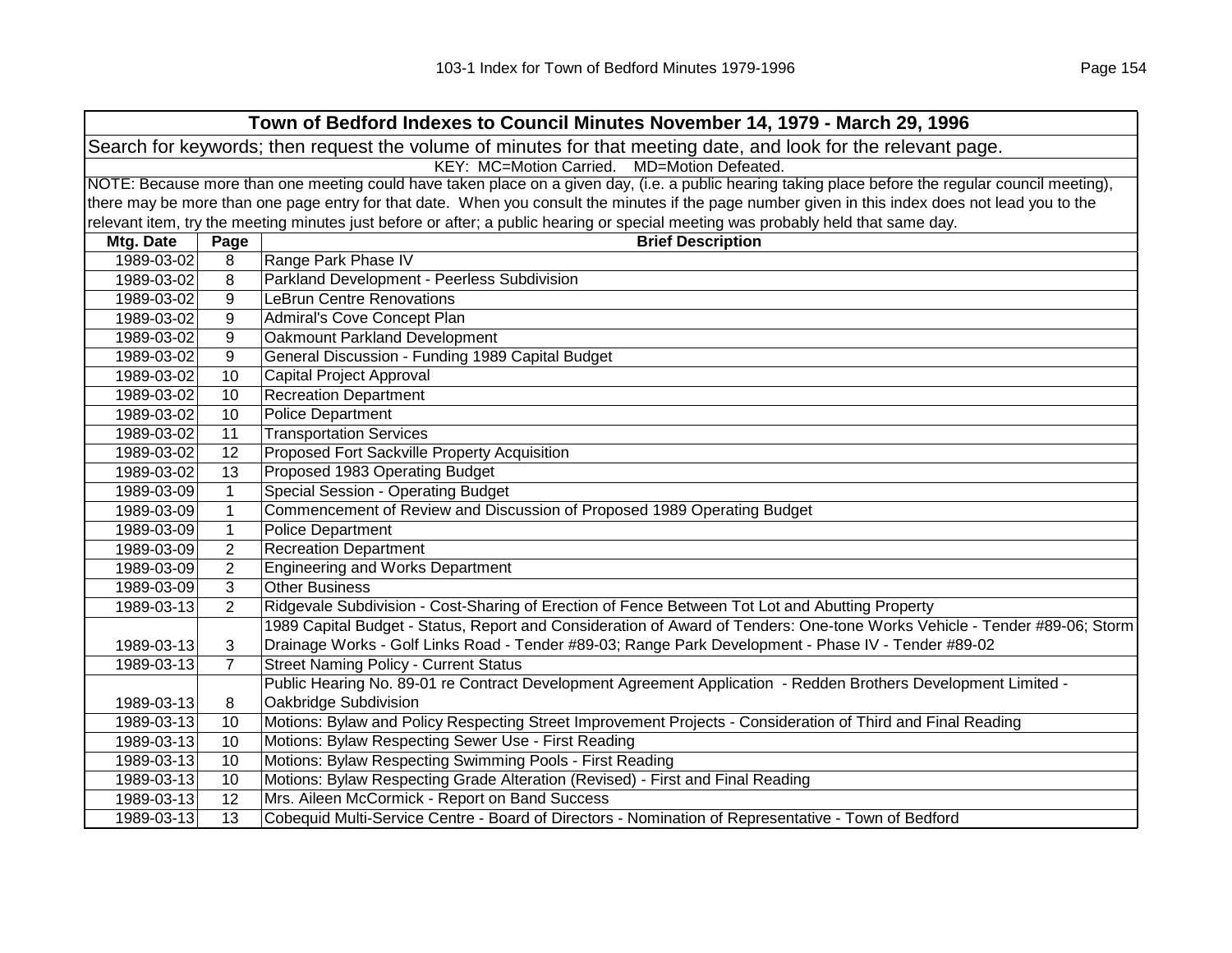| Town of Bedford Indexes to Council Minutes November 14, 1979 - March 29, 1996 | | |
|---|---|---|
| Search for keywords; then request the volume of minutes for that meeting date, and look for the relevant page. | | |
| KEY: MC=Motion Carried. MD=Motion Defeated. | | |
| NOTE: Because more than one meeting could have taken place on a given day, (i.e. a public hearing taking place before the regular council meeting), there may be more than one page entry for that date. When you consult the minutes if the page number given in this index does not lead you to the relevant item, try the meeting minutes just before or after; a public hearing or special meeting was probably held that same day. | | |
| **Mtg. Date** | **Page** | **Brief Description** |
| 1989-03-02 | 8 | Range Park Phase IV |
| 1989-03-02 | 8 | Parkland Development - Peerless Subdivision |
| 1989-03-02 | 9 | LeBrun Centre Renovations |
| 1989-03-02 | 9 | Admiral's Cove Concept Plan |
| 1989-03-02 | 9 | Oakmount Parkland Development |
| 1989-03-02 | 9 | General Discussion - Funding 1989 Capital Budget |
| 1989-03-02 | 10 | Capital Project Approval |
| 1989-03-02 | 10 | Recreation Department |
| 1989-03-02 | 10 | Police Department |
| 1989-03-02 | 11 | Transportation Services |
| 1989-03-02 | 12 | Proposed Fort Sackville Property Acquisition |
| 1989-03-02 | 13 | Proposed 1983 Operating Budget |
| 1989-03-09 | 1 | Special Session - Operating Budget |
| 1989-03-09 | 1 | Commencement of Review and Discussion of Proposed 1989 Operating Budget |
| 1989-03-09 | 1 | Police Department |
| 1989-03-09 | 2 | Recreation Department |
| 1989-03-09 | 2 | Engineering and Works Department |
| 1989-03-09 | 3 | Other Business |
| 1989-03-13 | 2 | Ridgevale Subdivision - Cost-Sharing of Erection of Fence Between Tot Lot and Abutting Property |
| 1989-03-13 | 3 | 1989 Capital Budget - Status, Report and Consideration of Award of Tenders: One-tone Works Vehicle - Tender #89-06; Storm Drainage Works - Golf Links Road - Tender #89-03; Range Park Development - Phase IV - Tender #89-02 |
| 1989-03-13 | 7 | Street Naming Policy - Current Status |
| 1989-03-13 | 8 | Public Hearing No. 89-01 re Contract Development Agreement Application - Redden Brothers Development Limited - Oakbridge Subdivision |
| 1989-03-13 | 10 | Motions: Bylaw and Policy Respecting Street Improvement Projects - Consideration of Third and Final Reading |
| 1989-03-13 | 10 | Motions: Bylaw Respecting Sewer Use - First Reading |
| 1989-03-13 | 10 | Motions: Bylaw Respecting Swimming Pools - First Reading |
| 1989-03-13 | 10 | Motions: Bylaw Respecting Grade Alteration (Revised) - First and Final Reading |
| 1989-03-13 | 12 | Mrs. Aileen McCormick - Report on Band Success |
| 1989-03-13 | 13 | Cobequid Multi-Service Centre - Board of Directors - Nomination of Representative - Town of Bedford |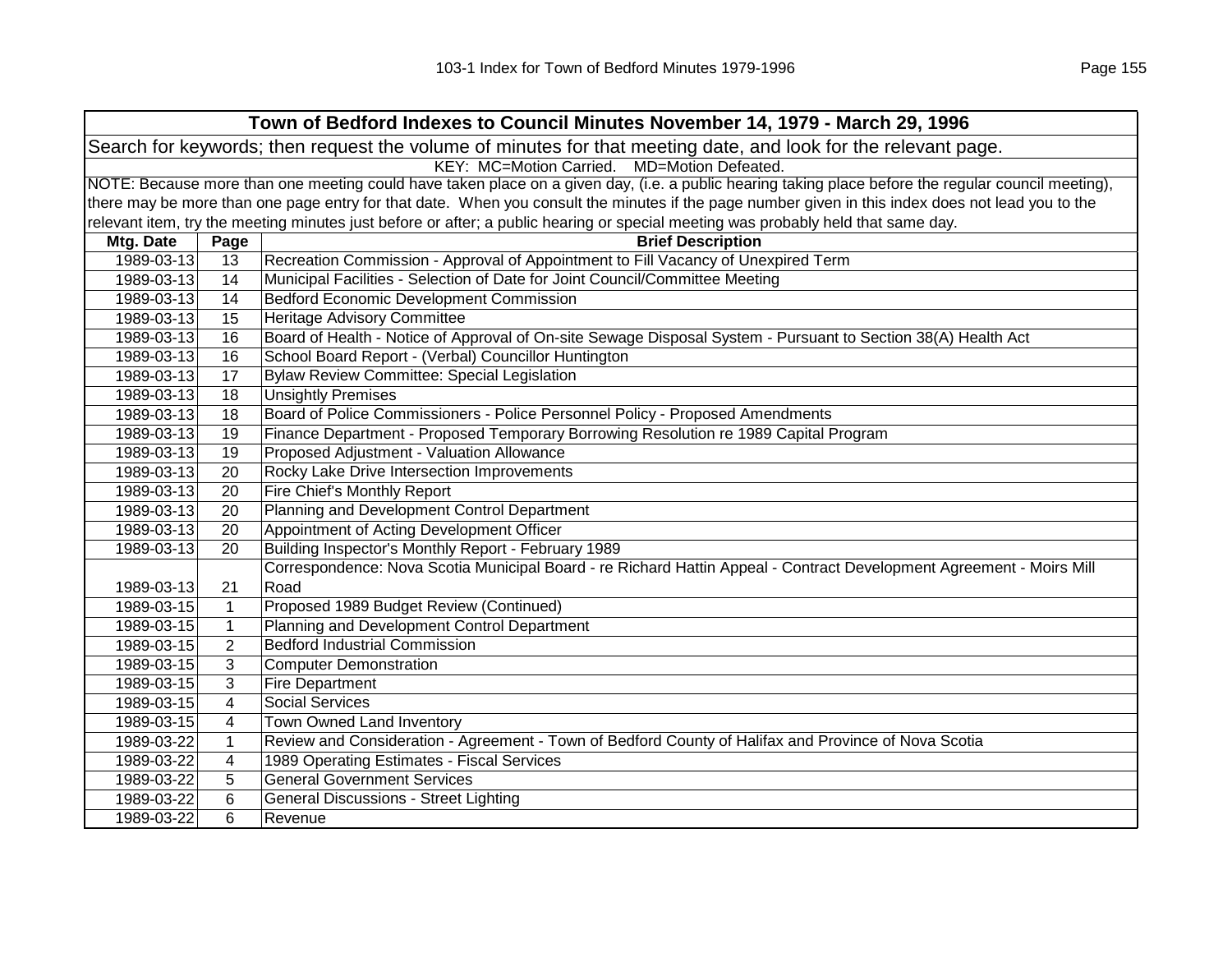| Town of Bedford Indexes to Council Minutes November 14, 1979 - March 29, 1996 | | |
|---|---|---|
| Search for keywords; then request the volume of minutes for that meeting date, and look for the relevant page. | | |
| KEY: MC=Motion Carried. MD=Motion Defeated. | | |
| NOTE: Because more than one meeting could have taken place on a given day, (i.e. a public hearing taking place before the regular council meeting), there may be more than one page entry for that date. When you consult the minutes if the page number given in this index does not lead you to the relevant item, try the meeting minutes just before or after; a public hearing or special meeting was probably held that same day. | | |
| **Mtg. Date** | **Page** | **Brief Description** |
| 1989-03-13 | 13 | Recreation Commission - Approval of Appointment to Fill Vacancy of Unexpired Term |
| 1989-03-13 | 14 | Municipal Facilities - Selection of Date for Joint Council/Committee Meeting |
| 1989-03-13 | 14 | Bedford Economic Development Commission |
| 1989-03-13 | 15 | Heritage Advisory Committee |
| 1989-03-13 | 16 | Board of Health - Notice of Approval of On-site Sewage Disposal System - Pursuant to Section 38(A) Health Act |
| 1989-03-13 | 16 | School Board Report - (Verbal) Councillor Huntington |
| 1989-03-13 | 17 | Bylaw Review Committee: Special Legislation |
| 1989-03-13 | 18 | Unsightly Premises |
| 1989-03-13 | 18 | Board of Police Commissioners - Police Personnel Policy - Proposed Amendments |
| 1989-03-13 | 19 | Finance Department - Proposed Temporary Borrowing Resolution re 1989 Capital Program |
| 1989-03-13 | 19 | Proposed Adjustment - Valuation Allowance |
| 1989-03-13 | 20 | Rocky Lake Drive Intersection Improvements |
| 1989-03-13 | 20 | Fire Chief's Monthly Report |
| 1989-03-13 | 20 | Planning and Development Control Department |
| 1989-03-13 | 20 | Appointment of Acting Development Officer |
| 1989-03-13 | 20 | Building Inspector's Monthly Report - February 1989 |
| 1989-03-13 | 21 | Correspondence: Nova Scotia Municipal Board - re Richard Hattin Appeal - Contract Development Agreement - Moirs Mill Road |
| 1989-03-15 | 1 | Proposed 1989 Budget Review (Continued) |
| 1989-03-15 | 1 | Planning and Development Control Department |
| 1989-03-15 | 2 | Bedford Industrial Commission |
| 1989-03-15 | 3 | Computer Demonstration |
| 1989-03-15 | 3 | Fire Department |
| 1989-03-15 | 4 | Social Services |
| 1989-03-15 | 4 | Town Owned Land Inventory |
| 1989-03-22 | 1 | Review and Consideration - Agreement - Town of Bedford County of Halifax and Province of Nova Scotia |
| 1989-03-22 | 4 | 1989 Operating Estimates - Fiscal Services |
| 1989-03-22 | 5 | General Government Services |
| 1989-03-22 | 6 | General Discussions - Street Lighting |
| 1989-03-22 | 6 | Revenue |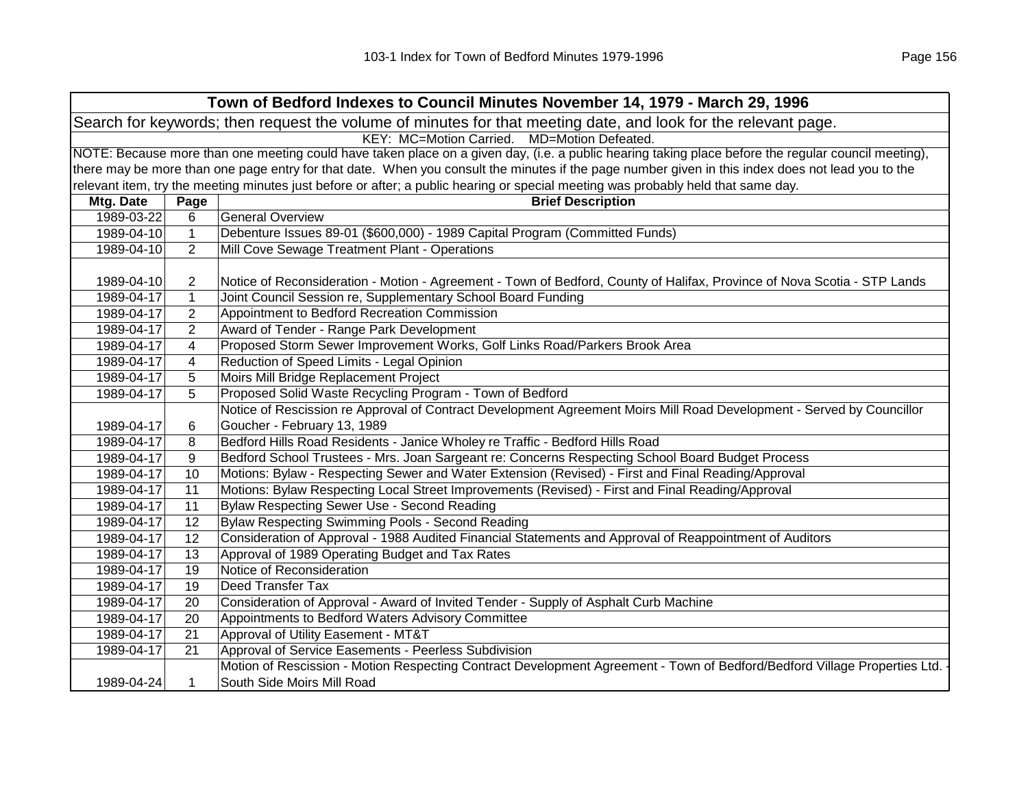| Town of Bedford Indexes to Council Minutes November 14, 1979 - March 29, 1996 | | |
|---|---|---|
| Search for keywords; then request the volume of minutes for that meeting date, and look for the relevant page. | | |
| KEY: MC=Motion Carried. MD=Motion Defeated. | | |
| NOTE: Because more than one meeting could have taken place on a given day, (i.e. a public hearing taking place before the regular council meeting), there may be more than one page entry for that date. When you consult the minutes if the page number given in this index does not lead you to the relevant item, try the meeting minutes just before or after; a public hearing or special meeting was probably held that same day. | | |
| **Mtg. Date** | **Page** | **Brief Description** |
| 1989-03-22 | 6 | General Overview |
| 1989-04-10 | 1 | Debenture Issues 89-01 ($600,000) - 1989 Capital Program (Committed Funds) |
| 1989-04-10 | 2 | Mill Cove Sewage Treatment Plant - Operations |
| 1989-04-10 | 2 | Notice of Reconsideration - Motion - Agreement - Town of Bedford, County of Halifax, Province of Nova Scotia - STP Lands |
| 1989-04-17 | 1 | Joint Council Session re, Supplementary School Board Funding |
| 1989-04-17 | 2 | Appointment to Bedford Recreation Commission |
| 1989-04-17 | 2 | Award of Tender - Range Park Development |
| 1989-04-17 | 4 | Proposed Storm Sewer Improvement Works, Golf Links Road/Parkers Brook Area |
| 1989-04-17 | 4 | Reduction of Speed Limits - Legal Opinion |
| 1989-04-17 | 5 | Moirs Mill Bridge Replacement Project |
| 1989-04-17 | 5 | Proposed Solid Waste Recycling Program - Town of Bedford |
| 1989-04-17 | 6 | Notice of Rescission re Approval of Contract Development Agreement Moirs Mill Road Development - Served by Councillor Goucher - February 13, 1989 |
| 1989-04-17 | 8 | Bedford Hills Road Residents - Janice Wholey re Traffic - Bedford Hills Road |
| 1989-04-17 | 9 | Bedford School Trustees - Mrs. Joan Sargeant re: Concerns Respecting School Board Budget Process |
| 1989-04-17 | 10 | Motions: Bylaw - Respecting Sewer and Water Extension (Revised) - First and Final Reading/Approval |
| 1989-04-17 | 11 | Motions: Bylaw Respecting Local Street Improvements (Revised) - First and Final Reading/Approval |
| 1989-04-17 | 11 | Bylaw Respecting Sewer Use - Second Reading |
| 1989-04-17 | 12 | Bylaw Respecting Swimming Pools - Second Reading |
| 1989-04-17 | 12 | Consideration of Approval - 1988 Audited Financial Statements and Approval of Reappointment of Auditors |
| 1989-04-17 | 13 | Approval of 1989 Operating Budget and Tax Rates |
| 1989-04-17 | 19 | Notice of Reconsideration |
| 1989-04-17 | 19 | Deed Transfer Tax |
| 1989-04-17 | 20 | Consideration of Approval - Award of Invited Tender - Supply of Asphalt Curb Machine |
| 1989-04-17 | 20 | Appointments to Bedford Waters Advisory Committee |
| 1989-04-17 | 21 | Approval of Utility Easement - MT&T |
| 1989-04-17 | 21 | Approval of Service Easements - Peerless Subdivision |
| 1989-04-24 | 1 | Motion of Rescission - Motion Respecting Contract Development Agreement - Town of Bedford/Bedford Village Properties Ltd. - South Side Moirs Mill Road |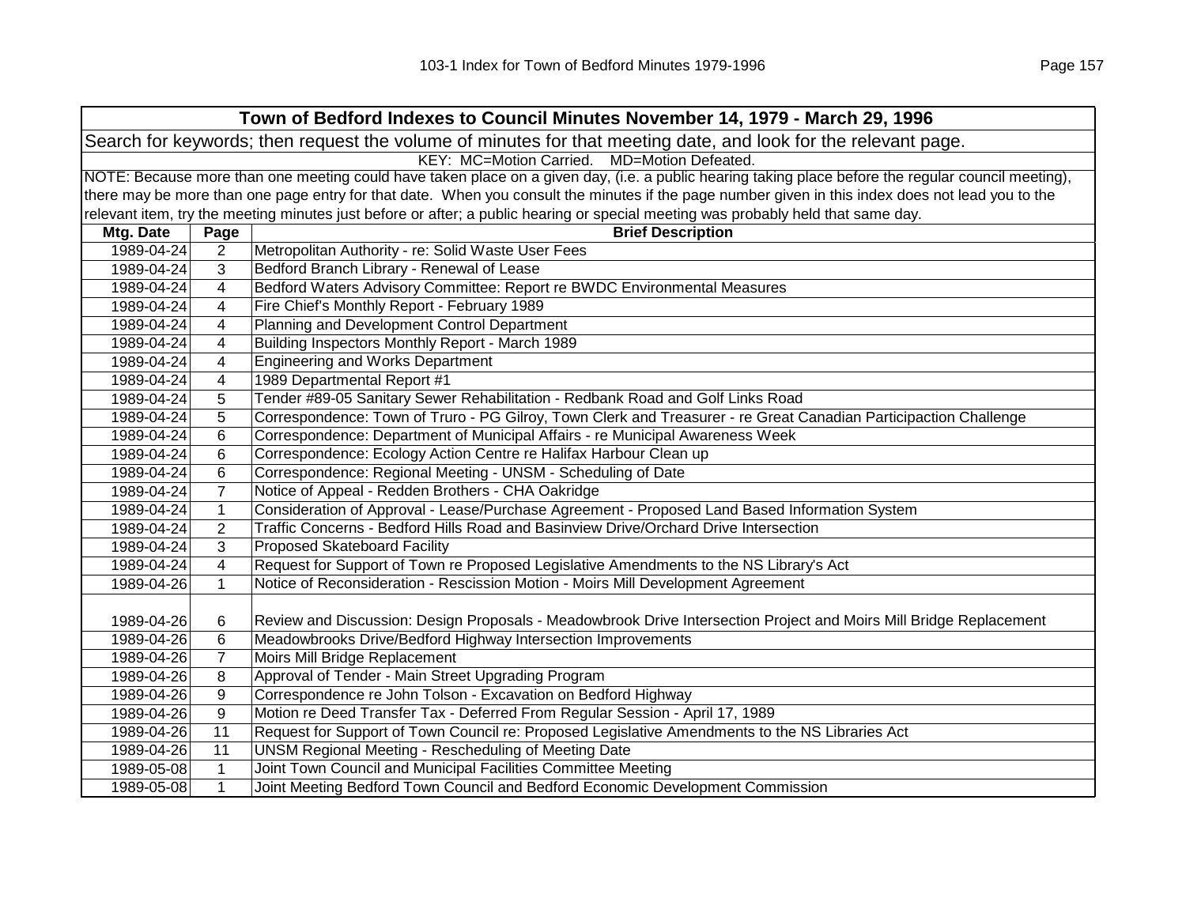| Town of Bedford Indexes to Council Minutes November 14, 1979 - March 29, 1996 | | |
|---|---|---|
| Search for keywords; then request the volume of minutes for that meeting date, and look for the relevant page. | | |
| KEY: MC=Motion Carried. MD=Motion Defeated. | | |
| NOTE: Because more than one meeting could have taken place on a given day, (i.e. a public hearing taking place before the regular council meeting), there may be more than one page entry for that date. When you consult the minutes if the page number given in this index does not lead you to the relevant item, try the meeting minutes just before or after; a public hearing or special meeting was probably held that same day. | | |
| **Mtg. Date** | **Page** | **Brief Description** |
| 1989-04-24 | 2 | Metropolitan Authority - re: Solid Waste User Fees |
| 1989-04-24 | 3 | Bedford Branch Library - Renewal of Lease |
| 1989-04-24 | 4 | Bedford Waters Advisory Committee: Report re BWDC Environmental Measures |
| 1989-04-24 | 4 | Fire Chief's Monthly Report - February 1989 |
| 1989-04-24 | 4 | Planning and Development Control Department |
| 1989-04-24 | 4 | Building Inspectors Monthly Report - March 1989 |
| 1989-04-24 | 4 | Engineering and Works Department |
| 1989-04-24 | 4 | 1989 Departmental Report #1 |
| 1989-04-24 | 5 | Tender #89-05 Sanitary Sewer Rehabilitation - Redbank Road and Golf Links Road |
| 1989-04-24 | 5 | Correspondence: Town of Truro - PG Gilroy, Town Clerk and Treasurer - re Great Canadian Participaction Challenge |
| 1989-04-24 | 6 | Correspondence: Department of Municipal Affairs - re Municipal Awareness Week |
| 1989-04-24 | 6 | Correspondence: Ecology Action Centre re Halifax Harbour Clean up |
| 1989-04-24 | 6 | Correspondence: Regional Meeting - UNSM - Scheduling of Date |
| 1989-04-24 | 7 | Notice of Appeal - Redden Brothers - CHA Oakridge |
| 1989-04-24 | 1 | Consideration of Approval - Lease/Purchase Agreement - Proposed Land Based Information System |
| 1989-04-24 | 2 | Traffic Concerns - Bedford Hills Road and Basinview Drive/Orchard Drive Intersection |
| 1989-04-24 | 3 | Proposed Skateboard Facility |
| 1989-04-24 | 4 | Request for Support of Town re Proposed Legislative Amendments to the NS Library's Act |
| 1989-04-26 | 1 | Notice of Reconsideration - Rescission Motion - Moirs Mill Development Agreement |
| 1989-04-26 | 6 | Review and Discussion: Design Proposals - Meadowbrook Drive Intersection Project and Moirs Mill Bridge Replacement |
| 1989-04-26 | 6 | Meadowbrooks Drive/Bedford Highway Intersection Improvements |
| 1989-04-26 | 7 | Moirs Mill Bridge Replacement |
| 1989-04-26 | 8 | Approval of Tender - Main Street Upgrading Program |
| 1989-04-26 | 9 | Correspondence re John Tolson - Excavation on Bedford Highway |
| 1989-04-26 | 9 | Motion re Deed Transfer Tax - Deferred From Regular Session - April 17, 1989 |
| 1989-04-26 | 11 | Request for Support of Town Council re: Proposed Legislative Amendments to the NS Libraries Act |
| 1989-04-26 | 11 | UNSM Regional Meeting - Rescheduling of Meeting Date |
| 1989-05-08 | 1 | Joint Town Council and Municipal Facilities Committee Meeting |
| 1989-05-08 | 1 | Joint Meeting Bedford Town Council and Bedford Economic Development Commission |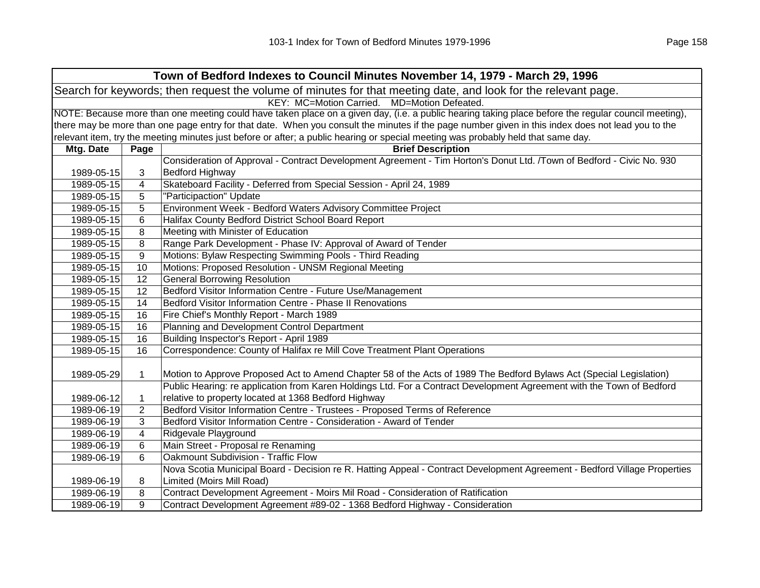| Town of Bedford Indexes to Council Minutes November 14, 1979 - March 29, 1996 | | |
|---|---|---|
| Search for keywords; then request the volume of minutes for that meeting date, and look for the relevant page. | | |
| KEY: MC=Motion Carried. MD=Motion Defeated. | | |
| NOTE: Because more than one meeting could have taken place on a given day, (i.e. a public hearing taking place before the regular council meeting), there may be more than one page entry for that date. When you consult the minutes if the page number given in this index does not lead you to the relevant item, try the meeting minutes just before or after; a public hearing or special meeting was probably held that same day. | | |
| **Mtg. Date** | **Page** | **Brief Description** |
| 1989-05-15 | 3 | Consideration of Approval - Contract Development Agreement - Tim Horton's Donut Ltd. /Town of Bedford - Civic No. 930 Bedford Highway |
| 1989-05-15 | 4 | Skateboard Facility - Deferred from Special Session - April 24, 1989 |
| 1989-05-15 | 5 | "Participaction" Update |
| 1989-05-15 | 5 | Environment Week - Bedford Waters Advisory Committee Project |
| 1989-05-15 | 6 | Halifax County Bedford District School Board Report |
| 1989-05-15 | 8 | Meeting with Minister of Education |
| 1989-05-15 | 8 | Range Park Development - Phase IV: Approval of Award of Tender |
| 1989-05-15 | 9 | Motions: Bylaw Respecting Swimming Pools - Third Reading |
| 1989-05-15 | 10 | Motions: Proposed Resolution - UNSM Regional Meeting |
| 1989-05-15 | 12 | General Borrowing Resolution |
| 1989-05-15 | 12 | Bedford Visitor Information Centre - Future Use/Management |
| 1989-05-15 | 14 | Bedford Visitor Information Centre - Phase II Renovations |
| 1989-05-15 | 16 | Fire Chief's Monthly Report - March 1989 |
| 1989-05-15 | 16 | Planning and Development Control Department |
| 1989-05-15 | 16 | Building Inspector's Report - April 1989 |
| 1989-05-15 | 16 | Correspondence: County of Halifax re Mill Cove Treatment Plant Operations |
| 1989-05-29 | 1 | Motion to Approve Proposed Act to Amend Chapter 58 of the Acts of 1989 The Bedford Bylaws Act (Special Legislation) |
| 1989-06-12 | 1 | Public Hearing: re application from Karen Holdings Ltd. For a Contract Development Agreement with the Town of Bedford relative to property located at 1368 Bedford Highway |
| 1989-06-19 | 2 | Bedford Visitor Information Centre - Trustees - Proposed Terms of Reference |
| 1989-06-19 | 3 | Bedford Visitor Information Centre - Consideration - Award of Tender |
| 1989-06-19 | 4 | Ridgevale Playground |
| 1989-06-19 | 6 | Main Street - Proposal re Renaming |
| 1989-06-19 | 6 | Oakmount Subdivision - Traffic Flow |
| 1989-06-19 | 8 | Nova Scotia Municipal Board - Decision re R. Hatting Appeal - Contract Development Agreement - Bedford Village Properties Limited (Moirs Mill Road) |
| 1989-06-19 | 8 | Contract Development Agreement - Moirs Mil Road - Consideration of Ratification |
| 1989-06-19 | 9 | Contract Development Agreement #89-02 - 1368 Bedford Highway - Consideration |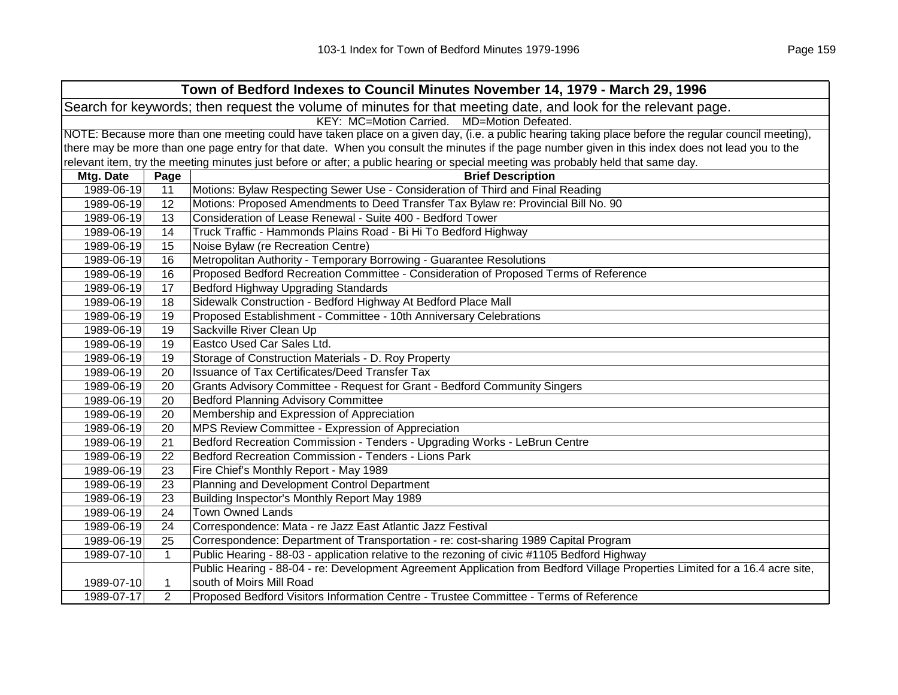## Town of Bedford Indexes to Council Minutes November 14, 1979 - March 29, 1996

Search for keywords; then request the volume of minutes for that meeting date, and look for the relevant page.

KEY: MC=Motion Carried. MD=Motion Defeated.

NOTE: Because more than one meeting could have taken place on a given day, (i.e. a public hearing taking place before the regular council meeting), there may be more than one page entry for that date. When you consult the minutes if the page number given in this index does not lead you to the relevant item, try the meeting minutes just before or after; a public hearing or special meeting was probably held that same day.

| Mtg. Date | Page | Brief Description |
|---|---|---|
| 1989-06-19 | 11 | Motions: Bylaw Respecting Sewer Use - Consideration of Third and Final Reading |
| 1989-06-19 | 12 | Motions: Proposed Amendments to Deed Transfer Tax Bylaw re: Provincial Bill No. 90 |
| 1989-06-19 | 13 | Consideration of Lease Renewal - Suite 400 - Bedford Tower |
| 1989-06-19 | 14 | Truck Traffic - Hammonds Plains Road - Bi Hi To Bedford Highway |
| 1989-06-19 | 15 | Noise Bylaw (re Recreation Centre) |
| 1989-06-19 | 16 | Metropolitan Authority - Temporary Borrowing - Guarantee Resolutions |
| 1989-06-19 | 16 | Proposed Bedford Recreation Committee - Consideration of Proposed Terms of Reference |
| 1989-06-19 | 17 | Bedford Highway Upgrading Standards |
| 1989-06-19 | 18 | Sidewalk Construction - Bedford Highway At Bedford Place Mall |
| 1989-06-19 | 19 | Proposed Establishment - Committee - 10th Anniversary Celebrations |
| 1989-06-19 | 19 | Sackville River Clean Up |
| 1989-06-19 | 19 | Eastco Used Car Sales Ltd. |
| 1989-06-19 | 19 | Storage of Construction Materials - D. Roy Property |
| 1989-06-19 | 20 | Issuance of Tax Certificates/Deed Transfer Tax |
| 1989-06-19 | 20 | Grants Advisory Committee - Request for Grant - Bedford Community Singers |
| 1989-06-19 | 20 | Bedford Planning Advisory Committee |
| 1989-06-19 | 20 | Membership and Expression of Appreciation |
| 1989-06-19 | 20 | MPS Review Committee - Expression of Appreciation |
| 1989-06-19 | 21 | Bedford Recreation Commission - Tenders - Upgrading Works - LeBrun Centre |
| 1989-06-19 | 22 | Bedford Recreation Commission - Tenders - Lions Park |
| 1989-06-19 | 23 | Fire Chief's Monthly Report - May 1989 |
| 1989-06-19 | 23 | Planning and Development Control Department |
| 1989-06-19 | 23 | Building Inspector's Monthly Report May 1989 |
| 1989-06-19 | 24 | Town Owned Lands |
| 1989-06-19 | 24 | Correspondence: Mata - re Jazz East Atlantic Jazz Festival |
| 1989-06-19 | 25 | Correspondence: Department of Transportation - re: cost-sharing 1989 Capital Program |
| 1989-07-10 | 1 | Public Hearing - 88-03 - application relative to the rezoning of civic #1105 Bedford Highway |
| 1989-07-10 | 1 | Public Hearing - 88-04 - re: Development Agreement Application from Bedford Village Properties Limited for a 16.4 acre site, south of Moirs Mill Road |
| 1989-07-17 | 2 | Proposed Bedford Visitors Information Centre - Trustee Committee - Terms of Reference |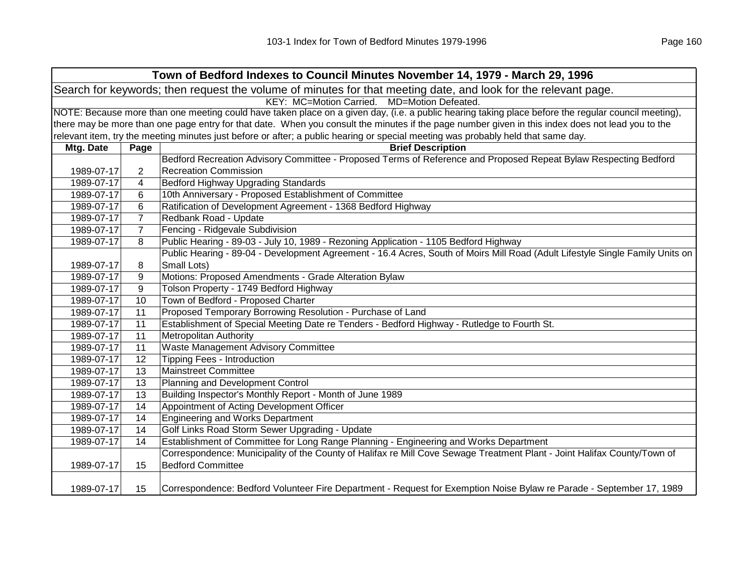| Town of Bedford Indexes to Council Minutes November 14, 1979 - March 29, 1996 | | |
|---|---|---|
| Search for keywords; then request the volume of minutes for that meeting date, and look for the relevant page. | | |
| KEY: MC=Motion Carried. MD=Motion Defeated. | | |
| NOTE: Because more than one meeting could have taken place on a given day, (i.e. a public hearing taking place before the regular council meeting), there may be more than one page entry for that date. When you consult the minutes if the page number given in this index does not lead you to the relevant item, try the meeting minutes just before or after; a public hearing or special meeting was probably held that same day. | | |
| **Mtg. Date** | **Page** | **Brief Description** |
| 1989-07-17 | 2 | Bedford Recreation Advisory Committee - Proposed Terms of Reference and Proposed Repeat Bylaw Respecting Bedford Recreation Commission |
| 1989-07-17 | 4 | Bedford Highway Upgrading Standards |
| 1989-07-17 | 6 | 10th Anniversary - Proposed Establishment of Committee |
| 1989-07-17 | 6 | Ratification of Development Agreement - 1368 Bedford Highway |
| 1989-07-17 | 7 | Redbank Road - Update |
| 1989-07-17 | 7 | Fencing - Ridgevale Subdivision |
| 1989-07-17 | 8 | Public Hearing - 89-03 - July 10, 1989 - Rezoning Application - 1105 Bedford Highway |
| 1989-07-17 | 8 | Public Hearing - 89-04 - Development Agreement - 16.4 Acres, South of Moirs Mill Road (Adult Lifestyle Single Family Units on Small Lots) |
| 1989-07-17 | 9 | Motions: Proposed Amendments - Grade Alteration Bylaw |
| 1989-07-17 | 9 | Tolson Property - 1749 Bedford Highway |
| 1989-07-17 | 10 | Town of Bedford - Proposed Charter |
| 1989-07-17 | 11 | Proposed Temporary Borrowing Resolution - Purchase of Land |
| 1989-07-17 | 11 | Establishment of Special Meeting Date re Tenders - Bedford Highway - Rutledge to Fourth St. |
| 1989-07-17 | 11 | Metropolitan Authority |
| 1989-07-17 | 11 | Waste Management Advisory Committee |
| 1989-07-17 | 12 | Tipping Fees - Introduction |
| 1989-07-17 | 13 | Mainstreet Committee |
| 1989-07-17 | 13 | Planning and Development Control |
| 1989-07-17 | 13 | Building Inspector's Monthly Report - Month of June 1989 |
| 1989-07-17 | 14 | Appointment of Acting Development Officer |
| 1989-07-17 | 14 | Engineering and Works Department |
| 1989-07-17 | 14 | Golf Links Road Storm Sewer Upgrading - Update |
| 1989-07-17 | 14 | Establishment of Committee for Long Range Planning - Engineering and Works Department |
| 1989-07-17 | 15 | Correspondence: Municipality of the County of Halifax re Mill Cove Sewage Treatment Plant - Joint Halifax County/Town of Bedford Committee |
| 1989-07-17 | 15 | Correspondence: Bedford Volunteer Fire Department - Request for Exemption Noise Bylaw re Parade - September 17, 1989 |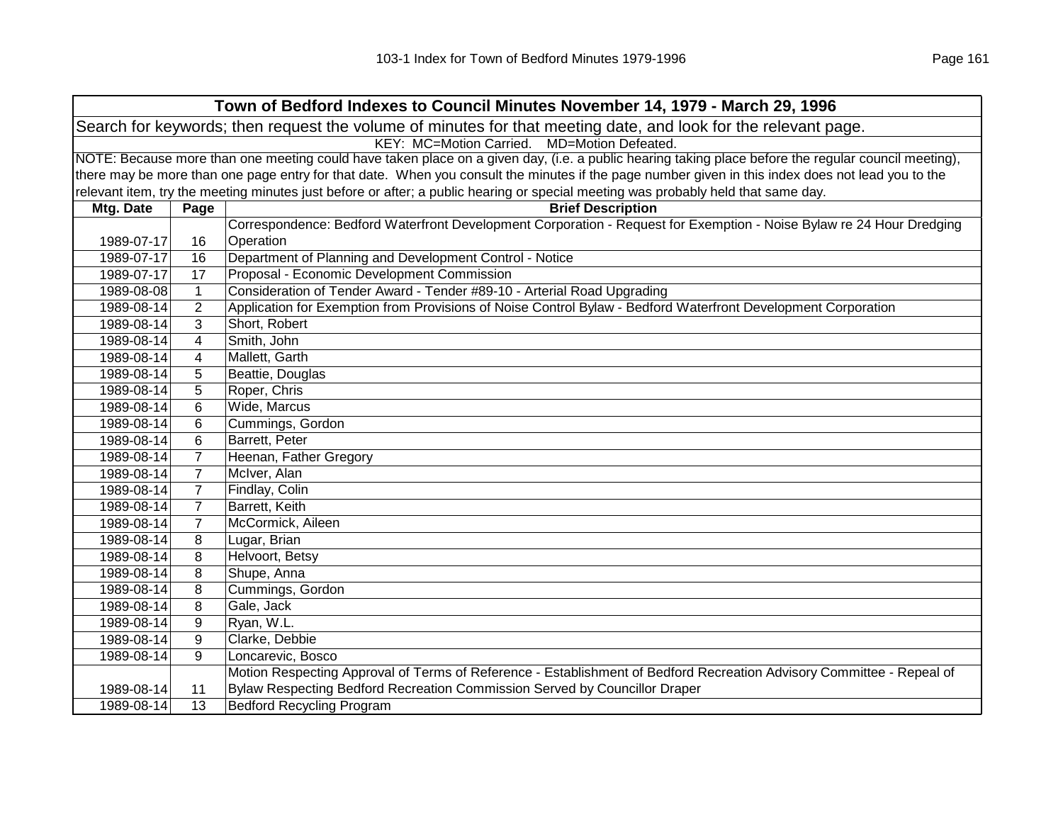| Town of Bedford Indexes to Council Minutes November 14, 1979 - March 29, 1996 | | |
|---|---|---|
| Search for keywords; then request the volume of minutes for that meeting date, and look for the relevant page. | | |
| KEY: MC=Motion Carried. MD=Motion Defeated. | | |
| NOTE: Because more than one meeting could have taken place on a given day, (i.e. a public hearing taking place before the regular council meeting), there may be more than one page entry for that date. When you consult the minutes if the page number given in this index does not lead you to the relevant item, try the meeting minutes just before or after; a public hearing or special meeting was probably held that same day. | | |
| **Mtg. Date** | **Page** | **Brief Description** |
| 1989-07-17 | 16 | Correspondence: Bedford Waterfront Development Corporation - Request for Exemption - Noise Bylaw re 24 Hour Dredging Operation |
| 1989-07-17 | 16 | Department of Planning and Development Control - Notice |
| 1989-07-17 | 17 | Proposal - Economic Development Commission |
| 1989-08-08 | 1 | Consideration of Tender Award - Tender #89-10 - Arterial Road Upgrading |
| 1989-08-14 | 2 | Application for Exemption from Provisions of Noise Control Bylaw - Bedford Waterfront Development Corporation |
| 1989-08-14 | 3 | Short, Robert |
| 1989-08-14 | 4 | Smith, John |
| 1989-08-14 | 4 | Mallett, Garth |
| 1989-08-14 | 5 | Beattie, Douglas |
| 1989-08-14 | 5 | Roper, Chris |
| 1989-08-14 | 6 | Wide, Marcus |
| 1989-08-14 | 6 | Cummings, Gordon |
| 1989-08-14 | 6 | Barrett, Peter |
| 1989-08-14 | 7 | Heenan, Father Gregory |
| 1989-08-14 | 7 | McIver, Alan |
| 1989-08-14 | 7 | Findlay, Colin |
| 1989-08-14 | 7 | Barrett, Keith |
| 1989-08-14 | 7 | McCormick, Aileen |
| 1989-08-14 | 8 | Lugar, Brian |
| 1989-08-14 | 8 | Helvoort, Betsy |
| 1989-08-14 | 8 | Shupe, Anna |
| 1989-08-14 | 8 | Cummings, Gordon |
| 1989-08-14 | 8 | Gale, Jack |
| 1989-08-14 | 9 | Ryan, W.L. |
| 1989-08-14 | 9 | Clarke, Debbie |
| 1989-08-14 | 9 | Loncarevic, Bosco |
| 1989-08-14 | 11 | Motion Respecting Approval of Terms of Reference - Establishment of Bedford Recreation Advisory Committee - Repeal of Bylaw Respecting Bedford Recreation Commission Served by Councillor Draper |
| 1989-08-14 | 13 | Bedford Recycling Program |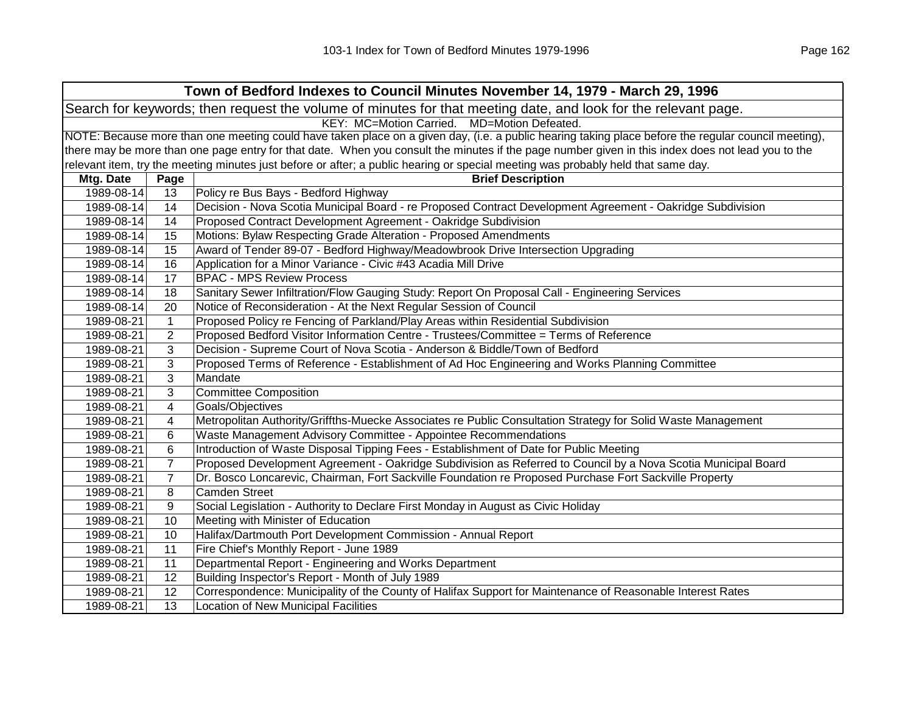| Town of Bedford Indexes to Council Minutes November 14, 1979 - March 29, 1996 | | |
|---|---|---|
| Search for keywords; then request the volume of minutes for that meeting date, and look for the relevant page. | | |
| KEY: MC=Motion Carried. MD=Motion Defeated. | | |
| NOTE: Because more than one meeting could have taken place on a given day, (i.e. a public hearing taking place before the regular council meeting), there may be more than one page entry for that date. When you consult the minutes if the page number given in this index does not lead you to the relevant item, try the meeting minutes just before or after; a public hearing or special meeting was probably held that same day. | | |
| **Mtg. Date** | **Page** | **Brief Description** |
| 1989-08-14 | 13 | Policy re Bus Bays - Bedford Highway |
| 1989-08-14 | 14 | Decision - Nova Scotia Municipal Board - re Proposed Contract Development Agreement - Oakridge Subdivision |
| 1989-08-14 | 14 | Proposed Contract Development Agreement - Oakridge Subdivision |
| 1989-08-14 | 15 | Motions: Bylaw Respecting Grade Alteration - Proposed Amendments |
| 1989-08-14 | 15 | Award of Tender 89-07 - Bedford Highway/Meadowbrook Drive Intersection Upgrading |
| 1989-08-14 | 16 | Application for a Minor Variance - Civic #43 Acadia Mill Drive |
| 1989-08-14 | 17 | BPAC - MPS Review Process |
| 1989-08-14 | 18 | Sanitary Sewer Infiltration/Flow Gauging Study: Report On Proposal Call - Engineering Services |
| 1989-08-14 | 20 | Notice of Reconsideration - At the Next Regular Session of Council |
| 1989-08-21 | 1 | Proposed Policy re Fencing of Parkland/Play Areas within Residential Subdivision |
| 1989-08-21 | 2 | Proposed Bedford Visitor Information Centre - Trustees/Committee = Terms of Reference |
| 1989-08-21 | 3 | Decision - Supreme Court of Nova Scotia - Anderson & Biddle/Town of Bedford |
| 1989-08-21 | 3 | Proposed Terms of Reference - Establishment of Ad Hoc Engineering and Works Planning Committee |
| 1989-08-21 | 3 | Mandate |
| 1989-08-21 | 3 | Committee Composition |
| 1989-08-21 | 4 | Goals/Objectives |
| 1989-08-21 | 4 | Metropolitan Authority/Griffths-Muecke Associates re Public Consultation Strategy for Solid Waste Management |
| 1989-08-21 | 6 | Waste Management Advisory Committee - Appointee Recommendations |
| 1989-08-21 | 6 | Introduction of Waste Disposal Tipping Fees - Establishment of Date for Public Meeting |
| 1989-08-21 | 7 | Proposed Development Agreement - Oakridge Subdivision as Referred to Council by a Nova Scotia Municipal Board |
| 1989-08-21 | 7 | Dr. Bosco Loncarevic, Chairman, Fort Sackville Foundation re Proposed Purchase Fort Sackville Property |
| 1989-08-21 | 8 | Camden Street |
| 1989-08-21 | 9 | Social Legislation - Authority to Declare First Monday in August as Civic Holiday |
| 1989-08-21 | 10 | Meeting with Minister of Education |
| 1989-08-21 | 10 | Halifax/Dartmouth Port Development Commission - Annual Report |
| 1989-08-21 | 11 | Fire Chief's Monthly Report - June 1989 |
| 1989-08-21 | 11 | Departmental Report - Engineering and Works Department |
| 1989-08-21 | 12 | Building Inspector's Report - Month of July 1989 |
| 1989-08-21 | 12 | Correspondence: Municipality of the County of Halifax Support for Maintenance of Reasonable Interest Rates |
| 1989-08-21 | 13 | Location of New Municipal Facilities |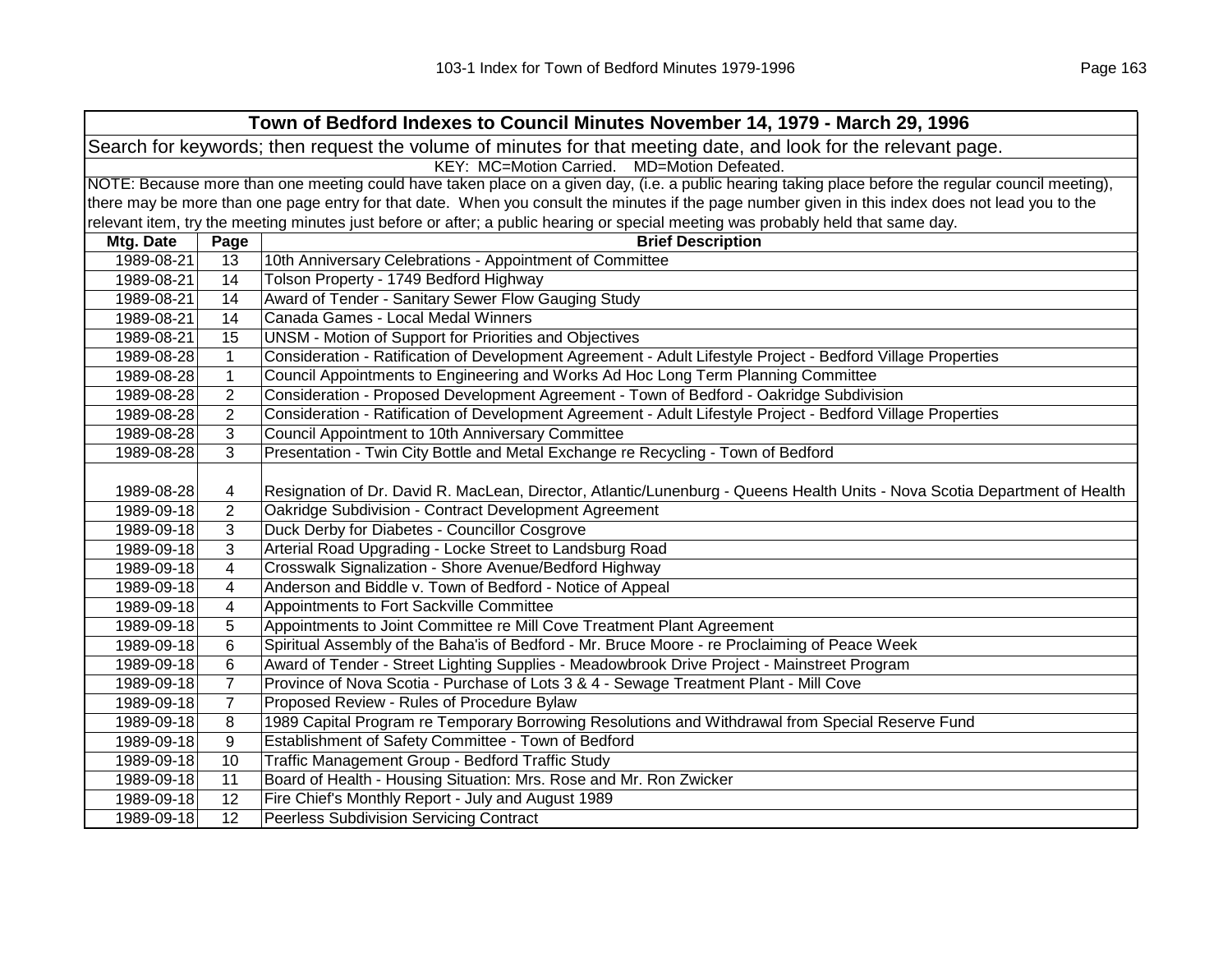## Town of Bedford Indexes to Council Minutes November 14, 1979 - March 29, 1996

Search for keywords; then request the volume of minutes for that meeting date, and look for the relevant page.

KEY: MC=Motion Carried. MD=Motion Defeated.

NOTE: Because more than one meeting could have taken place on a given day, (i.e. a public hearing taking place before the regular council meeting), there may be more than one page entry for that date. When you consult the minutes if the page number given in this index does not lead you to the relevant item, try the meeting minutes just before or after; a public hearing or special meeting was probably held that same day.

| Mtg. Date | Page | Brief Description |
|---|---|---|
| 1989-08-21 | 13 | 10th Anniversary Celebrations - Appointment of Committee |
| 1989-08-21 | 14 | Tolson Property - 1749 Bedford Highway |
| 1989-08-21 | 14 | Award of Tender - Sanitary Sewer Flow Gauging Study |
| 1989-08-21 | 14 | Canada Games - Local Medal Winners |
| 1989-08-21 | 15 | UNSM - Motion of Support for Priorities and Objectives |
| 1989-08-28 | 1 | Consideration - Ratification of Development Agreement - Adult Lifestyle Project - Bedford Village Properties |
| 1989-08-28 | 1 | Council Appointments to Engineering and Works Ad Hoc Long Term Planning Committee |
| 1989-08-28 | 2 | Consideration - Proposed Development Agreement - Town of Bedford - Oakridge Subdivision |
| 1989-08-28 | 2 | Consideration - Ratification of Development Agreement - Adult Lifestyle Project - Bedford Village Properties |
| 1989-08-28 | 3 | Council Appointment to 10th Anniversary Committee |
| 1989-08-28 | 3 | Presentation - Twin City Bottle and Metal Exchange re Recycling - Town of Bedford |
| 1989-08-28 | 4 | Resignation of Dr. David R. MacLean, Director, Atlantic/Lunenburg - Queens Health Units - Nova Scotia Department of Health |
| 1989-09-18 | 2 | Oakridge Subdivision - Contract Development Agreement |
| 1989-09-18 | 3 | Duck Derby for Diabetes - Councillor Cosgrove |
| 1989-09-18 | 3 | Arterial Road Upgrading - Locke Street to Landsburg Road |
| 1989-09-18 | 4 | Crosswalk Signalization - Shore Avenue/Bedford Highway |
| 1989-09-18 | 4 | Anderson and Biddle v. Town of Bedford - Notice of Appeal |
| 1989-09-18 | 4 | Appointments to Fort Sackville Committee |
| 1989-09-18 | 5 | Appointments to Joint Committee re Mill Cove Treatment Plant Agreement |
| 1989-09-18 | 6 | Spiritual Assembly of the Baha'is of Bedford - Mr. Bruce Moore - re Proclaiming of Peace Week |
| 1989-09-18 | 6 | Award of Tender - Street Lighting Supplies - Meadowbrook Drive Project - Mainstreet Program |
| 1989-09-18 | 7 | Province of Nova Scotia - Purchase of Lots 3 & 4 - Sewage Treatment Plant - Mill Cove |
| 1989-09-18 | 7 | Proposed Review - Rules of Procedure Bylaw |
| 1989-09-18 | 8 | 1989 Capital Program re Temporary Borrowing Resolutions and Withdrawal from Special Reserve Fund |
| 1989-09-18 | 9 | Establishment of Safety Committee - Town of Bedford |
| 1989-09-18 | 10 | Traffic Management Group - Bedford Traffic Study |
| 1989-09-18 | 11 | Board of Health - Housing Situation: Mrs. Rose and Mr. Ron Zwicker |
| 1989-09-18 | 12 | Fire Chief's Monthly Report - July and August 1989 |
| 1989-09-18 | 12 | Peerless Subdivision Servicing Contract |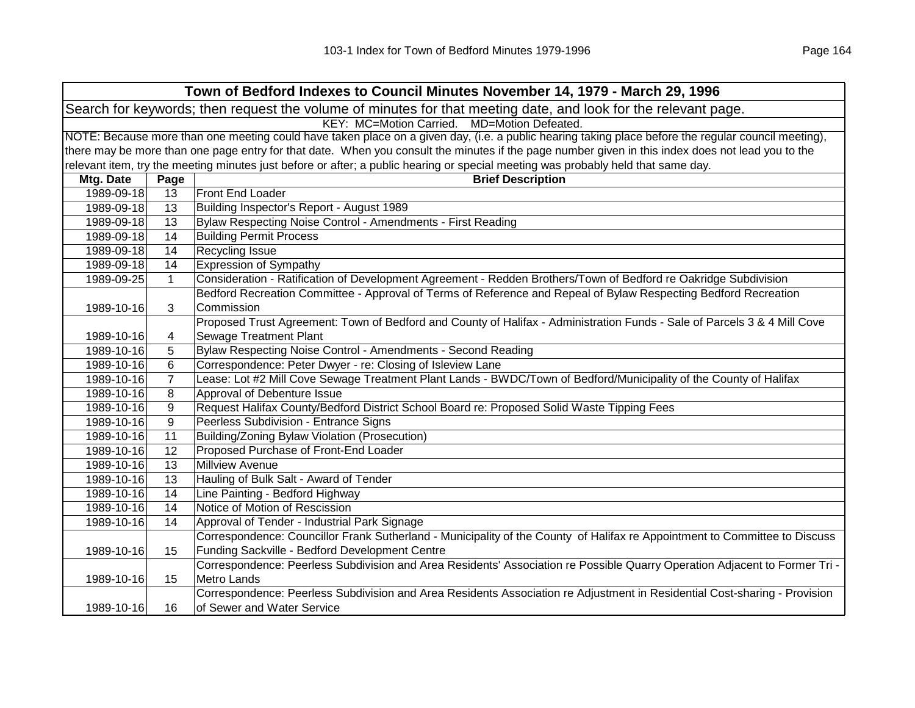# Town of Bedford Indexes to Council Minutes November 14, 1979 - March 29, 1996

Search for keywords; then request the volume of minutes for that meeting date, and look for the relevant page.

KEY: MC=Motion Carried. MD=Motion Defeated.

NOTE: Because more than one meeting could have taken place on a given day, (i.e. a public hearing taking place before the regular council meeting), there may be more than one page entry for that date. When you consult the minutes if the page number given in this index does not lead you to the relevant item, try the meeting minutes just before or after; a public hearing or special meeting was probably held that same day.

| Mtg. Date | Page | Brief Description |
|---|---|---|
| 1989-09-18 | 13 | Front End Loader |
| 1989-09-18 | 13 | Building Inspector's Report - August 1989 |
| 1989-09-18 | 13 | Bylaw Respecting Noise Control - Amendments - First Reading |
| 1989-09-18 | 14 | Building Permit Process |
| 1989-09-18 | 14 | Recycling Issue |
| 1989-09-18 | 14 | Expression of Sympathy |
| 1989-09-25 | 1 | Consideration - Ratification of Development Agreement - Redden Brothers/Town of Bedford re Oakridge Subdivision |
| 1989-10-16 | 3 | Bedford Recreation Committee - Approval of Terms of Reference and Repeal of Bylaw Respecting Bedford Recreation Commission |
| 1989-10-16 | 4 | Proposed Trust Agreement: Town of Bedford and County of Halifax - Administration Funds - Sale of Parcels 3 & 4 Mill Cove Sewage Treatment Plant |
| 1989-10-16 | 5 | Bylaw Respecting Noise Control - Amendments - Second Reading |
| 1989-10-16 | 6 | Correspondence: Peter Dwyer - re: Closing of Isleview Lane |
| 1989-10-16 | 7 | Lease: Lot #2 Mill Cove Sewage Treatment Plant Lands - BWDC/Town of Bedford/Municipality of the County of Halifax |
| 1989-10-16 | 8 | Approval of Debenture Issue |
| 1989-10-16 | 9 | Request Halifax County/Bedford District School Board re: Proposed Solid Waste Tipping Fees |
| 1989-10-16 | 9 | Peerless Subdivision - Entrance Signs |
| 1989-10-16 | 11 | Building/Zoning Bylaw Violation (Prosecution) |
| 1989-10-16 | 12 | Proposed Purchase of Front-End Loader |
| 1989-10-16 | 13 | Millview Avenue |
| 1989-10-16 | 13 | Hauling of Bulk Salt - Award of Tender |
| 1989-10-16 | 14 | Line Painting - Bedford Highway |
| 1989-10-16 | 14 | Notice of Motion of Rescission |
| 1989-10-16 | 14 | Approval of Tender - Industrial Park Signage |
| 1989-10-16 | 15 | Correspondence: Councillor Frank Sutherland - Municipality of the County of Halifax re Appointment to Committee to Discuss Funding Sackville - Bedford Development Centre |
| 1989-10-16 | 15 | Correspondence: Peerless Subdivision and Area Residents' Association re Possible Quarry Operation Adjacent to Former Tri - Metro Lands |
| 1989-10-16 | 16 | Correspondence: Peerless Subdivision and Area Residents Association re Adjustment in Residential Cost-sharing - Provision of Sewer and Water Service |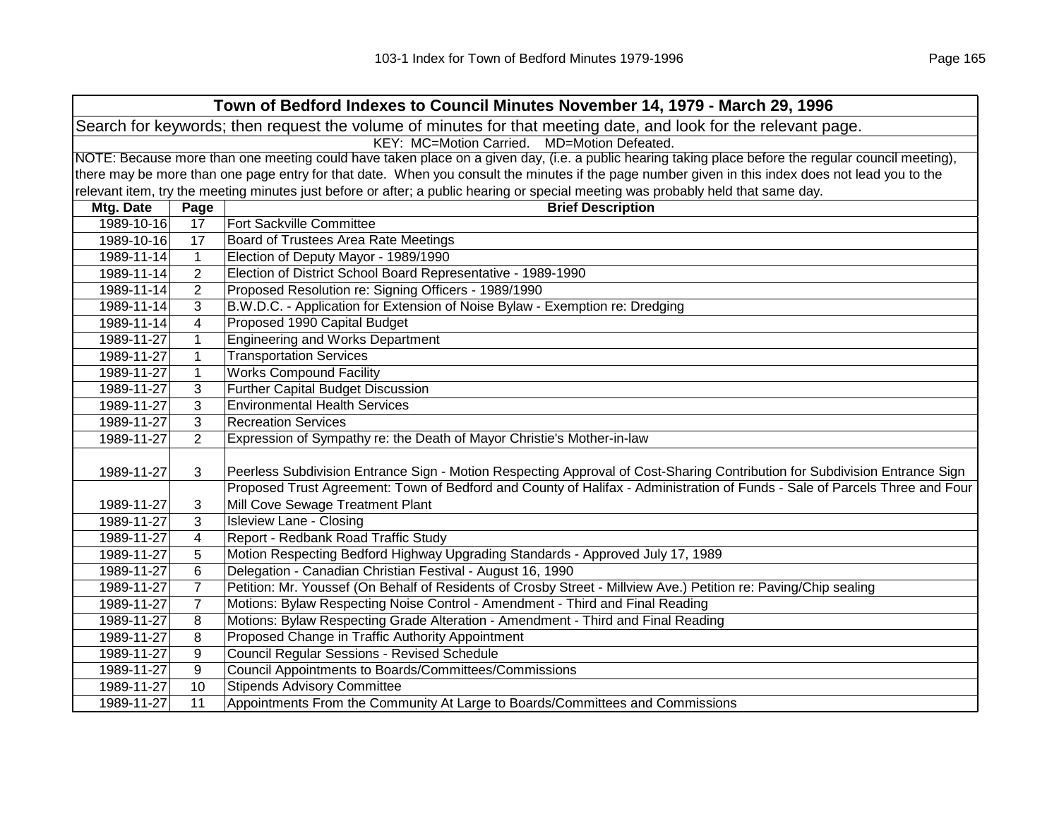# Town of Bedford Indexes to Council Minutes November 14, 1979 - March 29, 1996

Search for keywords; then request the volume of minutes for that meeting date, and look for the relevant page.

KEY: MC=Motion Carried. MD=Motion Defeated.

NOTE: Because more than one meeting could have taken place on a given day, (i.e. a public hearing taking place before the regular council meeting), there may be more than one page entry for that date. When you consult the minutes if the page number given in this index does not lead you to the relevant item, try the meeting minutes just before or after; a public hearing or special meeting was probably held that same day.

| Mtg. Date | Page | Brief Description |
|---|---|---|
| 1989-10-16 | 17 | Fort Sackville Committee |
| 1989-10-16 | 17 | Board of Trustees Area Rate Meetings |
| 1989-11-14 | 1 | Election of Deputy Mayor - 1989/1990 |
| 1989-11-14 | 2 | Election of District School Board Representative - 1989-1990 |
| 1989-11-14 | 2 | Proposed Resolution re: Signing Officers - 1989/1990 |
| 1989-11-14 | 3 | B.W.D.C. - Application for Extension of Noise Bylaw - Exemption re: Dredging |
| 1989-11-14 | 4 | Proposed 1990 Capital Budget |
| 1989-11-27 | 1 | Engineering and Works Department |
| 1989-11-27 | 1 | Transportation Services |
| 1989-11-27 | 1 | Works Compound Facility |
| 1989-11-27 | 3 | Further Capital Budget Discussion |
| 1989-11-27 | 3 | Environmental Health Services |
| 1989-11-27 | 3 | Recreation Services |
| 1989-11-27 | 2 | Expression of Sympathy re: the Death of Mayor Christie's Mother-in-law |
| 1989-11-27 | 3 | Peerless Subdivision Entrance Sign - Motion Respecting Approval of Cost-Sharing Contribution for Subdivision Entrance Sign |
| 1989-11-27 | 3 | Proposed Trust Agreement: Town of Bedford and County of Halifax - Administration of Funds - Sale of Parcels Three and Four Mill Cove Sewage Treatment Plant |
| 1989-11-27 | 3 | Isleview Lane - Closing |
| 1989-11-27 | 4 | Report - Redbank Road Traffic Study |
| 1989-11-27 | 5 | Motion Respecting Bedford Highway Upgrading Standards - Approved July 17, 1989 |
| 1989-11-27 | 6 | Delegation - Canadian Christian Festival - August 16, 1990 |
| 1989-11-27 | 7 | Petition: Mr. Youssef (On Behalf of Residents of Crosby Street - Millview Ave.) Petition re: Paving/Chip sealing |
| 1989-11-27 | 7 | Motions: Bylaw Respecting Noise Control - Amendment - Third and Final Reading |
| 1989-11-27 | 8 | Motions: Bylaw Respecting Grade Alteration - Amendment - Third and Final Reading |
| 1989-11-27 | 8 | Proposed Change in Traffic Authority Appointment |
| 1989-11-27 | 9 | Council Regular Sessions - Revised Schedule |
| 1989-11-27 | 9 | Council Appointments to Boards/Committees/Commissions |
| 1989-11-27 | 10 | Stipends Advisory Committee |
| 1989-11-27 | 11 | Appointments From the Community At Large to Boards/Committees and Commissions |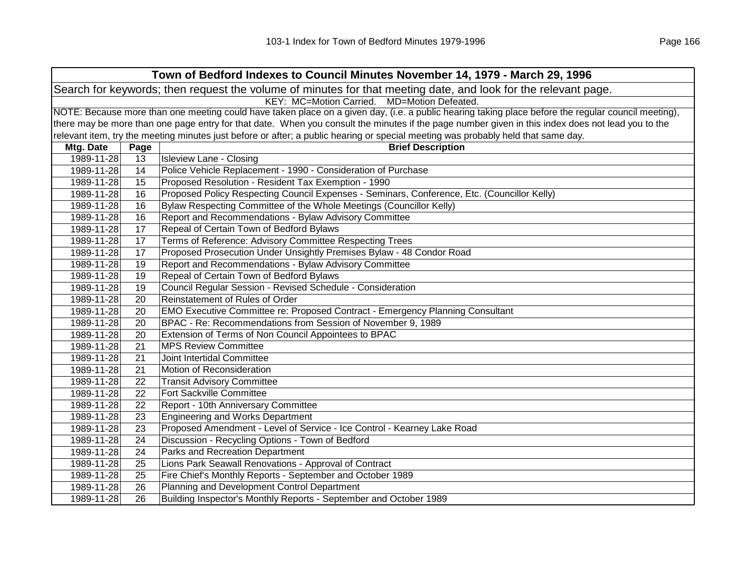| Town of Bedford Indexes to Council Minutes November 14, 1979 - March 29, 1996 | | |
|---|---|---|
| Search for keywords; then request the volume of minutes for that meeting date, and look for the relevant page. | | |
| KEY: MC=Motion Carried. MD=Motion Defeated. | | |
| NOTE: Because more than one meeting could have taken place on a given day, (i.e. a public hearing taking place before the regular council meeting), there may be more than one page entry for that date. When you consult the minutes if the page number given in this index does not lead you to the relevant item, try the meeting minutes just before or after; a public hearing or special meeting was probably held that same day. | | |
| **Mtg. Date** | **Page** | **Brief Description** |
| 1989-11-28 | 13 | Isleview Lane - Closing |
| 1989-11-28 | 14 | Police Vehicle Replacement - 1990 - Consideration of Purchase |
| 1989-11-28 | 15 | Proposed Resolution - Resident Tax Exemption - 1990 |
| 1989-11-28 | 16 | Proposed Policy Respecting Council Expenses - Seminars, Conference, Etc. (Councillor Kelly) |
| 1989-11-28 | 16 | Bylaw Respecting Committee of the Whole Meetings (Councillor Kelly) |
| 1989-11-28 | 16 | Report and Recommendations - Bylaw Advisory Committee |
| 1989-11-28 | 17 | Repeal of Certain Town of Bedford Bylaws |
| 1989-11-28 | 17 | Terms of Reference: Advisory Committee Respecting Trees |
| 1989-11-28 | 17 | Proposed Prosecution Under Unsightly Premises Bylaw - 48 Condor Road |
| 1989-11-28 | 19 | Report and Recommendations - Bylaw Advisory Committee |
| 1989-11-28 | 19 | Repeal of Certain Town of Bedford Bylaws |
| 1989-11-28 | 19 | Council Regular Session - Revised Schedule - Consideration |
| 1989-11-28 | 20 | Reinstatement of Rules of Order |
| 1989-11-28 | 20 | EMO Executive Committee re: Proposed Contract - Emergency Planning Consultant |
| 1989-11-28 | 20 | BPAC - Re: Recommendations from Session of November 9, 1989 |
| 1989-11-28 | 20 | Extension of Terms of Non Council Appointees to BPAC |
| 1989-11-28 | 21 | MPS Review Committee |
| 1989-11-28 | 21 | Joint Intertidal Committee |
| 1989-11-28 | 21 | Motion of Reconsideration |
| 1989-11-28 | 22 | Transit Advisory Committee |
| 1989-11-28 | 22 | Fort Sackville Committee |
| 1989-11-28 | 22 | Report - 10th Anniversary Committee |
| 1989-11-28 | 23 | Engineering and Works Department |
| 1989-11-28 | 23 | Proposed Amendment - Level of Service - Ice Control - Kearney Lake Road |
| 1989-11-28 | 24 | Discussion - Recycling Options - Town of Bedford |
| 1989-11-28 | 24 | Parks and Recreation Department |
| 1989-11-28 | 25 | Lions Park Seawall Renovations - Approval of Contract |
| 1989-11-28 | 25 | Fire Chief's Monthly Reports - September and October 1989 |
| 1989-11-28 | 26 | Planning and Development Control Department |
| 1989-11-28 | 26 | Building Inspector's Monthly Reports - September and October 1989 |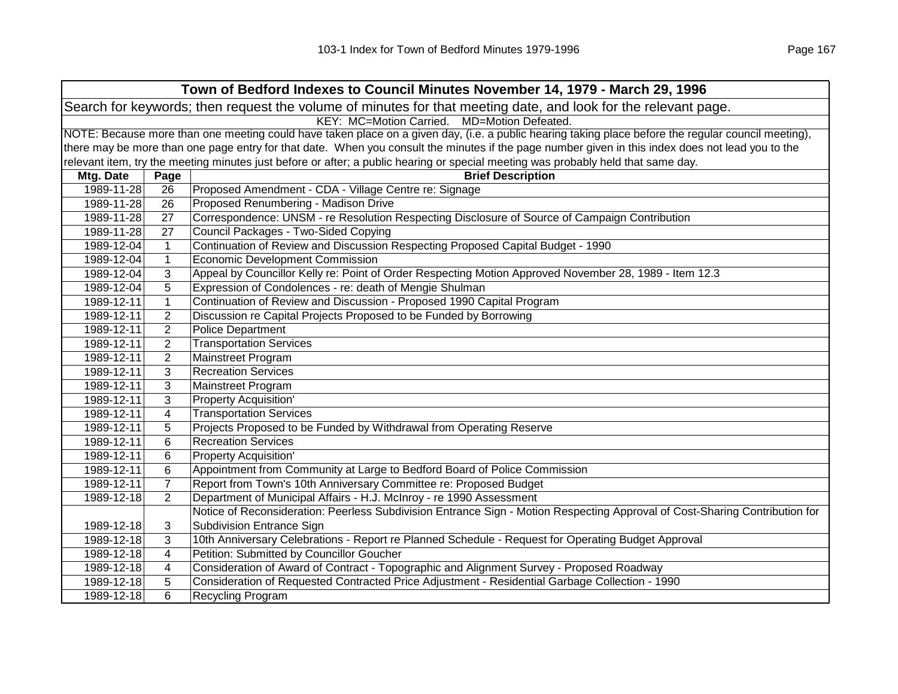| Town of Bedford Indexes to Council Minutes November 14, 1979 - March 29, 1996 | | |
|---|---|---|
| Search for keywords; then request the volume of minutes for that meeting date, and look for the relevant page. | | |
| KEY: MC=Motion Carried. MD=Motion Defeated. | | |
| NOTE: Because more than one meeting could have taken place on a given day, (i.e. a public hearing taking place before the regular council meeting), there may be more than one page entry for that date. When you consult the minutes if the page number given in this index does not lead you to the relevant item, try the meeting minutes just before or after; a public hearing or special meeting was probably held that same day. | | |
| **Mtg. Date** | **Page** | **Brief Description** |
| 1989-11-28 | 26 | Proposed Amendment - CDA - Village Centre re: Signage |
| 1989-11-28 | 26 | Proposed Renumbering - Madison Drive |
| 1989-11-28 | 27 | Correspondence: UNSM - re Resolution Respecting Disclosure of Source of Campaign Contribution |
| 1989-11-28 | 27 | Council Packages - Two-Sided Copying |
| 1989-12-04 | 1 | Continuation of Review and Discussion Respecting Proposed Capital Budget - 1990 |
| 1989-12-04 | 1 | Economic Development Commission |
| 1989-12-04 | 3 | Appeal by Councillor Kelly re: Point of Order Respecting Motion Approved November 28, 1989 - Item 12.3 |
| 1989-12-04 | 5 | Expression of Condolences - re: death of Mengie Shulman |
| 1989-12-11 | 1 | Continuation of Review and Discussion - Proposed 1990 Capital Program |
| 1989-12-11 | 2 | Discussion re Capital Projects Proposed to be Funded by Borrowing |
| 1989-12-11 | 2 | Police Department |
| 1989-12-11 | 2 | Transportation Services |
| 1989-12-11 | 2 | Mainstreet Program |
| 1989-12-11 | 3 | Recreation Services |
| 1989-12-11 | 3 | Mainstreet Program |
| 1989-12-11 | 3 | Property Acquisition' |
| 1989-12-11 | 4 | Transportation Services |
| 1989-12-11 | 5 | Projects Proposed to be Funded by Withdrawal from Operating Reserve |
| 1989-12-11 | 6 | Recreation Services |
| 1989-12-11 | 6 | Property Acquisition' |
| 1989-12-11 | 6 | Appointment from Community at Large to Bedford Board of Police Commission |
| 1989-12-11 | 7 | Report from Town's 10th Anniversary Committee re: Proposed Budget |
| 1989-12-18 | 2 | Department of Municipal Affairs - H.J. McInroy - re 1990 Assessment |
| 1989-12-18 | 3 | Notice of Reconsideration: Peerless Subdivision Entrance Sign - Motion Respecting Approval of Cost-Sharing Contribution for Subdivision Entrance Sign |
| 1989-12-18 | 3 | 10th Anniversary Celebrations - Report re Planned Schedule - Request for Operating Budget Approval |
| 1989-12-18 | 4 | Petition: Submitted by Councillor Goucher |
| 1989-12-18 | 4 | Consideration of Award of Contract - Topographic and Alignment Survey - Proposed Roadway |
| 1989-12-18 | 5 | Consideration of Requested Contracted Price Adjustment - Residential Garbage Collection - 1990 |
| 1989-12-18 | 6 | Recycling Program |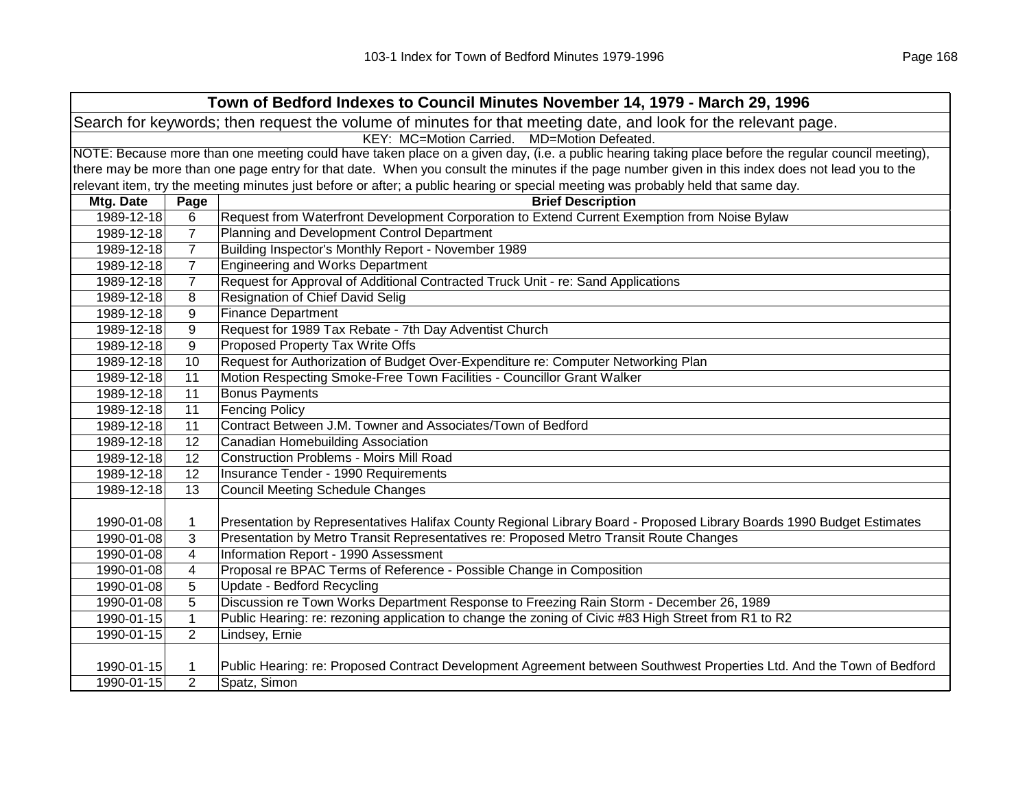| Town of Bedford Indexes to Council Minutes November 14, 1979 - March 29, 1996 | | |
|---|---|---|
| Search for keywords; then request the volume of minutes for that meeting date, and look for the relevant page. | | |
| KEY: MC=Motion Carried. MD=Motion Defeated. | | |
| NOTE: Because more than one meeting could have taken place on a given day, (i.e. a public hearing taking place before the regular council meeting), there may be more than one page entry for that date. When you consult the minutes if the page number given in this index does not lead you to the relevant item, try the meeting minutes just before or after; a public hearing or special meeting was probably held that same day. | | |
| **Mtg. Date** | **Page** | **Brief Description** |
| 1989-12-18 | 6 | Request from Waterfront Development Corporation to Extend Current Exemption from Noise Bylaw |
| 1989-12-18 | 7 | Planning and Development Control Department |
| 1989-12-18 | 7 | Building Inspector's Monthly Report - November 1989 |
| 1989-12-18 | 7 | Engineering and Works Department |
| 1989-12-18 | 7 | Request for Approval of Additional Contracted Truck Unit - re: Sand Applications |
| 1989-12-18 | 8 | Resignation of Chief David Selig |
| 1989-12-18 | 9 | Finance Department |
| 1989-12-18 | 9 | Request for 1989 Tax Rebate - 7th Day Adventist Church |
| 1989-12-18 | 9 | Proposed Property Tax Write Offs |
| 1989-12-18 | 10 | Request for Authorization of Budget Over-Expenditure re: Computer Networking Plan |
| 1989-12-18 | 11 | Motion Respecting Smoke-Free Town Facilities - Councillor Grant Walker |
| 1989-12-18 | 11 | Bonus Payments |
| 1989-12-18 | 11 | Fencing Policy |
| 1989-12-18 | 11 | Contract Between J.M. Towner and Associates/Town of Bedford |
| 1989-12-18 | 12 | Canadian Homebuilding Association |
| 1989-12-18 | 12 | Construction Problems - Moirs Mill Road |
| 1989-12-18 | 12 | Insurance Tender - 1990 Requirements |
| 1989-12-18 | 13 | Council Meeting Schedule Changes |
| 1990-01-08 | 1 | Presentation by Representatives Halifax County Regional Library Board - Proposed Library Boards 1990 Budget Estimates |
| 1990-01-08 | 3 | Presentation by Metro Transit Representatives re: Proposed Metro Transit Route Changes |
| 1990-01-08 | 4 | Information Report - 1990 Assessment |
| 1990-01-08 | 4 | Proposal re BPAC Terms of Reference - Possible Change in Composition |
| 1990-01-08 | 5 | Update - Bedford Recycling |
| 1990-01-08 | 5 | Discussion re Town Works Department Response to Freezing Rain Storm - December 26, 1989 |
| 1990-01-15 | 1 | Public Hearing: re: rezoning application to change the zoning of Civic #83 High Street from R1 to R2 |
| 1990-01-15 | 2 | Lindsey, Ernie |
| 1990-01-15 | 1 | Public Hearing: re: Proposed Contract Development Agreement between Southwest Properties Ltd. And the Town of Bedford |
| 1990-01-15 | 2 | Spatz, Simon |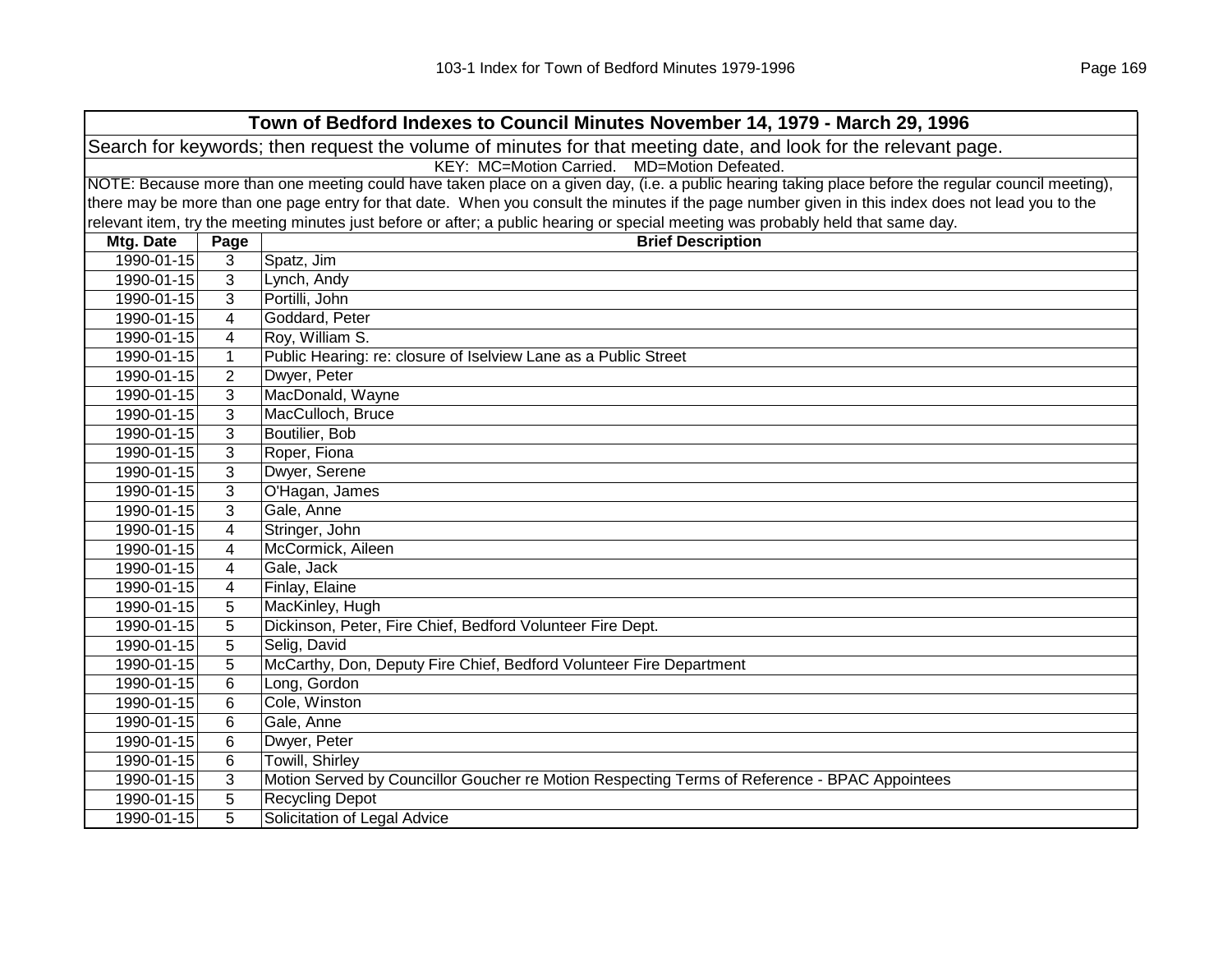| Town of Bedford Indexes to Council Minutes November 14, 1979 - March 29, 1996 | | |
|---|---|---|
| Search for keywords; then request the volume of minutes for that meeting date, and look for the relevant page. | | |
| KEY: MC=Motion Carried. MD=Motion Defeated. | | |
| NOTE: Because more than one meeting could have taken place on a given day, (i.e. a public hearing taking place before the regular council meeting), there may be more than one page entry for that date. When you consult the minutes if the page number given in this index does not lead you to the relevant item, try the meeting minutes just before or after; a public hearing or special meeting was probably held that same day. | | |
| **Mtg. Date** | **Page** | **Brief Description** |
| 1990-01-15 | 3 | Spatz, Jim |
| 1990-01-15 | 3 | Lynch, Andy |
| 1990-01-15 | 3 | Portilli, John |
| 1990-01-15 | 4 | Goddard, Peter |
| 1990-01-15 | 4 | Roy, William S. |
| 1990-01-15 | 1 | Public Hearing: re: closure of Iselview Lane as a Public Street |
| 1990-01-15 | 2 | Dwyer, Peter |
| 1990-01-15 | 3 | MacDonald, Wayne |
| 1990-01-15 | 3 | MacCulloch, Bruce |
| 1990-01-15 | 3 | Boutilier, Bob |
| 1990-01-15 | 3 | Roper, Fiona |
| 1990-01-15 | 3 | Dwyer, Serene |
| 1990-01-15 | 3 | O'Hagan, James |
| 1990-01-15 | 3 | Gale, Anne |
| 1990-01-15 | 4 | Stringer, John |
| 1990-01-15 | 4 | McCormick, Aileen |
| 1990-01-15 | 4 | Gale, Jack |
| 1990-01-15 | 4 | Finlay, Elaine |
| 1990-01-15 | 5 | MacKinley, Hugh |
| 1990-01-15 | 5 | Dickinson, Peter, Fire Chief, Bedford Volunteer Fire Dept. |
| 1990-01-15 | 5 | Selig, David |
| 1990-01-15 | 5 | McCarthy, Don, Deputy Fire Chief, Bedford Volunteer Fire Department |
| 1990-01-15 | 6 | Long, Gordon |
| 1990-01-15 | 6 | Cole, Winston |
| 1990-01-15 | 6 | Gale, Anne |
| 1990-01-15 | 6 | Dwyer, Peter |
| 1990-01-15 | 6 | Towill, Shirley |
| 1990-01-15 | 3 | Motion Served by Councillor Goucher re Motion Respecting Terms of Reference - BPAC Appointees |
| 1990-01-15 | 5 | Recycling Depot |
| 1990-01-15 | 5 | Solicitation of Legal Advice |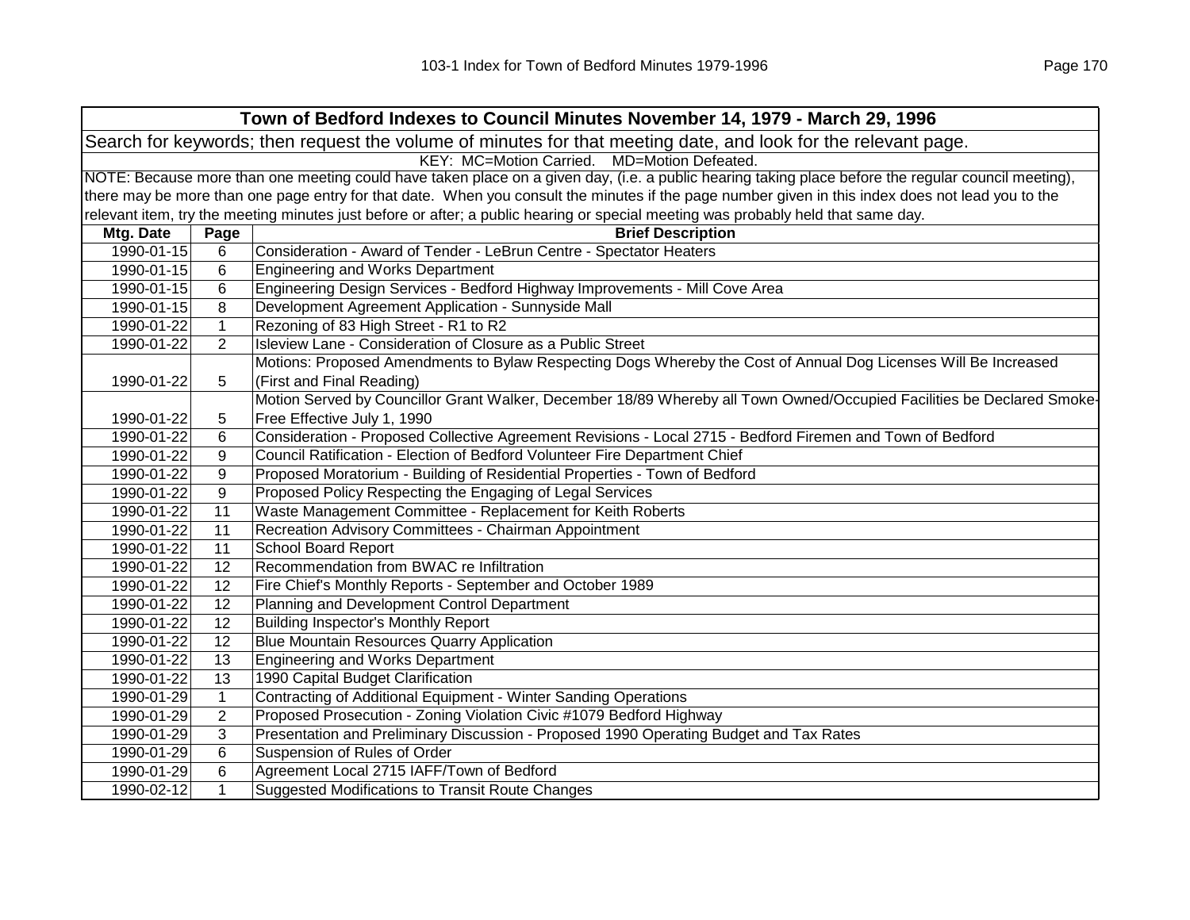## Town of Bedford Indexes to Council Minutes November 14, 1979 - March 29, 1996

Search for keywords; then request the volume of minutes for that meeting date, and look for the relevant page.

KEY: MC=Motion Carried. MD=Motion Defeated.

NOTE: Because more than one meeting could have taken place on a given day, (i.e. a public hearing taking place before the regular council meeting), there may be more than one page entry for that date. When you consult the minutes if the page number given in this index does not lead you to the relevant item, try the meeting minutes just before or after; a public hearing or special meeting was probably held that same day.

| Mtg. Date | Page | Brief Description |
|---|---|---|
| 1990-01-15 | 6 | Consideration - Award of Tender - LeBrun Centre - Spectator Heaters |
| 1990-01-15 | 6 | Engineering and Works Department |
| 1990-01-15 | 6 | Engineering Design Services - Bedford Highway Improvements - Mill Cove Area |
| 1990-01-15 | 8 | Development Agreement Application - Sunnyside Mall |
| 1990-01-22 | 1 | Rezoning of 83 High Street - R1 to R2 |
| 1990-01-22 | 2 | Isleview Lane - Consideration of Closure as a Public Street |
| 1990-01-22 | 5 | Motions: Proposed Amendments to Bylaw Respecting Dogs Whereby the Cost of Annual Dog Licenses Will Be Increased (First and Final Reading) |
| 1990-01-22 | 5 | Motion Served by Councillor Grant Walker, December 18/89 Whereby all Town Owned/Occupied Facilities be Declared Smoke-Free Effective July 1, 1990 |
| 1990-01-22 | 6 | Consideration - Proposed Collective Agreement Revisions - Local 2715 - Bedford Firemen and Town of Bedford |
| 1990-01-22 | 9 | Council Ratification - Election of Bedford Volunteer Fire Department Chief |
| 1990-01-22 | 9 | Proposed Moratorium - Building of Residential Properties - Town of Bedford |
| 1990-01-22 | 9 | Proposed Policy Respecting the Engaging of Legal Services |
| 1990-01-22 | 11 | Waste Management Committee - Replacement for Keith Roberts |
| 1990-01-22 | 11 | Recreation Advisory Committees - Chairman Appointment |
| 1990-01-22 | 11 | School Board Report |
| 1990-01-22 | 12 | Recommendation from BWAC re Infiltration |
| 1990-01-22 | 12 | Fire Chief's Monthly Reports - September and October 1989 |
| 1990-01-22 | 12 | Planning and Development Control Department |
| 1990-01-22 | 12 | Building Inspector's Monthly Report |
| 1990-01-22 | 12 | Blue Mountain Resources Quarry Application |
| 1990-01-22 | 13 | Engineering and Works Department |
| 1990-01-22 | 13 | 1990 Capital Budget Clarification |
| 1990-01-29 | 1 | Contracting of Additional Equipment - Winter Sanding Operations |
| 1990-01-29 | 2 | Proposed Prosecution - Zoning Violation Civic #1079 Bedford Highway |
| 1990-01-29 | 3 | Presentation and Preliminary Discussion - Proposed 1990 Operating Budget and Tax Rates |
| 1990-01-29 | 6 | Suspension of Rules of Order |
| 1990-01-29 | 6 | Agreement Local 2715 IAFF/Town of Bedford |
| 1990-02-12 | 1 | Suggested Modifications to Transit Route Changes |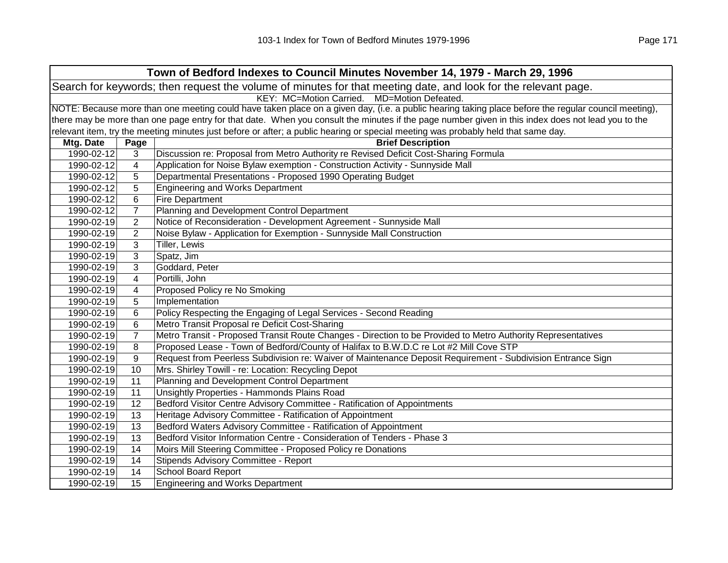| Town of Bedford Indexes to Council Minutes November 14, 1979 - March 29, 1996 | | |
|---|---|---|
| Search for keywords; then request the volume of minutes for that meeting date, and look for the relevant page. | | |
| KEY: MC=Motion Carried. MD=Motion Defeated. | | |
| NOTE: Because more than one meeting could have taken place on a given day, (i.e. a public hearing taking place before the regular council meeting), there may be more than one page entry for that date. When you consult the minutes if the page number given in this index does not lead you to the relevant item, try the meeting minutes just before or after; a public hearing or special meeting was probably held that same day. | | |
| **Mtg. Date** | **Page** | **Brief Description** |
| 1990-02-12 | 3 | Discussion re: Proposal from Metro Authority re Revised Deficit Cost-Sharing Formula |
| 1990-02-12 | 4 | Application for Noise Bylaw exemption - Construction Activity - Sunnyside Mall |
| 1990-02-12 | 5 | Departmental Presentations - Proposed 1990 Operating Budget |
| 1990-02-12 | 5 | Engineering and Works Department |
| 1990-02-12 | 6 | Fire Department |
| 1990-02-12 | 7 | Planning and Development Control Department |
| 1990-02-19 | 2 | Notice of Reconsideration - Development Agreement - Sunnyside Mall |
| 1990-02-19 | 2 | Noise Bylaw - Application for Exemption - Sunnyside Mall Construction |
| 1990-02-19 | 3 | Tiller, Lewis |
| 1990-02-19 | 3 | Spatz, Jim |
| 1990-02-19 | 3 | Goddard, Peter |
| 1990-02-19 | 4 | Portilli, John |
| 1990-02-19 | 4 | Proposed Policy re No Smoking |
| 1990-02-19 | 5 | Implementation |
| 1990-02-19 | 6 | Policy Respecting the Engaging of Legal Services - Second Reading |
| 1990-02-19 | 6 | Metro Transit Proposal re Deficit Cost-Sharing |
| 1990-02-19 | 7 | Metro Transit - Proposed Transit Route Changes - Direction to be Provided to Metro Authority Representatives |
| 1990-02-19 | 8 | Proposed Lease - Town of Bedford/County of Halifax to B.W.D.C re Lot #2 Mill Cove STP |
| 1990-02-19 | 9 | Request from Peerless Subdivision re: Waiver of Maintenance Deposit Requirement - Subdivision Entrance Sign |
| 1990-02-19 | 10 | Mrs. Shirley Towill - re: Location: Recycling Depot |
| 1990-02-19 | 11 | Planning and Development Control Department |
| 1990-02-19 | 11 | Unsightly Properties - Hammonds Plains Road |
| 1990-02-19 | 12 | Bedford Visitor Centre Advisory Committee - Ratification of Appointments |
| 1990-02-19 | 13 | Heritage Advisory Committee - Ratification of Appointment |
| 1990-02-19 | 13 | Bedford Waters Advisory Committee - Ratification of Appointment |
| 1990-02-19 | 13 | Bedford Visitor Information Centre - Consideration of Tenders - Phase 3 |
| 1990-02-19 | 14 | Moirs Mill Steering Committee - Proposed Policy re Donations |
| 1990-02-19 | 14 | Stipends Advisory Committee - Report |
| 1990-02-19 | 14 | School Board Report |
| 1990-02-19 | 15 | Engineering and Works Department |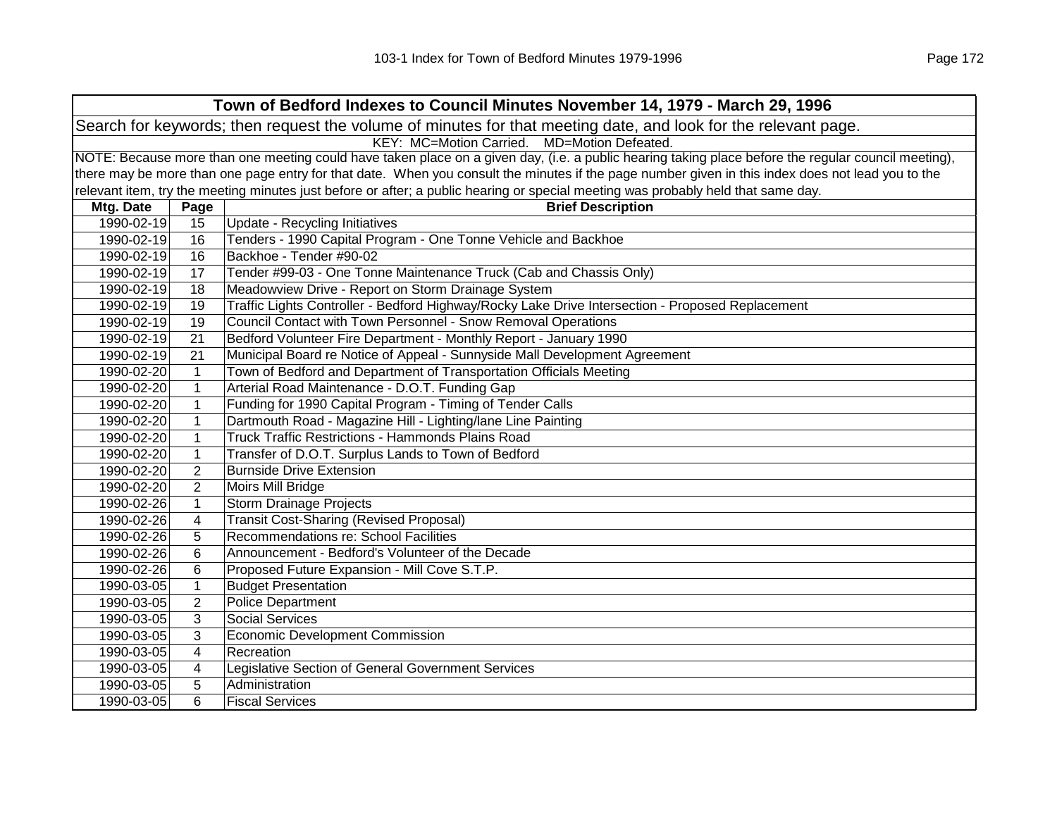| Town of Bedford Indexes to Council Minutes November 14, 1979 - March 29, 1996 | | |
|---|---|---|
| Search for keywords; then request the volume of minutes for that meeting date, and look for the relevant page. | | |
| KEY: MC=Motion Carried. MD=Motion Defeated. | | |
| NOTE: Because more than one meeting could have taken place on a given day, (i.e. a public hearing taking place before the regular council meeting), there may be more than one page entry for that date. When you consult the minutes if the page number given in this index does not lead you to the relevant item, try the meeting minutes just before or after; a public hearing or special meeting was probably held that same day. | | |
| **Mtg. Date** | **Page** | **Brief Description** |
| 1990-02-19 | 15 | Update - Recycling Initiatives |
| 1990-02-19 | 16 | Tenders - 1990 Capital Program - One Tonne Vehicle and Backhoe |
| 1990-02-19 | 16 | Backhoe - Tender #90-02 |
| 1990-02-19 | 17 | Tender #99-03 - One Tonne Maintenance Truck (Cab and Chassis Only) |
| 1990-02-19 | 18 | Meadowview Drive - Report on Storm Drainage System |
| 1990-02-19 | 19 | Traffic Lights Controller - Bedford Highway/Rocky Lake Drive Intersection - Proposed Replacement |
| 1990-02-19 | 19 | Council Contact with Town Personnel - Snow Removal Operations |
| 1990-02-19 | 21 | Bedford Volunteer Fire Department - Monthly Report - January 1990 |
| 1990-02-19 | 21 | Municipal Board re Notice of Appeal - Sunnyside Mall Development Agreement |
| 1990-02-20 | 1 | Town of Bedford and Department of Transportation Officials Meeting |
| 1990-02-20 | 1 | Arterial Road Maintenance - D.O.T. Funding Gap |
| 1990-02-20 | 1 | Funding for 1990 Capital Program - Timing of Tender Calls |
| 1990-02-20 | 1 | Dartmouth Road - Magazine Hill - Lighting/lane Line Painting |
| 1990-02-20 | 1 | Truck Traffic Restrictions - Hammonds Plains Road |
| 1990-02-20 | 1 | Transfer of D.O.T. Surplus Lands to Town of Bedford |
| 1990-02-20 | 2 | Burnside Drive Extension |
| 1990-02-20 | 2 | Moirs Mill Bridge |
| 1990-02-26 | 1 | Storm Drainage Projects |
| 1990-02-26 | 4 | Transit Cost-Sharing (Revised Proposal) |
| 1990-02-26 | 5 | Recommendations re: School Facilities |
| 1990-02-26 | 6 | Announcement - Bedford's Volunteer of the Decade |
| 1990-02-26 | 6 | Proposed Future Expansion - Mill Cove S.T.P. |
| 1990-03-05 | 1 | Budget Presentation |
| 1990-03-05 | 2 | Police Department |
| 1990-03-05 | 3 | Social Services |
| 1990-03-05 | 3 | Economic Development Commission |
| 1990-03-05 | 4 | Recreation |
| 1990-03-05 | 4 | Legislative Section of General Government Services |
| 1990-03-05 | 5 | Administration |
| 1990-03-05 | 6 | Fiscal Services |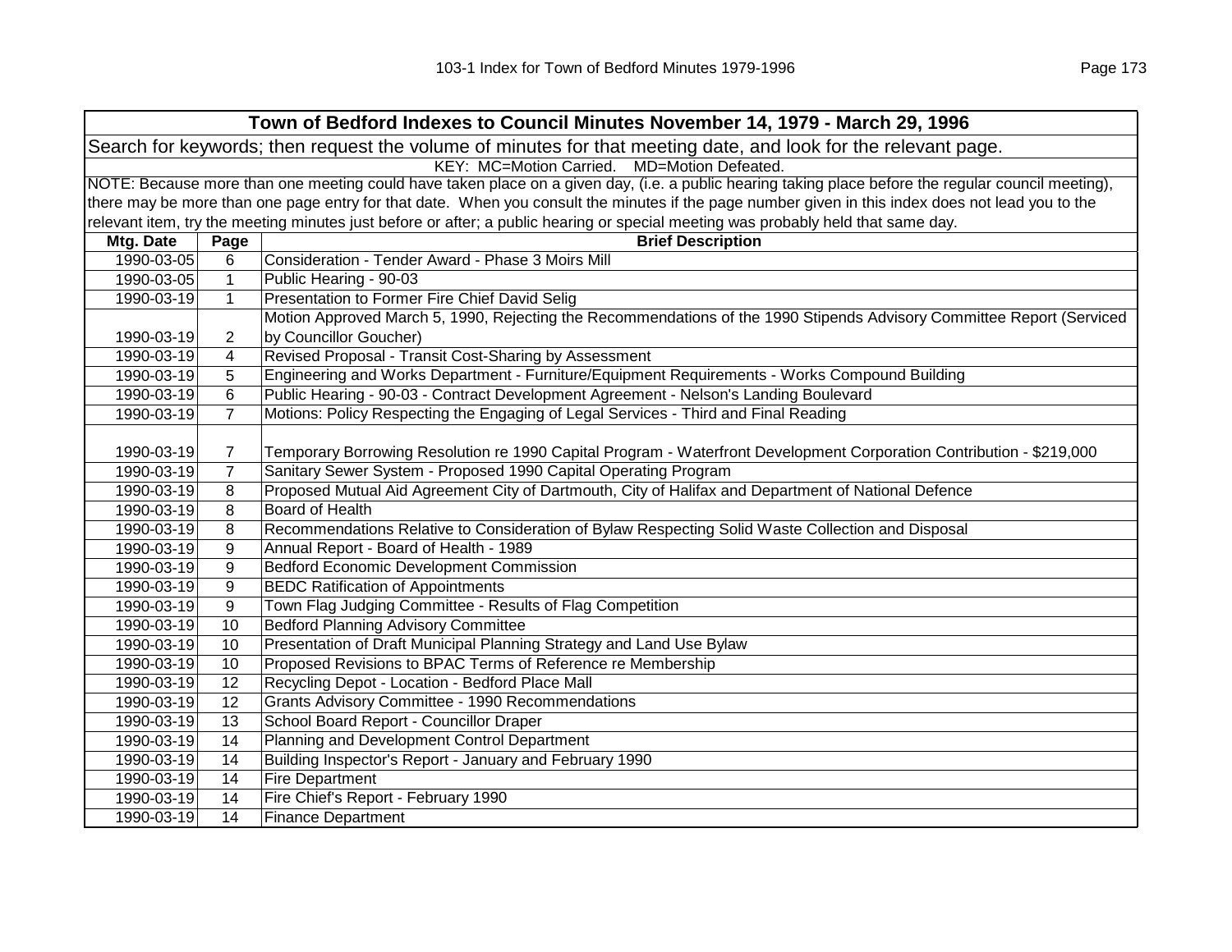| Town of Bedford Indexes to Council Minutes November 14, 1979 - March 29, 1996 | | |
|---|---|---|
| Search for keywords; then request the volume of minutes for that meeting date, and look for the relevant page. | | |
| KEY: MC=Motion Carried. MD=Motion Defeated. | | |
| NOTE: Because more than one meeting could have taken place on a given day, (i.e. a public hearing taking place before the regular council meeting), there may be more than one page entry for that date. When you consult the minutes if the page number given in this index does not lead you to the relevant item, try the meeting minutes just before or after; a public hearing or special meeting was probably held that same day. | | |
| **Mtg. Date** | **Page** | **Brief Description** |
| 1990-03-05 | 6 | Consideration - Tender Award - Phase 3 Moirs Mill |
| 1990-03-05 | 1 | Public Hearing - 90-03 |
| 1990-03-19 | 1 | Presentation to Former Fire Chief David Selig |
| 1990-03-19 | 2 | Motion Approved March 5, 1990, Rejecting the Recommendations of the 1990 Stipends Advisory Committee Report (Serviced by Councillor Goucher) |
| 1990-03-19 | 4 | Revised Proposal - Transit Cost-Sharing by Assessment |
| 1990-03-19 | 5 | Engineering and Works Department - Furniture/Equipment Requirements - Works Compound Building |
| 1990-03-19 | 6 | Public Hearing - 90-03 - Contract Development Agreement - Nelson's Landing Boulevard |
| 1990-03-19 | 7 | Motions: Policy Respecting the Engaging of Legal Services - Third and Final Reading |
| 1990-03-19 | 7 | Temporary Borrowing Resolution re 1990 Capital Program - Waterfront Development Corporation Contribution - $219,000 |
| 1990-03-19 | 7 | Sanitary Sewer System - Proposed 1990 Capital Operating Program |
| 1990-03-19 | 8 | Proposed Mutual Aid Agreement City of Dartmouth, City of Halifax and Department of National Defence |
| 1990-03-19 | 8 | Board of Health |
| 1990-03-19 | 8 | Recommendations Relative to Consideration of Bylaw Respecting Solid Waste Collection and Disposal |
| 1990-03-19 | 9 | Annual Report - Board of Health - 1989 |
| 1990-03-19 | 9 | Bedford Economic Development Commission |
| 1990-03-19 | 9 | BEDC Ratification of Appointments |
| 1990-03-19 | 9 | Town Flag Judging Committee - Results of Flag Competition |
| 1990-03-19 | 10 | Bedford Planning Advisory Committee |
| 1990-03-19 | 10 | Presentation of Draft Municipal Planning Strategy and Land Use Bylaw |
| 1990-03-19 | 10 | Proposed Revisions to BPAC Terms of Reference re Membership |
| 1990-03-19 | 12 | Recycling Depot - Location - Bedford Place Mall |
| 1990-03-19 | 12 | Grants Advisory Committee - 1990 Recommendations |
| 1990-03-19 | 13 | School Board Report - Councillor Draper |
| 1990-03-19 | 14 | Planning and Development Control Department |
| 1990-03-19 | 14 | Building Inspector's Report - January and February 1990 |
| 1990-03-19 | 14 | Fire Department |
| 1990-03-19 | 14 | Fire Chief's Report - February 1990 |
| 1990-03-19 | 14 | Finance Department |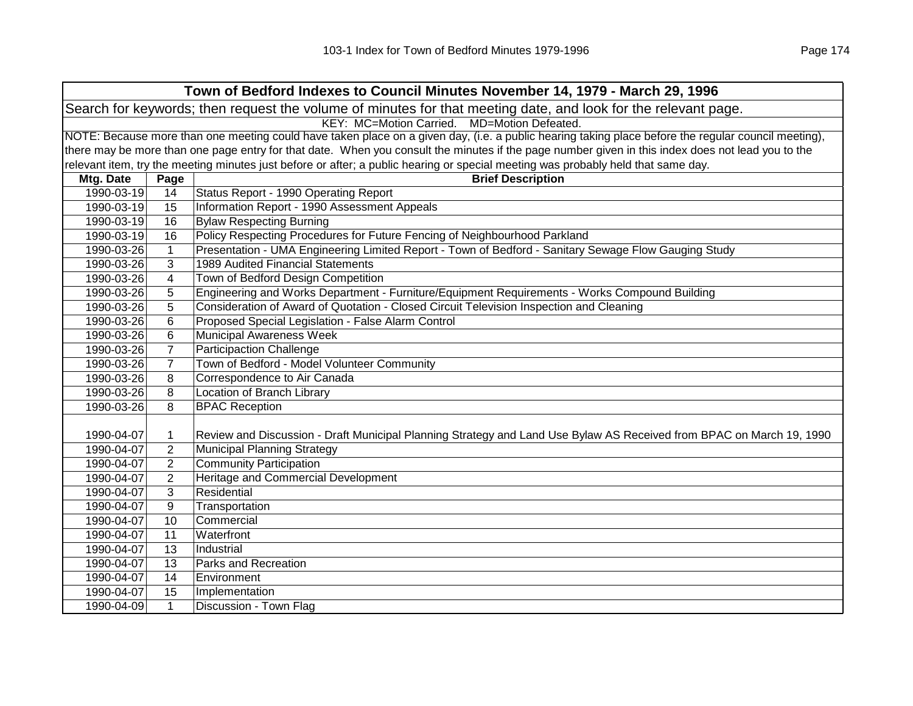**Town of Bedford Indexes to Council Minutes November 14, 1979 - March 29, 1996**

Search for keywords; then request the volume of minutes for that meeting date, and look for the relevant page.

KEY: MC=Motion Carried. MD=Motion Defeated.

NOTE: Because more than one meeting could have taken place on a given day, (i.e. a public hearing taking place before the regular council meeting), there may be more than one page entry for that date. When you consult the minutes if the page number given in this index does not lead you to the relevant item, try the meeting minutes just before or after; a public hearing or special meeting was probably held that same day.

| Mtg. Date | Page | Brief Description |
|---|---|---|
| 1990-03-19 | 14 | Status Report - 1990 Operating Report |
| 1990-03-19 | 15 | Information Report - 1990 Assessment Appeals |
| 1990-03-19 | 16 | Bylaw Respecting Burning |
| 1990-03-19 | 16 | Policy Respecting Procedures for Future Fencing of Neighbourhood Parkland |
| 1990-03-26 | 1 | Presentation - UMA Engineering Limited Report - Town of Bedford - Sanitary Sewage Flow Gauging Study |
| 1990-03-26 | 3 | 1989 Audited Financial Statements |
| 1990-03-26 | 4 | Town of Bedford Design Competition |
| 1990-03-26 | 5 | Engineering and Works Department - Furniture/Equipment Requirements - Works Compound Building |
| 1990-03-26 | 5 | Consideration of Award of Quotation - Closed Circuit Television Inspection and Cleaning |
| 1990-03-26 | 6 | Proposed Special Legislation - False Alarm Control |
| 1990-03-26 | 6 | Municipal Awareness Week |
| 1990-03-26 | 7 | Participaction Challenge |
| 1990-03-26 | 7 | Town of Bedford - Model Volunteer Community |
| 1990-03-26 | 8 | Correspondence to Air Canada |
| 1990-03-26 | 8 | Location of Branch Library |
| 1990-03-26 | 8 | BPAC Reception |
| 1990-04-07 | 1 | Review and Discussion - Draft Municipal Planning Strategy and Land Use Bylaw AS Received from BPAC on March 19, 1990 |
| 1990-04-07 | 2 | Municipal Planning Strategy |
| 1990-04-07 | 2 | Community Participation |
| 1990-04-07 | 2 | Heritage and Commercial Development |
| 1990-04-07 | 3 | Residential |
| 1990-04-07 | 9 | Transportation |
| 1990-04-07 | 10 | Commercial |
| 1990-04-07 | 11 | Waterfront |
| 1990-04-07 | 13 | Industrial |
| 1990-04-07 | 13 | Parks and Recreation |
| 1990-04-07 | 14 | Environment |
| 1990-04-07 | 15 | Implementation |
| 1990-04-09 | 1 | Discussion - Town Flag |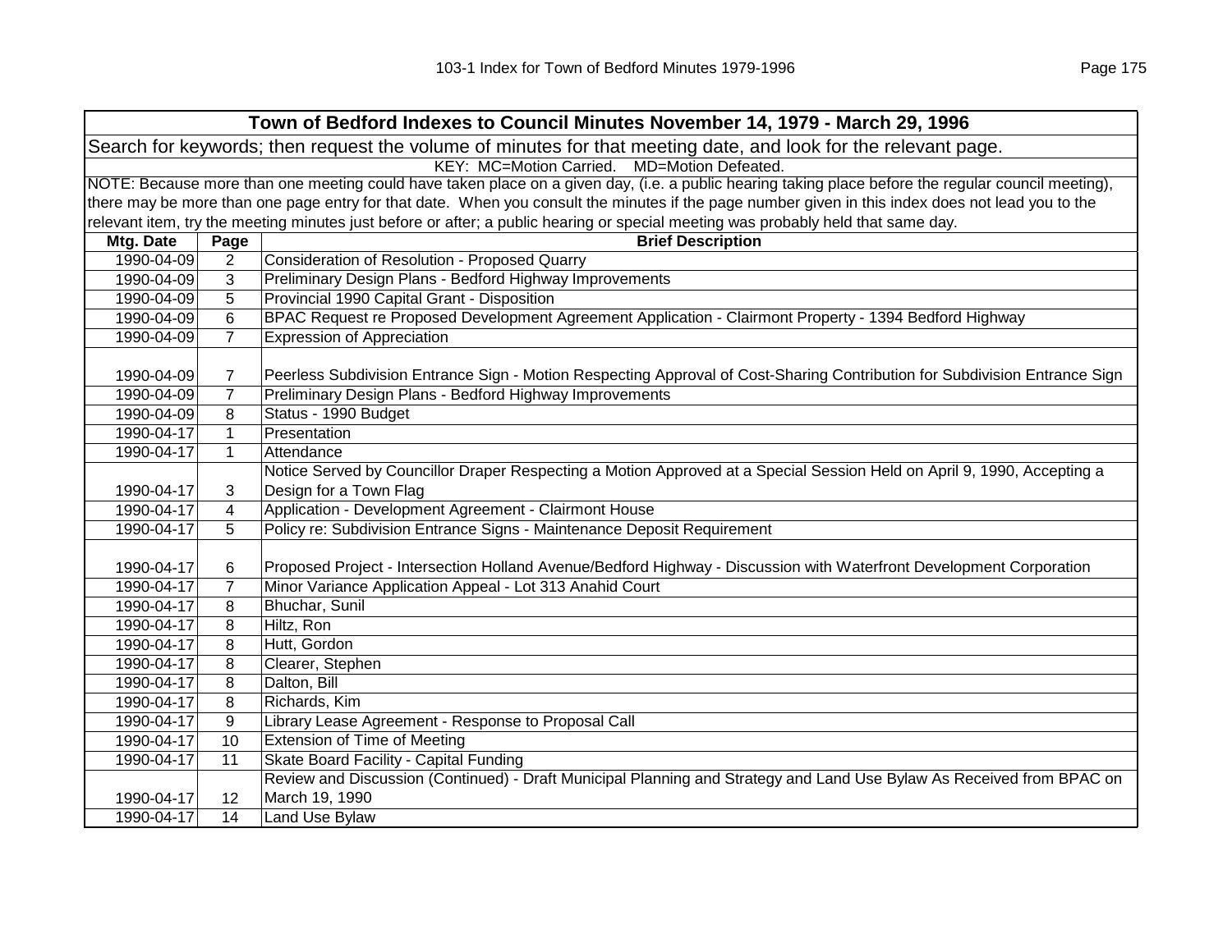| Town of Bedford Indexes to Council Minutes November 14, 1979 - March 29, 1996 | | |
|---|---|---|
| Search for keywords; then request the volume of minutes for that meeting date, and look for the relevant page. | | |
| KEY: MC=Motion Carried. MD=Motion Defeated. | | |
| NOTE: Because more than one meeting could have taken place on a given day, (i.e. a public hearing taking place before the regular council meeting), there may be more than one page entry for that date. When you consult the minutes if the page number given in this index does not lead you to the relevant item, try the meeting minutes just before or after; a public hearing or special meeting was probably held that same day. | | |
| **Mtg. Date** | **Page** | **Brief Description** |
| 1990-04-09 | 2 | Consideration of Resolution - Proposed Quarry |
| 1990-04-09 | 3 | Preliminary Design Plans - Bedford Highway Improvements |
| 1990-04-09 | 5 | Provincial 1990 Capital Grant - Disposition |
| 1990-04-09 | 6 | BPAC Request re Proposed Development Agreement Application - Clairmont Property - 1394 Bedford Highway |
| 1990-04-09 | 7 | Expression of Appreciation |
| 1990-04-09 | 7 | Peerless Subdivision Entrance Sign - Motion Respecting Approval of Cost-Sharing Contribution for Subdivision Entrance Sign |
| 1990-04-09 | 7 | Preliminary Design Plans - Bedford Highway Improvements |
| 1990-04-09 | 8 | Status - 1990 Budget |
| 1990-04-17 | 1 | Presentation |
| 1990-04-17 | 1 | Attendance |
| 1990-04-17 | 3 | Notice Served by Councillor Draper Respecting a Motion Approved at a Special Session Held on April 9, 1990, Accepting a Design for a Town Flag |
| 1990-04-17 | 4 | Application - Development Agreement - Clairmont House |
| 1990-04-17 | 5 | Policy re: Subdivision Entrance Signs - Maintenance Deposit Requirement |
| 1990-04-17 | 6 | Proposed Project - Intersection Holland Avenue/Bedford Highway - Discussion with Waterfront Development Corporation |
| 1990-04-17 | 7 | Minor Variance Application Appeal - Lot 313 Anahid Court |
| 1990-04-17 | 8 | Bhuchar, Sunil |
| 1990-04-17 | 8 | Hiltz, Ron |
| 1990-04-17 | 8 | Hutt, Gordon |
| 1990-04-17 | 8 | Clearer, Stephen |
| 1990-04-17 | 8 | Dalton, Bill |
| 1990-04-17 | 8 | Richards, Kim |
| 1990-04-17 | 9 | Library Lease Agreement - Response to Proposal Call |
| 1990-04-17 | 10 | Extension of Time of Meeting |
| 1990-04-17 | 11 | Skate Board Facility - Capital Funding |
| 1990-04-17 | 12 | Review and Discussion (Continued) - Draft Municipal Planning and Strategy and Land Use Bylaw As Received from BPAC on March 19, 1990 |
| 1990-04-17 | 14 | Land Use Bylaw |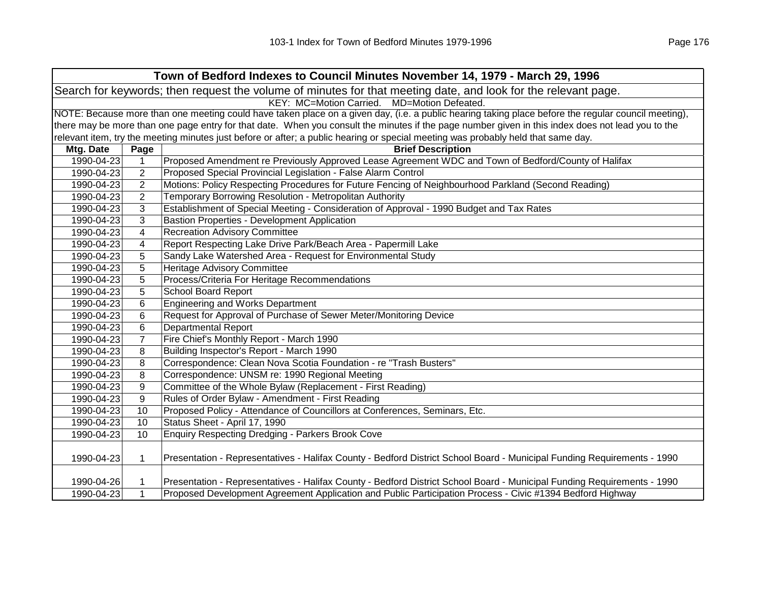| Town of Bedford Indexes to Council Minutes November 14, 1979 - March 29, 1996 | | |
|---|---|---|
| Search for keywords; then request the volume of minutes for that meeting date, and look for the relevant page. | | |
| KEY: MC=Motion Carried. MD=Motion Defeated. | | |
| NOTE: Because more than one meeting could have taken place on a given day, (i.e. a public hearing taking place before the regular council meeting), there may be more than one page entry for that date. When you consult the minutes if the page number given in this index does not lead you to the relevant item, try the meeting minutes just before or after; a public hearing or special meeting was probably held that same day. | | |
| **Mtg. Date** | **Page** | **Brief Description** |
| 1990-04-23 | 1 | Proposed Amendment re Previously Approved Lease Agreement WDC and Town of Bedford/County of Halifax |
| 1990-04-23 | 2 | Proposed Special Provincial Legislation - False Alarm Control |
| 1990-04-23 | 2 | Motions: Policy Respecting Procedures for Future Fencing of Neighbourhood Parkland (Second Reading) |
| 1990-04-23 | 2 | Temporary Borrowing Resolution - Metropolitan Authority |
| 1990-04-23 | 3 | Establishment of Special Meeting - Consideration of Approval - 1990 Budget and Tax Rates |
| 1990-04-23 | 3 | Bastion Properties - Development Application |
| 1990-04-23 | 4 | Recreation Advisory Committee |
| 1990-04-23 | 4 | Report Respecting Lake Drive Park/Beach Area - Papermill Lake |
| 1990-04-23 | 5 | Sandy Lake Watershed Area - Request for Environmental Study |
| 1990-04-23 | 5 | Heritage Advisory Committee |
| 1990-04-23 | 5 | Process/Criteria For Heritage Recommendations |
| 1990-04-23 | 5 | School Board Report |
| 1990-04-23 | 6 | Engineering and Works Department |
| 1990-04-23 | 6 | Request for Approval of Purchase of Sewer Meter/Monitoring Device |
| 1990-04-23 | 6 | Departmental Report |
| 1990-04-23 | 7 | Fire Chief's Monthly Report - March 1990 |
| 1990-04-23 | 8 | Building Inspector's Report - March 1990 |
| 1990-04-23 | 8 | Correspondence: Clean Nova Scotia Foundation - re "Trash Busters" |
| 1990-04-23 | 8 | Correspondence: UNSM re: 1990 Regional Meeting |
| 1990-04-23 | 9 | Committee of the Whole Bylaw (Replacement - First Reading) |
| 1990-04-23 | 9 | Rules of Order Bylaw - Amendment - First Reading |
| 1990-04-23 | 10 | Proposed Policy - Attendance of Councillors at Conferences, Seminars, Etc. |
| 1990-04-23 | 10 | Status Sheet - April 17, 1990 |
| 1990-04-23 | 10 | Enquiry Respecting Dredging - Parkers Brook Cove |
| 1990-04-23 | 1 | Presentation - Representatives - Halifax County - Bedford District School Board - Municipal Funding Requirements - 1990 |
| 1990-04-26 | 1 | Presentation - Representatives - Halifax County - Bedford District School Board - Municipal Funding Requirements - 1990 |
| 1990-04-23 | 1 | Proposed Development Agreement Application and Public Participation Process - Civic #1394 Bedford Highway |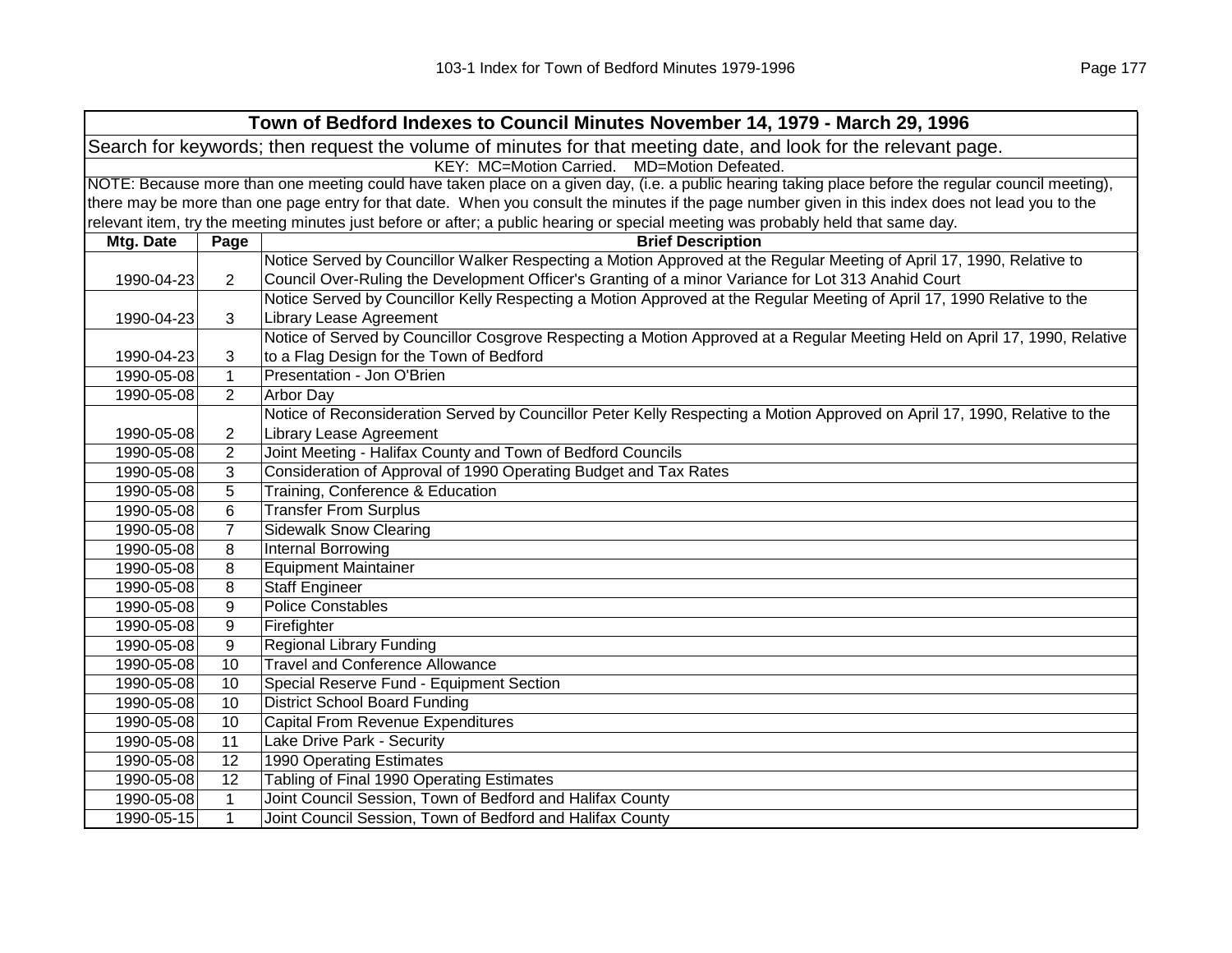| Town of Bedford Indexes to Council Minutes November 14, 1979 - March 29, 1996 | | |
|---|---|---|
| Search for keywords; then request the volume of minutes for that meeting date, and look for the relevant page. | | |
| KEY: MC=Motion Carried. MD=Motion Defeated. | | |
| NOTE: Because more than one meeting could have taken place on a given day, (i.e. a public hearing taking place before the regular council meeting), there may be more than one page entry for that date. When you consult the minutes if the page number given in this index does not lead you to the relevant item, try the meeting minutes just before or after; a public hearing or special meeting was probably held that same day. | | |
| **Mtg. Date** | **Page** | **Brief Description** |
| 1990-04-23 | 2 | Notice Served by Councillor Walker Respecting a Motion Approved at the Regular Meeting of April 17, 1990, Relative to Council Over-Ruling the Development Officer's Granting of a minor Variance for Lot 313 Anahid Court |
| 1990-04-23 | 3 | Notice Served by Councillor Kelly Respecting a Motion Approved at the Regular Meeting of April 17, 1990 Relative to the Library Lease Agreement |
| 1990-04-23 | 3 | Notice of Served by Councillor Cosgrove Respecting a Motion Approved at a Regular Meeting Held on April 17, 1990, Relative to a Flag Design for the Town of Bedford |
| 1990-05-08 | 1 | Presentation - Jon O'Brien |
| 1990-05-08 | 2 | Arbor Day |
| 1990-05-08 | 2 | Notice of Reconsideration Served by Councillor Peter Kelly Respecting a Motion Approved on April 17, 1990, Relative to the Library Lease Agreement |
| 1990-05-08 | 2 | Joint Meeting - Halifax County and Town of Bedford Councils |
| 1990-05-08 | 3 | Consideration of Approval of 1990 Operating Budget and Tax Rates |
| 1990-05-08 | 5 | Training, Conference & Education |
| 1990-05-08 | 6 | Transfer From Surplus |
| 1990-05-08 | 7 | Sidewalk Snow Clearing |
| 1990-05-08 | 8 | Internal Borrowing |
| 1990-05-08 | 8 | Equipment Maintainer |
| 1990-05-08 | 8 | Staff Engineer |
| 1990-05-08 | 9 | Police Constables |
| 1990-05-08 | 9 | Firefighter |
| 1990-05-08 | 9 | Regional Library Funding |
| 1990-05-08 | 10 | Travel and Conference Allowance |
| 1990-05-08 | 10 | Special Reserve Fund - Equipment Section |
| 1990-05-08 | 10 | District School Board Funding |
| 1990-05-08 | 10 | Capital From Revenue Expenditures |
| 1990-05-08 | 11 | Lake Drive Park - Security |
| 1990-05-08 | 12 | 1990 Operating Estimates |
| 1990-05-08 | 12 | Tabling of Final 1990 Operating Estimates |
| 1990-05-08 | 1 | Joint Council Session, Town of Bedford and Halifax County |
| 1990-05-15 | 1 | Joint Council Session, Town of Bedford and Halifax County |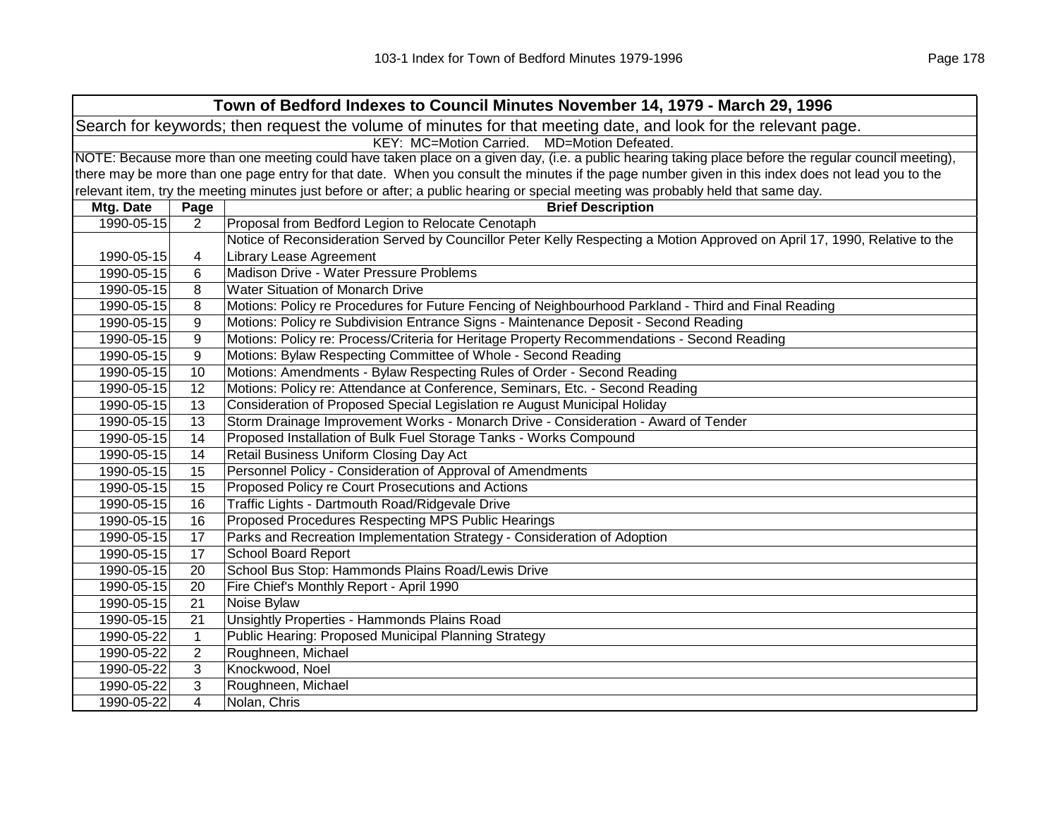| Town of Bedford Indexes to Council Minutes November 14, 1979 - March 29, 1996 | | |
|---|---|---|
| Search for keywords; then request the volume of minutes for that meeting date, and look for the relevant page. | | |
| KEY: MC=Motion Carried. MD=Motion Defeated. | | |
| NOTE: Because more than one meeting could have taken place on a given day, (i.e. a public hearing taking place before the regular council meeting), there may be more than one page entry for that date. When you consult the minutes if the page number given in this index does not lead you to the relevant item, try the meeting minutes just before or after; a public hearing or special meeting was probably held that same day. | | |
| **Mtg. Date** | **Page** | **Brief Description** |
| 1990-05-15 | 2 | Proposal from Bedford Legion to Relocate Cenotaph |
| 1990-05-15 | 4 | Notice of Reconsideration Served by Councillor Peter Kelly Respecting a Motion Approved on April 17, 1990, Relative to the Library Lease Agreement |
| 1990-05-15 | 6 | Madison Drive - Water Pressure Problems |
| 1990-05-15 | 8 | Water Situation of Monarch Drive |
| 1990-05-15 | 8 | Motions: Policy re Procedures for Future Fencing of Neighbourhood Parkland - Third and Final Reading |
| 1990-05-15 | 9 | Motions: Policy re Subdivision Entrance Signs - Maintenance Deposit - Second Reading |
| 1990-05-15 | 9 | Motions: Policy re: Process/Criteria for Heritage Property Recommendations - Second Reading |
| 1990-05-15 | 9 | Motions: Bylaw Respecting Committee of Whole - Second Reading |
| 1990-05-15 | 10 | Motions: Amendments - Bylaw Respecting Rules of Order - Second Reading |
| 1990-05-15 | 12 | Motions: Policy re: Attendance at Conference, Seminars, Etc. - Second Reading |
| 1990-05-15 | 13 | Consideration of Proposed Special Legislation re August Municipal Holiday |
| 1990-05-15 | 13 | Storm Drainage Improvement Works - Monarch Drive - Consideration - Award of Tender |
| 1990-05-15 | 14 | Proposed Installation of Bulk Fuel Storage Tanks - Works Compound |
| 1990-05-15 | 14 | Retail Business Uniform Closing Day Act |
| 1990-05-15 | 15 | Personnel Policy - Consideration of Approval of Amendments |
| 1990-05-15 | 15 | Proposed Policy re Court Prosecutions and Actions |
| 1990-05-15 | 16 | Traffic Lights - Dartmouth Road/Ridgevale Drive |
| 1990-05-15 | 16 | Proposed Procedures Respecting MPS Public Hearings |
| 1990-05-15 | 17 | Parks and Recreation Implementation Strategy - Consideration of Adoption |
| 1990-05-15 | 17 | School Board Report |
| 1990-05-15 | 20 | School Bus Stop: Hammonds Plains Road/Lewis Drive |
| 1990-05-15 | 20 | Fire Chief's Monthly Report - April 1990 |
| 1990-05-15 | 21 | Noise Bylaw |
| 1990-05-15 | 21 | Unsightly Properties - Hammonds Plains Road |
| 1990-05-22 | 1 | Public Hearing: Proposed Municipal Planning Strategy |
| 1990-05-22 | 2 | Roughneen, Michael |
| 1990-05-22 | 3 | Knockwood, Noel |
| 1990-05-22 | 3 | Roughneen, Michael |
| 1990-05-22 | 4 | Nolan, Chris |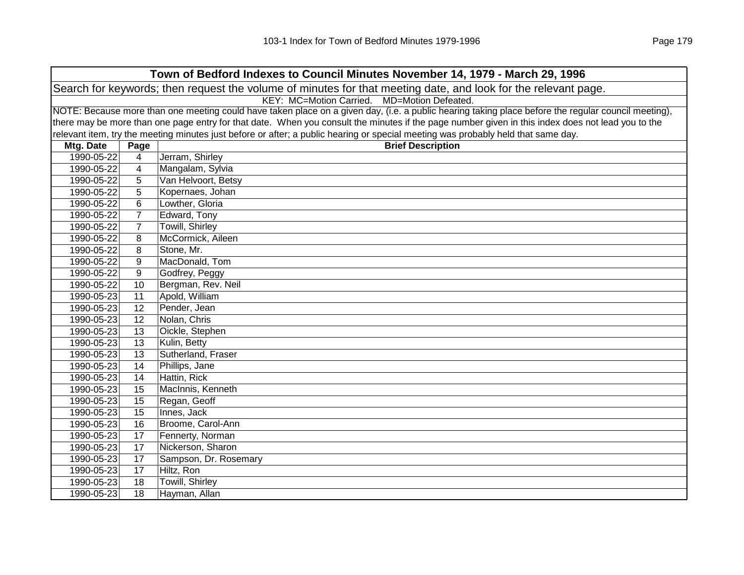| Town of Bedford Indexes to Council Minutes November 14, 1979 - March 29, 1996 | | |
|---|---|---|
| Search for keywords; then request the volume of minutes for that meeting date, and look for the relevant page. | | |
| KEY: MC=Motion Carried. MD=Motion Defeated. | | |
| NOTE: Because more than one meeting could have taken place on a given day, (i.e. a public hearing taking place before the regular council meeting), there may be more than one page entry for that date. When you consult the minutes if the page number given in this index does not lead you to the relevant item, try the meeting minutes just before or after; a public hearing or special meeting was probably held that same day. | | |
| **Mtg. Date** | **Page** | **Brief Description** |
| 1990-05-22 | 4 | Jerram, Shirley |
| 1990-05-22 | 4 | Mangalam, Sylvia |
| 1990-05-22 | 5 | Van Helvoort, Betsy |
| 1990-05-22 | 5 | Kopernaes, Johan |
| 1990-05-22 | 6 | Lowther, Gloria |
| 1990-05-22 | 7 | Edward, Tony |
| 1990-05-22 | 7 | Towill, Shirley |
| 1990-05-22 | 8 | McCormick, Aileen |
| 1990-05-22 | 8 | Stone, Mr. |
| 1990-05-22 | 9 | MacDonald, Tom |
| 1990-05-22 | 9 | Godfrey, Peggy |
| 1990-05-22 | 10 | Bergman, Rev. Neil |
| 1990-05-23 | 11 | Apold, William |
| 1990-05-23 | 12 | Pender, Jean |
| 1990-05-23 | 12 | Nolan, Chris |
| 1990-05-23 | 13 | Oickle, Stephen |
| 1990-05-23 | 13 | Kulin, Betty |
| 1990-05-23 | 13 | Sutherland, Fraser |
| 1990-05-23 | 14 | Phillips, Jane |
| 1990-05-23 | 14 | Hattin, Rick |
| 1990-05-23 | 15 | MacInnis, Kenneth |
| 1990-05-23 | 15 | Regan, Geoff |
| 1990-05-23 | 15 | Innes, Jack |
| 1990-05-23 | 16 | Broome, Carol-Ann |
| 1990-05-23 | 17 | Fennerty, Norman |
| 1990-05-23 | 17 | Nickerson, Sharon |
| 1990-05-23 | 17 | Sampson, Dr. Rosemary |
| 1990-05-23 | 17 | Hiltz, Ron |
| 1990-05-23 | 18 | Towill, Shirley |
| 1990-05-23 | 18 | Hayman, Allan |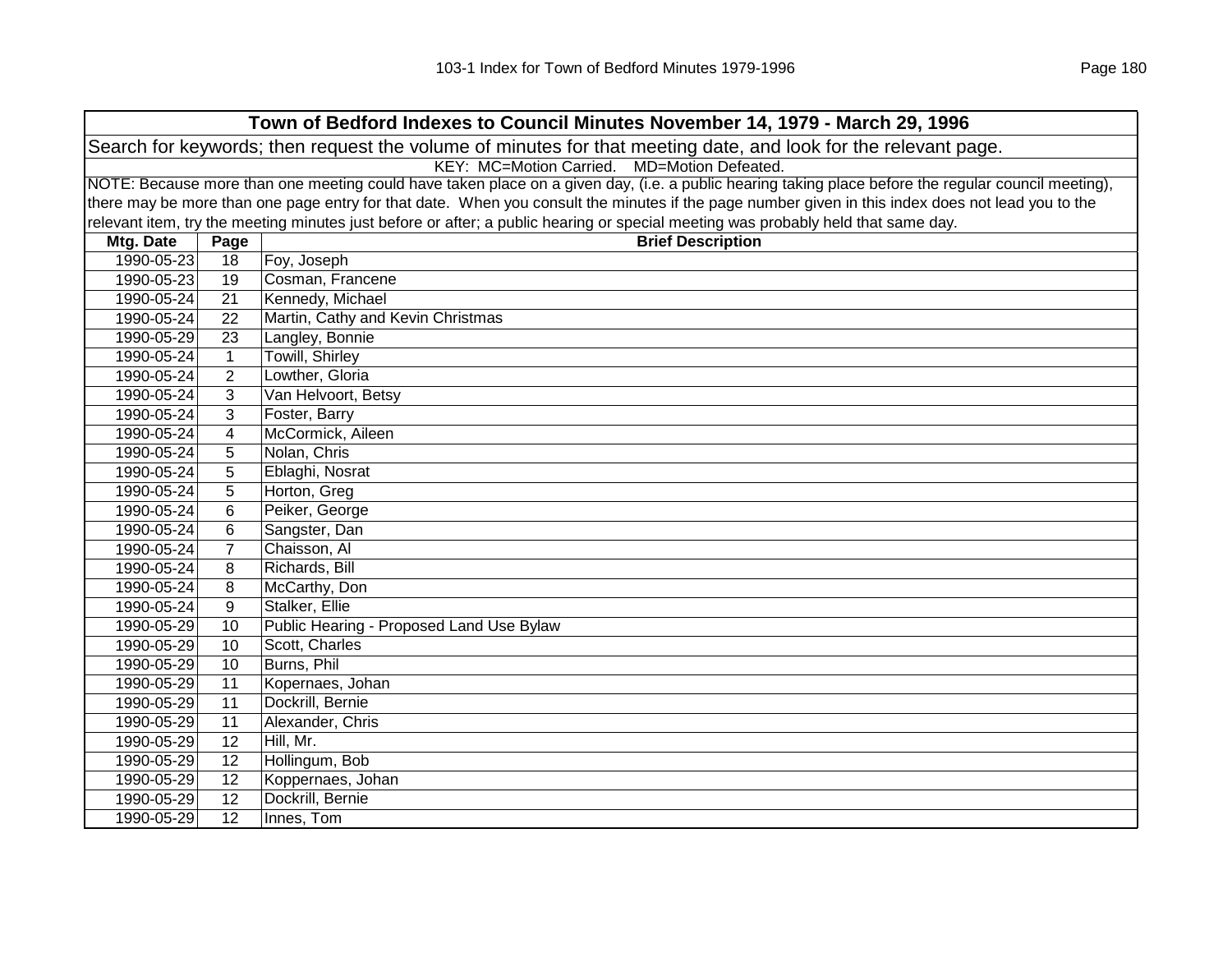| Town of Bedford Indexes to Council Minutes November 14, 1979 - March 29, 1996 | | |
|---|---|---|
| Search for keywords; then request the volume of minutes for that meeting date, and look for the relevant page. | | |
| KEY: MC=Motion Carried. MD=Motion Defeated. | | |
| NOTE: Because more than one meeting could have taken place on a given day, (i.e. a public hearing taking place before the regular council meeting), there may be more than one page entry for that date. When you consult the minutes if the page number given in this index does not lead you to the relevant item, try the meeting minutes just before or after; a public hearing or special meeting was probably held that same day. | | |
| **Mtg. Date** | **Page** | **Brief Description** |
| 1990-05-23 | 18 | Foy, Joseph |
| 1990-05-23 | 19 | Cosman, Francene |
| 1990-05-24 | 21 | Kennedy, Michael |
| 1990-05-24 | 22 | Martin, Cathy and Kevin Christmas |
| 1990-05-29 | 23 | Langley, Bonnie |
| 1990-05-24 | 1 | Towill, Shirley |
| 1990-05-24 | 2 | Lowther, Gloria |
| 1990-05-24 | 3 | Van Helvoort, Betsy |
| 1990-05-24 | 3 | Foster, Barry |
| 1990-05-24 | 4 | McCormick, Aileen |
| 1990-05-24 | 5 | Nolan, Chris |
| 1990-05-24 | 5 | Eblaghi, Nosrat |
| 1990-05-24 | 5 | Horton, Greg |
| 1990-05-24 | 6 | Peiker, George |
| 1990-05-24 | 6 | Sangster, Dan |
| 1990-05-24 | 7 | Chaisson, Al |
| 1990-05-24 | 8 | Richards, Bill |
| 1990-05-24 | 8 | McCarthy, Don |
| 1990-05-24 | 9 | Stalker, Ellie |
| 1990-05-29 | 10 | Public Hearing - Proposed Land Use Bylaw |
| 1990-05-29 | 10 | Scott, Charles |
| 1990-05-29 | 10 | Burns, Phil |
| 1990-05-29 | 11 | Kopernaes, Johan |
| 1990-05-29 | 11 | Dockrill, Bernie |
| 1990-05-29 | 11 | Alexander, Chris |
| 1990-05-29 | 12 | Hill, Mr. |
| 1990-05-29 | 12 | Hollingum, Bob |
| 1990-05-29 | 12 | Koppernaes, Johan |
| 1990-05-29 | 12 | Dockrill, Bernie |
| 1990-05-29 | 12 | Innes, Tom |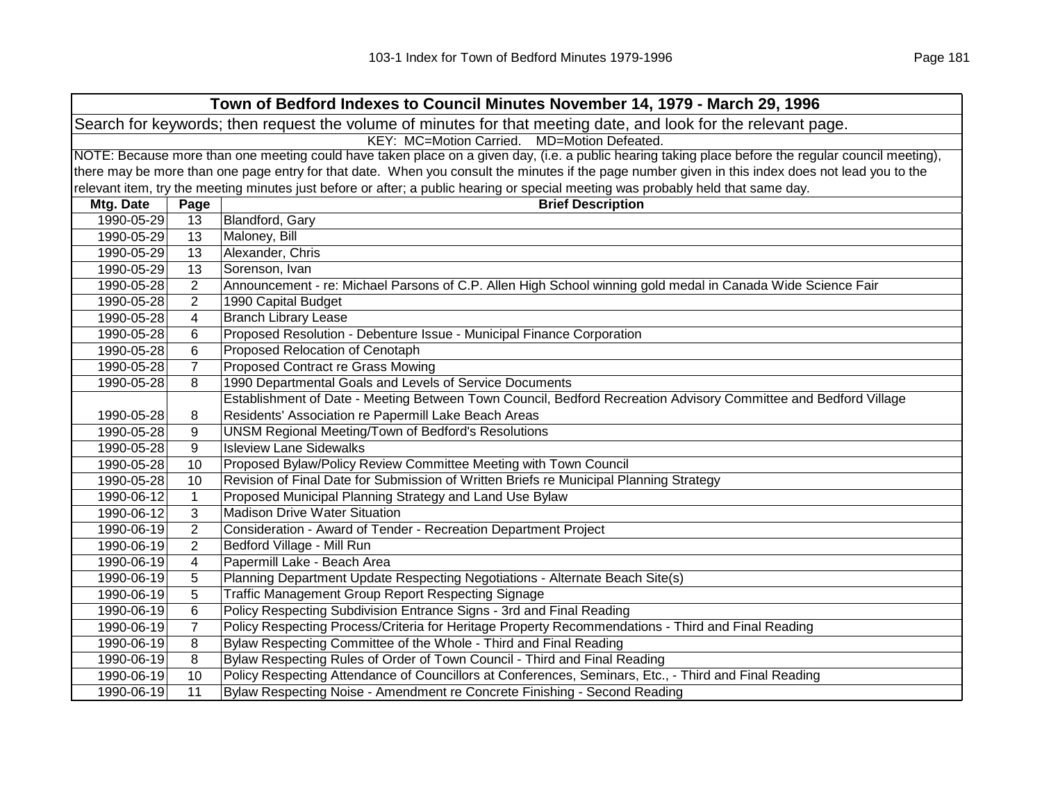| Town of Bedford Indexes to Council Minutes November 14, 1979 - March 29, 1996 | | |
|---|---|---|
| Search for keywords; then request the volume of minutes for that meeting date, and look for the relevant page. | | |
| KEY: MC=Motion Carried. MD=Motion Defeated. | | |
| NOTE: Because more than one meeting could have taken place on a given day, (i.e. a public hearing taking place before the regular council meeting), there may be more than one page entry for that date. When you consult the minutes if the page number given in this index does not lead you to the relevant item, try the meeting minutes just before or after; a public hearing or special meeting was probably held that same day. | | |
| **Mtg. Date** | **Page** | **Brief Description** |
| 1990-05-29 | 13 | Blandford, Gary |
| 1990-05-29 | 13 | Maloney, Bill |
| 1990-05-29 | 13 | Alexander, Chris |
| 1990-05-29 | 13 | Sorenson, Ivan |
| 1990-05-28 | 2 | Announcement - re: Michael Parsons of C.P. Allen High School winning gold medal in Canada Wide Science Fair |
| 1990-05-28 | 2 | 1990 Capital Budget |
| 1990-05-28 | 4 | Branch Library Lease |
| 1990-05-28 | 6 | Proposed Resolution - Debenture Issue - Municipal Finance Corporation |
| 1990-05-28 | 6 | Proposed Relocation of Cenotaph |
| 1990-05-28 | 7 | Proposed Contract re Grass Mowing |
| 1990-05-28 | 8 | 1990 Departmental Goals and Levels of Service Documents |
| 1990-05-28 | 8 | Establishment of Date - Meeting Between Town Council, Bedford Recreation Advisory Committee and Bedford Village Residents' Association re Papermill Lake Beach Areas |
| 1990-05-28 | 9 | UNSM Regional Meeting/Town of Bedford's Resolutions |
| 1990-05-28 | 9 | Isleview Lane Sidewalks |
| 1990-05-28 | 10 | Proposed Bylaw/Policy Review Committee Meeting with Town Council |
| 1990-05-28 | 10 | Revision of Final Date for Submission of Written Briefs re Municipal Planning Strategy |
| 1990-06-12 | 1 | Proposed Municipal Planning Strategy and Land Use Bylaw |
| 1990-06-12 | 3 | Madison Drive Water Situation |
| 1990-06-19 | 2 | Consideration - Award of Tender - Recreation Department Project |
| 1990-06-19 | 2 | Bedford Village - Mill Run |
| 1990-06-19 | 4 | Papermill Lake - Beach Area |
| 1990-06-19 | 5 | Planning Department Update Respecting Negotiations - Alternate Beach Site(s) |
| 1990-06-19 | 5 | Traffic Management Group Report Respecting Signage |
| 1990-06-19 | 6 | Policy Respecting Subdivision Entrance Signs - 3rd and Final Reading |
| 1990-06-19 | 7 | Policy Respecting Process/Criteria for Heritage Property Recommendations - Third and Final Reading |
| 1990-06-19 | 8 | Bylaw Respecting Committee of the Whole - Third and Final Reading |
| 1990-06-19 | 8 | Bylaw Respecting Rules of Order of Town Council - Third and Final Reading |
| 1990-06-19 | 10 | Policy Respecting Attendance of Councillors at Conferences, Seminars, Etc., - Third and Final Reading |
| 1990-06-19 | 11 | Bylaw Respecting Noise - Amendment re Concrete Finishing - Second Reading |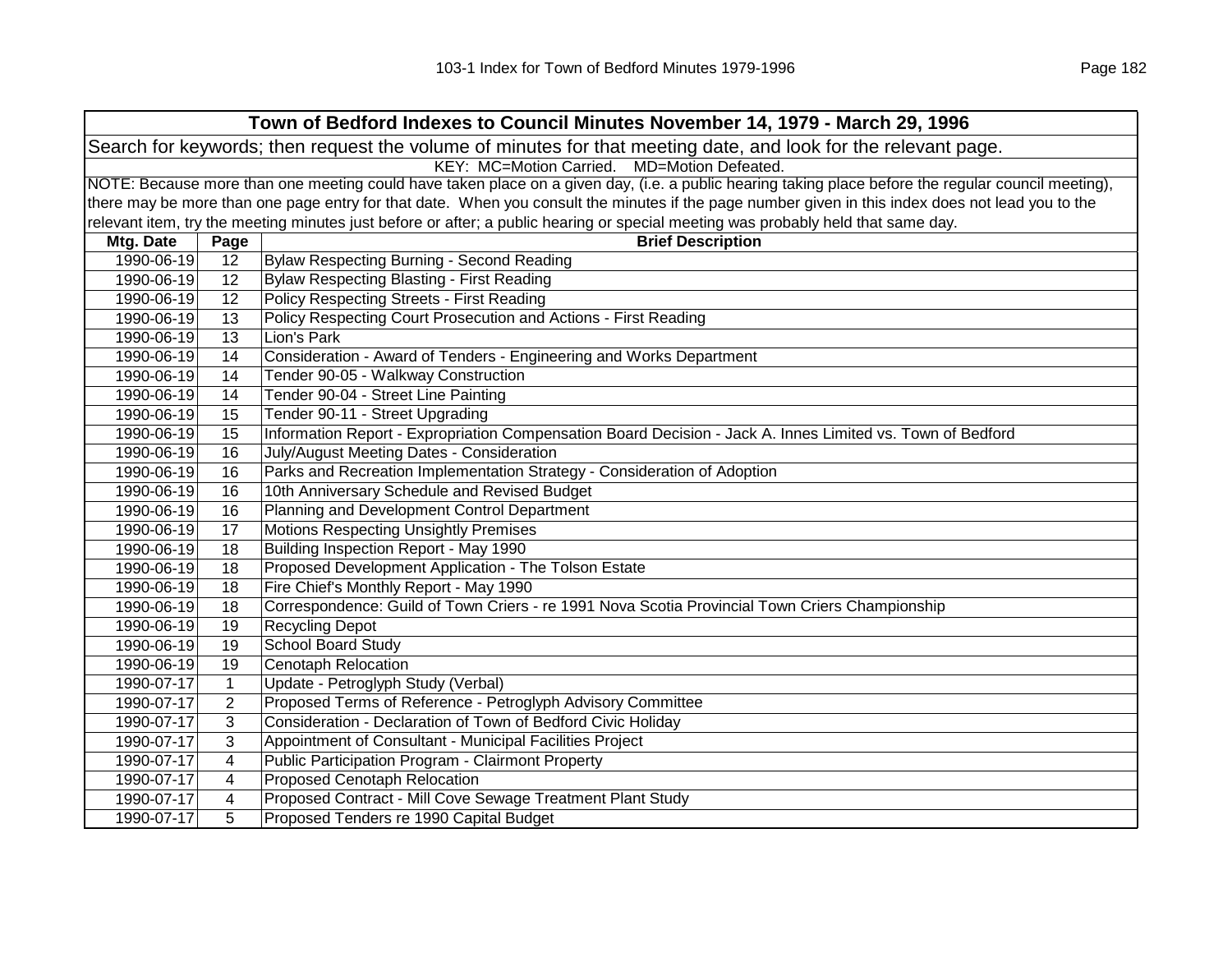| Town of Bedford Indexes to Council Minutes November 14, 1979 - March 29, 1996 | | |
|---|---|---|
| Search for keywords; then request the volume of minutes for that meeting date, and look for the relevant page. | | |
| KEY: MC=Motion Carried. MD=Motion Defeated. | | |
| NOTE: Because more than one meeting could have taken place on a given day, (i.e. a public hearing taking place before the regular council meeting), there may be more than one page entry for that date. When you consult the minutes if the page number given in this index does not lead you to the relevant item, try the meeting minutes just before or after; a public hearing or special meeting was probably held that same day. | | |
| **Mtg. Date** | **Page** | **Brief Description** |
| 1990-06-19 | 12 | Bylaw Respecting Burning - Second Reading |
| 1990-06-19 | 12 | Bylaw Respecting Blasting - First Reading |
| 1990-06-19 | 12 | Policy Respecting Streets - First Reading |
| 1990-06-19 | 13 | Policy Respecting Court Prosecution and Actions - First Reading |
| 1990-06-19 | 13 | Lion's Park |
| 1990-06-19 | 14 | Consideration - Award of Tenders - Engineering and Works Department |
| 1990-06-19 | 14 | Tender 90-05 - Walkway Construction |
| 1990-06-19 | 14 | Tender 90-04 - Street Line Painting |
| 1990-06-19 | 15 | Tender 90-11 - Street Upgrading |
| 1990-06-19 | 15 | Information Report - Expropriation Compensation Board Decision - Jack A. Innes Limited vs. Town of Bedford |
| 1990-06-19 | 16 | July/August Meeting Dates - Consideration |
| 1990-06-19 | 16 | Parks and Recreation Implementation Strategy - Consideration of Adoption |
| 1990-06-19 | 16 | 10th Anniversary Schedule and Revised Budget |
| 1990-06-19 | 16 | Planning and Development Control Department |
| 1990-06-19 | 17 | Motions Respecting Unsightly Premises |
| 1990-06-19 | 18 | Building Inspection Report - May 1990 |
| 1990-06-19 | 18 | Proposed Development Application - The Tolson Estate |
| 1990-06-19 | 18 | Fire Chief's Monthly Report - May 1990 |
| 1990-06-19 | 18 | Correspondence: Guild of Town Criers - re 1991 Nova Scotia Provincial Town Criers Championship |
| 1990-06-19 | 19 | Recycling Depot |
| 1990-06-19 | 19 | School Board Study |
| 1990-06-19 | 19 | Cenotaph Relocation |
| 1990-07-17 | 1 | Update - Petroglyph Study (Verbal) |
| 1990-07-17 | 2 | Proposed Terms of Reference - Petroglyph Advisory Committee |
| 1990-07-17 | 3 | Consideration - Declaration of Town of Bedford Civic Holiday |
| 1990-07-17 | 3 | Appointment of Consultant - Municipal Facilities Project |
| 1990-07-17 | 4 | Public Participation Program - Clairmont Property |
| 1990-07-17 | 4 | Proposed Cenotaph Relocation |
| 1990-07-17 | 4 | Proposed Contract - Mill Cove Sewage Treatment Plant Study |
| 1990-07-17 | 5 | Proposed Tenders re 1990 Capital Budget |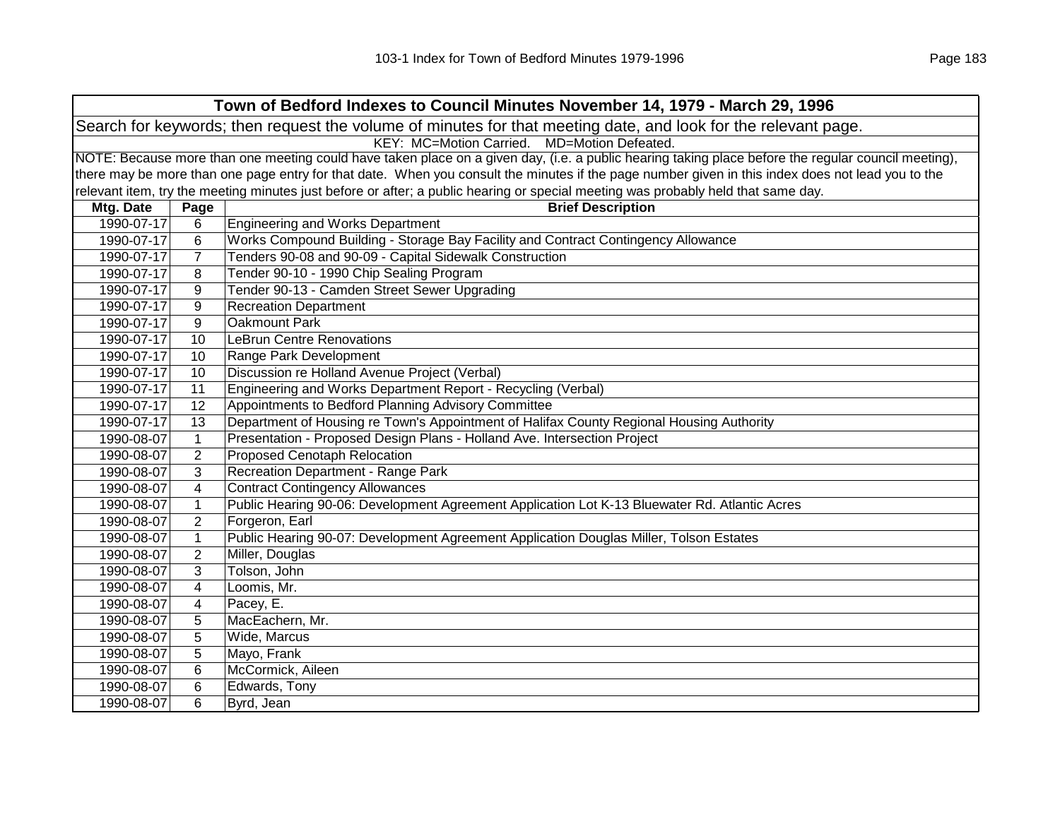| Town of Bedford Indexes to Council Minutes November 14, 1979 - March 29, 1996 | | |
|---|---|---|
| Search for keywords; then request the volume of minutes for that meeting date, and look for the relevant page. | | |
| KEY: MC=Motion Carried. MD=Motion Defeated. | | |
| NOTE: Because more than one meeting could have taken place on a given day, (i.e. a public hearing taking place before the regular council meeting), there may be more than one page entry for that date. When you consult the minutes if the page number given in this index does not lead you to the relevant item, try the meeting minutes just before or after; a public hearing or special meeting was probably held that same day. | | |
| **Mtg. Date** | **Page** | **Brief Description** |
| 1990-07-17 | 6 | Engineering and Works Department |
| 1990-07-17 | 6 | Works Compound Building - Storage Bay Facility and Contract Contingency Allowance |
| 1990-07-17 | 7 | Tenders 90-08 and 90-09 - Capital Sidewalk Construction |
| 1990-07-17 | 8 | Tender 90-10 - 1990 Chip Sealing Program |
| 1990-07-17 | 9 | Tender 90-13 - Camden Street Sewer Upgrading |
| 1990-07-17 | 9 | Recreation Department |
| 1990-07-17 | 9 | Oakmount Park |
| 1990-07-17 | 10 | LeBrun Centre Renovations |
| 1990-07-17 | 10 | Range Park Development |
| 1990-07-17 | 10 | Discussion re Holland Avenue Project (Verbal) |
| 1990-07-17 | 11 | Engineering and Works Department Report - Recycling (Verbal) |
| 1990-07-17 | 12 | Appointments to Bedford Planning Advisory Committee |
| 1990-07-17 | 13 | Department of Housing re Town's Appointment of Halifax County Regional Housing Authority |
| 1990-08-07 | 1 | Presentation - Proposed Design Plans - Holland Ave. Intersection Project |
| 1990-08-07 | 2 | Proposed Cenotaph Relocation |
| 1990-08-07 | 3 | Recreation Department - Range Park |
| 1990-08-07 | 4 | Contract Contingency Allowances |
| 1990-08-07 | 1 | Public Hearing 90-06: Development Agreement Application Lot K-13 Bluewater Rd. Atlantic Acres |
| 1990-08-07 | 2 | Forgeron, Earl |
| 1990-08-07 | 1 | Public Hearing 90-07: Development Agreement Application Douglas Miller, Tolson Estates |
| 1990-08-07 | 2 | Miller, Douglas |
| 1990-08-07 | 3 | Tolson, John |
| 1990-08-07 | 4 | Loomis, Mr. |
| 1990-08-07 | 4 | Pacey, E. |
| 1990-08-07 | 5 | MacEachern, Mr. |
| 1990-08-07 | 5 | Wide, Marcus |
| 1990-08-07 | 5 | Mayo, Frank |
| 1990-08-07 | 6 | McCormick, Aileen |
| 1990-08-07 | 6 | Edwards, Tony |
| 1990-08-07 | 6 | Byrd, Jean |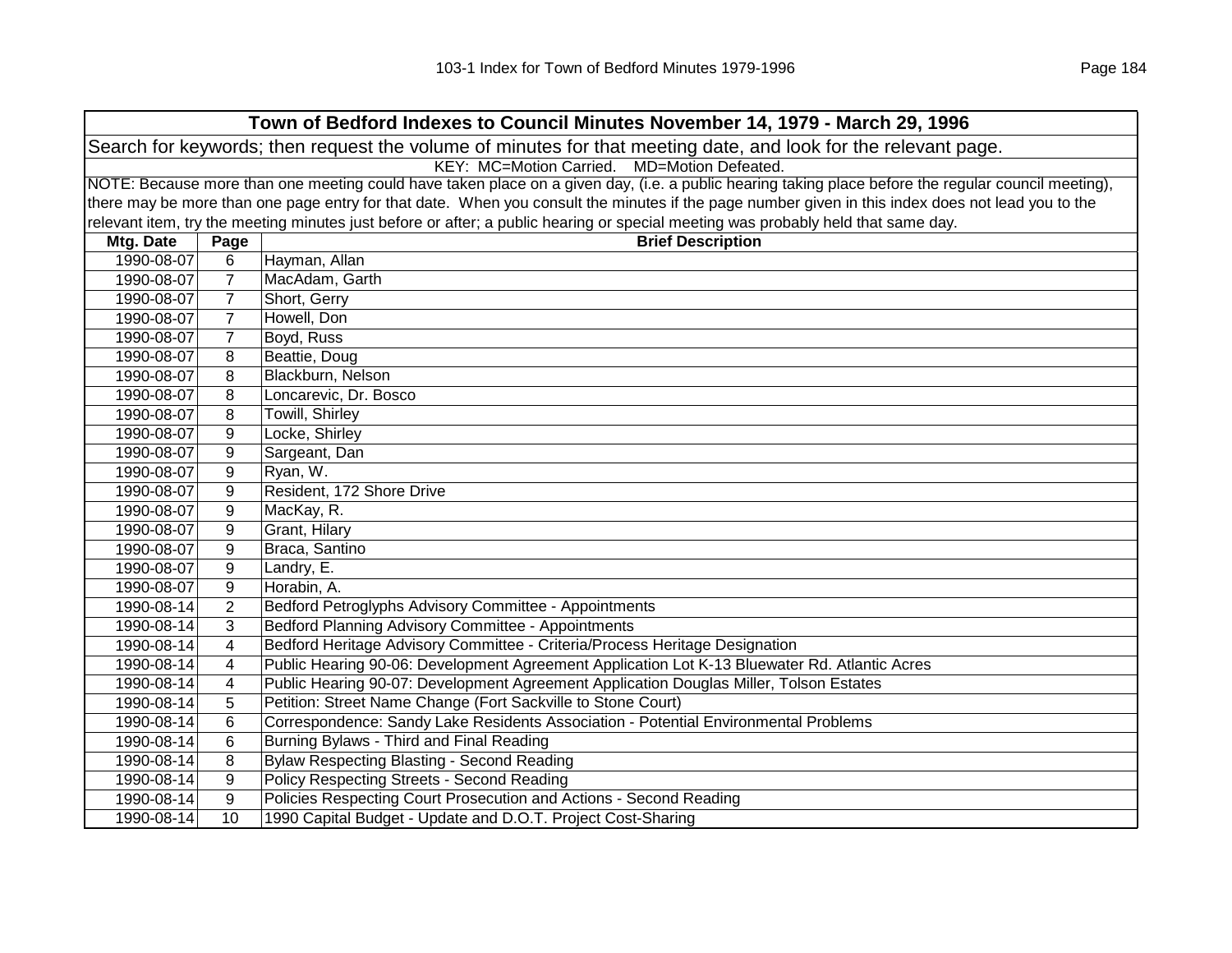| Town of Bedford Indexes to Council Minutes November 14, 1979 - March 29, 1996 | | |
|---|---|---|
| Search for keywords; then request the volume of minutes for that meeting date, and look for the relevant page. | | |
| KEY: MC=Motion Carried. MD=Motion Defeated. | | |
| NOTE: Because more than one meeting could have taken place on a given day, (i.e. a public hearing taking place before the regular council meeting), there may be more than one page entry for that date. When you consult the minutes if the page number given in this index does not lead you to the relevant item, try the meeting minutes just before or after; a public hearing or special meeting was probably held that same day. | | |
| **Mtg. Date** | **Page** | **Brief Description** |
| 1990-08-07 | 6 | Hayman, Allan |
| 1990-08-07 | 7 | MacAdam, Garth |
| 1990-08-07 | 7 | Short, Gerry |
| 1990-08-07 | 7 | Howell, Don |
| 1990-08-07 | 7 | Boyd, Russ |
| 1990-08-07 | 8 | Beattie, Doug |
| 1990-08-07 | 8 | Blackburn, Nelson |
| 1990-08-07 | 8 | Loncarevic, Dr. Bosco |
| 1990-08-07 | 8 | Towill, Shirley |
| 1990-08-07 | 9 | Locke, Shirley |
| 1990-08-07 | 9 | Sargeant, Dan |
| 1990-08-07 | 9 | Ryan, W. |
| 1990-08-07 | 9 | Resident, 172 Shore Drive |
| 1990-08-07 | 9 | MacKay, R. |
| 1990-08-07 | 9 | Grant, Hilary |
| 1990-08-07 | 9 | Braca, Santino |
| 1990-08-07 | 9 | Landry, E. |
| 1990-08-07 | 9 | Horabin, A. |
| 1990-08-14 | 2 | Bedford Petroglyphs Advisory Committee - Appointments |
| 1990-08-14 | 3 | Bedford Planning Advisory Committee - Appointments |
| 1990-08-14 | 4 | Bedford Heritage Advisory Committee - Criteria/Process Heritage Designation |
| 1990-08-14 | 4 | Public Hearing 90-06: Development Agreement Application Lot K-13 Bluewater Rd. Atlantic Acres |
| 1990-08-14 | 4 | Public Hearing 90-07: Development Agreement Application Douglas Miller, Tolson Estates |
| 1990-08-14 | 5 | Petition: Street Name Change (Fort Sackville to Stone Court) |
| 1990-08-14 | 6 | Correspondence: Sandy Lake Residents Association - Potential Environmental Problems |
| 1990-08-14 | 6 | Burning Bylaws - Third and Final Reading |
| 1990-08-14 | 8 | Bylaw Respecting Blasting - Second Reading |
| 1990-08-14 | 9 | Policy Respecting Streets - Second Reading |
| 1990-08-14 | 9 | Policies Respecting Court Prosecution and Actions - Second Reading |
| 1990-08-14 | 10 | 1990 Capital Budget - Update and D.O.T. Project Cost-Sharing |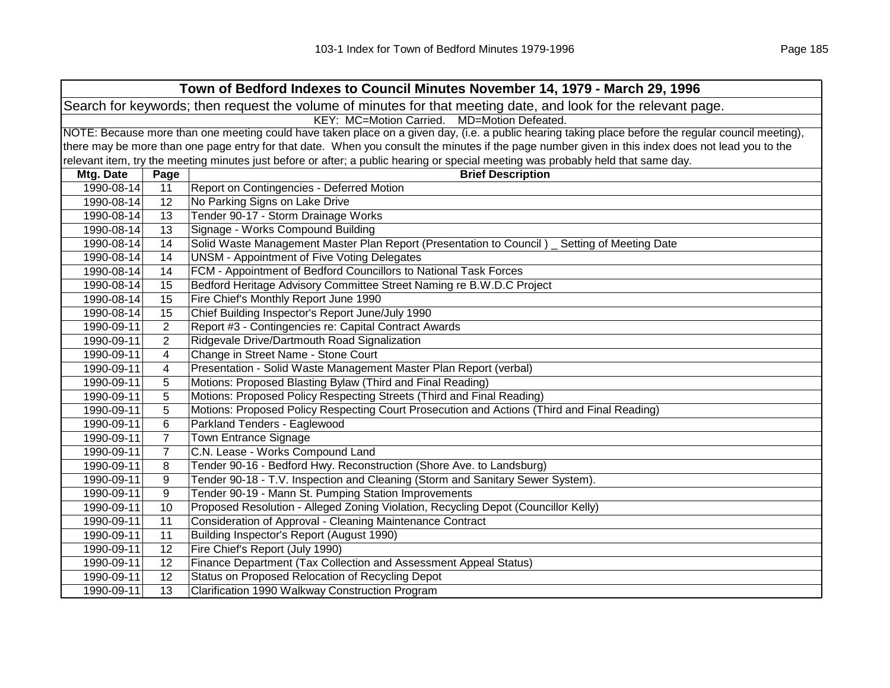| Town of Bedford Indexes to Council Minutes November 14, 1979 - March 29, 1996 | | |
|---|---|---|
| Search for keywords; then request the volume of minutes for that meeting date, and look for the relevant page. | | |
| KEY: MC=Motion Carried. MD=Motion Defeated. | | |
| NOTE: Because more than one meeting could have taken place on a given day, (i.e. a public hearing taking place before the regular council meeting), there may be more than one page entry for that date. When you consult the minutes if the page number given in this index does not lead you to the relevant item, try the meeting minutes just before or after; a public hearing or special meeting was probably held that same day. | | |
| **Mtg. Date** | **Page** | **Brief Description** |
| 1990-08-14 | 11 | Report on Contingencies - Deferred Motion |
| 1990-08-14 | 12 | No Parking Signs on Lake Drive |
| 1990-08-14 | 13 | Tender 90-17 - Storm Drainage Works |
| 1990-08-14 | 13 | Signage - Works Compound Building |
| 1990-08-14 | 14 | Solid Waste Management Master Plan Report (Presentation to Council ) _ Setting of Meeting Date |
| 1990-08-14 | 14 | UNSM - Appointment of Five Voting Delegates |
| 1990-08-14 | 14 | FCM - Appointment of Bedford Councillors to National Task Forces |
| 1990-08-14 | 15 | Bedford Heritage Advisory Committee Street Naming re B.W.D.C Project |
| 1990-08-14 | 15 | Fire Chief's Monthly Report June 1990 |
| 1990-08-14 | 15 | Chief Building Inspector's Report June/July 1990 |
| 1990-09-11 | 2 | Report #3 - Contingencies re: Capital Contract Awards |
| 1990-09-11 | 2 | Ridgevale Drive/Dartmouth Road Signalization |
| 1990-09-11 | 4 | Change in Street Name - Stone Court |
| 1990-09-11 | 4 | Presentation - Solid Waste Management Master Plan Report (verbal) |
| 1990-09-11 | 5 | Motions: Proposed Blasting Bylaw (Third and Final Reading) |
| 1990-09-11 | 5 | Motions: Proposed Policy Respecting Streets (Third and Final Reading) |
| 1990-09-11 | 5 | Motions: Proposed Policy Respecting Court Prosecution and Actions (Third and Final Reading) |
| 1990-09-11 | 6 | Parkland Tenders - Eaglewood |
| 1990-09-11 | 7 | Town Entrance Signage |
| 1990-09-11 | 7 | C.N. Lease - Works Compound Land |
| 1990-09-11 | 8 | Tender 90-16 - Bedford Hwy. Reconstruction (Shore Ave. to Landsburg) |
| 1990-09-11 | 9 | Tender 90-18 - T.V. Inspection and Cleaning (Storm and Sanitary Sewer System). |
| 1990-09-11 | 9 | Tender 90-19 - Mann St. Pumping Station Improvements |
| 1990-09-11 | 10 | Proposed Resolution - Alleged Zoning Violation, Recycling Depot (Councillor Kelly) |
| 1990-09-11 | 11 | Consideration of Approval - Cleaning Maintenance Contract |
| 1990-09-11 | 11 | Building Inspector's Report (August 1990) |
| 1990-09-11 | 12 | Fire Chief's Report (July 1990) |
| 1990-09-11 | 12 | Finance Department (Tax Collection and Assessment Appeal Status) |
| 1990-09-11 | 12 | Status on Proposed Relocation of Recycling Depot |
| 1990-09-11 | 13 | Clarification 1990 Walkway Construction Program |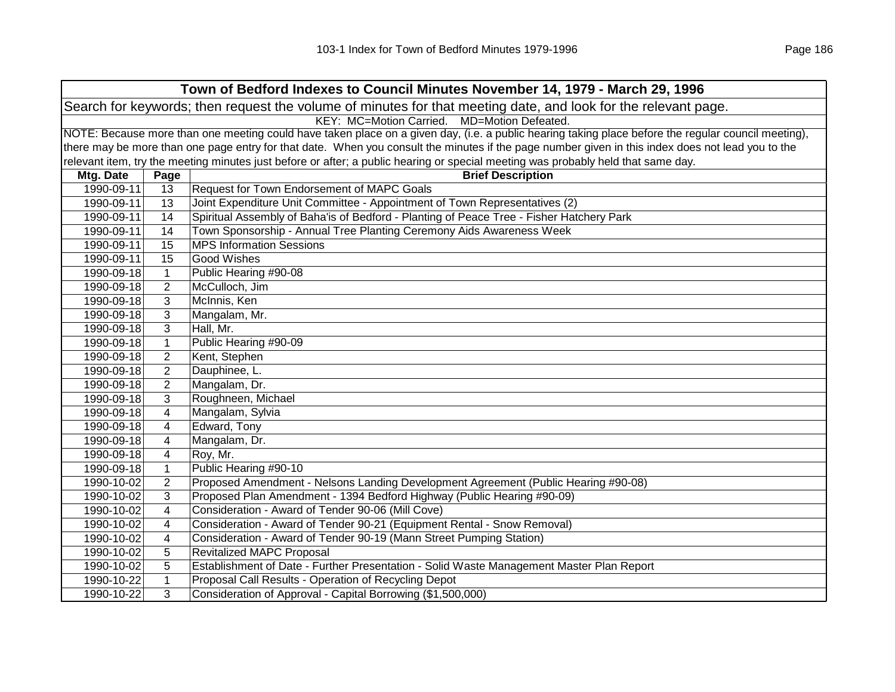## Town of Bedford Indexes to Council Minutes November 14, 1979 - March 29, 1996

Search for keywords; then request the volume of minutes for that meeting date, and look for the relevant page.

KEY: MC=Motion Carried. MD=Motion Defeated.

NOTE: Because more than one meeting could have taken place on a given day, (i.e. a public hearing taking place before the regular council meeting), there may be more than one page entry for that date. When you consult the minutes if the page number given in this index does not lead you to the relevant item, try the meeting minutes just before or after; a public hearing or special meeting was probably held that same day.

| Mtg. Date | Page | Brief Description |
|---|---|---|
| 1990-09-11 | 13 | Request for Town Endorsement of MAPC Goals |
| 1990-09-11 | 13 | Joint Expenditure Unit Committee - Appointment of Town Representatives (2) |
| 1990-09-11 | 14 | Spiritual Assembly of Baha'is of Bedford - Planting of Peace Tree - Fisher Hatchery Park |
| 1990-09-11 | 14 | Town Sponsorship - Annual Tree Planting Ceremony Aids Awareness Week |
| 1990-09-11 | 15 | MPS Information Sessions |
| 1990-09-11 | 15 | Good Wishes |
| 1990-09-18 | 1 | Public Hearing #90-08 |
| 1990-09-18 | 2 | McCulloch, Jim |
| 1990-09-18 | 3 | McInnis, Ken |
| 1990-09-18 | 3 | Mangalam, Mr. |
| 1990-09-18 | 3 | Hall, Mr. |
| 1990-09-18 | 1 | Public Hearing #90-09 |
| 1990-09-18 | 2 | Kent, Stephen |
| 1990-09-18 | 2 | Dauphinee, L. |
| 1990-09-18 | 2 | Mangalam, Dr. |
| 1990-09-18 | 3 | Roughneen, Michael |
| 1990-09-18 | 4 | Mangalam, Sylvia |
| 1990-09-18 | 4 | Edward, Tony |
| 1990-09-18 | 4 | Mangalam, Dr. |
| 1990-09-18 | 4 | Roy, Mr. |
| 1990-09-18 | 1 | Public Hearing #90-10 |
| 1990-10-02 | 2 | Proposed Amendment - Nelsons Landing Development Agreement (Public Hearing #90-08) |
| 1990-10-02 | 3 | Proposed Plan Amendment - 1394 Bedford Highway (Public Hearing #90-09) |
| 1990-10-02 | 4 | Consideration - Award of Tender 90-06 (Mill Cove) |
| 1990-10-02 | 4 | Consideration - Award of Tender 90-21 (Equipment Rental - Snow Removal) |
| 1990-10-02 | 4 | Consideration - Award of Tender 90-19 (Mann Street Pumping Station) |
| 1990-10-02 | 5 | Revitalized MAPC Proposal |
| 1990-10-02 | 5 | Establishment of Date - Further Presentation - Solid Waste Management Master Plan Report |
| 1990-10-22 | 1 | Proposal Call Results - Operation of Recycling Depot |
| 1990-10-22 | 3 | Consideration of Approval - Capital Borrowing ($1,500,000) |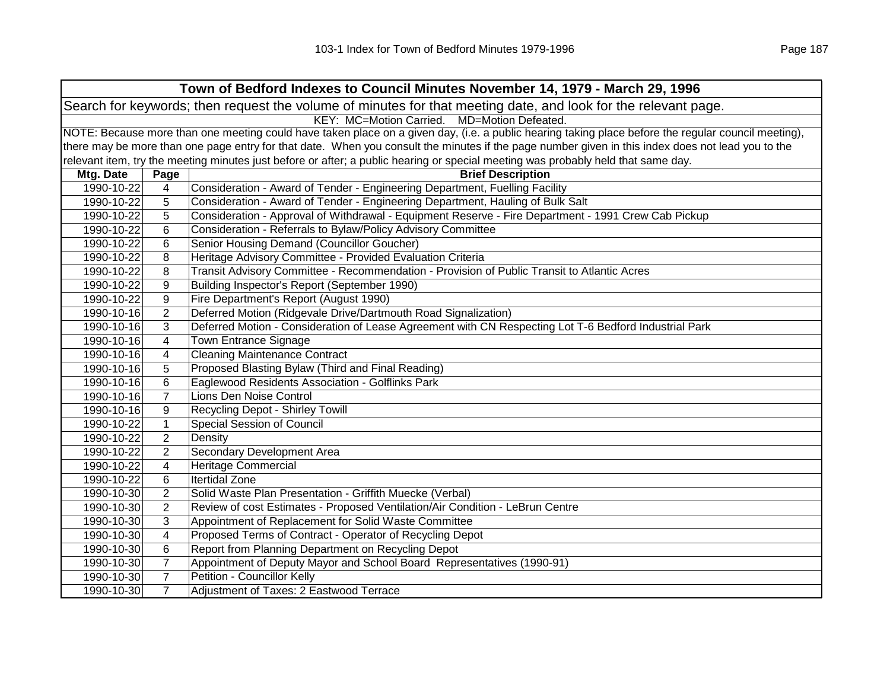| Town of Bedford Indexes to Council Minutes November 14, 1979 - March 29, 1996 | | |
|---|---|---|
| Search for keywords; then request the volume of minutes for that meeting date, and look for the relevant page. | | |
| KEY: MC=Motion Carried. MD=Motion Defeated. | | |
| NOTE: Because more than one meeting could have taken place on a given day, (i.e. a public hearing taking place before the regular council meeting), there may be more than one page entry for that date. When you consult the minutes if the page number given in this index does not lead you to the relevant item, try the meeting minutes just before or after; a public hearing or special meeting was probably held that same day. | | |
| **Mtg. Date** | **Page** | **Brief Description** |
| 1990-10-22 | 4 | Consideration - Award of Tender - Engineering Department, Fuelling Facility |
| 1990-10-22 | 5 | Consideration - Award of Tender - Engineering Department, Hauling of Bulk Salt |
| 1990-10-22 | 5 | Consideration - Approval of Withdrawal - Equipment Reserve - Fire Department - 1991 Crew Cab Pickup |
| 1990-10-22 | 6 | Consideration - Referrals to Bylaw/Policy Advisory Committee |
| 1990-10-22 | 6 | Senior Housing Demand (Councillor Goucher) |
| 1990-10-22 | 8 | Heritage Advisory Committee - Provided Evaluation Criteria |
| 1990-10-22 | 8 | Transit Advisory Committee - Recommendation - Provision of Public Transit to Atlantic Acres |
| 1990-10-22 | 9 | Building Inspector's Report (September 1990) |
| 1990-10-22 | 9 | Fire Department's Report (August 1990) |
| 1990-10-16 | 2 | Deferred Motion (Ridgevale Drive/Dartmouth Road Signalization) |
| 1990-10-16 | 3 | Deferred Motion - Consideration of Lease Agreement with CN Respecting Lot T-6 Bedford Industrial Park |
| 1990-10-16 | 4 | Town Entrance Signage |
| 1990-10-16 | 4 | Cleaning Maintenance Contract |
| 1990-10-16 | 5 | Proposed Blasting Bylaw (Third and Final Reading) |
| 1990-10-16 | 6 | Eaglewood Residents Association - Golflinks Park |
| 1990-10-16 | 7 | Lions Den Noise Control |
| 1990-10-16 | 9 | Recycling Depot - Shirley Towill |
| 1990-10-22 | 1 | Special Session of Council |
| 1990-10-22 | 2 | Density |
| 1990-10-22 | 2 | Secondary Development Area |
| 1990-10-22 | 4 | Heritage Commercial |
| 1990-10-22 | 6 | Itertidal Zone |
| 1990-10-30 | 2 | Solid Waste Plan Presentation - Griffith Muecke (Verbal) |
| 1990-10-30 | 2 | Review of cost Estimates - Proposed Ventilation/Air Condition - LeBrun Centre |
| 1990-10-30 | 3 | Appointment of Replacement for Solid Waste Committee |
| 1990-10-30 | 4 | Proposed Terms of Contract - Operator of Recycling Depot |
| 1990-10-30 | 6 | Report from Planning Department on Recycling Depot |
| 1990-10-30 | 7 | Appointment of Deputy Mayor and School Board Representatives (1990-91) |
| 1990-10-30 | 7 | Petition - Councillor Kelly |
| 1990-10-30 | 7 | Adjustment of Taxes: 2 Eastwood Terrace |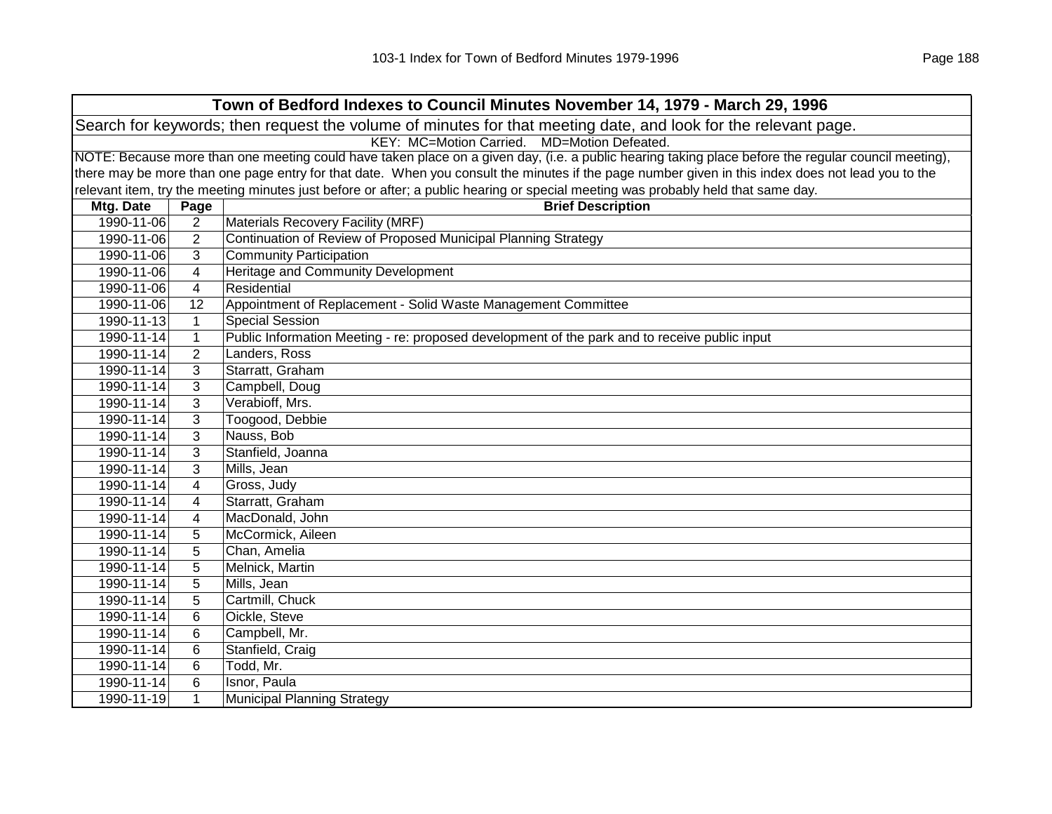| Town of Bedford Indexes to Council Minutes November 14, 1979 - March 29, 1996 | | |
|---|---|---|
| Search for keywords; then request the volume of minutes for that meeting date, and look for the relevant page. | | |
| KEY: MC=Motion Carried. MD=Motion Defeated. | | |
| NOTE: Because more than one meeting could have taken place on a given day, (i.e. a public hearing taking place before the regular council meeting), there may be more than one page entry for that date. When you consult the minutes if the page number given in this index does not lead you to the relevant item, try the meeting minutes just before or after; a public hearing or special meeting was probably held that same day. | | |
| **Mtg. Date** | **Page** | **Brief Description** |
| 1990-11-06 | 2 | Materials Recovery Facility (MRF) |
| 1990-11-06 | 2 | Continuation of Review of Proposed Municipal Planning Strategy |
| 1990-11-06 | 3 | Community Participation |
| 1990-11-06 | 4 | Heritage and Community Development |
| 1990-11-06 | 4 | Residential |
| 1990-11-06 | 12 | Appointment of Replacement - Solid Waste Management Committee |
| 1990-11-13 | 1 | Special Session |
| 1990-11-14 | 1 | Public Information Meeting - re: proposed development of the park and to receive public input |
| 1990-11-14 | 2 | Landers, Ross |
| 1990-11-14 | 3 | Starratt, Graham |
| 1990-11-14 | 3 | Campbell, Doug |
| 1990-11-14 | 3 | Verabioff, Mrs. |
| 1990-11-14 | 3 | Toogood, Debbie |
| 1990-11-14 | 3 | Nauss, Bob |
| 1990-11-14 | 3 | Stanfield, Joanna |
| 1990-11-14 | 3 | Mills, Jean |
| 1990-11-14 | 4 | Gross, Judy |
| 1990-11-14 | 4 | Starratt, Graham |
| 1990-11-14 | 4 | MacDonald, John |
| 1990-11-14 | 5 | McCormick, Aileen |
| 1990-11-14 | 5 | Chan, Amelia |
| 1990-11-14 | 5 | Melnick, Martin |
| 1990-11-14 | 5 | Mills, Jean |
| 1990-11-14 | 5 | Cartmill, Chuck |
| 1990-11-14 | 6 | Oickle, Steve |
| 1990-11-14 | 6 | Campbell, Mr. |
| 1990-11-14 | 6 | Stanfield, Craig |
| 1990-11-14 | 6 | Todd, Mr. |
| 1990-11-14 | 6 | Isnor, Paula |
| 1990-11-19 | 1 | Municipal Planning Strategy |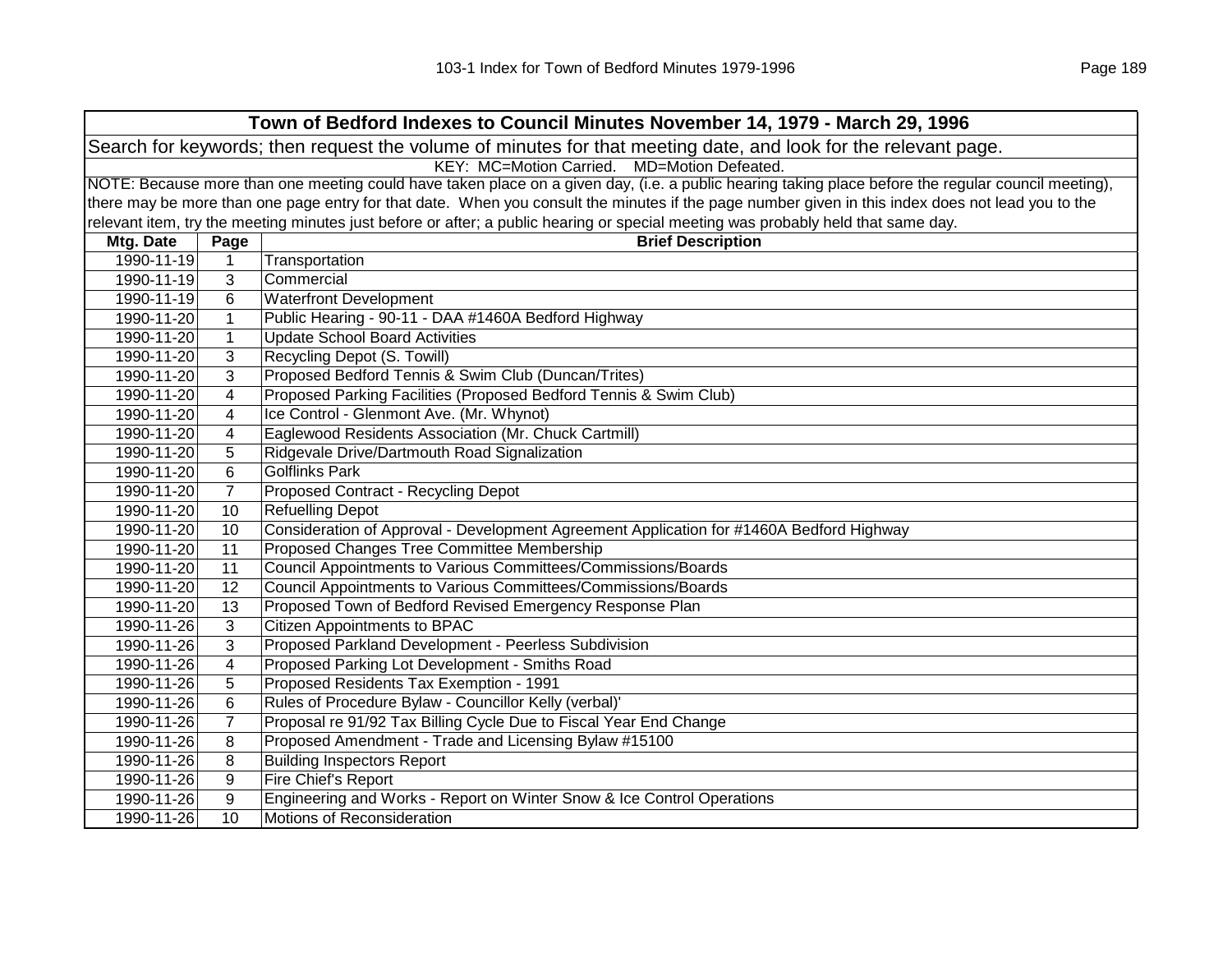| Town of Bedford Indexes to Council Minutes November 14, 1979 - March 29, 1996 | | |
|---|---|---|
| Search for keywords; then request the volume of minutes for that meeting date, and look for the relevant page. | | |
| KEY: MC=Motion Carried. MD=Motion Defeated. | | |
| NOTE: Because more than one meeting could have taken place on a given day, (i.e. a public hearing taking place before the regular council meeting), there may be more than one page entry for that date. When you consult the minutes if the page number given in this index does not lead you to the relevant item, try the meeting minutes just before or after; a public hearing or special meeting was probably held that same day. | | |
| **Mtg. Date** | **Page** | **Brief Description** |
| 1990-11-19 | 1 | Transportation |
| 1990-11-19 | 3 | Commercial |
| 1990-11-19 | 6 | Waterfront Development |
| 1990-11-20 | 1 | Public Hearing - 90-11 - DAA #1460A Bedford Highway |
| 1990-11-20 | 1 | Update School Board Activities |
| 1990-11-20 | 3 | Recycling Depot (S. Towill) |
| 1990-11-20 | 3 | Proposed Bedford Tennis & Swim Club (Duncan/Trites) |
| 1990-11-20 | 4 | Proposed Parking Facilities (Proposed Bedford Tennis & Swim Club) |
| 1990-11-20 | 4 | Ice Control - Glenmont Ave. (Mr. Whynot) |
| 1990-11-20 | 4 | Eaglewood Residents Association (Mr. Chuck Cartmill) |
| 1990-11-20 | 5 | Ridgevale Drive/Dartmouth Road Signalization |
| 1990-11-20 | 6 | Golflinks Park |
| 1990-11-20 | 7 | Proposed Contract - Recycling Depot |
| 1990-11-20 | 10 | Refuelling Depot |
| 1990-11-20 | 10 | Consideration of Approval - Development Agreement Application for #1460A Bedford Highway |
| 1990-11-20 | 11 | Proposed Changes Tree Committee Membership |
| 1990-11-20 | 11 | Council Appointments to Various Committees/Commissions/Boards |
| 1990-11-20 | 12 | Council Appointments to Various Committees/Commissions/Boards |
| 1990-11-20 | 13 | Proposed Town of Bedford Revised Emergency Response Plan |
| 1990-11-26 | 3 | Citizen Appointments to BPAC |
| 1990-11-26 | 3 | Proposed Parkland Development - Peerless Subdivision |
| 1990-11-26 | 4 | Proposed Parking Lot Development - Smiths Road |
| 1990-11-26 | 5 | Proposed Residents Tax Exemption - 1991 |
| 1990-11-26 | 6 | Rules of Procedure Bylaw - Councillor Kelly (verbal)' |
| 1990-11-26 | 7 | Proposal re 91/92 Tax Billing Cycle Due to Fiscal Year End Change |
| 1990-11-26 | 8 | Proposed Amendment - Trade and Licensing Bylaw #15100 |
| 1990-11-26 | 8 | Building Inspectors Report |
| 1990-11-26 | 9 | Fire Chief's Report |
| 1990-11-26 | 9 | Engineering and Works - Report on Winter Snow & Ice Control Operations |
| 1990-11-26 | 10 | Motions of Reconsideration |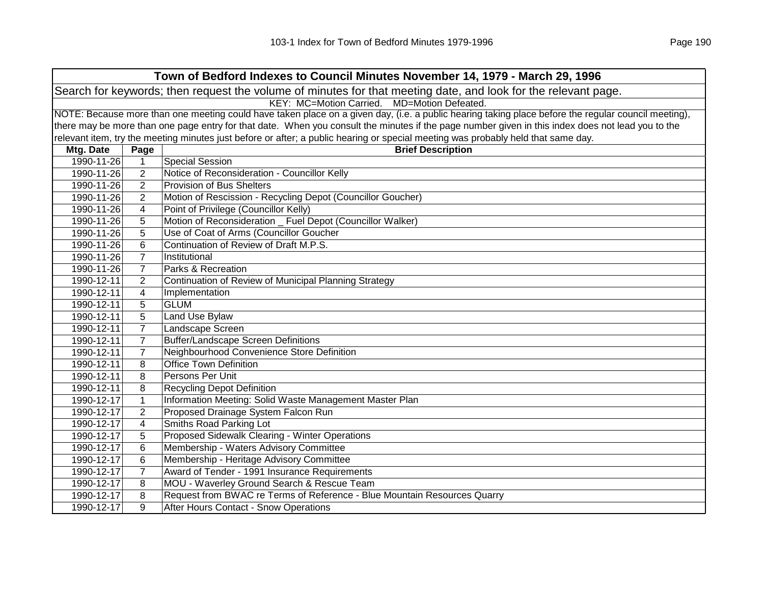| Town of Bedford Indexes to Council Minutes November 14, 1979 - March 29, 1996 | | |
|---|---|---|
| Search for keywords; then request the volume of minutes for that meeting date, and look for the relevant page. | | |
| KEY: MC=Motion Carried. MD=Motion Defeated. | | |
| NOTE: Because more than one meeting could have taken place on a given day, (i.e. a public hearing taking place before the regular council meeting), there may be more than one page entry for that date. When you consult the minutes if the page number given in this index does not lead you to the relevant item, try the meeting minutes just before or after; a public hearing or special meeting was probably held that same day. | | |
| **Mtg. Date** | **Page** | **Brief Description** |
| 1990-11-26 | 1 | Special Session |
| 1990-11-26 | 2 | Notice of Reconsideration - Councillor Kelly |
| 1990-11-26 | 2 | Provision of Bus Shelters |
| 1990-11-26 | 2 | Motion of Rescission - Recycling Depot (Councillor Goucher) |
| 1990-11-26 | 4 | Point of Privilege (Councillor Kelly) |
| 1990-11-26 | 5 | Motion of Reconsideration _ Fuel Depot (Councillor Walker) |
| 1990-11-26 | 5 | Use of Coat of Arms (Councillor Goucher |
| 1990-11-26 | 6 | Continuation of Review of Draft M.P.S. |
| 1990-11-26 | 7 | Institutional |
| 1990-11-26 | 7 | Parks & Recreation |
| 1990-12-11 | 2 | Continuation of Review of Municipal Planning Strategy |
| 1990-12-11 | 4 | Implementation |
| 1990-12-11 | 5 | GLUM |
| 1990-12-11 | 5 | Land Use Bylaw |
| 1990-12-11 | 7 | Landscape Screen |
| 1990-12-11 | 7 | Buffer/Landscape Screen Definitions |
| 1990-12-11 | 7 | Neighbourhood Convenience Store Definition |
| 1990-12-11 | 8 | Office Town Definition |
| 1990-12-11 | 8 | Persons Per Unit |
| 1990-12-11 | 8 | Recycling Depot Definition |
| 1990-12-17 | 1 | Information Meeting: Solid Waste Management Master Plan |
| 1990-12-17 | 2 | Proposed Drainage System Falcon Run |
| 1990-12-17 | 4 | Smiths Road Parking Lot |
| 1990-12-17 | 5 | Proposed Sidewalk Clearing - Winter Operations |
| 1990-12-17 | 6 | Membership - Waters Advisory Committee |
| 1990-12-17 | 6 | Membership - Heritage Advisory Committee |
| 1990-12-17 | 7 | Award of Tender - 1991 Insurance Requirements |
| 1990-12-17 | 8 | MOU - Waverley Ground Search & Rescue Team |
| 1990-12-17 | 8 | Request from BWAC re Terms of Reference - Blue Mountain Resources Quarry |
| 1990-12-17 | 9 | After Hours Contact - Snow Operations |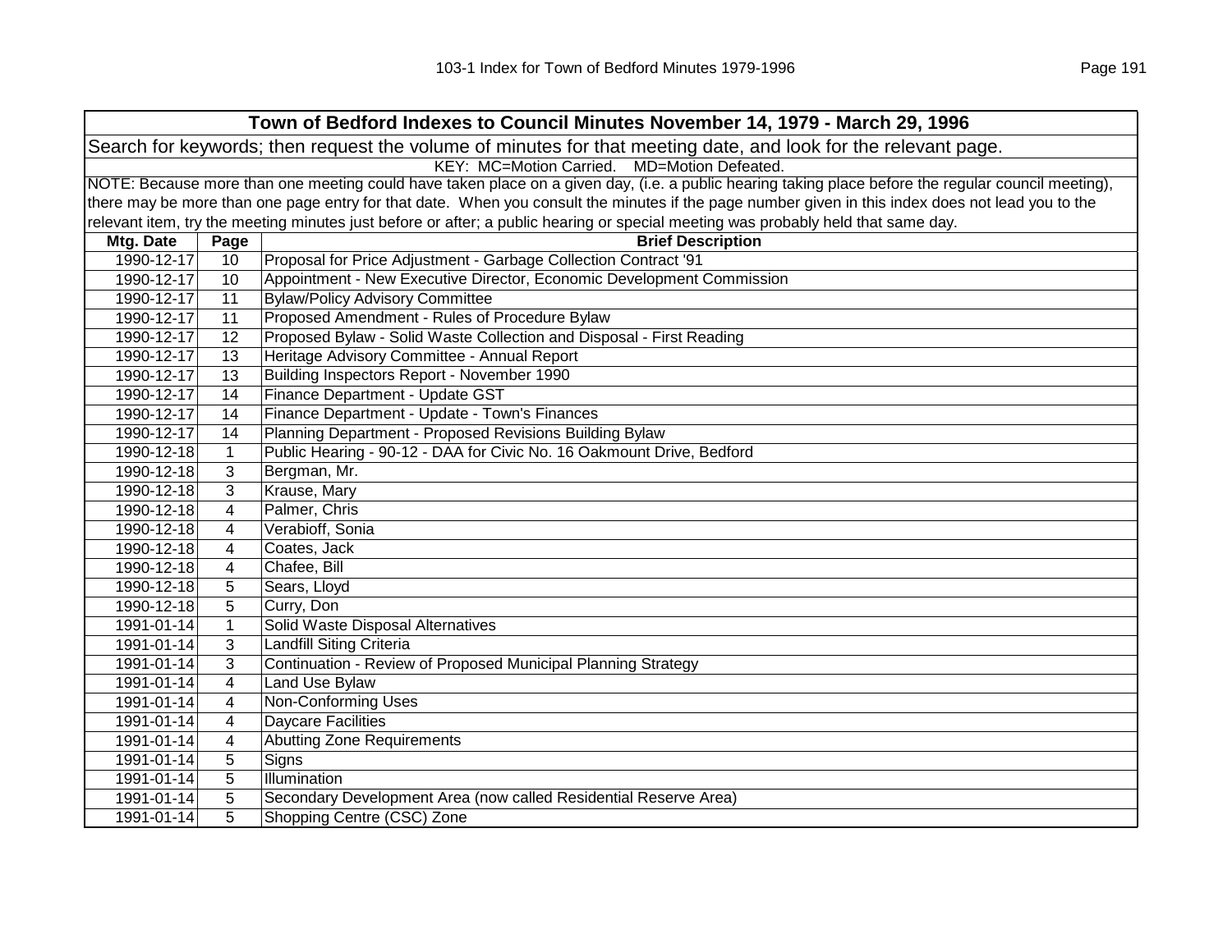| Town of Bedford Indexes to Council Minutes November 14, 1979 - March 29, 1996 | | |
|---|---|---|
| Search for keywords; then request the volume of minutes for that meeting date, and look for the relevant page. | | |
| KEY: MC=Motion Carried. MD=Motion Defeated. | | |
| NOTE: Because more than one meeting could have taken place on a given day, (i.e. a public hearing taking place before the regular council meeting), there may be more than one page entry for that date. When you consult the minutes if the page number given in this index does not lead you to the relevant item, try the meeting minutes just before or after; a public hearing or special meeting was probably held that same day. | | |
| **Mtg. Date** | **Page** | **Brief Description** |
| 1990-12-17 | 10 | Proposal for Price Adjustment - Garbage Collection Contract '91 |
| 1990-12-17 | 10 | Appointment - New Executive Director, Economic Development Commission |
| 1990-12-17 | 11 | Bylaw/Policy Advisory Committee |
| 1990-12-17 | 11 | Proposed Amendment - Rules of Procedure Bylaw |
| 1990-12-17 | 12 | Proposed Bylaw - Solid Waste Collection and Disposal - First Reading |
| 1990-12-17 | 13 | Heritage Advisory Committee - Annual Report |
| 1990-12-17 | 13 | Building Inspectors Report - November 1990 |
| 1990-12-17 | 14 | Finance Department - Update GST |
| 1990-12-17 | 14 | Finance Department - Update - Town's Finances |
| 1990-12-17 | 14 | Planning Department - Proposed Revisions Building Bylaw |
| 1990-12-18 | 1 | Public Hearing - 90-12 - DAA for Civic No. 16 Oakmount Drive, Bedford |
| 1990-12-18 | 3 | Bergman, Mr. |
| 1990-12-18 | 3 | Krause, Mary |
| 1990-12-18 | 4 | Palmer, Chris |
| 1990-12-18 | 4 | Verabioff, Sonia |
| 1990-12-18 | 4 | Coates, Jack |
| 1990-12-18 | 4 | Chafee, Bill |
| 1990-12-18 | 5 | Sears, Lloyd |
| 1990-12-18 | 5 | Curry, Don |
| 1991-01-14 | 1 | Solid Waste Disposal Alternatives |
| 1991-01-14 | 3 | Landfill Siting Criteria |
| 1991-01-14 | 3 | Continuation - Review of Proposed Municipal Planning Strategy |
| 1991-01-14 | 4 | Land Use Bylaw |
| 1991-01-14 | 4 | Non-Conforming Uses |
| 1991-01-14 | 4 | Daycare Facilities |
| 1991-01-14 | 4 | Abutting Zone Requirements |
| 1991-01-14 | 5 | Signs |
| 1991-01-14 | 5 | Illumination |
| 1991-01-14 | 5 | Secondary Development Area (now called Residential Reserve Area) |
| 1991-01-14 | 5 | Shopping Centre (CSC) Zone |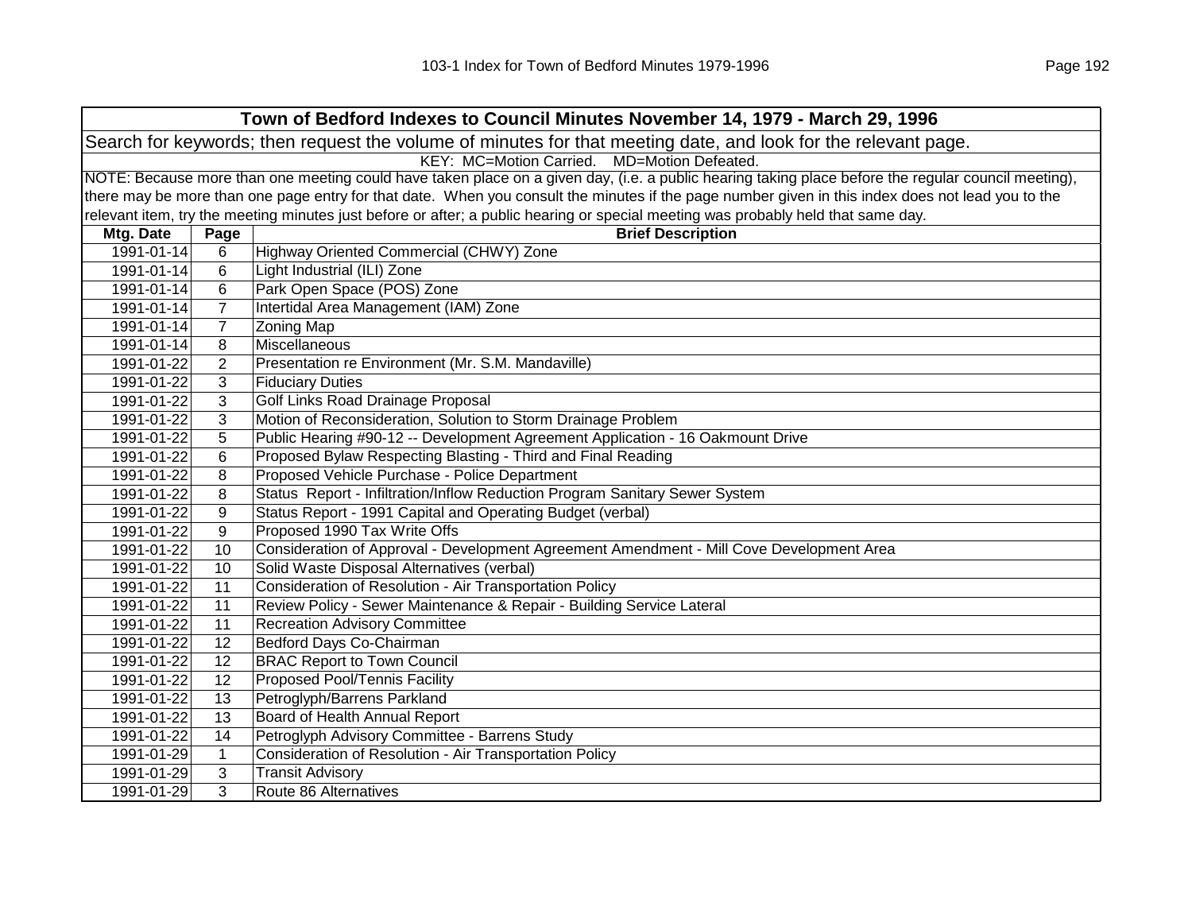| Town of Bedford Indexes to Council Minutes November 14, 1979 - March 29, 1996 | | |
|---|---|---|
| Search for keywords; then request the volume of minutes for that meeting date, and look for the relevant page. | | |
| KEY: MC=Motion Carried. MD=Motion Defeated. | | |
| NOTE: Because more than one meeting could have taken place on a given day, (i.e. a public hearing taking place before the regular council meeting), there may be more than one page entry for that date. When you consult the minutes if the page number given in this index does not lead you to the relevant item, try the meeting minutes just before or after; a public hearing or special meeting was probably held that same day. | | |
| **Mtg. Date** | **Page** | **Brief Description** |
| 1991-01-14 | 6 | Highway Oriented Commercial (CHWY) Zone |
| 1991-01-14 | 6 | Light Industrial (ILI) Zone |
| 1991-01-14 | 6 | Park Open Space (POS) Zone |
| 1991-01-14 | 7 | Intertidal Area Management (IAM) Zone |
| 1991-01-14 | 7 | Zoning Map |
| 1991-01-14 | 8 | Miscellaneous |
| 1991-01-22 | 2 | Presentation re Environment (Mr. S.M. Mandaville) |
| 1991-01-22 | 3 | Fiduciary Duties |
| 1991-01-22 | 3 | Golf Links Road Drainage Proposal |
| 1991-01-22 | 3 | Motion of Reconsideration, Solution to Storm Drainage Problem |
| 1991-01-22 | 5 | Public Hearing #90-12 -- Development Agreement Application - 16 Oakmount Drive |
| 1991-01-22 | 6 | Proposed Bylaw Respecting Blasting - Third and Final Reading |
| 1991-01-22 | 8 | Proposed Vehicle Purchase - Police Department |
| 1991-01-22 | 8 | Status Report - Infiltration/Inflow Reduction Program Sanitary Sewer System |
| 1991-01-22 | 9 | Status Report - 1991 Capital and Operating Budget (verbal) |
| 1991-01-22 | 9 | Proposed 1990 Tax Write Offs |
| 1991-01-22 | 10 | Consideration of Approval - Development Agreement Amendment - Mill Cove Development Area |
| 1991-01-22 | 10 | Solid Waste Disposal Alternatives (verbal) |
| 1991-01-22 | 11 | Consideration of Resolution - Air Transportation Policy |
| 1991-01-22 | 11 | Review Policy - Sewer Maintenance & Repair - Building Service Lateral |
| 1991-01-22 | 11 | Recreation Advisory Committee |
| 1991-01-22 | 12 | Bedford Days Co-Chairman |
| 1991-01-22 | 12 | BRAC Report to Town Council |
| 1991-01-22 | 12 | Proposed Pool/Tennis Facility |
| 1991-01-22 | 13 | Petroglyph/Barrens Parkland |
| 1991-01-22 | 13 | Board of Health Annual Report |
| 1991-01-22 | 14 | Petroglyph Advisory Committee - Barrens Study |
| 1991-01-29 | 1 | Consideration of Resolution - Air Transportation Policy |
| 1991-01-29 | 3 | Transit Advisory |
| 1991-01-29 | 3 | Route 86 Alternatives |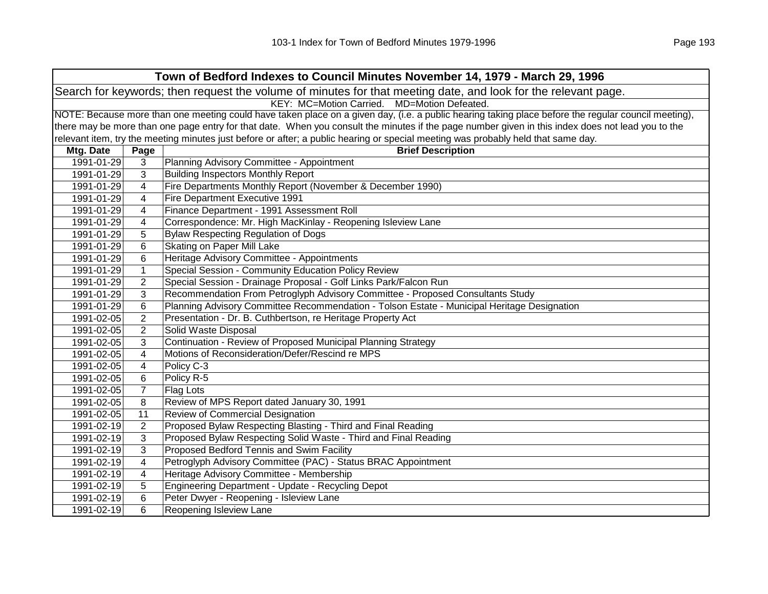## Town of Bedford Indexes to Council Minutes November 14, 1979 - March 29, 1996

Search for keywords; then request the volume of minutes for that meeting date, and look for the relevant page.

KEY: MC=Motion Carried. MD=Motion Defeated.

NOTE: Because more than one meeting could have taken place on a given day, (i.e. a public hearing taking place before the regular council meeting), there may be more than one page entry for that date. When you consult the minutes if the page number given in this index does not lead you to the relevant item, try the meeting minutes just before or after; a public hearing or special meeting was probably held that same day.

| Mtg. Date | Page | Brief Description |
|---|---|---|
| 1991-01-29 | 3 | Planning Advisory Committee - Appointment |
| 1991-01-29 | 3 | Building Inspectors Monthly Report |
| 1991-01-29 | 4 | Fire Departments Monthly Report (November & December 1990) |
| 1991-01-29 | 4 | Fire Department Executive 1991 |
| 1991-01-29 | 4 | Finance Department - 1991 Assessment Roll |
| 1991-01-29 | 4 | Correspondence: Mr. High MacKinlay - Reopening Isleview Lane |
| 1991-01-29 | 5 | Bylaw Respecting Regulation of Dogs |
| 1991-01-29 | 6 | Skating on Paper Mill Lake |
| 1991-01-29 | 6 | Heritage Advisory Committee - Appointments |
| 1991-01-29 | 1 | Special Session - Community Education Policy Review |
| 1991-01-29 | 2 | Special Session - Drainage Proposal - Golf Links Park/Falcon Run |
| 1991-01-29 | 3 | Recommendation From Petroglyph Advisory Committee - Proposed Consultants Study |
| 1991-01-29 | 6 | Planning Advisory Committee Recommendation - Tolson Estate - Municipal Heritage Designation |
| 1991-02-05 | 2 | Presentation - Dr. B. Cuthbertson, re Heritage Property Act |
| 1991-02-05 | 2 | Solid Waste Disposal |
| 1991-02-05 | 3 | Continuation - Review of Proposed Municipal Planning Strategy |
| 1991-02-05 | 4 | Motions of Reconsideration/Defer/Rescind re MPS |
| 1991-02-05 | 4 | Policy C-3 |
| 1991-02-05 | 6 | Policy R-5 |
| 1991-02-05 | 7 | Flag Lots |
| 1991-02-05 | 8 | Review of MPS Report dated January 30, 1991 |
| 1991-02-05 | 11 | Review of Commercial Designation |
| 1991-02-19 | 2 | Proposed Bylaw Respecting Blasting - Third and Final Reading |
| 1991-02-19 | 3 | Proposed Bylaw Respecting Solid Waste - Third and Final Reading |
| 1991-02-19 | 3 | Proposed Bedford Tennis and Swim Facility |
| 1991-02-19 | 4 | Petroglyph Advisory Committee (PAC) - Status BRAC Appointment |
| 1991-02-19 | 4 | Heritage Advisory Committee - Membership |
| 1991-02-19 | 5 | Engineering Department - Update - Recycling Depot |
| 1991-02-19 | 6 | Peter Dwyer - Reopening - Isleview Lane |
| 1991-02-19 | 6 | Reopening Isleview Lane |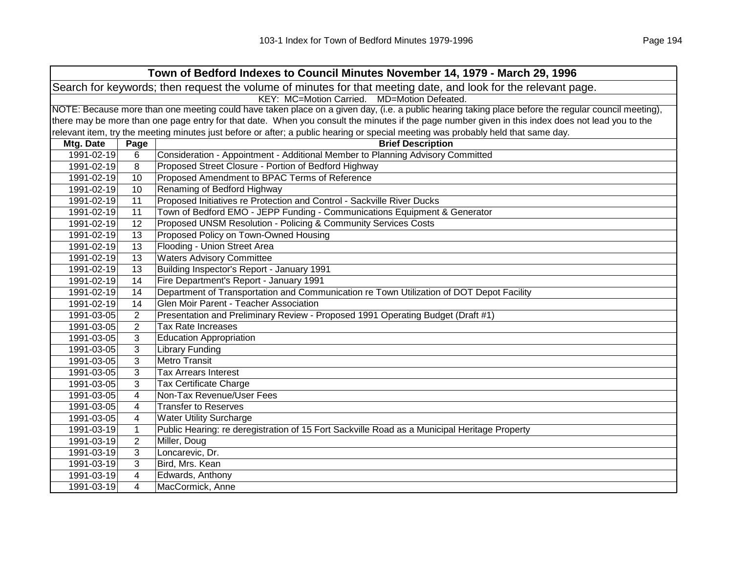| Town of Bedford Indexes to Council Minutes November 14, 1979 - March 29, 1996 | | |
|---|---|---|
| Search for keywords; then request the volume of minutes for that meeting date, and look for the relevant page. | | |
| KEY: MC=Motion Carried. MD=Motion Defeated. | | |
| NOTE: Because more than one meeting could have taken place on a given day, (i.e. a public hearing taking place before the regular council meeting), there may be more than one page entry for that date. When you consult the minutes if the page number given in this index does not lead you to the relevant item, try the meeting minutes just before or after; a public hearing or special meeting was probably held that same day. | | |
| **Mtg. Date** | **Page** | **Brief Description** |
| 1991-02-19 | 6 | Consideration - Appointment - Additional Member to Planning Advisory Committed |
| 1991-02-19 | 8 | Proposed Street Closure - Portion of Bedford Highway |
| 1991-02-19 | 10 | Proposed Amendment to BPAC Terms of Reference |
| 1991-02-19 | 10 | Renaming of Bedford Highway |
| 1991-02-19 | 11 | Proposed Initiatives re Protection and Control - Sackville River Ducks |
| 1991-02-19 | 11 | Town of Bedford EMO - JEPP Funding - Communications Equipment & Generator |
| 1991-02-19 | 12 | Proposed UNSM Resolution - Policing & Community Services Costs |
| 1991-02-19 | 13 | Proposed Policy on Town-Owned Housing |
| 1991-02-19 | 13 | Flooding - Union Street Area |
| 1991-02-19 | 13 | Waters Advisory Committee |
| 1991-02-19 | 13 | Building Inspector's Report - January 1991 |
| 1991-02-19 | 14 | Fire Department's Report - January 1991 |
| 1991-02-19 | 14 | Department of Transportation and Communication re Town Utilization of DOT Depot Facility |
| 1991-02-19 | 14 | Glen Moir Parent - Teacher Association |
| 1991-03-05 | 2 | Presentation and Preliminary Review - Proposed 1991 Operating Budget (Draft #1) |
| 1991-03-05 | 2 | Tax Rate Increases |
| 1991-03-05 | 3 | Education Appropriation |
| 1991-03-05 | 3 | Library Funding |
| 1991-03-05 | 3 | Metro Transit |
| 1991-03-05 | 3 | Tax Arrears Interest |
| 1991-03-05 | 3 | Tax Certificate Charge |
| 1991-03-05 | 4 | Non-Tax Revenue/User Fees |
| 1991-03-05 | 4 | Transfer to Reserves |
| 1991-03-05 | 4 | Water Utility Surcharge |
| 1991-03-19 | 1 | Public Hearing: re deregistration of 15 Fort Sackville Road as a Municipal Heritage Property |
| 1991-03-19 | 2 | Miller, Doug |
| 1991-03-19 | 3 | Loncarevic, Dr. |
| 1991-03-19 | 3 | Bird, Mrs. Kean |
| 1991-03-19 | 4 | Edwards, Anthony |
| 1991-03-19 | 4 | MacCormick, Anne |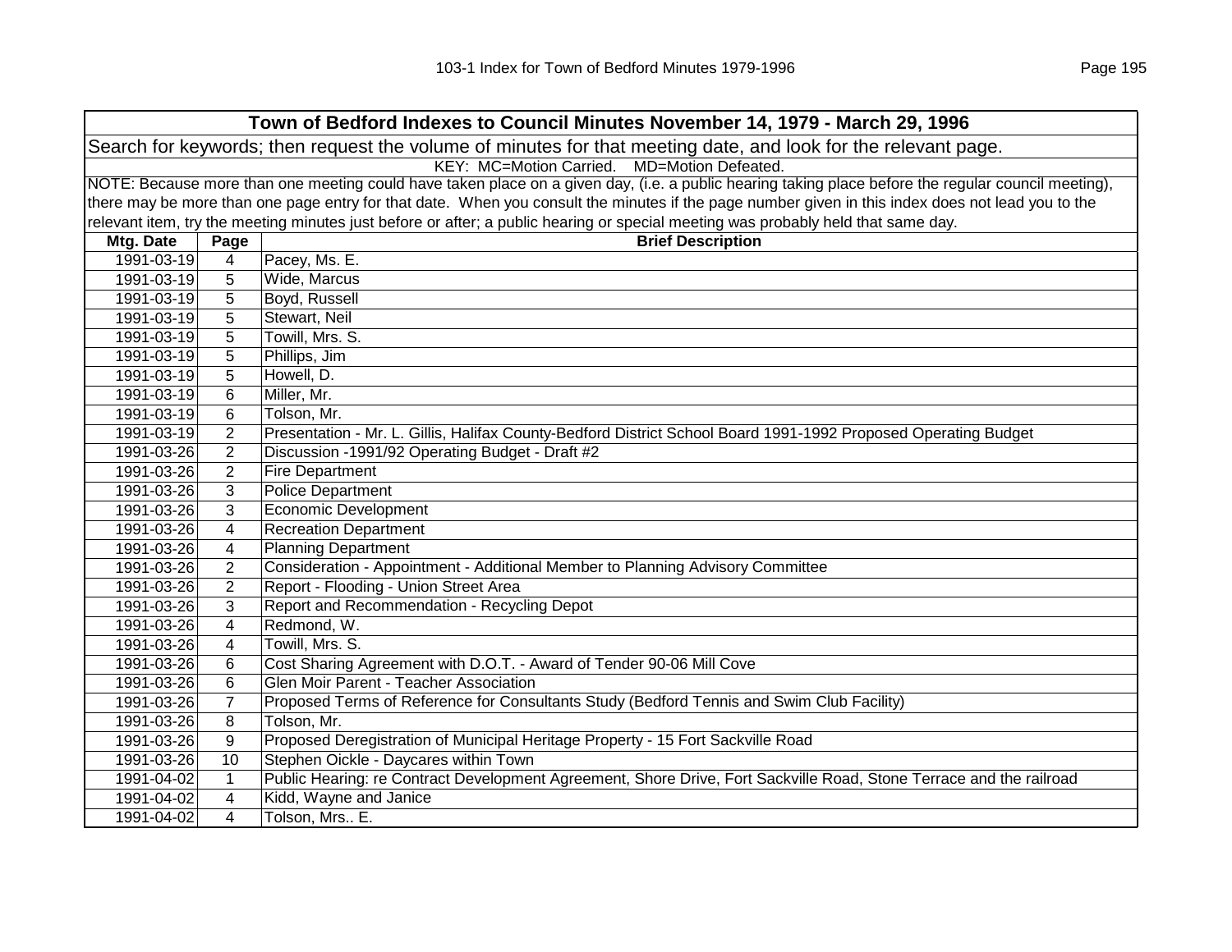| Town of Bedford Indexes to Council Minutes November 14, 1979 - March 29, 1996 | | |
|---|---|---|
| Search for keywords; then request the volume of minutes for that meeting date, and look for the relevant page. | | |
| KEY: MC=Motion Carried. MD=Motion Defeated. | | |
| NOTE: Because more than one meeting could have taken place on a given day, (i.e. a public hearing taking place before the regular council meeting), there may be more than one page entry for that date. When you consult the minutes if the page number given in this index does not lead you to the relevant item, try the meeting minutes just before or after; a public hearing or special meeting was probably held that same day. | | |
| **Mtg. Date** | **Page** | **Brief Description** |
| 1991-03-19 | 4 | Pacey, Ms. E. |
| 1991-03-19 | 5 | Wide, Marcus |
| 1991-03-19 | 5 | Boyd, Russell |
| 1991-03-19 | 5 | Stewart, Neil |
| 1991-03-19 | 5 | Towill, Mrs. S. |
| 1991-03-19 | 5 | Phillips, Jim |
| 1991-03-19 | 5 | Howell, D. |
| 1991-03-19 | 6 | Miller, Mr. |
| 1991-03-19 | 6 | Tolson, Mr. |
| 1991-03-19 | 2 | Presentation - Mr. L. Gillis, Halifax County-Bedford District School Board 1991-1992 Proposed Operating Budget |
| 1991-03-26 | 2 | Discussion -1991/92 Operating Budget - Draft #2 |
| 1991-03-26 | 2 | Fire Department |
| 1991-03-26 | 3 | Police Department |
| 1991-03-26 | 3 | Economic Development |
| 1991-03-26 | 4 | Recreation Department |
| 1991-03-26 | 4 | Planning Department |
| 1991-03-26 | 2 | Consideration - Appointment - Additional Member to Planning Advisory Committee |
| 1991-03-26 | 2 | Report - Flooding - Union Street Area |
| 1991-03-26 | 3 | Report and Recommendation - Recycling Depot |
| 1991-03-26 | 4 | Redmond, W. |
| 1991-03-26 | 4 | Towill, Mrs. S. |
| 1991-03-26 | 6 | Cost Sharing Agreement with D.O.T. - Award of Tender 90-06 Mill Cove |
| 1991-03-26 | 6 | Glen Moir Parent - Teacher Association |
| 1991-03-26 | 7 | Proposed Terms of Reference for Consultants Study (Bedford Tennis and Swim Club Facility) |
| 1991-03-26 | 8 | Tolson, Mr. |
| 1991-03-26 | 9 | Proposed Deregistration of Municipal Heritage Property - 15 Fort Sackville Road |
| 1991-03-26 | 10 | Stephen Oickle - Daycares within Town |
| 1991-04-02 | 1 | Public Hearing: re Contract Development Agreement, Shore Drive, Fort Sackville Road, Stone Terrace and the railroad |
| 1991-04-02 | 4 | Kidd, Wayne and Janice |
| 1991-04-02 | 4 | Tolson, Mrs.. E. |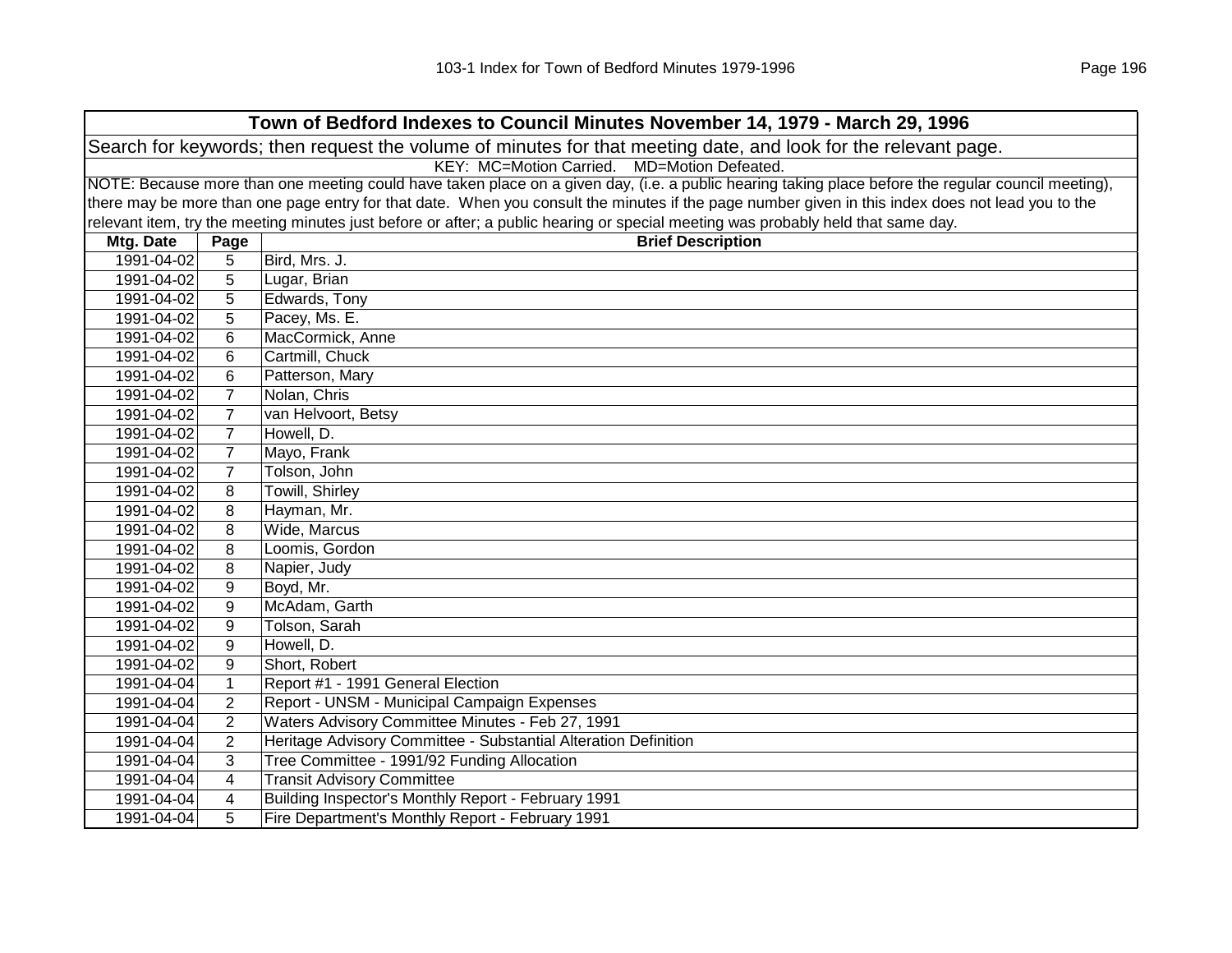| Town of Bedford Indexes to Council Minutes November 14, 1979 - March 29, 1996 | | |
|---|---|---|
| Search for keywords; then request the volume of minutes for that meeting date, and look for the relevant page. | | |
| KEY: MC=Motion Carried. MD=Motion Defeated. | | |
| NOTE: Because more than one meeting could have taken place on a given day, (i.e. a public hearing taking place before the regular council meeting), there may be more than one page entry for that date. When you consult the minutes if the page number given in this index does not lead you to the relevant item, try the meeting minutes just before or after; a public hearing or special meeting was probably held that same day. | | |
| **Mtg. Date** | **Page** | **Brief Description** |
| 1991-04-02 | 5 | Bird, Mrs. J. |
| 1991-04-02 | 5 | Lugar, Brian |
| 1991-04-02 | 5 | Edwards, Tony |
| 1991-04-02 | 5 | Pacey, Ms. E. |
| 1991-04-02 | 6 | MacCormick, Anne |
| 1991-04-02 | 6 | Cartmill, Chuck |
| 1991-04-02 | 6 | Patterson, Mary |
| 1991-04-02 | 7 | Nolan, Chris |
| 1991-04-02 | 7 | van Helvoort, Betsy |
| 1991-04-02 | 7 | Howell, D. |
| 1991-04-02 | 7 | Mayo, Frank |
| 1991-04-02 | 7 | Tolson, John |
| 1991-04-02 | 8 | Towill, Shirley |
| 1991-04-02 | 8 | Hayman, Mr. |
| 1991-04-02 | 8 | Wide, Marcus |
| 1991-04-02 | 8 | Loomis, Gordon |
| 1991-04-02 | 8 | Napier, Judy |
| 1991-04-02 | 9 | Boyd, Mr. |
| 1991-04-02 | 9 | McAdam, Garth |
| 1991-04-02 | 9 | Tolson, Sarah |
| 1991-04-02 | 9 | Howell, D. |
| 1991-04-02 | 9 | Short, Robert |
| 1991-04-04 | 1 | Report #1 - 1991 General Election |
| 1991-04-04 | 2 | Report - UNSM - Municipal Campaign Expenses |
| 1991-04-04 | 2 | Waters Advisory Committee Minutes - Feb 27, 1991 |
| 1991-04-04 | 2 | Heritage Advisory Committee - Substantial Alteration Definition |
| 1991-04-04 | 3 | Tree Committee - 1991/92 Funding Allocation |
| 1991-04-04 | 4 | Transit Advisory Committee |
| 1991-04-04 | 4 | Building Inspector's Monthly Report - February 1991 |
| 1991-04-04 | 5 | Fire Department's Monthly Report - February 1991 |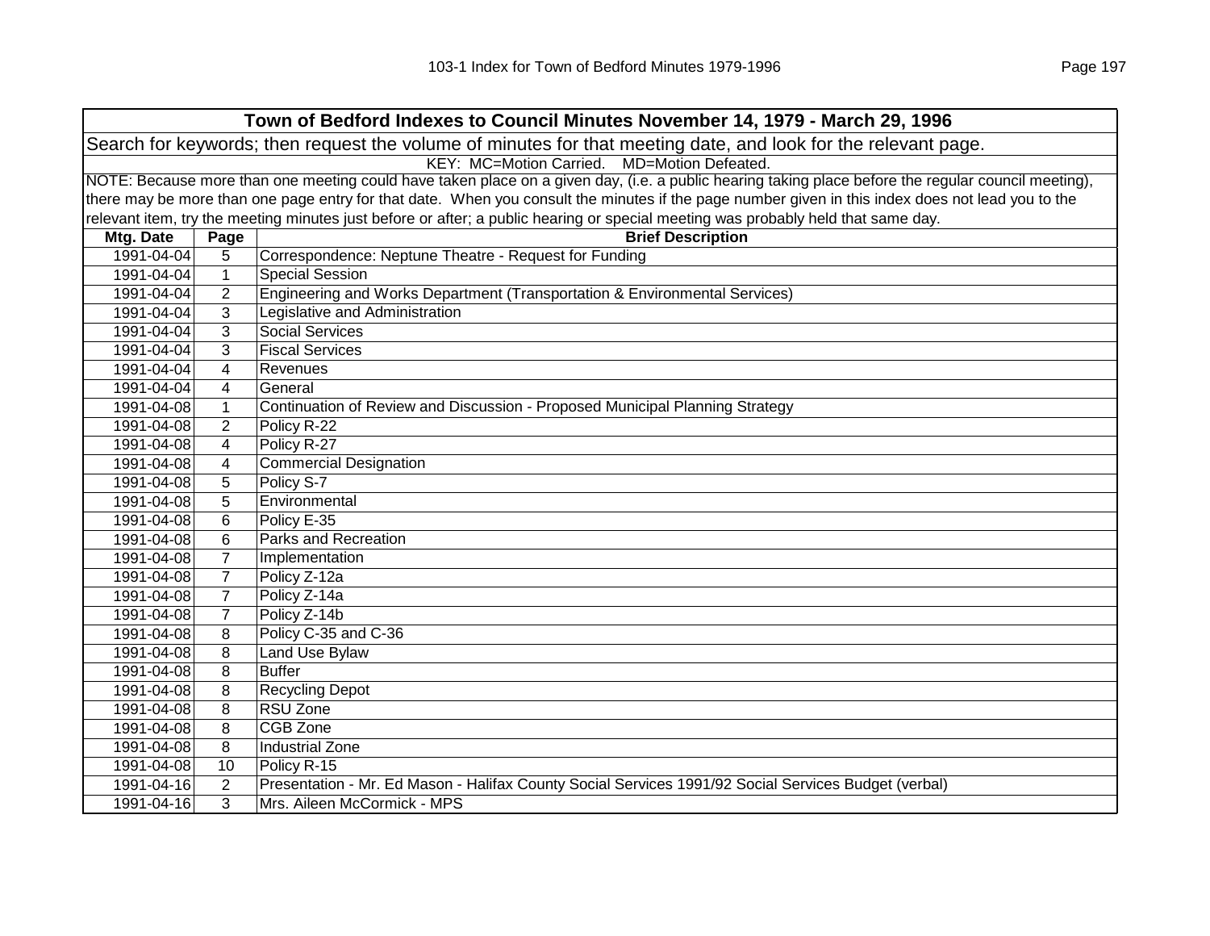| Town of Bedford Indexes to Council Minutes November 14, 1979 - March 29, 1996 | | |
|---|---|---|
| Search for keywords; then request the volume of minutes for that meeting date, and look for the relevant page. | | |
| KEY: MC=Motion Carried. MD=Motion Defeated. | | |
| NOTE: Because more than one meeting could have taken place on a given day, (i.e. a public hearing taking place before the regular council meeting), there may be more than one page entry for that date. When you consult the minutes if the page number given in this index does not lead you to the relevant item, try the meeting minutes just before or after; a public hearing or special meeting was probably held that same day. | | |
| **Mtg. Date** | **Page** | **Brief Description** |
| 1991-04-04 | 5 | Correspondence: Neptune Theatre - Request for Funding |
| 1991-04-04 | 1 | Special Session |
| 1991-04-04 | 2 | Engineering and Works Department (Transportation & Environmental Services) |
| 1991-04-04 | 3 | Legislative and Administration |
| 1991-04-04 | 3 | Social Services |
| 1991-04-04 | 3 | Fiscal Services |
| 1991-04-04 | 4 | Revenues |
| 1991-04-04 | 4 | General |
| 1991-04-08 | 1 | Continuation of Review and Discussion - Proposed Municipal Planning Strategy |
| 1991-04-08 | 2 | Policy R-22 |
| 1991-04-08 | 4 | Policy R-27 |
| 1991-04-08 | 4 | Commercial Designation |
| 1991-04-08 | 5 | Policy S-7 |
| 1991-04-08 | 5 | Environmental |
| 1991-04-08 | 6 | Policy E-35 |
| 1991-04-08 | 6 | Parks and Recreation |
| 1991-04-08 | 7 | Implementation |
| 1991-04-08 | 7 | Policy Z-12a |
| 1991-04-08 | 7 | Policy Z-14a |
| 1991-04-08 | 7 | Policy Z-14b |
| 1991-04-08 | 8 | Policy C-35 and C-36 |
| 1991-04-08 | 8 | Land Use Bylaw |
| 1991-04-08 | 8 | Buffer |
| 1991-04-08 | 8 | Recycling Depot |
| 1991-04-08 | 8 | RSU Zone |
| 1991-04-08 | 8 | CGB Zone |
| 1991-04-08 | 8 | Industrial Zone |
| 1991-04-08 | 10 | Policy R-15 |
| 1991-04-16 | 2 | Presentation - Mr. Ed Mason - Halifax County Social Services 1991/92 Social Services Budget (verbal) |
| 1991-04-16 | 3 | Mrs. Aileen McCormick - MPS |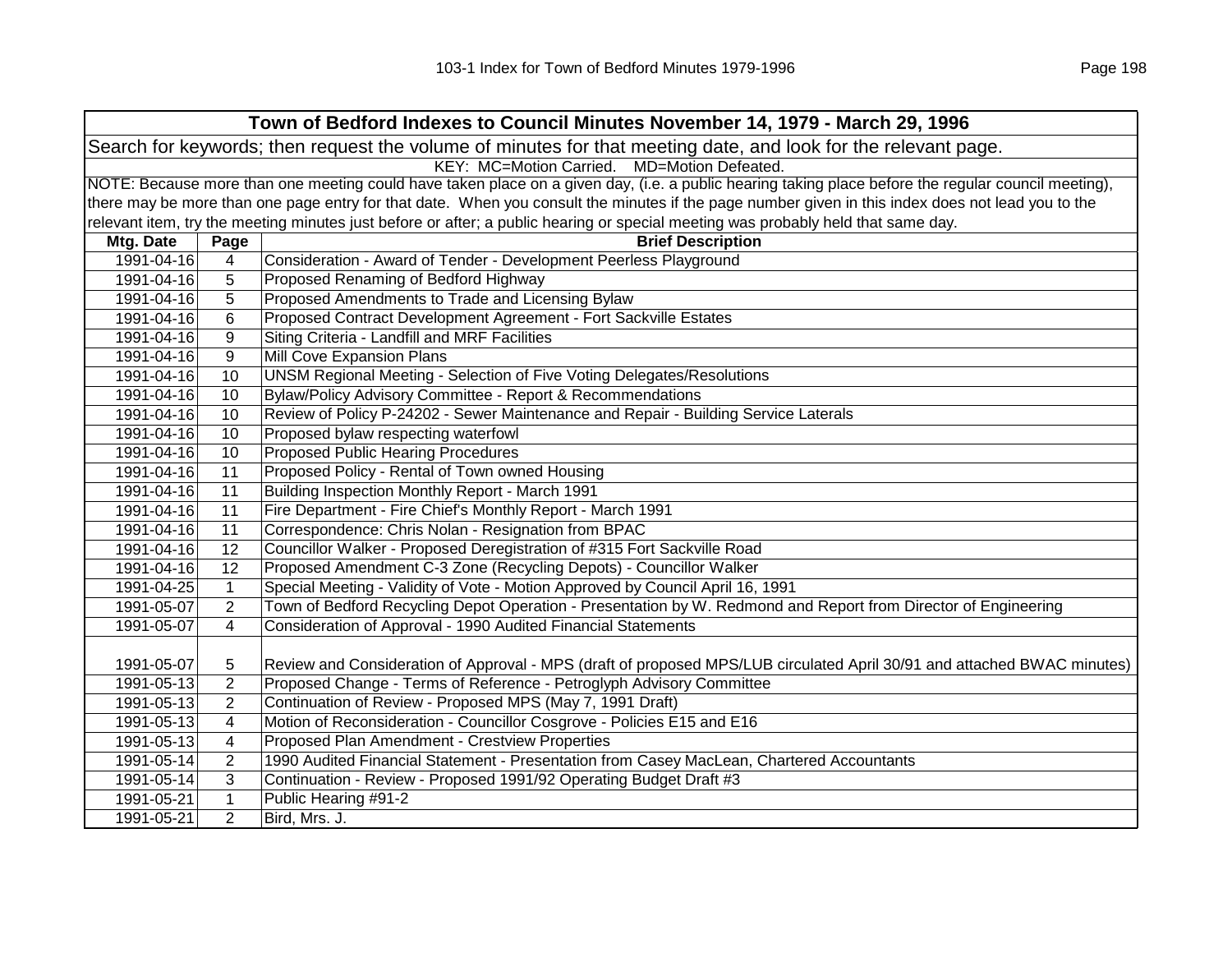| Town of Bedford Indexes to Council Minutes November 14, 1979 - March 29, 1996 | | |
|---|---|---|
| Search for keywords; then request the volume of minutes for that meeting date, and look for the relevant page. | | |
| KEY: MC=Motion Carried. MD=Motion Defeated. | | |
| NOTE: Because more than one meeting could have taken place on a given day, (i.e. a public hearing taking place before the regular council meeting), there may be more than one page entry for that date. When you consult the minutes if the page number given in this index does not lead you to the relevant item, try the meeting minutes just before or after; a public hearing or special meeting was probably held that same day. | | |
| **Mtg. Date** | **Page** | **Brief Description** |
| 1991-04-16 | 4 | Consideration - Award of Tender - Development Peerless Playground |
| 1991-04-16 | 5 | Proposed Renaming of Bedford Highway |
| 1991-04-16 | 5 | Proposed Amendments to Trade and Licensing Bylaw |
| 1991-04-16 | 6 | Proposed Contract Development Agreement - Fort Sackville Estates |
| 1991-04-16 | 9 | Siting Criteria - Landfill and MRF Facilities |
| 1991-04-16 | 9 | Mill Cove Expansion Plans |
| 1991-04-16 | 10 | UNSM Regional Meeting - Selection of Five Voting Delegates/Resolutions |
| 1991-04-16 | 10 | Bylaw/Policy Advisory Committee - Report & Recommendations |
| 1991-04-16 | 10 | Review of Policy P-24202 - Sewer Maintenance and Repair - Building Service Laterals |
| 1991-04-16 | 10 | Proposed bylaw respecting waterfowl |
| 1991-04-16 | 10 | Proposed Public Hearing Procedures |
| 1991-04-16 | 11 | Proposed Policy - Rental of Town owned Housing |
| 1991-04-16 | 11 | Building Inspection Monthly Report - March 1991 |
| 1991-04-16 | 11 | Fire Department - Fire Chief's Monthly Report - March 1991 |
| 1991-04-16 | 11 | Correspondence: Chris Nolan - Resignation from BPAC |
| 1991-04-16 | 12 | Councillor Walker - Proposed Deregistration of #315 Fort Sackville Road |
| 1991-04-16 | 12 | Proposed Amendment C-3 Zone (Recycling Depots) - Councillor Walker |
| 1991-04-25 | 1 | Special Meeting - Validity of Vote - Motion Approved by Council April 16, 1991 |
| 1991-05-07 | 2 | Town of Bedford Recycling Depot Operation - Presentation by W. Redmond and Report from Director of Engineering |
| 1991-05-07 | 4 | Consideration of Approval - 1990 Audited Financial Statements |
| 1991-05-07 | 5 | Review and Consideration of Approval - MPS (draft of proposed MPS/LUB circulated April 30/91 and attached BWAC minutes) |
| 1991-05-13 | 2 | Proposed Change - Terms of Reference - Petroglyph Advisory Committee |
| 1991-05-13 | 2 | Continuation of Review - Proposed MPS (May 7, 1991 Draft) |
| 1991-05-13 | 4 | Motion of Reconsideration - Councillor Cosgrove - Policies E15 and E16 |
| 1991-05-13 | 4 | Proposed Plan Amendment - Crestview Properties |
| 1991-05-14 | 2 | 1990 Audited Financial Statement - Presentation from Casey MacLean, Chartered Accountants |
| 1991-05-14 | 3 | Continuation - Review - Proposed 1991/92 Operating Budget Draft #3 |
| 1991-05-21 | 1 | Public Hearing #91-2 |
| 1991-05-21 | 2 | Bird, Mrs. J. |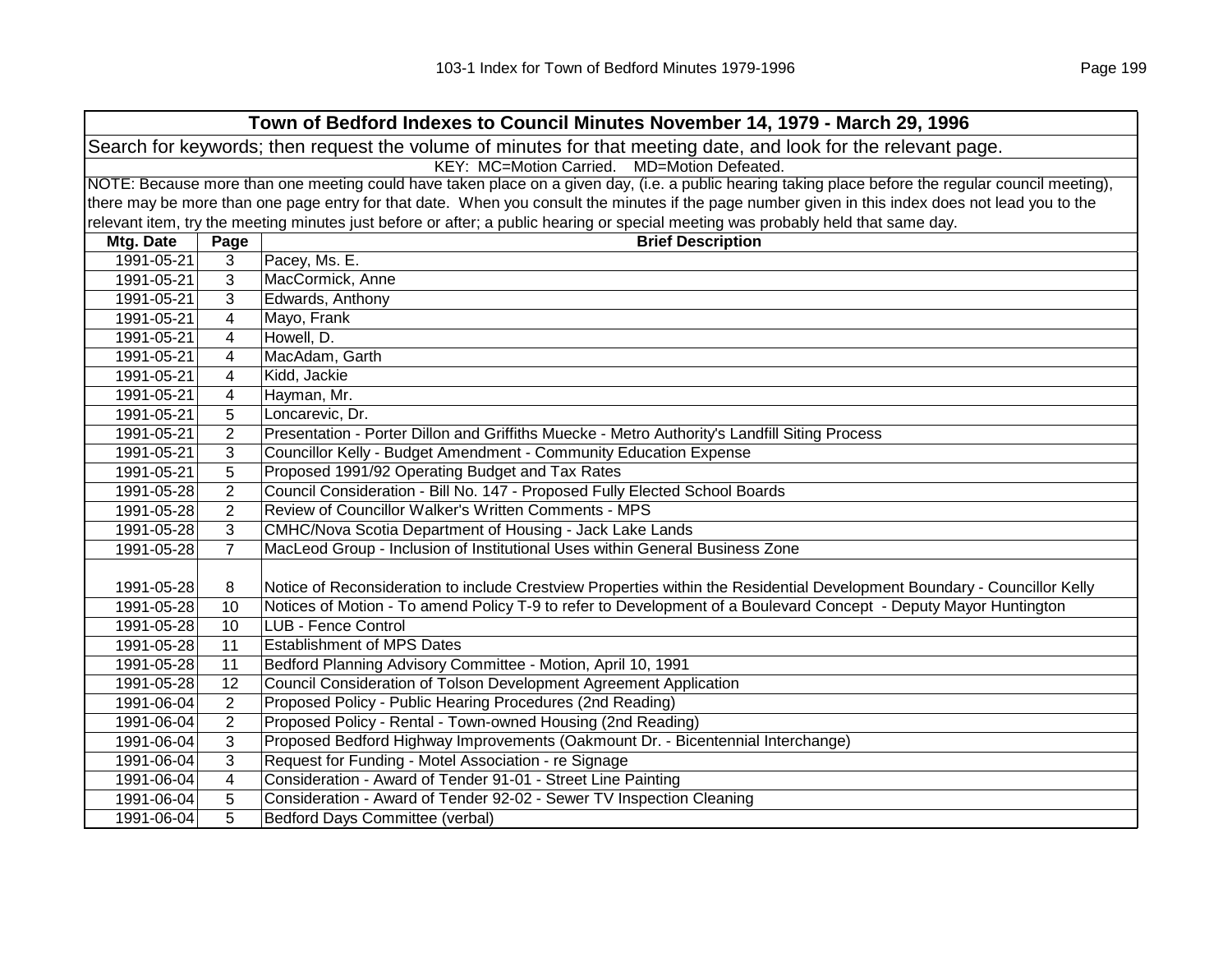| Town of Bedford Indexes to Council Minutes November 14, 1979 - March 29, 1996 | | |
|---|---|---|
| Search for keywords; then request the volume of minutes for that meeting date, and look for the relevant page. | | |
| KEY: MC=Motion Carried. MD=Motion Defeated. | | |
| NOTE: Because more than one meeting could have taken place on a given day, (i.e. a public hearing taking place before the regular council meeting), there may be more than one page entry for that date. When you consult the minutes if the page number given in this index does not lead you to the relevant item, try the meeting minutes just before or after; a public hearing or special meeting was probably held that same day. | | |
| **Mtg. Date** | **Page** | **Brief Description** |
| 1991-05-21 | 3 | Pacey, Ms. E. |
| 1991-05-21 | 3 | MacCormick, Anne |
| 1991-05-21 | 3 | Edwards, Anthony |
| 1991-05-21 | 4 | Mayo, Frank |
| 1991-05-21 | 4 | Howell, D. |
| 1991-05-21 | 4 | MacAdam, Garth |
| 1991-05-21 | 4 | Kidd, Jackie |
| 1991-05-21 | 4 | Hayman, Mr. |
| 1991-05-21 | 5 | Loncarevic, Dr. |
| 1991-05-21 | 2 | Presentation - Porter Dillon and Griffiths Muecke - Metro Authority's Landfill Siting Process |
| 1991-05-21 | 3 | Councillor Kelly - Budget Amendment - Community Education Expense |
| 1991-05-21 | 5 | Proposed 1991/92 Operating Budget and Tax Rates |
| 1991-05-28 | 2 | Council Consideration - Bill No. 147 - Proposed Fully Elected School Boards |
| 1991-05-28 | 2 | Review of Councillor Walker's Written Comments - MPS |
| 1991-05-28 | 3 | CMHC/Nova Scotia Department of Housing - Jack Lake Lands |
| 1991-05-28 | 7 | MacLeod Group - Inclusion of Institutional Uses within General Business Zone |
| 1991-05-28 | 8 | Notice of Reconsideration to include Crestview Properties within the Residential Development Boundary - Councillor Kelly |
| 1991-05-28 | 10 | Notices of Motion - To amend Policy T-9 to refer to Development of a Boulevard Concept - Deputy Mayor Huntington |
| 1991-05-28 | 10 | LUB - Fence Control |
| 1991-05-28 | 11 | Establishment of MPS Dates |
| 1991-05-28 | 11 | Bedford Planning Advisory Committee - Motion, April 10, 1991 |
| 1991-05-28 | 12 | Council Consideration of Tolson Development Agreement Application |
| 1991-06-04 | 2 | Proposed Policy - Public Hearing Procedures (2nd Reading) |
| 1991-06-04 | 2 | Proposed Policy - Rental - Town-owned Housing (2nd Reading) |
| 1991-06-04 | 3 | Proposed Bedford Highway Improvements (Oakmount Dr. - Bicentennial Interchange) |
| 1991-06-04 | 3 | Request for Funding - Motel Association - re Signage |
| 1991-06-04 | 4 | Consideration - Award of Tender 91-01 - Street Line Painting |
| 1991-06-04 | 5 | Consideration - Award of Tender 92-02 - Sewer TV Inspection Cleaning |
| 1991-06-04 | 5 | Bedford Days Committee (verbal) |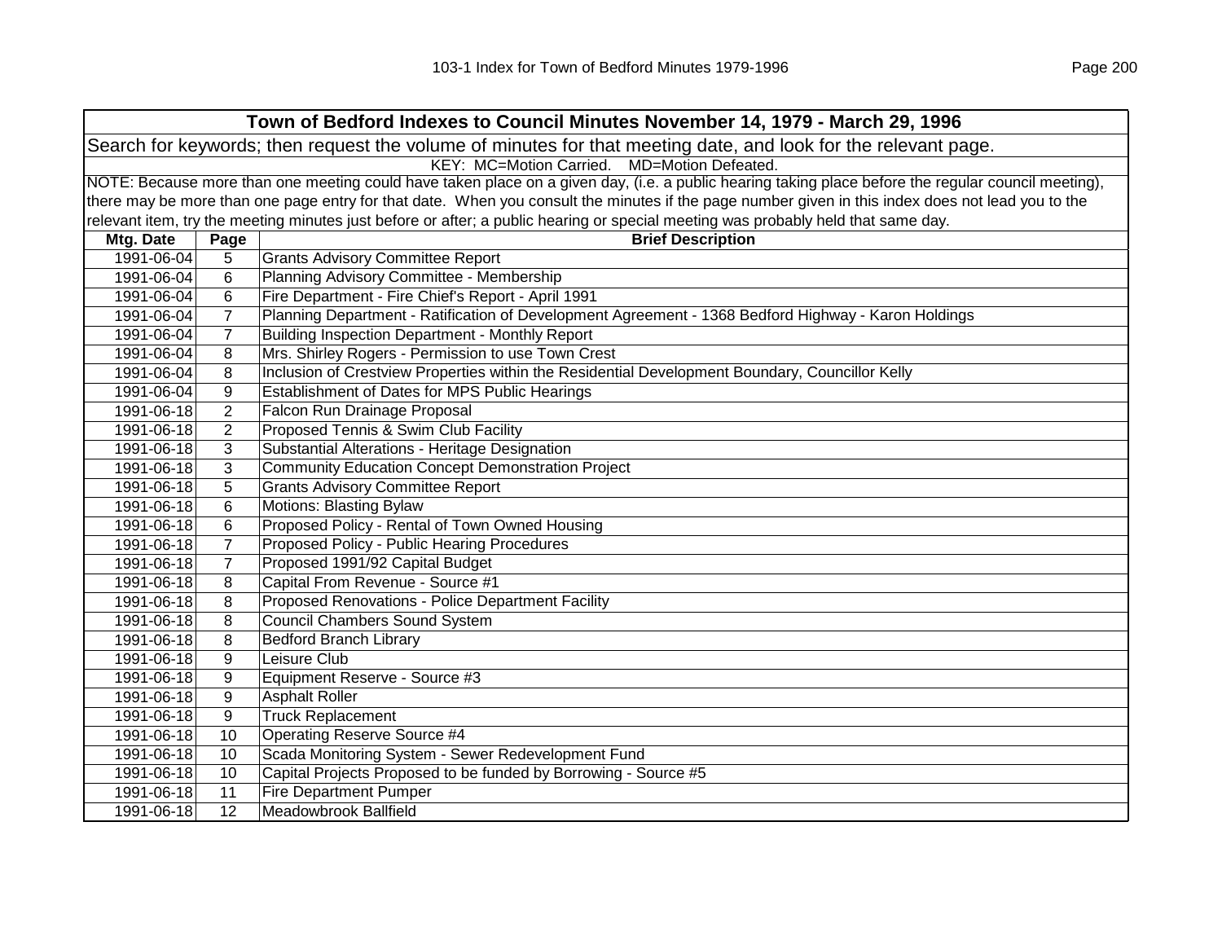| Town of Bedford Indexes to Council Minutes November 14, 1979 - March 29, 1996 | | |
|---|---|---|
| Search for keywords; then request the volume of minutes for that meeting date, and look for the relevant page. | | |
| KEY: MC=Motion Carried. MD=Motion Defeated. | | |
| NOTE: Because more than one meeting could have taken place on a given day, (i.e. a public hearing taking place before the regular council meeting), there may be more than one page entry for that date. When you consult the minutes if the page number given in this index does not lead you to the relevant item, try the meeting minutes just before or after; a public hearing or special meeting was probably held that same day. | | |
| **Mtg. Date** | **Page** | **Brief Description** |
| 1991-06-04 | 5 | Grants Advisory Committee Report |
| 1991-06-04 | 6 | Planning Advisory Committee - Membership |
| 1991-06-04 | 6 | Fire Department - Fire Chief's Report - April 1991 |
| 1991-06-04 | 7 | Planning Department - Ratification of Development Agreement - 1368 Bedford Highway - Karon Holdings |
| 1991-06-04 | 7 | Building Inspection Department - Monthly Report |
| 1991-06-04 | 8 | Mrs. Shirley Rogers - Permission to use Town Crest |
| 1991-06-04 | 8 | Inclusion of Crestview Properties within the Residential Development Boundary, Councillor Kelly |
| 1991-06-04 | 9 | Establishment of Dates for MPS Public Hearings |
| 1991-06-18 | 2 | Falcon Run Drainage Proposal |
| 1991-06-18 | 2 | Proposed Tennis & Swim Club Facility |
| 1991-06-18 | 3 | Substantial Alterations - Heritage Designation |
| 1991-06-18 | 3 | Community Education Concept Demonstration Project |
| 1991-06-18 | 5 | Grants Advisory Committee Report |
| 1991-06-18 | 6 | Motions: Blasting Bylaw |
| 1991-06-18 | 6 | Proposed Policy - Rental of Town Owned Housing |
| 1991-06-18 | 7 | Proposed Policy - Public Hearing Procedures |
| 1991-06-18 | 7 | Proposed 1991/92 Capital Budget |
| 1991-06-18 | 8 | Capital From Revenue - Source #1 |
| 1991-06-18 | 8 | Proposed Renovations - Police Department Facility |
| 1991-06-18 | 8 | Council Chambers Sound System |
| 1991-06-18 | 8 | Bedford Branch Library |
| 1991-06-18 | 9 | Leisure Club |
| 1991-06-18 | 9 | Equipment Reserve - Source #3 |
| 1991-06-18 | 9 | Asphalt Roller |
| 1991-06-18 | 9 | Truck Replacement |
| 1991-06-18 | 10 | Operating Reserve Source #4 |
| 1991-06-18 | 10 | Scada Monitoring System - Sewer Redevelopment Fund |
| 1991-06-18 | 10 | Capital Projects Proposed to be funded by Borrowing - Source #5 |
| 1991-06-18 | 11 | Fire Department Pumper |
| 1991-06-18 | 12 | Meadowbrook Ballfield |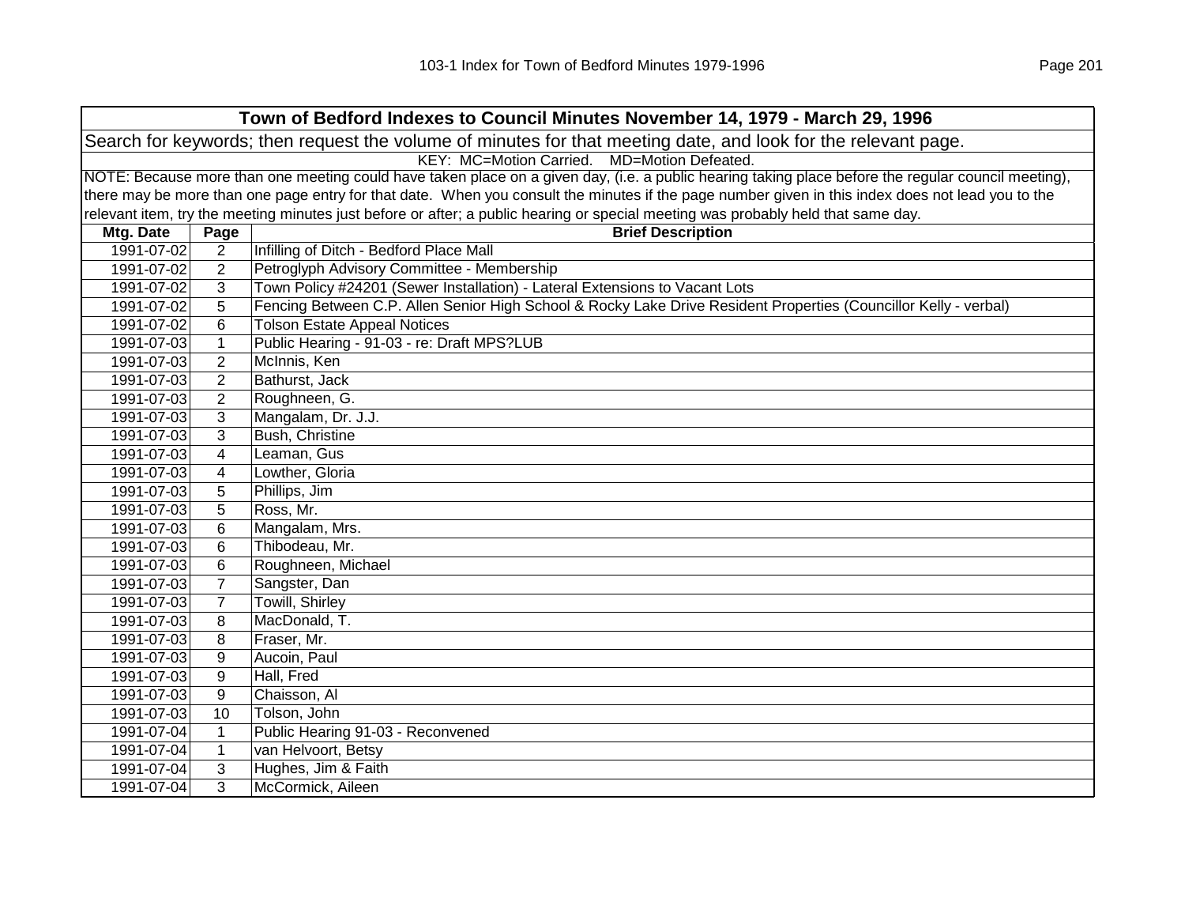## Town of Bedford Indexes to Council Minutes November 14, 1979 - March 29, 1996

Search for keywords; then request the volume of minutes for that meeting date, and look for the relevant page.

KEY: MC=Motion Carried. MD=Motion Defeated.

NOTE: Because more than one meeting could have taken place on a given day, (i.e. a public hearing taking place before the regular council meeting), there may be more than one page entry for that date. When you consult the minutes if the page number given in this index does not lead you to the relevant item, try the meeting minutes just before or after; a public hearing or special meeting was probably held that same day.

| Mtg. Date | Page | Brief Description |
|---|---|---|
| 1991-07-02 | 2 | Infilling of Ditch - Bedford Place Mall |
| 1991-07-02 | 2 | Petroglyph Advisory Committee - Membership |
| 1991-07-02 | 3 | Town Policy #24201 (Sewer Installation) - Lateral Extensions to Vacant Lots |
| 1991-07-02 | 5 | Fencing Between C.P. Allen Senior High School & Rocky Lake Drive Resident Properties (Councillor Kelly - verbal) |
| 1991-07-02 | 6 | Tolson Estate Appeal Notices |
| 1991-07-03 | 1 | Public Hearing - 91-03 - re: Draft MPS?LUB |
| 1991-07-03 | 2 | McInnis, Ken |
| 1991-07-03 | 2 | Bathurst, Jack |
| 1991-07-03 | 2 | Roughneen, G. |
| 1991-07-03 | 3 | Mangalam, Dr. J.J. |
| 1991-07-03 | 3 | Bush, Christine |
| 1991-07-03 | 4 | Leaman, Gus |
| 1991-07-03 | 4 | Lowther, Gloria |
| 1991-07-03 | 5 | Phillips, Jim |
| 1991-07-03 | 5 | Ross, Mr. |
| 1991-07-03 | 6 | Mangalam, Mrs. |
| 1991-07-03 | 6 | Thibodeau, Mr. |
| 1991-07-03 | 6 | Roughneen, Michael |
| 1991-07-03 | 7 | Sangster, Dan |
| 1991-07-03 | 7 | Towill, Shirley |
| 1991-07-03 | 8 | MacDonald, T. |
| 1991-07-03 | 8 | Fraser, Mr. |
| 1991-07-03 | 9 | Aucoin, Paul |
| 1991-07-03 | 9 | Hall, Fred |
| 1991-07-03 | 9 | Chaisson, Al |
| 1991-07-03 | 10 | Tolson, John |
| 1991-07-04 | 1 | Public Hearing 91-03 - Reconvened |
| 1991-07-04 | 1 | van Helvoort, Betsy |
| 1991-07-04 | 3 | Hughes, Jim & Faith |
| 1991-07-04 | 3 | McCormick, Aileen |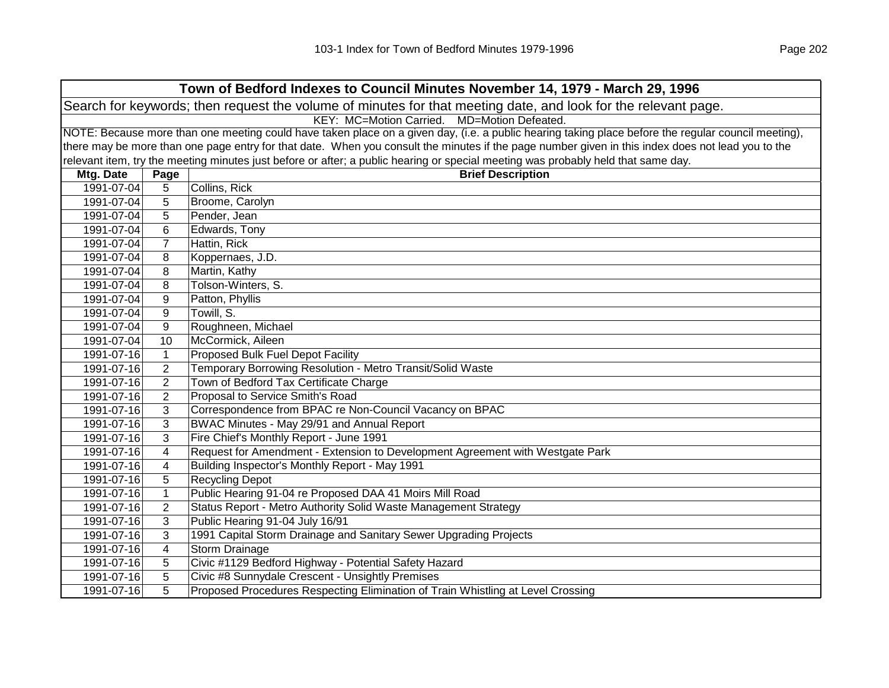## Town of Bedford Indexes to Council Minutes November 14, 1979 - March 29, 1996

Search for keywords; then request the volume of minutes for that meeting date, and look for the relevant page.

KEY: MC=Motion Carried. MD=Motion Defeated.

NOTE: Because more than one meeting could have taken place on a given day, (i.e. a public hearing taking place before the regular council meeting), there may be more than one page entry for that date. When you consult the minutes if the page number given in this index does not lead you to the relevant item, try the meeting minutes just before or after; a public hearing or special meeting was probably held that same day.

| Mtg. Date | Page | Brief Description |
|---|---|---|
| 1991-07-04 | 5 | Collins, Rick |
| 1991-07-04 | 5 | Broome, Carolyn |
| 1991-07-04 | 5 | Pender, Jean |
| 1991-07-04 | 6 | Edwards, Tony |
| 1991-07-04 | 7 | Hattin, Rick |
| 1991-07-04 | 8 | Koppernaes, J.D. |
| 1991-07-04 | 8 | Martin, Kathy |
| 1991-07-04 | 8 | Tolson-Winters, S. |
| 1991-07-04 | 9 | Patton, Phyllis |
| 1991-07-04 | 9 | Towill, S. |
| 1991-07-04 | 9 | Roughneen, Michael |
| 1991-07-04 | 10 | McCormick, Aileen |
| 1991-07-16 | 1 | Proposed Bulk Fuel Depot Facility |
| 1991-07-16 | 2 | Temporary Borrowing Resolution - Metro Transit/Solid Waste |
| 1991-07-16 | 2 | Town of Bedford Tax Certificate Charge |
| 1991-07-16 | 2 | Proposal to Service Smith's Road |
| 1991-07-16 | 3 | Correspondence from BPAC re Non-Council Vacancy on BPAC |
| 1991-07-16 | 3 | BWAC Minutes - May 29/91 and Annual Report |
| 1991-07-16 | 3 | Fire Chief's Monthly Report - June 1991 |
| 1991-07-16 | 4 | Request for Amendment - Extension to Development Agreement with Westgate Park |
| 1991-07-16 | 4 | Building Inspector's Monthly Report - May 1991 |
| 1991-07-16 | 5 | Recycling Depot |
| 1991-07-16 | 1 | Public Hearing 91-04 re Proposed DAA 41 Moirs Mill Road |
| 1991-07-16 | 2 | Status Report - Metro Authority Solid Waste Management Strategy |
| 1991-07-16 | 3 | Public Hearing 91-04 July 16/91 |
| 1991-07-16 | 3 | 1991 Capital Storm Drainage and Sanitary Sewer Upgrading Projects |
| 1991-07-16 | 4 | Storm Drainage |
| 1991-07-16 | 5 | Civic #1129 Bedford Highway - Potential Safety Hazard |
| 1991-07-16 | 5 | Civic #8 Sunnydale Crescent - Unsightly Premises |
| 1991-07-16 | 5 | Proposed Procedures Respecting Elimination of Train Whistling at Level Crossing |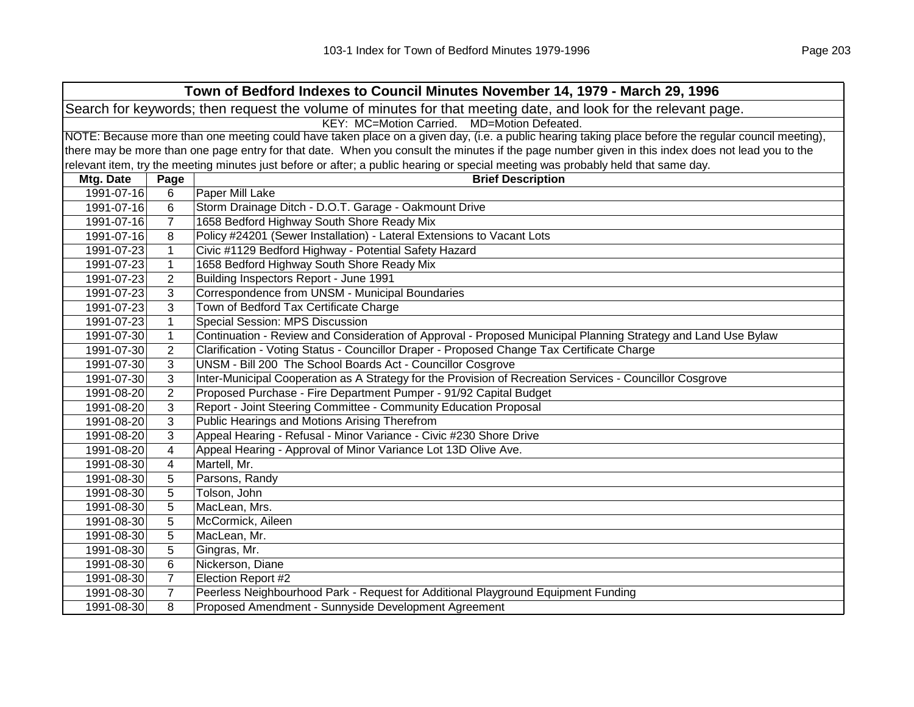| Town of Bedford Indexes to Council Minutes November 14, 1979 - March 29, 1996 | | |
|---|---|---|
| Search for keywords; then request the volume of minutes for that meeting date, and look for the relevant page. | | |
| KEY: MC=Motion Carried. MD=Motion Defeated. | | |
| NOTE: Because more than one meeting could have taken place on a given day, (i.e. a public hearing taking place before the regular council meeting), there may be more than one page entry for that date. When you consult the minutes if the page number given in this index does not lead you to the relevant item, try the meeting minutes just before or after; a public hearing or special meeting was probably held that same day. | | |
| **Mtg. Date** | **Page** | **Brief Description** |
| 1991-07-16 | 6 | Paper Mill Lake |
| 1991-07-16 | 6 | Storm Drainage Ditch - D.O.T. Garage - Oakmount Drive |
| 1991-07-16 | 7 | 1658 Bedford Highway South Shore Ready Mix |
| 1991-07-16 | 8 | Policy #24201 (Sewer Installation) - Lateral Extensions to Vacant Lots |
| 1991-07-23 | 1 | Civic #1129 Bedford Highway - Potential Safety Hazard |
| 1991-07-23 | 1 | 1658 Bedford Highway South Shore Ready Mix |
| 1991-07-23 | 2 | Building Inspectors Report - June 1991 |
| 1991-07-23 | 3 | Correspondence from UNSM - Municipal Boundaries |
| 1991-07-23 | 3 | Town of Bedford Tax Certificate Charge |
| 1991-07-23 | 1 | Special Session: MPS Discussion |
| 1991-07-30 | 1 | Continuation - Review and Consideration of Approval - Proposed Municipal Planning Strategy and Land Use Bylaw |
| 1991-07-30 | 2 | Clarification - Voting Status - Councillor Draper - Proposed Change Tax Certificate Charge |
| 1991-07-30 | 3 | UNSM - Bill 200 The School Boards Act - Councillor Cosgrove |
| 1991-07-30 | 3 | Inter-Municipal Cooperation as A Strategy for the Provision of Recreation Services - Councillor Cosgrove |
| 1991-08-20 | 2 | Proposed Purchase - Fire Department Pumper - 91/92 Capital Budget |
| 1991-08-20 | 3 | Report - Joint Steering Committee - Community Education Proposal |
| 1991-08-20 | 3 | Public Hearings and Motions Arising Therefrom |
| 1991-08-20 | 3 | Appeal Hearing - Refusal - Minor Variance - Civic #230 Shore Drive |
| 1991-08-20 | 4 | Appeal Hearing - Approval of Minor Variance Lot 13D Olive Ave. |
| 1991-08-30 | 4 | Martell, Mr. |
| 1991-08-30 | 5 | Parsons, Randy |
| 1991-08-30 | 5 | Tolson, John |
| 1991-08-30 | 5 | MacLean, Mrs. |
| 1991-08-30 | 5 | McCormick, Aileen |
| 1991-08-30 | 5 | MacLean, Mr. |
| 1991-08-30 | 5 | Gingras, Mr. |
| 1991-08-30 | 6 | Nickerson, Diane |
| 1991-08-30 | 7 | Election Report #2 |
| 1991-08-30 | 7 | Peerless Neighbourhood Park - Request for Additional Playground Equipment Funding |
| 1991-08-30 | 8 | Proposed Amendment - Sunnyside Development Agreement |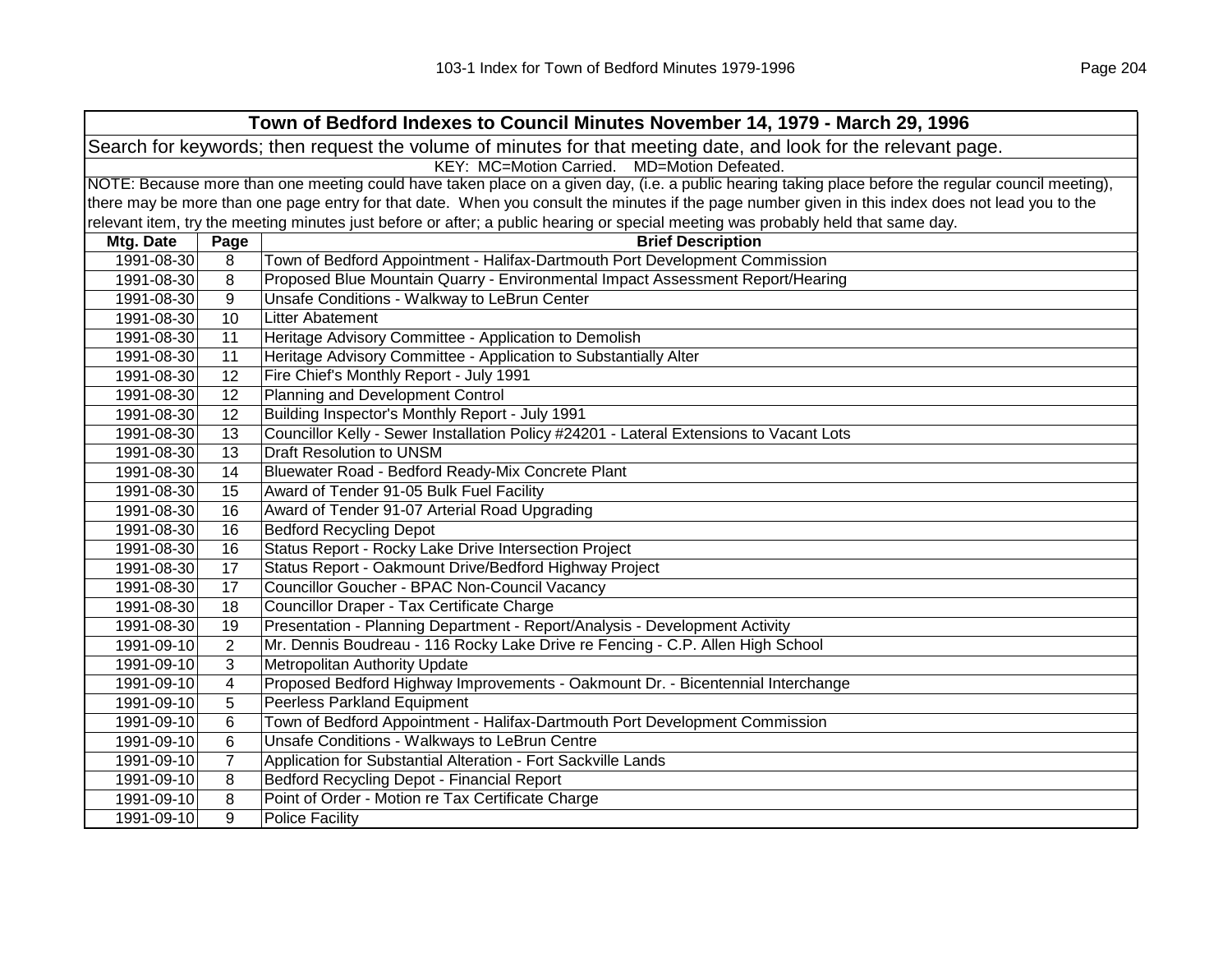| Town of Bedford Indexes to Council Minutes November 14, 1979 - March 29, 1996 | | |
|---|---|---|
| Search for keywords; then request the volume of minutes for that meeting date, and look for the relevant page. | | |
| KEY: MC=Motion Carried. MD=Motion Defeated. | | |
| NOTE: Because more than one meeting could have taken place on a given day, (i.e. a public hearing taking place before the regular council meeting), there may be more than one page entry for that date. When you consult the minutes if the page number given in this index does not lead you to the relevant item, try the meeting minutes just before or after; a public hearing or special meeting was probably held that same day. | | |
| **Mtg. Date** | **Page** | **Brief Description** |
| 1991-08-30 | 8 | Town of Bedford Appointment - Halifax-Dartmouth Port Development Commission |
| 1991-08-30 | 8 | Proposed Blue Mountain Quarry - Environmental Impact Assessment Report/Hearing |
| 1991-08-30 | 9 | Unsafe Conditions - Walkway to LeBrun Center |
| 1991-08-30 | 10 | Litter Abatement |
| 1991-08-30 | 11 | Heritage Advisory Committee - Application to Demolish |
| 1991-08-30 | 11 | Heritage Advisory Committee - Application to Substantially Alter |
| 1991-08-30 | 12 | Fire Chief's Monthly Report - July 1991 |
| 1991-08-30 | 12 | Planning and Development Control |
| 1991-08-30 | 12 | Building Inspector's Monthly Report - July 1991 |
| 1991-08-30 | 13 | Councillor Kelly - Sewer Installation Policy #24201 - Lateral Extensions to Vacant Lots |
| 1991-08-30 | 13 | Draft Resolution to UNSM |
| 1991-08-30 | 14 | Bluewater Road - Bedford Ready-Mix Concrete Plant |
| 1991-08-30 | 15 | Award of Tender 91-05 Bulk Fuel Facility |
| 1991-08-30 | 16 | Award of Tender 91-07 Arterial Road Upgrading |
| 1991-08-30 | 16 | Bedford Recycling Depot |
| 1991-08-30 | 16 | Status Report - Rocky Lake Drive Intersection Project |
| 1991-08-30 | 17 | Status Report - Oakmount Drive/Bedford Highway Project |
| 1991-08-30 | 17 | Councillor Goucher - BPAC Non-Council Vacancy |
| 1991-08-30 | 18 | Councillor Draper - Tax Certificate Charge |
| 1991-08-30 | 19 | Presentation - Planning Department - Report/Analysis - Development Activity |
| 1991-09-10 | 2 | Mr. Dennis Boudreau - 116 Rocky Lake Drive re Fencing - C.P. Allen High School |
| 1991-09-10 | 3 | Metropolitan Authority Update |
| 1991-09-10 | 4 | Proposed Bedford Highway Improvements - Oakmount Dr. - Bicentennial Interchange |
| 1991-09-10 | 5 | Peerless Parkland Equipment |
| 1991-09-10 | 6 | Town of Bedford Appointment - Halifax-Dartmouth Port Development Commission |
| 1991-09-10 | 6 | Unsafe Conditions - Walkways to LeBrun Centre |
| 1991-09-10 | 7 | Application for Substantial Alteration - Fort Sackville Lands |
| 1991-09-10 | 8 | Bedford Recycling Depot - Financial Report |
| 1991-09-10 | 8 | Point of Order - Motion re Tax Certificate Charge |
| 1991-09-10 | 9 | Police Facility |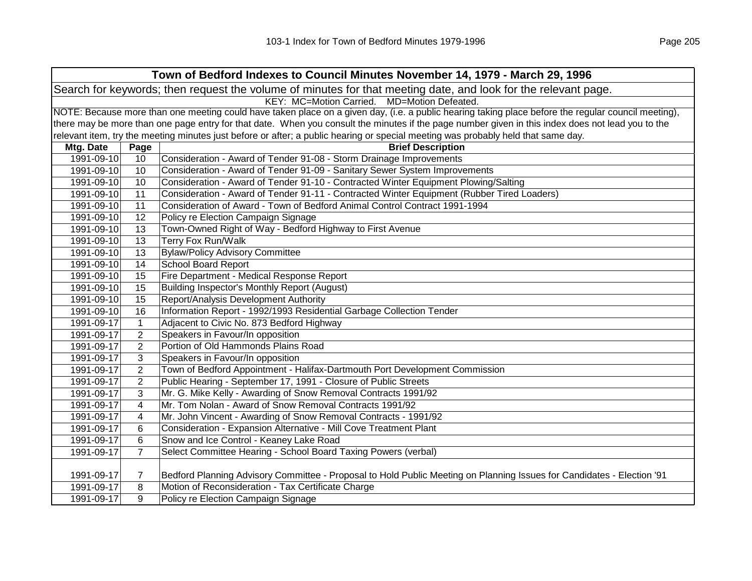| Town of Bedford Indexes to Council Minutes November 14, 1979 - March 29, 1996 | | |
|---|---|---|
| Search for keywords; then request the volume of minutes for that meeting date, and look for the relevant page. | | |
| KEY: MC=Motion Carried. MD=Motion Defeated. | | |
| NOTE: Because more than one meeting could have taken place on a given day, (i.e. a public hearing taking place before the regular council meeting), there may be more than one page entry for that date. When you consult the minutes if the page number given in this index does not lead you to the relevant item, try the meeting minutes just before or after; a public hearing or special meeting was probably held that same day. | | |
| **Mtg. Date** | **Page** | **Brief Description** |
| 1991-09-10 | 10 | Consideration - Award of Tender 91-08 - Storm Drainage Improvements |
| 1991-09-10 | 10 | Consideration - Award of Tender 91-09 - Sanitary Sewer System Improvements |
| 1991-09-10 | 10 | Consideration - Award of Tender 91-10 - Contracted Winter Equipment Plowing/Salting |
| 1991-09-10 | 11 | Consideration - Award of Tender 91-11 - Contracted Winter Equipment (Rubber Tired Loaders) |
| 1991-09-10 | 11 | Consideration of Award - Town of Bedford Animal Control Contract 1991-1994 |
| 1991-09-10 | 12 | Policy re Election Campaign Signage |
| 1991-09-10 | 13 | Town-Owned Right of Way - Bedford Highway to First Avenue |
| 1991-09-10 | 13 | Terry Fox Run/Walk |
| 1991-09-10 | 13 | Bylaw/Policy Advisory Committee |
| 1991-09-10 | 14 | School Board Report |
| 1991-09-10 | 15 | Fire Department - Medical Response Report |
| 1991-09-10 | 15 | Building Inspector's Monthly Report (August) |
| 1991-09-10 | 15 | Report/Analysis Development Authority |
| 1991-09-10 | 16 | Information Report - 1992/1993 Residential Garbage Collection Tender |
| 1991-09-17 | 1 | Adjacent to Civic No. 873 Bedford Highway |
| 1991-09-17 | 2 | Speakers in Favour/In opposition |
| 1991-09-17 | 2 | Portion of Old Hammonds Plains Road |
| 1991-09-17 | 3 | Speakers in Favour/In opposition |
| 1991-09-17 | 2 | Town of Bedford Appointment - Halifax-Dartmouth Port Development Commission |
| 1991-09-17 | 2 | Public Hearing - September 17, 1991 - Closure of Public Streets |
| 1991-09-17 | 3 | Mr. G. Mike Kelly - Awarding of Snow Removal Contracts 1991/92 |
| 1991-09-17 | 4 | Mr. Tom Nolan - Award of Snow Removal Contracts 1991/92 |
| 1991-09-17 | 4 | Mr. John Vincent - Awarding of Snow Removal Contracts - 1991/92 |
| 1991-09-17 | 6 | Consideration - Expansion Alternative - Mill Cove Treatment Plant |
| 1991-09-17 | 6 | Snow and Ice Control - Keaney Lake Road |
| 1991-09-17 | 7 | Select Committee Hearing - School Board Taxing Powers (verbal) |
| 1991-09-17 | 7 | Bedford Planning Advisory Committee - Proposal to Hold Public Meeting on Planning Issues for Candidates - Election '91 |
| 1991-09-17 | 8 | Motion of Reconsideration - Tax Certificate Charge |
| 1991-09-17 | 9 | Policy re Election Campaign Signage |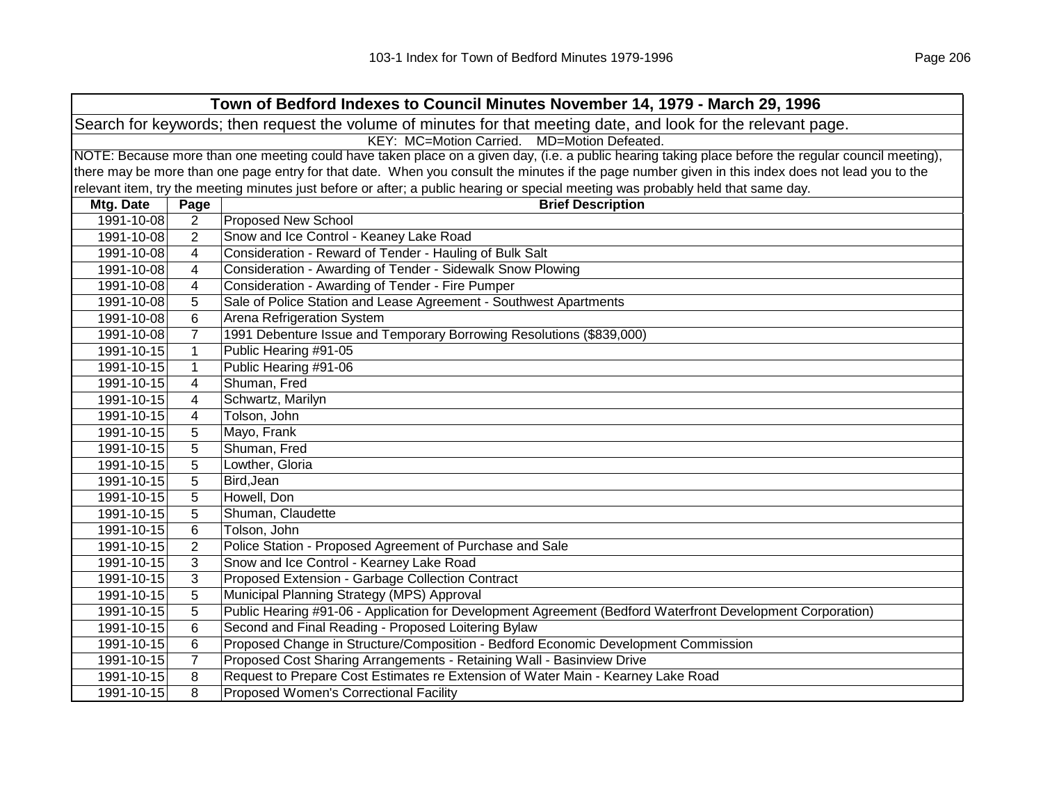| Town of Bedford Indexes to Council Minutes November 14, 1979 - March 29, 1996 | | |
|---|---|---|
| Search for keywords; then request the volume of minutes for that meeting date, and look for the relevant page. | | |
| KEY: MC=Motion Carried. MD=Motion Defeated. | | |
| NOTE: Because more than one meeting could have taken place on a given day, (i.e. a public hearing taking place before the regular council meeting), there may be more than one page entry for that date. When you consult the minutes if the page number given in this index does not lead you to the relevant item, try the meeting minutes just before or after; a public hearing or special meeting was probably held that same day. | | |
| **Mtg. Date** | **Page** | **Brief Description** |
| 1991-10-08 | 2 | Proposed New School |
| 1991-10-08 | 2 | Snow and Ice Control - Keaney Lake Road |
| 1991-10-08 | 4 | Consideration - Reward of Tender - Hauling of Bulk Salt |
| 1991-10-08 | 4 | Consideration - Awarding of Tender - Sidewalk Snow Plowing |
| 1991-10-08 | 4 | Consideration - Awarding of Tender - Fire Pumper |
| 1991-10-08 | 5 | Sale of Police Station and Lease Agreement - Southwest Apartments |
| 1991-10-08 | 6 | Arena Refrigeration System |
| 1991-10-08 | 7 | 1991 Debenture Issue and Temporary Borrowing Resolutions ($839,000) |
| 1991-10-15 | 1 | Public Hearing #91-05 |
| 1991-10-15 | 1 | Public Hearing #91-06 |
| 1991-10-15 | 4 | Shuman, Fred |
| 1991-10-15 | 4 | Schwartz, Marilyn |
| 1991-10-15 | 4 | Tolson, John |
| 1991-10-15 | 5 | Mayo, Frank |
| 1991-10-15 | 5 | Shuman, Fred |
| 1991-10-15 | 5 | Lowther, Gloria |
| 1991-10-15 | 5 | Bird,Jean |
| 1991-10-15 | 5 | Howell, Don |
| 1991-10-15 | 5 | Shuman, Claudette |
| 1991-10-15 | 6 | Tolson, John |
| 1991-10-15 | 2 | Police Station - Proposed Agreement of Purchase and Sale |
| 1991-10-15 | 3 | Snow and Ice Control - Kearney Lake Road |
| 1991-10-15 | 3 | Proposed Extension - Garbage Collection Contract |
| 1991-10-15 | 5 | Municipal Planning Strategy (MPS) Approval |
| 1991-10-15 | 5 | Public Hearing #91-06 - Application for Development Agreement (Bedford Waterfront Development Corporation) |
| 1991-10-15 | 6 | Second and Final Reading - Proposed Loitering Bylaw |
| 1991-10-15 | 6 | Proposed Change in Structure/Composition - Bedford Economic Development Commission |
| 1991-10-15 | 7 | Proposed Cost Sharing Arrangements - Retaining Wall - Basinview Drive |
| 1991-10-15 | 8 | Request to Prepare Cost Estimates re Extension of Water Main - Kearney Lake Road |
| 1991-10-15 | 8 | Proposed Women's Correctional Facility |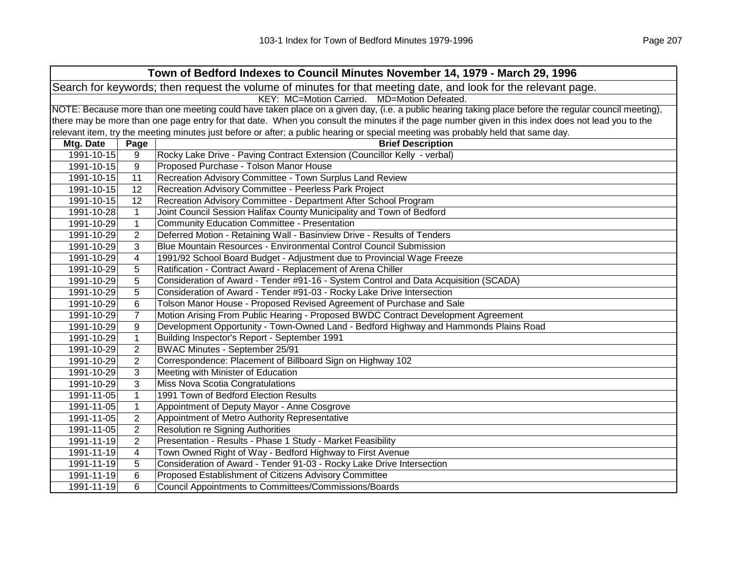## Town of Bedford Indexes to Council Minutes November 14, 1979 - March 29, 1996

Search for keywords; then request the volume of minutes for that meeting date, and look for the relevant page.

KEY: MC=Motion Carried. MD=Motion Defeated.

NOTE: Because more than one meeting could have taken place on a given day, (i.e. a public hearing taking place before the regular council meeting), there may be more than one page entry for that date. When you consult the minutes if the page number given in this index does not lead you to the relevant item, try the meeting minutes just before or after; a public hearing or special meeting was probably held that same day.

| Mtg. Date | Page | Brief Description |
|---|---|---|
| 1991-10-15 | 9 | Rocky Lake Drive - Paving Contract Extension (Councillor Kelly - verbal) |
| 1991-10-15 | 9 | Proposed Purchase - Tolson Manor House |
| 1991-10-15 | 11 | Recreation Advisory Committee - Town Surplus Land Review |
| 1991-10-15 | 12 | Recreation Advisory Committee - Peerless Park Project |
| 1991-10-15 | 12 | Recreation Advisory Committee - Department After School Program |
| 1991-10-28 | 1 | Joint Council Session Halifax County Municipality and Town of Bedford |
| 1991-10-29 | 1 | Community Education Committee - Presentation |
| 1991-10-29 | 2 | Deferred Motion - Retaining Wall - Basinview Drive - Results of Tenders |
| 1991-10-29 | 3 | Blue Mountain Resources - Environmental Control Council Submission |
| 1991-10-29 | 4 | 1991/92 School Board Budget - Adjustment due to Provincial Wage Freeze |
| 1991-10-29 | 5 | Ratification - Contract Award - Replacement of Arena Chiller |
| 1991-10-29 | 5 | Consideration of Award - Tender #91-16 - System Control and Data Acquisition (SCADA) |
| 1991-10-29 | 5 | Consideration of Award - Tender #91-03 - Rocky Lake Drive Intersection |
| 1991-10-29 | 6 | Tolson Manor House - Proposed Revised Agreement of Purchase and Sale |
| 1991-10-29 | 7 | Motion Arising From Public Hearing - Proposed BWDC Contract Development Agreement |
| 1991-10-29 | 9 | Development Opportunity - Town-Owned Land - Bedford Highway and Hammonds Plains Road |
| 1991-10-29 | 1 | Building Inspector's Report - September 1991 |
| 1991-10-29 | 2 | BWAC Minutes - September 25/91 |
| 1991-10-29 | 2 | Correspondence: Placement of Billboard Sign on Highway 102 |
| 1991-10-29 | 3 | Meeting with Minister of Education |
| 1991-10-29 | 3 | Miss Nova Scotia Congratulations |
| 1991-11-05 | 1 | 1991 Town of Bedford Election Results |
| 1991-11-05 | 1 | Appointment of Deputy Mayor - Anne Cosgrove |
| 1991-11-05 | 2 | Appointment of Metro Authority Representative |
| 1991-11-05 | 2 | Resolution re Signing Authorities |
| 1991-11-19 | 2 | Presentation - Results - Phase 1 Study - Market Feasibility |
| 1991-11-19 | 4 | Town Owned Right of Way - Bedford Highway to First Avenue |
| 1991-11-19 | 5 | Consideration of Award - Tender 91-03 - Rocky Lake Drive Intersection |
| 1991-11-19 | 6 | Proposed Establishment of Citizens Advisory Committee |
| 1991-11-19 | 6 | Council Appointments to Committees/Commissions/Boards |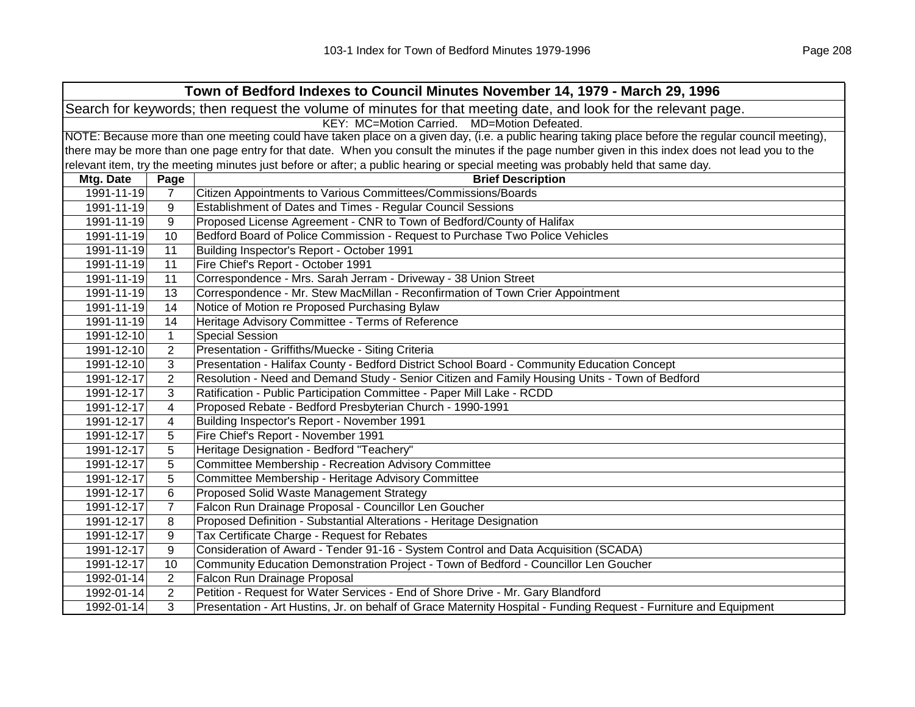| Town of Bedford Indexes to Council Minutes November 14, 1979 - March 29, 1996 | | |
|---|---|---|
| Search for keywords; then request the volume of minutes for that meeting date, and look for the relevant page. | | |
| KEY: MC=Motion Carried. MD=Motion Defeated. | | |
| NOTE: Because more than one meeting could have taken place on a given day, (i.e. a public hearing taking place before the regular council meeting), there may be more than one page entry for that date. When you consult the minutes if the page number given in this index does not lead you to the relevant item, try the meeting minutes just before or after; a public hearing or special meeting was probably held that same day. | | |
| **Mtg. Date** | **Page** | **Brief Description** |
| 1991-11-19 | 7 | Citizen Appointments to Various Committees/Commissions/Boards |
| 1991-11-19 | 9 | Establishment of Dates and Times - Regular Council Sessions |
| 1991-11-19 | 9 | Proposed License Agreement - CNR to Town of Bedford/County of Halifax |
| 1991-11-19 | 10 | Bedford Board of Police Commission - Request to Purchase Two Police Vehicles |
| 1991-11-19 | 11 | Building Inspector's Report - October 1991 |
| 1991-11-19 | 11 | Fire Chief's Report - October 1991 |
| 1991-11-19 | 11 | Correspondence - Mrs. Sarah Jerram - Driveway - 38 Union Street |
| 1991-11-19 | 13 | Correspondence - Mr. Stew MacMillan - Reconfirmation of Town Crier Appointment |
| 1991-11-19 | 14 | Notice of Motion re Proposed Purchasing Bylaw |
| 1991-11-19 | 14 | Heritage Advisory Committee - Terms of Reference |
| 1991-12-10 | 1 | Special Session |
| 1991-12-10 | 2 | Presentation - Griffiths/Muecke - Siting Criteria |
| 1991-12-10 | 3 | Presentation - Halifax County - Bedford District School Board - Community Education Concept |
| 1991-12-17 | 2 | Resolution - Need and Demand Study - Senior Citizen and Family Housing Units - Town of Bedford |
| 1991-12-17 | 3 | Ratification - Public Participation Committee - Paper Mill Lake - RCDD |
| 1991-12-17 | 4 | Proposed Rebate - Bedford Presbyterian Church - 1990-1991 |
| 1991-12-17 | 4 | Building Inspector's Report - November 1991 |
| 1991-12-17 | 5 | Fire Chief's Report - November 1991 |
| 1991-12-17 | 5 | Heritage Designation - Bedford "Teachery" |
| 1991-12-17 | 5 | Committee Membership - Recreation Advisory Committee |
| 1991-12-17 | 5 | Committee Membership - Heritage Advisory Committee |
| 1991-12-17 | 6 | Proposed Solid Waste Management Strategy |
| 1991-12-17 | 7 | Falcon Run Drainage Proposal - Councillor Len Goucher |
| 1991-12-17 | 8 | Proposed Definition - Substantial Alterations - Heritage Designation |
| 1991-12-17 | 9 | Tax Certificate Charge - Request for Rebates |
| 1991-12-17 | 9 | Consideration of Award - Tender 91-16 - System Control and Data Acquisition (SCADA) |
| 1991-12-17 | 10 | Community Education Demonstration Project - Town of Bedford - Councillor Len Goucher |
| 1992-01-14 | 2 | Falcon Run Drainage Proposal |
| 1992-01-14 | 2 | Petition - Request for Water Services - End of Shore Drive - Mr. Gary Blandford |
| 1992-01-14 | 3 | Presentation - Art Hustins, Jr. on behalf of Grace Maternity Hospital - Funding Request - Furniture and Equipment |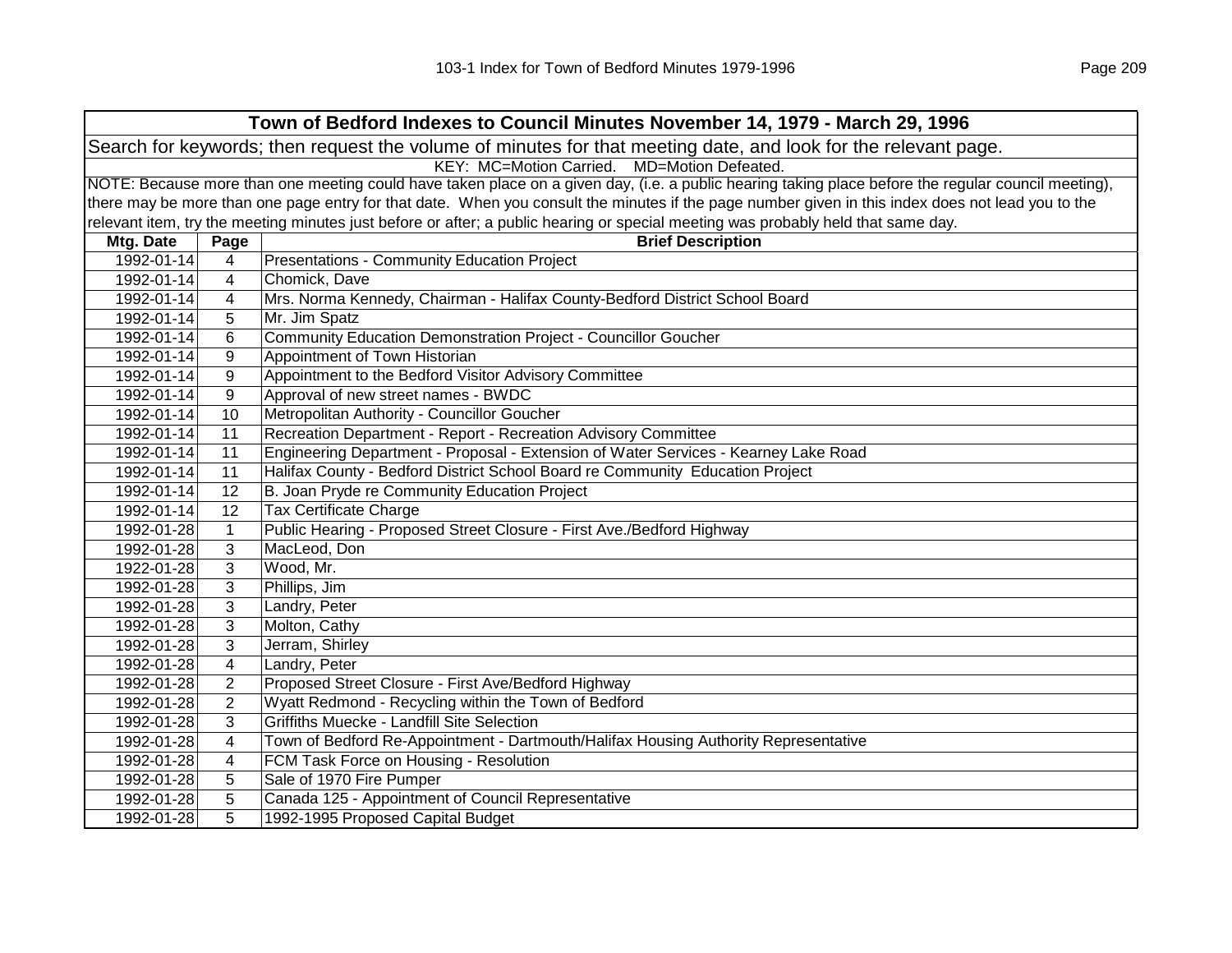| Town of Bedford Indexes to Council Minutes November 14, 1979 - March 29, 1996 | | |
|---|---|---|
| Search for keywords; then request the volume of minutes for that meeting date, and look for the relevant page. | | |
| KEY: MC=Motion Carried. MD=Motion Defeated. | | |
| NOTE: Because more than one meeting could have taken place on a given day, (i.e. a public hearing taking place before the regular council meeting), there may be more than one page entry for that date. When you consult the minutes if the page number given in this index does not lead you to the relevant item, try the meeting minutes just before or after; a public hearing or special meeting was probably held that same day. | | |
| **Mtg. Date** | **Page** | **Brief Description** |
| 1992-01-14 | 4 | Presentations - Community Education Project |
| 1992-01-14 | 4 | Chomick, Dave |
| 1992-01-14 | 4 | Mrs. Norma Kennedy, Chairman - Halifax County-Bedford District School Board |
| 1992-01-14 | 5 | Mr. Jim Spatz |
| 1992-01-14 | 6 | Community Education Demonstration Project - Councillor Goucher |
| 1992-01-14 | 9 | Appointment of Town Historian |
| 1992-01-14 | 9 | Appointment to the Bedford Visitor Advisory Committee |
| 1992-01-14 | 9 | Approval of new street names - BWDC |
| 1992-01-14 | 10 | Metropolitan Authority - Councillor Goucher |
| 1992-01-14 | 11 | Recreation Department - Report - Recreation Advisory Committee |
| 1992-01-14 | 11 | Engineering Department - Proposal - Extension of Water Services - Kearney Lake Road |
| 1992-01-14 | 11 | Halifax County - Bedford District School Board re Community Education Project |
| 1992-01-14 | 12 | B. Joan Pryde re Community Education Project |
| 1992-01-14 | 12 | Tax Certificate Charge |
| 1992-01-28 | 1 | Public Hearing - Proposed Street Closure - First Ave./Bedford Highway |
| 1992-01-28 | 3 | MacLeod, Don |
| 1922-01-28 | 3 | Wood, Mr. |
| 1992-01-28 | 3 | Phillips, Jim |
| 1992-01-28 | 3 | Landry, Peter |
| 1992-01-28 | 3 | Molton, Cathy |
| 1992-01-28 | 3 | Jerram, Shirley |
| 1992-01-28 | 4 | Landry, Peter |
| 1992-01-28 | 2 | Proposed Street Closure - First Ave/Bedford Highway |
| 1992-01-28 | 2 | Wyatt Redmond - Recycling within the Town of Bedford |
| 1992-01-28 | 3 | Griffiths Muecke - Landfill Site Selection |
| 1992-01-28 | 4 | Town of Bedford Re-Appointment - Dartmouth/Halifax Housing Authority Representative |
| 1992-01-28 | 4 | FCM Task Force on Housing - Resolution |
| 1992-01-28 | 5 | Sale of 1970 Fire Pumper |
| 1992-01-28 | 5 | Canada 125 - Appointment of Council Representative |
| 1992-01-28 | 5 | 1992-1995 Proposed Capital Budget |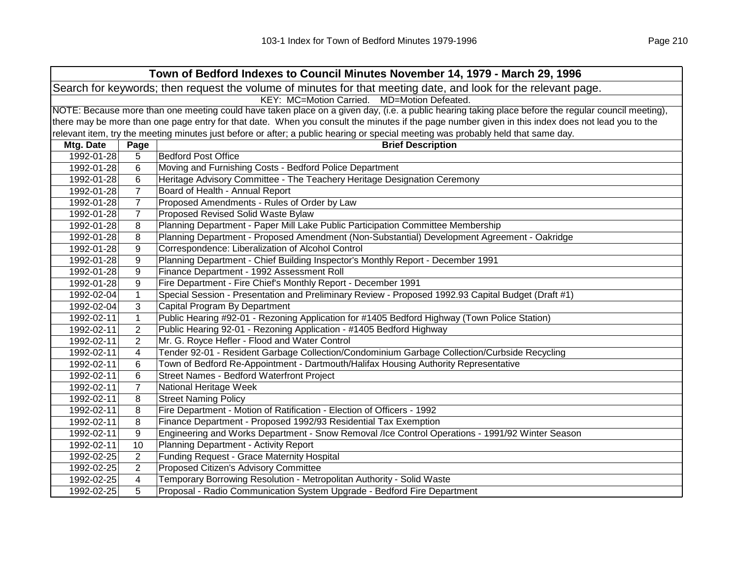| Town of Bedford Indexes to Council Minutes November 14, 1979 - March 29, 1996 | | |
|---|---|---|
| Search for keywords; then request the volume of minutes for that meeting date, and look for the relevant page. | | |
| KEY: MC=Motion Carried. MD=Motion Defeated. | | |
| NOTE: Because more than one meeting could have taken place on a given day, (i.e. a public hearing taking place before the regular council meeting), there may be more than one page entry for that date. When you consult the minutes if the page number given in this index does not lead you to the relevant item, try the meeting minutes just before or after; a public hearing or special meeting was probably held that same day. | | |
| **Mtg. Date** | **Page** | **Brief Description** |
| 1992-01-28 | 5 | Bedford Post Office |
| 1992-01-28 | 6 | Moving and Furnishing Costs - Bedford Police Department |
| 1992-01-28 | 6 | Heritage Advisory Committee - The Teachery Heritage Designation Ceremony |
| 1992-01-28 | 7 | Board of Health - Annual Report |
| 1992-01-28 | 7 | Proposed Amendments - Rules of Order by Law |
| 1992-01-28 | 7 | Proposed Revised Solid Waste Bylaw |
| 1992-01-28 | 8 | Planning Department - Paper Mill Lake Public Participation Committee Membership |
| 1992-01-28 | 8 | Planning Department - Proposed Amendment (Non-Substantial) Development Agreement - Oakridge |
| 1992-01-28 | 9 | Correspondence: Liberalization of Alcohol Control |
| 1992-01-28 | 9 | Planning Department - Chief Building Inspector's Monthly Report - December 1991 |
| 1992-01-28 | 9 | Finance Department - 1992 Assessment Roll |
| 1992-01-28 | 9 | Fire Department - Fire Chief's Monthly Report - December 1991 |
| 1992-02-04 | 1 | Special Session - Presentation and Preliminary Review - Proposed 1992.93 Capital Budget (Draft #1) |
| 1992-02-04 | 3 | Capital Program By Department |
| 1992-02-11 | 1 | Public Hearing #92-01 - Rezoning Application for #1405 Bedford Highway (Town Police Station) |
| 1992-02-11 | 2 | Public Hearing 92-01 - Rezoning Application - #1405 Bedford Highway |
| 1992-02-11 | 2 | Mr. G. Royce Hefler - Flood and Water Control |
| 1992-02-11 | 4 | Tender 92-01 - Resident Garbage Collection/Condominium Garbage Collection/Curbside Recycling |
| 1992-02-11 | 6 | Town of Bedford Re-Appointment - Dartmouth/Halifax Housing Authority Representative |
| 1992-02-11 | 6 | Street Names - Bedford Waterfront Project |
| 1992-02-11 | 7 | National Heritage Week |
| 1992-02-11 | 8 | Street Naming Policy |
| 1992-02-11 | 8 | Fire Department - Motion of Ratification - Election of Officers - 1992 |
| 1992-02-11 | 8 | Finance Department - Proposed 1992/93 Residential Tax Exemption |
| 1992-02-11 | 9 | Engineering and Works Department - Snow Removal /Ice Control Operations - 1991/92 Winter Season |
| 1992-02-11 | 10 | Planning Department - Activity Report |
| 1992-02-25 | 2 | Funding Request - Grace Maternity Hospital |
| 1992-02-25 | 2 | Proposed Citizen's Advisory Committee |
| 1992-02-25 | 4 | Temporary Borrowing Resolution - Metropolitan Authority - Solid Waste |
| 1992-02-25 | 5 | Proposal - Radio Communication System Upgrade - Bedford Fire Department |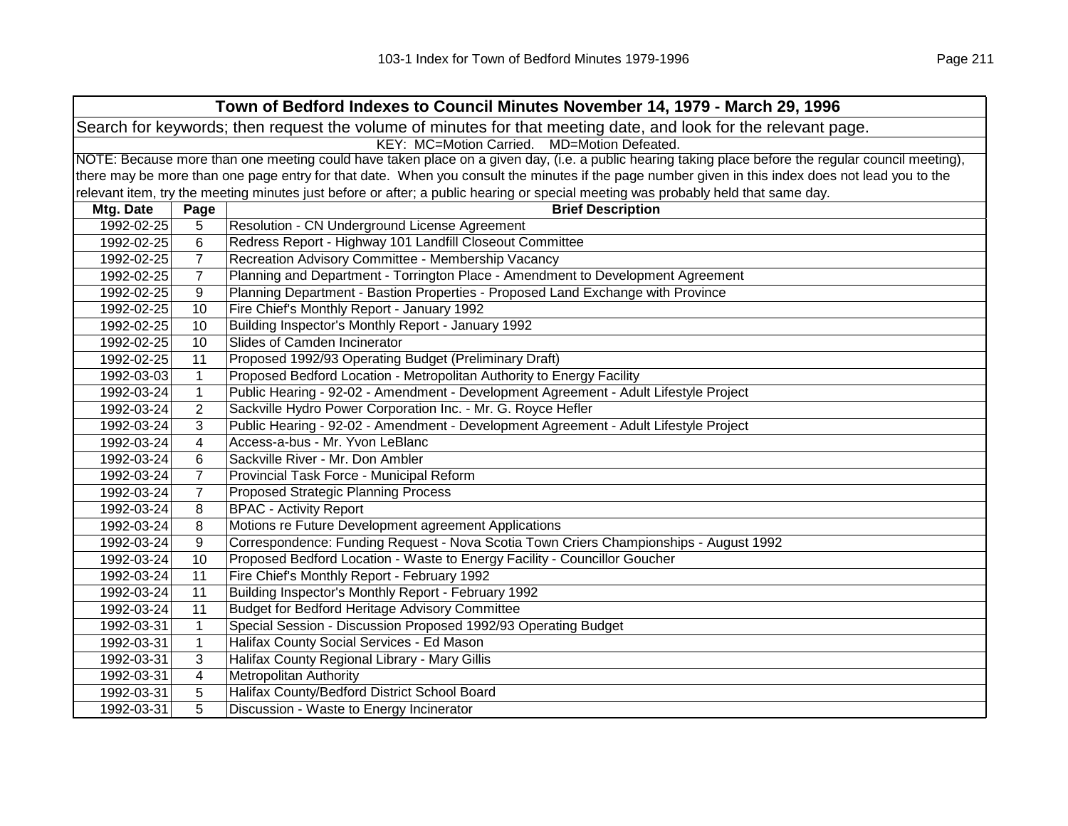## Town of Bedford Indexes to Council Minutes November 14, 1979 - March 29, 1996

Search for keywords; then request the volume of minutes for that meeting date, and look for the relevant page.

KEY: MC=Motion Carried. MD=Motion Defeated.

NOTE: Because more than one meeting could have taken place on a given day, (i.e. a public hearing taking place before the regular council meeting), there may be more than one page entry for that date. When you consult the minutes if the page number given in this index does not lead you to the relevant item, try the meeting minutes just before or after; a public hearing or special meeting was probably held that same day.

| Mtg. Date | Page | Brief Description |
|---|---|---|
| 1992-02-25 | 5 | Resolution - CN Underground License Agreement |
| 1992-02-25 | 6 | Redress Report - Highway 101 Landfill Closeout Committee |
| 1992-02-25 | 7 | Recreation Advisory Committee - Membership Vacancy |
| 1992-02-25 | 7 | Planning and Department - Torrington Place - Amendment to Development Agreement |
| 1992-02-25 | 9 | Planning Department - Bastion Properties - Proposed Land Exchange with Province |
| 1992-02-25 | 10 | Fire Chief's Monthly Report - January 1992 |
| 1992-02-25 | 10 | Building Inspector's Monthly Report - January 1992 |
| 1992-02-25 | 10 | Slides of Camden Incinerator |
| 1992-02-25 | 11 | Proposed 1992/93 Operating Budget (Preliminary Draft) |
| 1992-03-03 | 1 | Proposed Bedford Location - Metropolitan Authority to Energy Facility |
| 1992-03-24 | 1 | Public Hearing - 92-02 - Amendment - Development Agreement - Adult Lifestyle Project |
| 1992-03-24 | 2 | Sackville Hydro Power Corporation Inc. - Mr. G. Royce Hefler |
| 1992-03-24 | 3 | Public Hearing - 92-02 - Amendment - Development Agreement - Adult Lifestyle Project |
| 1992-03-24 | 4 | Access-a-bus - Mr. Yvon LeBlanc |
| 1992-03-24 | 6 | Sackville River - Mr. Don Ambler |
| 1992-03-24 | 7 | Provincial Task Force - Municipal Reform |
| 1992-03-24 | 7 | Proposed Strategic Planning Process |
| 1992-03-24 | 8 | BPAC - Activity Report |
| 1992-03-24 | 8 | Motions re Future Development agreement Applications |
| 1992-03-24 | 9 | Correspondence: Funding Request - Nova Scotia Town Criers Championships - August 1992 |
| 1992-03-24 | 10 | Proposed Bedford Location - Waste to Energy Facility - Councillor Goucher |
| 1992-03-24 | 11 | Fire Chief's Monthly Report - February 1992 |
| 1992-03-24 | 11 | Building Inspector's Monthly Report - February 1992 |
| 1992-03-24 | 11 | Budget for Bedford Heritage Advisory Committee |
| 1992-03-31 | 1 | Special Session - Discussion Proposed 1992/93 Operating Budget |
| 1992-03-31 | 1 | Halifax County Social Services - Ed Mason |
| 1992-03-31 | 3 | Halifax County Regional Library - Mary Gillis |
| 1992-03-31 | 4 | Metropolitan Authority |
| 1992-03-31 | 5 | Halifax County/Bedford District School Board |
| 1992-03-31 | 5 | Discussion - Waste to Energy Incinerator |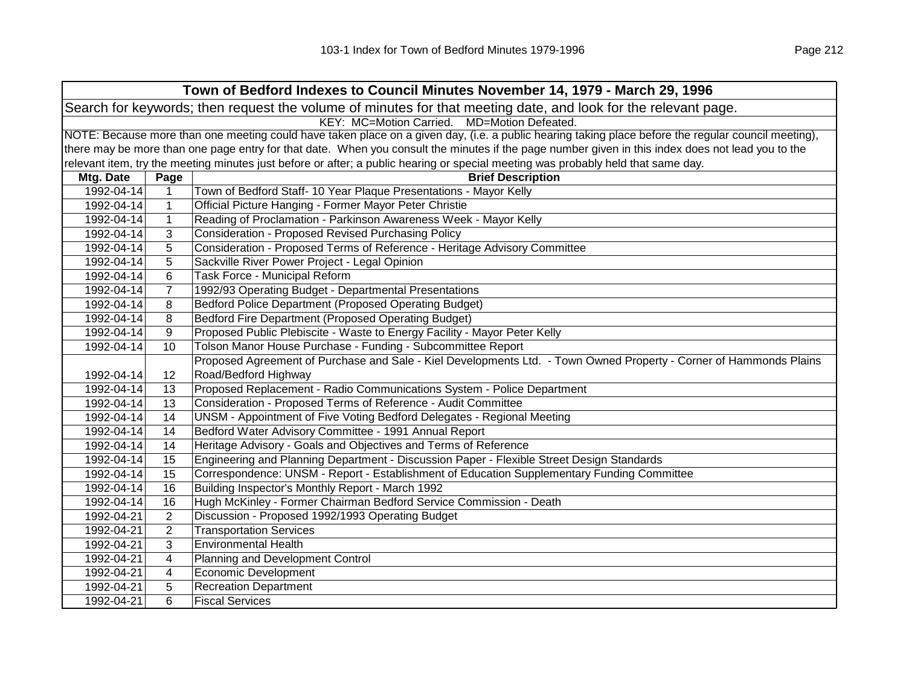| Town of Bedford Indexes to Council Minutes November 14, 1979 - March 29, 1996 | | |
|---|---|---|
| Search for keywords; then request the volume of minutes for that meeting date, and look for the relevant page. | | |
| KEY: MC=Motion Carried. MD=Motion Defeated. | | |
| NOTE: Because more than one meeting could have taken place on a given day, (i.e. a public hearing taking place before the regular council meeting), there may be more than one page entry for that date. When you consult the minutes if the page number given in this index does not lead you to the relevant item, try the meeting minutes just before or after; a public hearing or special meeting was probably held that same day. | | |
| **Mtg. Date** | **Page** | **Brief Description** |
| 1992-04-14 | 1 | Town of Bedford Staff- 10 Year Plaque Presentations - Mayor Kelly |
| 1992-04-14 | 1 | Official Picture Hanging - Former Mayor Peter Christie |
| 1992-04-14 | 1 | Reading of Proclamation - Parkinson Awareness Week - Mayor Kelly |
| 1992-04-14 | 3 | Consideration - Proposed Revised Purchasing Policy |
| 1992-04-14 | 5 | Consideration - Proposed Terms of Reference - Heritage Advisory Committee |
| 1992-04-14 | 5 | Sackville River Power Project - Legal Opinion |
| 1992-04-14 | 6 | Task Force - Municipal Reform |
| 1992-04-14 | 7 | 1992/93 Operating Budget - Departmental Presentations |
| 1992-04-14 | 8 | Bedford Police Department (Proposed Operating Budget) |
| 1992-04-14 | 8 | Bedford Fire Department (Proposed Operating Budget) |
| 1992-04-14 | 9 | Proposed Public Plebiscite - Waste to Energy Facility - Mayor Peter Kelly |
| 1992-04-14 | 10 | Tolson Manor House Purchase - Funding - Subcommittee Report |
| 1992-04-14 | 12 | Proposed Agreement of Purchase and Sale - Kiel Developments Ltd. - Town Owned Property - Corner of Hammonds Plains Road/Bedford Highway |
| 1992-04-14 | 13 | Proposed Replacement - Radio Communications System - Police Department |
| 1992-04-14 | 13 | Consideration - Proposed Terms of Reference - Audit Committee |
| 1992-04-14 | 14 | UNSM - Appointment of Five Voting Bedford Delegates - Regional Meeting |
| 1992-04-14 | 14 | Bedford Water Advisory Committee - 1991 Annual Report |
| 1992-04-14 | 14 | Heritage Advisory - Goals and Objectives and Terms of Reference |
| 1992-04-14 | 15 | Engineering and Planning Department - Discussion Paper - Flexible Street Design Standards |
| 1992-04-14 | 15 | Correspondence: UNSM - Report - Establishment of Education Supplementary Funding Committee |
| 1992-04-14 | 16 | Building Inspector's Monthly Report - March 1992 |
| 1992-04-14 | 16 | Hugh McKinley - Former Chairman Bedford Service Commission - Death |
| 1992-04-21 | 2 | Discussion - Proposed 1992/1993 Operating Budget |
| 1992-04-21 | 2 | Transportation Services |
| 1992-04-21 | 3 | Environmental Health |
| 1992-04-21 | 4 | Planning and Development Control |
| 1992-04-21 | 4 | Economic Development |
| 1992-04-21 | 5 | Recreation Department |
| 1992-04-21 | 6 | Fiscal Services |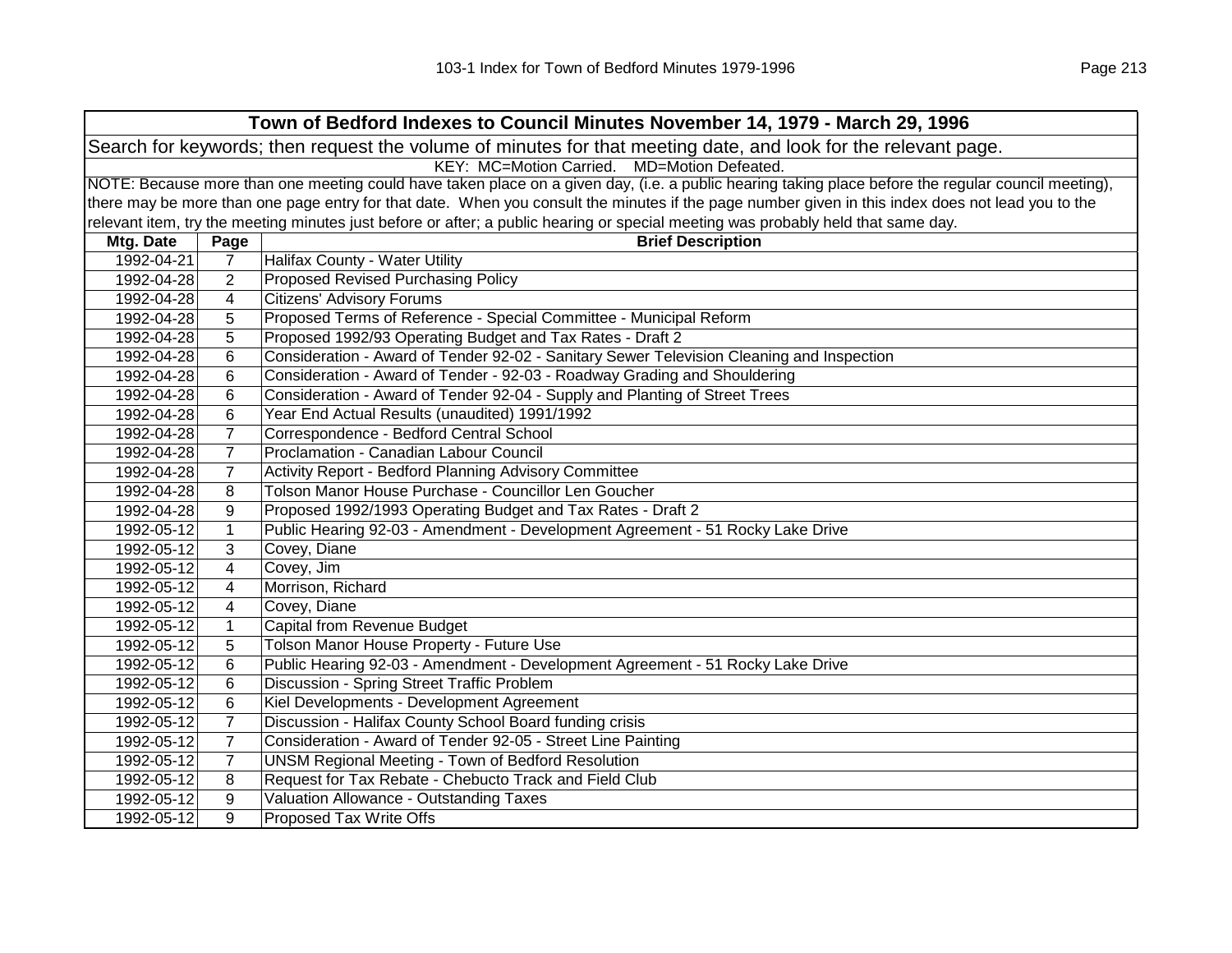**Town of Bedford Indexes to Council Minutes November 14, 1979 - March 29, 1996**

Search for keywords; then request the volume of minutes for that meeting date, and look for the relevant page.

KEY: MC=Motion Carried. MD=Motion Defeated.

NOTE: Because more than one meeting could have taken place on a given day, (i.e. a public hearing taking place before the regular council meeting), there may be more than one page entry for that date. When you consult the minutes if the page number given in this index does not lead you to the relevant item, try the meeting minutes just before or after; a public hearing or special meeting was probably held that same day.

| Mtg. Date | Page | Brief Description |
|---|---|---|
| 1992-04-21 | 7 | Halifax County - Water Utility |
| 1992-04-28 | 2 | Proposed Revised Purchasing Policy |
| 1992-04-28 | 4 | Citizens' Advisory Forums |
| 1992-04-28 | 5 | Proposed Terms of Reference - Special Committee - Municipal Reform |
| 1992-04-28 | 5 | Proposed 1992/93 Operating Budget and Tax Rates - Draft 2 |
| 1992-04-28 | 6 | Consideration - Award of Tender 92-02 - Sanitary Sewer Television Cleaning and Inspection |
| 1992-04-28 | 6 | Consideration - Award of Tender - 92-03 - Roadway Grading and Shouldering |
| 1992-04-28 | 6 | Consideration - Award of Tender 92-04 - Supply and Planting of Street Trees |
| 1992-04-28 | 6 | Year End Actual Results (unaudited) 1991/1992 |
| 1992-04-28 | 7 | Correspondence - Bedford Central School |
| 1992-04-28 | 7 | Proclamation - Canadian Labour Council |
| 1992-04-28 | 7 | Activity Report - Bedford Planning Advisory Committee |
| 1992-04-28 | 8 | Tolson Manor House Purchase - Councillor Len Goucher |
| 1992-04-28 | 9 | Proposed 1992/1993 Operating Budget and Tax Rates - Draft 2 |
| 1992-05-12 | 1 | Public Hearing 92-03 - Amendment - Development Agreement - 51 Rocky Lake Drive |
| 1992-05-12 | 3 | Covey, Diane |
| 1992-05-12 | 4 | Covey, Jim |
| 1992-05-12 | 4 | Morrison, Richard |
| 1992-05-12 | 4 | Covey, Diane |
| 1992-05-12 | 1 | Capital from Revenue Budget |
| 1992-05-12 | 5 | Tolson Manor House Property - Future Use |
| 1992-05-12 | 6 | Public Hearing 92-03 - Amendment - Development Agreement - 51 Rocky Lake Drive |
| 1992-05-12 | 6 | Discussion - Spring Street Traffic Problem |
| 1992-05-12 | 6 | Kiel Developments - Development Agreement |
| 1992-05-12 | 7 | Discussion - Halifax County School Board funding crisis |
| 1992-05-12 | 7 | Consideration - Award of Tender 92-05 - Street Line Painting |
| 1992-05-12 | 7 | UNSM Regional Meeting - Town of Bedford Resolution |
| 1992-05-12 | 8 | Request for Tax Rebate - Chebucto Track and Field Club |
| 1992-05-12 | 9 | Valuation Allowance - Outstanding Taxes |
| 1992-05-12 | 9 | Proposed Tax Write Offs |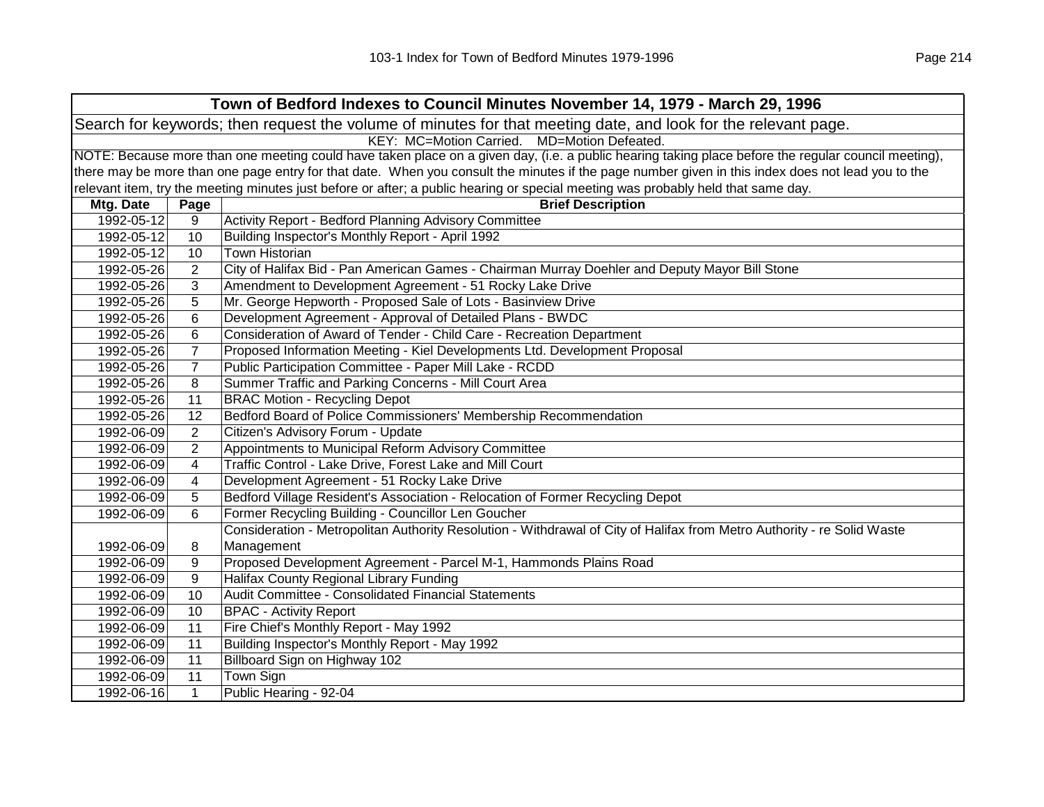| Town of Bedford Indexes to Council Minutes November 14, 1979 - March 29, 1996 | | |
|---|---|---|
| Search for keywords; then request the volume of minutes for that meeting date, and look for the relevant page. | | |
| KEY: MC=Motion Carried. MD=Motion Defeated. | | |
| NOTE: Because more than one meeting could have taken place on a given day, (i.e. a public hearing taking place before the regular council meeting), there may be more than one page entry for that date. When you consult the minutes if the page number given in this index does not lead you to the relevant item, try the meeting minutes just before or after; a public hearing or special meeting was probably held that same day. | | |
| **Mtg. Date** | **Page** | **Brief Description** |
| 1992-05-12 | 9 | Activity Report - Bedford Planning Advisory Committee |
| 1992-05-12 | 10 | Building Inspector's Monthly Report - April 1992 |
| 1992-05-12 | 10 | Town Historian |
| 1992-05-26 | 2 | City of Halifax Bid - Pan American Games - Chairman Murray Doehler and Deputy Mayor Bill Stone |
| 1992-05-26 | 3 | Amendment to Development Agreement - 51 Rocky Lake Drive |
| 1992-05-26 | 5 | Mr. George Hepworth - Proposed Sale of Lots - Basinview Drive |
| 1992-05-26 | 6 | Development Agreement - Approval of Detailed Plans - BWDC |
| 1992-05-26 | 6 | Consideration of Award of Tender - Child Care - Recreation Department |
| 1992-05-26 | 7 | Proposed Information Meeting - Kiel Developments Ltd. Development Proposal |
| 1992-05-26 | 7 | Public Participation Committee - Paper Mill Lake - RCDD |
| 1992-05-26 | 8 | Summer Traffic and Parking Concerns - Mill Court Area |
| 1992-05-26 | 11 | BRAC Motion - Recycling Depot |
| 1992-05-26 | 12 | Bedford Board of Police Commissioners' Membership Recommendation |
| 1992-06-09 | 2 | Citizen's Advisory Forum - Update |
| 1992-06-09 | 2 | Appointments to Municipal Reform Advisory Committee |
| 1992-06-09 | 4 | Traffic Control - Lake Drive, Forest Lake and Mill Court |
| 1992-06-09 | 4 | Development Agreement - 51 Rocky Lake Drive |
| 1992-06-09 | 5 | Bedford Village Resident's Association - Relocation of Former Recycling Depot |
| 1992-06-09 | 6 | Former Recycling Building - Councillor Len Goucher |
| 1992-06-09 | 8 | Consideration - Metropolitan Authority Resolution - Withdrawal of City of Halifax from Metro Authority - re Solid Waste Management |
| 1992-06-09 | 9 | Proposed Development Agreement - Parcel M-1, Hammonds Plains Road |
| 1992-06-09 | 9 | Halifax County Regional Library Funding |
| 1992-06-09 | 10 | Audit Committee - Consolidated Financial Statements |
| 1992-06-09 | 10 | BPAC - Activity Report |
| 1992-06-09 | 11 | Fire Chief's Monthly Report - May 1992 |
| 1992-06-09 | 11 | Building Inspector's Monthly Report - May 1992 |
| 1992-06-09 | 11 | Billboard Sign on Highway 102 |
| 1992-06-09 | 11 | Town Sign |
| 1992-06-16 | 1 | Public Hearing - 92-04 |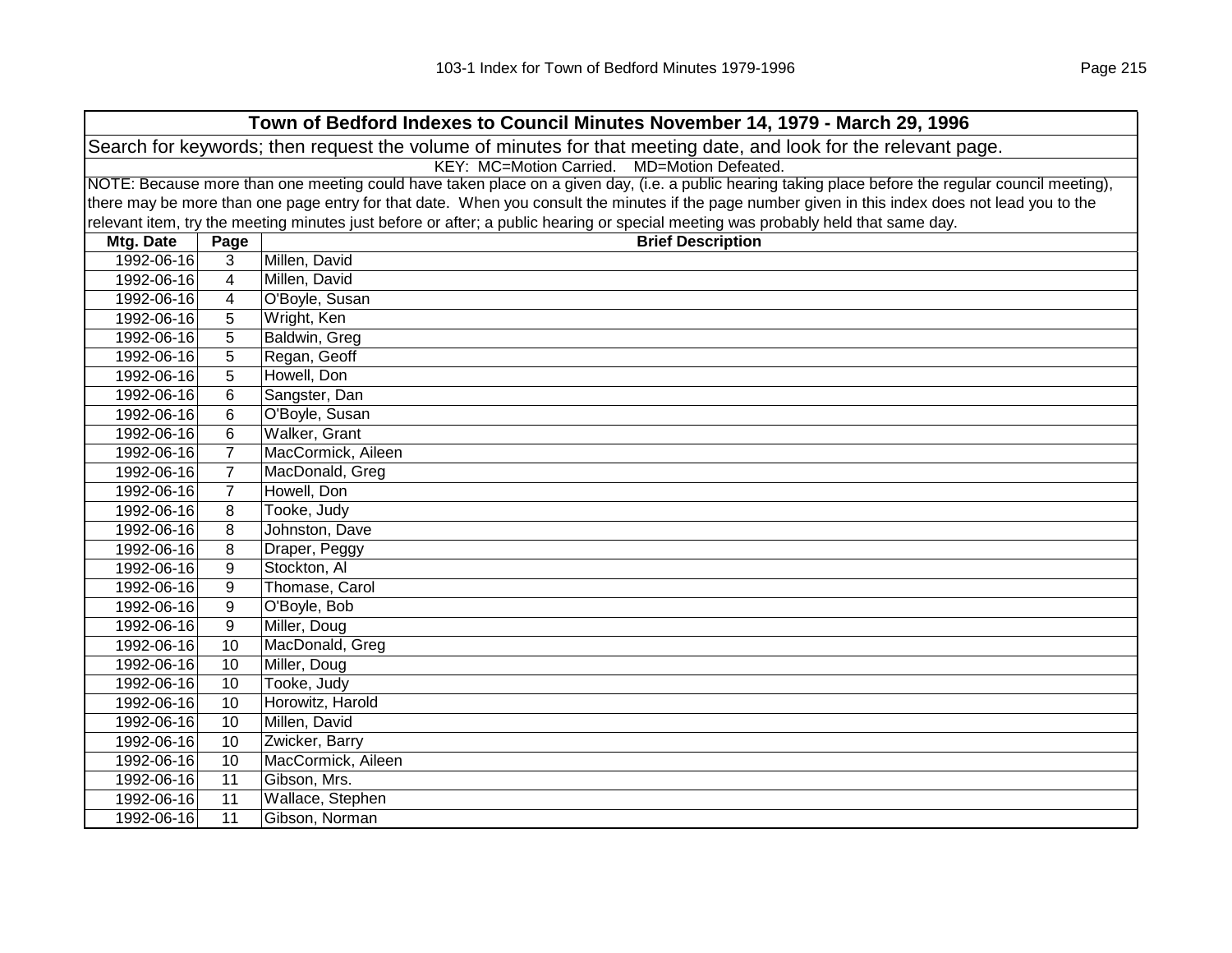## Town of Bedford Indexes to Council Minutes November 14, 1979 - March 29, 1996

Search for keywords; then request the volume of minutes for that meeting date, and look for the relevant page.

KEY: MC=Motion Carried. MD=Motion Defeated.

NOTE: Because more than one meeting could have taken place on a given day, (i.e. a public hearing taking place before the regular council meeting), there may be more than one page entry for that date. When you consult the minutes if the page number given in this index does not lead you to the relevant item, try the meeting minutes just before or after; a public hearing or special meeting was probably held that same day.

| Mtg. Date | Page | Brief Description |
|---|---|---|
| 1992-06-16 | 3 | Millen, David |
| 1992-06-16 | 4 | Millen, David |
| 1992-06-16 | 4 | O'Boyle, Susan |
| 1992-06-16 | 5 | Wright, Ken |
| 1992-06-16 | 5 | Baldwin, Greg |
| 1992-06-16 | 5 | Regan, Geoff |
| 1992-06-16 | 5 | Howell, Don |
| 1992-06-16 | 6 | Sangster, Dan |
| 1992-06-16 | 6 | O'Boyle, Susan |
| 1992-06-16 | 6 | Walker, Grant |
| 1992-06-16 | 7 | MacCormick, Aileen |
| 1992-06-16 | 7 | MacDonald, Greg |
| 1992-06-16 | 7 | Howell, Don |
| 1992-06-16 | 8 | Tooke, Judy |
| 1992-06-16 | 8 | Johnston, Dave |
| 1992-06-16 | 8 | Draper, Peggy |
| 1992-06-16 | 9 | Stockton, Al |
| 1992-06-16 | 9 | Thomase, Carol |
| 1992-06-16 | 9 | O'Boyle, Bob |
| 1992-06-16 | 9 | Miller, Doug |
| 1992-06-16 | 10 | MacDonald, Greg |
| 1992-06-16 | 10 | Miller, Doug |
| 1992-06-16 | 10 | Tooke, Judy |
| 1992-06-16 | 10 | Horowitz, Harold |
| 1992-06-16 | 10 | Millen, David |
| 1992-06-16 | 10 | Zwicker, Barry |
| 1992-06-16 | 10 | MacCormick, Aileen |
| 1992-06-16 | 11 | Gibson, Mrs. |
| 1992-06-16 | 11 | Wallace, Stephen |
| 1992-06-16 | 11 | Gibson, Norman |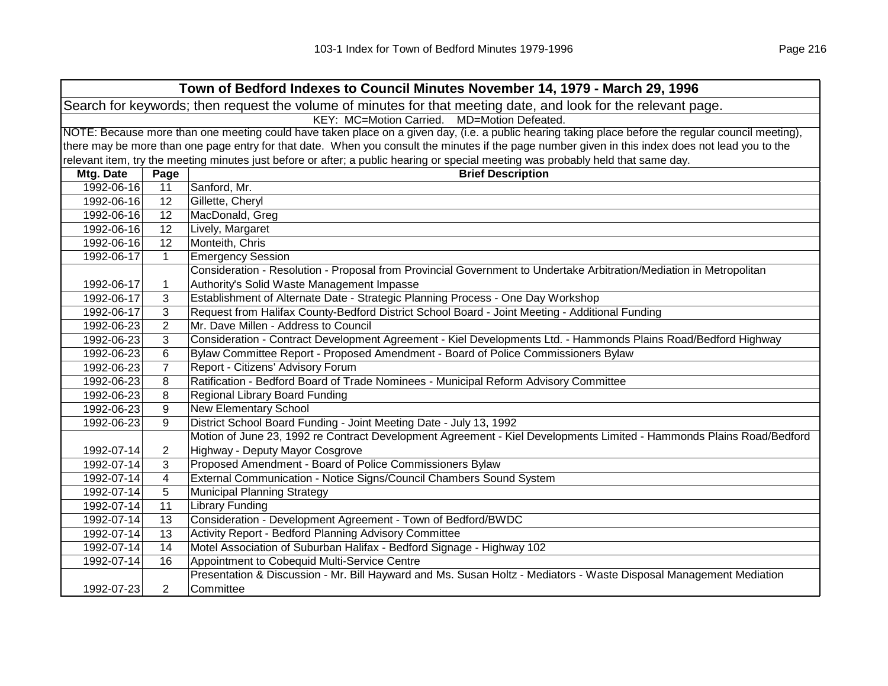| Town of Bedford Indexes to Council Minutes November 14, 1979 - March 29, 1996 | | |
|---|---|---|
| Search for keywords; then request the volume of minutes for that meeting date, and look for the relevant page. | | |
| KEY: MC=Motion Carried. MD=Motion Defeated. | | |
| NOTE: Because more than one meeting could have taken place on a given day, (i.e. a public hearing taking place before the regular council meeting), there may be more than one page entry for that date. When you consult the minutes if the page number given in this index does not lead you to the relevant item, try the meeting minutes just before or after; a public hearing or special meeting was probably held that same day. | | |
| **Mtg. Date** | **Page** | **Brief Description** |
| 1992-06-16 | 11 | Sanford, Mr. |
| 1992-06-16 | 12 | Gillette, Cheryl |
| 1992-06-16 | 12 | MacDonald, Greg |
| 1992-06-16 | 12 | Lively, Margaret |
| 1992-06-16 | 12 | Monteith, Chris |
| 1992-06-17 | 1 | Emergency Session |
| 1992-06-17 | 1 | Consideration - Resolution - Proposal from Provincial Government to Undertake Arbitration/Mediation in Metropolitan Authority's Solid Waste Management Impasse |
| 1992-06-17 | 3 | Establishment of Alternate Date - Strategic Planning Process - One Day Workshop |
| 1992-06-17 | 3 | Request from Halifax County-Bedford District School Board - Joint Meeting - Additional Funding |
| 1992-06-23 | 2 | Mr. Dave Millen - Address to Council |
| 1992-06-23 | 3 | Consideration - Contract Development Agreement - Kiel Developments Ltd. - Hammonds Plains Road/Bedford Highway |
| 1992-06-23 | 6 | Bylaw Committee Report - Proposed Amendment - Board of Police Commissioners Bylaw |
| 1992-06-23 | 7 | Report - Citizens' Advisory Forum |
| 1992-06-23 | 8 | Ratification - Bedford Board of Trade Nominees - Municipal Reform Advisory Committee |
| 1992-06-23 | 8 | Regional Library Board Funding |
| 1992-06-23 | 9 | New Elementary School |
| 1992-06-23 | 9 | District School Board Funding - Joint Meeting Date - July 13, 1992 |
| 1992-07-14 | 2 | Motion of June 23, 1992 re Contract Development Agreement - Kiel Developments Limited - Hammonds Plains Road/Bedford Highway - Deputy Mayor Cosgrove |
| 1992-07-14 | 3 | Proposed Amendment - Board of Police Commissioners Bylaw |
| 1992-07-14 | 4 | External Communication - Notice Signs/Council Chambers Sound System |
| 1992-07-14 | 5 | Municipal Planning Strategy |
| 1992-07-14 | 11 | Library Funding |
| 1992-07-14 | 13 | Consideration - Development Agreement - Town of Bedford/BWDC |
| 1992-07-14 | 13 | Activity Report - Bedford Planning Advisory Committee |
| 1992-07-14 | 14 | Motel Association of Suburban Halifax - Bedford Signage - Highway 102 |
| 1992-07-14 | 16 | Appointment to Cobequid Multi-Service Centre |
| 1992-07-23 | 2 | Presentation & Discussion - Mr. Bill Hayward and Ms. Susan Holtz - Mediators - Waste Disposal Management Mediation Committee |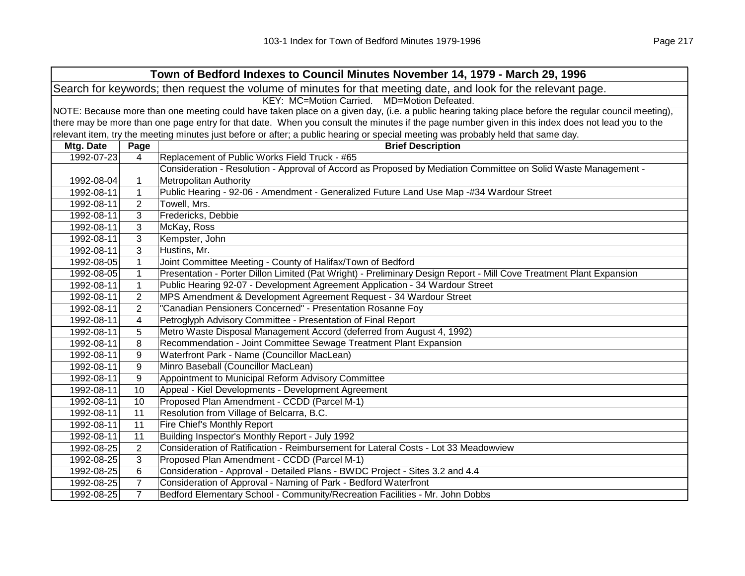| Town of Bedford Indexes to Council Minutes November 14, 1979 - March 29, 1996 | | |
|---|---|---|
| Search for keywords; then request the volume of minutes for that meeting date, and look for the relevant page. | | |
| KEY: MC=Motion Carried. MD=Motion Defeated. | | |
| NOTE: Because more than one meeting could have taken place on a given day, (i.e. a public hearing taking place before the regular council meeting), there may be more than one page entry for that date. When you consult the minutes if the page number given in this index does not lead you to the relevant item, try the meeting minutes just before or after; a public hearing or special meeting was probably held that same day. | | |
| **Mtg. Date** | **Page** | **Brief Description** |
| 1992-07-23 | 4 | Replacement of Public Works Field Truck - #65 |
| 1992-08-04 | 1 | Consideration - Resolution - Approval of Accord as Proposed by Mediation Committee on Solid Waste Management - Metropolitan Authority |
| 1992-08-11 | 1 | Public Hearing - 92-06 - Amendment - Generalized Future Land Use Map -#34 Wardour Street |
| 1992-08-11 | 2 | Towell, Mrs. |
| 1992-08-11 | 3 | Fredericks, Debbie |
| 1992-08-11 | 3 | McKay, Ross |
| 1992-08-11 | 3 | Kempster, John |
| 1992-08-11 | 3 | Hustins, Mr. |
| 1992-08-05 | 1 | Joint Committee Meeting - County of Halifax/Town of Bedford |
| 1992-08-05 | 1 | Presentation - Porter Dillon Limited (Pat Wright) - Preliminary Design Report - Mill Cove Treatment Plant Expansion |
| 1992-08-11 | 1 | Public Hearing 92-07 - Development Agreement Application - 34 Wardour Street |
| 1992-08-11 | 2 | MPS Amendment & Development Agreement Request - 34 Wardour Street |
| 1992-08-11 | 2 | "Canadian Pensioners Concerned" - Presentation Rosanne Foy |
| 1992-08-11 | 4 | Petroglyph Advisory Committee - Presentation of Final Report |
| 1992-08-11 | 5 | Metro Waste Disposal Management Accord (deferred from August 4, 1992) |
| 1992-08-11 | 8 | Recommendation - Joint Committee Sewage Treatment Plant Expansion |
| 1992-08-11 | 9 | Waterfront Park - Name (Councillor MacLean) |
| 1992-08-11 | 9 | Minro Baseball (Councillor MacLean) |
| 1992-08-11 | 9 | Appointment to Municipal Reform Advisory Committee |
| 1992-08-11 | 10 | Appeal - Kiel Developments - Development Agreement |
| 1992-08-11 | 10 | Proposed Plan Amendment - CCDD (Parcel M-1) |
| 1992-08-11 | 11 | Resolution from Village of Belcarra, B.C. |
| 1992-08-11 | 11 | Fire Chief's Monthly Report |
| 1992-08-11 | 11 | Building Inspector's Monthly Report - July 1992 |
| 1992-08-25 | 2 | Consideration of Ratification - Reimbursement for Lateral Costs - Lot 33 Meadowview |
| 1992-08-25 | 3 | Proposed Plan Amendment - CCDD (Parcel M-1) |
| 1992-08-25 | 6 | Consideration - Approval - Detailed Plans - BWDC Project - Sites 3.2 and 4.4 |
| 1992-08-25 | 7 | Consideration of Approval - Naming of Park - Bedford Waterfront |
| 1992-08-25 | 7 | Bedford Elementary School - Community/Recreation Facilities - Mr. John Dobbs |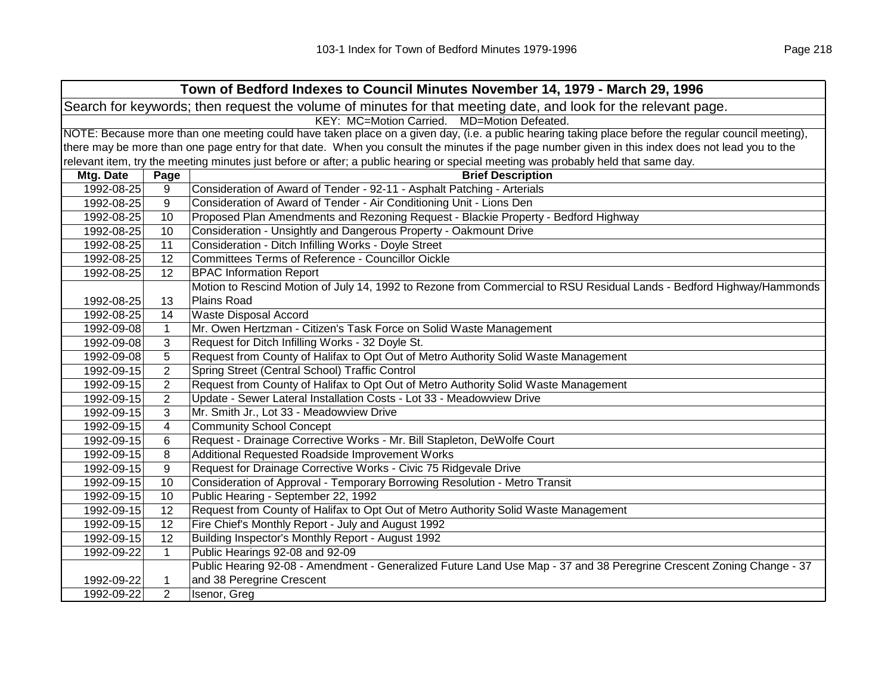| Town of Bedford Indexes to Council Minutes November 14, 1979 - March 29, 1996 | | |
|---|---|---|
| Search for keywords; then request the volume of minutes for that meeting date, and look for the relevant page. | | |
| KEY: MC=Motion Carried. MD=Motion Defeated. | | |
| NOTE: Because more than one meeting could have taken place on a given day, (i.e. a public hearing taking place before the regular council meeting), there may be more than one page entry for that date. When you consult the minutes if the page number given in this index does not lead you to the relevant item, try the meeting minutes just before or after; a public hearing or special meeting was probably held that same day. | | |
| **Mtg. Date** | **Page** | **Brief Description** |
| 1992-08-25 | 9 | Consideration of Award of Tender - 92-11 - Asphalt Patching - Arterials |
| 1992-08-25 | 9 | Consideration of Award of Tender - Air Conditioning Unit - Lions Den |
| 1992-08-25 | 10 | Proposed Plan Amendments and Rezoning Request - Blackie Property - Bedford Highway |
| 1992-08-25 | 10 | Consideration - Unsightly and Dangerous Property - Oakmount Drive |
| 1992-08-25 | 11 | Consideration - Ditch Infilling Works - Doyle Street |
| 1992-08-25 | 12 | Committees Terms of Reference - Councillor Oickle |
| 1992-08-25 | 12 | BPAC Information Report |
| 1992-08-25 | 13 | Motion to Rescind Motion of July 14, 1992 to Rezone from Commercial to RSU Residual Lands - Bedford Highway/Hammonds Plains Road |
| 1992-08-25 | 14 | Waste Disposal Accord |
| 1992-09-08 | 1 | Mr. Owen Hertzman - Citizen's Task Force on Solid Waste Management |
| 1992-09-08 | 3 | Request for Ditch Infilling Works - 32 Doyle St. |
| 1992-09-08 | 5 | Request from County of Halifax to Opt Out of Metro Authority Solid Waste Management |
| 1992-09-15 | 2 | Spring Street (Central School) Traffic Control |
| 1992-09-15 | 2 | Request from County of Halifax to Opt Out of Metro Authority Solid Waste Management |
| 1992-09-15 | 2 | Update - Sewer Lateral Installation Costs - Lot 33 - Meadowview Drive |
| 1992-09-15 | 3 | Mr. Smith Jr., Lot 33 - Meadowview Drive |
| 1992-09-15 | 4 | Community School Concept |
| 1992-09-15 | 6 | Request - Drainage Corrective Works - Mr. Bill Stapleton, DeWolfe Court |
| 1992-09-15 | 8 | Additional Requested Roadside Improvement Works |
| 1992-09-15 | 9 | Request for Drainage Corrective Works - Civic 75 Ridgevale Drive |
| 1992-09-15 | 10 | Consideration of Approval - Temporary Borrowing Resolution - Metro Transit |
| 1992-09-15 | 10 | Public Hearing - September 22, 1992 |
| 1992-09-15 | 12 | Request from County of Halifax to Opt Out of Metro Authority Solid Waste Management |
| 1992-09-15 | 12 | Fire Chief's Monthly Report - July and August 1992 |
| 1992-09-15 | 12 | Building Inspector's Monthly Report - August 1992 |
| 1992-09-22 | 1 | Public Hearings 92-08 and 92-09 |
| 1992-09-22 | 1 | Public Hearing 92-08 - Amendment - Generalized Future Land Use Map - 37 and 38 Peregrine Crescent Zoning Change - 37 and 38 Peregrine Crescent |
| 1992-09-22 | 2 | Isenor, Greg |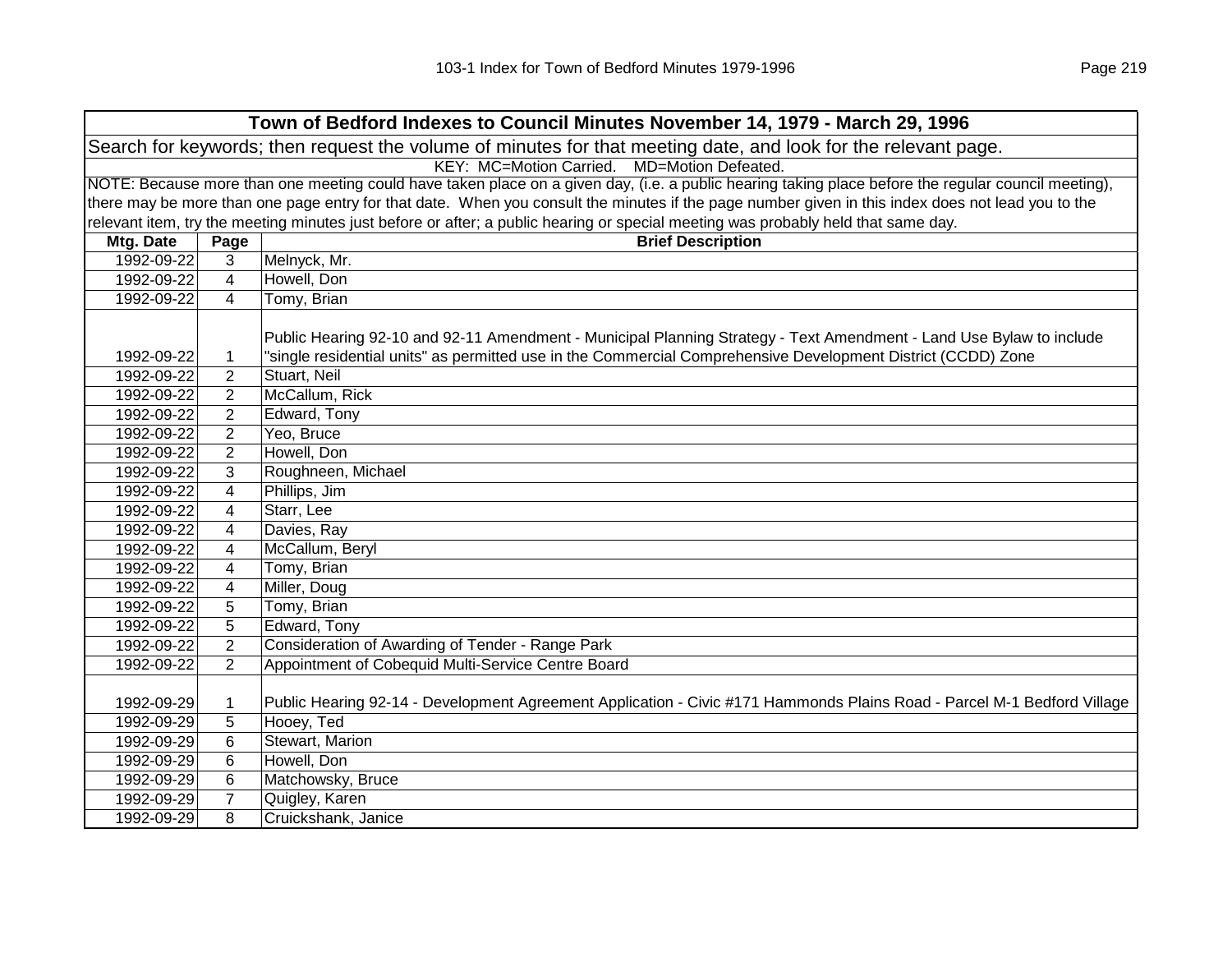## Town of Bedford Indexes to Council Minutes November 14, 1979 - March 29, 1996

Search for keywords; then request the volume of minutes for that meeting date, and look for the relevant page.

KEY: MC=Motion Carried. MD=Motion Defeated.

NOTE: Because more than one meeting could have taken place on a given day, (i.e. a public hearing taking place before the regular council meeting), there may be more than one page entry for that date. When you consult the minutes if the page number given in this index does not lead you to the relevant item, try the meeting minutes just before or after; a public hearing or special meeting was probably held that same day.

| Mtg. Date | Page | Brief Description |
|---|---|---|
| 1992-09-22 | 3 | Melnyck, Mr. |
| 1992-09-22 | 4 | Howell, Don |
| 1992-09-22 | 4 | Tomy, Brian |
| 1992-09-22 | 1 | Public Hearing 92-10 and 92-11 Amendment - Municipal Planning Strategy - Text Amendment - Land Use Bylaw to include "single residential units" as permitted use in the Commercial Comprehensive Development District (CCDD) Zone |
| 1992-09-22 | 2 | Stuart, Neil |
| 1992-09-22 | 2 | McCallum, Rick |
| 1992-09-22 | 2 | Edward, Tony |
| 1992-09-22 | 2 | Yeo, Bruce |
| 1992-09-22 | 2 | Howell, Don |
| 1992-09-22 | 3 | Roughneen, Michael |
| 1992-09-22 | 4 | Phillips, Jim |
| 1992-09-22 | 4 | Starr, Lee |
| 1992-09-22 | 4 | Davies, Ray |
| 1992-09-22 | 4 | McCallum, Beryl |
| 1992-09-22 | 4 | Tomy, Brian |
| 1992-09-22 | 4 | Miller, Doug |
| 1992-09-22 | 5 | Tomy, Brian |
| 1992-09-22 | 5 | Edward, Tony |
| 1992-09-22 | 2 | Consideration of Awarding of Tender - Range Park |
| 1992-09-22 | 2 | Appointment of Cobequid Multi-Service Centre Board |
| 1992-09-29 | 1 | Public Hearing 92-14 - Development Agreement Application - Civic #171 Hammonds Plains Road - Parcel M-1 Bedford Village |
| 1992-09-29 | 5 | Hooey, Ted |
| 1992-09-29 | 6 | Stewart, Marion |
| 1992-09-29 | 6 | Howell, Don |
| 1992-09-29 | 6 | Matchowsky, Bruce |
| 1992-09-29 | 7 | Quigley, Karen |
| 1992-09-29 | 8 | Cruickshank, Janice |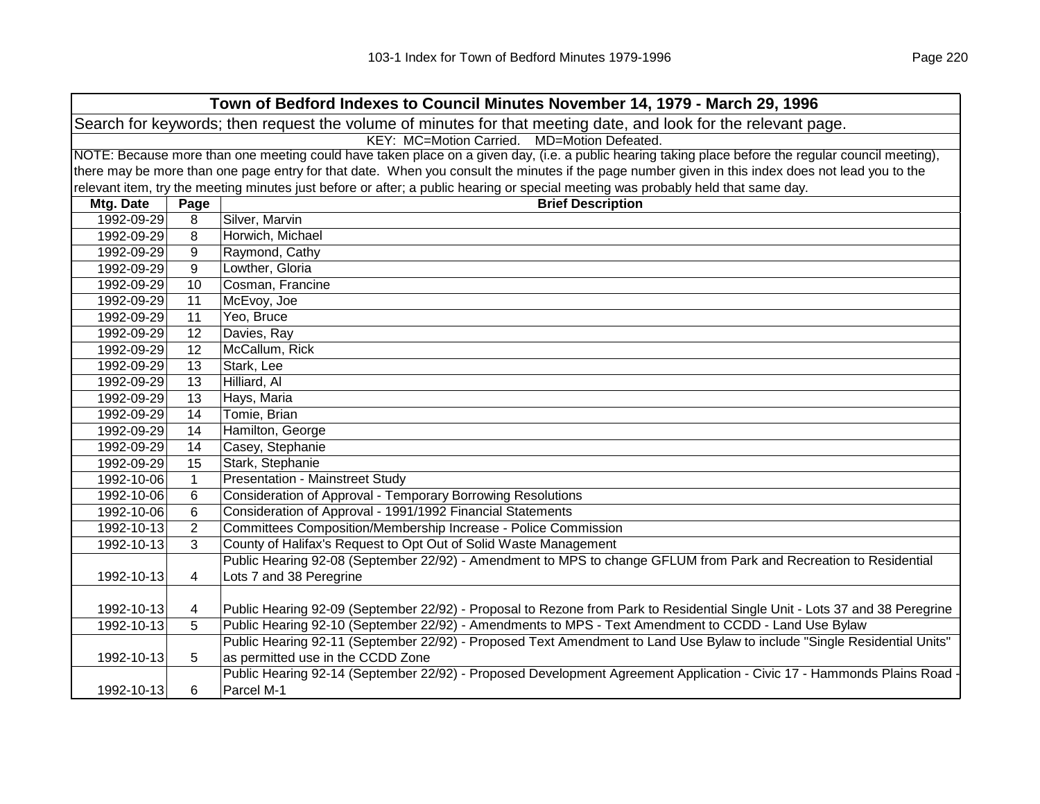## Town of Bedford Indexes to Council Minutes November 14, 1979 - March 29, 1996

Search for keywords; then request the volume of minutes for that meeting date, and look for the relevant page.

KEY: MC=Motion Carried. MD=Motion Defeated.

NOTE: Because more than one meeting could have taken place on a given day, (i.e. a public hearing taking place before the regular council meeting), there may be more than one page entry for that date. When you consult the minutes if the page number given in this index does not lead you to the relevant item, try the meeting minutes just before or after; a public hearing or special meeting was probably held that same day.

| Mtg. Date | Page | Brief Description |
|---|---|---|
| 1992-09-29 | 8 | Silver, Marvin |
| 1992-09-29 | 8 | Horwich, Michael |
| 1992-09-29 | 9 | Raymond, Cathy |
| 1992-09-29 | 9 | Lowther, Gloria |
| 1992-09-29 | 10 | Cosman, Francine |
| 1992-09-29 | 11 | McEvoy, Joe |
| 1992-09-29 | 11 | Yeo, Bruce |
| 1992-09-29 | 12 | Davies, Ray |
| 1992-09-29 | 12 | McCallum, Rick |
| 1992-09-29 | 13 | Stark, Lee |
| 1992-09-29 | 13 | Hilliard, Al |
| 1992-09-29 | 13 | Hays, Maria |
| 1992-09-29 | 14 | Tomie, Brian |
| 1992-09-29 | 14 | Hamilton, George |
| 1992-09-29 | 14 | Casey, Stephanie |
| 1992-09-29 | 15 | Stark, Stephanie |
| 1992-10-06 | 1 | Presentation - Mainstreet Study |
| 1992-10-06 | 6 | Consideration of Approval - Temporary Borrowing Resolutions |
| 1992-10-06 | 6 | Consideration of Approval - 1991/1992 Financial Statements |
| 1992-10-13 | 2 | Committees Composition/Membership Increase - Police Commission |
| 1992-10-13 | 3 | County of Halifax's Request to Opt Out of Solid Waste Management |
| 1992-10-13 | 4 | Public Hearing 92-08 (September 22/92) - Amendment to MPS to change GFLUM from Park and Recreation to Residential Lots 7 and 38 Peregrine |
| 1992-10-13 | 4 | Public Hearing 92-09 (September 22/92) - Proposal to Rezone from Park to Residential Single Unit - Lots 37 and 38 Peregrine |
| 1992-10-13 | 5 | Public Hearing 92-10 (September 22/92) - Amendments to MPS - Text Amendment to CCDD - Land Use Bylaw |
| 1992-10-13 | 5 | Public Hearing 92-11 (September 22/92) - Proposed Text Amendment to Land Use Bylaw to include "Single Residential Units" as permitted use in the CCDD Zone |
| 1992-10-13 | 6 | Public Hearing 92-14 (September 22/92) - Proposed Development Agreement Application - Civic 17 - Hammonds Plains Road - Parcel M-1 |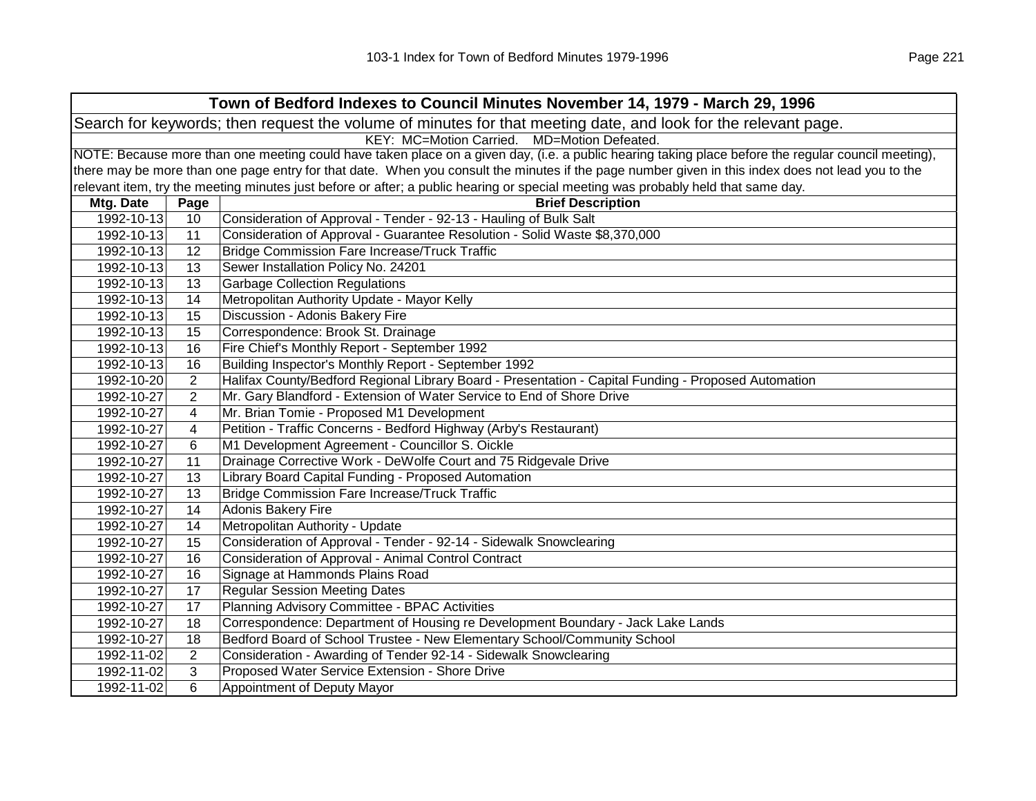## Town of Bedford Indexes to Council Minutes November 14, 1979 - March 29, 1996

Search for keywords; then request the volume of minutes for that meeting date, and look for the relevant page.

KEY: MC=Motion Carried. MD=Motion Defeated.

NOTE: Because more than one meeting could have taken place on a given day, (i.e. a public hearing taking place before the regular council meeting), there may be more than one page entry for that date. When you consult the minutes if the page number given in this index does not lead you to the relevant item, try the meeting minutes just before or after; a public hearing or special meeting was probably held that same day.

| Mtg. Date | Page | Brief Description |
|---|---|---|
| 1992-10-13 | 10 | Consideration of Approval - Tender - 92-13 - Hauling of Bulk Salt |
| 1992-10-13 | 11 | Consideration of Approval - Guarantee Resolution - Solid Waste $8,370,000 |
| 1992-10-13 | 12 | Bridge Commission Fare Increase/Truck Traffic |
| 1992-10-13 | 13 | Sewer Installation Policy No. 24201 |
| 1992-10-13 | 13 | Garbage Collection Regulations |
| 1992-10-13 | 14 | Metropolitan Authority Update - Mayor Kelly |
| 1992-10-13 | 15 | Discussion - Adonis Bakery Fire |
| 1992-10-13 | 15 | Correspondence: Brook St. Drainage |
| 1992-10-13 | 16 | Fire Chief's Monthly Report - September 1992 |
| 1992-10-13 | 16 | Building Inspector's Monthly Report - September 1992 |
| 1992-10-20 | 2 | Halifax County/Bedford Regional Library Board - Presentation - Capital Funding - Proposed Automation |
| 1992-10-27 | 2 | Mr. Gary Blandford - Extension of Water Service to End of Shore Drive |
| 1992-10-27 | 4 | Mr. Brian Tomie - Proposed M1 Development |
| 1992-10-27 | 4 | Petition - Traffic Concerns - Bedford Highway (Arby's Restaurant) |
| 1992-10-27 | 6 | M1 Development Agreement - Councillor S. Oickle |
| 1992-10-27 | 11 | Drainage Corrective Work - DeWolfe Court and 75 Ridgevale Drive |
| 1992-10-27 | 13 | Library Board Capital Funding - Proposed Automation |
| 1992-10-27 | 13 | Bridge Commission Fare Increase/Truck Traffic |
| 1992-10-27 | 14 | Adonis Bakery Fire |
| 1992-10-27 | 14 | Metropolitan Authority - Update |
| 1992-10-27 | 15 | Consideration of Approval - Tender - 92-14 - Sidewalk Snowclearing |
| 1992-10-27 | 16 | Consideration of Approval - Animal Control Contract |
| 1992-10-27 | 16 | Signage at Hammonds Plains Road |
| 1992-10-27 | 17 | Regular Session Meeting Dates |
| 1992-10-27 | 17 | Planning Advisory Committee - BPAC Activities |
| 1992-10-27 | 18 | Correspondence: Department of Housing re Development Boundary - Jack Lake Lands |
| 1992-10-27 | 18 | Bedford Board of School Trustee - New Elementary School/Community School |
| 1992-11-02 | 2 | Consideration - Awarding of Tender 92-14 - Sidewalk Snowclearing |
| 1992-11-02 | 3 | Proposed Water Service Extension - Shore Drive |
| 1992-11-02 | 6 | Appointment of Deputy Mayor |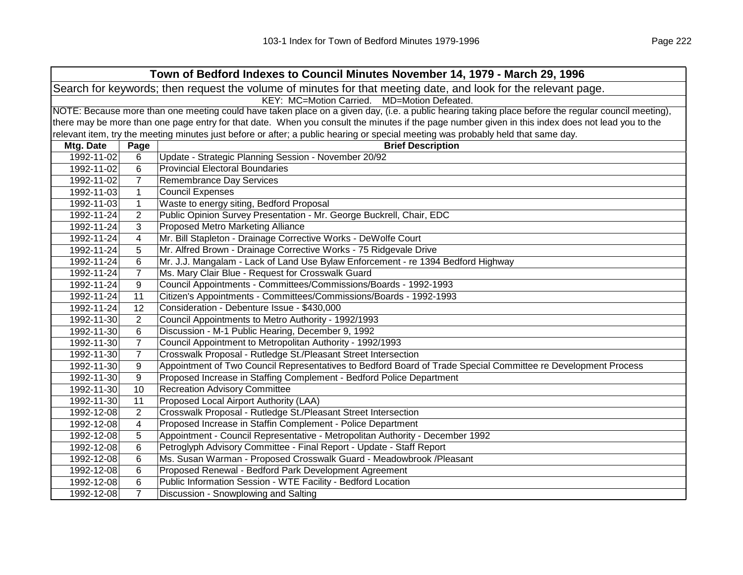| Town of Bedford Indexes to Council Minutes November 14, 1979 - March 29, 1996 | | |
|---|---|---|
| Search for keywords; then request the volume of minutes for that meeting date, and look for the relevant page. | | |
| KEY: MC=Motion Carried. MD=Motion Defeated. | | |
| NOTE: Because more than one meeting could have taken place on a given day, (i.e. a public hearing taking place before the regular council meeting), there may be more than one page entry for that date. When you consult the minutes if the page number given in this index does not lead you to the relevant item, try the meeting minutes just before or after; a public hearing or special meeting was probably held that same day. | | |
| **Mtg. Date** | **Page** | **Brief Description** |
| 1992-11-02 | 6 | Update - Strategic Planning Session - November 20/92 |
| 1992-11-02 | 6 | Provincial Electoral Boundaries |
| 1992-11-02 | 7 | Remembrance Day Services |
| 1992-11-03 | 1 | Council Expenses |
| 1992-11-03 | 1 | Waste to energy siting, Bedford Proposal |
| 1992-11-24 | 2 | Public Opinion Survey Presentation - Mr. George Buckrell, Chair, EDC |
| 1992-11-24 | 3 | Proposed Metro Marketing Alliance |
| 1992-11-24 | 4 | Mr. Bill Stapleton - Drainage Corrective Works - DeWolfe Court |
| 1992-11-24 | 5 | Mr. Alfred Brown - Drainage Corrective Works - 75 Ridgevale Drive |
| 1992-11-24 | 6 | Mr. J.J. Mangalam - Lack of Land Use Bylaw Enforcement - re 1394 Bedford Highway |
| 1992-11-24 | 7 | Ms. Mary Clair Blue - Request for Crosswalk Guard |
| 1992-11-24 | 9 | Council Appointments - Committees/Commissions/Boards - 1992-1993 |
| 1992-11-24 | 11 | Citizen's Appointments - Committees/Commissions/Boards - 1992-1993 |
| 1992-11-24 | 12 | Consideration - Debenture Issue - $430,000 |
| 1992-11-30 | 2 | Council Appointments to Metro Authority - 1992/1993 |
| 1992-11-30 | 6 | Discussion - M-1 Public Hearing, December 9, 1992 |
| 1992-11-30 | 7 | Council Appointment to Metropolitan Authority - 1992/1993 |
| 1992-11-30 | 7 | Crosswalk Proposal - Rutledge St./Pleasant Street Intersection |
| 1992-11-30 | 9 | Appointment of Two Council Representatives to Bedford Board of Trade Special Committee re Development Process |
| 1992-11-30 | 9 | Proposed Increase in Staffing Complement - Bedford Police Department |
| 1992-11-30 | 10 | Recreation Advisory Committee |
| 1992-11-30 | 11 | Proposed Local Airport Authority (LAA) |
| 1992-12-08 | 2 | Crosswalk Proposal - Rutledge St./Pleasant Street Intersection |
| 1992-12-08 | 4 | Proposed Increase in Staffin Complement - Police Department |
| 1992-12-08 | 5 | Appointment - Council Representative - Metropolitan Authority - December 1992 |
| 1992-12-08 | 6 | Petroglyph Advisory Committee - Final Report - Update - Staff Report |
| 1992-12-08 | 6 | Ms. Susan Warman - Proposed Crosswalk Guard - Meadowbrook /Pleasant |
| 1992-12-08 | 6 | Proposed Renewal - Bedford Park Development Agreement |
| 1992-12-08 | 6 | Public Information Session - WTE Facility - Bedford Location |
| 1992-12-08 | 7 | Discussion - Snowplowing and Salting |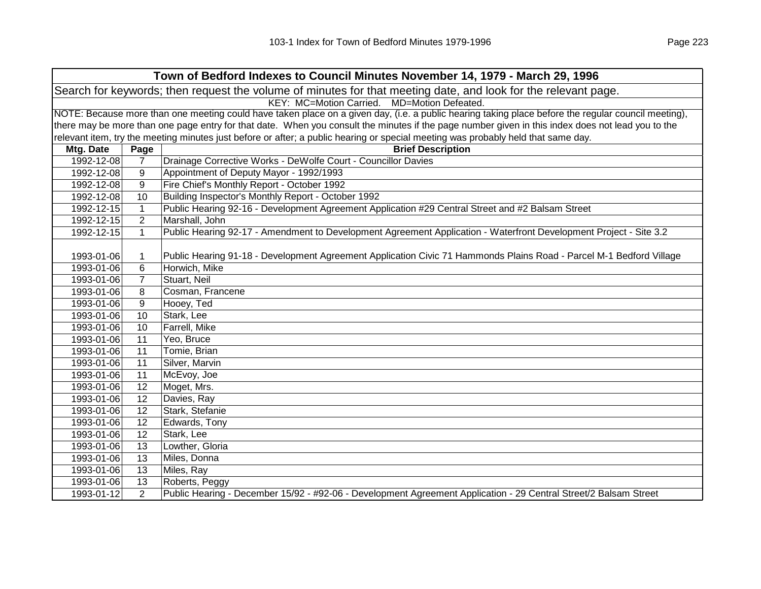| Town of Bedford Indexes to Council Minutes November 14, 1979 - March 29, 1996 | | |
|---|---|---|
| Search for keywords; then request the volume of minutes for that meeting date, and look for the relevant page. | | |
| KEY: MC=Motion Carried. MD=Motion Defeated. | | |
| NOTE: Because more than one meeting could have taken place on a given day, (i.e. a public hearing taking place before the regular council meeting), there may be more than one page entry for that date. When you consult the minutes if the page number given in this index does not lead you to the relevant item, try the meeting minutes just before or after; a public hearing or special meeting was probably held that same day. | | |
| **Mtg. Date** | **Page** | **Brief Description** |
| 1992-12-08 | 7 | Drainage Corrective Works - DeWolfe Court - Councillor Davies |
| 1992-12-08 | 9 | Appointment of Deputy Mayor - 1992/1993 |
| 1992-12-08 | 9 | Fire Chief's Monthly Report - October 1992 |
| 1992-12-08 | 10 | Building Inspector's Monthly Report - October 1992 |
| 1992-12-15 | 1 | Public Hearing 92-16 - Development Agreement Application #29 Central Street and #2 Balsam Street |
| 1992-12-15 | 2 | Marshall, John |
| 1992-12-15 | 1 | Public Hearing 92-17 - Amendment to Development Agreement Application - Waterfront Development Project - Site 3.2 |
| 1993-01-06 | 1 | Public Hearing 91-18 - Development Agreement Application Civic 71 Hammonds Plains Road - Parcel M-1 Bedford Village |
| 1993-01-06 | 6 | Horwich, Mike |
| 1993-01-06 | 7 | Stuart, Neil |
| 1993-01-06 | 8 | Cosman, Francene |
| 1993-01-06 | 9 | Hooey, Ted |
| 1993-01-06 | 10 | Stark, Lee |
| 1993-01-06 | 10 | Farrell, Mike |
| 1993-01-06 | 11 | Yeo, Bruce |
| 1993-01-06 | 11 | Tomie, Brian |
| 1993-01-06 | 11 | Silver, Marvin |
| 1993-01-06 | 11 | McEvoy, Joe |
| 1993-01-06 | 12 | Moget, Mrs. |
| 1993-01-06 | 12 | Davies, Ray |
| 1993-01-06 | 12 | Stark, Stefanie |
| 1993-01-06 | 12 | Edwards, Tony |
| 1993-01-06 | 12 | Stark, Lee |
| 1993-01-06 | 13 | Lowther, Gloria |
| 1993-01-06 | 13 | Miles, Donna |
| 1993-01-06 | 13 | Miles, Ray |
| 1993-01-06 | 13 | Roberts, Peggy |
| 1993-01-12 | 2 | Public Hearing - December 15/92 - #92-06 - Development Agreement Application - 29 Central Street/2 Balsam Street |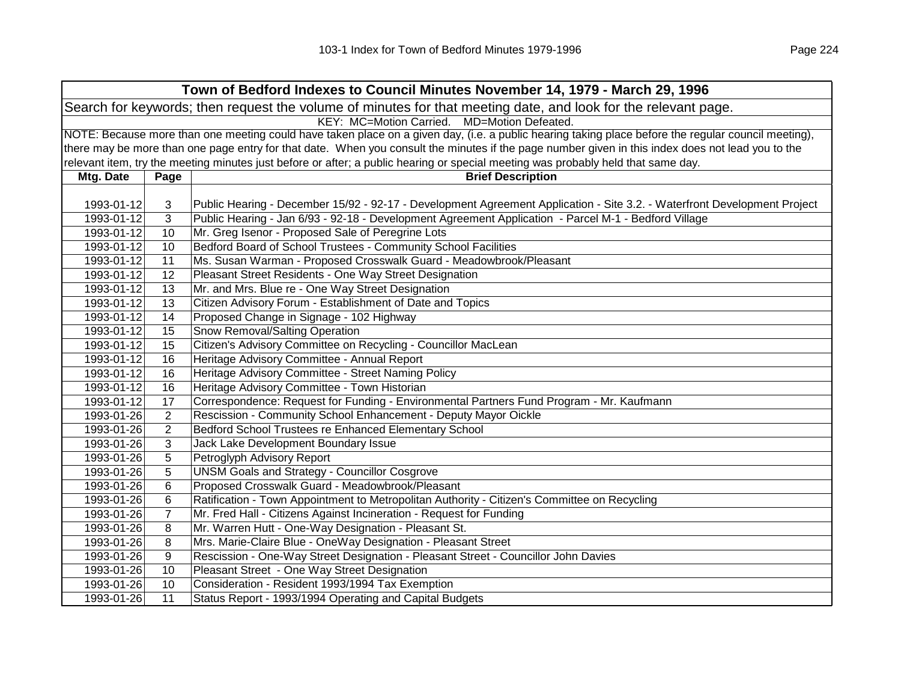| Town of Bedford Indexes to Council Minutes November 14, 1979 - March 29, 1996 | | |
|---|---|---|
| Search for keywords; then request the volume of minutes for that meeting date, and look for the relevant page. | | |
| KEY: MC=Motion Carried. MD=Motion Defeated. | | |
| NOTE: Because more than one meeting could have taken place on a given day, (i.e. a public hearing taking place before the regular council meeting), there may be more than one page entry for that date. When you consult the minutes if the page number given in this index does not lead you to the relevant item, try the meeting minutes just before or after; a public hearing or special meeting was probably held that same day. | | |
| **Mtg. Date** | **Page** | **Brief Description** |
| 1993-01-12 | 3 | Public Hearing - December 15/92 - 92-17 - Development Agreement Application - Site 3.2. - Waterfront Development Project |
| 1993-01-12 | 3 | Public Hearing - Jan 6/93 - 92-18 - Development Agreement Application - Parcel M-1 - Bedford Village |
| 1993-01-12 | 10 | Mr. Greg Isenor - Proposed Sale of Peregrine Lots |
| 1993-01-12 | 10 | Bedford Board of School Trustees - Community School Facilities |
| 1993-01-12 | 11 | Ms. Susan Warman - Proposed Crosswalk Guard - Meadowbrook/Pleasant |
| 1993-01-12 | 12 | Pleasant Street Residents - One Way Street Designation |
| 1993-01-12 | 13 | Mr. and Mrs. Blue re - One Way Street Designation |
| 1993-01-12 | 13 | Citizen Advisory Forum - Establishment of Date and Topics |
| 1993-01-12 | 14 | Proposed Change in Signage - 102 Highway |
| 1993-01-12 | 15 | Snow Removal/Salting Operation |
| 1993-01-12 | 15 | Citizen's Advisory Committee on Recycling - Councillor MacLean |
| 1993-01-12 | 16 | Heritage Advisory Committee - Annual Report |
| 1993-01-12 | 16 | Heritage Advisory Committee - Street Naming Policy |
| 1993-01-12 | 16 | Heritage Advisory Committee - Town Historian |
| 1993-01-12 | 17 | Correspondence: Request for Funding - Environmental Partners Fund Program - Mr. Kaufmann |
| 1993-01-26 | 2 | Rescission - Community School Enhancement - Deputy Mayor Oickle |
| 1993-01-26 | 2 | Bedford School Trustees re Enhanced Elementary School |
| 1993-01-26 | 3 | Jack Lake Development Boundary Issue |
| 1993-01-26 | 5 | Petroglyph Advisory Report |
| 1993-01-26 | 5 | UNSM Goals and Strategy - Councillor Cosgrove |
| 1993-01-26 | 6 | Proposed Crosswalk Guard - Meadowbrook/Pleasant |
| 1993-01-26 | 6 | Ratification - Town Appointment to Metropolitan Authority - Citizen's Committee on Recycling |
| 1993-01-26 | 7 | Mr. Fred Hall - Citizens Against Incineration - Request for Funding |
| 1993-01-26 | 8 | Mr. Warren Hutt - One-Way Designation - Pleasant St. |
| 1993-01-26 | 8 | Mrs. Marie-Claire Blue - OneWay Designation - Pleasant Street |
| 1993-01-26 | 9 | Rescission - One-Way Street Designation - Pleasant Street - Councillor John Davies |
| 1993-01-26 | 10 | Pleasant Street - One Way Street Designation |
| 1993-01-26 | 10 | Consideration - Resident 1993/1994 Tax Exemption |
| 1993-01-26 | 11 | Status Report - 1993/1994 Operating and Capital Budgets |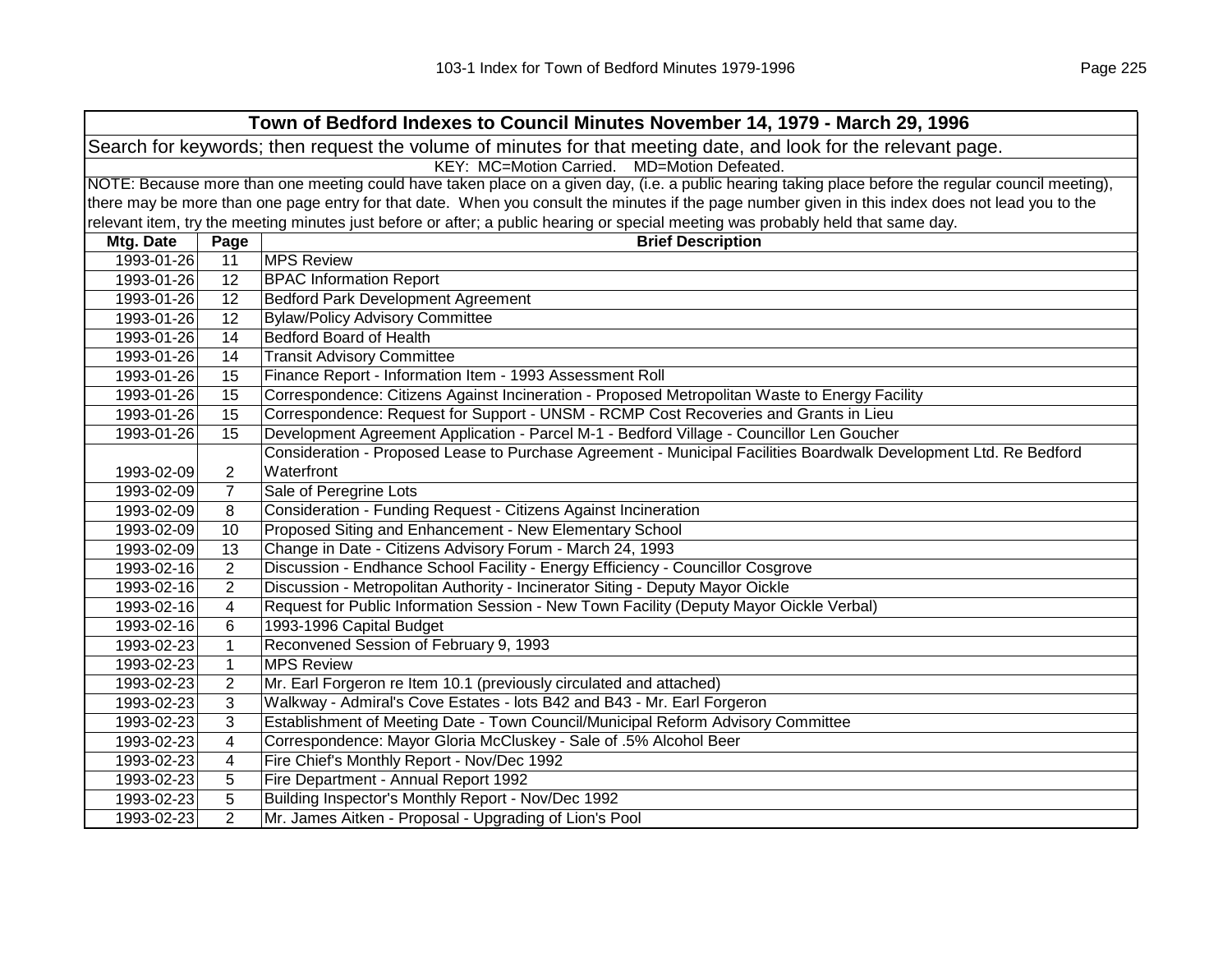| Town of Bedford Indexes to Council Minutes November 14, 1979 - March 29, 1996 | | |
|---|---|---|
| Search for keywords; then request the volume of minutes for that meeting date, and look for the relevant page. | | |
| KEY: MC=Motion Carried. MD=Motion Defeated. | | |
| NOTE: Because more than one meeting could have taken place on a given day, (i.e. a public hearing taking place before the regular council meeting), there may be more than one page entry for that date. When you consult the minutes if the page number given in this index does not lead you to the relevant item, try the meeting minutes just before or after; a public hearing or special meeting was probably held that same day. | | |
| **Mtg. Date** | **Page** | **Brief Description** |
| 1993-01-26 | 11 | MPS Review |
| 1993-01-26 | 12 | BPAC Information Report |
| 1993-01-26 | 12 | Bedford Park Development Agreement |
| 1993-01-26 | 12 | Bylaw/Policy Advisory Committee |
| 1993-01-26 | 14 | Bedford Board of Health |
| 1993-01-26 | 14 | Transit Advisory Committee |
| 1993-01-26 | 15 | Finance Report - Information Item - 1993 Assessment Roll |
| 1993-01-26 | 15 | Correspondence: Citizens Against Incineration - Proposed Metropolitan Waste to Energy Facility |
| 1993-01-26 | 15 | Correspondence: Request for Support - UNSM - RCMP Cost Recoveries and Grants in Lieu |
| 1993-01-26 | 15 | Development Agreement Application - Parcel M-1 - Bedford Village - Councillor Len Goucher |
| 1993-02-09 | 2 | Consideration - Proposed Lease to Purchase Agreement - Municipal Facilities Boardwalk Development Ltd. Re Bedford Waterfront |
| 1993-02-09 | 7 | Sale of Peregrine Lots |
| 1993-02-09 | 8 | Consideration - Funding Request - Citizens Against Incineration |
| 1993-02-09 | 10 | Proposed Siting and Enhancement - New Elementary School |
| 1993-02-09 | 13 | Change in Date - Citizens Advisory Forum - March 24, 1993 |
| 1993-02-16 | 2 | Discussion - Endhance School Facility - Energy Efficiency - Councillor Cosgrove |
| 1993-02-16 | 2 | Discussion - Metropolitan Authority - Incinerator Siting - Deputy Mayor Oickle |
| 1993-02-16 | 4 | Request for Public Information Session - New Town Facility (Deputy Mayor Oickle Verbal) |
| 1993-02-16 | 6 | 1993-1996 Capital Budget |
| 1993-02-23 | 1 | Reconvened Session of February 9, 1993 |
| 1993-02-23 | 1 | MPS Review |
| 1993-02-23 | 2 | Mr. Earl Forgeron re Item 10.1 (previously circulated and attached) |
| 1993-02-23 | 3 | Walkway - Admiral's Cove Estates - lots B42 and B43 - Mr. Earl Forgeron |
| 1993-02-23 | 3 | Establishment of Meeting Date - Town Council/Municipal Reform Advisory Committee |
| 1993-02-23 | 4 | Correspondence: Mayor Gloria McCluskey - Sale of .5% Alcohol Beer |
| 1993-02-23 | 4 | Fire Chief's Monthly Report - Nov/Dec 1992 |
| 1993-02-23 | 5 | Fire Department - Annual Report 1992 |
| 1993-02-23 | 5 | Building Inspector's Monthly Report - Nov/Dec 1992 |
| 1993-02-23 | 2 | Mr. James Aitken - Proposal - Upgrading of Lion's Pool |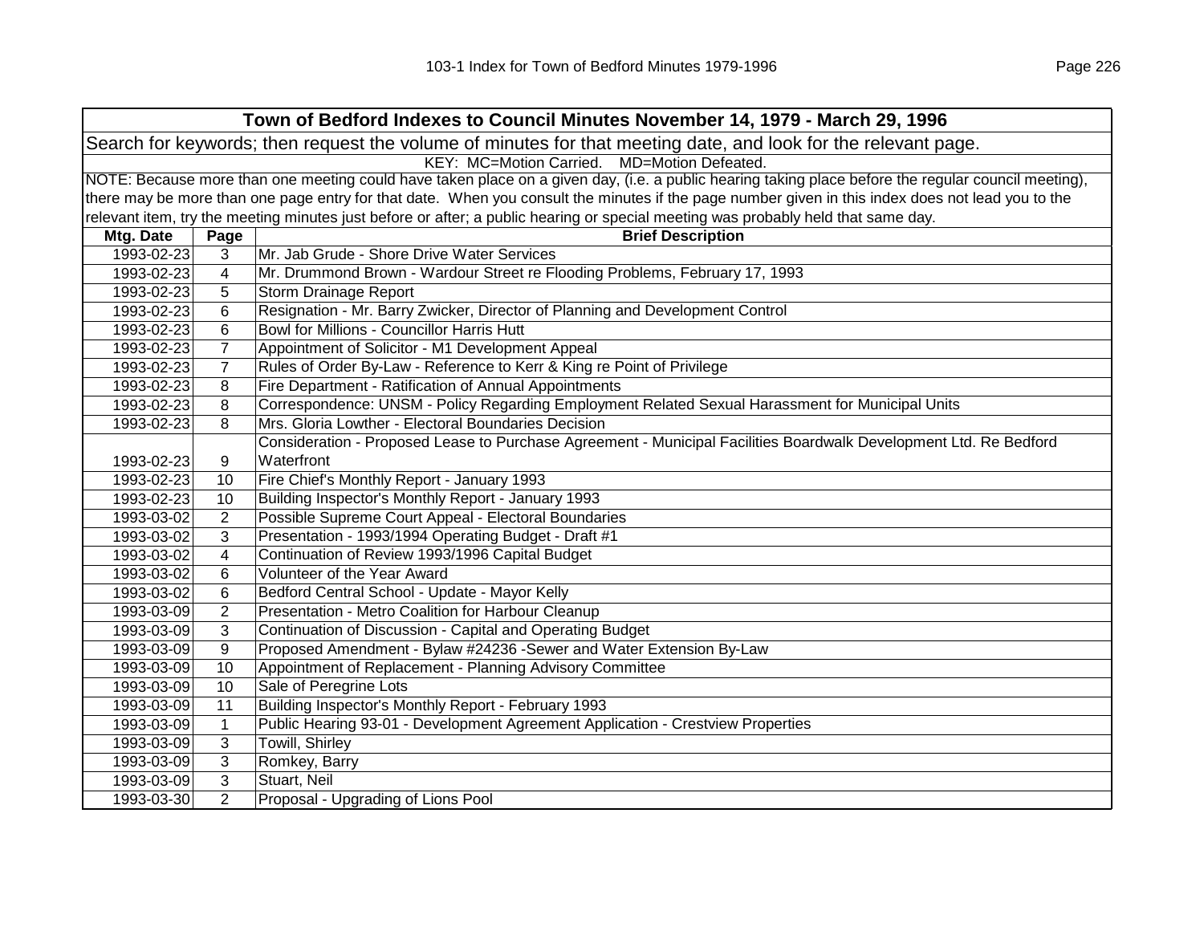| Town of Bedford Indexes to Council Minutes November 14, 1979 - March 29, 1996 | | |
|---|---|---|
| Search for keywords; then request the volume of minutes for that meeting date, and look for the relevant page. | | |
| KEY: MC=Motion Carried. MD=Motion Defeated. | | |
| NOTE: Because more than one meeting could have taken place on a given day, (i.e. a public hearing taking place before the regular council meeting), there may be more than one page entry for that date. When you consult the minutes if the page number given in this index does not lead you to the relevant item, try the meeting minutes just before or after; a public hearing or special meeting was probably held that same day. | | |
| **Mtg. Date** | **Page** | **Brief Description** |
| 1993-02-23 | 3 | Mr. Jab Grude - Shore Drive Water Services |
| 1993-02-23 | 4 | Mr. Drummond Brown - Wardour Street re Flooding Problems, February 17, 1993 |
| 1993-02-23 | 5 | Storm Drainage Report |
| 1993-02-23 | 6 | Resignation - Mr. Barry Zwicker, Director of Planning and Development Control |
| 1993-02-23 | 6 | Bowl for Millions - Councillor Harris Hutt |
| 1993-02-23 | 7 | Appointment of Solicitor - M1 Development Appeal |
| 1993-02-23 | 7 | Rules of Order By-Law - Reference to Kerr & King re Point of Privilege |
| 1993-02-23 | 8 | Fire Department - Ratification of Annual Appointments |
| 1993-02-23 | 8 | Correspondence: UNSM - Policy Regarding Employment Related Sexual Harassment for Municipal Units |
| 1993-02-23 | 8 | Mrs. Gloria Lowther - Electoral Boundaries Decision |
| 1993-02-23 | 9 | Consideration - Proposed Lease to Purchase Agreement - Municipal Facilities Boardwalk Development Ltd. Re Bedford Waterfront |
| 1993-02-23 | 10 | Fire Chief's Monthly Report - January 1993 |
| 1993-02-23 | 10 | Building Inspector's Monthly Report - January 1993 |
| 1993-03-02 | 2 | Possible Supreme Court Appeal - Electoral Boundaries |
| 1993-03-02 | 3 | Presentation - 1993/1994 Operating Budget - Draft #1 |
| 1993-03-02 | 4 | Continuation of Review 1993/1996 Capital Budget |
| 1993-03-02 | 6 | Volunteer of the Year Award |
| 1993-03-02 | 6 | Bedford Central School - Update - Mayor Kelly |
| 1993-03-09 | 2 | Presentation - Metro Coalition for Harbour Cleanup |
| 1993-03-09 | 3 | Continuation of Discussion - Capital and Operating Budget |
| 1993-03-09 | 9 | Proposed Amendment - Bylaw #24236 -Sewer and Water Extension By-Law |
| 1993-03-09 | 10 | Appointment of Replacement - Planning Advisory Committee |
| 1993-03-09 | 10 | Sale of Peregrine Lots |
| 1993-03-09 | 11 | Building Inspector's Monthly Report - February 1993 |
| 1993-03-09 | 1 | Public Hearing 93-01 - Development Agreement Application - Crestview Properties |
| 1993-03-09 | 3 | Towill, Shirley |
| 1993-03-09 | 3 | Romkey, Barry |
| 1993-03-09 | 3 | Stuart, Neil |
| 1993-03-30 | 2 | Proposal - Upgrading of Lions Pool |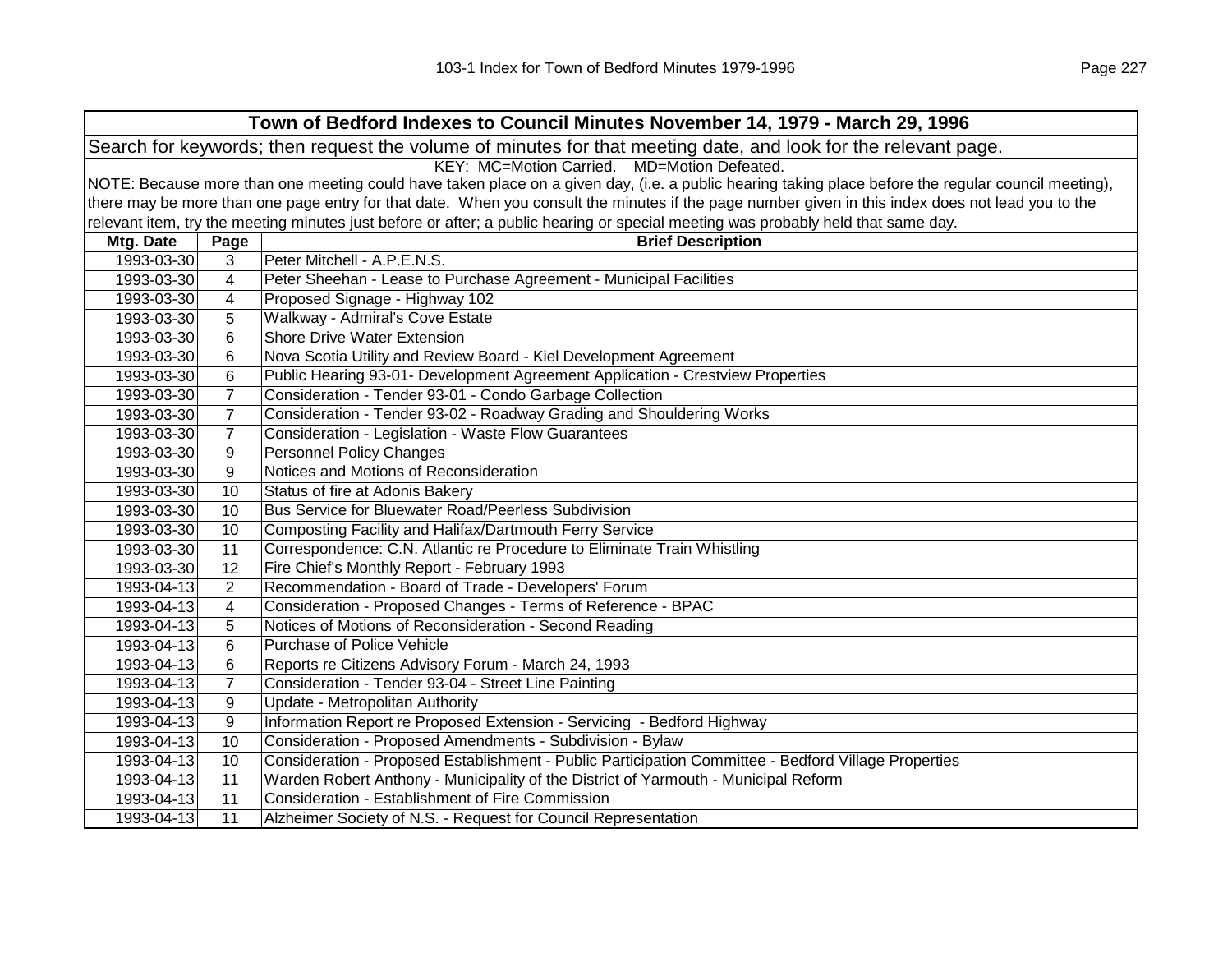| Town of Bedford Indexes to Council Minutes November 14, 1979 - March 29, 1996 | | |
|---|---|---|
| Search for keywords; then request the volume of minutes for that meeting date, and look for the relevant page. | | |
| KEY: MC=Motion Carried. MD=Motion Defeated. | | |
| NOTE: Because more than one meeting could have taken place on a given day, (i.e. a public hearing taking place before the regular council meeting), there may be more than one page entry for that date. When you consult the minutes if the page number given in this index does not lead you to the relevant item, try the meeting minutes just before or after; a public hearing or special meeting was probably held that same day. | | |
| **Mtg. Date** | **Page** | **Brief Description** |
| 1993-03-30 | 3 | Peter Mitchell - A.P.E.N.S. |
| 1993-03-30 | 4 | Peter Sheehan - Lease to Purchase Agreement - Municipal Facilities |
| 1993-03-30 | 4 | Proposed Signage - Highway 102 |
| 1993-03-30 | 5 | Walkway - Admiral's Cove Estate |
| 1993-03-30 | 6 | Shore Drive Water Extension |
| 1993-03-30 | 6 | Nova Scotia Utility and Review Board - Kiel Development Agreement |
| 1993-03-30 | 6 | Public Hearing 93-01- Development Agreement Application - Crestview Properties |
| 1993-03-30 | 7 | Consideration - Tender 93-01 - Condo Garbage Collection |
| 1993-03-30 | 7 | Consideration - Tender 93-02 - Roadway Grading and Shouldering Works |
| 1993-03-30 | 7 | Consideration - Legislation - Waste Flow Guarantees |
| 1993-03-30 | 9 | Personnel Policy Changes |
| 1993-03-30 | 9 | Notices and Motions of Reconsideration |
| 1993-03-30 | 10 | Status of fire at Adonis Bakery |
| 1993-03-30 | 10 | Bus Service for Bluewater Road/Peerless Subdivision |
| 1993-03-30 | 10 | Composting Facility and Halifax/Dartmouth Ferry Service |
| 1993-03-30 | 11 | Correspondence: C.N. Atlantic re Procedure to Eliminate Train Whistling |
| 1993-03-30 | 12 | Fire Chief's Monthly Report - February 1993 |
| 1993-04-13 | 2 | Recommendation - Board of Trade - Developers' Forum |
| 1993-04-13 | 4 | Consideration - Proposed Changes - Terms of Reference - BPAC |
| 1993-04-13 | 5 | Notices of Motions of Reconsideration - Second Reading |
| 1993-04-13 | 6 | Purchase of Police Vehicle |
| 1993-04-13 | 6 | Reports re Citizens Advisory Forum - March 24, 1993 |
| 1993-04-13 | 7 | Consideration - Tender 93-04 - Street Line Painting |
| 1993-04-13 | 9 | Update - Metropolitan Authority |
| 1993-04-13 | 9 | Information Report re Proposed Extension - Servicing - Bedford Highway |
| 1993-04-13 | 10 | Consideration - Proposed Amendments - Subdivision - Bylaw |
| 1993-04-13 | 10 | Consideration - Proposed Establishment - Public Participation Committee - Bedford Village Properties |
| 1993-04-13 | 11 | Warden Robert Anthony - Municipality of the District of Yarmouth - Municipal Reform |
| 1993-04-13 | 11 | Consideration - Establishment of Fire Commission |
| 1993-04-13 | 11 | Alzheimer Society of N.S. - Request for Council Representation |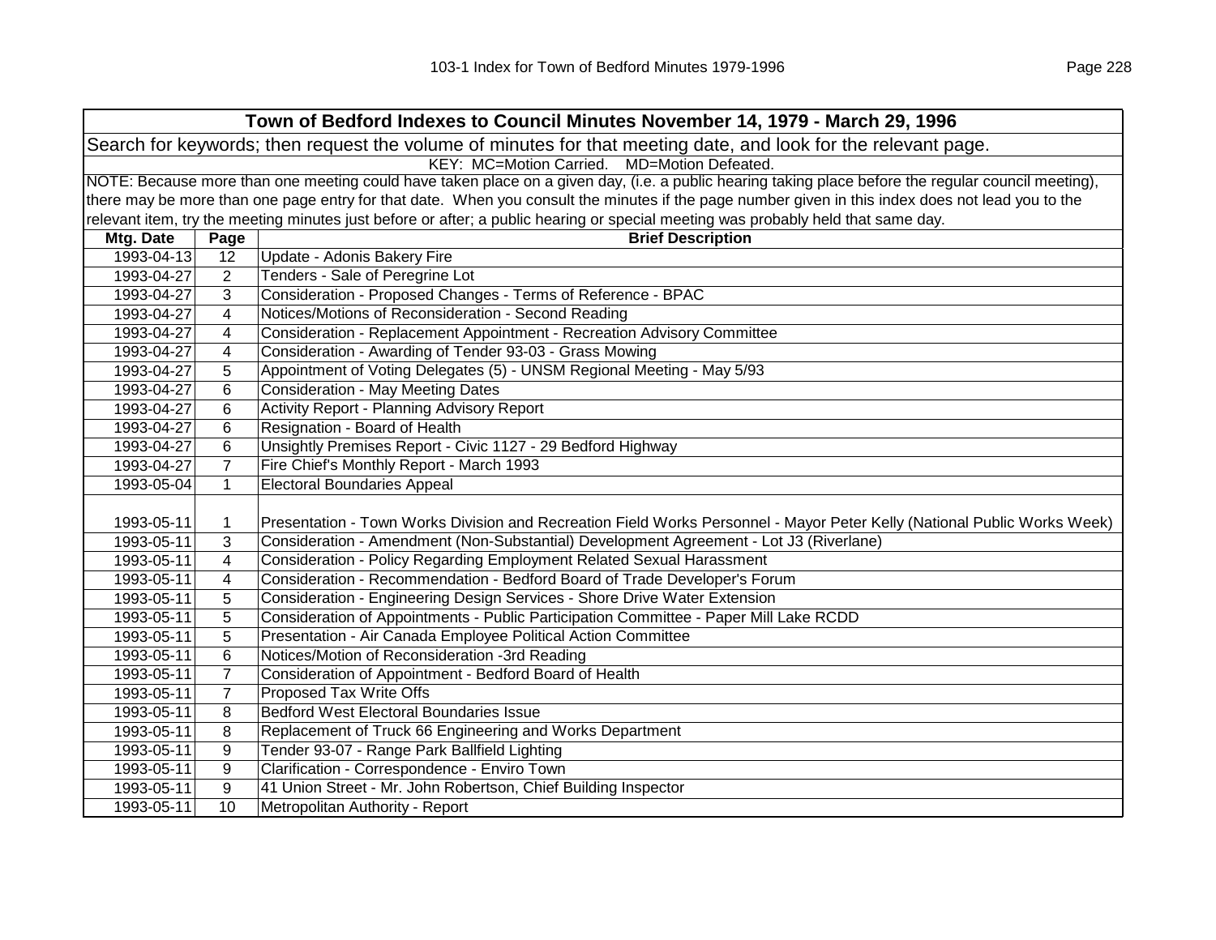**Town of Bedford Indexes to Council Minutes November 14, 1979 - March 29, 1996**

Search for keywords; then request the volume of minutes for that meeting date, and look for the relevant page.

KEY: MC=Motion Carried. MD=Motion Defeated.

NOTE: Because more than one meeting could have taken place on a given day, (i.e. a public hearing taking place before the regular council meeting), there may be more than one page entry for that date. When you consult the minutes if the page number given in this index does not lead you to the relevant item, try the meeting minutes just before or after; a public hearing or special meeting was probably held that same day.

| Mtg. Date | Page | Brief Description |
|---|---|---|
| 1993-04-13 | 12 | Update - Adonis Bakery Fire |
| 1993-04-27 | 2 | Tenders - Sale of Peregrine Lot |
| 1993-04-27 | 3 | Consideration - Proposed Changes - Terms of Reference - BPAC |
| 1993-04-27 | 4 | Notices/Motions of Reconsideration - Second Reading |
| 1993-04-27 | 4 | Consideration - Replacement Appointment - Recreation Advisory Committee |
| 1993-04-27 | 4 | Consideration - Awarding of Tender 93-03 - Grass Mowing |
| 1993-04-27 | 5 | Appointment of Voting Delegates (5) - UNSM Regional Meeting - May 5/93 |
| 1993-04-27 | 6 | Consideration - May Meeting Dates |
| 1993-04-27 | 6 | Activity Report - Planning Advisory Report |
| 1993-04-27 | 6 | Resignation - Board of Health |
| 1993-04-27 | 6 | Unsightly Premises Report - Civic 1127 - 29 Bedford Highway |
| 1993-04-27 | 7 | Fire Chief's Monthly Report - March 1993 |
| 1993-05-04 | 1 | Electoral Boundaries Appeal |
| 1993-05-11 | 1 | Presentation - Town Works Division and Recreation Field Works Personnel - Mayor Peter Kelly (National Public Works Week) |
| 1993-05-11 | 3 | Consideration - Amendment (Non-Substantial) Development Agreement - Lot J3 (Riverlane) |
| 1993-05-11 | 4 | Consideration - Policy Regarding Employment Related Sexual Harassment |
| 1993-05-11 | 4 | Consideration - Recommendation - Bedford Board of Trade Developer's Forum |
| 1993-05-11 | 5 | Consideration - Engineering Design Services - Shore Drive Water Extension |
| 1993-05-11 | 5 | Consideration of Appointments - Public Participation Committee - Paper Mill Lake RCDD |
| 1993-05-11 | 5 | Presentation - Air Canada Employee Political Action Committee |
| 1993-05-11 | 6 | Notices/Motion of Reconsideration -3rd Reading |
| 1993-05-11 | 7 | Consideration of Appointment - Bedford Board of Health |
| 1993-05-11 | 7 | Proposed Tax Write Offs |
| 1993-05-11 | 8 | Bedford West Electoral Boundaries Issue |
| 1993-05-11 | 8 | Replacement of Truck 66 Engineering and Works Department |
| 1993-05-11 | 9 | Tender 93-07 - Range Park Ballfield Lighting |
| 1993-05-11 | 9 | Clarification - Correspondence - Enviro Town |
| 1993-05-11 | 9 | 41 Union Street - Mr. John Robertson, Chief Building Inspector |
| 1993-05-11 | 10 | Metropolitan Authority - Report |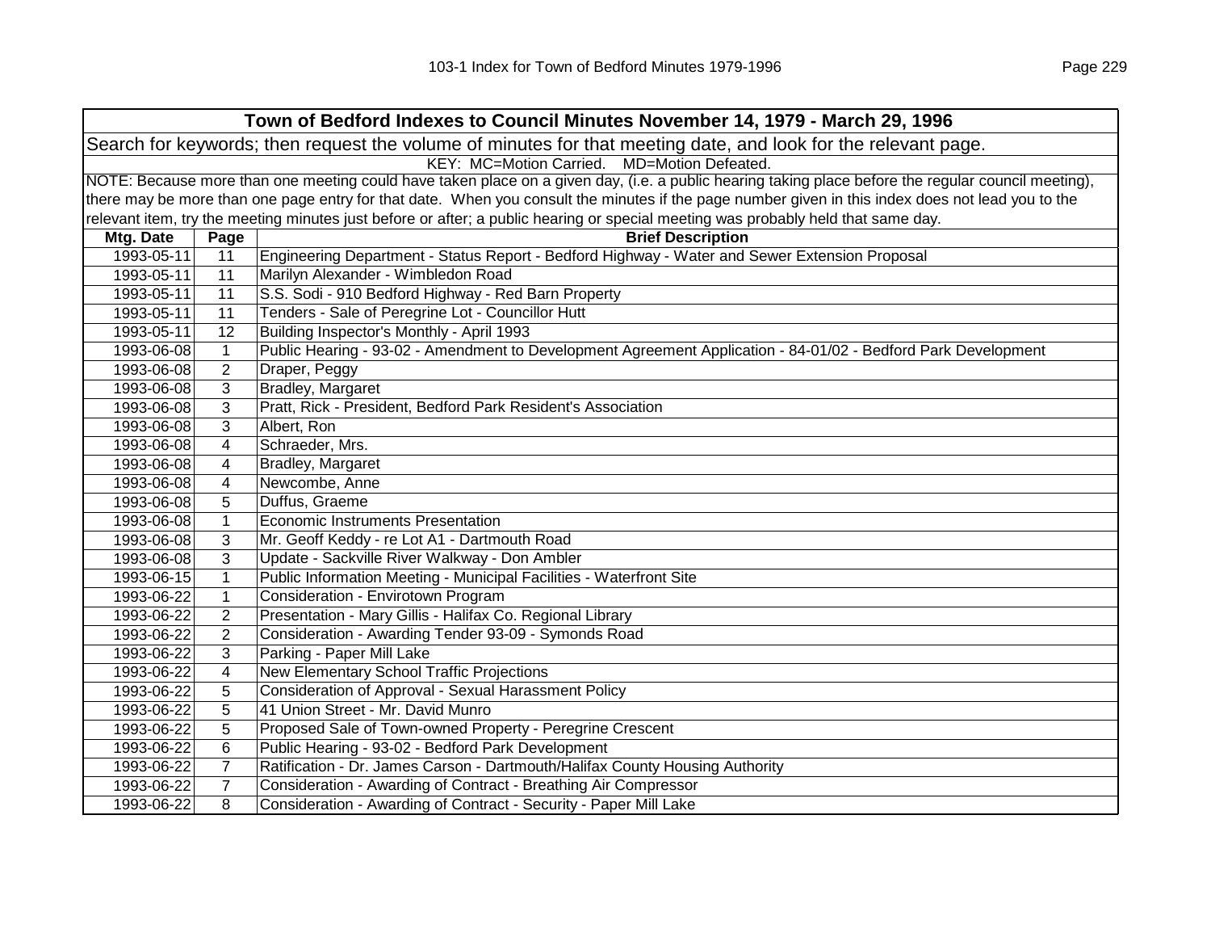# Town of Bedford Indexes to Council Minutes November 14, 1979 - March 29, 1996

Search for keywords; then request the volume of minutes for that meeting date, and look for the relevant page.

KEY: MC=Motion Carried. MD=Motion Defeated.

NOTE: Because more than one meeting could have taken place on a given day, (i.e. a public hearing taking place before the regular council meeting), there may be more than one page entry for that date. When you consult the minutes if the page number given in this index does not lead you to the relevant item, try the meeting minutes just before or after; a public hearing or special meeting was probably held that same day.

| Mtg. Date | Page | Brief Description |
|---|---|---|
| 1993-05-11 | 11 | Engineering Department - Status Report - Bedford Highway - Water and Sewer Extension Proposal |
| 1993-05-11 | 11 | Marilyn Alexander - Wimbledon Road |
| 1993-05-11 | 11 | S.S. Sodi - 910 Bedford Highway - Red Barn Property |
| 1993-05-11 | 11 | Tenders - Sale of Peregrine Lot - Councillor Hutt |
| 1993-05-11 | 12 | Building Inspector's Monthly - April 1993 |
| 1993-06-08 | 1 | Public Hearing - 93-02 - Amendment to Development Agreement Application - 84-01/02 - Bedford Park Development |
| 1993-06-08 | 2 | Draper, Peggy |
| 1993-06-08 | 3 | Bradley, Margaret |
| 1993-06-08 | 3 | Pratt, Rick - President, Bedford Park Resident's Association |
| 1993-06-08 | 3 | Albert, Ron |
| 1993-06-08 | 4 | Schraeder, Mrs. |
| 1993-06-08 | 4 | Bradley, Margaret |
| 1993-06-08 | 4 | Newcombe, Anne |
| 1993-06-08 | 5 | Duffus, Graeme |
| 1993-06-08 | 1 | Economic Instruments Presentation |
| 1993-06-08 | 3 | Mr. Geoff Keddy - re Lot A1 - Dartmouth Road |
| 1993-06-08 | 3 | Update - Sackville River Walkway - Don Ambler |
| 1993-06-15 | 1 | Public Information Meeting - Municipal Facilities - Waterfront Site |
| 1993-06-22 | 1 | Consideration - Envirotown Program |
| 1993-06-22 | 2 | Presentation - Mary Gillis - Halifax Co. Regional Library |
| 1993-06-22 | 2 | Consideration - Awarding Tender 93-09 - Symonds Road |
| 1993-06-22 | 3 | Parking - Paper Mill Lake |
| 1993-06-22 | 4 | New Elementary School Traffic Projections |
| 1993-06-22 | 5 | Consideration of Approval - Sexual Harassment Policy |
| 1993-06-22 | 5 | 41 Union Street - Mr. David Munro |
| 1993-06-22 | 5 | Proposed Sale of Town-owned Property - Peregrine Crescent |
| 1993-06-22 | 6 | Public Hearing - 93-02 - Bedford Park Development |
| 1993-06-22 | 7 | Ratification - Dr. James Carson - Dartmouth/Halifax County Housing Authority |
| 1993-06-22 | 7 | Consideration - Awarding of Contract - Breathing Air Compressor |
| 1993-06-22 | 8 | Consideration - Awarding of Contract - Security - Paper Mill Lake |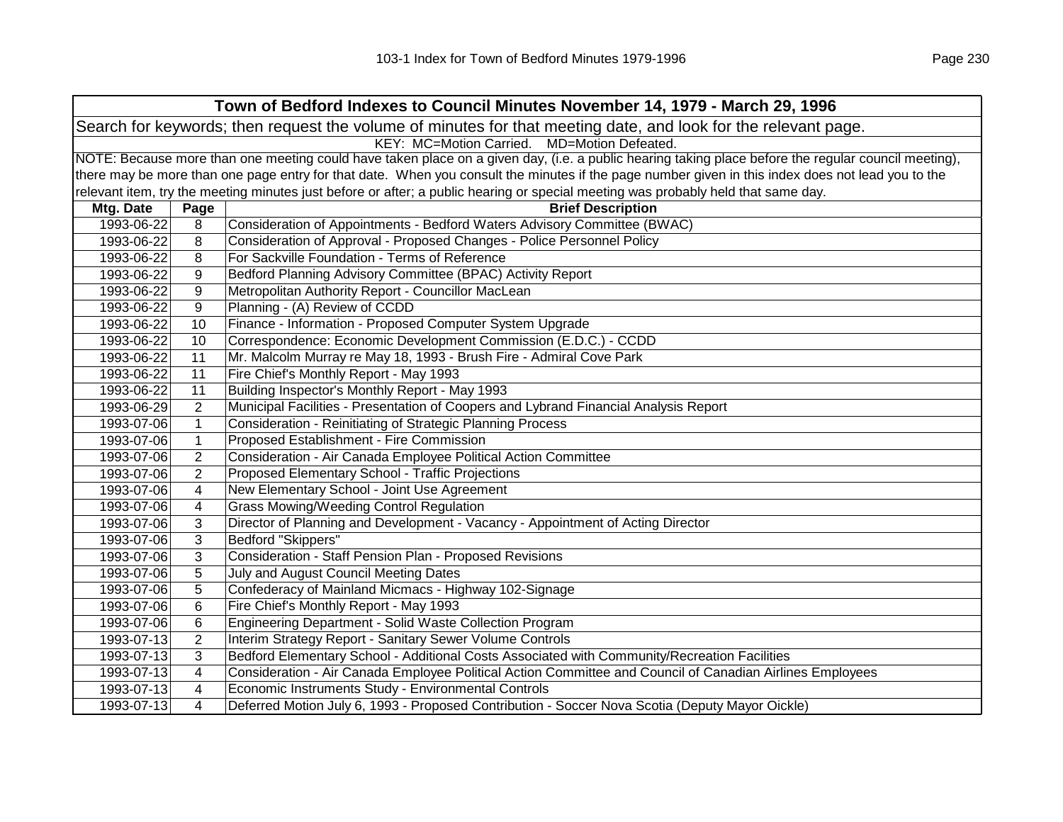| Town of Bedford Indexes to Council Minutes November 14, 1979 - March 29, 1996 | | |
|---|---|---|
| Search for keywords; then request the volume of minutes for that meeting date, and look for the relevant page. | | |
| KEY: MC=Motion Carried. MD=Motion Defeated. | | |
| NOTE: Because more than one meeting could have taken place on a given day, (i.e. a public hearing taking place before the regular council meeting), there may be more than one page entry for that date. When you consult the minutes if the page number given in this index does not lead you to the relevant item, try the meeting minutes just before or after; a public hearing or special meeting was probably held that same day. | | |
| **Mtg. Date** | **Page** | **Brief Description** |
| 1993-06-22 | 8 | Consideration of Appointments - Bedford Waters Advisory Committee (BWAC) |
| 1993-06-22 | 8 | Consideration of Approval - Proposed Changes - Police Personnel Policy |
| 1993-06-22 | 8 | For Sackville Foundation - Terms of Reference |
| 1993-06-22 | 9 | Bedford Planning Advisory Committee (BPAC) Activity Report |
| 1993-06-22 | 9 | Metropolitan Authority Report - Councillor MacLean |
| 1993-06-22 | 9 | Planning - (A) Review of CCDD |
| 1993-06-22 | 10 | Finance - Information - Proposed Computer System Upgrade |
| 1993-06-22 | 10 | Correspondence: Economic Development Commission (E.D.C.) - CCDD |
| 1993-06-22 | 11 | Mr. Malcolm Murray re May 18, 1993 - Brush Fire - Admiral Cove Park |
| 1993-06-22 | 11 | Fire Chief's Monthly Report - May 1993 |
| 1993-06-22 | 11 | Building Inspector's Monthly Report - May 1993 |
| 1993-06-29 | 2 | Municipal Facilities - Presentation of Coopers and Lybrand Financial Analysis Report |
| 1993-07-06 | 1 | Consideration - Reinitiating of Strategic Planning Process |
| 1993-07-06 | 1 | Proposed Establishment - Fire Commission |
| 1993-07-06 | 2 | Consideration - Air Canada Employee Political Action Committee |
| 1993-07-06 | 2 | Proposed Elementary School - Traffic Projections |
| 1993-07-06 | 4 | New Elementary School - Joint Use Agreement |
| 1993-07-06 | 4 | Grass Mowing/Weeding Control Regulation |
| 1993-07-06 | 3 | Director of Planning and Development - Vacancy - Appointment of Acting Director |
| 1993-07-06 | 3 | Bedford "Skippers" |
| 1993-07-06 | 3 | Consideration - Staff Pension Plan - Proposed Revisions |
| 1993-07-06 | 5 | July and August Council Meeting Dates |
| 1993-07-06 | 5 | Confederacy of Mainland Micmacs - Highway 102-Signage |
| 1993-07-06 | 6 | Fire Chief's Monthly Report - May 1993 |
| 1993-07-06 | 6 | Engineering Department - Solid Waste Collection Program |
| 1993-07-13 | 2 | Interim Strategy Report - Sanitary Sewer Volume Controls |
| 1993-07-13 | 3 | Bedford Elementary School - Additional Costs Associated with Community/Recreation Facilities |
| 1993-07-13 | 4 | Consideration - Air Canada Employee Political Action Committee and Council of Canadian Airlines Employees |
| 1993-07-13 | 4 | Economic Instruments Study - Environmental Controls |
| 1993-07-13 | 4 | Deferred Motion July 6, 1993 - Proposed Contribution - Soccer Nova Scotia (Deputy Mayor Oickle) |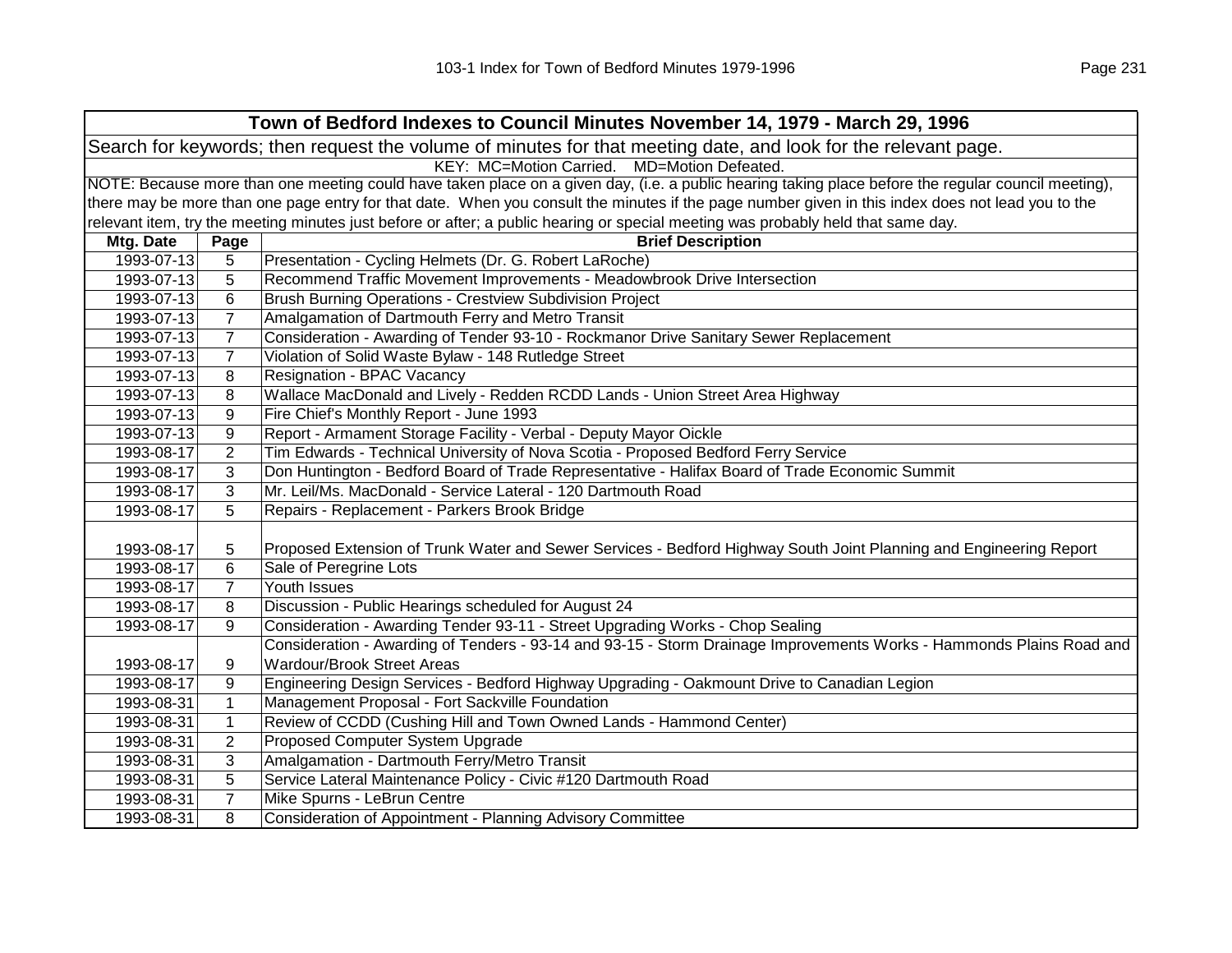## Town of Bedford Indexes to Council Minutes November 14, 1979 - March 29, 1996

Search for keywords; then request the volume of minutes for that meeting date, and look for the relevant page.

KEY: MC=Motion Carried. MD=Motion Defeated.

NOTE: Because more than one meeting could have taken place on a given day, (i.e. a public hearing taking place before the regular council meeting), there may be more than one page entry for that date. When you consult the minutes if the page number given in this index does not lead you to the relevant item, try the meeting minutes just before or after; a public hearing or special meeting was probably held that same day.

| Mtg. Date | Page | Brief Description |
|---|---|---|
| 1993-07-13 | 5 | Presentation - Cycling Helmets (Dr. G. Robert LaRoche) |
| 1993-07-13 | 5 | Recommend Traffic Movement Improvements - Meadowbrook Drive Intersection |
| 1993-07-13 | 6 | Brush Burning Operations - Crestview Subdivision Project |
| 1993-07-13 | 7 | Amalgamation of Dartmouth Ferry and Metro Transit |
| 1993-07-13 | 7 | Consideration - Awarding of Tender 93-10 - Rockmanor Drive Sanitary Sewer Replacement |
| 1993-07-13 | 7 | Violation of Solid Waste Bylaw - 148 Rutledge Street |
| 1993-07-13 | 8 | Resignation - BPAC Vacancy |
| 1993-07-13 | 8 | Wallace MacDonald and Lively - Redden RCDD Lands - Union Street Area Highway |
| 1993-07-13 | 9 | Fire Chief's Monthly Report - June 1993 |
| 1993-07-13 | 9 | Report - Armament Storage Facility - Verbal - Deputy Mayor Oickle |
| 1993-08-17 | 2 | Tim Edwards - Technical University of Nova Scotia - Proposed Bedford Ferry Service |
| 1993-08-17 | 3 | Don Huntington - Bedford Board of Trade Representative - Halifax Board of Trade Economic Summit |
| 1993-08-17 | 3 | Mr. Leil/Ms. MacDonald - Service Lateral - 120 Dartmouth Road |
| 1993-08-17 | 5 | Repairs - Replacement - Parkers Brook Bridge |
| 1993-08-17 | 5 | Proposed Extension of Trunk Water and Sewer Services - Bedford Highway South Joint Planning and Engineering Report |
| 1993-08-17 | 6 | Sale of Peregrine Lots |
| 1993-08-17 | 7 | Youth Issues |
| 1993-08-17 | 8 | Discussion - Public Hearings scheduled for August 24 |
| 1993-08-17 | 9 | Consideration - Awarding of Tender 93-11 - Street Upgrading Works - Chop Sealing |
| 1993-08-17 | 9 | Consideration - Awarding of Tenders - 93-14 and 93-15 - Storm Drainage Improvements Works - Hammonds Plains Road and Wardour/Brook Street Areas |
| 1993-08-17 | 9 | Engineering Design Services - Bedford Highway Upgrading - Oakmount Drive to Canadian Legion |
| 1993-08-31 | 1 | Management Proposal - Fort Sackville Foundation |
| 1993-08-31 | 1 | Review of CCDD (Cushing Hill and Town Owned Lands - Hammond Center) |
| 1993-08-31 | 2 | Proposed Computer System Upgrade |
| 1993-08-31 | 3 | Amalgamation - Dartmouth Ferry/Metro Transit |
| 1993-08-31 | 5 | Service Lateral Maintenance Policy - Civic #120 Dartmouth Road |
| 1993-08-31 | 7 | Mike Spurns - LeBrun Centre |
| 1993-08-31 | 8 | Consideration of Appointment - Planning Advisory Committee |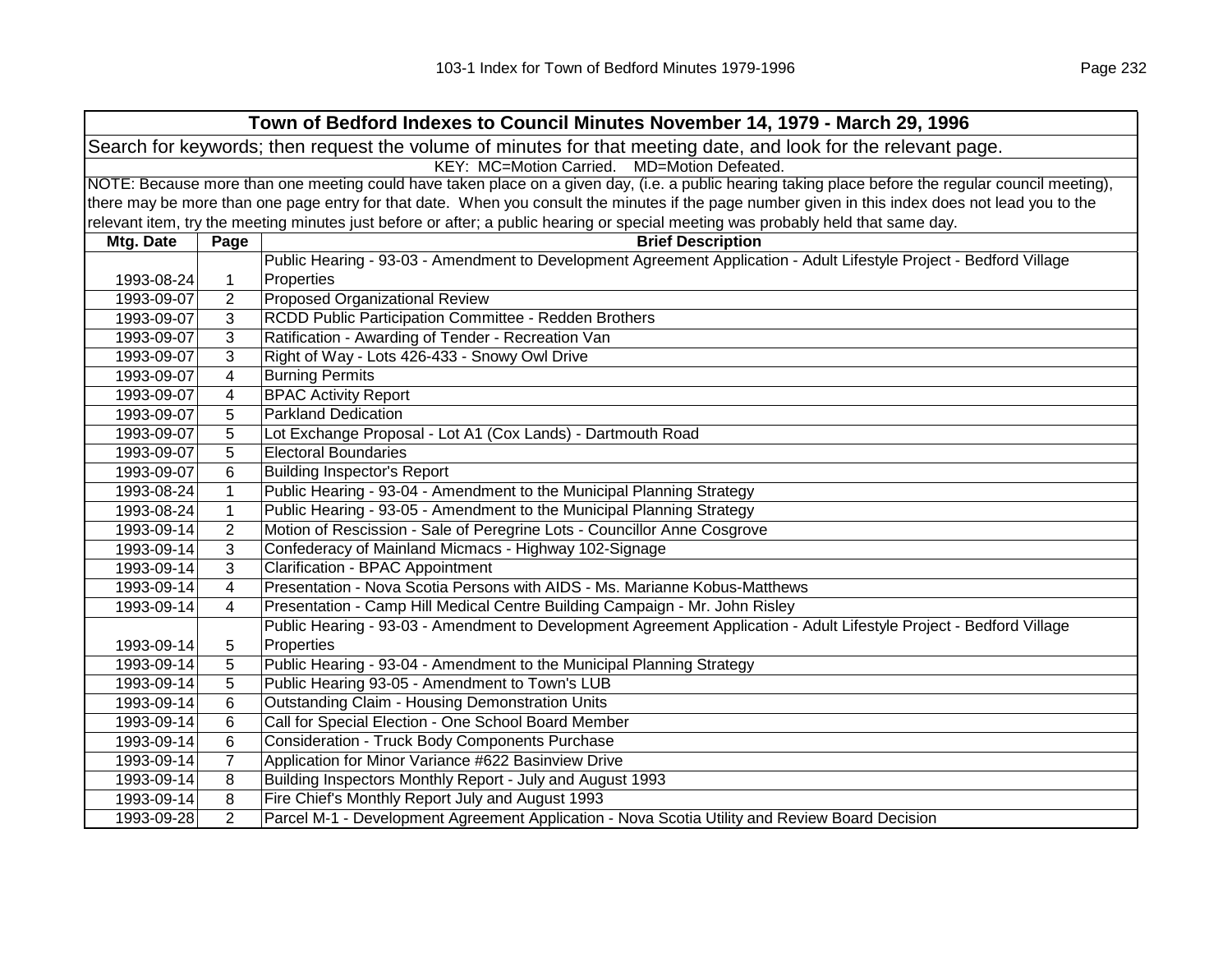| Town of Bedford Indexes to Council Minutes November 14, 1979 - March 29, 1996 | | |
|---|---|---|
| Search for keywords; then request the volume of minutes for that meeting date, and look for the relevant page. | | |
| KEY: MC=Motion Carried. MD=Motion Defeated. | | |
| NOTE: Because more than one meeting could have taken place on a given day, (i.e. a public hearing taking place before the regular council meeting), there may be more than one page entry for that date. When you consult the minutes if the page number given in this index does not lead you to the relevant item, try the meeting minutes just before or after; a public hearing or special meeting was probably held that same day. | | |
| **Mtg. Date** | **Page** | **Brief Description** |
| 1993-08-24 | 1 | Public Hearing - 93-03 - Amendment to Development Agreement Application - Adult Lifestyle Project - Bedford Village Properties |
| 1993-09-07 | 2 | Proposed Organizational Review |
| 1993-09-07 | 3 | RCDD Public Participation Committee - Redden Brothers |
| 1993-09-07 | 3 | Ratification - Awarding of Tender - Recreation Van |
| 1993-09-07 | 3 | Right of Way - Lots 426-433 - Snowy Owl Drive |
| 1993-09-07 | 4 | Burning Permits |
| 1993-09-07 | 4 | BPAC Activity Report |
| 1993-09-07 | 5 | Parkland Dedication |
| 1993-09-07 | 5 | Lot Exchange Proposal - Lot A1 (Cox Lands) - Dartmouth Road |
| 1993-09-07 | 5 | Electoral Boundaries |
| 1993-09-07 | 6 | Building Inspector's Report |
| 1993-08-24 | 1 | Public Hearing - 93-04 - Amendment to the Municipal Planning Strategy |
| 1993-08-24 | 1 | Public Hearing - 93-05 - Amendment to the Municipal Planning Strategy |
| 1993-09-14 | 2 | Motion of Rescission - Sale of Peregrine Lots - Councillor Anne Cosgrove |
| 1993-09-14 | 3 | Confederacy of Mainland Micmacs - Highway 102-Signage |
| 1993-09-14 | 3 | Clarification - BPAC Appointment |
| 1993-09-14 | 4 | Presentation - Nova Scotia Persons with AIDS - Ms. Marianne Kobus-Matthews |
| 1993-09-14 | 4 | Presentation - Camp Hill Medical Centre Building Campaign - Mr. John Risley |
| 1993-09-14 | 5 | Public Hearing - 93-03 - Amendment to Development Agreement Application - Adult Lifestyle Project - Bedford Village Properties |
| 1993-09-14 | 5 | Public Hearing - 93-04 - Amendment to the Municipal Planning Strategy |
| 1993-09-14 | 5 | Public Hearing 93-05 - Amendment to Town's LUB |
| 1993-09-14 | 6 | Outstanding Claim - Housing Demonstration Units |
| 1993-09-14 | 6 | Call for Special Election - One School Board Member |
| 1993-09-14 | 6 | Consideration - Truck Body Components Purchase |
| 1993-09-14 | 7 | Application for Minor Variance #622 Basinview Drive |
| 1993-09-14 | 8 | Building Inspectors Monthly Report - July and August 1993 |
| 1993-09-14 | 8 | Fire Chief's Monthly Report July and August 1993 |
| 1993-09-28 | 2 | Parcel M-1 - Development Agreement Application - Nova Scotia Utility and Review Board Decision |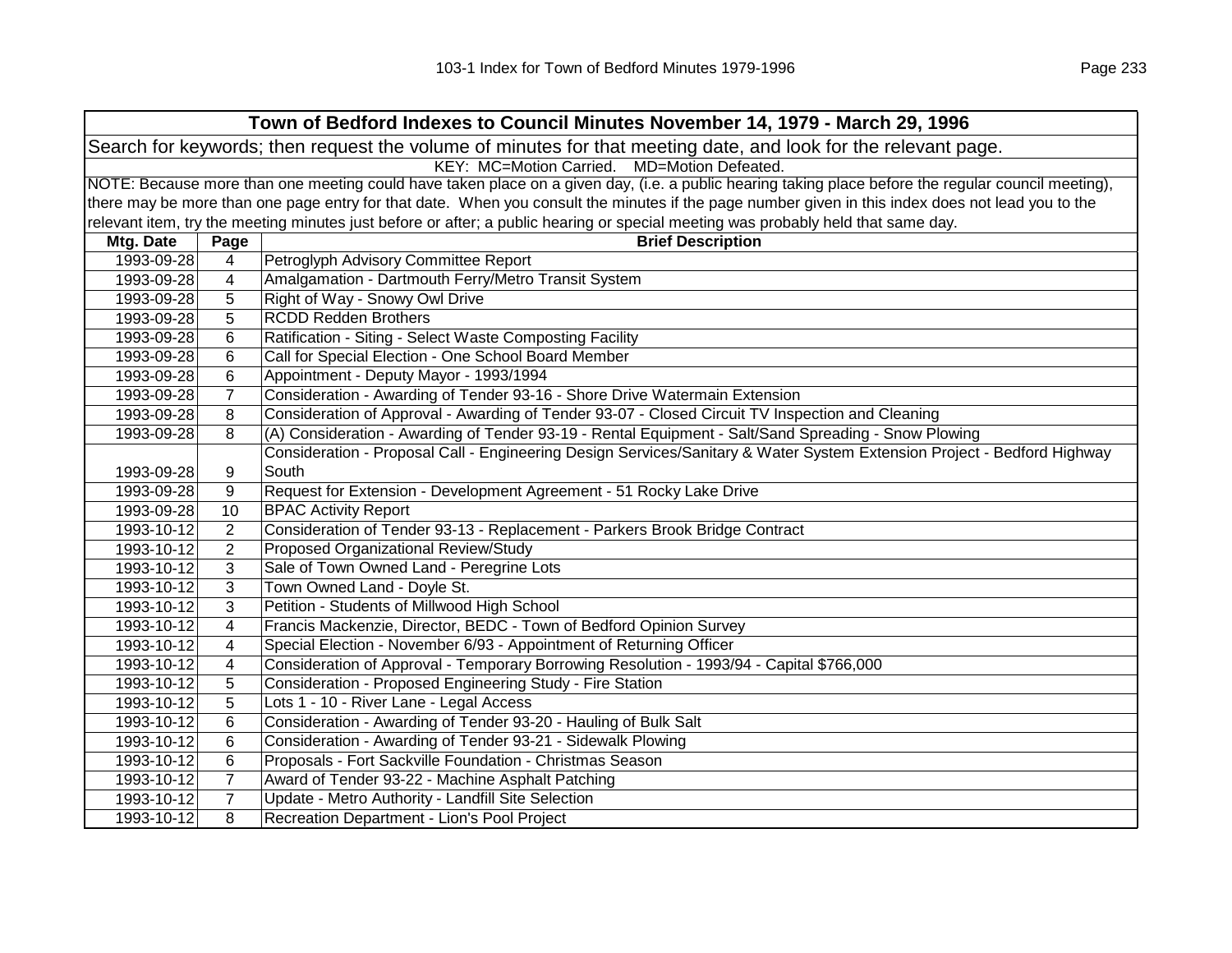| Town of Bedford Indexes to Council Minutes November 14, 1979 - March 29, 1996 | | |
|---|---|---|
| Search for keywords; then request the volume of minutes for that meeting date, and look for the relevant page. | | |
| KEY: MC=Motion Carried. MD=Motion Defeated. | | |
| NOTE: Because more than one meeting could have taken place on a given day, (i.e. a public hearing taking place before the regular council meeting), there may be more than one page entry for that date. When you consult the minutes if the page number given in this index does not lead you to the relevant item, try the meeting minutes just before or after; a public hearing or special meeting was probably held that same day. | | |
| **Mtg. Date** | **Page** | **Brief Description** |
| 1993-09-28 | 4 | Petroglyph Advisory Committee Report |
| 1993-09-28 | 4 | Amalgamation - Dartmouth Ferry/Metro Transit System |
| 1993-09-28 | 5 | Right of Way - Snowy Owl Drive |
| 1993-09-28 | 5 | RCDD Redden Brothers |
| 1993-09-28 | 6 | Ratification - Siting - Select Waste Composting Facility |
| 1993-09-28 | 6 | Call for Special Election - One School Board Member |
| 1993-09-28 | 6 | Appointment - Deputy Mayor - 1993/1994 |
| 1993-09-28 | 7 | Consideration - Awarding of Tender 93-16 - Shore Drive Watermain Extension |
| 1993-09-28 | 8 | Consideration of Approval - Awarding of Tender 93-07 - Closed Circuit TV Inspection and Cleaning |
| 1993-09-28 | 8 | (A) Consideration - Awarding of Tender 93-19 - Rental Equipment - Salt/Sand Spreading - Snow Plowing |
| 1993-09-28 | 9 | Consideration - Proposal Call - Engineering Design Services/Sanitary & Water System Extension Project - Bedford Highway South |
| 1993-09-28 | 9 | Request for Extension - Development Agreement - 51 Rocky Lake Drive |
| 1993-09-28 | 10 | BPAC Activity Report |
| 1993-10-12 | 2 | Consideration of Tender 93-13 - Replacement - Parkers Brook Bridge Contract |
| 1993-10-12 | 2 | Proposed Organizational Review/Study |
| 1993-10-12 | 3 | Sale of Town Owned Land - Peregrine Lots |
| 1993-10-12 | 3 | Town Owned Land - Doyle St. |
| 1993-10-12 | 3 | Petition - Students of Millwood High School |
| 1993-10-12 | 4 | Francis Mackenzie, Director, BEDC - Town of Bedford Opinion Survey |
| 1993-10-12 | 4 | Special Election - November 6/93 - Appointment of Returning Officer |
| 1993-10-12 | 4 | Consideration of Approval - Temporary Borrowing Resolution - 1993/94 - Capital $766,000 |
| 1993-10-12 | 5 | Consideration - Proposed Engineering Study - Fire Station |
| 1993-10-12 | 5 | Lots 1 - 10 - River Lane - Legal Access |
| 1993-10-12 | 6 | Consideration - Awarding of Tender 93-20 - Hauling of Bulk Salt |
| 1993-10-12 | 6 | Consideration - Awarding of Tender 93-21 - Sidewalk Plowing |
| 1993-10-12 | 6 | Proposals - Fort Sackville Foundation - Christmas Season |
| 1993-10-12 | 7 | Award of Tender 93-22 - Machine Asphalt Patching |
| 1993-10-12 | 7 | Update - Metro Authority - Landfill Site Selection |
| 1993-10-12 | 8 | Recreation Department - Lion's Pool Project |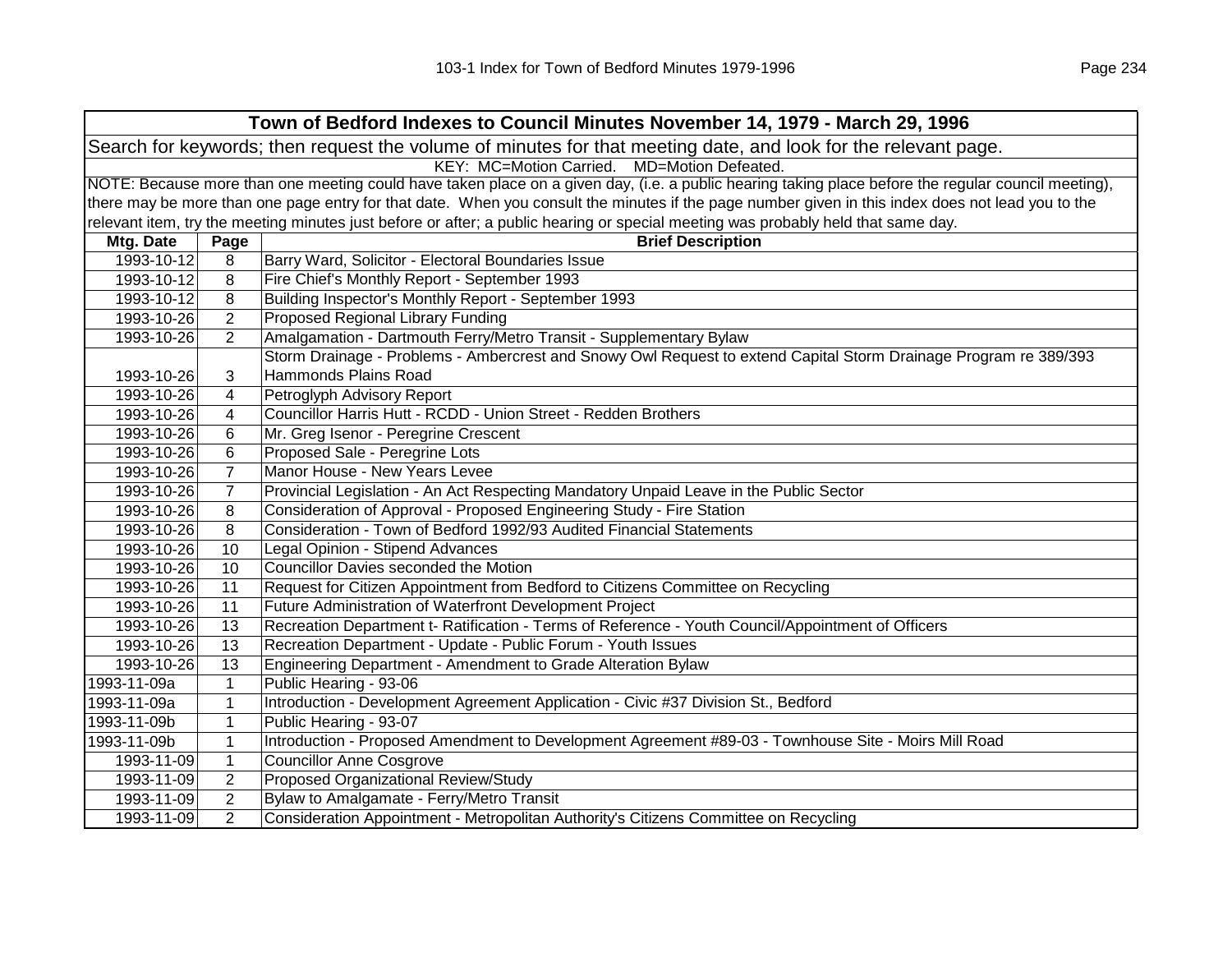| Town of Bedford Indexes to Council Minutes November 14, 1979 - March 29, 1996 | | |
|---|---|---|
| Search for keywords; then request the volume of minutes for that meeting date, and look for the relevant page. | | |
| KEY: MC=Motion Carried. MD=Motion Defeated. | | |
| NOTE: Because more than one meeting could have taken place on a given day, (i.e. a public hearing taking place before the regular council meeting), there may be more than one page entry for that date. When you consult the minutes if the page number given in this index does not lead you to the relevant item, try the meeting minutes just before or after; a public hearing or special meeting was probably held that same day. | | |
| **Mtg. Date** | **Page** | **Brief Description** |
| 1993-10-12 | 8 | Barry Ward, Solicitor - Electoral Boundaries Issue |
| 1993-10-12 | 8 | Fire Chief's Monthly Report - September 1993 |
| 1993-10-12 | 8 | Building Inspector's Monthly Report - September 1993 |
| 1993-10-26 | 2 | Proposed Regional Library Funding |
| 1993-10-26 | 2 | Amalgamation - Dartmouth Ferry/Metro Transit - Supplementary Bylaw |
| 1993-10-26 | 3 | Storm Drainage - Problems - Ambercrest and Snowy Owl Request to extend Capital Storm Drainage Program re 389/393 Hammonds Plains Road |
| 1993-10-26 | 4 | Petroglyph Advisory Report |
| 1993-10-26 | 4 | Councillor Harris Hutt - RCDD - Union Street - Redden Brothers |
| 1993-10-26 | 6 | Mr. Greg Isenor - Peregrine Crescent |
| 1993-10-26 | 6 | Proposed Sale - Peregrine Lots |
| 1993-10-26 | 7 | Manor House - New Years Levee |
| 1993-10-26 | 7 | Provincial Legislation - An Act Respecting Mandatory Unpaid Leave in the Public Sector |
| 1993-10-26 | 8 | Consideration of Approval - Proposed Engineering Study - Fire Station |
| 1993-10-26 | 8 | Consideration - Town of Bedford 1992/93 Audited Financial Statements |
| 1993-10-26 | 10 | Legal Opinion - Stipend Advances |
| 1993-10-26 | 10 | Councillor Davies seconded the Motion |
| 1993-10-26 | 11 | Request for Citizen Appointment from Bedford to Citizens Committee on Recycling |
| 1993-10-26 | 11 | Future Administration of Waterfront Development Project |
| 1993-10-26 | 13 | Recreation Department t- Ratification - Terms of Reference - Youth Council/Appointment of Officers |
| 1993-10-26 | 13 | Recreation Department - Update - Public Forum - Youth Issues |
| 1993-10-26 | 13 | Engineering Department - Amendment to Grade Alteration Bylaw |
| 1993-11-09a | 1 | Public Hearing - 93-06 |
| 1993-11-09a | 1 | Introduction - Development Agreement Application - Civic #37 Division St., Bedford |
| 1993-11-09b | 1 | Public Hearing - 93-07 |
| 1993-11-09b | 1 | Introduction - Proposed Amendment to Development Agreement #89-03 - Townhouse Site - Moirs Mill Road |
| 1993-11-09 | 1 | Councillor Anne Cosgrove |
| 1993-11-09 | 2 | Proposed Organizational Review/Study |
| 1993-11-09 | 2 | Bylaw to Amalgamate - Ferry/Metro Transit |
| 1993-11-09 | 2 | Consideration Appointment - Metropolitan Authority's Citizens Committee on Recycling |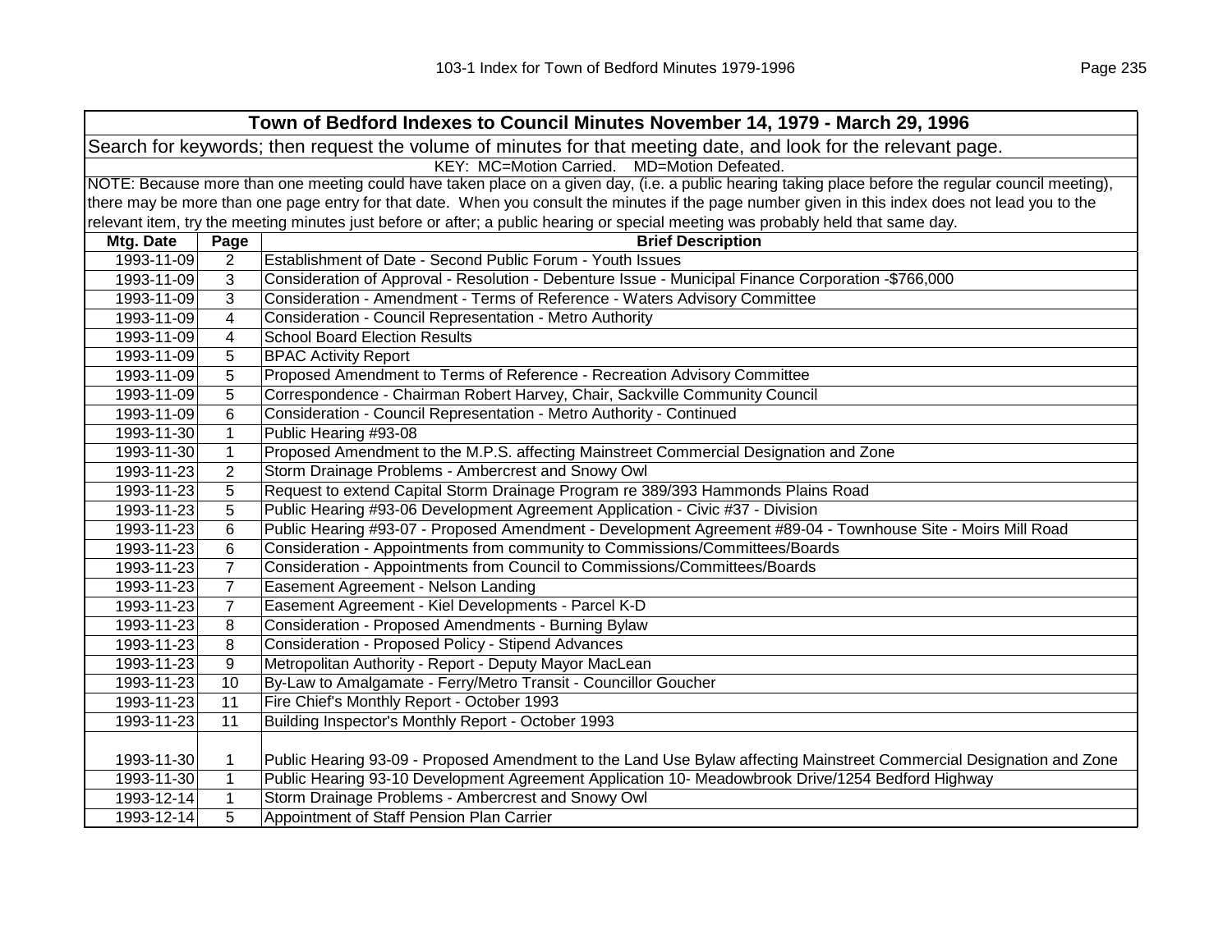## Town of Bedford Indexes to Council Minutes November 14, 1979 - March 29, 1996

Search for keywords; then request the volume of minutes for that meeting date, and look for the relevant page.

KEY: MC=Motion Carried. MD=Motion Defeated.

NOTE: Because more than one meeting could have taken place on a given day, (i.e. a public hearing taking place before the regular council meeting), there may be more than one page entry for that date. When you consult the minutes if the page number given in this index does not lead you to the relevant item, try the meeting minutes just before or after; a public hearing or special meeting was probably held that same day.

| Mtg. Date | Page | Brief Description |
|---|---|---|
| 1993-11-09 | 2 | Establishment of Date - Second Public Forum - Youth Issues |
| 1993-11-09 | 3 | Consideration of Approval - Resolution - Debenture Issue - Municipal Finance Corporation -$766,000 |
| 1993-11-09 | 3 | Consideration - Amendment - Terms of Reference - Waters Advisory Committee |
| 1993-11-09 | 4 | Consideration - Council Representation - Metro Authority |
| 1993-11-09 | 4 | School Board Election Results |
| 1993-11-09 | 5 | BPAC Activity Report |
| 1993-11-09 | 5 | Proposed Amendment to Terms of Reference - Recreation Advisory Committee |
| 1993-11-09 | 5 | Correspondence - Chairman Robert Harvey, Chair, Sackville Community Council |
| 1993-11-09 | 6 | Consideration - Council Representation - Metro Authority - Continued |
| 1993-11-30 | 1 | Public Hearing #93-08 |
| 1993-11-30 | 1 | Proposed Amendment to the M.P.S. affecting Mainstreet Commercial Designation and Zone |
| 1993-11-23 | 2 | Storm Drainage Problems - Ambercrest and Snowy Owl |
| 1993-11-23 | 5 | Request to extend Capital Storm Drainage Program re 389/393 Hammonds Plains Road |
| 1993-11-23 | 5 | Public Hearing #93-06 Development Agreement Application - Civic #37 - Division |
| 1993-11-23 | 6 | Public Hearing #93-07 - Proposed Amendment - Development Agreement #89-04 - Townhouse Site - Moirs Mill Road |
| 1993-11-23 | 6 | Consideration - Appointments from community to Commissions/Committees/Boards |
| 1993-11-23 | 7 | Consideration - Appointments from Council to Commissions/Committees/Boards |
| 1993-11-23 | 7 | Easement Agreement - Nelson Landing |
| 1993-11-23 | 7 | Easement Agreement - Kiel Developments - Parcel K-D |
| 1993-11-23 | 8 | Consideration - Proposed Amendments - Burning Bylaw |
| 1993-11-23 | 8 | Consideration - Proposed Policy - Stipend Advances |
| 1993-11-23 | 9 | Metropolitan Authority - Report - Deputy Mayor MacLean |
| 1993-11-23 | 10 | By-Law to Amalgamate - Ferry/Metro Transit - Councillor Goucher |
| 1993-11-23 | 11 | Fire Chief's Monthly Report - October 1993 |
| 1993-11-23 | 11 | Building Inspector's Monthly Report - October 1993 |
| 1993-11-30 | 1 | Public Hearing 93-09 - Proposed Amendment to the Land Use Bylaw affecting Mainstreet Commercial Designation and Zone |
| 1993-11-30 | 1 | Public Hearing 93-10 Development Agreement Application 10- Meadowbrook Drive/1254 Bedford Highway |
| 1993-12-14 | 1 | Storm Drainage Problems - Ambercrest and Snowy Owl |
| 1993-12-14 | 5 | Appointment of Staff Pension Plan Carrier |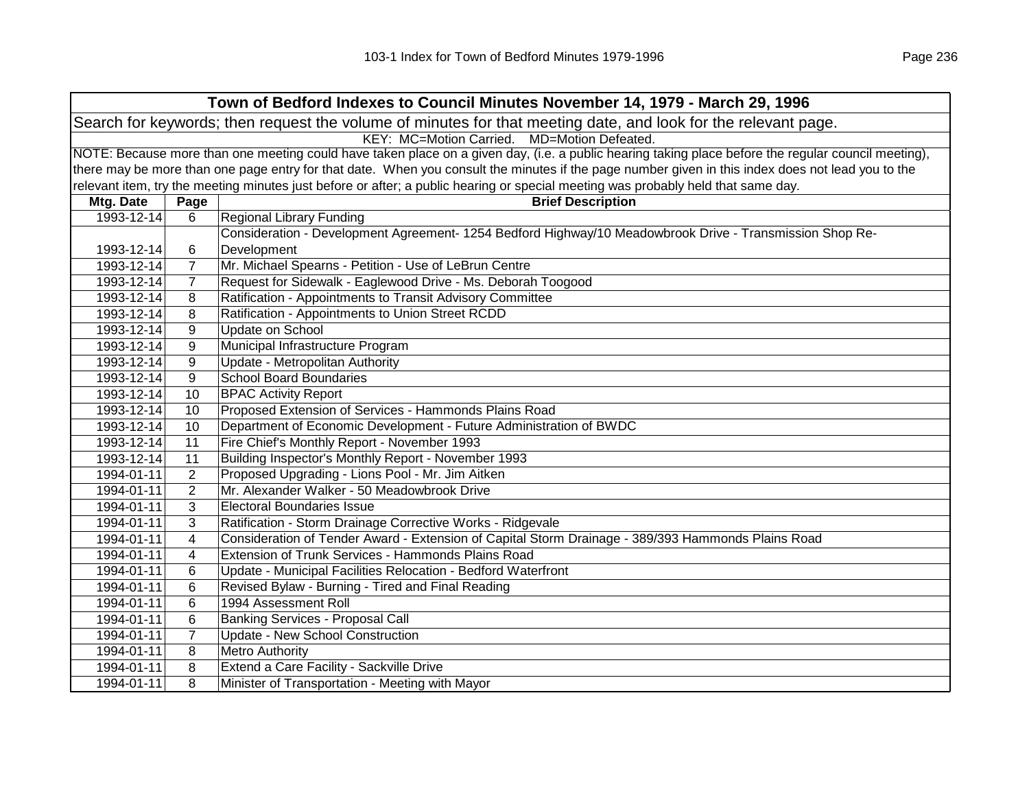| Town of Bedford Indexes to Council Minutes November 14, 1979 - March 29, 1996 | | |
|---|---|---|
| Search for keywords; then request the volume of minutes for that meeting date, and look for the relevant page. | | |
| KEY: MC=Motion Carried. MD=Motion Defeated. | | |
| NOTE: Because more than one meeting could have taken place on a given day, (i.e. a public hearing taking place before the regular council meeting), there may be more than one page entry for that date. When you consult the minutes if the page number given in this index does not lead you to the relevant item, try the meeting minutes just before or after; a public hearing or special meeting was probably held that same day. | | |
| **Mtg. Date** | **Page** | **Brief Description** |
| 1993-12-14 | 6 | Regional Library Funding |
| 1993-12-14 | 6 | Consideration - Development Agreement- 1254 Bedford Highway/10 Meadowbrook Drive - Transmission Shop Re-Development |
| 1993-12-14 | 7 | Mr. Michael Spearns - Petition - Use of LeBrun Centre |
| 1993-12-14 | 7 | Request for Sidewalk - Eaglewood Drive - Ms. Deborah Toogood |
| 1993-12-14 | 8 | Ratification - Appointments to Transit Advisory Committee |
| 1993-12-14 | 8 | Ratification - Appointments to Union Street RCDD |
| 1993-12-14 | 9 | Update on School |
| 1993-12-14 | 9 | Municipal Infrastructure Program |
| 1993-12-14 | 9 | Update - Metropolitan Authority |
| 1993-12-14 | 9 | School Board Boundaries |
| 1993-12-14 | 10 | BPAC Activity Report |
| 1993-12-14 | 10 | Proposed Extension of Services - Hammonds Plains Road |
| 1993-12-14 | 10 | Department of Economic Development - Future Administration of BWDC |
| 1993-12-14 | 11 | Fire Chief's Monthly Report - November 1993 |
| 1993-12-14 | 11 | Building Inspector's Monthly Report - November 1993 |
| 1994-01-11 | 2 | Proposed Upgrading - Lions Pool - Mr. Jim Aitken |
| 1994-01-11 | 2 | Mr. Alexander Walker - 50 Meadowbrook Drive |
| 1994-01-11 | 3 | Electoral Boundaries Issue |
| 1994-01-11 | 3 | Ratification - Storm Drainage Corrective Works - Ridgevale |
| 1994-01-11 | 4 | Consideration of Tender Award - Extension of Capital Storm Drainage - 389/393 Hammonds Plains Road |
| 1994-01-11 | 4 | Extension of Trunk Services - Hammonds Plains Road |
| 1994-01-11 | 6 | Update - Municipal Facilities Relocation - Bedford Waterfront |
| 1994-01-11 | 6 | Revised Bylaw - Burning - Tired and Final Reading |
| 1994-01-11 | 6 | 1994 Assessment Roll |
| 1994-01-11 | 6 | Banking Services - Proposal Call |
| 1994-01-11 | 7 | Update - New School Construction |
| 1994-01-11 | 8 | Metro Authority |
| 1994-01-11 | 8 | Extend a Care Facility - Sackville Drive |
| 1994-01-11 | 8 | Minister of Transportation - Meeting with Mayor |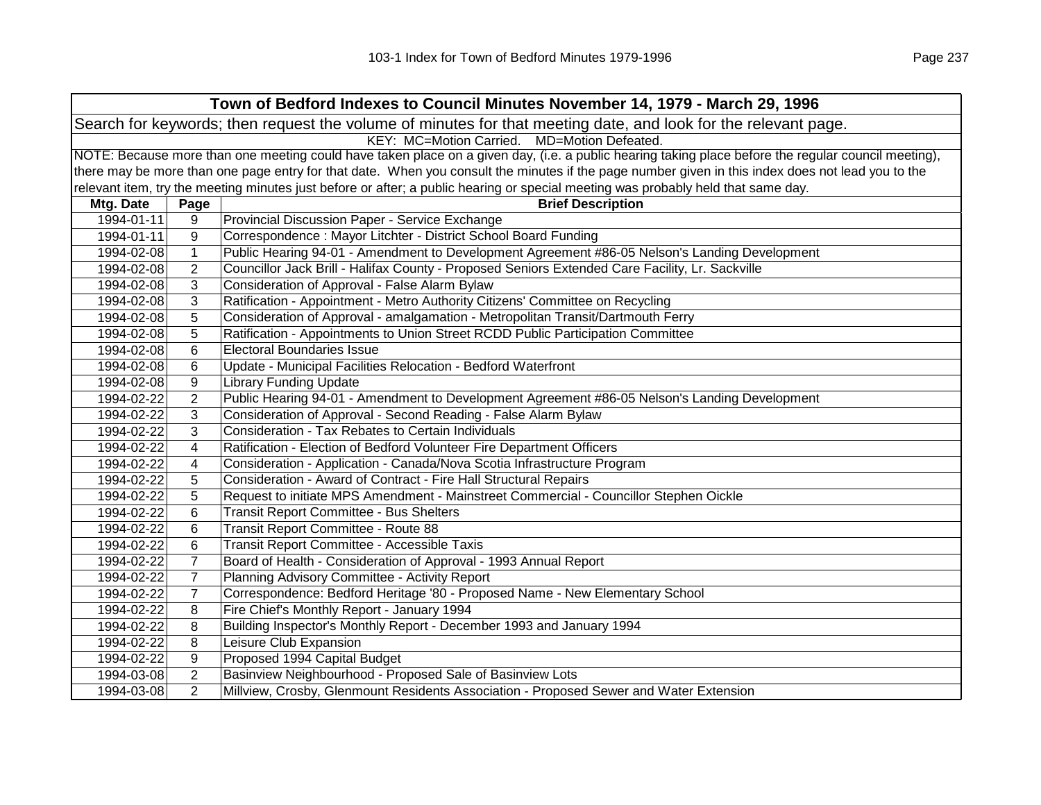## Town of Bedford Indexes to Council Minutes November 14, 1979 - March 29, 1996

Search for keywords; then request the volume of minutes for that meeting date, and look for the relevant page.

KEY: MC=Motion Carried. MD=Motion Defeated.

NOTE: Because more than one meeting could have taken place on a given day, (i.e. a public hearing taking place before the regular council meeting), there may be more than one page entry for that date. When you consult the minutes if the page number given in this index does not lead you to the relevant item, try the meeting minutes just before or after; a public hearing or special meeting was probably held that same day.

| Mtg. Date | Page | Brief Description |
|---|---|---|
| 1994-01-11 | 9 | Provincial Discussion Paper - Service Exchange |
| 1994-01-11 | 9 | Correspondence : Mayor Litchter - District School Board Funding |
| 1994-02-08 | 1 | Public Hearing 94-01 - Amendment to Development Agreement #86-05 Nelson's Landing Development |
| 1994-02-08 | 2 | Councillor Jack Brill - Halifax County - Proposed Seniors Extended Care Facility, Lr. Sackville |
| 1994-02-08 | 3 | Consideration of Approval - False Alarm Bylaw |
| 1994-02-08 | 3 | Ratification - Appointment - Metro Authority Citizens' Committee on Recycling |
| 1994-02-08 | 5 | Consideration of Approval - amalgamation - Metropolitan Transit/Dartmouth Ferry |
| 1994-02-08 | 5 | Ratification - Appointments to Union Street RCDD Public Participation Committee |
| 1994-02-08 | 6 | Electoral Boundaries Issue |
| 1994-02-08 | 6 | Update - Municipal Facilities Relocation - Bedford Waterfront |
| 1994-02-08 | 9 | Library Funding Update |
| 1994-02-22 | 2 | Public Hearing 94-01 - Amendment to Development Agreement #86-05 Nelson's Landing Development |
| 1994-02-22 | 3 | Consideration of Approval - Second Reading - False Alarm Bylaw |
| 1994-02-22 | 3 | Consideration - Tax Rebates to Certain Individuals |
| 1994-02-22 | 4 | Ratification - Election of Bedford Volunteer Fire Department Officers |
| 1994-02-22 | 4 | Consideration - Application - Canada/Nova Scotia Infrastructure Program |
| 1994-02-22 | 5 | Consideration - Award of Contract - Fire Hall Structural Repairs |
| 1994-02-22 | 5 | Request to initiate MPS Amendment - Mainstreet Commercial - Councillor Stephen Oickle |
| 1994-02-22 | 6 | Transit Report Committee - Bus Shelters |
| 1994-02-22 | 6 | Transit Report Committee - Route 88 |
| 1994-02-22 | 6 | Transit Report Committee - Accessible Taxis |
| 1994-02-22 | 7 | Board of Health - Consideration of Approval - 1993 Annual Report |
| 1994-02-22 | 7 | Planning Advisory Committee - Activity Report |
| 1994-02-22 | 7 | Correspondence: Bedford Heritage '80 - Proposed Name - New Elementary School |
| 1994-02-22 | 8 | Fire Chief's Monthly Report - January 1994 |
| 1994-02-22 | 8 | Building Inspector's Monthly Report - December 1993 and January 1994 |
| 1994-02-22 | 8 | Leisure Club Expansion |
| 1994-02-22 | 9 | Proposed 1994 Capital Budget |
| 1994-03-08 | 2 | Basinview Neighbourhood - Proposed Sale of Basinview Lots |
| 1994-03-08 | 2 | Millview, Crosby, Glenmount Residents Association - Proposed Sewer and Water Extension |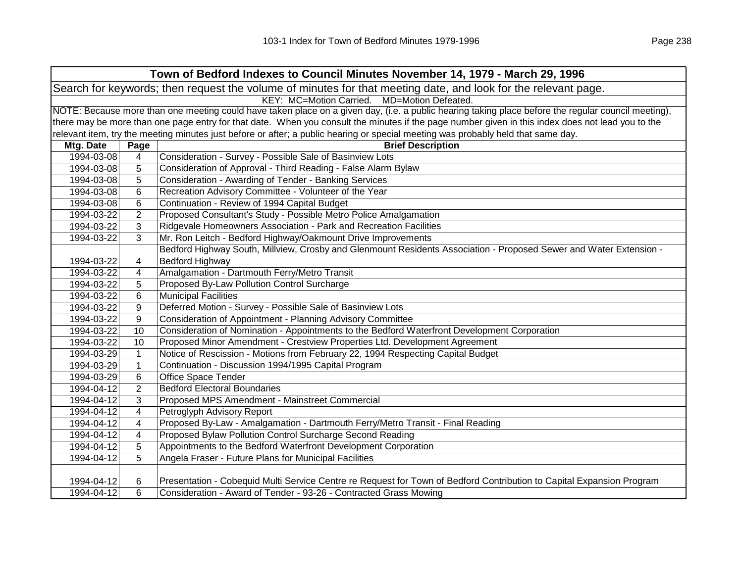| Town of Bedford Indexes to Council Minutes November 14, 1979 - March 29, 1996 | | |
|---|---|---|
| Search for keywords; then request the volume of minutes for that meeting date, and look for the relevant page. | | |
| KEY: MC=Motion Carried. MD=Motion Defeated. | | |
| NOTE: Because more than one meeting could have taken place on a given day, (i.e. a public hearing taking place before the regular council meeting), there may be more than one page entry for that date. When you consult the minutes if the page number given in this index does not lead you to the relevant item, try the meeting minutes just before or after; a public hearing or special meeting was probably held that same day. | | |
| **Mtg. Date** | **Page** | **Brief Description** |
| 1994-03-08 | 4 | Consideration - Survey - Possible Sale of Basinview Lots |
| 1994-03-08 | 5 | Consideration of Approval - Third Reading - False Alarm Bylaw |
| 1994-03-08 | 5 | Consideration - Awarding of Tender - Banking Services |
| 1994-03-08 | 6 | Recreation Advisory Committee - Volunteer of the Year |
| 1994-03-08 | 6 | Continuation - Review of 1994 Capital Budget |
| 1994-03-22 | 2 | Proposed Consultant's Study - Possible Metro Police Amalgamation |
| 1994-03-22 | 3 | Ridgevale Homeowners Association - Park and Recreation Facilities |
| 1994-03-22 | 3 | Mr. Ron Leitch - Bedford Highway/Oakmount Drive Improvements |
| 1994-03-22 | 4 | Bedford Highway South, Millview, Crosby and Glenmount Residents Association - Proposed Sewer and Water Extension - Bedford Highway |
| 1994-03-22 | 4 | Amalgamation - Dartmouth Ferry/Metro Transit |
| 1994-03-22 | 5 | Proposed By-Law Pollution Control Surcharge |
| 1994-03-22 | 6 | Municipal Facilities |
| 1994-03-22 | 9 | Deferred Motion - Survey - Possible Sale of Basinview Lots |
| 1994-03-22 | 9 | Consideration of Appointment - Planning Advisory Committee |
| 1994-03-22 | 10 | Consideration of Nomination - Appointments to the Bedford Waterfront Development Corporation |
| 1994-03-22 | 10 | Proposed Minor Amendment - Crestview Properties Ltd. Development Agreement |
| 1994-03-29 | 1 | Notice of Rescission - Motions from February 22, 1994 Respecting Capital Budget |
| 1994-03-29 | 1 | Continuation - Discussion 1994/1995 Capital Program |
| 1994-03-29 | 6 | Office Space Tender |
| 1994-04-12 | 2 | Bedford Electoral Boundaries |
| 1994-04-12 | 3 | Proposed MPS Amendment - Mainstreet Commercial |
| 1994-04-12 | 4 | Petroglyph Advisory Report |
| 1994-04-12 | 4 | Proposed By-Law - Amalgamation - Dartmouth Ferry/Metro Transit - Final Reading |
| 1994-04-12 | 4 | Proposed Bylaw Pollution Control Surcharge Second Reading |
| 1994-04-12 | 5 | Appointments to the Bedford Waterfront Development Corporation |
| 1994-04-12 | 5 | Angela Fraser - Future Plans for Municipal Facilities |
| 1994-04-12 | 6 | Presentation - Cobequid Multi Service Centre re Request for Town of Bedford Contribution to Capital Expansion Program |
| 1994-04-12 | 6 | Consideration - Award of Tender - 93-26 - Contracted Grass Mowing |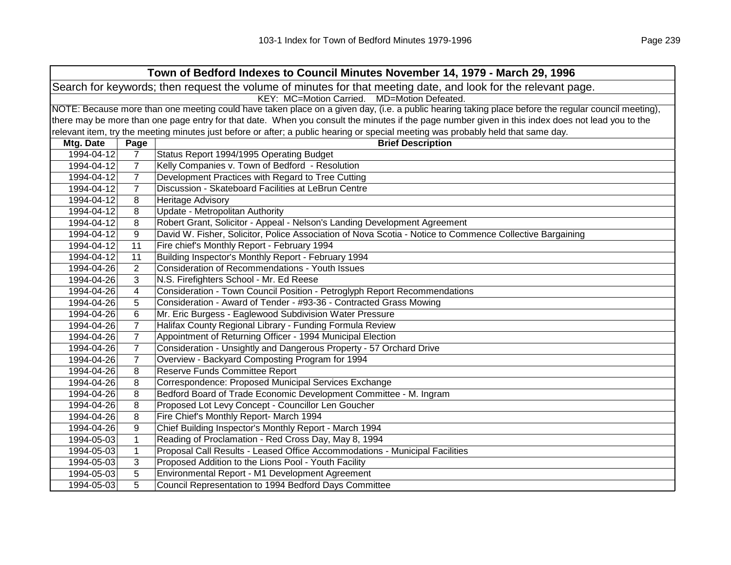| Town of Bedford Indexes to Council Minutes November 14, 1979 - March 29, 1996 | | |
|---|---|---|
| Search for keywords; then request the volume of minutes for that meeting date, and look for the relevant page. | | |
| KEY: MC=Motion Carried. MD=Motion Defeated. | | |
| NOTE: Because more than one meeting could have taken place on a given day, (i.e. a public hearing taking place before the regular council meeting), there may be more than one page entry for that date. When you consult the minutes if the page number given in this index does not lead you to the relevant item, try the meeting minutes just before or after; a public hearing or special meeting was probably held that same day. | | |
| **Mtg. Date** | **Page** | **Brief Description** |
| 1994-04-12 | 7 | Status Report 1994/1995 Operating Budget |
| 1994-04-12 | 7 | Kelly Companies v. Town of Bedford - Resolution |
| 1994-04-12 | 7 | Development Practices with Regard to Tree Cutting |
| 1994-04-12 | 7 | Discussion - Skateboard Facilities at LeBrun Centre |
| 1994-04-12 | 8 | Heritage Advisory |
| 1994-04-12 | 8 | Update - Metropolitan Authority |
| 1994-04-12 | 8 | Robert Grant, Solicitor - Appeal - Nelson's Landing Development Agreement |
| 1994-04-12 | 9 | David W. Fisher, Solicitor, Police Association of Nova Scotia - Notice to Commence Collective Bargaining |
| 1994-04-12 | 11 | Fire chief's Monthly Report - February 1994 |
| 1994-04-12 | 11 | Building Inspector's Monthly Report - February 1994 |
| 1994-04-26 | 2 | Consideration of Recommendations - Youth Issues |
| 1994-04-26 | 3 | N.S. Firefighters School - Mr. Ed Reese |
| 1994-04-26 | 4 | Consideration - Town Council Position - Petroglyph Report Recommendations |
| 1994-04-26 | 5 | Consideration - Award of Tender - #93-36 - Contracted Grass Mowing |
| 1994-04-26 | 6 | Mr. Eric Burgess - Eaglewood Subdivision Water Pressure |
| 1994-04-26 | 7 | Halifax County Regional Library - Funding Formula Review |
| 1994-04-26 | 7 | Appointment of Returning Officer - 1994 Municipal Election |
| 1994-04-26 | 7 | Consideration - Unsightly and Dangerous Property - 57 Orchard Drive |
| 1994-04-26 | 7 | Overview - Backyard Composting Program for 1994 |
| 1994-04-26 | 8 | Reserve Funds Committee Report |
| 1994-04-26 | 8 | Correspondence: Proposed Municipal Services Exchange |
| 1994-04-26 | 8 | Bedford Board of Trade Economic Development Committee - M. Ingram |
| 1994-04-26 | 8 | Proposed Lot Levy Concept - Councillor Len Goucher |
| 1994-04-26 | 8 | Fire Chief's Monthly Report- March 1994 |
| 1994-04-26 | 9 | Chief Building Inspector's Monthly Report - March 1994 |
| 1994-05-03 | 1 | Reading of Proclamation - Red Cross Day, May 8, 1994 |
| 1994-05-03 | 1 | Proposal Call Results - Leased Office Accommodations - Municipal Facilities |
| 1994-05-03 | 3 | Proposed Addition to the Lions Pool - Youth Facility |
| 1994-05-03 | 5 | Environmental Report - M1 Development Agreement |
| 1994-05-03 | 5 | Council Representation to 1994 Bedford Days Committee |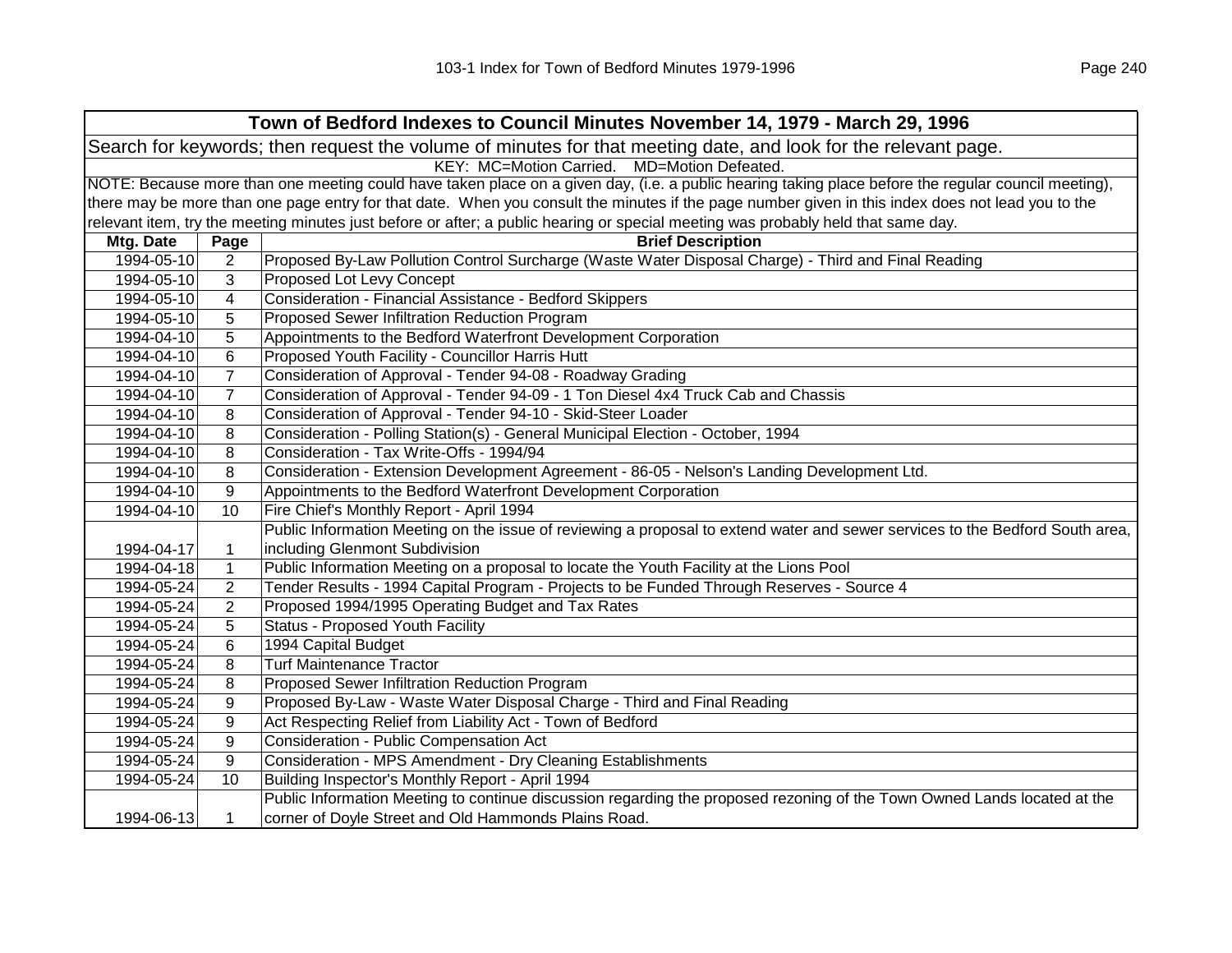| Town of Bedford Indexes to Council Minutes November 14, 1979 - March 29, 1996 | | |
|---|---|---|
| Search for keywords; then request the volume of minutes for that meeting date, and look for the relevant page. | | |
| KEY: MC=Motion Carried. MD=Motion Defeated. | | |
| NOTE: Because more than one meeting could have taken place on a given day, (i.e. a public hearing taking place before the regular council meeting), there may be more than one page entry for that date. When you consult the minutes if the page number given in this index does not lead you to the relevant item, try the meeting minutes just before or after; a public hearing or special meeting was probably held that same day. | | |
| **Mtg. Date** | **Page** | **Brief Description** |
| 1994-05-10 | 2 | Proposed By-Law Pollution Control Surcharge (Waste Water Disposal Charge) - Third and Final Reading |
| 1994-05-10 | 3 | Proposed Lot Levy Concept |
| 1994-05-10 | 4 | Consideration - Financial Assistance - Bedford Skippers |
| 1994-05-10 | 5 | Proposed Sewer Infiltration Reduction Program |
| 1994-04-10 | 5 | Appointments to the Bedford Waterfront Development Corporation |
| 1994-04-10 | 6 | Proposed Youth Facility - Councillor Harris Hutt |
| 1994-04-10 | 7 | Consideration of Approval - Tender 94-08 - Roadway Grading |
| 1994-04-10 | 7 | Consideration of Approval - Tender 94-09 - 1 Ton Diesel 4x4 Truck Cab and Chassis |
| 1994-04-10 | 8 | Consideration of Approval - Tender 94-10 - Skid-Steer Loader |
| 1994-04-10 | 8 | Consideration - Polling Station(s) - General Municipal Election - October, 1994 |
| 1994-04-10 | 8 | Consideration - Tax Write-Offs - 1994/94 |
| 1994-04-10 | 8 | Consideration - Extension Development Agreement - 86-05 - Nelson's Landing Development Ltd. |
| 1994-04-10 | 9 | Appointments to the Bedford Waterfront Development Corporation |
| 1994-04-10 | 10 | Fire Chief's Monthly Report - April 1994 |
| 1994-04-17 | 1 | Public Information Meeting on the issue of reviewing a proposal to extend water and sewer services to the Bedford South area, including Glenmont Subdivision |
| 1994-04-18 | 1 | Public Information Meeting on a proposal to locate the Youth Facility at the Lions Pool |
| 1994-05-24 | 2 | Tender Results - 1994 Capital Program - Projects to be Funded Through Reserves - Source 4 |
| 1994-05-24 | 2 | Proposed 1994/1995 Operating Budget and Tax Rates |
| 1994-05-24 | 5 | Status - Proposed Youth Facility |
| 1994-05-24 | 6 | 1994 Capital Budget |
| 1994-05-24 | 8 | Turf Maintenance Tractor |
| 1994-05-24 | 8 | Proposed Sewer Infiltration Reduction Program |
| 1994-05-24 | 9 | Proposed By-Law - Waste Water Disposal Charge - Third and Final Reading |
| 1994-05-24 | 9 | Act Respecting Relief from Liability Act - Town of Bedford |
| 1994-05-24 | 9 | Consideration - Public Compensation Act |
| 1994-05-24 | 9 | Consideration - MPS Amendment - Dry Cleaning Establishments |
| 1994-05-24 | 10 | Building Inspector's Monthly Report - April 1994 |
| 1994-06-13 | 1 | Public Information Meeting to continue discussion regarding the proposed rezoning of the Town Owned Lands located at the corner of Doyle Street and Old Hammonds Plains Road. |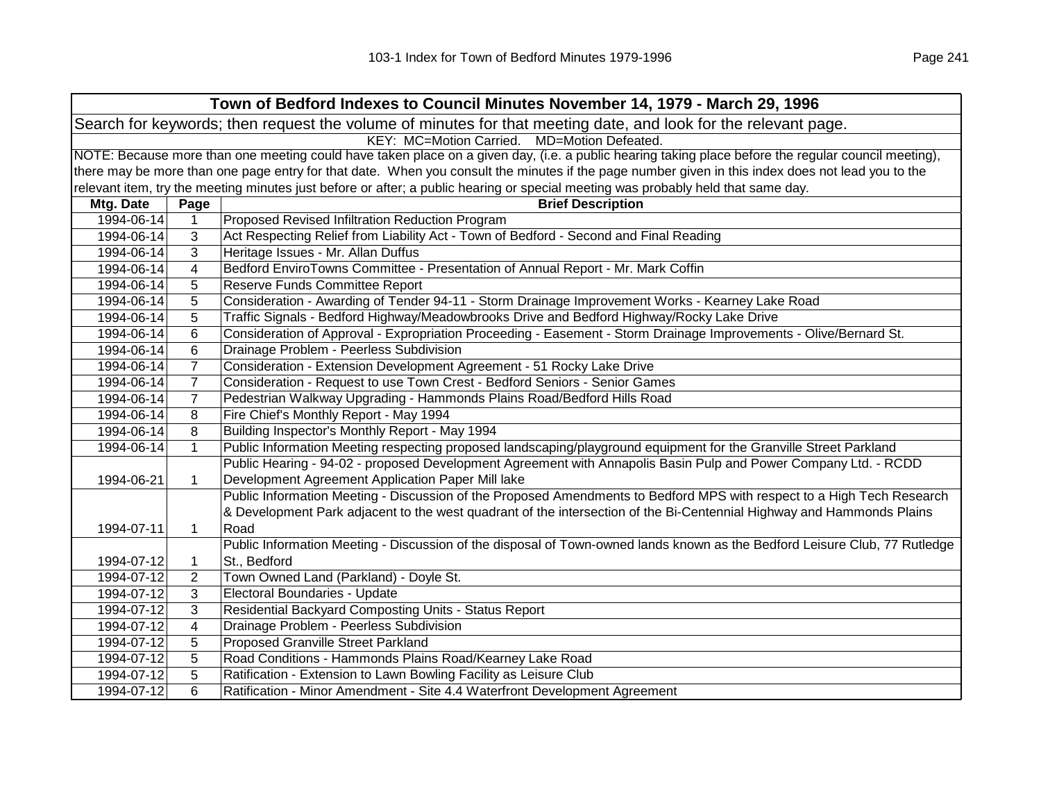| Town of Bedford Indexes to Council Minutes November 14, 1979 - March 29, 1996 | | |
|---|---|---|
| Search for keywords; then request the volume of minutes for that meeting date, and look for the relevant page. | | |
| KEY: MC=Motion Carried. MD=Motion Defeated. | | |
| NOTE: Because more than one meeting could have taken place on a given day, (i.e. a public hearing taking place before the regular council meeting), there may be more than one page entry for that date. When you consult the minutes if the page number given in this index does not lead you to the relevant item, try the meeting minutes just before or after; a public hearing or special meeting was probably held that same day. | | |
| **Mtg. Date** | **Page** | **Brief Description** |
| 1994-06-14 | 1 | Proposed Revised Infiltration Reduction Program |
| 1994-06-14 | 3 | Act Respecting Relief from Liability Act - Town of Bedford - Second and Final Reading |
| 1994-06-14 | 3 | Heritage Issues - Mr. Allan Duffus |
| 1994-06-14 | 4 | Bedford EnviroTowns Committee - Presentation of Annual Report - Mr. Mark Coffin |
| 1994-06-14 | 5 | Reserve Funds Committee Report |
| 1994-06-14 | 5 | Consideration - Awarding of Tender 94-11 - Storm Drainage Improvement Works - Kearney Lake Road |
| 1994-06-14 | 5 | Traffic Signals - Bedford Highway/Meadowbrooks Drive and Bedford Highway/Rocky Lake Drive |
| 1994-06-14 | 6 | Consideration of Approval - Expropriation Proceeding - Easement - Storm Drainage Improvements - Olive/Bernard St. |
| 1994-06-14 | 6 | Drainage Problem - Peerless Subdivision |
| 1994-06-14 | 7 | Consideration - Extension Development Agreement - 51 Rocky Lake Drive |
| 1994-06-14 | 7 | Consideration - Request to use Town Crest - Bedford Seniors - Senior Games |
| 1994-06-14 | 7 | Pedestrian Walkway Upgrading - Hammonds Plains Road/Bedford Hills Road |
| 1994-06-14 | 8 | Fire Chief's Monthly Report - May 1994 |
| 1994-06-14 | 8 | Building Inspector's Monthly Report - May 1994 |
| 1994-06-14 | 1 | Public Information Meeting respecting proposed landscaping/playground equipment for the Granville Street Parkland |
| 1994-06-21 | 1 | Public Hearing - 94-02 - proposed Development Agreement with Annapolis Basin Pulp and Power Company Ltd. - RCDD Development Agreement Application Paper Mill lake |
| 1994-07-11 | 1 | Public Information Meeting - Discussion of the Proposed Amendments to Bedford MPS with respect to a High Tech Research & Development Park adjacent to the west quadrant of the intersection of the Bi-Centennial Highway and Hammonds Plains Road |
| 1994-07-12 | 1 | Public Information Meeting - Discussion of the disposal of Town-owned lands known as the Bedford Leisure Club, 77 Rutledge St., Bedford |
| 1994-07-12 | 2 | Town Owned Land (Parkland) - Doyle St. |
| 1994-07-12 | 3 | Electoral Boundaries - Update |
| 1994-07-12 | 3 | Residential Backyard Composting Units - Status Report |
| 1994-07-12 | 4 | Drainage Problem - Peerless Subdivision |
| 1994-07-12 | 5 | Proposed Granville Street Parkland |
| 1994-07-12 | 5 | Road Conditions - Hammonds Plains Road/Kearney Lake Road |
| 1994-07-12 | 5 | Ratification - Extension to Lawn Bowling Facility as Leisure Club |
| 1994-07-12 | 6 | Ratification - Minor Amendment - Site 4.4 Waterfront Development Agreement |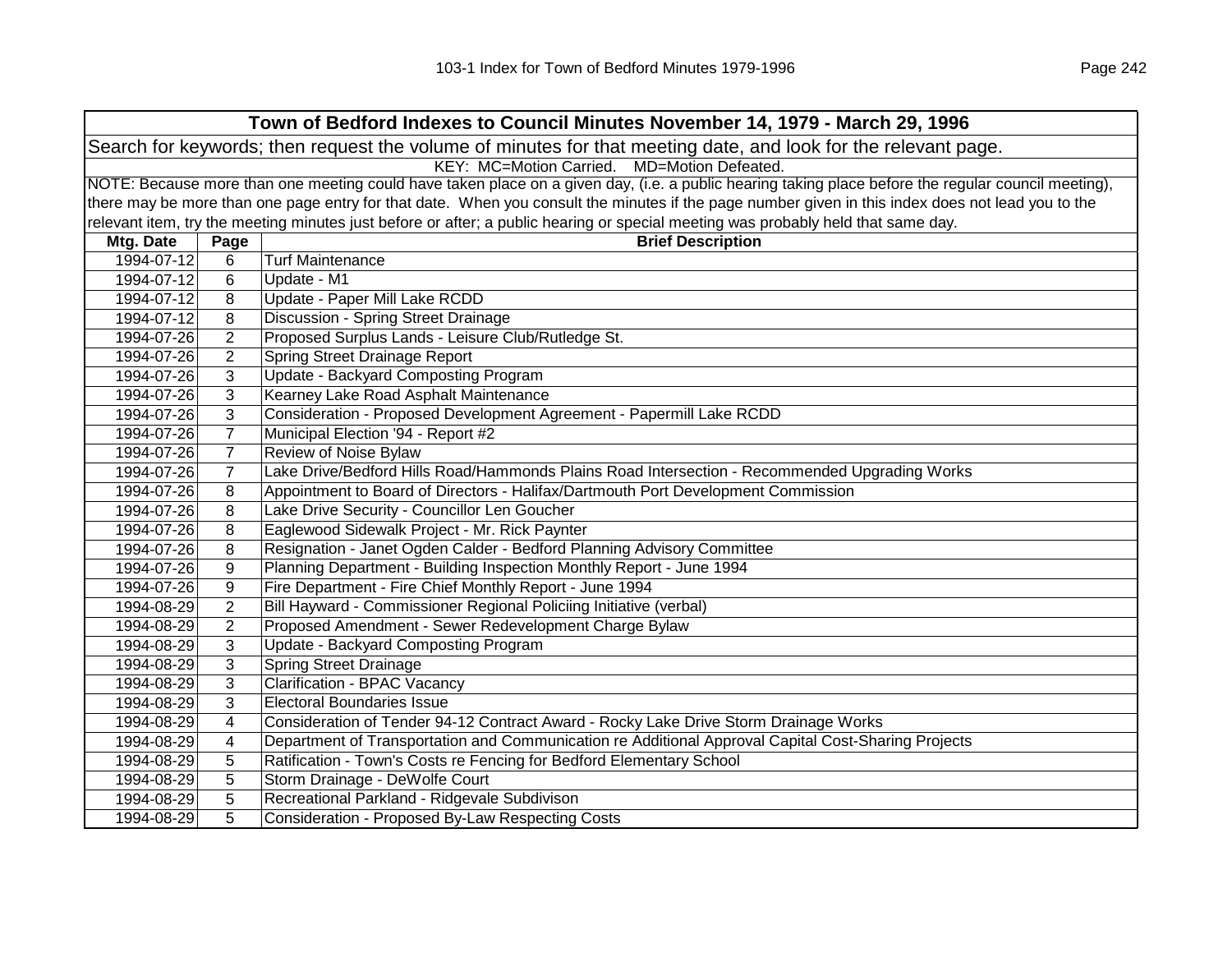| **Town of Bedford Indexes to Council Minutes November 14, 1979 - March 29, 1996** | | |
|---|---|---|
| Search for keywords; then request the volume of minutes for that meeting date, and look for the relevant page. | | |
| KEY: MC=Motion Carried. MD=Motion Defeated. | | |
| NOTE: Because more than one meeting could have taken place on a given day, (i.e. a public hearing taking place before the regular council meeting), there may be more than one page entry for that date. When you consult the minutes if the page number given in this index does not lead you to the relevant item, try the meeting minutes just before or after; a public hearing or special meeting was probably held that same day. | | |
| **Mtg. Date** | **Page** | **Brief Description** |
| 1994-07-12 | 6 | Turf Maintenance |
| 1994-07-12 | 6 | Update - M1 |
| 1994-07-12 | 8 | Update - Paper Mill Lake RCDD |
| 1994-07-12 | 8 | Discussion - Spring Street Drainage |
| 1994-07-26 | 2 | Proposed Surplus Lands - Leisure Club/Rutledge St. |
| 1994-07-26 | 2 | Spring Street Drainage Report |
| 1994-07-26 | 3 | Update - Backyard Composting Program |
| 1994-07-26 | 3 | Kearney Lake Road Asphalt Maintenance |
| 1994-07-26 | 3 | Consideration - Proposed Development Agreement - Papermill Lake RCDD |
| 1994-07-26 | 7 | Municipal Election '94 - Report #2 |
| 1994-07-26 | 7 | Review of Noise Bylaw |
| 1994-07-26 | 7 | Lake Drive/Bedford Hills Road/Hammonds Plains Road Intersection - Recommended Upgrading Works |
| 1994-07-26 | 8 | Appointment to Board of Directors - Halifax/Dartmouth Port Development Commission |
| 1994-07-26 | 8 | Lake Drive Security - Councillor Len Goucher |
| 1994-07-26 | 8 | Eaglewood Sidewalk Project - Mr. Rick Paynter |
| 1994-07-26 | 8 | Resignation - Janet Ogden Calder - Bedford Planning Advisory Committee |
| 1994-07-26 | 9 | Planning Department - Building Inspection Monthly Report - June 1994 |
| 1994-07-26 | 9 | Fire Department - Fire Chief Monthly Report - June 1994 |
| 1994-08-29 | 2 | Bill Hayward - Commissioner Regional Policiing Initiative (verbal) |
| 1994-08-29 | 2 | Proposed Amendment - Sewer Redevelopment Charge Bylaw |
| 1994-08-29 | 3 | Update - Backyard Composting Program |
| 1994-08-29 | 3 | Spring Street Drainage |
| 1994-08-29 | 3 | Clarification - BPAC Vacancy |
| 1994-08-29 | 3 | Electoral Boundaries Issue |
| 1994-08-29 | 4 | Consideration of Tender 94-12 Contract Award - Rocky Lake Drive Storm Drainage Works |
| 1994-08-29 | 4 | Department of Transportation and Communication re Additional Approval Capital Cost-Sharing Projects |
| 1994-08-29 | 5 | Ratification - Town's Costs re Fencing for Bedford Elementary School |
| 1994-08-29 | 5 | Storm Drainage - DeWolfe Court |
| 1994-08-29 | 5 | Recreational Parkland - Ridgevale Subdivison |
| 1994-08-29 | 5 | Consideration - Proposed By-Law Respecting Costs |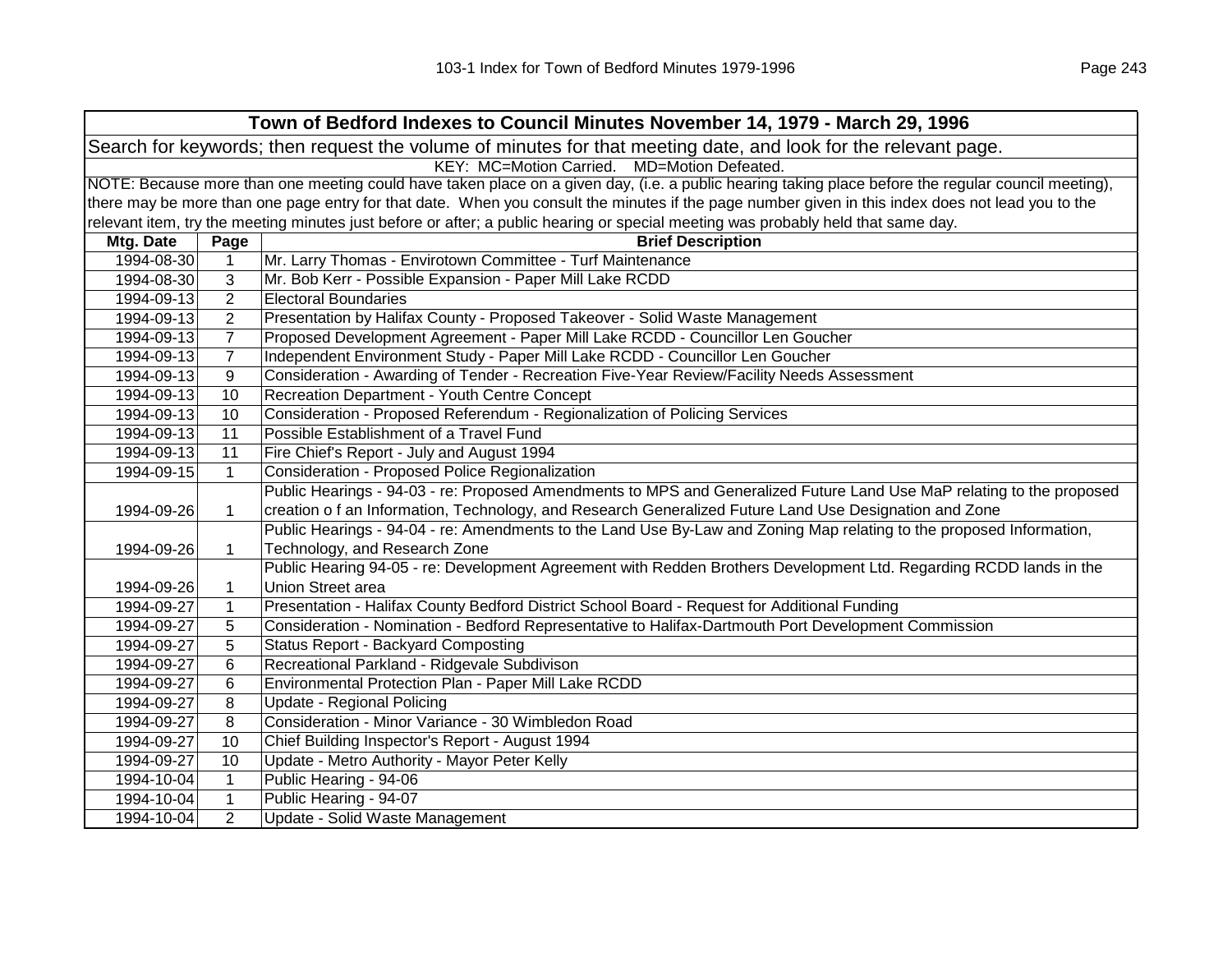| Town of Bedford Indexes to Council Minutes November 14, 1979 - March 29, 1996 | | |
|---|---|---|
| Search for keywords; then request the volume of minutes for that meeting date, and look for the relevant page. | | |
| KEY: MC=Motion Carried. MD=Motion Defeated. | | |
| NOTE: Because more than one meeting could have taken place on a given day, (i.e. a public hearing taking place before the regular council meeting), there may be more than one page entry for that date. When you consult the minutes if the page number given in this index does not lead you to the relevant item, try the meeting minutes just before or after; a public hearing or special meeting was probably held that same day. | | |
| **Mtg. Date** | **Page** | **Brief Description** |
| 1994-08-30 | 1 | Mr. Larry Thomas - Envirotown Committee - Turf Maintenance |
| 1994-08-30 | 3 | Mr. Bob Kerr - Possible Expansion - Paper Mill Lake RCDD |
| 1994-09-13 | 2 | Electoral Boundaries |
| 1994-09-13 | 2 | Presentation by Halifax County - Proposed Takeover - Solid Waste Management |
| 1994-09-13 | 7 | Proposed Development Agreement - Paper Mill Lake RCDD - Councillor Len Goucher |
| 1994-09-13 | 7 | Independent Environment Study - Paper Mill Lake RCDD - Councillor Len Goucher |
| 1994-09-13 | 9 | Consideration - Awarding of Tender - Recreation Five-Year Review/Facility Needs Assessment |
| 1994-09-13 | 10 | Recreation Department - Youth Centre Concept |
| 1994-09-13 | 10 | Consideration - Proposed Referendum - Regionalization of Policing Services |
| 1994-09-13 | 11 | Possible Establishment of a Travel Fund |
| 1994-09-13 | 11 | Fire Chief's Report - July and August 1994 |
| 1994-09-15 | 1 | Consideration - Proposed Police Regionalization |
| 1994-09-26 | 1 | Public Hearings - 94-03 - re: Proposed Amendments to MPS and Generalized Future Land Use MaP relating to the proposed creation o f an Information, Technology, and Research Generalized Future Land Use Designation and Zone |
| 1994-09-26 | 1 | Public Hearings - 94-04 - re: Amendments to the Land Use By-Law and Zoning Map relating to the proposed Information, Technology, and Research Zone |
| 1994-09-26 | 1 | Public Hearing 94-05 - re: Development Agreement with Redden Brothers Development Ltd. Regarding RCDD lands in the Union Street area |
| 1994-09-27 | 1 | Presentation - Halifax County Bedford District School Board - Request for Additional Funding |
| 1994-09-27 | 5 | Consideration - Nomination - Bedford Representative to Halifax-Dartmouth Port Development Commission |
| 1994-09-27 | 5 | Status Report - Backyard Composting |
| 1994-09-27 | 6 | Recreational Parkland - Ridgevale Subdivison |
| 1994-09-27 | 6 | Environmental Protection Plan - Paper Mill Lake RCDD |
| 1994-09-27 | 8 | Update - Regional Policing |
| 1994-09-27 | 8 | Consideration - Minor Variance - 30 Wimbledon Road |
| 1994-09-27 | 10 | Chief Building Inspector's Report - August 1994 |
| 1994-09-27 | 10 | Update - Metro Authority - Mayor Peter Kelly |
| 1994-10-04 | 1 | Public Hearing - 94-06 |
| 1994-10-04 | 1 | Public Hearing - 94-07 |
| 1994-10-04 | 2 | Update - Solid Waste Management |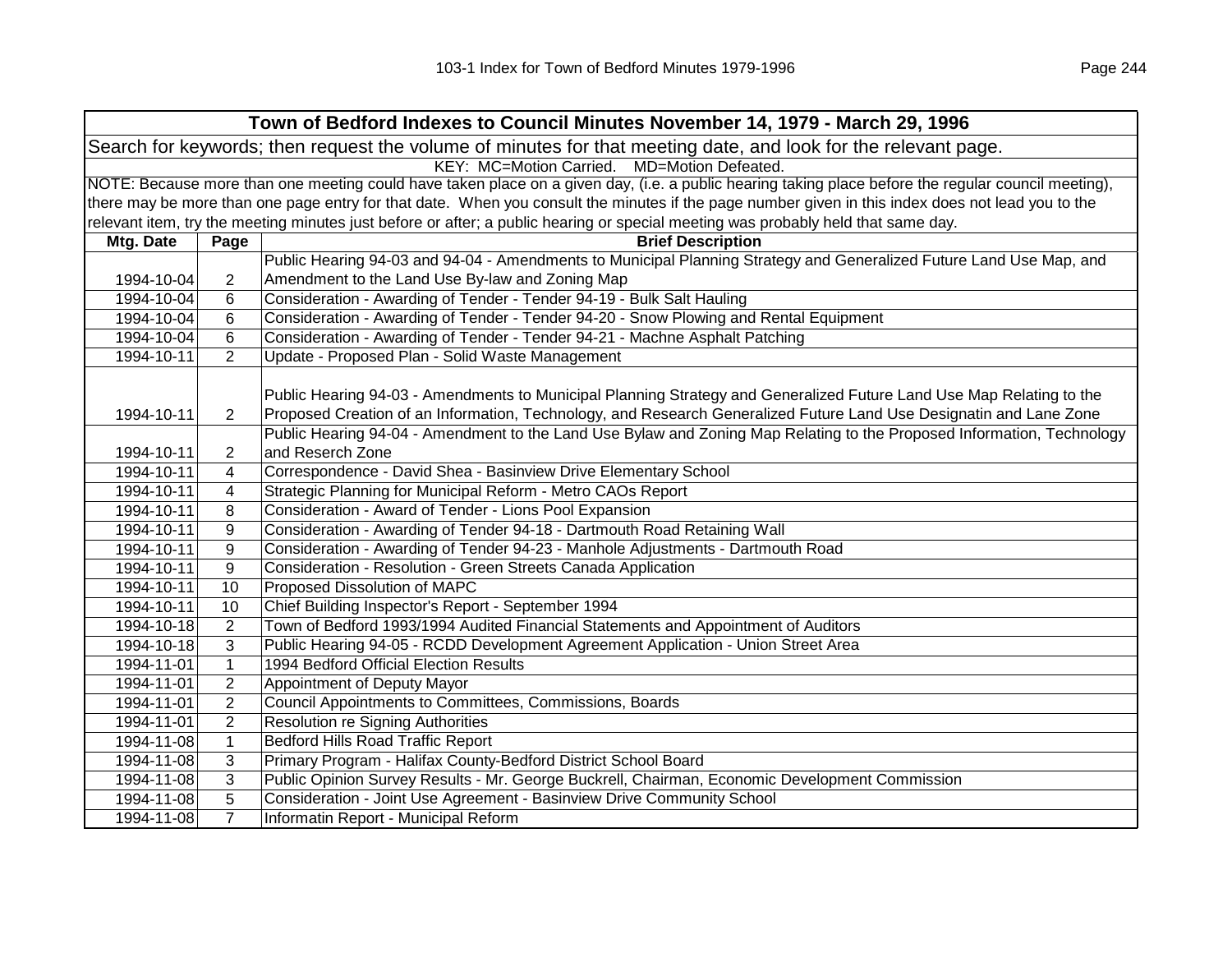| Town of Bedford Indexes to Council Minutes November 14, 1979 - March 29, 1996 | | |
|---|---|---|
| Search for keywords; then request the volume of minutes for that meeting date, and look for the relevant page. | | |
| KEY: MC=Motion Carried. MD=Motion Defeated. | | |
| NOTE: Because more than one meeting could have taken place on a given day, (i.e. a public hearing taking place before the regular council meeting), there may be more than one page entry for that date. When you consult the minutes if the page number given in this index does not lead you to the relevant item, try the meeting minutes just before or after; a public hearing or special meeting was probably held that same day. | | |
| **Mtg. Date** | **Page** | **Brief Description** |
| 1994-10-04 | 2 | Public Hearing 94-03 and 94-04 - Amendments to Municipal Planning Strategy and Generalized Future Land Use Map, and Amendment to the Land Use By-law and Zoning Map |
| 1994-10-04 | 6 | Consideration - Awarding of Tender - Tender 94-19 - Bulk Salt Hauling |
| 1994-10-04 | 6 | Consideration - Awarding of Tender - Tender 94-20 - Snow Plowing and Rental Equipment |
| 1994-10-04 | 6 | Consideration - Awarding of Tender - Tender 94-21 - Machne Asphalt Patching |
| 1994-10-11 | 2 | Update - Proposed Plan - Solid Waste Management |
| 1994-10-11 | 2 | Public Hearing 94-03 - Amendments to Municipal Planning Strategy and Generalized Future Land Use Map Relating to the Proposed Creation of an Information, Technology, and Research Generalized Future Land Use Designatin and Lane Zone |
| 1994-10-11 | 2 | Public Hearing 94-04 - Amendment to the Land Use Bylaw and Zoning Map Relating to the Proposed Information, Technology and Reserch Zone |
| 1994-10-11 | 4 | Correspondence - David Shea - Basinview Drive Elementary School |
| 1994-10-11 | 4 | Strategic Planning for Municipal Reform - Metro CAOs Report |
| 1994-10-11 | 8 | Consideration - Award of Tender - Lions Pool Expansion |
| 1994-10-11 | 9 | Consideration - Awarding of Tender 94-18 - Dartmouth Road Retaining Wall |
| 1994-10-11 | 9 | Consideration - Awarding of Tender 94-23 - Manhole Adjustments - Dartmouth Road |
| 1994-10-11 | 9 | Consideration - Resolution - Green Streets Canada Application |
| 1994-10-11 | 10 | Proposed Dissolution of MAPC |
| 1994-10-11 | 10 | Chief Building Inspector's Report - September 1994 |
| 1994-10-18 | 2 | Town of Bedford 1993/1994 Audited Financial Statements and Appointment of Auditors |
| 1994-10-18 | 3 | Public Hearing 94-05 - RCDD Development Agreement Application - Union Street Area |
| 1994-11-01 | 1 | 1994 Bedford Official Election Results |
| 1994-11-01 | 2 | Appointment of Deputy Mayor |
| 1994-11-01 | 2 | Council Appointments to Committees, Commissions, Boards |
| 1994-11-01 | 2 | Resolution re Signing Authorities |
| 1994-11-08 | 1 | Bedford Hills Road Traffic Report |
| 1994-11-08 | 3 | Primary Program - Halifax County-Bedford District School Board |
| 1994-11-08 | 3 | Public Opinion Survey Results - Mr. George Buckrell, Chairman, Economic Development Commission |
| 1994-11-08 | 5 | Consideration - Joint Use Agreement - Basinview Drive Community School |
| 1994-11-08 | 7 | Informatin Report - Municipal Reform |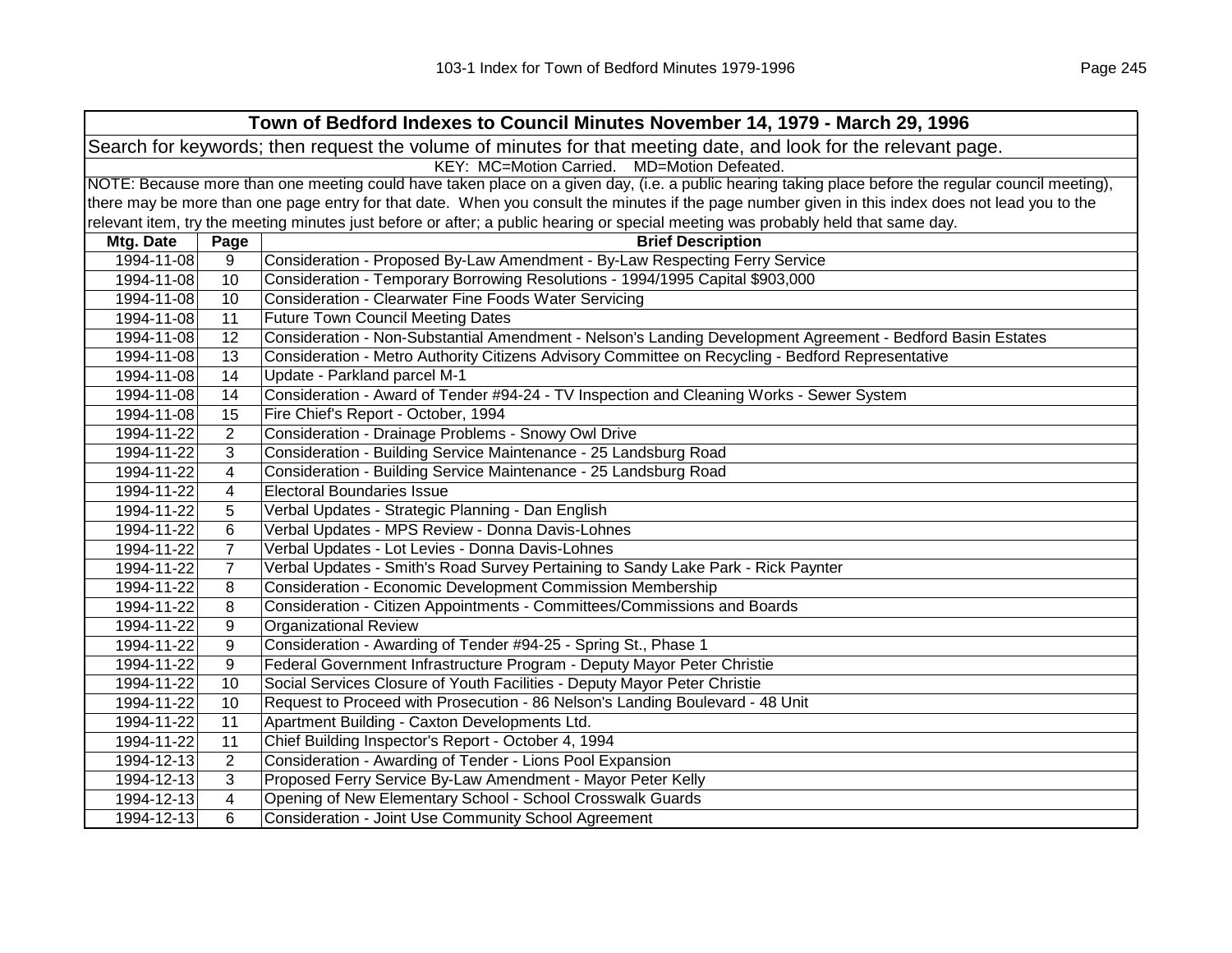| Town of Bedford Indexes to Council Minutes November 14, 1979 - March 29, 1996 | | |
|---|---|---|
| Search for keywords; then request the volume of minutes for that meeting date, and look for the relevant page. | | |
| KEY: MC=Motion Carried. MD=Motion Defeated. | | |
| NOTE: Because more than one meeting could have taken place on a given day, (i.e. a public hearing taking place before the regular council meeting), there may be more than one page entry for that date. When you consult the minutes if the page number given in this index does not lead you to the relevant item, try the meeting minutes just before or after; a public hearing or special meeting was probably held that same day. | | |
| **Mtg. Date** | **Page** | **Brief Description** |
| 1994-11-08 | 9 | Consideration - Proposed By-Law Amendment - By-Law Respecting Ferry Service |
| 1994-11-08 | 10 | Consideration - Temporary Borrowing Resolutions - 1994/1995 Capital $903,000 |
| 1994-11-08 | 10 | Consideration - Clearwater Fine Foods Water Servicing |
| 1994-11-08 | 11 | Future Town Council Meeting Dates |
| 1994-11-08 | 12 | Consideration - Non-Substantial Amendment - Nelson's Landing Development Agreement - Bedford Basin Estates |
| 1994-11-08 | 13 | Consideration - Metro Authority Citizens Advisory Committee on Recycling - Bedford Representative |
| 1994-11-08 | 14 | Update - Parkland parcel M-1 |
| 1994-11-08 | 14 | Consideration - Award of Tender #94-24 - TV Inspection and Cleaning Works - Sewer System |
| 1994-11-08 | 15 | Fire Chief's Report - October, 1994 |
| 1994-11-22 | 2 | Consideration - Drainage Problems - Snowy Owl Drive |
| 1994-11-22 | 3 | Consideration - Building Service Maintenance - 25 Landsburg Road |
| 1994-11-22 | 4 | Consideration - Building Service Maintenance - 25 Landsburg Road |
| 1994-11-22 | 4 | Electoral Boundaries Issue |
| 1994-11-22 | 5 | Verbal Updates - Strategic Planning - Dan English |
| 1994-11-22 | 6 | Verbal Updates - MPS Review - Donna Davis-Lohnes |
| 1994-11-22 | 7 | Verbal Updates - Lot Levies - Donna Davis-Lohnes |
| 1994-11-22 | 7 | Verbal Updates - Smith's Road Survey Pertaining to Sandy Lake Park - Rick Paynter |
| 1994-11-22 | 8 | Consideration - Economic Development Commission Membership |
| 1994-11-22 | 8 | Consideration - Citizen Appointments - Committees/Commissions and Boards |
| 1994-11-22 | 9 | Organizational Review |
| 1994-11-22 | 9 | Consideration - Awarding of Tender #94-25 - Spring St., Phase 1 |
| 1994-11-22 | 9 | Federal Government Infrastructure Program - Deputy Mayor Peter Christie |
| 1994-11-22 | 10 | Social Services Closure of Youth Facilities - Deputy Mayor Peter Christie |
| 1994-11-22 | 10 | Request to Proceed with Prosecution - 86 Nelson's Landing Boulevard - 48 Unit |
| 1994-11-22 | 11 | Apartment Building - Caxton Developments Ltd. |
| 1994-11-22 | 11 | Chief Building Inspector's Report - October 4, 1994 |
| 1994-12-13 | 2 | Consideration - Awarding of Tender - Lions Pool Expansion |
| 1994-12-13 | 3 | Proposed Ferry Service By-Law Amendment - Mayor Peter Kelly |
| 1994-12-13 | 4 | Opening of New Elementary School - School Crosswalk Guards |
| 1994-12-13 | 6 | Consideration - Joint Use Community School Agreement |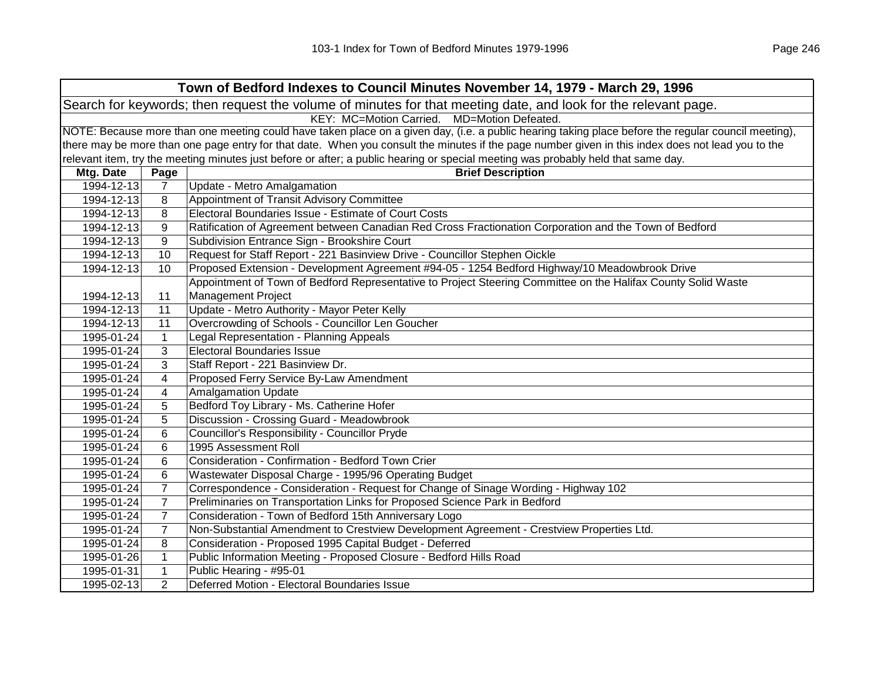# Town of Bedford Indexes to Council Minutes November 14, 1979 - March 29, 1996

Search for keywords; then request the volume of minutes for that meeting date, and look for the relevant page.

KEY: MC=Motion Carried. MD=Motion Defeated.

NOTE: Because more than one meeting could have taken place on a given day, (i.e. a public hearing taking place before the regular council meeting), there may be more than one page entry for that date. When you consult the minutes if the page number given in this index does not lead you to the relevant item, try the meeting minutes just before or after; a public hearing or special meeting was probably held that same day.

| Mtg. Date | Page | Brief Description |
|---|---|---|
| 1994-12-13 | 7 | Update - Metro Amalgamation |
| 1994-12-13 | 8 | Appointment of Transit Advisory Committee |
| 1994-12-13 | 8 | Electoral Boundaries Issue - Estimate of Court Costs |
| 1994-12-13 | 9 | Ratification of Agreement between Canadian Red Cross Fractionation Corporation and the Town of Bedford |
| 1994-12-13 | 9 | Subdivision Entrance Sign - Brookshire Court |
| 1994-12-13 | 10 | Request for Staff Report - 221 Basinview Drive - Councillor Stephen Oickle |
| 1994-12-13 | 10 | Proposed Extension - Development Agreement #94-05 - 1254 Bedford Highway/10 Meadowbrook Drive |
| 1994-12-13 | 11 | Appointment of Town of Bedford Representative to Project Steering Committee on the Halifax County Solid Waste Management Project |
| 1994-12-13 | 11 | Update - Metro Authority - Mayor Peter Kelly |
| 1994-12-13 | 11 | Overcrowding of Schools - Councillor Len Goucher |
| 1995-01-24 | 1 | Legal Representation - Planning Appeals |
| 1995-01-24 | 3 | Electoral Boundaries Issue |
| 1995-01-24 | 3 | Staff Report - 221 Basinview Dr. |
| 1995-01-24 | 4 | Proposed Ferry Service By-Law Amendment |
| 1995-01-24 | 4 | Amalgamation Update |
| 1995-01-24 | 5 | Bedford Toy Library - Ms. Catherine Hofer |
| 1995-01-24 | 5 | Discussion - Crossing Guard - Meadowbrook |
| 1995-01-24 | 6 | Councillor's Responsibility - Councillor Pryde |
| 1995-01-24 | 6 | 1995 Assessment Roll |
| 1995-01-24 | 6 | Consideration - Confirmation - Bedford Town Crier |
| 1995-01-24 | 6 | Wastewater Disposal Charge - 1995/96 Operating Budget |
| 1995-01-24 | 7 | Correspondence - Consideration - Request for Change of Sinage Wording - Highway 102 |
| 1995-01-24 | 7 | Preliminaries on Transportation Links for Proposed Science Park in Bedford |
| 1995-01-24 | 7 | Consideration - Town of Bedford 15th Anniversary Logo |
| 1995-01-24 | 7 | Non-Substantial Amendment to Crestview Development Agreement - Crestview Properties Ltd. |
| 1995-01-24 | 8 | Consideration - Proposed 1995 Capital Budget - Deferred |
| 1995-01-26 | 1 | Public Information Meeting - Proposed Closure - Bedford Hills Road |
| 1995-01-31 | 1 | Public Hearing - #95-01 |
| 1995-02-13 | 2 | Deferred Motion - Electoral Boundaries Issue |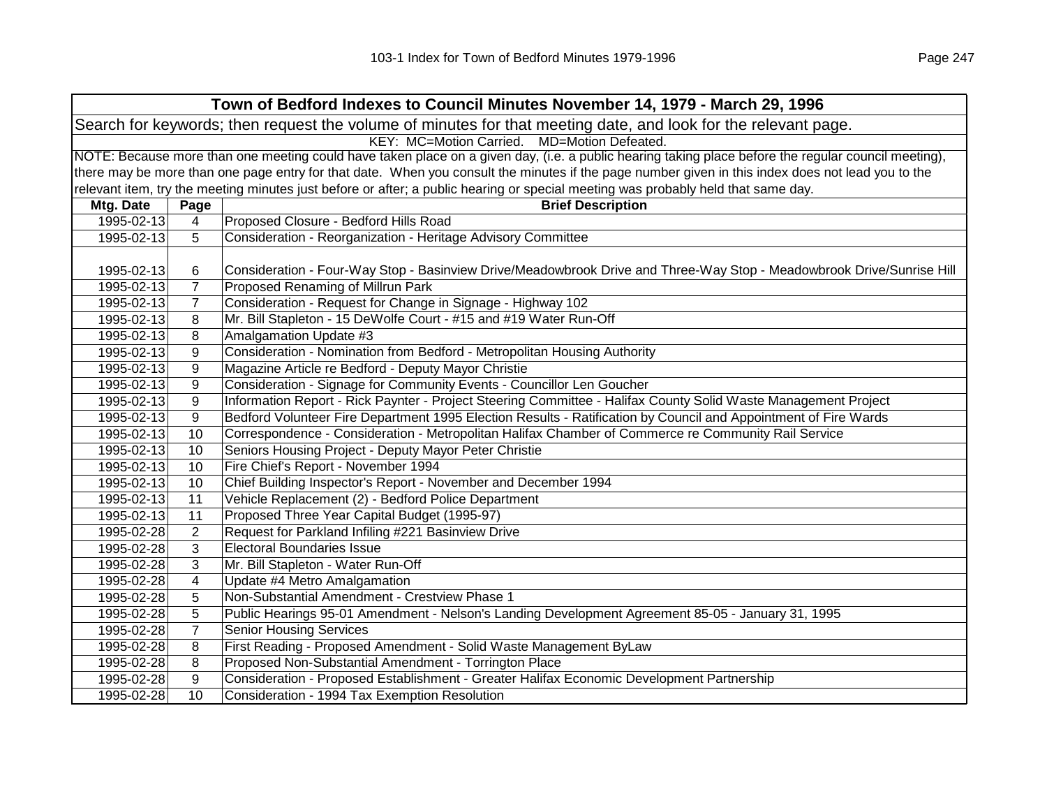**Town of Bedford Indexes to Council Minutes November 14, 1979 - March 29, 1996**

Search for keywords; then request the volume of minutes for that meeting date, and look for the relevant page.

KEY: MC=Motion Carried. MD=Motion Defeated.

NOTE: Because more than one meeting could have taken place on a given day, (i.e. a public hearing taking place before the regular council meeting), there may be more than one page entry for that date. When you consult the minutes if the page number given in this index does not lead you to the relevant item, try the meeting minutes just before or after; a public hearing or special meeting was probably held that same day.

| Mtg. Date | Page | Brief Description |
|---|---|---|
| 1995-02-13 | 4 | Proposed Closure - Bedford Hills Road |
| 1995-02-13 | 5 | Consideration - Reorganization - Heritage Advisory Committee |
| 1995-02-13 | 6 | Consideration - Four-Way Stop - Basinview Drive/Meadowbrook Drive and Three-Way Stop - Meadowbrook Drive/Sunrise Hill |
| 1995-02-13 | 7 | Proposed Renaming of Millrun Park |
| 1995-02-13 | 7 | Consideration - Request for Change in Signage - Highway 102 |
| 1995-02-13 | 8 | Mr. Bill Stapleton - 15 DeWolfe Court - #15 and #19 Water Run-Off |
| 1995-02-13 | 8 | Amalgamation Update #3 |
| 1995-02-13 | 9 | Consideration - Nomination from Bedford - Metropolitan Housing Authority |
| 1995-02-13 | 9 | Magazine Article re Bedford - Deputy Mayor Christie |
| 1995-02-13 | 9 | Consideration - Signage for Community Events - Councillor Len Goucher |
| 1995-02-13 | 9 | Information Report - Rick Paynter - Project Steering Committee - Halifax County Solid Waste Management Project |
| 1995-02-13 | 9 | Bedford Volunteer Fire Department 1995 Election Results - Ratification by Council and Appointment of Fire Wards |
| 1995-02-13 | 10 | Correspondence - Consideration - Metropolitan Halifax Chamber of Commerce re Community Rail Service |
| 1995-02-13 | 10 | Seniors Housing Project - Deputy Mayor Peter Christie |
| 1995-02-13 | 10 | Fire Chief's Report - November 1994 |
| 1995-02-13 | 10 | Chief Building Inspector's Report - November and December 1994 |
| 1995-02-13 | 11 | Vehicle Replacement (2) - Bedford Police Department |
| 1995-02-13 | 11 | Proposed Three Year Capital Budget (1995-97) |
| 1995-02-28 | 2 | Request for Parkland Infiling #221 Basinview Drive |
| 1995-02-28 | 3 | Electoral Boundaries Issue |
| 1995-02-28 | 3 | Mr. Bill Stapleton - Water Run-Off |
| 1995-02-28 | 4 | Update #4 Metro Amalgamation |
| 1995-02-28 | 5 | Non-Substantial Amendment - Crestview Phase 1 |
| 1995-02-28 | 5 | Public Hearings 95-01 Amendment - Nelson's Landing Development Agreement 85-05 - January 31, 1995 |
| 1995-02-28 | 7 | Senior Housing Services |
| 1995-02-28 | 8 | First Reading - Proposed Amendment - Solid Waste Management ByLaw |
| 1995-02-28 | 8 | Proposed Non-Substantial Amendment - Torrington Place |
| 1995-02-28 | 9 | Consideration - Proposed Establishment - Greater Halifax Economic Development Partnership |
| 1995-02-28 | 10 | Consideration - 1994 Tax Exemption Resolution |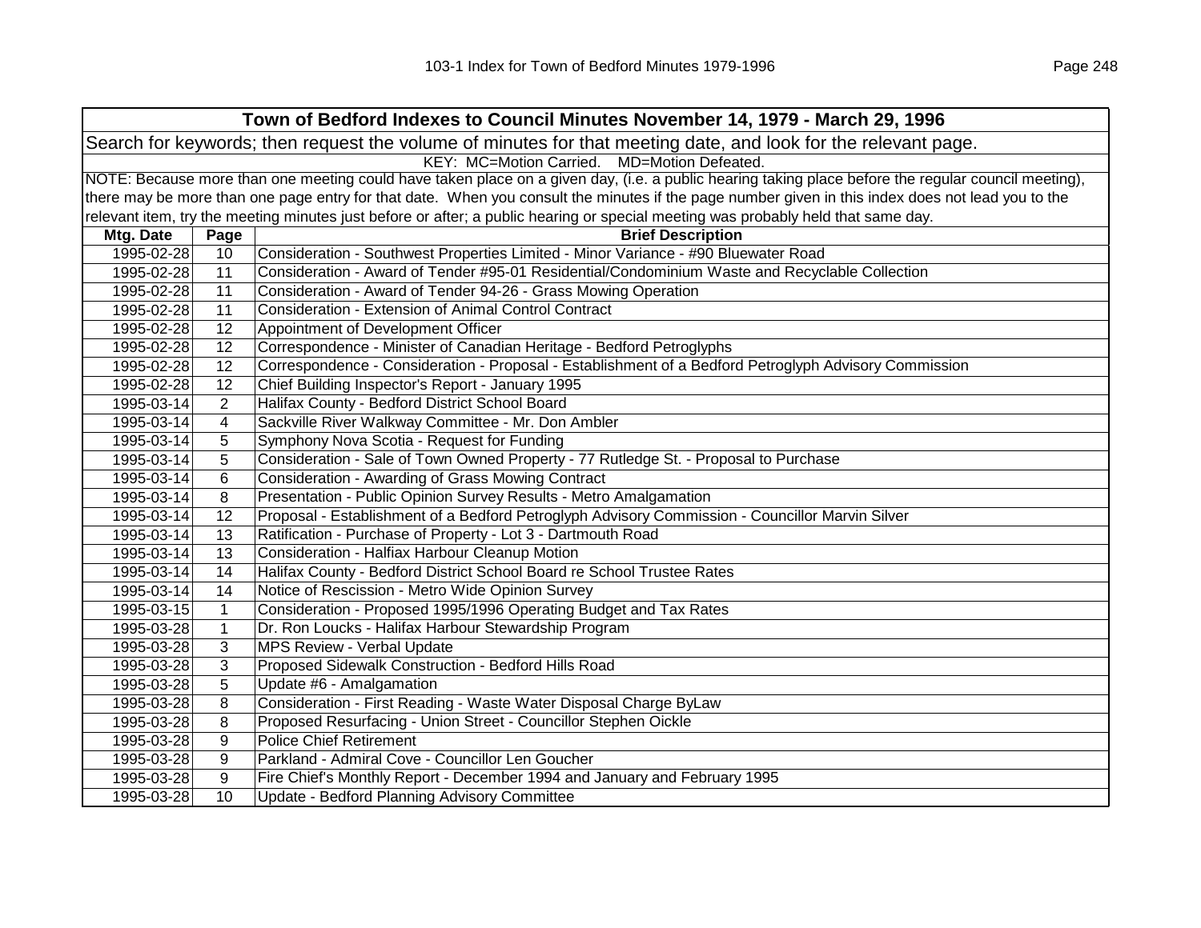| Town of Bedford Indexes to Council Minutes November 14, 1979 - March 29, 1996 | | |
|---|---|---|
| Search for keywords; then request the volume of minutes for that meeting date, and look for the relevant page. | | |
| KEY: MC=Motion Carried. MD=Motion Defeated. | | |
| NOTE: Because more than one meeting could have taken place on a given day, (i.e. a public hearing taking place before the regular council meeting), there may be more than one page entry for that date. When you consult the minutes if the page number given in this index does not lead you to the relevant item, try the meeting minutes just before or after; a public hearing or special meeting was probably held that same day. | | |
| **Mtg. Date** | **Page** | **Brief Description** |
| 1995-02-28 | 10 | Consideration - Southwest Properties Limited - Minor Variance - #90 Bluewater Road |
| 1995-02-28 | 11 | Consideration - Award of Tender #95-01 Residential/Condominium Waste and Recyclable Collection |
| 1995-02-28 | 11 | Consideration - Award of Tender 94-26 - Grass Mowing Operation |
| 1995-02-28 | 11 | Consideration - Extension of Animal Control Contract |
| 1995-02-28 | 12 | Appointment of Development Officer |
| 1995-02-28 | 12 | Correspondence - Minister of Canadian Heritage - Bedford Petroglyphs |
| 1995-02-28 | 12 | Correspondence - Consideration - Proposal - Establishment of a Bedford Petroglyph Advisory Commission |
| 1995-02-28 | 12 | Chief Building Inspector's Report - January 1995 |
| 1995-03-14 | 2 | Halifax County - Bedford District School Board |
| 1995-03-14 | 4 | Sackville River Walkway Committee - Mr. Don Ambler |
| 1995-03-14 | 5 | Symphony Nova Scotia - Request for Funding |
| 1995-03-14 | 5 | Consideration - Sale of Town Owned Property - 77 Rutledge St. - Proposal to Purchase |
| 1995-03-14 | 6 | Consideration - Awarding of Grass Mowing Contract |
| 1995-03-14 | 8 | Presentation - Public Opinion Survey Results - Metro Amalgamation |
| 1995-03-14 | 12 | Proposal - Establishment of a Bedford Petroglyph Advisory Commission - Councillor Marvin Silver |
| 1995-03-14 | 13 | Ratification - Purchase of Property - Lot 3 - Dartmouth Road |
| 1995-03-14 | 13 | Consideration - Halfiax Harbour Cleanup Motion |
| 1995-03-14 | 14 | Halifax County - Bedford District School Board re School Trustee Rates |
| 1995-03-14 | 14 | Notice of Rescission - Metro Wide Opinion Survey |
| 1995-03-15 | 1 | Consideration - Proposed 1995/1996 Operating Budget and Tax Rates |
| 1995-03-28 | 1 | Dr. Ron Loucks - Halifax Harbour Stewardship Program |
| 1995-03-28 | 3 | MPS Review - Verbal Update |
| 1995-03-28 | 3 | Proposed Sidewalk Construction - Bedford Hills Road |
| 1995-03-28 | 5 | Update #6 - Amalgamation |
| 1995-03-28 | 8 | Consideration - First Reading - Waste Water Disposal Charge ByLaw |
| 1995-03-28 | 8 | Proposed Resurfacing - Union Street - Councillor Stephen Oickle |
| 1995-03-28 | 9 | Police Chief Retirement |
| 1995-03-28 | 9 | Parkland - Admiral Cove - Councillor Len Goucher |
| 1995-03-28 | 9 | Fire Chief's Monthly Report - December 1994 and January and February 1995 |
| 1995-03-28 | 10 | Update - Bedford Planning Advisory Committee |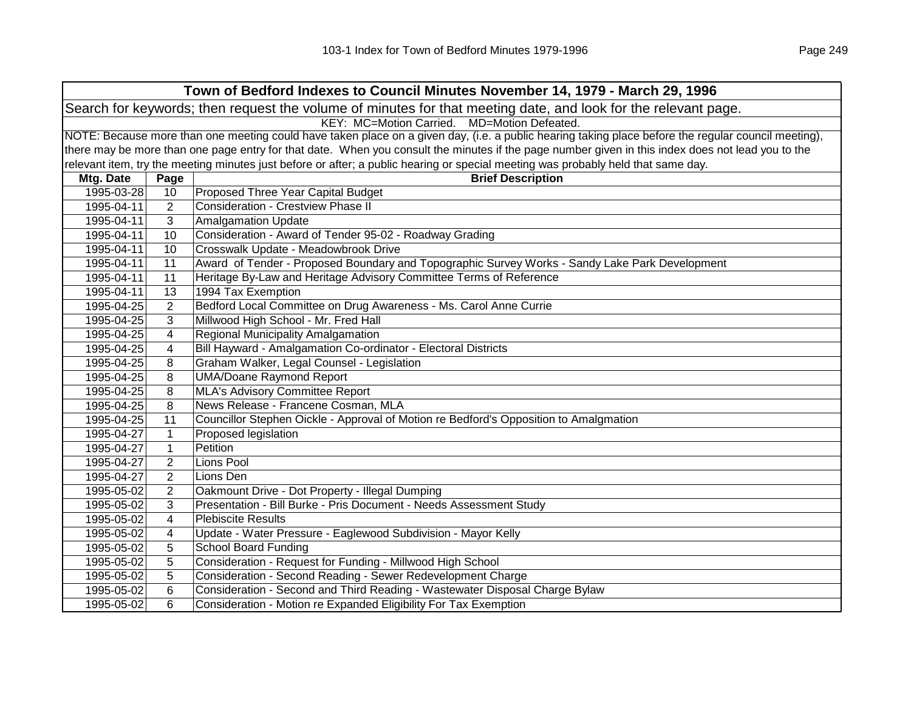## Town of Bedford Indexes to Council Minutes November 14, 1979 - March 29, 1996

Search for keywords; then request the volume of minutes for that meeting date, and look for the relevant page.

KEY: MC=Motion Carried. MD=Motion Defeated.

NOTE: Because more than one meeting could have taken place on a given day, (i.e. a public hearing taking place before the regular council meeting), there may be more than one page entry for that date. When you consult the minutes if the page number given in this index does not lead you to the relevant item, try the meeting minutes just before or after; a public hearing or special meeting was probably held that same day.

| Mtg. Date | Page | Brief Description |
|---|---|---|
| 1995-03-28 | 10 | Proposed Three Year Capital Budget |
| 1995-04-11 | 2 | Consideration - Crestview Phase II |
| 1995-04-11 | 3 | Amalgamation Update |
| 1995-04-11 | 10 | Consideration - Award of Tender 95-02 - Roadway Grading |
| 1995-04-11 | 10 | Crosswalk Update - Meadowbrook Drive |
| 1995-04-11 | 11 | Award of Tender - Proposed Boundary and Topographic Survey Works - Sandy Lake Park Development |
| 1995-04-11 | 11 | Heritage By-Law and Heritage Advisory Committee Terms of Reference |
| 1995-04-11 | 13 | 1994 Tax Exemption |
| 1995-04-25 | 2 | Bedford Local Committee on Drug Awareness - Ms. Carol Anne Currie |
| 1995-04-25 | 3 | Millwood High School - Mr. Fred Hall |
| 1995-04-25 | 4 | Regional Municipality Amalgamation |
| 1995-04-25 | 4 | Bill Hayward - Amalgamation Co-ordinator - Electoral Districts |
| 1995-04-25 | 8 | Graham Walker, Legal Counsel - Legislation |
| 1995-04-25 | 8 | UMA/Doane Raymond Report |
| 1995-04-25 | 8 | MLA's Advisory Committee Report |
| 1995-04-25 | 8 | News Release - Francene Cosman, MLA |
| 1995-04-25 | 11 | Councillor Stephen Oickle - Approval of Motion re Bedford's Opposition to Amalgmation |
| 1995-04-27 | 1 | Proposed legislation |
| 1995-04-27 | 1 | Petition |
| 1995-04-27 | 2 | Lions Pool |
| 1995-04-27 | 2 | Lions Den |
| 1995-05-02 | 2 | Oakmount Drive - Dot Property - Illegal Dumping |
| 1995-05-02 | 3 | Presentation - Bill Burke - Pris Document - Needs Assessment Study |
| 1995-05-02 | 4 | Plebiscite Results |
| 1995-05-02 | 4 | Update - Water Pressure - Eaglewood Subdivision - Mayor Kelly |
| 1995-05-02 | 5 | School Board Funding |
| 1995-05-02 | 5 | Consideration - Request for Funding - Millwood High School |
| 1995-05-02 | 5 | Consideration - Second Reading - Sewer Redevelopment Charge |
| 1995-05-02 | 6 | Consideration - Second and Third Reading - Wastewater Disposal Charge Bylaw |
| 1995-05-02 | 6 | Consideration - Motion re Expanded Eligibility For Tax Exemption |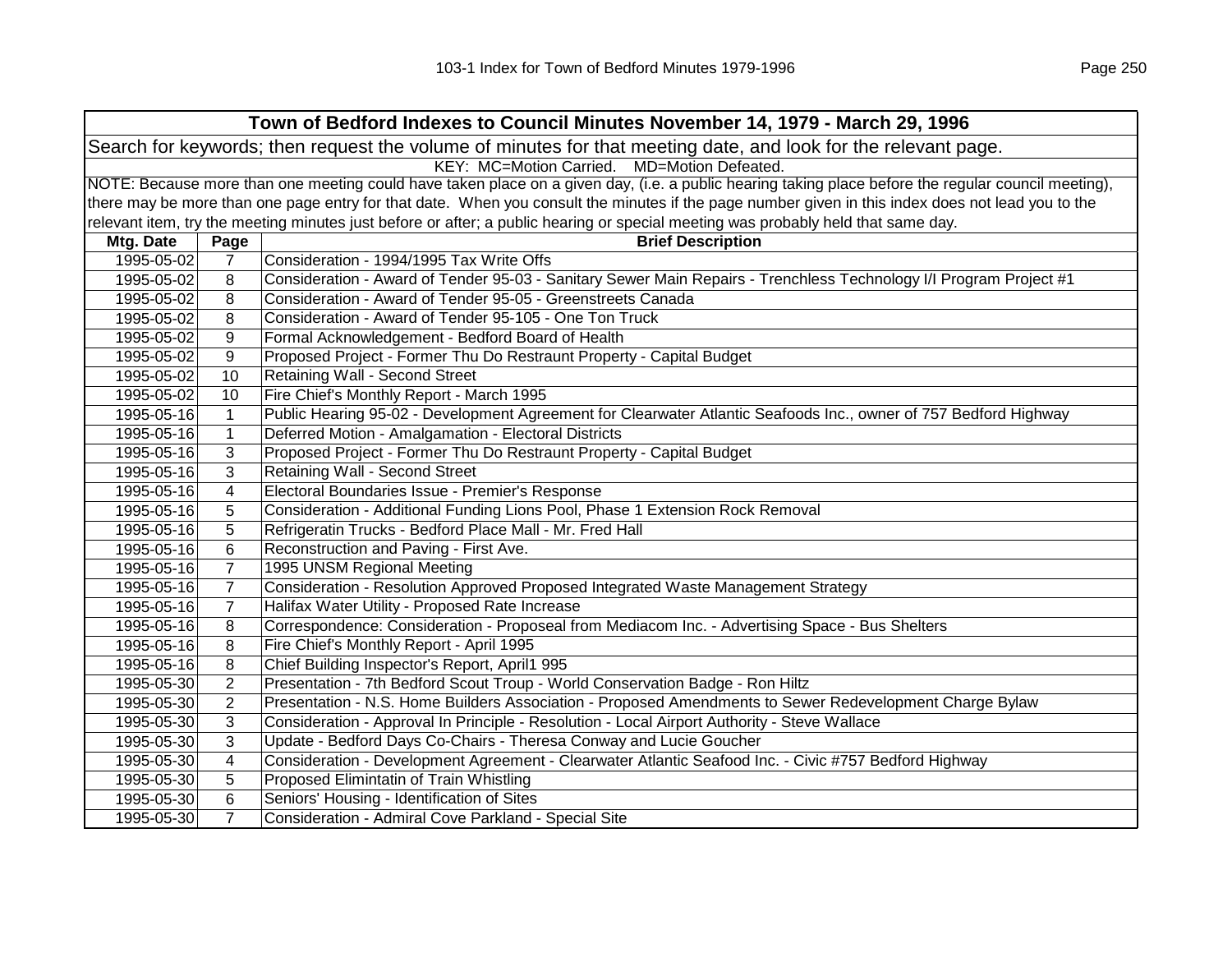| **Town of Bedford Indexes to Council Minutes November 14, 1979 - March 29, 1996** | | |
|---|---|---|
| Search for keywords; then request the volume of minutes for that meeting date, and look for the relevant page. | | |
| KEY: MC=Motion Carried. MD=Motion Defeated. | | |
| NOTE: Because more than one meeting could have taken place on a given day, (i.e. a public hearing taking place before the regular council meeting), there may be more than one page entry for that date. When you consult the minutes if the page number given in this index does not lead you to the relevant item, try the meeting minutes just before or after; a public hearing or special meeting was probably held that same day. | | |
| **Mtg. Date** | **Page** | **Brief Description** |
| 1995-05-02 | 7 | Consideration - 1994/1995 Tax Write Offs |
| 1995-05-02 | 8 | Consideration - Award of Tender 95-03 - Sanitary Sewer Main Repairs - Trenchless Technology I/I Program Project #1 |
| 1995-05-02 | 8 | Consideration - Award of Tender 95-05 - Greenstreets Canada |
| 1995-05-02 | 8 | Consideration - Award of Tender 95-105 - One Ton Truck |
| 1995-05-02 | 9 | Formal Acknowledgement - Bedford Board of Health |
| 1995-05-02 | 9 | Proposed Project - Former Thu Do Restraunt Property - Capital Budget |
| 1995-05-02 | 10 | Retaining Wall - Second Street |
| 1995-05-02 | 10 | Fire Chief's Monthly Report - March 1995 |
| 1995-05-16 | 1 | Public Hearing 95-02 - Development Agreement for Clearwater Atlantic Seafoods Inc., owner of 757 Bedford Highway |
| 1995-05-16 | 1 | Deferred Motion - Amalgamation - Electoral Districts |
| 1995-05-16 | 3 | Proposed Project - Former Thu Do Restraunt Property - Capital Budget |
| 1995-05-16 | 3 | Retaining Wall - Second Street |
| 1995-05-16 | 4 | Electoral Boundaries Issue - Premier's Response |
| 1995-05-16 | 5 | Consideration - Additional Funding Lions Pool, Phase 1 Extension Rock Removal |
| 1995-05-16 | 5 | Refrigeratin Trucks - Bedford Place Mall - Mr. Fred Hall |
| 1995-05-16 | 6 | Reconstruction and Paving - First Ave. |
| 1995-05-16 | 7 | 1995 UNSM Regional Meeting |
| 1995-05-16 | 7 | Consideration - Resolution Approved Proposed Integrated Waste Management Strategy |
| 1995-05-16 | 7 | Halifax Water Utility - Proposed Rate Increase |
| 1995-05-16 | 8 | Correspondence: Consideration - Proposeal from Mediacom Inc. - Advertising Space - Bus Shelters |
| 1995-05-16 | 8 | Fire Chief's Monthly Report - April 1995 |
| 1995-05-16 | 8 | Chief Building Inspector's Report, April1 995 |
| 1995-05-30 | 2 | Presentation - 7th Bedford Scout Troup - World Conservation Badge - Ron Hiltz |
| 1995-05-30 | 2 | Presentation - N.S. Home Builders Association - Proposed Amendments to Sewer Redevelopment Charge Bylaw |
| 1995-05-30 | 3 | Consideration - Approval In Principle - Resolution - Local Airport Authority - Steve Wallace |
| 1995-05-30 | 3 | Update - Bedford Days Co-Chairs - Theresa Conway and Lucie Goucher |
| 1995-05-30 | 4 | Consideration - Development Agreement - Clearwater Atlantic Seafood Inc. - Civic #757 Bedford Highway |
| 1995-05-30 | 5 | Proposed Elimintatin of Train Whistling |
| 1995-05-30 | 6 | Seniors' Housing - Identification of Sites |
| 1995-05-30 | 7 | Consideration - Admiral Cove Parkland - Special Site |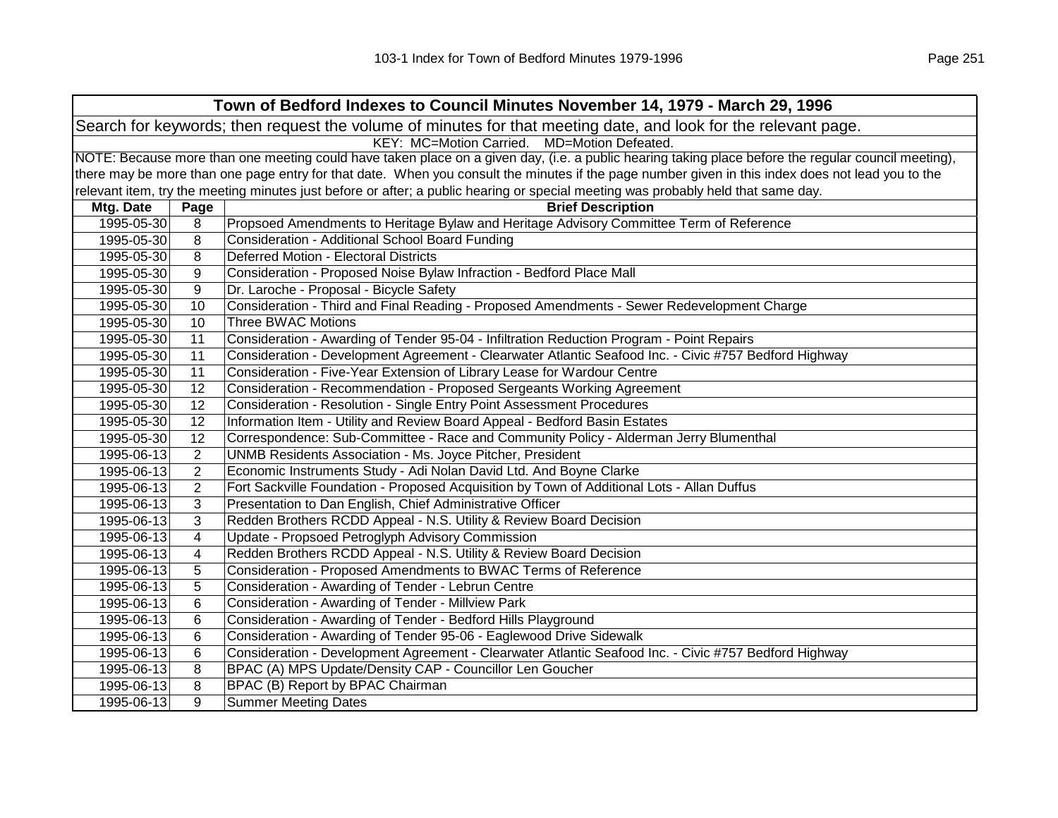| Town of Bedford Indexes to Council Minutes November 14, 1979 - March 29, 1996 | | |
|---|---|---|
| Search for keywords; then request the volume of minutes for that meeting date, and look for the relevant page. | | |
| KEY: MC=Motion Carried. MD=Motion Defeated. | | |
| NOTE: Because more than one meeting could have taken place on a given day, (i.e. a public hearing taking place before the regular council meeting), there may be more than one page entry for that date. When you consult the minutes if the page number given in this index does not lead you to the relevant item, try the meeting minutes just before or after; a public hearing or special meeting was probably held that same day. | | |
| **Mtg. Date** | **Page** | **Brief Description** |
| 1995-05-30 | 8 | Propsoed Amendments to Heritage Bylaw and Heritage Advisory Committee Term of Reference |
| 1995-05-30 | 8 | Consideration - Additional School Board Funding |
| 1995-05-30 | 8 | Deferred Motion - Electoral Districts |
| 1995-05-30 | 9 | Consideration - Proposed Noise Bylaw Infraction - Bedford Place Mall |
| 1995-05-30 | 9 | Dr. Laroche - Proposal - Bicycle Safety |
| 1995-05-30 | 10 | Consideration - Third and Final Reading - Proposed Amendments - Sewer Redevelopment Charge |
| 1995-05-30 | 10 | Three BWAC Motions |
| 1995-05-30 | 11 | Consideration - Awarding of Tender 95-04 - Infiltration Reduction Program - Point Repairs |
| 1995-05-30 | 11 | Consideration - Development Agreement - Clearwater Atlantic Seafood Inc. - Civic #757 Bedford Highway |
| 1995-05-30 | 11 | Consideration - Five-Year Extension of Library Lease for Wardour Centre |
| 1995-05-30 | 12 | Consideration - Recommendation - Proposed Sergeants Working Agreement |
| 1995-05-30 | 12 | Consideration - Resolution - Single Entry Point Assessment Procedures |
| 1995-05-30 | 12 | Information Item - Utility and Review Board Appeal - Bedford Basin Estates |
| 1995-05-30 | 12 | Correspondence: Sub-Committee - Race and Community Policy - Alderman Jerry Blumenthal |
| 1995-06-13 | 2 | UNMB Residents Association - Ms. Joyce Pitcher, President |
| 1995-06-13 | 2 | Economic Instruments Study - Adi Nolan David Ltd. And Boyne Clarke |
| 1995-06-13 | 2 | Fort Sackville Foundation - Proposed Acquisition by Town of Additional Lots - Allan Duffus |
| 1995-06-13 | 3 | Presentation to Dan English, Chief Administrative Officer |
| 1995-06-13 | 3 | Redden Brothers RCDD Appeal - N.S. Utility & Review Board Decision |
| 1995-06-13 | 4 | Update - Propsoed Petroglyph Advisory Commission |
| 1995-06-13 | 4 | Redden Brothers RCDD Appeal - N.S. Utility & Review Board Decision |
| 1995-06-13 | 5 | Consideration - Proposed Amendments to BWAC Terms of Reference |
| 1995-06-13 | 5 | Consideration - Awarding of Tender - Lebrun Centre |
| 1995-06-13 | 6 | Consideration - Awarding of Tender - Millview Park |
| 1995-06-13 | 6 | Consideration - Awarding of Tender - Bedford Hills Playground |
| 1995-06-13 | 6 | Consideration - Awarding of Tender 95-06 - Eaglewood Drive Sidewalk |
| 1995-06-13 | 6 | Consideration - Development Agreement - Clearwater Atlantic Seafood Inc. - Civic #757 Bedford Highway |
| 1995-06-13 | 8 | BPAC (A) MPS Update/Density CAP - Councillor Len Goucher |
| 1995-06-13 | 8 | BPAC (B) Report by BPAC Chairman |
| 1995-06-13 | 9 | Summer Meeting Dates |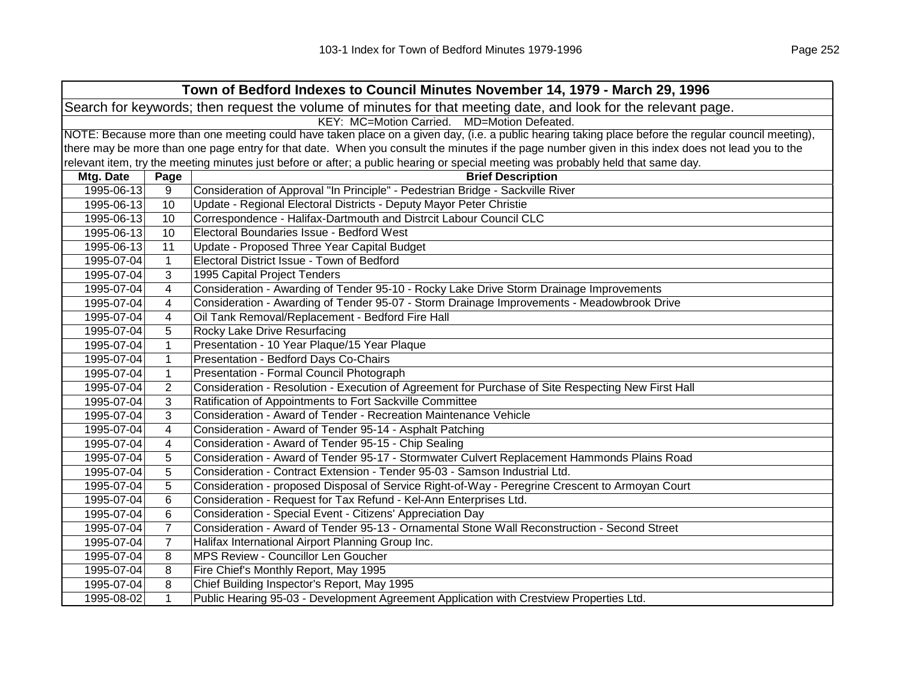| Town of Bedford Indexes to Council Minutes November 14, 1979 - March 29, 1996 | | |
|---|---|---|
| Search for keywords; then request the volume of minutes for that meeting date, and look for the relevant page. | | |
| KEY: MC=Motion Carried. MD=Motion Defeated. | | |
| NOTE: Because more than one meeting could have taken place on a given day, (i.e. a public hearing taking place before the regular council meeting), there may be more than one page entry for that date. When you consult the minutes if the page number given in this index does not lead you to the relevant item, try the meeting minutes just before or after; a public hearing or special meeting was probably held that same day. | | |
| **Mtg. Date** | **Page** | **Brief Description** |
| 1995-06-13 | 9 | Consideration of Approval "In Principle" - Pedestrian Bridge - Sackville River |
| 1995-06-13 | 10 | Update - Regional Electoral Districts - Deputy Mayor Peter Christie |
| 1995-06-13 | 10 | Correspondence - Halifax-Dartmouth and Distrcit Labour Council CLC |
| 1995-06-13 | 10 | Electoral Boundaries Issue - Bedford West |
| 1995-06-13 | 11 | Update - Proposed Three Year Capital Budget |
| 1995-07-04 | 1 | Electoral District Issue - Town of Bedford |
| 1995-07-04 | 3 | 1995 Capital Project Tenders |
| 1995-07-04 | 4 | Consideration - Awarding of Tender 95-10 - Rocky Lake Drive Storm Drainage Improvements |
| 1995-07-04 | 4 | Consideration - Awarding of Tender 95-07 - Storm Drainage Improvements - Meadowbrook Drive |
| 1995-07-04 | 4 | Oil Tank Removal/Replacement - Bedford Fire Hall |
| 1995-07-04 | 5 | Rocky Lake Drive Resurfacing |
| 1995-07-04 | 1 | Presentation - 10 Year Plaque/15 Year Plaque |
| 1995-07-04 | 1 | Presentation - Bedford Days Co-Chairs |
| 1995-07-04 | 1 | Presentation - Formal Council Photograph |
| 1995-07-04 | 2 | Consideration - Resolution - Execution of Agreement for Purchase of Site Respecting New First Hall |
| 1995-07-04 | 3 | Ratification of Appointments to Fort Sackville Committee |
| 1995-07-04 | 3 | Consideration - Award of Tender - Recreation Maintenance Vehicle |
| 1995-07-04 | 4 | Consideration - Award of Tender 95-14 - Asphalt Patching |
| 1995-07-04 | 4 | Consideration - Award of Tender 95-15 - Chip Sealing |
| 1995-07-04 | 5 | Consideration - Award of Tender 95-17 - Stormwater Culvert Replacement Hammonds Plains Road |
| 1995-07-04 | 5 | Consideration - Contract Extension - Tender 95-03 - Samson Industrial Ltd. |
| 1995-07-04 | 5 | Consideration - proposed Disposal of Service Right-of-Way - Peregrine Crescent to Armoyan Court |
| 1995-07-04 | 6 | Consideration - Request for Tax Refund - Kel-Ann Enterprises Ltd. |
| 1995-07-04 | 6 | Consideration - Special Event - Citizens' Appreciation Day |
| 1995-07-04 | 7 | Consideration - Award of Tender 95-13 - Ornamental Stone Wall Reconstruction - Second Street |
| 1995-07-04 | 7 | Halifax International Airport Planning Group Inc. |
| 1995-07-04 | 8 | MPS Review - Councillor Len Goucher |
| 1995-07-04 | 8 | Fire Chief's Monthly Report, May 1995 |
| 1995-07-04 | 8 | Chief Building Inspector's Report, May 1995 |
| 1995-08-02 | 1 | Public Hearing 95-03 - Development Agreement Application with Crestview Properties Ltd. |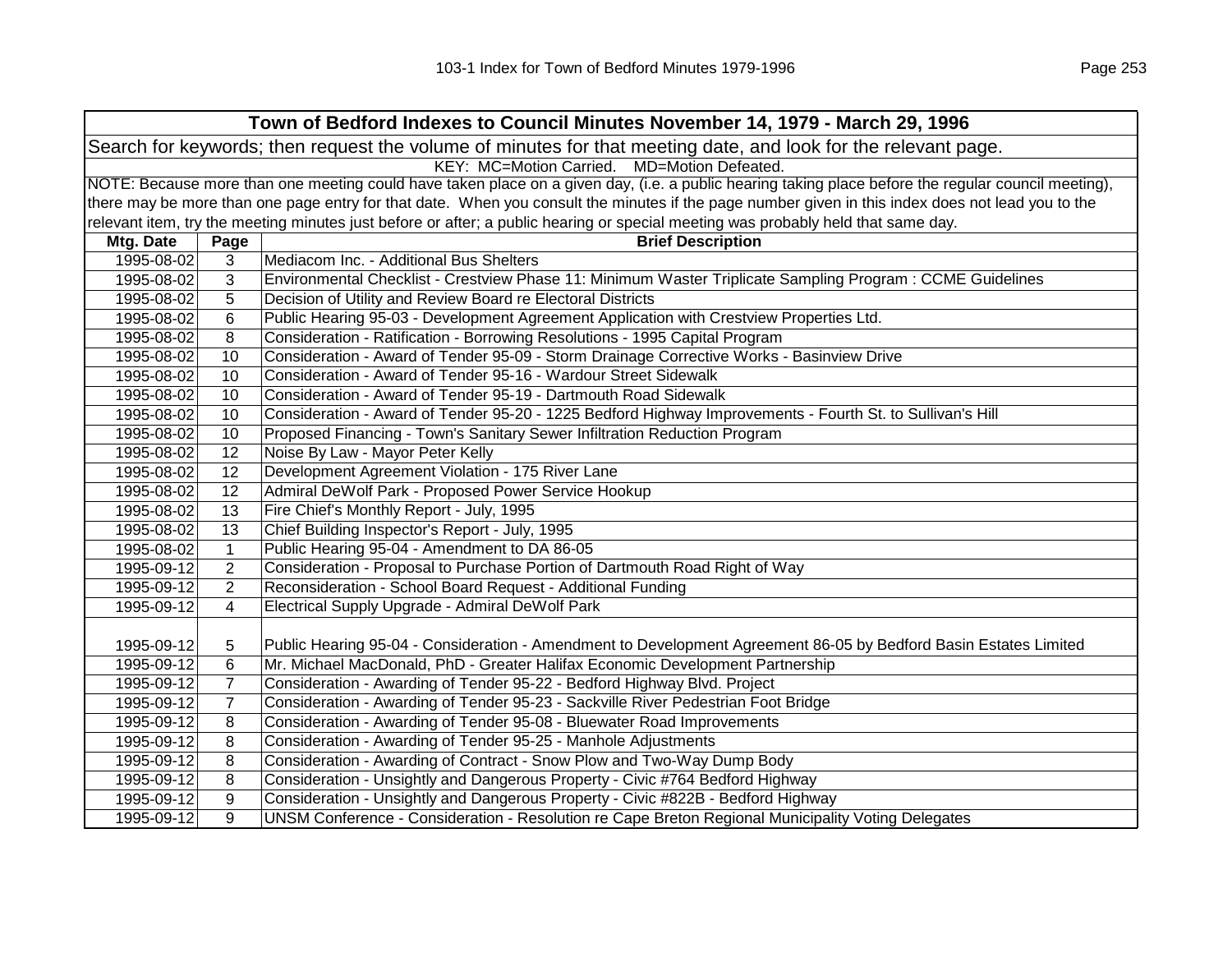| Town of Bedford Indexes to Council Minutes November 14, 1979 - March 29, 1996 | | |
|---|---|---|
| Search for keywords; then request the volume of minutes for that meeting date, and look for the relevant page. | | |
| KEY: MC=Motion Carried. MD=Motion Defeated. | | |
| NOTE: Because more than one meeting could have taken place on a given day, (i.e. a public hearing taking place before the regular council meeting), there may be more than one page entry for that date. When you consult the minutes if the page number given in this index does not lead you to the relevant item, try the meeting minutes just before or after; a public hearing or special meeting was probably held that same day. | | |
| **Mtg. Date** | **Page** | **Brief Description** |
| 1995-08-02 | 3 | Mediacom Inc. - Additional Bus Shelters |
| 1995-08-02 | 3 | Environmental Checklist - Crestview Phase 11: Minimum Waster Triplicate Sampling Program : CCME Guidelines |
| 1995-08-02 | 5 | Decision of Utility and Review Board re Electoral Districts |
| 1995-08-02 | 6 | Public Hearing 95-03 - Development Agreement Application with Crestview Properties Ltd. |
| 1995-08-02 | 8 | Consideration - Ratification - Borrowing Resolutions - 1995 Capital Program |
| 1995-08-02 | 10 | Consideration - Award of Tender 95-09 - Storm Drainage Corrective Works - Basinview Drive |
| 1995-08-02 | 10 | Consideration - Award of Tender 95-16 - Wardour Street Sidewalk |
| 1995-08-02 | 10 | Consideration - Award of Tender 95-19 - Dartmouth Road Sidewalk |
| 1995-08-02 | 10 | Consideration - Award of Tender 95-20 - 1225 Bedford Highway Improvements - Fourth St. to Sullivan's Hill |
| 1995-08-02 | 10 | Proposed Financing - Town's Sanitary Sewer Infiltration Reduction Program |
| 1995-08-02 | 12 | Noise By Law - Mayor Peter Kelly |
| 1995-08-02 | 12 | Development Agreement Violation - 175 River Lane |
| 1995-08-02 | 12 | Admiral DeWolf Park - Proposed Power Service Hookup |
| 1995-08-02 | 13 | Fire Chief's Monthly Report - July, 1995 |
| 1995-08-02 | 13 | Chief Building Inspector's Report - July, 1995 |
| 1995-08-02 | 1 | Public Hearing 95-04 - Amendment to DA 86-05 |
| 1995-09-12 | 2 | Consideration - Proposal to Purchase Portion of Dartmouth Road Right of Way |
| 1995-09-12 | 2 | Reconsideration - School Board Request - Additional Funding |
| 1995-09-12 | 4 | Electrical Supply Upgrade - Admiral DeWolf Park |
| 1995-09-12 | 5 | Public Hearing 95-04 - Consideration - Amendment to Development Agreement 86-05 by Bedford Basin Estates Limited |
| 1995-09-12 | 6 | Mr. Michael MacDonald, PhD - Greater Halifax Economic Development Partnership |
| 1995-09-12 | 7 | Consideration - Awarding of Tender 95-22 - Bedford Highway Blvd. Project |
| 1995-09-12 | 7 | Consideration - Awarding of Tender 95-23 - Sackville River Pedestrian Foot Bridge |
| 1995-09-12 | 8 | Consideration - Awarding of Tender 95-08 - Bluewater Road Improvements |
| 1995-09-12 | 8 | Consideration - Awarding of Tender 95-25 - Manhole Adjustments |
| 1995-09-12 | 8 | Consideration - Awarding of Contract - Snow Plow and Two-Way Dump Body |
| 1995-09-12 | 8 | Consideration - Unsightly and Dangerous Property - Civic #764 Bedford Highway |
| 1995-09-12 | 9 | Consideration - Unsightly and Dangerous Property - Civic #822B - Bedford Highway |
| 1995-09-12 | 9 | UNSM Conference - Consideration - Resolution re Cape Breton Regional Municipality Voting Delegates |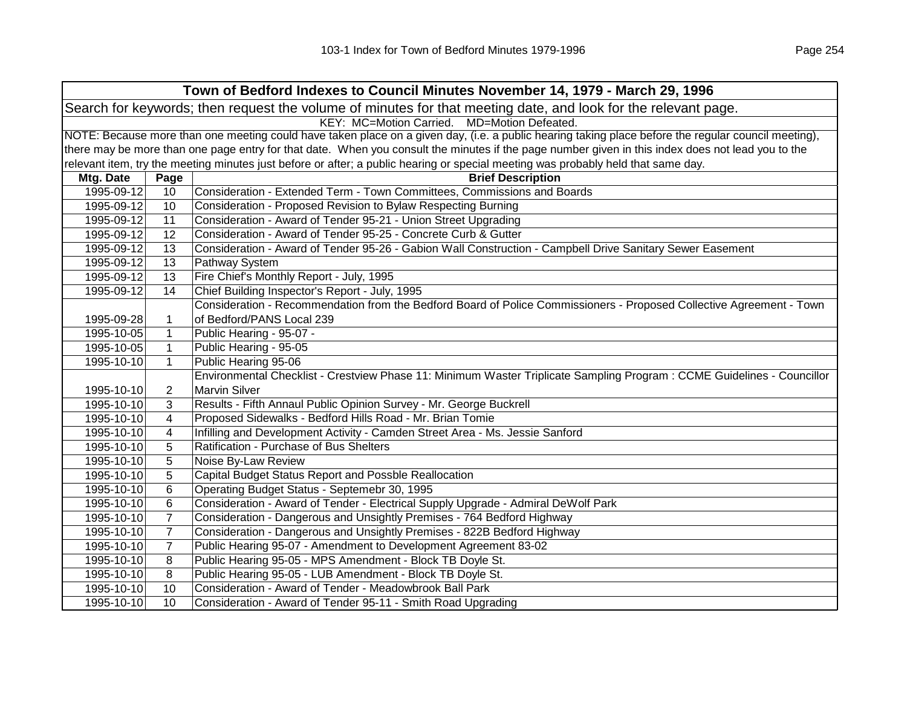| Town of Bedford Indexes to Council Minutes November 14, 1979 - March 29, 1996 | | |
|---|---|---|
| Search for keywords; then request the volume of minutes for that meeting date, and look for the relevant page. | | |
| KEY: MC=Motion Carried. MD=Motion Defeated. | | |
| NOTE: Because more than one meeting could have taken place on a given day, (i.e. a public hearing taking place before the regular council meeting), there may be more than one page entry for that date. When you consult the minutes if the page number given in this index does not lead you to the relevant item, try the meeting minutes just before or after; a public hearing or special meeting was probably held that same day. | | |
| **Mtg. Date** | **Page** | **Brief Description** |
| 1995-09-12 | 10 | Consideration - Extended Term - Town Committees, Commissions and Boards |
| 1995-09-12 | 10 | Consideration - Proposed Revision to Bylaw Respecting Burning |
| 1995-09-12 | 11 | Consideration - Award of Tender 95-21 - Union Street Upgrading |
| 1995-09-12 | 12 | Consideration - Award of Tender 95-25 - Concrete Curb & Gutter |
| 1995-09-12 | 13 | Consideration - Award of Tender 95-26 - Gabion Wall Construction - Campbell Drive Sanitary Sewer Easement |
| 1995-09-12 | 13 | Pathway System |
| 1995-09-12 | 13 | Fire Chief's Monthly Report - July, 1995 |
| 1995-09-12 | 14 | Chief Building Inspector's Report - July, 1995 |
| 1995-09-28 | 1 | Consideration - Recommendation from the Bedford Board of Police Commissioners - Proposed Collective Agreement - Town of Bedford/PANS Local 239 |
| 1995-10-05 | 1 | Public Hearing - 95-07 - |
| 1995-10-05 | 1 | Public Hearing - 95-05 |
| 1995-10-10 | 1 | Public Hearing 95-06 |
| 1995-10-10 | 2 | Environmental Checklist - Crestview Phase 11: Minimum Waster Triplicate Sampling Program : CCME Guidelines - Councillor Marvin Silver |
| 1995-10-10 | 3 | Results - Fifth Annaul Public Opinion Survey - Mr. George Buckrell |
| 1995-10-10 | 4 | Proposed Sidewalks - Bedford Hills Road - Mr. Brian Tomie |
| 1995-10-10 | 4 | Infilling and Development Activity - Camden Street Area - Ms. Jessie Sanford |
| 1995-10-10 | 5 | Ratification - Purchase of Bus Shelters |
| 1995-10-10 | 5 | Noise By-Law Review |
| 1995-10-10 | 5 | Capital Budget Status Report and Possble Reallocation |
| 1995-10-10 | 6 | Operating Budget Status - Septemebr 30, 1995 |
| 1995-10-10 | 6 | Consideration - Award of Tender - Electrical Supply Upgrade - Admiral DeWolf Park |
| 1995-10-10 | 7 | Consideration - Dangerous and Unsightly Premises - 764 Bedford Highway |
| 1995-10-10 | 7 | Consideration - Dangerous and Unsightly Premises - 822B Bedford Highway |
| 1995-10-10 | 7 | Public Hearing 95-07 - Amendment to Development Agreement 83-02 |
| 1995-10-10 | 8 | Public Hearing 95-05 - MPS Amendment - Block TB Doyle St. |
| 1995-10-10 | 8 | Public Hearing 95-05 - LUB Amendment - Block TB Doyle St. |
| 1995-10-10 | 10 | Consideration - Award of Tender - Meadowbrook Ball Park |
| 1995-10-10 | 10 | Consideration - Award of Tender 95-11 - Smith Road Upgrading |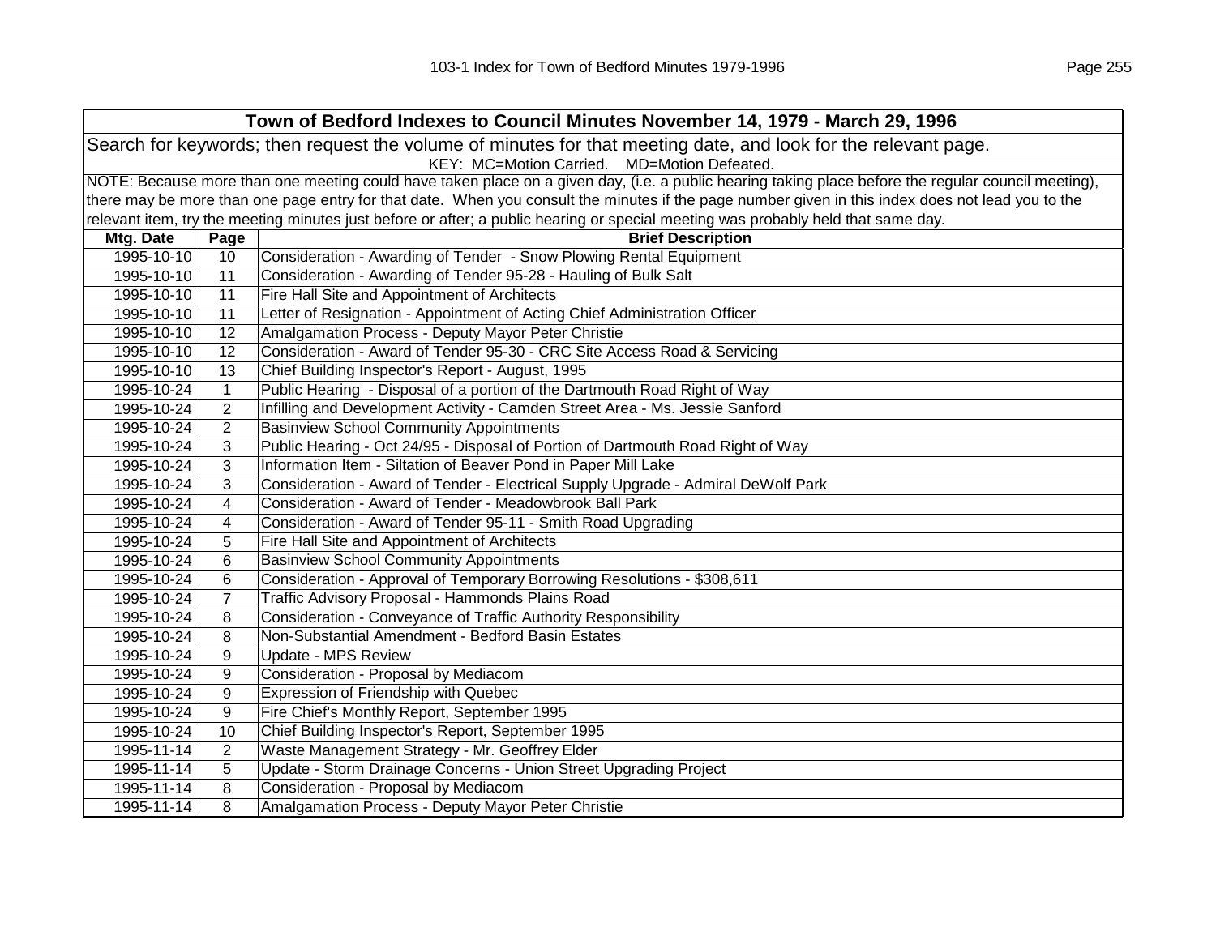| Town of Bedford Indexes to Council Minutes November 14, 1979 - March 29, 1996 | | |
|---|---|---|
| Search for keywords; then request the volume of minutes for that meeting date, and look for the relevant page. | | |
| KEY: MC=Motion Carried. MD=Motion Defeated. | | |
| NOTE: Because more than one meeting could have taken place on a given day, (i.e. a public hearing taking place before the regular council meeting), there may be more than one page entry for that date. When you consult the minutes if the page number given in this index does not lead you to the relevant item, try the meeting minutes just before or after; a public hearing or special meeting was probably held that same day. | | |
| **Mtg. Date** | **Page** | **Brief Description** |
| 1995-10-10 | 10 | Consideration - Awarding of Tender - Snow Plowing Rental Equipment |
| 1995-10-10 | 11 | Consideration - Awarding of Tender 95-28 - Hauling of Bulk Salt |
| 1995-10-10 | 11 | Fire Hall Site and Appointment of Architects |
| 1995-10-10 | 11 | Letter of Resignation - Appointment of Acting Chief Administration Officer |
| 1995-10-10 | 12 | Amalgamation Process - Deputy Mayor Peter Christie |
| 1995-10-10 | 12 | Consideration - Award of Tender 95-30 - CRC Site Access Road & Servicing |
| 1995-10-10 | 13 | Chief Building Inspector's Report - August, 1995 |
| 1995-10-24 | 1 | Public Hearing - Disposal of a portion of the Dartmouth Road Right of Way |
| 1995-10-24 | 2 | Infilling and Development Activity - Camden Street Area - Ms. Jessie Sanford |
| 1995-10-24 | 2 | Basinview School Community Appointments |
| 1995-10-24 | 3 | Public Hearing - Oct 24/95 - Disposal of Portion of Dartmouth Road Right of Way |
| 1995-10-24 | 3 | Information Item - Siltation of Beaver Pond in Paper Mill Lake |
| 1995-10-24 | 3 | Consideration - Award of Tender - Electrical Supply Upgrade - Admiral DeWolf Park |
| 1995-10-24 | 4 | Consideration - Award of Tender - Meadowbrook Ball Park |
| 1995-10-24 | 4 | Consideration - Award of Tender 95-11 - Smith Road Upgrading |
| 1995-10-24 | 5 | Fire Hall Site and Appointment of Architects |
| 1995-10-24 | 6 | Basinview School Community Appointments |
| 1995-10-24 | 6 | Consideration - Approval of Temporary Borrowing Resolutions - $308,611 |
| 1995-10-24 | 7 | Traffic Advisory Proposal - Hammonds Plains Road |
| 1995-10-24 | 8 | Consideration - Conveyance of Traffic Authority Responsibility |
| 1995-10-24 | 8 | Non-Substantial Amendment - Bedford Basin Estates |
| 1995-10-24 | 9 | Update - MPS Review |
| 1995-10-24 | 9 | Consideration - Proposal by Mediacom |
| 1995-10-24 | 9 | Expression of Friendship with Quebec |
| 1995-10-24 | 9 | Fire Chief's Monthly Report, September 1995 |
| 1995-10-24 | 10 | Chief Building Inspector's Report, September 1995 |
| 1995-11-14 | 2 | Waste Management Strategy - Mr. Geoffrey Elder |
| 1995-11-14 | 5 | Update - Storm Drainage Concerns - Union Street Upgrading Project |
| 1995-11-14 | 8 | Consideration - Proposal by Mediacom |
| 1995-11-14 | 8 | Amalgamation Process - Deputy Mayor Peter Christie |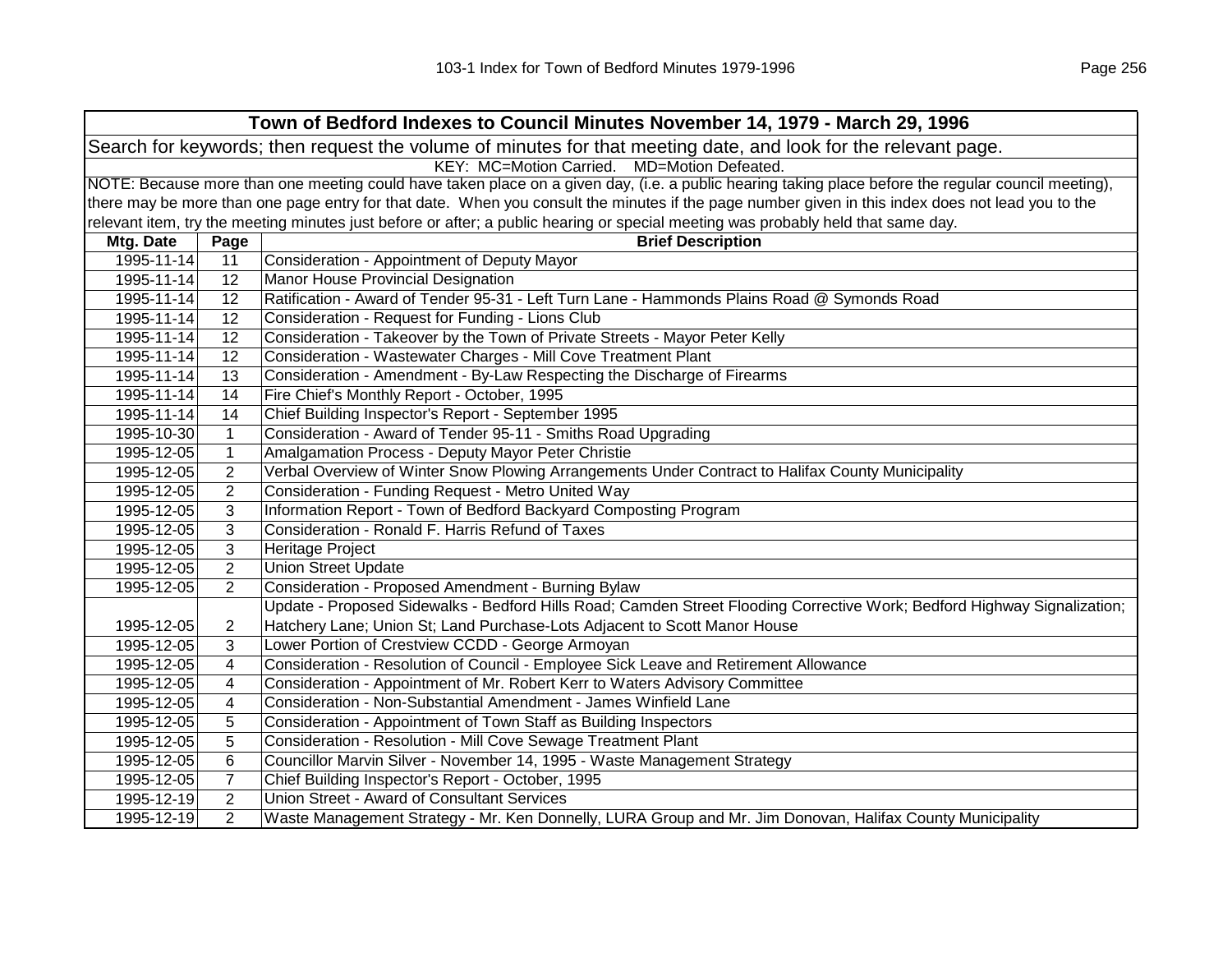| Town of Bedford Indexes to Council Minutes November 14, 1979 - March 29, 1996 | | |
|---|---|---|
| Search for keywords; then request the volume of minutes for that meeting date, and look for the relevant page. | | |
| KEY: MC=Motion Carried. MD=Motion Defeated. | | |
| NOTE: Because more than one meeting could have taken place on a given day, (i.e. a public hearing taking place before the regular council meeting), there may be more than one page entry for that date. When you consult the minutes if the page number given in this index does not lead you to the relevant item, try the meeting minutes just before or after; a public hearing or special meeting was probably held that same day. | | |
| **Mtg. Date** | **Page** | **Brief Description** |
| 1995-11-14 | 11 | Consideration - Appointment of Deputy Mayor |
| 1995-11-14 | 12 | Manor House Provincial Designation |
| 1995-11-14 | 12 | Ratification - Award of Tender 95-31 - Left Turn Lane - Hammonds Plains Road @ Symonds Road |
| 1995-11-14 | 12 | Consideration - Request for Funding - Lions Club |
| 1995-11-14 | 12 | Consideration - Takeover by the Town of Private Streets - Mayor Peter Kelly |
| 1995-11-14 | 12 | Consideration - Wastewater Charges - Mill Cove Treatment Plant |
| 1995-11-14 | 13 | Consideration - Amendment - By-Law Respecting the Discharge of Firearms |
| 1995-11-14 | 14 | Fire Chief's Monthly Report - October, 1995 |
| 1995-11-14 | 14 | Chief Building Inspector's Report - September 1995 |
| 1995-10-30 | 1 | Consideration - Award of Tender 95-11 - Smiths Road Upgrading |
| 1995-12-05 | 1 | Amalgamation Process - Deputy Mayor Peter Christie |
| 1995-12-05 | 2 | Verbal Overview of Winter Snow Plowing Arrangements Under Contract to Halifax County Municipality |
| 1995-12-05 | 2 | Consideration - Funding Request - Metro United Way |
| 1995-12-05 | 3 | Information Report - Town of Bedford Backyard Composting Program |
| 1995-12-05 | 3 | Consideration - Ronald F. Harris Refund of Taxes |
| 1995-12-05 | 3 | Heritage Project |
| 1995-12-05 | 2 | Union Street Update |
| 1995-12-05 | 2 | Consideration - Proposed Amendment - Burning Bylaw |
| 1995-12-05 | 2 | Update - Proposed Sidewalks - Bedford Hills Road; Camden Street Flooding Corrective Work; Bedford Highway Signalization; Hatchery Lane; Union St; Land Purchase-Lots Adjacent to Scott Manor House |
| 1995-12-05 | 3 | Lower Portion of Crestview CCDD - George Armoyan |
| 1995-12-05 | 4 | Consideration - Resolution of Council - Employee Sick Leave and Retirement Allowance |
| 1995-12-05 | 4 | Consideration - Appointment of Mr. Robert Kerr to Waters Advisory Committee |
| 1995-12-05 | 4 | Consideration - Non-Substantial Amendment - James Winfield Lane |
| 1995-12-05 | 5 | Consideration - Appointment of Town Staff as Building Inspectors |
| 1995-12-05 | 5 | Consideration - Resolution - Mill Cove Sewage Treatment Plant |
| 1995-12-05 | 6 | Councillor Marvin Silver - November 14, 1995 - Waste Management Strategy |
| 1995-12-05 | 7 | Chief Building Inspector's Report - October, 1995 |
| 1995-12-19 | 2 | Union Street - Award of Consultant Services |
| 1995-12-19 | 2 | Waste Management Strategy - Mr. Ken Donnelly, LURA Group and Mr. Jim Donovan, Halifax County Municipality |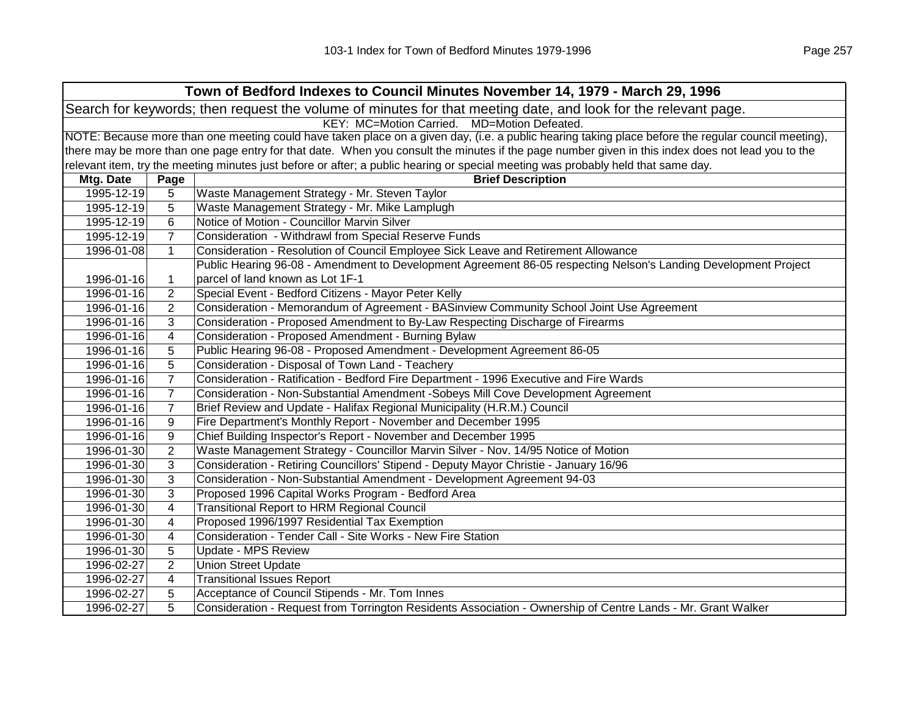| Town of Bedford Indexes to Council Minutes November 14, 1979 - March 29, 1996 | | |
|---|---|---|
| Search for keywords; then request the volume of minutes for that meeting date, and look for the relevant page. | | |
| KEY: MC=Motion Carried. MD=Motion Defeated. | | |
| NOTE: Because more than one meeting could have taken place on a given day, (i.e. a public hearing taking place before the regular council meeting), there may be more than one page entry for that date. When you consult the minutes if the page number given in this index does not lead you to the relevant item, try the meeting minutes just before or after; a public hearing or special meeting was probably held that same day. | | |
| **Mtg. Date** | **Page** | **Brief Description** |
| 1995-12-19 | 5 | Waste Management Strategy - Mr. Steven Taylor |
| 1995-12-19 | 5 | Waste Management Strategy - Mr. Mike Lamplugh |
| 1995-12-19 | 6 | Notice of Motion - Councillor Marvin Silver |
| 1995-12-19 | 7 | Consideration - Withdrawl from Special Reserve Funds |
| 1996-01-08 | 1 | Consideration - Resolution of Council Employee Sick Leave and Retirement Allowance |
| 1996-01-16 | 1 | Public Hearing 96-08 - Amendment to Development Agreement 86-05 respecting Nelson's Landing Development Project parcel of land known as Lot 1F-1 |
| 1996-01-16 | 2 | Special Event - Bedford Citizens - Mayor Peter Kelly |
| 1996-01-16 | 2 | Consideration - Memorandum of Agreement - BASinview Community School Joint Use Agreement |
| 1996-01-16 | 3 | Consideration - Proposed Amendment to By-Law Respecting Discharge of Firearms |
| 1996-01-16 | 4 | Consideration - Proposed Amendment - Burning Bylaw |
| 1996-01-16 | 5 | Public Hearing 96-08 - Proposed Amendment - Development Agreement 86-05 |
| 1996-01-16 | 5 | Consideration - Disposal of Town Land - Teachery |
| 1996-01-16 | 7 | Consideration - Ratification - Bedford Fire Department - 1996 Executive and Fire Wards |
| 1996-01-16 | 7 | Consideration - Non-Substantial Amendment -Sobeys Mill Cove Development Agreement |
| 1996-01-16 | 7 | Brief Review and Update - Halifax Regional Municipality (H.R.M.) Council |
| 1996-01-16 | 9 | Fire Department's Monthly Report - November and December 1995 |
| 1996-01-16 | 9 | Chief Building Inspector's Report - November and December 1995 |
| 1996-01-30 | 2 | Waste Management Strategy - Councillor Marvin Silver - Nov. 14/95 Notice of Motion |
| 1996-01-30 | 3 | Consideration - Retiring Councillors' Stipend - Deputy Mayor Christie - January 16/96 |
| 1996-01-30 | 3 | Consideration - Non-Substantial Amendment - Development Agreement 94-03 |
| 1996-01-30 | 3 | Proposed 1996 Capital Works Program - Bedford Area |
| 1996-01-30 | 4 | Transitional Report to HRM Regional Council |
| 1996-01-30 | 4 | Proposed 1996/1997 Residential Tax Exemption |
| 1996-01-30 | 4 | Consideration - Tender Call - Site Works - New Fire Station |
| 1996-01-30 | 5 | Update - MPS Review |
| 1996-02-27 | 2 | Union Street Update |
| 1996-02-27 | 4 | Transitional Issues Report |
| 1996-02-27 | 5 | Acceptance of Council Stipends - Mr. Tom Innes |
| 1996-02-27 | 5 | Consideration - Request from Torrington Residents Association - Ownership of Centre Lands - Mr. Grant Walker |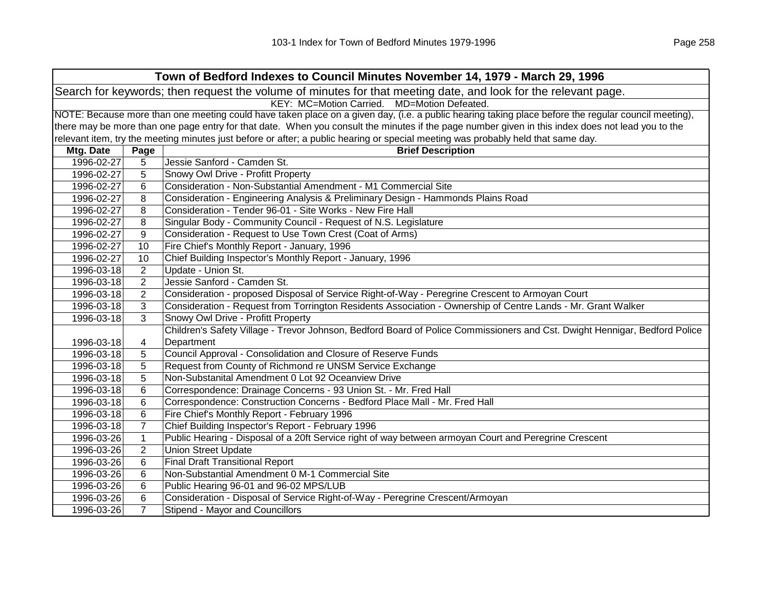## Town of Bedford Indexes to Council Minutes November 14, 1979 - March 29, 1996

Search for keywords; then request the volume of minutes for that meeting date, and look for the relevant page.

KEY: MC=Motion Carried. MD=Motion Defeated.

NOTE: Because more than one meeting could have taken place on a given day, (i.e. a public hearing taking place before the regular council meeting), there may be more than one page entry for that date. When you consult the minutes if the page number given in this index does not lead you to the relevant item, try the meeting minutes just before or after; a public hearing or special meeting was probably held that same day.

| Mtg. Date | Page | Brief Description |
|---|---|---|
| 1996-02-27 | 5 | Jessie Sanford - Camden St. |
| 1996-02-27 | 5 | Snowy Owl Drive - Profitt Property |
| 1996-02-27 | 6 | Consideration - Non-Substantial Amendment - M1 Commercial Site |
| 1996-02-27 | 8 | Consideration - Engineering Analysis & Preliminary Design - Hammonds Plains Road |
| 1996-02-27 | 8 | Consideration - Tender 96-01 - Site Works - New Fire Hall |
| 1996-02-27 | 8 | Singular Body - Community Council - Request of N.S. Legislature |
| 1996-02-27 | 9 | Consideration - Request to Use Town Crest (Coat of Arms) |
| 1996-02-27 | 10 | Fire Chief's Monthly Report - January, 1996 |
| 1996-02-27 | 10 | Chief Building Inspector's Monthly Report - January, 1996 |
| 1996-03-18 | 2 | Update - Union St. |
| 1996-03-18 | 2 | Jessie Sanford - Camden St. |
| 1996-03-18 | 2 | Consideration - proposed Disposal of Service Right-of-Way - Peregrine Crescent to Armoyan Court |
| 1996-03-18 | 3 | Consideration - Request from Torrington Residents Association - Ownership of Centre Lands - Mr. Grant Walker |
| 1996-03-18 | 3 | Snowy Owl Drive - Profitt Property |
| 1996-03-18 | 4 | Children's Safety Village - Trevor Johnson, Bedford Board of Police Commissioners and Cst. Dwight Hennigar, Bedford Police Department |
| 1996-03-18 | 5 | Council Approval - Consolidation and Closure of Reserve Funds |
| 1996-03-18 | 5 | Request from County of Richmond re UNSM Service Exchange |
| 1996-03-18 | 5 | Non-Substanital Amendment 0 Lot 92 Oceanview Drive |
| 1996-03-18 | 6 | Correspondence: Drainage Concerns - 93 Union St. - Mr. Fred Hall |
| 1996-03-18 | 6 | Correspondence: Construction Concerns - Bedford Place Mall - Mr. Fred Hall |
| 1996-03-18 | 6 | Fire Chief's Monthly Report - February 1996 |
| 1996-03-18 | 7 | Chief Building Inspector's Report - February 1996 |
| 1996-03-26 | 1 | Public Hearing - Disposal of a 20ft Service right of way between armoyan Court and Peregrine Crescent |
| 1996-03-26 | 2 | Union Street Update |
| 1996-03-26 | 6 | Final Draft Transitional Report |
| 1996-03-26 | 6 | Non-Substantial Amendment 0 M-1 Commercial Site |
| 1996-03-26 | 6 | Public Hearing 96-01 and 96-02 MPS/LUB |
| 1996-03-26 | 6 | Consideration - Disposal of Service Right-of-Way - Peregrine Crescent/Armoyan |
| 1996-03-26 | 7 | Stipend - Mayor and Councillors |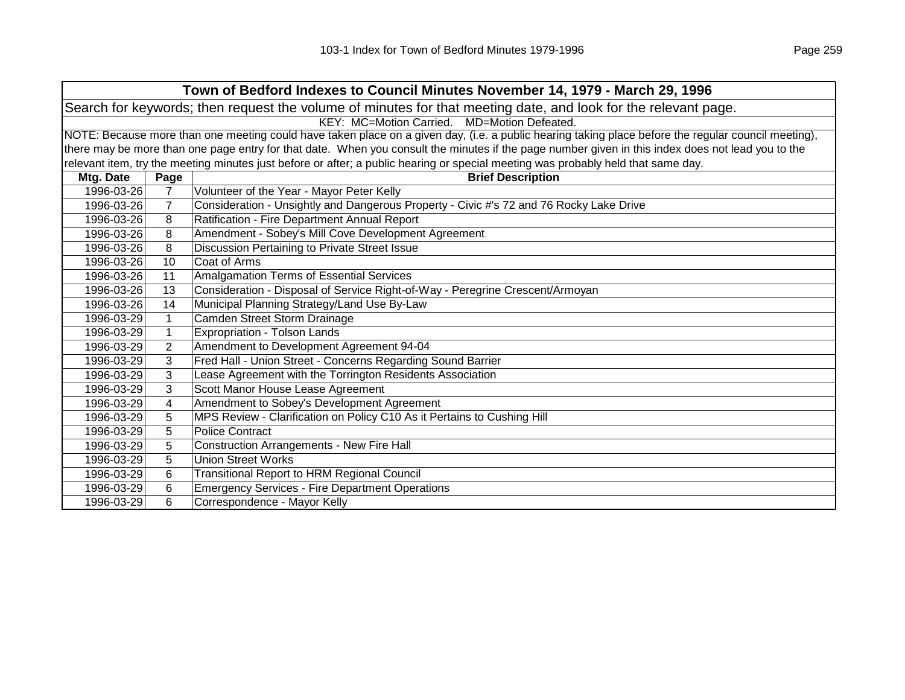| Town of Bedford Indexes to Council Minutes November 14, 1979 - March 29, 1996 | | |
|---|---|---|
| Search for keywords; then request the volume of minutes for that meeting date, and look for the relevant page. | | |
| KEY: MC=Motion Carried. MD=Motion Defeated. | | |
| NOTE: Because more than one meeting could have taken place on a given day, (i.e. a public hearing taking place before the regular council meeting), there may be more than one page entry for that date. When you consult the minutes if the page number given in this index does not lead you to the relevant item, try the meeting minutes just before or after; a public hearing or special meeting was probably held that same day. | | |
| **Mtg. Date** | **Page** | **Brief Description** |
| 1996-03-26 | 7 | Volunteer of the Year - Mayor Peter Kelly |
| 1996-03-26 | 7 | Consideration - Unsightly and Dangerous Property - Civic #'s 72 and 76 Rocky Lake Drive |
| 1996-03-26 | 8 | Ratification - Fire Department Annual Report |
| 1996-03-26 | 8 | Amendment - Sobey's Mill Cove Development Agreement |
| 1996-03-26 | 8 | Discussion Pertaining to Private Street Issue |
| 1996-03-26 | 10 | Coat of Arms |
| 1996-03-26 | 11 | Amalgamation Terms of Essential Services |
| 1996-03-26 | 13 | Consideration - Disposal of Service Right-of-Way - Peregrine Crescent/Armoyan |
| 1996-03-26 | 14 | Municipal Planning Strategy/Land Use By-Law |
| 1996-03-29 | 1 | Camden Street Storm Drainage |
| 1996-03-29 | 1 | Expropriation - Tolson Lands |
| 1996-03-29 | 2 | Amendment to Development Agreement 94-04 |
| 1996-03-29 | 3 | Fred Hall - Union Street - Concerns Regarding Sound Barrier |
| 1996-03-29 | 3 | Lease Agreement with the Torrington Residents Association |
| 1996-03-29 | 3 | Scott Manor House Lease Agreement |
| 1996-03-29 | 4 | Amendment to Sobey's Development Agreement |
| 1996-03-29 | 5 | MPS Review - Clarification on Policy C10 As it Pertains to Cushing Hill |
| 1996-03-29 | 5 | Police Contract |
| 1996-03-29 | 5 | Construction Arrangements - New Fire Hall |
| 1996-03-29 | 5 | Union Street Works |
| 1996-03-29 | 6 | Transitional Report to HRM Regional Council |
| 1996-03-29 | 6 | Emergency Services - Fire Department Operations |
| 1996-03-29 | 6 | Correspondence - Mayor Kelly |